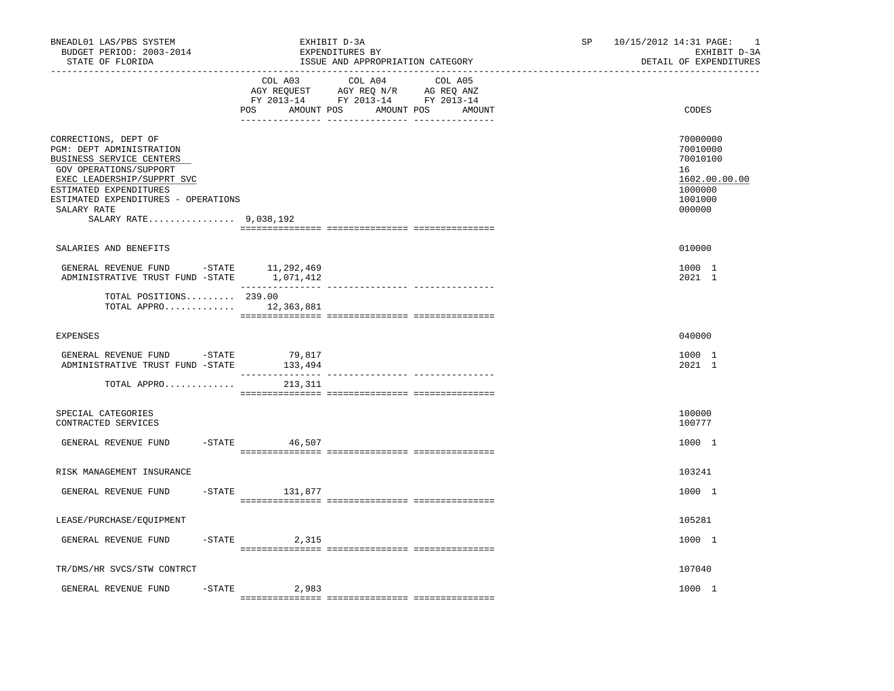BNEADL01 LAS/PBS SYSTEM
BUDGET PERIOD: 2003-2014
STATE OF FLORIDA

EXHIBIT D-3A
EXPENDITURES BY
ISSUE AND APPROPRIATION CATEGORY

SP 10/15/2012 14:31 PAGE: 1
EXHIBIT D-3A
DETAIL OF EXPENDITURES

| | COL A03 AGY REQUEST FY 2013-14 POS AMOUNT | COL A04 AGY REQ N/R FY 2013-14 POS AMOUNT | COL A05 AG REQ ANZ FY 2013-14 POS AMOUNT | CODES |
|---|---|---|---|---|
| CORRECTIONS, DEPT OF | | | | 70000000 |
| PGM: DEPT ADMINISTRATION | | | | 70010000 |
| BUSINESS SERVICE CENTERS | | | | 70010100 |
| GOV OPERATIONS/SUPPORT | | | | 16 |
| EXEC LEADERSHIP/SUPPRT SVC | | | | 1602.00.00.00 |
| ESTIMATED EXPENDITURES | | | | 1000000 |
| ESTIMATED EXPENDITURES - OPERATIONS | | | | 1001000 |
| SALARY RATE | | | | 000000 |
| SALARY RATE................ | 9,038,192 | | | |
| SALARIES AND BENEFITS | | | | 010000 |
| GENERAL REVENUE FUND -STATE | 11,292,469 | | | 1000 1 |
| ADMINISTRATIVE TRUST FUND -STATE | 1,071,412 | | | 2021 1 |
| TOTAL POSITIONS......... | 239.00 | | | |
| TOTAL APPRO............. | 12,363,881 | | | |
| EXPENSES | | | | 040000 |
| GENERAL REVENUE FUND -STATE | 79,817 | | | 1000 1 |
| ADMINISTRATIVE TRUST FUND -STATE | 133,494 | | | 2021 1 |
| TOTAL APPRO............. | 213,311 | | | |
| SPECIAL CATEGORIES | | | | 100000 |
| CONTRACTED SERVICES | | | | 100777 |
| GENERAL REVENUE FUND -STATE | 46,507 | | | 1000 1 |
| RISK MANAGEMENT INSURANCE | | | | 103241 |
| GENERAL REVENUE FUND -STATE | 131,877 | | | 1000 1 |
| LEASE/PURCHASE/EQUIPMENT | | | | 105281 |
| GENERAL REVENUE FUND -STATE | 2,315 | | | 1000 1 |
| TR/DMS/HR SVCS/STW CONTRCT | | | | 107040 |
| GENERAL REVENUE FUND -STATE | 2,983 | | | 1000 1 |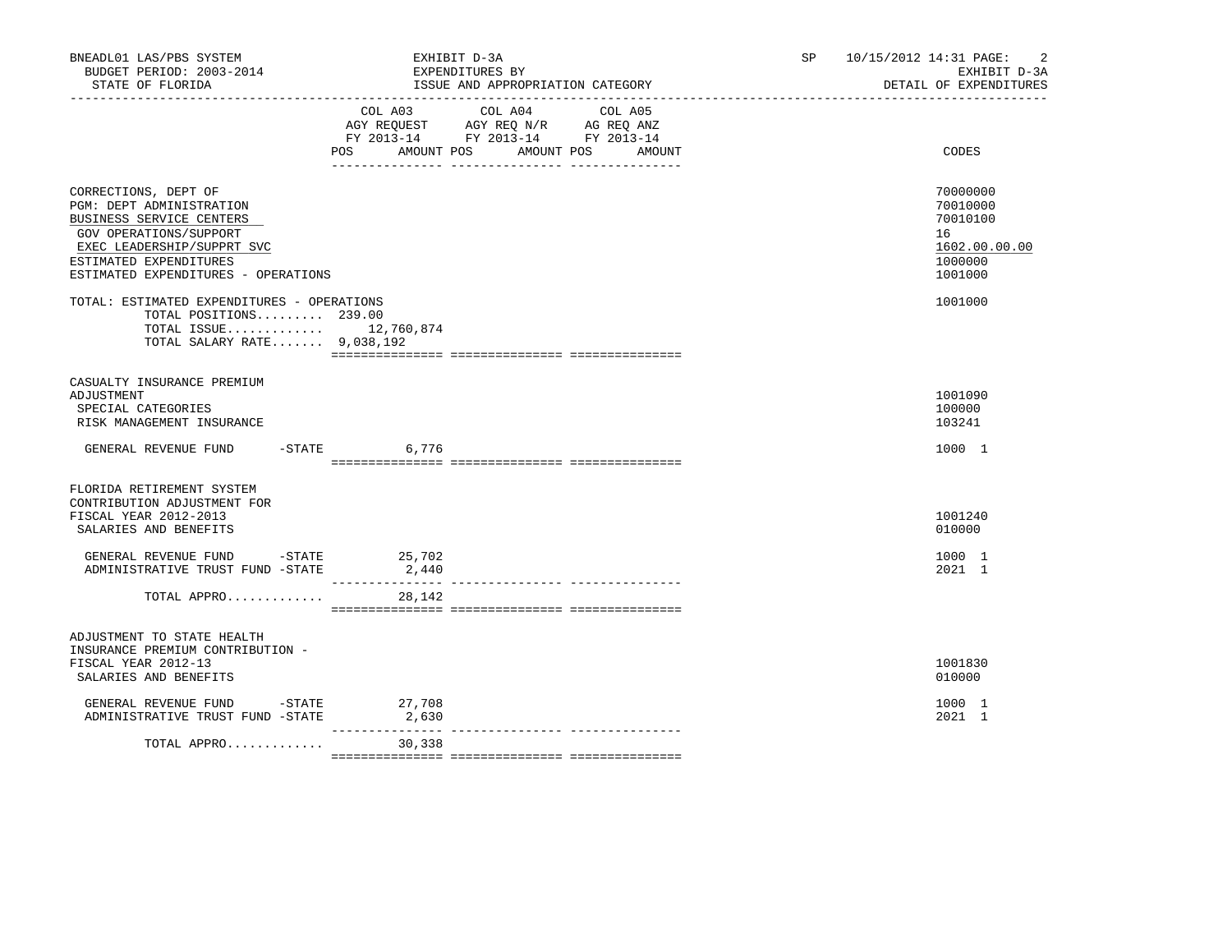BNEADL01 LAS/PBS SYSTEM | EXHIBIT D-3A | SP 10/15/2012 14:31
BUDGET PERIOD: 2003-2014 | EXPENDITURES BY | EXHIBIT D-3A
STATE OF FLORIDA | ISSUE AND APPROPRIATION CATEGORY | DETAIL OF EXPENDITURES

| | COL A03 AGY REQUEST FY 2013-14 POS AMOUNT | COL A04 AGY REQ N/R FY 2013-14 POS AMOUNT | COL A05 AG REQ ANZ FY 2013-14 POS AMOUNT | CODES |
|---|---|---|---|---|
| CORRECTIONS, DEPT OF | | | | 70000000 |
| PGM: DEPT ADMINISTRATION | | | | 70010000 |
| BUSINESS SERVICE CENTERS | | | | 70010100 |
| GOV OPERATIONS/SUPPORT | | | | 16 |
| EXEC LEADERSHIP/SUPPRT SVC | | | | 1602.00.00.00 |
| ESTIMATED EXPENDITURES | | | | 1000000 |
| ESTIMATED EXPENDITURES - OPERATIONS | | | | 1001000 |
| TOTAL: ESTIMATED EXPENDITURES - OPERATIONS | | | | 1001000 |
| TOTAL POSITIONS......... | 239.00 | | | |
| TOTAL ISSUE............ | 12,760,874 | | | |
| TOTAL SALARY RATE....... | 9,038,192 | | | |
| CASUALTY INSURANCE PREMIUM ADJUSTMENT | | | | 1001090 |
| SPECIAL CATEGORIES | | | | 100000 |
| RISK MANAGEMENT INSURANCE | | | | 103241 |
| GENERAL REVENUE FUND -STATE | 6,776 | | | 1000 1 |
| FLORIDA RETIREMENT SYSTEM CONTRIBUTION ADJUSTMENT FOR FISCAL YEAR 2012-2013 | | | | 1001240 |
| SALARIES AND BENEFITS | | | | 010000 |
| GENERAL REVENUE FUND -STATE | 25,702 | | | 1000 1 |
| ADMINISTRATIVE TRUST FUND -STATE | 2,440 | | | 2021 1 |
| TOTAL APPRO............ | 28,142 | | | |
| ADJUSTMENT TO STATE HEALTH INSURANCE PREMIUM CONTRIBUTION - FISCAL YEAR 2012-13 | | | | 1001830 |
| SALARIES AND BENEFITS | | | | 010000 |
| GENERAL REVENUE FUND -STATE | 27,708 | | | 1000 1 |
| ADMINISTRATIVE TRUST FUND -STATE | 2,630 | | | 2021 1 |
| TOTAL APPRO............ | 30,338 | | | |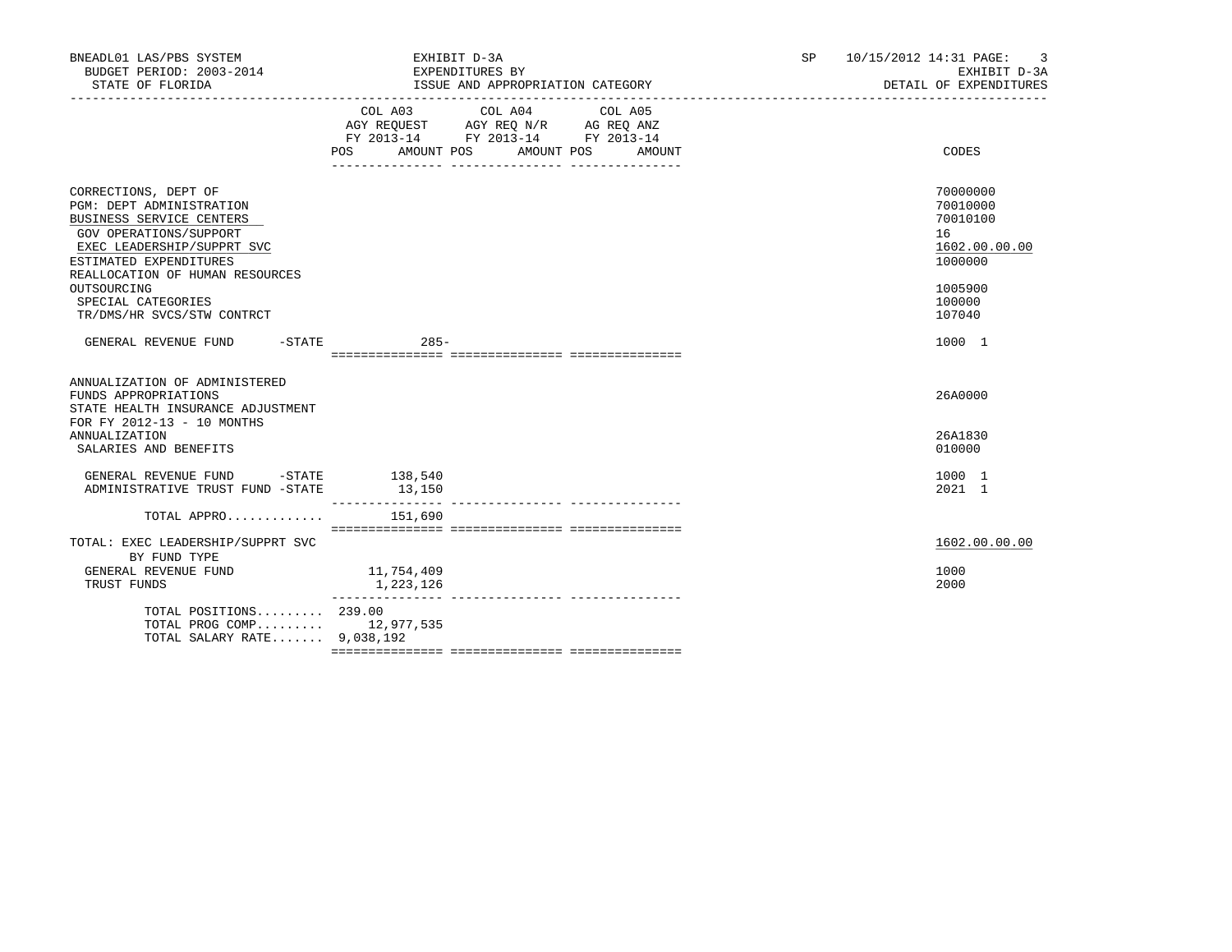BNEADL01 LAS/PBS SYSTEM — EXHIBIT D-3A — EXPENDITURES BY ISSUE AND APPROPRIATION CATEGORY — BUDGET PERIOD: 2003-2014 — STATE OF FLORIDA — SP 10/15/2012 14:31 — EXHIBIT D-3A — DETAIL OF EXPENDITURES

| | COL A03 AGY REQUEST FY 2013-14 POS | AMOUNT | COL A04 AGY REQ N/R FY 2013-14 POS | AMOUNT | COL A05 AG REQ ANZ FY 2013-14 POS | AMOUNT | CODES |
|---|---|---|---|---|---|---|---|
| CORRECTIONS, DEPT OF | | | | | | | 70000000 |
| PGM: DEPT ADMINISTRATION | | | | | | | 70010000 |
| BUSINESS SERVICE CENTERS | | | | | | | 70010100 |
| GOV OPERATIONS/SUPPORT | | | | | | | 16 |
| EXEC LEADERSHIP/SUPPRT SVC | | | | | | | 1602.00.00.00 |
| ESTIMATED EXPENDITURES | | | | | | | 1000000 |
| REALLOCATION OF HUMAN RESOURCES OUTSOURCING | | | | | | | 1005900 |
| SPECIAL CATEGORIES | | | | | | | 100000 |
| TR/DMS/HR SVCS/STW CONTRCT | | | | | | | 107040 |
| GENERAL REVENUE FUND -STATE | | 285- | | | | | 1000 1 |
| ANNUALIZATION OF ADMINISTERED FUNDS APPROPRIATIONS | | | | | | | 26A0000 |
| STATE HEALTH INSURANCE ADJUSTMENT FOR FY 2012-13 - 10 MONTHS ANNUALIZATION | | | | | | | 26A1830 |
| SALARIES AND BENEFITS | | | | | | | 010000 |
| GENERAL REVENUE FUND -STATE | | 138,540 | | | | | 1000 1 |
| ADMINISTRATIVE TRUST FUND -STATE | | 13,150 | | | | | 2021 1 |
| TOTAL APPRO............. | | 151,690 | | | | | |
| TOTAL: EXEC LEADERSHIP/SUPPRT SVC | | | | | | | 1602.00.00.00 |
| BY FUND TYPE | | | | | | | |
| GENERAL REVENUE FUND | | 11,754,409 | | | | | 1000 |
| TRUST FUNDS | | 1,223,126 | | | | | 2000 |
| TOTAL POSITIONS......... | 239.00 | | | | | | |
| TOTAL PROG COMP......... | | 12,977,535 | | | | | |
| TOTAL SALARY RATE....... | | 9,038,192 | | | | | |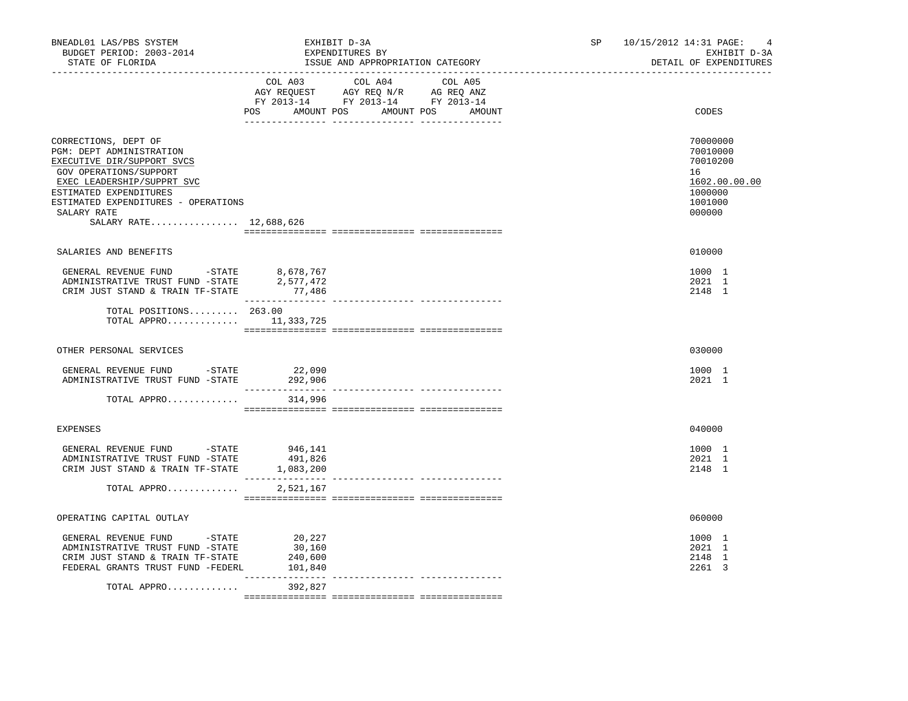BNEADL01 LAS/PBS SYSTEM — EXHIBIT D-3A — SP 10/15/2012 14:31

BUDGET PERIOD: 2003-2014 — EXPENDITURES BY — EXHIBIT D-3A

STATE OF FLORIDA — ISSUE AND APPROPRIATION CATEGORY — DETAIL OF EXPENDITURES

| | COL A03 AGY REQUEST FY 2013-14 POS AMOUNT | COL A04 AGY REQ N/R FY 2013-14 POS AMOUNT | COL A05 AG REQ ANZ FY 2013-14 POS AMOUNT | CODES |
|---|---|---|---|---|
| CORRECTIONS, DEPT OF | | | | 70000000 |
| PGM: DEPT ADMINISTRATION | | | | 70010000 |
| EXECUTIVE DIR/SUPPORT SVCS | | | | 70010200 |
| GOV OPERATIONS/SUPPORT | | | | 16 |
| EXEC LEADERSHIP/SUPPRT SVC | | | | 1602.00.00.00 |
| ESTIMATED EXPENDITURES | | | | 1000000 |
| ESTIMATED EXPENDITURES - OPERATIONS | | | | 1001000 |
| SALARY RATE | | | | 000000 |
| SALARY RATE................ 12,688,626 | | | | |
| SALARIES AND BENEFITS | | | | 010000 |
| GENERAL REVENUE FUND -STATE | 8,678,767 | | | 1000 1 |
| ADMINISTRATIVE TRUST FUND -STATE | 2,577,472 | | | 2021 1 |
| CRIM JUST STAND & TRAIN TF-STATE | 77,486 | | | 2148 1 |
| TOTAL POSITIONS......... | 263.00 | | | |
| TOTAL APPRO............. | 11,333,725 | | | |
| OTHER PERSONAL SERVICES | | | | 030000 |
| GENERAL REVENUE FUND -STATE | 22,090 | | | 1000 1 |
| ADMINISTRATIVE TRUST FUND -STATE | 292,906 | | | 2021 1 |
| TOTAL APPRO............. | 314,996 | | | |
| EXPENSES | | | | 040000 |
| GENERAL REVENUE FUND -STATE | 946,141 | | | 1000 1 |
| ADMINISTRATIVE TRUST FUND -STATE | 491,826 | | | 2021 1 |
| CRIM JUST STAND & TRAIN TF-STATE | 1,083,200 | | | 2148 1 |
| TOTAL APPRO............. | 2,521,167 | | | |
| OPERATING CAPITAL OUTLAY | | | | 060000 |
| GENERAL REVENUE FUND -STATE | 20,227 | | | 1000 1 |
| ADMINISTRATIVE TRUST FUND -STATE | 30,160 | | | 2021 1 |
| CRIM JUST STAND & TRAIN TF-STATE | 240,600 | | | 2148 1 |
| FEDERAL GRANTS TRUST FUND -FEDERL | 101,840 | | | 2261 3 |
| TOTAL APPRO............. | 392,827 | | | |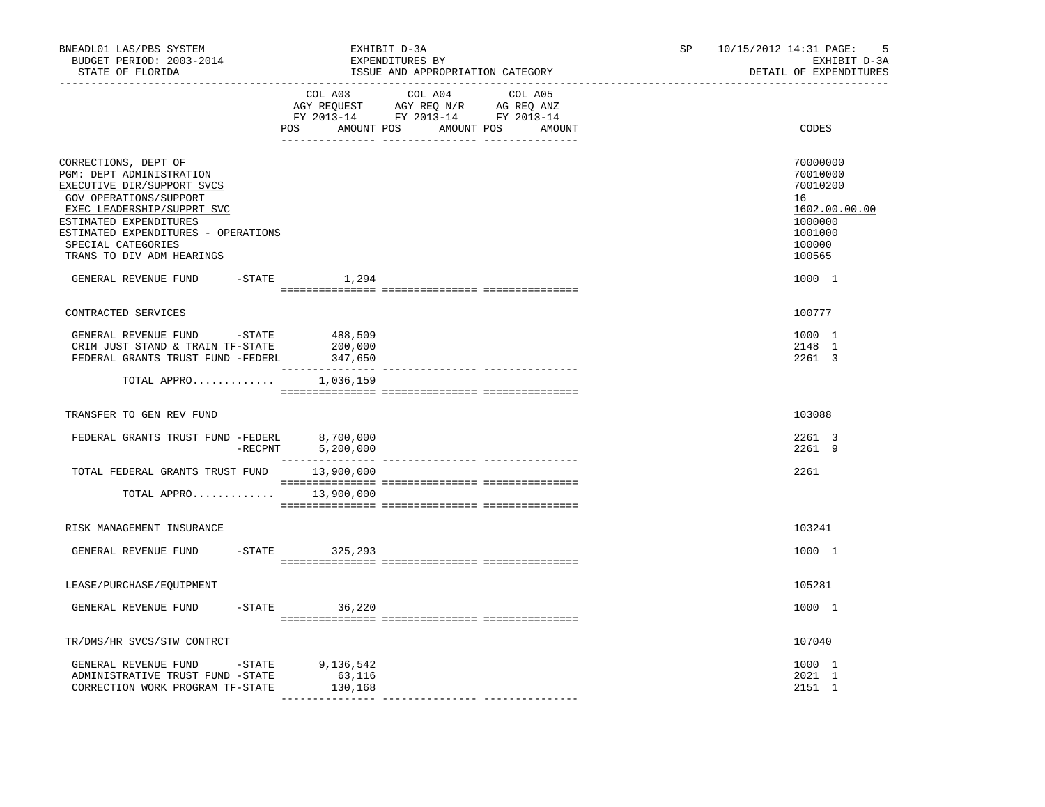BNEADL01 LAS/PBS SYSTEM | EXHIBIT D-3A | SP 10/15/2012 14:31
BUDGET PERIOD: 2003-2014 | EXPENDITURES BY | EXHIBIT D-3A
STATE OF FLORIDA | ISSUE AND APPROPRIATION CATEGORY | DETAIL OF EXPENDITURES

| | COL A03 AGY REQUEST FY 2013-14 POS AMOUNT | COL A04 AGY REQ N/R FY 2013-14 POS AMOUNT | COL A05 AG REQ ANZ FY 2013-14 POS AMOUNT | CODES |
|---|---|---|---|---|
| CORRECTIONS, DEPT OF | | | | 70000000 |
| PGM: DEPT ADMINISTRATION | | | | 70010000 |
| EXECUTIVE DIR/SUPPORT SVCS | | | | 70010200 |
| GOV OPERATIONS/SUPPORT | | | | 16 |
| EXEC LEADERSHIP/SUPPRT SVC | | | | 1602.00.00.00 |
| ESTIMATED EXPENDITURES | | | | 1000000 |
| ESTIMATED EXPENDITURES - OPERATIONS | | | | 1001000 |
| SPECIAL CATEGORIES | | | | 100000 |
| TRANS TO DIV ADM HEARINGS | | | | 100565 |
| GENERAL REVENUE FUND -STATE | 1,294 | | | 1000 1 |
| CONTRACTED SERVICES | | | | 100777 |
| GENERAL REVENUE FUND -STATE | 488,509 | | | 1000 1 |
| CRIM JUST STAND & TRAIN TF-STATE | 200,000 | | | 2148 1 |
| FEDERAL GRANTS TRUST FUND -FEDERL | 347,650 | | | 2261 3 |
| TOTAL APPRO............ | 1,036,159 | | | |
| TRANSFER TO GEN REV FUND | | | | 103088 |
| FEDERAL GRANTS TRUST FUND -FEDERL | 8,700,000 | | | 2261 3 |
| -RECPNT | 5,200,000 | | | 2261 9 |
| TOTAL FEDERAL GRANTS TRUST FUND | 13,900,000 | | | 2261 |
| TOTAL APPRO............ | 13,900,000 | | | |
| RISK MANAGEMENT INSURANCE | | | | 103241 |
| GENERAL REVENUE FUND -STATE | 325,293 | | | 1000 1 |
| LEASE/PURCHASE/EQUIPMENT | | | | 105281 |
| GENERAL REVENUE FUND -STATE | 36,220 | | | 1000 1 |
| TR/DMS/HR SVCS/STW CONTRCT | | | | 107040 |
| GENERAL REVENUE FUND -STATE | 9,136,542 | | | 1000 1 |
| ADMINISTRATIVE TRUST FUND -STATE | 63,116 | | | 2021 1 |
| CORRECTION WORK PROGRAM TF-STATE | 130,168 | | | 2151 1 |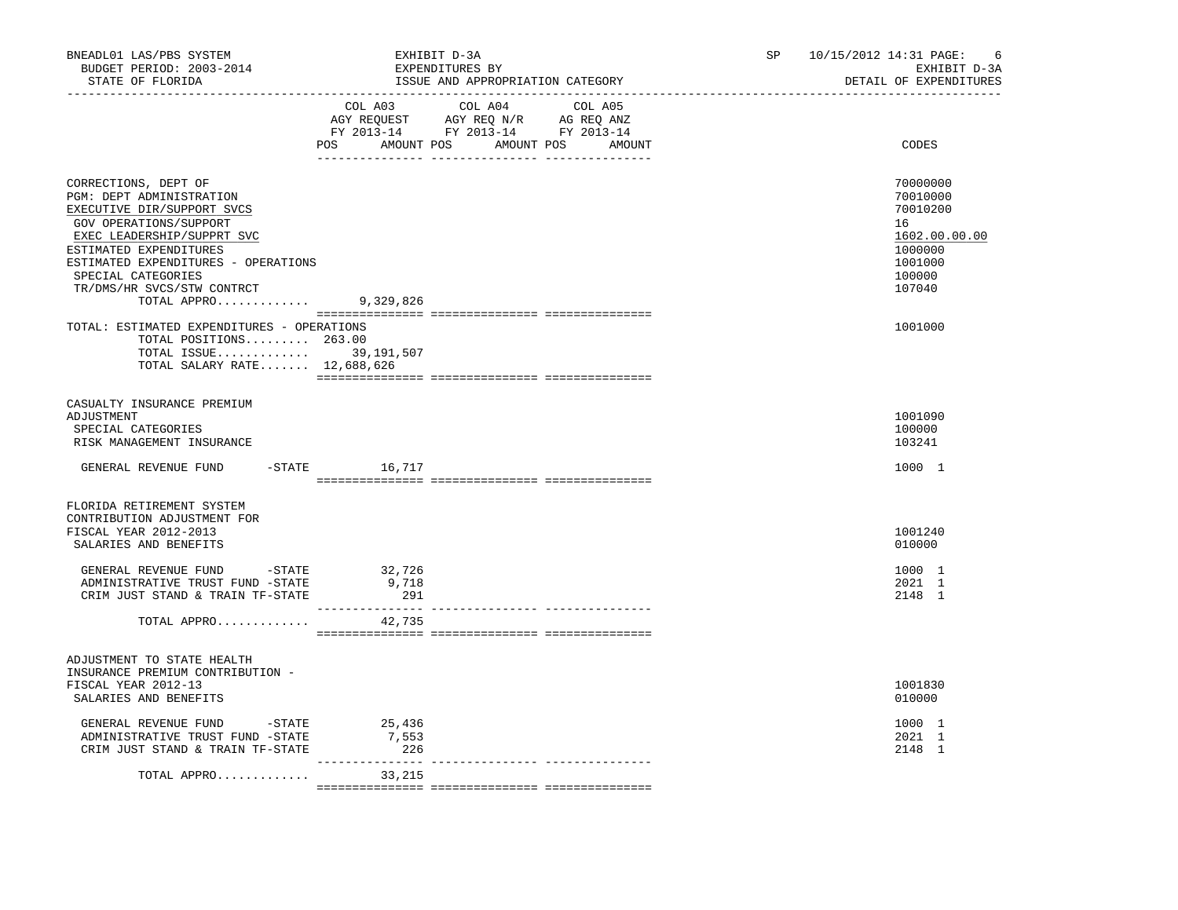BNEADL01 LAS/PBS SYSTEM — EXHIBIT D-3A — SP 10/15/2012 14:31

BUDGET PERIOD: 2003-2014 — EXPENDITURES BY — EXHIBIT D-3A

STATE OF FLORIDA — ISSUE AND APPROPRIATION CATEGORY — DETAIL OF EXPENDITURES

| | COL A03 AGY REQUEST FY 2013-14 POS AMOUNT | COL A04 AGY REQ N/R FY 2013-14 POS AMOUNT | COL A05 AG REQ ANZ FY 2013-14 POS AMOUNT | CODES |
|---|---|---|---|---|
| CORRECTIONS, DEPT OF | | | | 70000000 |
| PGM: DEPT ADMINISTRATION | | | | 70010000 |
| EXECUTIVE DIR/SUPPORT SVCS | | | | 70010200 |
| GOV OPERATIONS/SUPPORT | | | | 16 |
| EXEC LEADERSHIP/SUPPRT SVC | | | | 1602.00.00.00 |
| ESTIMATED EXPENDITURES | | | | 1000000 |
| ESTIMATED EXPENDITURES - OPERATIONS | | | | 1001000 |
| SPECIAL CATEGORIES | | | | 100000 |
| TR/DMS/HR SVCS/STW CONTRCT | | | | 107040 |
| TOTAL APPRO............ | 9,329,826 | | | |
| TOTAL: ESTIMATED EXPENDITURES - OPERATIONS | | | | 1001000 |
| TOTAL POSITIONS......... | 263.00 | | | |
| TOTAL ISSUE............ | 39,191,507 | | | |
| TOTAL SALARY RATE....... | 12,688,626 | | | |
| CASUALTY INSURANCE PREMIUM ADJUSTMENT | | | | 1001090 |
| SPECIAL CATEGORIES | | | | 100000 |
| RISK MANAGEMENT INSURANCE | | | | 103241 |
| GENERAL REVENUE FUND -STATE | 16,717 | | | 1000 1 |
| FLORIDA RETIREMENT SYSTEM CONTRIBUTION ADJUSTMENT FOR FISCAL YEAR 2012-2013 | | | | 1001240 |
| SALARIES AND BENEFITS | | | | 010000 |
| GENERAL REVENUE FUND -STATE | 32,726 | | | 1000 1 |
| ADMINISTRATIVE TRUST FUND -STATE | 9,718 | | | 2021 1 |
| CRIM JUST STAND & TRAIN TF-STATE | 291 | | | 2148 1 |
| TOTAL APPRO............ | 42,735 | | | |
| ADJUSTMENT TO STATE HEALTH INSURANCE PREMIUM CONTRIBUTION - FISCAL YEAR 2012-13 | | | | 1001830 |
| SALARIES AND BENEFITS | | | | 010000 |
| GENERAL REVENUE FUND -STATE | 25,436 | | | 1000 1 |
| ADMINISTRATIVE TRUST FUND -STATE | 7,553 | | | 2021 1 |
| CRIM JUST STAND & TRAIN TF-STATE | 226 | | | 2148 1 |
| TOTAL APPRO............ | 33,215 | | | |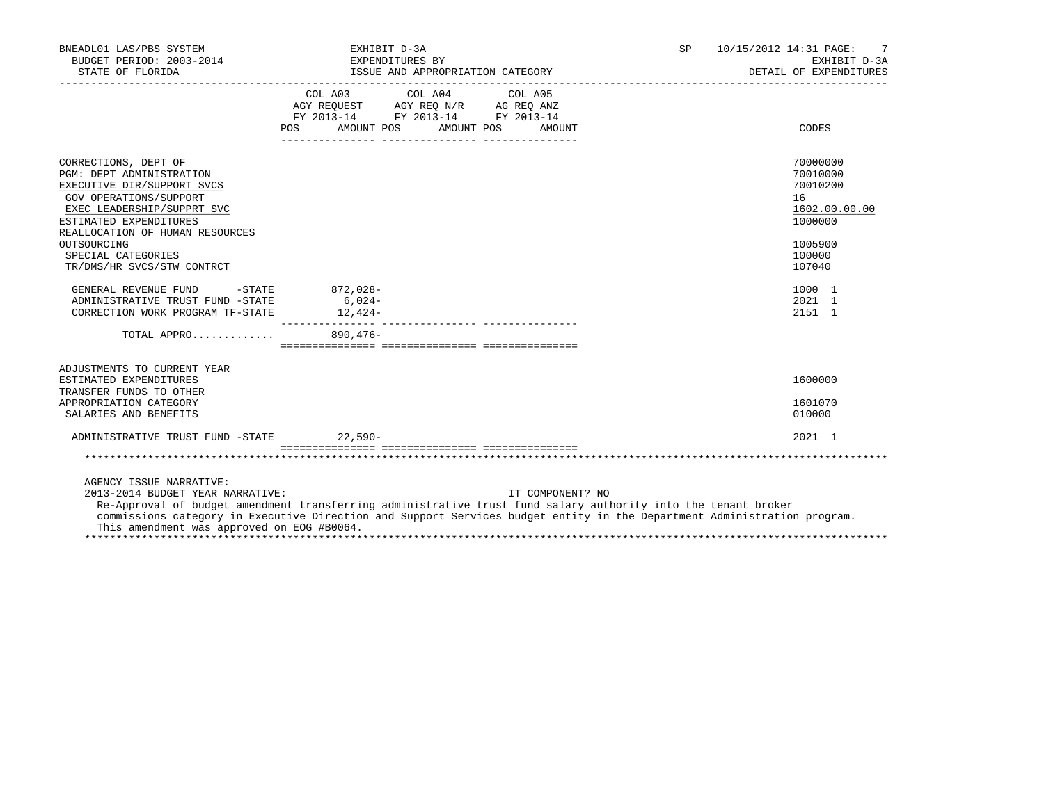BNEADL01 LAS/PBS SYSTEM — EXHIBIT D-3A — EXPENDITURES BY ISSUE AND APPROPRIATION CATEGORY

BUDGET PERIOD: 2003-2014 — STATE OF FLORIDA — SP 10/15/2012 14:31 — EXHIBIT D-3A — DETAIL OF EXPENDITURES

| | COL A03 AGY REQUEST FY 2013-14 POS | AMOUNT | COL A04 AGY REQ N/R FY 2013-14 POS | AMOUNT | COL A05 AG REQ ANZ FY 2013-14 POS | AMOUNT | CODES |
|---|---|---|---|---|---|---|---|
| CORRECTIONS, DEPT OF | | | | | | | 70000000 |
| PGM: DEPT ADMINISTRATION | | | | | | | 70010000 |
| EXECUTIVE DIR/SUPPORT SVCS | | | | | | | 70010200 |
| GOV OPERATIONS/SUPPORT | | | | | | | 16 |
| EXEC LEADERSHIP/SUPPRT SVC | | | | | | | 1602.00.00.00 |
| ESTIMATED EXPENDITURES | | | | | | | 1000000 |
| REALLOCATION OF HUMAN RESOURCES OUTSOURCING | | | | | | | 1005900 |
| SPECIAL CATEGORIES | | | | | | | 100000 |
| TR/DMS/HR SVCS/STW CONTRCT | | | | | | | 107040 |
| GENERAL REVENUE FUND -STATE | | 872,028- | | | | | 1000 1 |
| ADMINISTRATIVE TRUST FUND -STATE | | 6,024- | | | | | 2021 1 |
| CORRECTION WORK PROGRAM TF-STATE | | 12,424- | | | | | 2151 1 |
| TOTAL APPRO............ | | 890,476- | | | | | |
| ADJUSTMENTS TO CURRENT YEAR ESTIMATED EXPENDITURES | | | | | | | 1600000 |
| TRANSFER FUNDS TO OTHER APPROPRIATION CATEGORY | | | | | | | 1601070 |
| SALARIES AND BENEFITS | | | | | | | 010000 |
| ADMINISTRATIVE TRUST FUND -STATE | | 22,590- | | | | | 2021 1 |

AGENCY ISSUE NARRATIVE:

2013-2014 BUDGET YEAR NARRATIVE: IT COMPONENT? NO

Re-Approval of budget amendment transferring administrative trust fund salary authority into the tenant broker commissions category in Executive Direction and Support Services budget entity in the Department Administration program. This amendment was approved on EOG #B0064.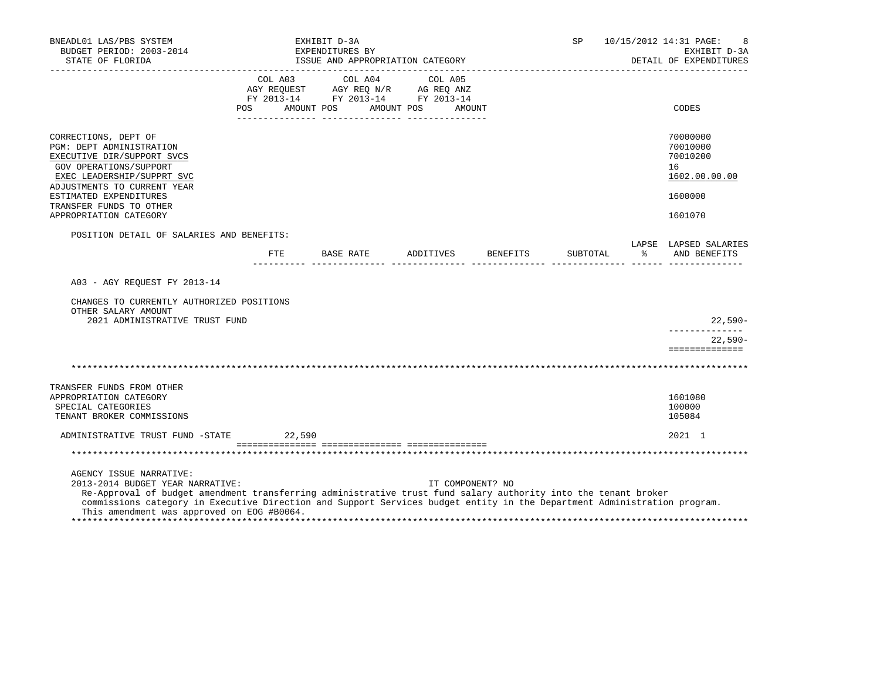BNEADL01 LAS/PBS SYSTEM — EXHIBIT D-3A — SP 10/15/2012 14:31
BUDGET PERIOD: 2003-2014 — EXPENDITURES BY — EXHIBIT D-3A
STATE OF FLORIDA — ISSUE AND APPROPRIATION CATEGORY — DETAIL OF EXPENDITURES

| | COL A03 AGY REQUEST FY 2013-14 POS AMOUNT | COL A04 AGY REQ N/R FY 2013-14 POS AMOUNT | COL A05 AG REQ ANZ FY 2013-14 POS AMOUNT | CODES |
|---|---|---|---|---|
| CORRECTIONS, DEPT OF | | | | 70000000 |
| PGM: DEPT ADMINISTRATION | | | | 70010000 |
| EXECUTIVE DIR/SUPPORT SVCS | | | | 70010200 |
| GOV OPERATIONS/SUPPORT | | | | 16 |
| EXEC LEADERSHIP/SUPPRT SVC | | | | 1602.00.00.00 |
| ADJUSTMENTS TO CURRENT YEAR ESTIMATED EXPENDITURES | | | | 1600000 |
| TRANSFER FUNDS TO OTHER APPROPRIATION CATEGORY | | | | 1601070 |

POSITION DETAIL OF SALARIES AND BENEFITS:

| | FTE | BASE RATE | ADDITIVES | BENEFITS | SUBTOTAL | LAPSE % | LAPSED SALARIES AND BENEFITS |
|---|---|---|---|---|---|---|---|
| A03 - AGY REQUEST FY 2013-14 | | | | | | | |
| CHANGES TO CURRENTLY AUTHORIZED POSITIONS | | | | | | | |
| OTHER SALARY AMOUNT | | | | | | | |
| 2021 ADMINISTRATIVE TRUST FUND | | | | | | | 22,590- |
| | | | | | | | 22,590- |

| | COL A03 | COL A04 | COL A05 | CODES |
|---|---|---|---|---|
| TRANSFER FUNDS FROM OTHER APPROPRIATION CATEGORY | | | | 1601080 |
| SPECIAL CATEGORIES | | | | 100000 |
| TENANT BROKER COMMISSIONS | | | | 105084 |
| ADMINISTRATIVE TRUST FUND -STATE | 22,590 | | | 2021 1 |

AGENCY ISSUE NARRATIVE:

2013-2014 BUDGET YEAR NARRATIVE: IT COMPONENT? NO

Re-Approval of budget amendment transferring administrative trust fund salary authority into the tenant broker commissions category in Executive Direction and Support Services budget entity in the Department Administration program. This amendment was approved on EOG #B0064.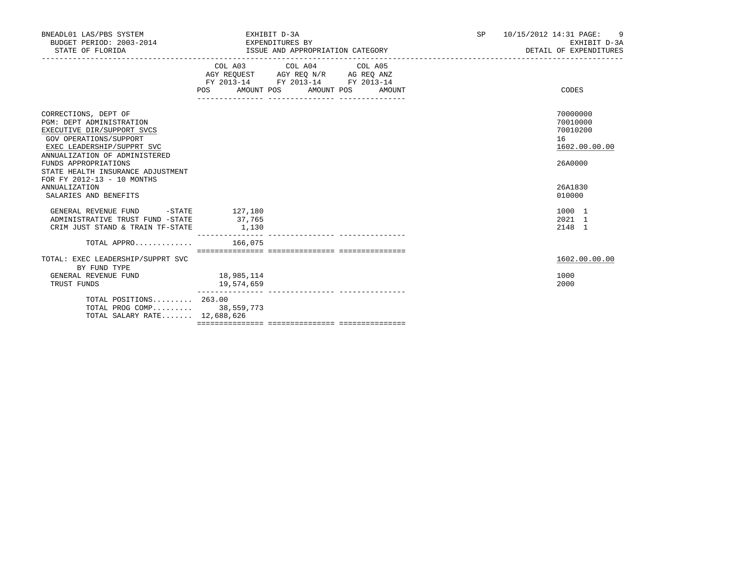BNEADL01 LAS/PBS SYSTEM — EXHIBIT D-3A — EXPENDITURES BY ISSUE AND APPROPRIATION CATEGORY
BUDGET PERIOD: 2003-2014 — STATE OF FLORIDA
SP 10/15/2012 14:31 — EXHIBIT D-3A — DETAIL OF EXPENDITURES

| | COL A03 AGY REQUEST FY 2013-14 POS | AMOUNT | COL A04 AGY REQ N/R FY 2013-14 POS | AMOUNT | COL A05 AG REQ ANZ FY 2013-14 POS | AMOUNT | CODES |
|---|---|---|---|---|---|---|---|
| CORRECTIONS, DEPT OF | | | | | | | 70000000 |
| PGM: DEPT ADMINISTRATION | | | | | | | 70010000 |
| EXECUTIVE DIR/SUPPORT SVCS | | | | | | | 70010200 |
| GOV OPERATIONS/SUPPORT | | | | | | | 16 |
| EXEC LEADERSHIP/SUPPRT SVC | | | | | | | 1602.00.00.00 |
| ANNUALIZATION OF ADMINISTERED FUNDS APPROPRIATIONS | | | | | | | 26A0000 |
| STATE HEALTH INSURANCE ADJUSTMENT FOR FY 2012-13 - 10 MONTHS ANNUALIZATION | | | | | | | 26A1830 |
| SALARIES AND BENEFITS | | | | | | | 010000 |
| GENERAL REVENUE FUND -STATE | | 127,180 | | | | | 1000 1 |
| ADMINISTRATIVE TRUST FUND -STATE | | 37,765 | | | | | 2021 1 |
| CRIM JUST STAND & TRAIN TF-STATE | | 1,130 | | | | | 2148 1 |
| TOTAL APPRO............ | | 166,075 | | | | | |
| TOTAL: EXEC LEADERSHIP/SUPPRT SVC | | | | | | | 1602.00.00.00 |
| BY FUND TYPE | | | | | | | |
| GENERAL REVENUE FUND | | 18,985,114 | | | | | 1000 |
| TRUST FUNDS | | 19,574,659 | | | | | 2000 |
| TOTAL POSITIONS......... | 263.00 | | | | | | |
| TOTAL PROG COMP......... | | 38,559,773 | | | | | |
| TOTAL SALARY RATE....... | | 12,688,626 | | | | | |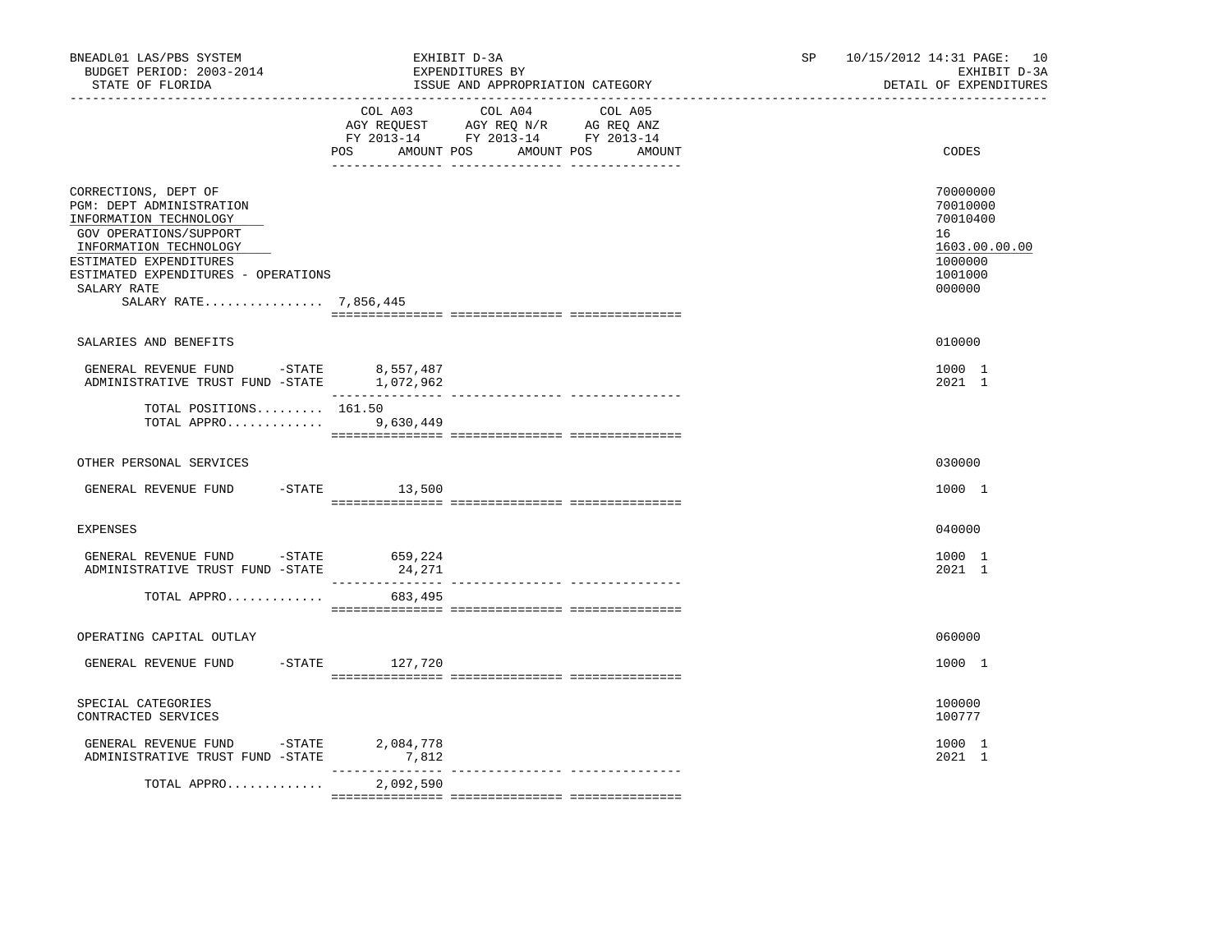BNEADL01 LAS/PBS SYSTEM
BUDGET PERIOD: 2003-2014
STATE OF FLORIDA

EXHIBIT D-3A
EXPENDITURES BY
ISSUE AND APPROPRIATION CATEGORY

SP 10/15/2012 14:31

EXHIBIT D-3A
DETAIL OF EXPENDITURES

| | COL A03 AGY REQUEST FY 2013-14 POS AMOUNT | COL A04 AGY REQ N/R FY 2013-14 POS AMOUNT | COL A05 AG REQ ANZ FY 2013-14 POS AMOUNT | CODES |
|---|---|---|---|---|
| CORRECTIONS, DEPT OF | | | | 70000000 |
| PGM: DEPT ADMINISTRATION | | | | 70010000 |
| INFORMATION TECHNOLOGY | | | | 70010400 |
| GOV OPERATIONS/SUPPORT | | | | 16 |
| INFORMATION TECHNOLOGY | | | | 1603.00.00.00 |
| ESTIMATED EXPENDITURES | | | | 1000000 |
| ESTIMATED EXPENDITURES - OPERATIONS | | | | 1001000 |
| SALARY RATE | | | | 000000 |
| SALARY RATE................ 7,856,445 | | | | |
| SALARIES AND BENEFITS | | | | 010000 |
| GENERAL REVENUE FUND -STATE | 8,557,487 | | | 1000 1 |
| ADMINISTRATIVE TRUST FUND -STATE | 1,072,962 | | | 2021 1 |
| TOTAL POSITIONS......... 161.50 | | | | |
| TOTAL APPRO............. | 9,630,449 | | | |
| OTHER PERSONAL SERVICES | | | | 030000 |
| GENERAL REVENUE FUND -STATE | 13,500 | | | 1000 1 |
| EXPENSES | | | | 040000 |
| GENERAL REVENUE FUND -STATE | 659,224 | | | 1000 1 |
| ADMINISTRATIVE TRUST FUND -STATE | 24,271 | | | 2021 1 |
| TOTAL APPRO............. | 683,495 | | | |
| OPERATING CAPITAL OUTLAY | | | | 060000 |
| GENERAL REVENUE FUND -STATE | 127,720 | | | 1000 1 |
| SPECIAL CATEGORIES | | | | 100000 |
| CONTRACTED SERVICES | | | | 100777 |
| GENERAL REVENUE FUND -STATE | 2,084,778 | | | 1000 1 |
| ADMINISTRATIVE TRUST FUND -STATE | 7,812 | | | 2021 1 |
| TOTAL APPRO............. | 2,092,590 | | | |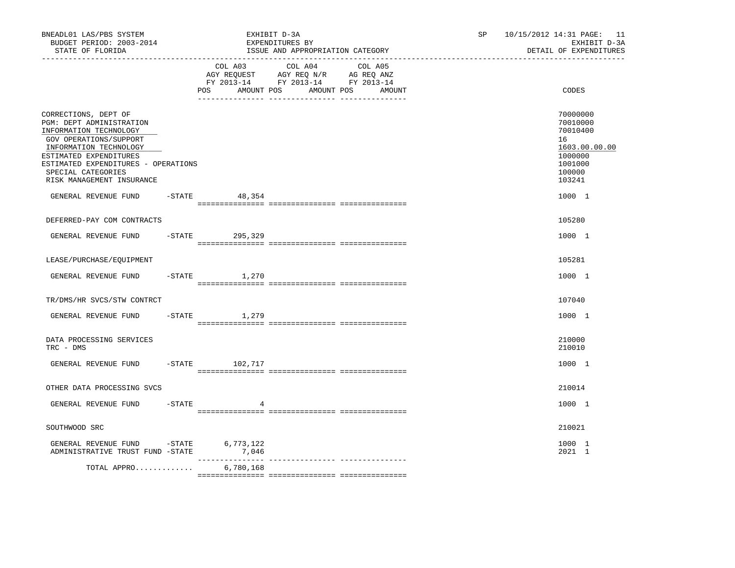BNEADL01 LAS/PBS SYSTEM
BUDGET PERIOD: 2003-2014
STATE OF FLORIDA

EXHIBIT D-3A
EXPENDITURES BY
ISSUE AND APPROPRIATION CATEGORY

SP 10/15/2012 14:31 PAGE: 11
EXHIBIT D-3A
DETAIL OF EXPENDITURES

| | COL A03 AGY REQUEST FY 2013-14 POS AMOUNT | COL A04 AGY REQ N/R FY 2013-14 POS AMOUNT | COL A05 AG REQ ANZ FY 2013-14 POS AMOUNT | CODES |
|---|---|---|---|---|
| CORRECTIONS, DEPT OF | | | | 70000000 |
| PGM: DEPT ADMINISTRATION | | | | 70010000 |
| INFORMATION TECHNOLOGY | | | | 70010400 |
| GOV OPERATIONS/SUPPORT | | | | 16 |
| INFORMATION TECHNOLOGY | | | | 1603.00.00.00 |
| ESTIMATED EXPENDITURES | | | | 1000000 |
| ESTIMATED EXPENDITURES - OPERATIONS | | | | 1001000 |
| SPECIAL CATEGORIES | | | | 100000 |
| RISK MANAGEMENT INSURANCE | | | | 103241 |
| GENERAL REVENUE FUND -STATE | 48,354 | | | 1000 1 |
| DEFERRED-PAY COM CONTRACTS | | | | 105280 |
| GENERAL REVENUE FUND -STATE | 295,329 | | | 1000 1 |
| LEASE/PURCHASE/EQUIPMENT | | | | 105281 |
| GENERAL REVENUE FUND -STATE | 1,270 | | | 1000 1 |
| TR/DMS/HR SVCS/STW CONTRCT | | | | 107040 |
| GENERAL REVENUE FUND -STATE | 1,279 | | | 1000 1 |
| DATA PROCESSING SERVICES | | | | 210000 |
| TRC - DMS | | | | 210010 |
| GENERAL REVENUE FUND -STATE | 102,717 | | | 1000 1 |
| OTHER DATA PROCESSING SVCS | | | | 210014 |
| GENERAL REVENUE FUND -STATE | 4 | | | 1000 1 |
| SOUTHWOOD SRC | | | | 210021 |
| GENERAL REVENUE FUND -STATE | 6,773,122 | | | 1000 1 |
| ADMINISTRATIVE TRUST FUND -STATE | 7,046 | | | 2021 1 |
| TOTAL APPRO............ | 6,780,168 | | | |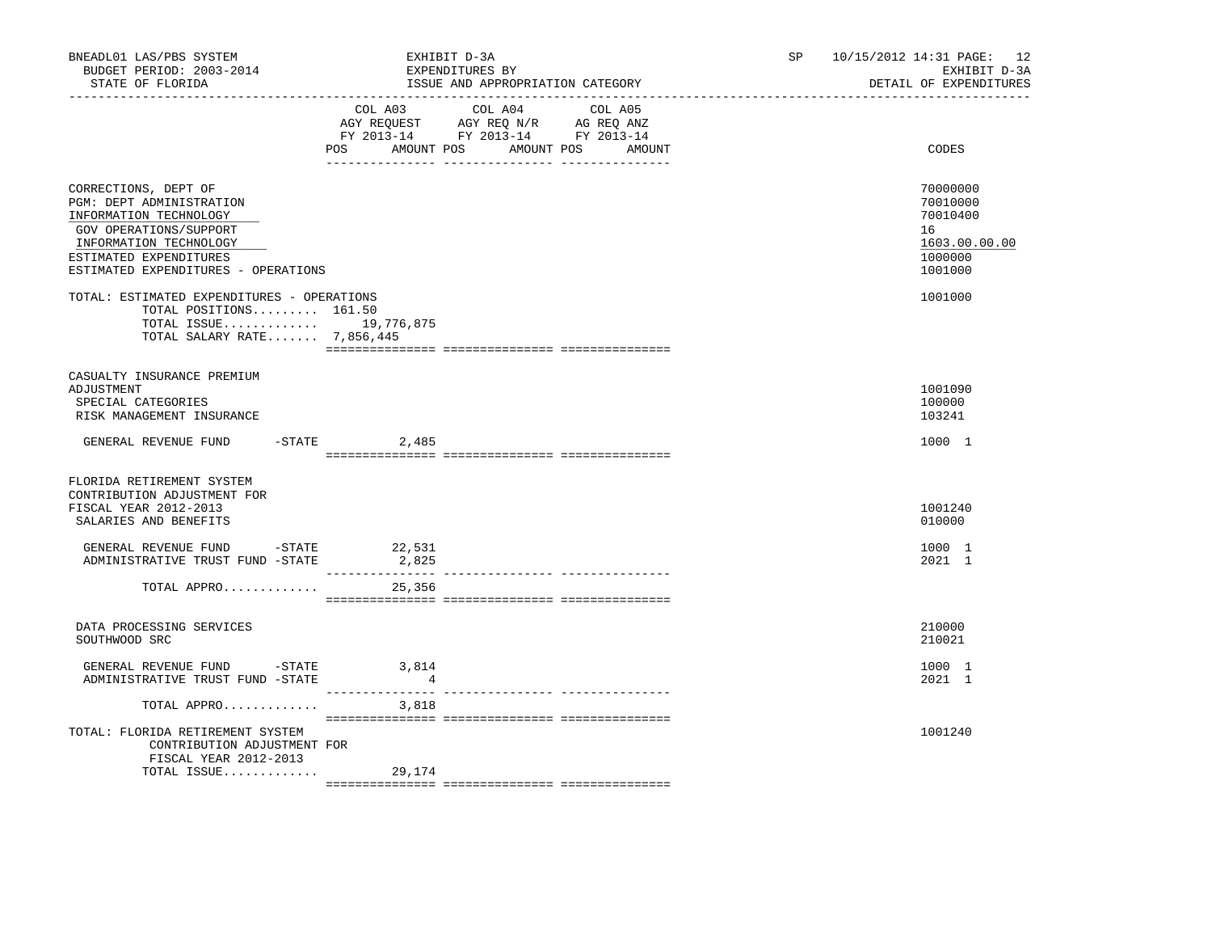BNEADL01 LAS/PBS SYSTEM | EXHIBIT D-3A | SP 10/15/2012 14:31 PAGE: 12
BUDGET PERIOD: 2003-2014 | EXPENDITURES BY | EXHIBIT D-3A
STATE OF FLORIDA | ISSUE AND APPROPRIATION CATEGORY | DETAIL OF EXPENDITURES

| | COL A03 AGY REQUEST FY 2013-14 POS | AMOUNT | COL A04 AGY REQ N/R FY 2013-14 POS | AMOUNT | COL A05 AG REQ ANZ FY 2013-14 POS | AMOUNT | CODES |
|---|---|---|---|---|---|---|---|
| CORRECTIONS, DEPT OF | | | | | | | 70000000 |
| PGM: DEPT ADMINISTRATION | | | | | | | 70010000 |
| INFORMATION TECHNOLOGY | | | | | | | 70010400 |
| GOV OPERATIONS/SUPPORT | | | | | | | 16 |
| INFORMATION TECHNOLOGY | | | | | | | 1603.00.00.00 |
| ESTIMATED EXPENDITURES | | | | | | | 1000000 |
| ESTIMATED EXPENDITURES - OPERATIONS | | | | | | | 1001000 |
| TOTAL: ESTIMATED EXPENDITURES - OPERATIONS | | | | | | | 1001000 |
| TOTAL POSITIONS......... | 161.50 | | | | | | |
| TOTAL ISSUE............. | | 19,776,875 | | | | | |
| TOTAL SALARY RATE....... | | 7,856,445 | | | | | |
| CASUALTY INSURANCE PREMIUM ADJUSTMENT | | | | | | | 1001090 |
| SPECIAL CATEGORIES | | | | | | | 100000 |
| RISK MANAGEMENT INSURANCE | | | | | | | 103241 |
| GENERAL REVENUE FUND -STATE | | 2,485 | | | | | 1000 1 |
| FLORIDA RETIREMENT SYSTEM CONTRIBUTION ADJUSTMENT FOR FISCAL YEAR 2012-2013 | | | | | | | 1001240 |
| SALARIES AND BENEFITS | | | | | | | 010000 |
| GENERAL REVENUE FUND -STATE | | 22,531 | | | | | 1000 1 |
| ADMINISTRATIVE TRUST FUND -STATE | | 2,825 | | | | | 2021 1 |
| TOTAL APPRO............ | | 25,356 | | | | | |
| DATA PROCESSING SERVICES | | | | | | | 210000 |
| SOUTHWOOD SRC | | | | | | | 210021 |
| GENERAL REVENUE FUND -STATE | | 3,814 | | | | | 1000 1 |
| ADMINISTRATIVE TRUST FUND -STATE | | 4 | | | | | 2021 1 |
| TOTAL APPRO............ | | 3,818 | | | | | |
| TOTAL: FLORIDA RETIREMENT SYSTEM CONTRIBUTION ADJUSTMENT FOR FISCAL YEAR 2012-2013 | | | | | | | 1001240 |
| TOTAL ISSUE............ | | 29,174 | | | | | |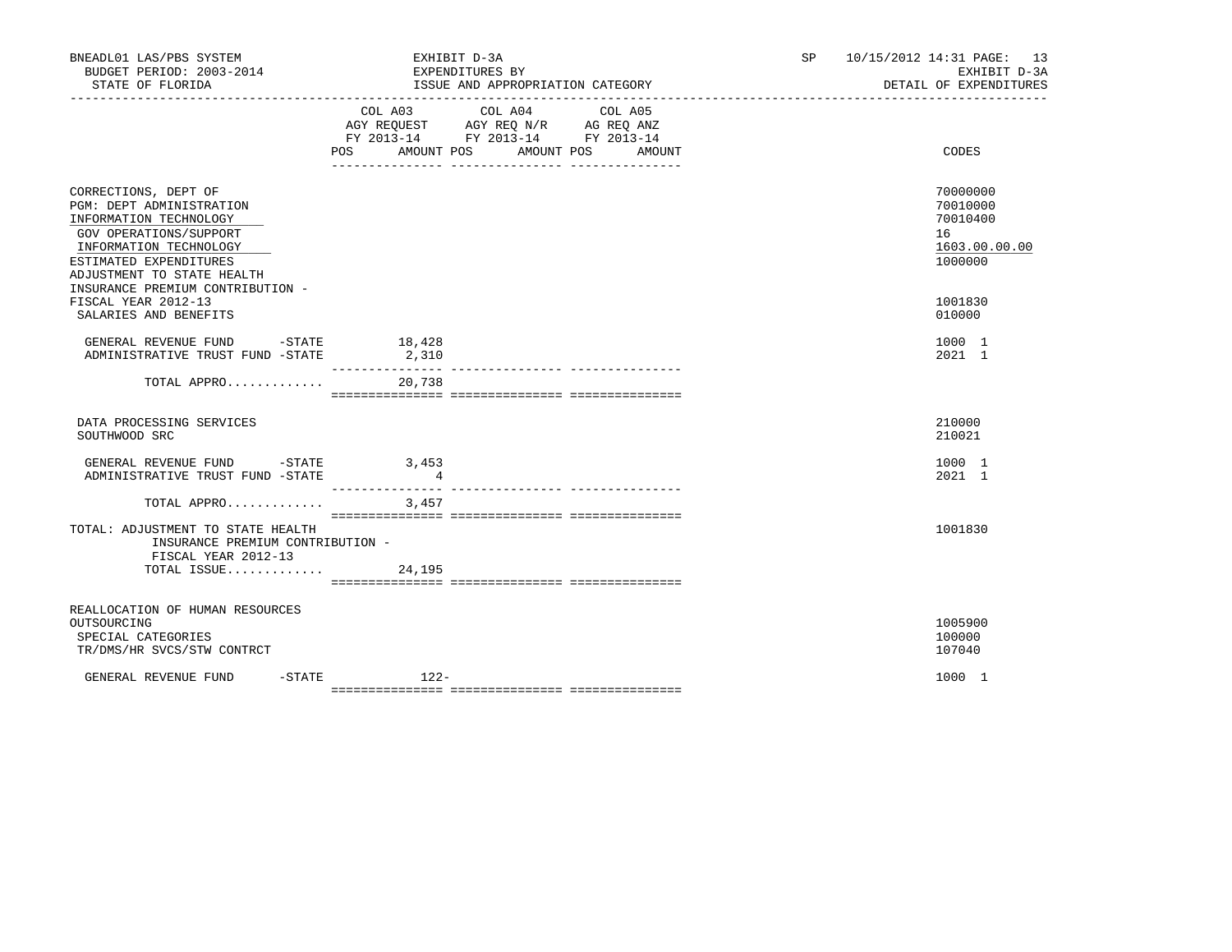BNEADL01 LAS/PBS SYSTEM
BUDGET PERIOD: 2003-2014
STATE OF FLORIDA

EXHIBIT D-3A
EXPENDITURES BY
ISSUE AND APPROPRIATION CATEGORY

SP 10/15/2012 14:31 PAGE: 13
EXHIBIT D-3A
DETAIL OF EXPENDITURES

| | COL A03 AGY REQUEST FY 2013-14 POS | AMOUNT | COL A04 AGY REQ N/R FY 2013-14 POS | AMOUNT | COL A05 AG REQ ANZ FY 2013-14 POS | AMOUNT | CODES |
|---|---|---|---|---|---|---|---|
| CORRECTIONS, DEPT OF | | | | | | | 70000000 |
| PGM: DEPT ADMINISTRATION | | | | | | | 70010000 |
| INFORMATION TECHNOLOGY | | | | | | | 70010400 |
| GOV OPERATIONS/SUPPORT | | | | | | | 16 |
| INFORMATION TECHNOLOGY | | | | | | | 1603.00.00.00 |
| ESTIMATED EXPENDITURES | | | | | | | 1000000 |
| ADJUSTMENT TO STATE HEALTH INSURANCE PREMIUM CONTRIBUTION - FISCAL YEAR 2012-13 | | | | | | | 1001830 |
| SALARIES AND BENEFITS | | | | | | | 010000 |
| GENERAL REVENUE FUND -STATE | | 18,428 | | | | | 1000 1 |
| ADMINISTRATIVE TRUST FUND -STATE | | 2,310 | | | | | 2021 1 |
| TOTAL APPRO............. | | 20,738 | | | | | |
| DATA PROCESSING SERVICES | | | | | | | 210000 |
| SOUTHWOOD SRC | | | | | | | 210021 |
| GENERAL REVENUE FUND -STATE | | 3,453 | | | | | 1000 1 |
| ADMINISTRATIVE TRUST FUND -STATE | | 4 | | | | | 2021 1 |
| TOTAL APPRO............. | | 3,457 | | | | | |
| TOTAL: ADJUSTMENT TO STATE HEALTH INSURANCE PREMIUM CONTRIBUTION - FISCAL YEAR 2012-13 | | | | | | | 1001830 |
| TOTAL ISSUE............. | | 24,195 | | | | | |
| REALLOCATION OF HUMAN RESOURCES OUTSOURCING | | | | | | | 1005900 |
| SPECIAL CATEGORIES | | | | | | | 100000 |
| TR/DMS/HR SVCS/STW CONTRCT | | | | | | | 107040 |
| GENERAL REVENUE FUND -STATE | | 122- | | | | | 1000 1 |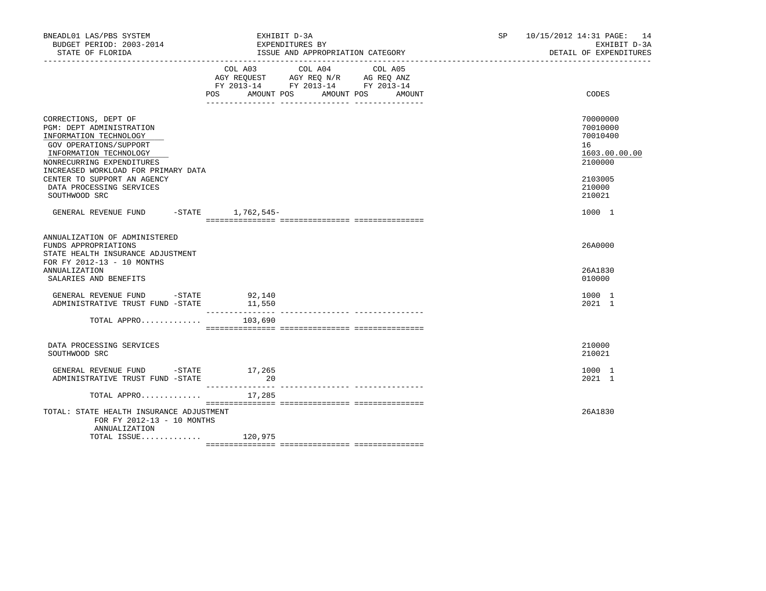BNEADL01 LAS/PBS SYSTEM — EXHIBIT D-3A — SP 10/15/2012 14:31

BUDGET PERIOD: 2003-2014 — EXPENDITURES BY — EXHIBIT D-3A

STATE OF FLORIDA — ISSUE AND APPROPRIATION CATEGORY — DETAIL OF EXPENDITURES

| | COL A03 AGY REQUEST FY 2013-14 POS AMOUNT | COL A04 AGY REQ N/R FY 2013-14 POS AMOUNT | COL A05 AG REQ ANZ FY 2013-14 POS AMOUNT | CODES |
|---|---|---|---|---|
| CORRECTIONS, DEPT OF | | | | 70000000 |
| PGM: DEPT ADMINISTRATION | | | | 70010000 |
| INFORMATION TECHNOLOGY | | | | 70010400 |
| GOV OPERATIONS/SUPPORT | | | | 16 |
| INFORMATION TECHNOLOGY | | | | 1603.00.00.00 |
| NONRECURRING EXPENDITURES | | | | 2100000 |
| INCREASED WORKLOAD FOR PRIMARY DATA CENTER TO SUPPORT AN AGENCY | | | | 2103005 |
| DATA PROCESSING SERVICES | | | | 210000 |
| SOUTHWOOD SRC | | | | 210021 |
| GENERAL REVENUE FUND -STATE | 1,762,545- | | | 1000 1 |
| ANNUALIZATION OF ADMINISTERED FUNDS APPROPRIATIONS | | | | 26A0000 |
| STATE HEALTH INSURANCE ADJUSTMENT FOR FY 2012-13 - 10 MONTHS ANNUALIZATION | | | | 26A1830 |
| SALARIES AND BENEFITS | | | | 010000 |
| GENERAL REVENUE FUND -STATE | 92,140 | | | 1000 1 |
| ADMINISTRATIVE TRUST FUND -STATE | 11,550 | | | 2021 1 |
| TOTAL APPRO............. | 103,690 | | | |
| DATA PROCESSING SERVICES | | | | 210000 |
| SOUTHWOOD SRC | | | | 210021 |
| GENERAL REVENUE FUND -STATE | 17,265 | | | 1000 1 |
| ADMINISTRATIVE TRUST FUND -STATE | 20 | | | 2021 1 |
| TOTAL APPRO............. | 17,285 | | | |
| TOTAL: STATE HEALTH INSURANCE ADJUSTMENT FOR FY 2012-13 - 10 MONTHS ANNUALIZATION | | | | 26A1830 |
| TOTAL ISSUE............. | 120,975 | | | |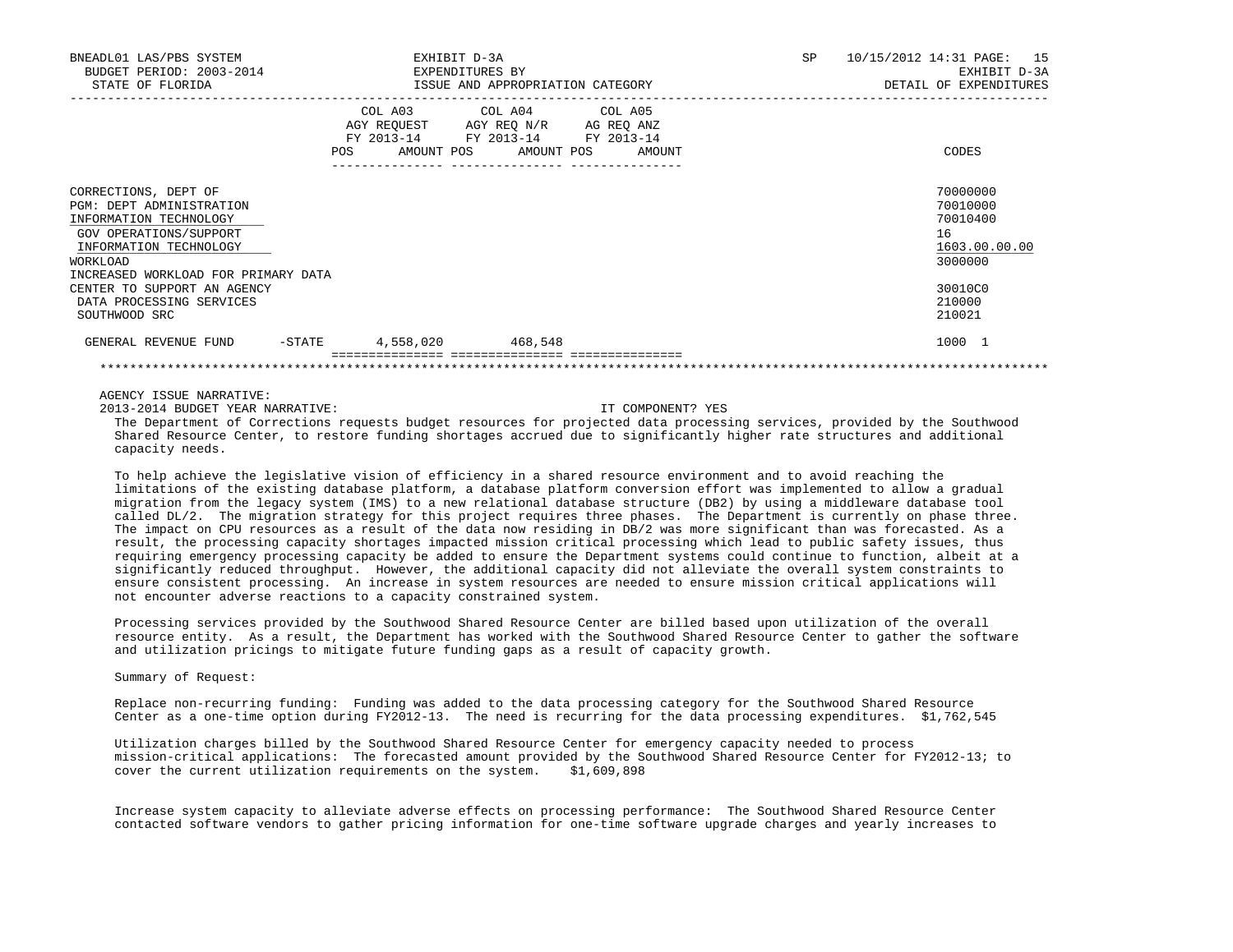BNEADL01 LAS/PBS SYSTEM | EXHIBIT D-3A | SP 10/15/2012 14:31
BUDGET PERIOD: 2003-2014 | EXPENDITURES BY | EXHIBIT D-3A
STATE OF FLORIDA | ISSUE AND APPROPRIATION CATEGORY | DETAIL OF EXPENDITURES

| | COL A03 AGY REQUEST FY 2013-14 POS AMOUNT | COL A04 AGY REQ N/R FY 2013-14 POS AMOUNT | COL A05 AG REQ ANZ FY 2013-14 POS AMOUNT | CODES |
|---|---|---|---|---|
| CORRECTIONS, DEPT OF | | | | 70000000 |
| PGM: DEPT ADMINISTRATION | | | | 70010000 |
| INFORMATION TECHNOLOGY | | | | 70010400 |
| GOV OPERATIONS/SUPPORT | | | | 16 |
| INFORMATION TECHNOLOGY | | | | 1603.00.00.00 |
| WORKLOAD | | | | 3000000 |
| INCREASED WORKLOAD FOR PRIMARY DATA CENTER TO SUPPORT AN AGENCY | | | | 30010C0 |
| DATA PROCESSING SERVICES | | | | 210000 |
| SOUTHWOOD SRC | | | | 210021 |
| GENERAL REVENUE FUND -STATE | 4,558,020 | 468,548 | | 1000 1 |

AGENCY ISSUE NARRATIVE:

2013-2014 BUDGET YEAR NARRATIVE: IT COMPONENT? YES

The Department of Corrections requests budget resources for projected data processing services, provided by the Southwood Shared Resource Center, to restore funding shortages accrued due to significantly higher rate structures and additional capacity needs.

To help achieve the legislative vision of efficiency in a shared resource environment and to avoid reaching the limitations of the existing database platform, a database platform conversion effort was implemented to allow a gradual migration from the legacy system (IMS) to a new relational database structure (DB2) by using a middleware database tool called DL/2. The migration strategy for this project requires three phases. The Department is currently on phase three. The impact on CPU resources as a result of the data now residing in DB/2 was more significant than was forecasted. As a result, the processing capacity shortages impacted mission critical processing which lead to public safety issues, thus requiring emergency processing capacity be added to ensure the Department systems could continue to function, albeit at a significantly reduced throughput. However, the additional capacity did not alleviate the overall system constraints to ensure consistent processing. An increase in system resources are needed to ensure mission critical applications will not encounter adverse reactions to a capacity constrained system.

Processing services provided by the Southwood Shared Resource Center are billed based upon utilization of the overall resource entity. As a result, the Department has worked with the Southwood Shared Resource Center to gather the software and utilization pricings to mitigate future funding gaps as a result of capacity growth.

Summary of Request:

Replace non-recurring funding: Funding was added to the data processing category for the Southwood Shared Resource Center as a one-time option during FY2012-13. The need is recurring for the data processing expenditures. $1,762,545

Utilization charges billed by the Southwood Shared Resource Center for emergency capacity needed to process mission-critical applications: The forecasted amount provided by the Southwood Shared Resource Center for FY2012-13; to cover the current utilization requirements on the system. $1,609,898

Increase system capacity to alleviate adverse effects on processing performance: The Southwood Shared Resource Center contacted software vendors to gather pricing information for one-time software upgrade charges and yearly increases to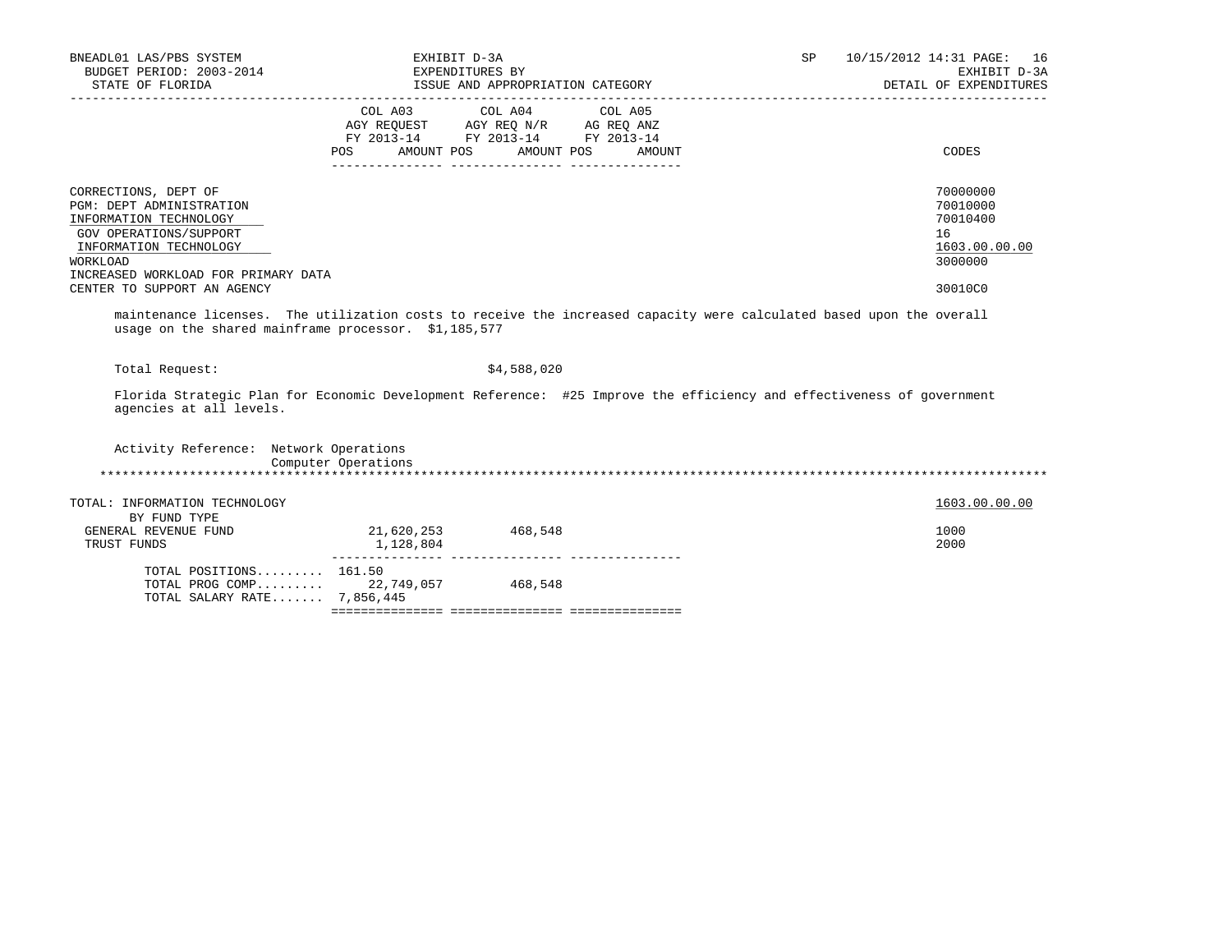| | COL A03 AGY REQUEST FY 2013-14 | | COL A04 AGY REQ N/R FY 2013-14 | | COL A05 AG REQ ANZ FY 2013-14 | | CODES |
|---|---|---|---|---|---|---|---|
| | POS | AMOUNT | POS | AMOUNT | POS | AMOUNT | |
| CORRECTIONS, DEPT OF | | | | | | | 70000000 |
| PGM: DEPT ADMINISTRATION | | | | | | | 70010000 |
| INFORMATION TECHNOLOGY | | | | | | | 70010400 |
| GOV OPERATIONS/SUPPORT | | | | | | | 16 |
| INFORMATION TECHNOLOGY | | | | | | | 1603.00.00.00 |
| WORKLOAD | | | | | | | 3000000 |
| INCREASED WORKLOAD FOR PRIMARY DATA CENTER TO SUPPORT AN AGENCY | | | | | | | 30010C0 |

maintenance licenses. The utilization costs to receive the increased capacity were calculated based upon the overall usage on the shared mainframe processor. $1,185,577

Total Request: $4,588,020

Florida Strategic Plan for Economic Development Reference: #25 Improve the efficiency and effectiveness of government agencies at all levels.

Activity Reference: Network Operations
Computer Operations

***

| | COL A03 POS | COL A03 AMOUNT | COL A04 POS | COL A04 AMOUNT | COL A05 POS | COL A05 AMOUNT | CODES |
|---|---|---|---|---|---|---|---|
| TOTAL: INFORMATION TECHNOLOGY | | | | | | | 1603.00.00.00 |
| BY FUND TYPE | | | | | | | |
| GENERAL REVENUE FUND | | 21,620,253 | | 468,548 | | | 1000 |
| TRUST FUNDS | | 1,128,804 | | | | | 2000 |
| TOTAL POSITIONS......... | 161.50 | | | | | | |
| TOTAL PROG COMP......... | | 22,749,057 | | 468,548 | | | |
| TOTAL SALARY RATE....... | | 7,856,445 | | | | | |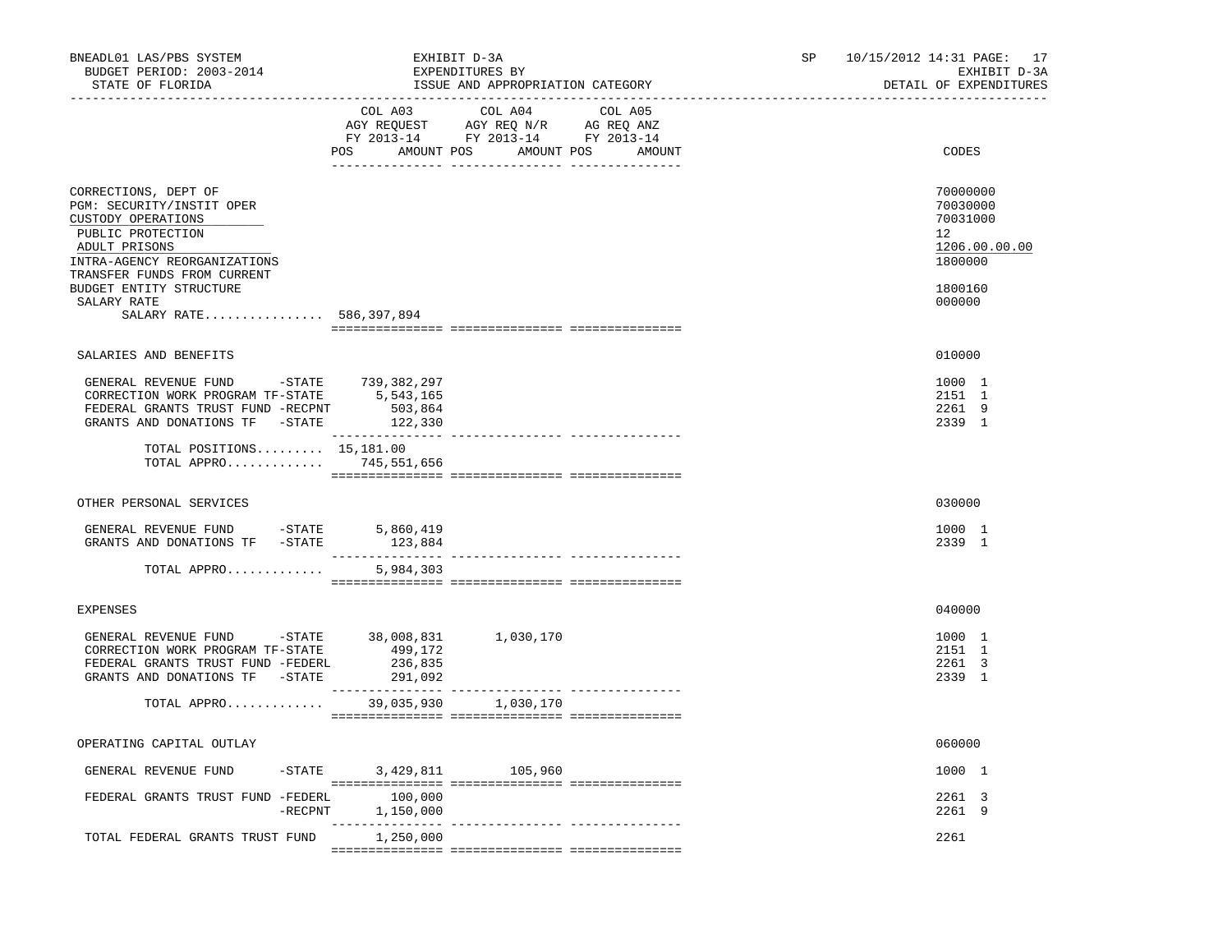BNEADL01 LAS/PBS SYSTEM — EXHIBIT D-3A — EXPENDITURES BY ISSUE AND APPROPRIATION CATEGORY
BUDGET PERIOD: 2003-2014 — STATE OF FLORIDA — SP 10/15/2012 14:31 — EXHIBIT D-3A DETAIL OF EXPENDITURES

| | COL A03 AGY REQUEST FY 2013-14 POS AMOUNT | COL A04 AGY REQ N/R FY 2013-14 POS AMOUNT | COL A05 AG REQ ANZ FY 2013-14 POS AMOUNT | CODES |
|---|---|---|---|---|
| CORRECTIONS, DEPT OF | | | | 70000000 |
| PGM: SECURITY/INSTIT OPER | | | | 70030000 |
| CUSTODY OPERATIONS | | | | 70031000 |
| PUBLIC PROTECTION | | | | 12 |
| ADULT PRISONS | | | | 1206.00.00.00 |
| INTRA-AGENCY REORGANIZATIONS | | | | 1800000 |
| TRANSFER FUNDS FROM CURRENT BUDGET ENTITY STRUCTURE | | | | 1800160 |
| SALARY RATE | | | | 000000 |
| SALARY RATE................ | 586,397,894 | | | |
| SALARIES AND BENEFITS | | | | 010000 |
| GENERAL REVENUE FUND -STATE | 739,382,297 | | | 1000 1 |
| CORRECTION WORK PROGRAM TF-STATE | 5,543,165 | | | 2151 1 |
| FEDERAL GRANTS TRUST FUND -RECPNT | 503,864 | | | 2261 9 |
| GRANTS AND DONATIONS TF -STATE | 122,330 | | | 2339 1 |
| TOTAL POSITIONS......... | 15,181.00 | | | |
| TOTAL APPRO............. | 745,551,656 | | | |
| OTHER PERSONAL SERVICES | | | | 030000 |
| GENERAL REVENUE FUND -STATE | 5,860,419 | | | 1000 1 |
| GRANTS AND DONATIONS TF -STATE | 123,884 | | | 2339 1 |
| TOTAL APPRO............. | 5,984,303 | | | |
| EXPENSES | | | | 040000 |
| GENERAL REVENUE FUND -STATE | 38,008,831 | 1,030,170 | | 1000 1 |
| CORRECTION WORK PROGRAM TF-STATE | 499,172 | | | 2151 1 |
| FEDERAL GRANTS TRUST FUND -FEDERL | 236,835 | | | 2261 3 |
| GRANTS AND DONATIONS TF -STATE | 291,092 | | | 2339 1 |
| TOTAL APPRO............. | 39,035,930 | 1,030,170 | | |
| OPERATING CAPITAL OUTLAY | | | | 060000 |
| GENERAL REVENUE FUND -STATE | 3,429,811 | 105,960 | | 1000 1 |
| FEDERAL GRANTS TRUST FUND -FEDERL | 100,000 | | | 2261 3 |
| -RECPNT | 1,150,000 | | | 2261 9 |
| TOTAL FEDERAL GRANTS TRUST FUND | 1,250,000 | | | 2261 |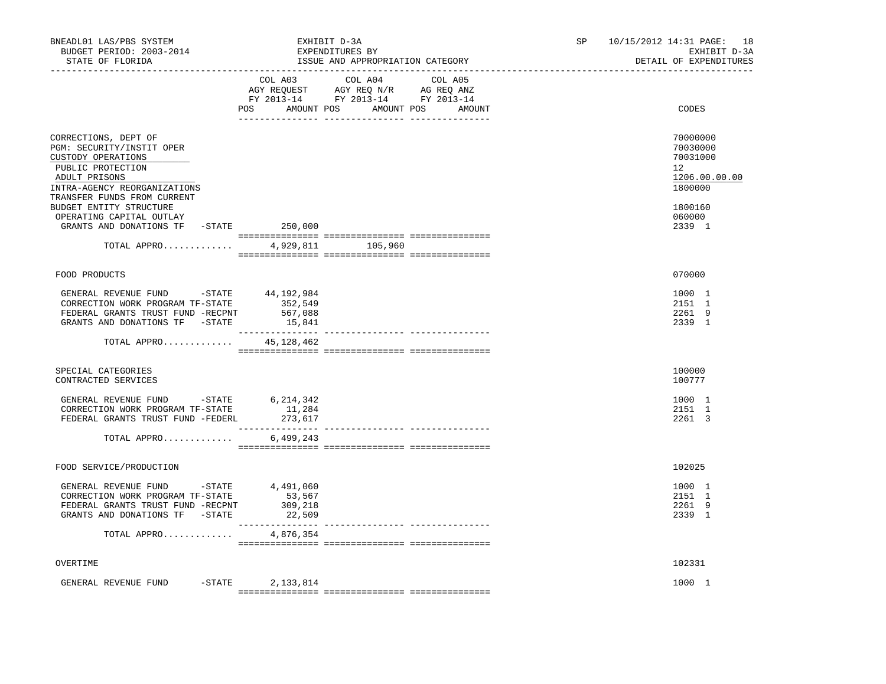BNEADL01 LAS/PBS SYSTEM | EXHIBIT D-3A | SP 10/15/2012 14:31
BUDGET PERIOD: 2003-2014 | EXPENDITURES BY | EXHIBIT D-3A
STATE OF FLORIDA | ISSUE AND APPROPRIATION CATEGORY | DETAIL OF EXPENDITURES

| | COL A03 AGY REQUEST FY 2013-14 POS AMOUNT | COL A04 AGY REQ N/R FY 2013-14 POS AMOUNT | COL A05 AG REQ ANZ FY 2013-14 POS AMOUNT | CODES |
|---|---|---|---|---|
| CORRECTIONS, DEPT OF | | | | 70000000 |
| PGM: SECURITY/INSTIT OPER | | | | 70030000 |
| CUSTODY OPERATIONS | | | | 70031000 |
| PUBLIC PROTECTION | | | | 12 |
| ADULT PRISONS | | | | 1206.00.00.00 |
| INTRA-AGENCY REORGANIZATIONS | | | | 1800000 |
| TRANSFER FUNDS FROM CURRENT BUDGET ENTITY STRUCTURE | | | | 1800160 |
| OPERATING CAPITAL OUTLAY | | | | 060000 |
| GRANTS AND DONATIONS TF -STATE | 250,000 | | | 2339 1 |
| TOTAL APPRO............. | 4,929,811 | 105,960 | | |
| FOOD PRODUCTS | | | | 070000 |
| GENERAL REVENUE FUND -STATE | 44,192,984 | | | 1000 1 |
| CORRECTION WORK PROGRAM TF-STATE | 352,549 | | | 2151 1 |
| FEDERAL GRANTS TRUST FUND -RECPNT | 567,088 | | | 2261 9 |
| GRANTS AND DONATIONS TF -STATE | 15,841 | | | 2339 1 |
| TOTAL APPRO............. | 45,128,462 | | | |
| SPECIAL CATEGORIES | | | | 100000 |
| CONTRACTED SERVICES | | | | 100777 |
| GENERAL REVENUE FUND -STATE | 6,214,342 | | | 1000 1 |
| CORRECTION WORK PROGRAM TF-STATE | 11,284 | | | 2151 1 |
| FEDERAL GRANTS TRUST FUND -FEDERL | 273,617 | | | 2261 3 |
| TOTAL APPRO............. | 6,499,243 | | | |
| FOOD SERVICE/PRODUCTION | | | | 102025 |
| GENERAL REVENUE FUND -STATE | 4,491,060 | | | 1000 1 |
| CORRECTION WORK PROGRAM TF-STATE | 53,567 | | | 2151 1 |
| FEDERAL GRANTS TRUST FUND -RECPNT | 309,218 | | | 2261 9 |
| GRANTS AND DONATIONS TF -STATE | 22,509 | | | 2339 1 |
| TOTAL APPRO............. | 4,876,354 | | | |
| OVERTIME | | | | 102331 |
| GENERAL REVENUE FUND -STATE | 2,133,814 | | | 1000 1 |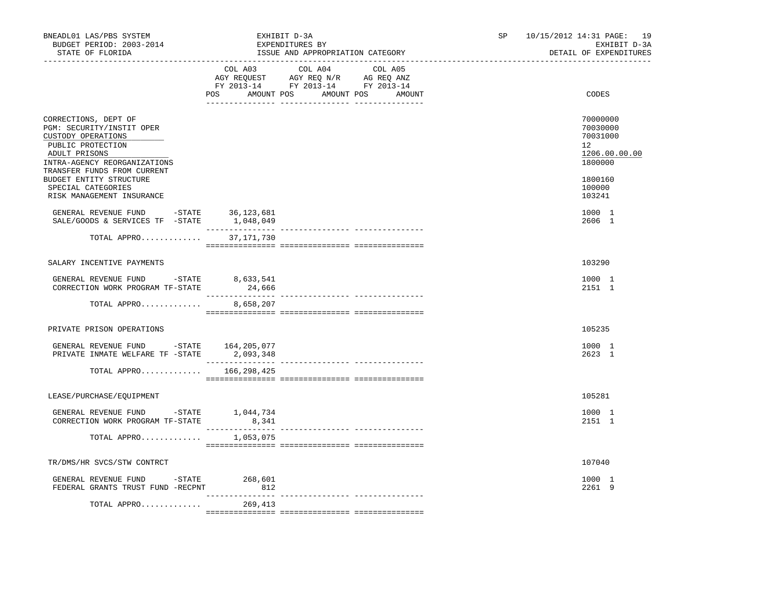BNEADL01 LAS/PBS SYSTEM — EXHIBIT D-3A — EXPENDITURES BY ISSUE AND APPROPRIATION CATEGORY — SP 10/15/2012 14:31
BUDGET PERIOD: 2003-2014 — EXHIBIT D-3A
STATE OF FLORIDA — DETAIL OF EXPENDITURES

| | COL A03 AGY REQUEST FY 2013-14 POS AMOUNT | COL A04 AGY REQ N/R FY 2013-14 POS AMOUNT | COL A05 AG REQ ANZ FY 2013-14 POS AMOUNT | CODES |
|---|---|---|---|---|
| CORRECTIONS, DEPT OF | | | | 70000000 |
| PGM: SECURITY/INSTIT OPER | | | | 70030000 |
| CUSTODY OPERATIONS | | | | 70031000 |
| PUBLIC PROTECTION | | | | 12 |
| ADULT PRISONS | | | | 1206.00.00.00 |
| INTRA-AGENCY REORGANIZATIONS | | | | 1800000 |
| TRANSFER FUNDS FROM CURRENT BUDGET ENTITY STRUCTURE | | | | 1800160 |
| SPECIAL CATEGORIES | | | | 100000 |
| RISK MANAGEMENT INSURANCE | | | | 103241 |
| GENERAL REVENUE FUND -STATE | 36,123,681 | | | 1000 1 |
| SALE/GOODS & SERVICES TF -STATE | 1,048,049 | | | 2606 1 |
| TOTAL APPRO............ | 37,171,730 | | | |
| SALARY INCENTIVE PAYMENTS | | | | 103290 |
| GENERAL REVENUE FUND -STATE | 8,633,541 | | | 1000 1 |
| CORRECTION WORK PROGRAM TF-STATE | 24,666 | | | 2151 1 |
| TOTAL APPRO............ | 8,658,207 | | | |
| PRIVATE PRISON OPERATIONS | | | | 105235 |
| GENERAL REVENUE FUND -STATE | 164,205,077 | | | 1000 1 |
| PRIVATE INMATE WELFARE TF -STATE | 2,093,348 | | | 2623 1 |
| TOTAL APPRO............ | 166,298,425 | | | |
| LEASE/PURCHASE/EQUIPMENT | | | | 105281 |
| GENERAL REVENUE FUND -STATE | 1,044,734 | | | 1000 1 |
| CORRECTION WORK PROGRAM TF-STATE | 8,341 | | | 2151 1 |
| TOTAL APPRO............ | 1,053,075 | | | |
| TR/DMS/HR SVCS/STW CONTRCT | | | | 107040 |
| GENERAL REVENUE FUND -STATE | 268,601 | | | 1000 1 |
| FEDERAL GRANTS TRUST FUND -RECPNT | 812 | | | 2261 9 |
| TOTAL APPRO............ | 269,413 | | | |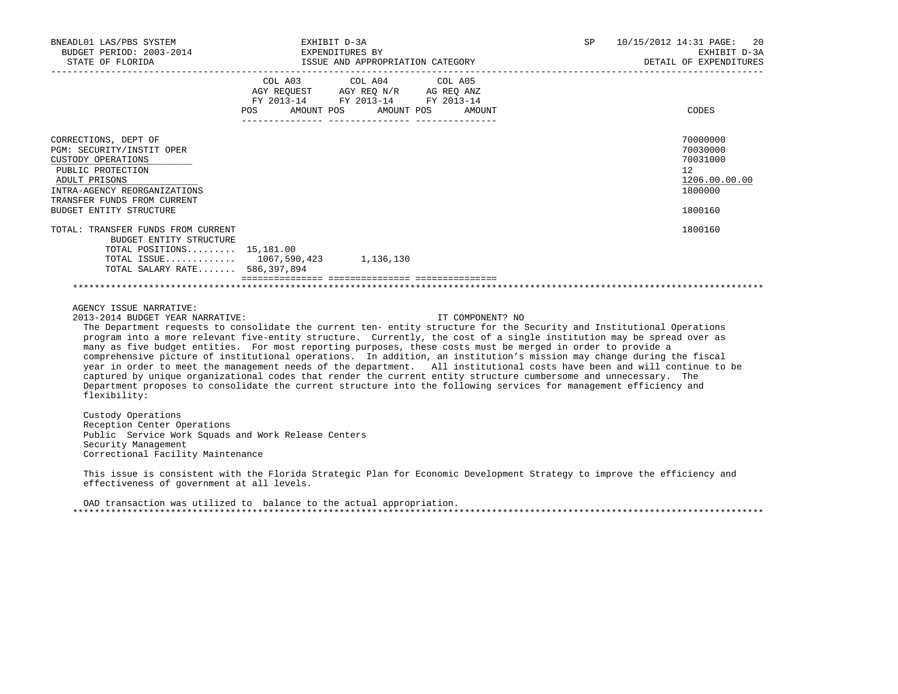BNEADL01 LAS/PBS SYSTEM | EXHIBIT D-3A | SP 10/15/2012 14:31
BUDGET PERIOD: 2003-2014 | EXPENDITURES BY | EXHIBIT D-3A
STATE OF FLORIDA | ISSUE AND APPROPRIATION CATEGORY | DETAIL OF EXPENDITURES

| | COL A03 AGY REQUEST FY 2013-14 POS AMOUNT | COL A04 AGY REQ N/R FY 2013-14 POS AMOUNT | COL A05 AG REQ ANZ FY 2013-14 POS AMOUNT | CODES |
|---|---|---|---|---|
| CORRECTIONS, DEPT OF | | | | 70000000 |
| PGM: SECURITY/INSTIT OPER | | | | 70030000 |
| CUSTODY OPERATIONS | | | | 70031000 |
| PUBLIC PROTECTION | | | | 12 |
| ADULT PRISONS | | | | 1206.00.00.00 |
| INTRA-AGENCY REORGANIZATIONS | | | | 1800000 |
| TRANSFER FUNDS FROM CURRENT BUDGET ENTITY STRUCTURE | | | | 1800160 |
| TOTAL: TRANSFER FUNDS FROM CURRENT BUDGET ENTITY STRUCTURE | | | | 1800160 |
| TOTAL POSITIONS......... | 15,181.00 | | | |
| TOTAL ISSUE............ | 1067,590,423 | 1,136,130 | | |
| TOTAL SALARY RATE....... | 586,397,894 | | | |

AGENCY ISSUE NARRATIVE:
2013-2014 BUDGET YEAR NARRATIVE: IT COMPONENT? NO

The Department requests to consolidate the current ten- entity structure for the Security and Institutional Operations program into a more relevant five-entity structure. Currently, the cost of a single institution may be spread over as many as five budget entities. For most reporting purposes, these costs must be merged in order to provide a comprehensive picture of institutional operations. In addition, an institution's mission may change during the fiscal year in order to meet the management needs of the department. All institutional costs have been and will continue to be captured by unique organizational codes that render the current entity structure cumbersome and unnecessary. The Department proposes to consolidate the current structure into the following services for management efficiency and flexibility:

Custody Operations
Reception Center Operations
Public Service Work Squads and Work Release Centers
Security Management
Correctional Facility Maintenance

This issue is consistent with the Florida Strategic Plan for Economic Development Strategy to improve the efficiency and effectiveness of government at all levels.

OAD transaction was utilized to balance to the actual appropriation.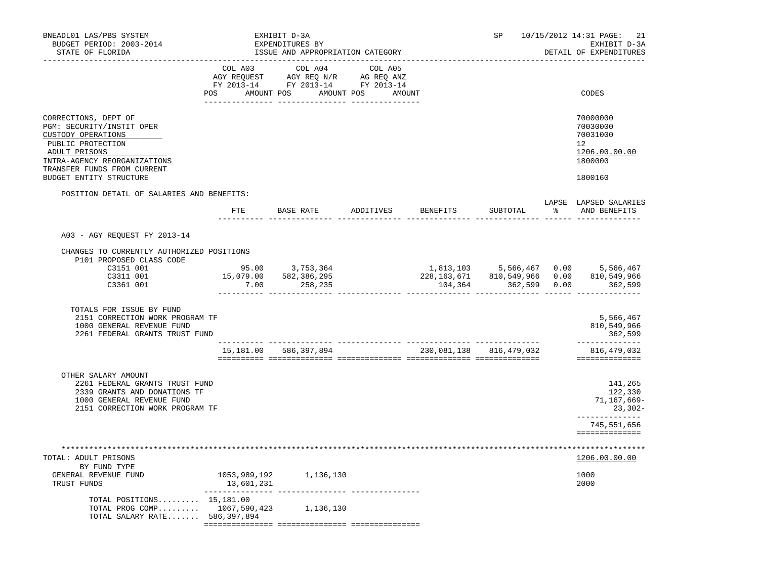BNEADL01 LAS/PBS SYSTEM — EXHIBIT D-3A — SP 10/15/2012 14:31 PAGE: 21
BUDGET PERIOD: 2003-2014 — EXPENDITURES BY — EXHIBIT D-3A
STATE OF FLORIDA — ISSUE AND APPROPRIATION CATEGORY — DETAIL OF EXPENDITURES

| | COL A03 AGY REQUEST FY 2013-14 POS AMOUNT | COL A04 AGY REQ N/R FY 2013-14 POS AMOUNT | COL A05 AG REQ ANZ FY 2013-14 POS AMOUNT | CODES |
|---|---|---|---|---|
| CORRECTIONS, DEPT OF | | | | 70000000 |
| PGM: SECURITY/INSTIT OPER | | | | 70030000 |
| CUSTODY OPERATIONS | | | | 70031000 |
| PUBLIC PROTECTION | | | | 12 |
| ADULT PRISONS | | | | 1206.00.00.00 |
| INTRA-AGENCY REORGANIZATIONS | | | | 1800000 |
| TRANSFER FUNDS FROM CURRENT BUDGET ENTITY STRUCTURE | | | | 1800160 |

POSITION DETAIL OF SALARIES AND BENEFITS:

| | FTE | BASE RATE | ADDITIVES | BENEFITS | SUBTOTAL | LAPSE % | LAPSED SALARIES AND BENEFITS |
|---|---|---|---|---|---|---|---|
| A03 - AGY REQUEST FY 2013-14 | | | | | | | |
| CHANGES TO CURRENTLY AUTHORIZED POSITIONS | | | | | | | |
| P101 PROPOSED CLASS CODE | | | | | | | |
| C3151 001 | 95.00 | 3,753,364 | | 1,813,103 | 5,566,467 | 0.00 | 5,566,467 |
| C3311 001 | 15,079.00 | 582,386,295 | | 228,163,671 | 810,549,966 | 0.00 | 810,549,966 |
| C3361 001 | 7.00 | 258,235 | | 104,364 | 362,599 | 0.00 | 362,599 |
| TOTALS FOR ISSUE BY FUND | | | | | | | |
| 2151 CORRECTION WORK PROGRAM TF | | | | | | | 5,566,467 |
| 1000 GENERAL REVENUE FUND | | | | | | | 810,549,966 |
| 2261 FEDERAL GRANTS TRUST FUND | | | | | | | 362,599 |
| | 15,181.00 | 586,397,894 | | 230,081,138 | 816,479,032 | | 816,479,032 |
| OTHER SALARY AMOUNT | | | | | | | |
| 2261 FEDERAL GRANTS TRUST FUND | | | | | | | 141,265 |
| 2339 GRANTS AND DONATIONS TF | | | | | | | 122,330 |
| 1000 GENERAL REVENUE FUND | | | | | | | 71,167,669- |
| 2151 CORRECTION WORK PROGRAM TF | | | | | | | 23,302- |
| | | | | | | | 745,551,656 |

| TOTAL: ADULT PRISONS | COL A03 | COL A04 | COL A05 | 1206.00.00.00 |
|---|---|---|---|---|
| BY FUND TYPE | | | | |
| GENERAL REVENUE FUND | 1053,989,192 | 1,136,130 | | 1000 |
| TRUST FUNDS | 13,601,231 | | | 2000 |
| TOTAL POSITIONS......... | 15,181.00 | | | |
| TOTAL PROG COMP......... | 1067,590,423 | 1,136,130 | | |
| TOTAL SALARY RATE....... | 586,397,894 | | | |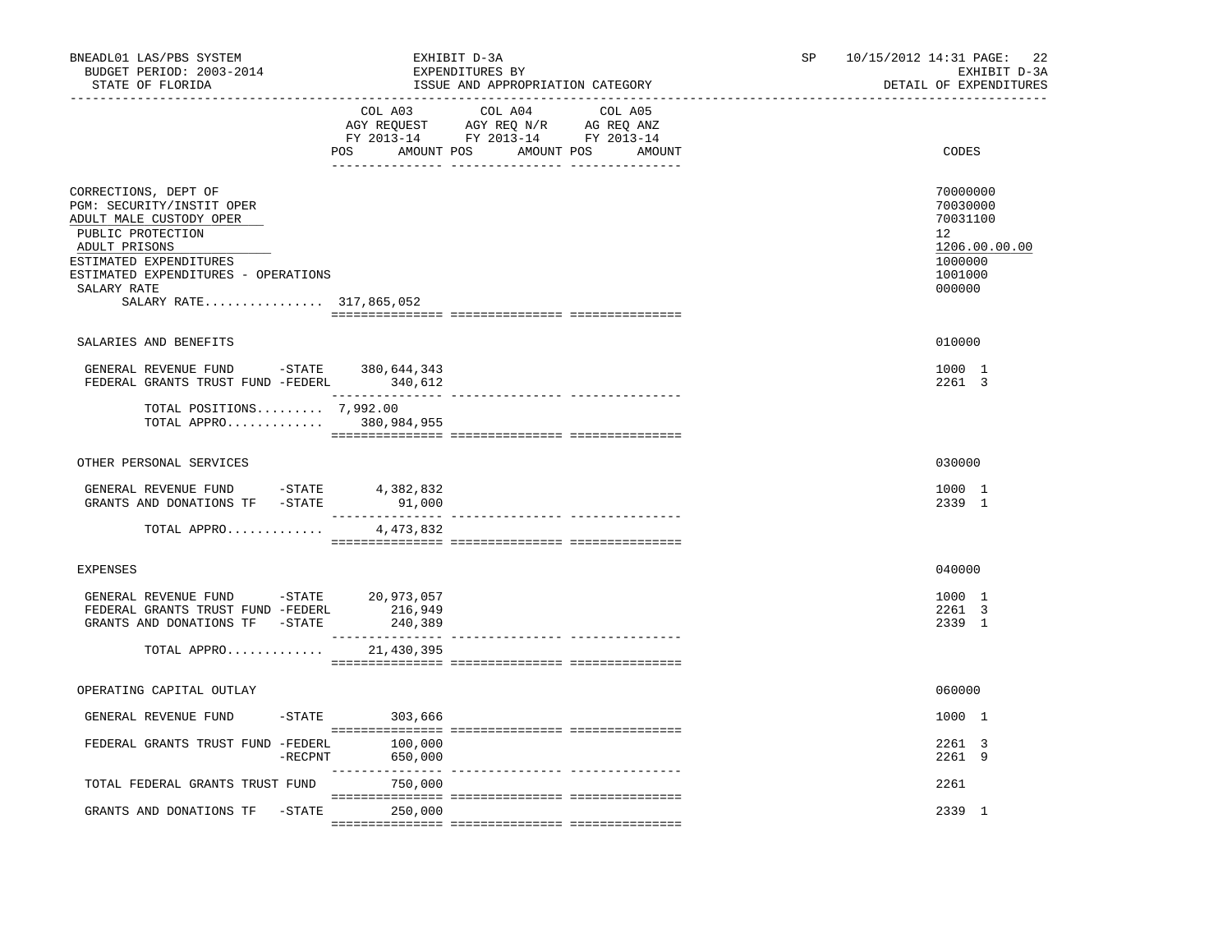BNEADL01 LAS/PBS SYSTEM | EXHIBIT D-3A | SP 10/15/2012 14:31 PAGE: 22
BUDGET PERIOD: 2003-2014 | EXPENDITURES BY | EXHIBIT D-3A
STATE OF FLORIDA | ISSUE AND APPROPRIATION CATEGORY | DETAIL OF EXPENDITURES

| | COL A03 AGY REQUEST FY 2013-14 POS AMOUNT | COL A04 AGY REQ N/R FY 2013-14 POS AMOUNT | COL A05 AG REQ ANZ FY 2013-14 POS AMOUNT | CODES |
|---|---|---|---|---|
| CORRECTIONS, DEPT OF | | | | 70000000 |
| PGM: SECURITY/INSTIT OPER | | | | 70030000 |
| ADULT MALE CUSTODY OPER | | | | 70031100 |
| PUBLIC PROTECTION | | | | 12 |
| ADULT PRISONS | | | | 1206.00.00.00 |
| ESTIMATED EXPENDITURES | | | | 1000000 |
| ESTIMATED EXPENDITURES - OPERATIONS | | | | 1001000 |
| SALARY RATE | | | | 000000 |
| SALARY RATE................ | 317,865,052 | | | |
| SALARIES AND BENEFITS | | | | 010000 |
| GENERAL REVENUE FUND -STATE | 380,644,343 | | | 1000 1 |
| FEDERAL GRANTS TRUST FUND -FEDERL | 340,612 | | | 2261 3 |
| TOTAL POSITIONS......... | 7,992.00 | | | |
| TOTAL APPRO............. | 380,984,955 | | | |
| OTHER PERSONAL SERVICES | | | | 030000 |
| GENERAL REVENUE FUND -STATE | 4,382,832 | | | 1000 1 |
| GRANTS AND DONATIONS TF -STATE | 91,000 | | | 2339 1 |
| TOTAL APPRO............. | 4,473,832 | | | |
| EXPENSES | | | | 040000 |
| GENERAL REVENUE FUND -STATE | 20,973,057 | | | 1000 1 |
| FEDERAL GRANTS TRUST FUND -FEDERL | 216,949 | | | 2261 3 |
| GRANTS AND DONATIONS TF -STATE | 240,389 | | | 2339 1 |
| TOTAL APPRO............. | 21,430,395 | | | |
| OPERATING CAPITAL OUTLAY | | | | 060000 |
| GENERAL REVENUE FUND -STATE | 303,666 | | | 1000 1 |
| FEDERAL GRANTS TRUST FUND -FEDERL | 100,000 | | | 2261 3 |
| -RECPNT | 650,000 | | | 2261 9 |
| TOTAL FEDERAL GRANTS TRUST FUND | 750,000 | | | 2261 |
| GRANTS AND DONATIONS TF -STATE | 250,000 | | | 2339 1 |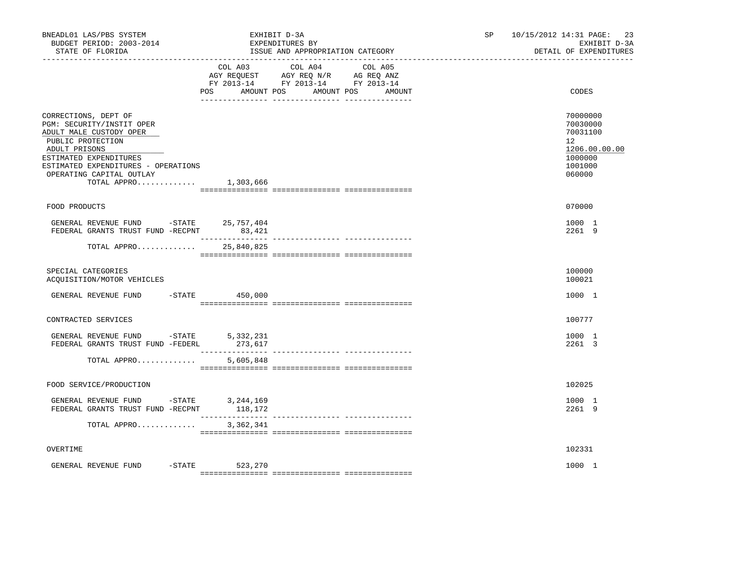BNEADL01 LAS/PBS SYSTEM | EXHIBIT D-3A | SP 10/15/2012 14:31
BUDGET PERIOD: 2003-2014 | EXPENDITURES BY | EXHIBIT D-3A
STATE OF FLORIDA | ISSUE AND APPROPRIATION CATEGORY | DETAIL OF EXPENDITURES

| | COL A03 AGY REQUEST FY 2013-14 POS AMOUNT | COL A04 AGY REQ N/R FY 2013-14 POS AMOUNT | COL A05 AG REQ ANZ FY 2013-14 POS AMOUNT | CODES |
|---|---|---|---|---|
| CORRECTIONS, DEPT OF | | | | 70000000 |
| PGM: SECURITY/INSTIT OPER | | | | 70030000 |
| ADULT MALE CUSTODY OPER | | | | 70031100 |
| PUBLIC PROTECTION | | | | 12 |
| ADULT PRISONS | | | | 1206.00.00.00 |
| ESTIMATED EXPENDITURES | | | | 1000000 |
| ESTIMATED EXPENDITURES - OPERATIONS | | | | 1001000 |
| OPERATING CAPITAL OUTLAY | | | | 060000 |
| TOTAL APPRO............ | 1,303,666 | | | |
| FOOD PRODUCTS | | | | 070000 |
| GENERAL REVENUE FUND -STATE | 25,757,404 | | | 1000 1 |
| FEDERAL GRANTS TRUST FUND -RECPNT | 83,421 | | | 2261 9 |
| TOTAL APPRO............ | 25,840,825 | | | |
| SPECIAL CATEGORIES | | | | 100000 |
| ACQUISITION/MOTOR VEHICLES | | | | 100021 |
| GENERAL REVENUE FUND -STATE | 450,000 | | | 1000 1 |
| CONTRACTED SERVICES | | | | 100777 |
| GENERAL REVENUE FUND -STATE | 5,332,231 | | | 1000 1 |
| FEDERAL GRANTS TRUST FUND -FEDERL | 273,617 | | | 2261 3 |
| TOTAL APPRO............ | 5,605,848 | | | |
| FOOD SERVICE/PRODUCTION | | | | 102025 |
| GENERAL REVENUE FUND -STATE | 3,244,169 | | | 1000 1 |
| FEDERAL GRANTS TRUST FUND -RECPNT | 118,172 | | | 2261 9 |
| TOTAL APPRO............ | 3,362,341 | | | |
| OVERTIME | | | | 102331 |
| GENERAL REVENUE FUND -STATE | 523,270 | | | 1000 1 |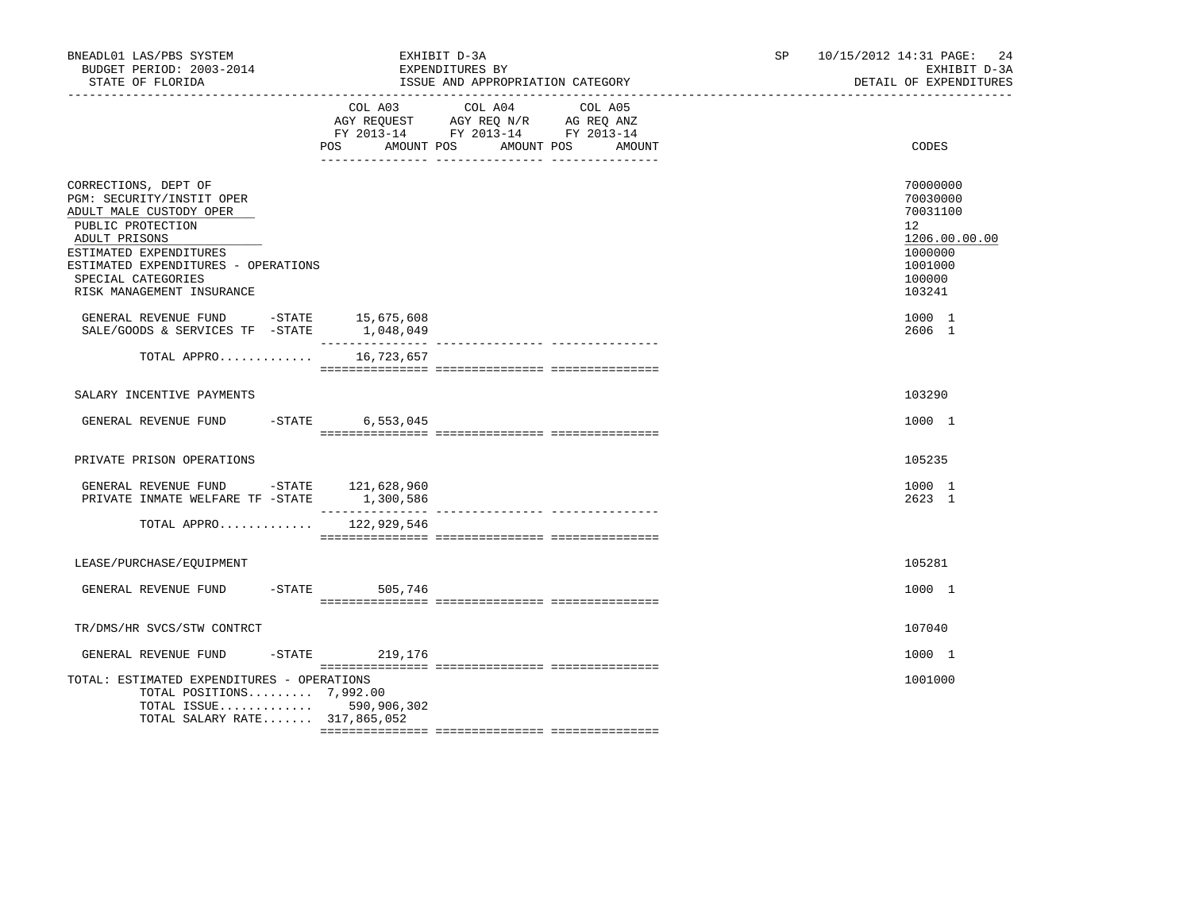BNEADL01 LAS/PBS SYSTEM
BUDGET PERIOD: 2003-2014
STATE OF FLORIDA

EXHIBIT D-3A
EXPENDITURES BY
ISSUE AND APPROPRIATION CATEGORY

SP 10/15/2012 14:31
EXHIBIT D-3A
DETAIL OF EXPENDITURES

| | COL A03 AGY REQUEST FY 2013-14 POS AMOUNT | COL A04 AGY REQ N/R FY 2013-14 POS AMOUNT | COL A05 AG REQ ANZ FY 2013-14 POS AMOUNT | CODES |
|---|---|---|---|---|
| CORRECTIONS, DEPT OF | | | | 70000000 |
| PGM: SECURITY/INSTIT OPER | | | | 70030000 |
| ADULT MALE CUSTODY OPER | | | | 70031100 |
| PUBLIC PROTECTION | | | | 12 |
| ADULT PRISONS | | | | 1206.00.00.00 |
| ESTIMATED EXPENDITURES | | | | 1000000 |
| ESTIMATED EXPENDITURES - OPERATIONS | | | | 1001000 |
| SPECIAL CATEGORIES | | | | 100000 |
| RISK MANAGEMENT INSURANCE | | | | 103241 |
| GENERAL REVENUE FUND -STATE | 15,675,608 | | | 1000 1 |
| SALE/GOODS & SERVICES TF -STATE | 1,048,049 | | | 2606 1 |
| TOTAL APPRO............ | 16,723,657 | | | |
| SALARY INCENTIVE PAYMENTS | | | | 103290 |
| GENERAL REVENUE FUND -STATE | 6,553,045 | | | 1000 1 |
| PRIVATE PRISON OPERATIONS | | | | 105235 |
| GENERAL REVENUE FUND -STATE | 121,628,960 | | | 1000 1 |
| PRIVATE INMATE WELFARE TF -STATE | 1,300,586 | | | 2623 1 |
| TOTAL APPRO............ | 122,929,546 | | | |
| LEASE/PURCHASE/EQUIPMENT | | | | 105281 |
| GENERAL REVENUE FUND -STATE | 505,746 | | | 1000 1 |
| TR/DMS/HR SVCS/STW CONTRCT | | | | 107040 |
| GENERAL REVENUE FUND -STATE | 219,176 | | | 1000 1 |
| TOTAL: ESTIMATED EXPENDITURES - OPERATIONS | | | | 1001000 |
| TOTAL POSITIONS......... | 7,992.00 | | | |
| TOTAL ISSUE............ | 590,906,302 | | | |
| TOTAL SALARY RATE....... | 317,865,052 | | | |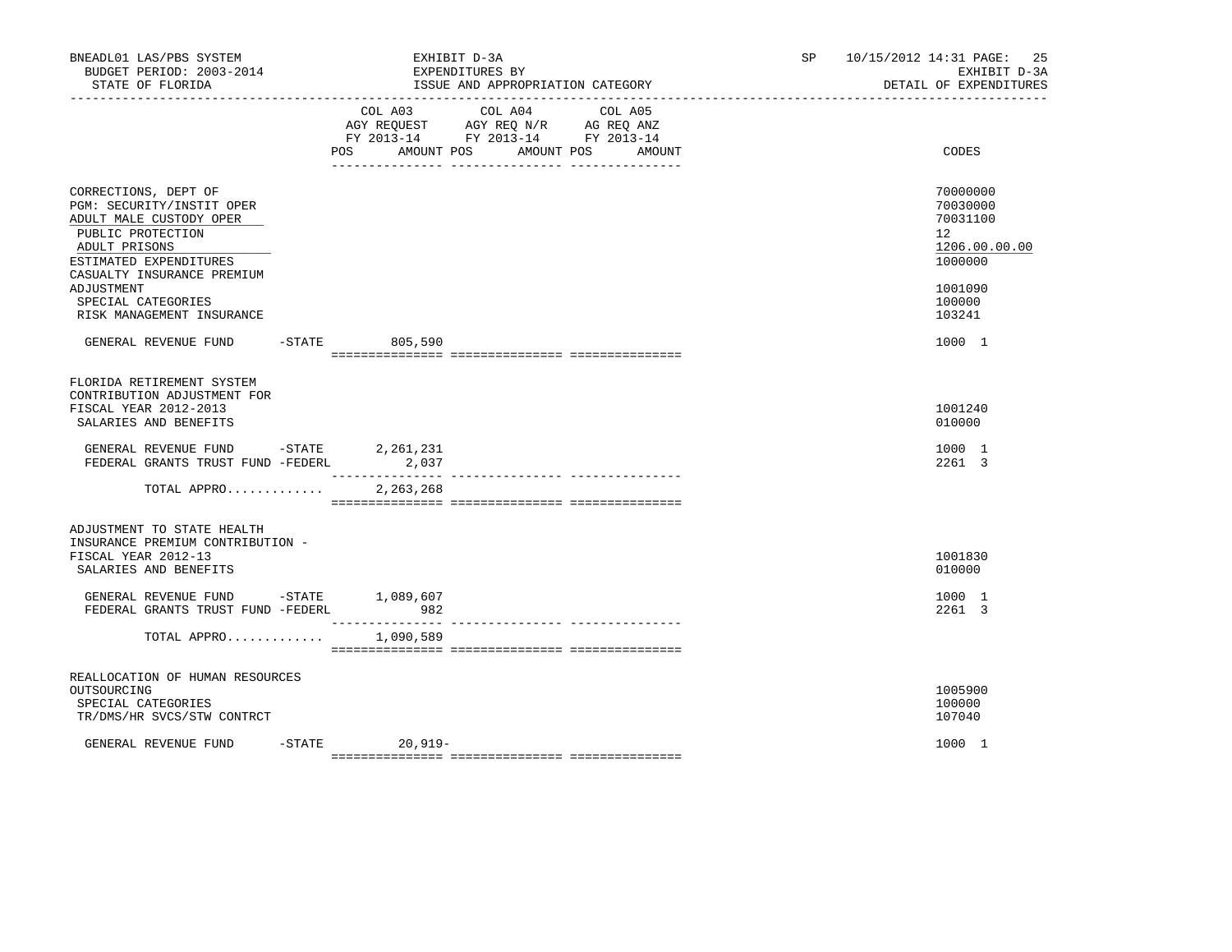BNEADL01 LAS/PBS SYSTEM — EXHIBIT D-3A — SP 10/15/2012 14:31

BUDGET PERIOD: 2003-2014 — EXPENDITURES BY — EXHIBIT D-3A

STATE OF FLORIDA — ISSUE AND APPROPRIATION CATEGORY — DETAIL OF EXPENDITURES

| | COL A03 AGY REQUEST FY 2013-14 POS AMOUNT | COL A04 AGY REQ N/R FY 2013-14 POS AMOUNT | COL A05 AG REQ ANZ FY 2013-14 POS AMOUNT | CODES |
|---|---|---|---|---|
| CORRECTIONS, DEPT OF | | | | 70000000 |
| PGM: SECURITY/INSTIT OPER | | | | 70030000 |
| ADULT MALE CUSTODY OPER | | | | 70031100 |
| PUBLIC PROTECTION | | | | 12 |
| ADULT PRISONS | | | | 1206.00.00.00 |
| ESTIMATED EXPENDITURES | | | | 1000000 |
| CASUALTY INSURANCE PREMIUM ADJUSTMENT | | | | 1001090 |
| SPECIAL CATEGORIES | | | | 100000 |
| RISK MANAGEMENT INSURANCE | | | | 103241 |
| GENERAL REVENUE FUND -STATE | 805,590 | | | 1000 1 |
| FLORIDA RETIREMENT SYSTEM CONTRIBUTION ADJUSTMENT FOR FISCAL YEAR 2012-2013 | | | | 1001240 |
| SALARIES AND BENEFITS | | | | 010000 |
| GENERAL REVENUE FUND -STATE | 2,261,231 | | | 1000 1 |
| FEDERAL GRANTS TRUST FUND -FEDERL | 2,037 | | | 2261 3 |
| TOTAL APPRO............ | 2,263,268 | | | |
| ADJUSTMENT TO STATE HEALTH INSURANCE PREMIUM CONTRIBUTION - FISCAL YEAR 2012-13 | | | | 1001830 |
| SALARIES AND BENEFITS | | | | 010000 |
| GENERAL REVENUE FUND -STATE | 1,089,607 | | | 1000 1 |
| FEDERAL GRANTS TRUST FUND -FEDERL | 982 | | | 2261 3 |
| TOTAL APPRO............ | 1,090,589 | | | |
| REALLOCATION OF HUMAN RESOURCES OUTSOURCING | | | | 1005900 |
| SPECIAL CATEGORIES | | | | 100000 |
| TR/DMS/HR SVCS/STW CONTRCT | | | | 107040 |
| GENERAL REVENUE FUND -STATE | 20,919- | | | 1000 1 |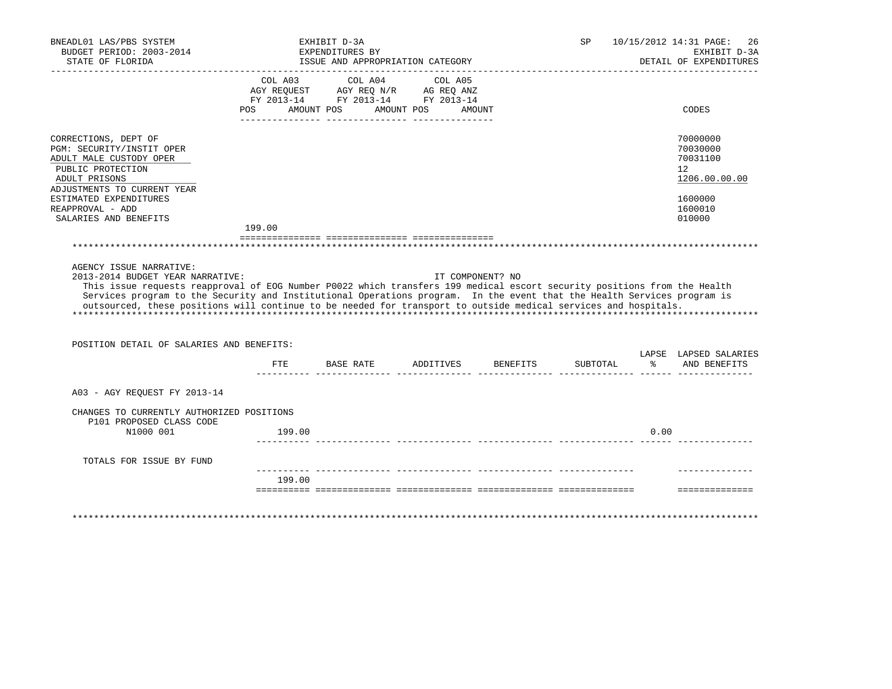BNEADL01 LAS/PBS SYSTEM
BUDGET PERIOD: 2003-2014
STATE OF FLORIDA

EXHIBIT D-3A
EXPENDITURES BY
ISSUE AND APPROPRIATION CATEGORY

SP 10/15/2012 14:31 PAGE: 26
EXHIBIT D-3A
DETAIL OF EXPENDITURES

| | COL A03 AGY REQUEST FY 2013-14 POS | AMOUNT | COL A04 AGY REQ N/R FY 2013-14 POS | AMOUNT | COL A05 AG REQ ANZ FY 2013-14 POS | AMOUNT | CODES |
|---|---|---|---|---|---|---|---|
| CORRECTIONS, DEPT OF | | | | | | | 70000000 |
| PGM: SECURITY/INSTIT OPER | | | | | | | 70030000 |
| ADULT MALE CUSTODY OPER | | | | | | | 70031100 |
| PUBLIC PROTECTION | | | | | | | 12 |
| ADULT PRISONS | | | | | | | 1206.00.00.00 |
| ADJUSTMENTS TO CURRENT YEAR ESTIMATED EXPENDITURES | | | | | | | 1600000 |
| REAPPROVAL - ADD | | | | | | | 1600010 |
| SALARIES AND BENEFITS | 199.00 | | | | | | 010000 |

AGENCY ISSUE NARRATIVE:

2013-2014 BUDGET YEAR NARRATIVE: IT COMPONENT? NO

This issue requests reapproval of EOG Number P0022 which transfers 199 medical escort security positions from the Health Services program to the Security and Institutional Operations program. In the event that the Health Services program is outsourced, these positions will continue to be needed for transport to outside medical services and hospitals.

POSITION DETAIL OF SALARIES AND BENEFITS:

| | FTE | BASE RATE | ADDITIVES | BENEFITS | SUBTOTAL | LAPSE % | LAPSED SALARIES AND BENEFITS |
|---|---|---|---|---|---|---|---|
| A03 - AGY REQUEST FY 2013-14 | | | | | | | |
| CHANGES TO CURRENTLY AUTHORIZED POSITIONS | | | | | | | |
| P101 PROPOSED CLASS CODE | | | | | | | |
| N1000 001 | 199.00 | | | | | 0.00 | |
| TOTALS FOR ISSUE BY FUND | 199.00 | | | | | | |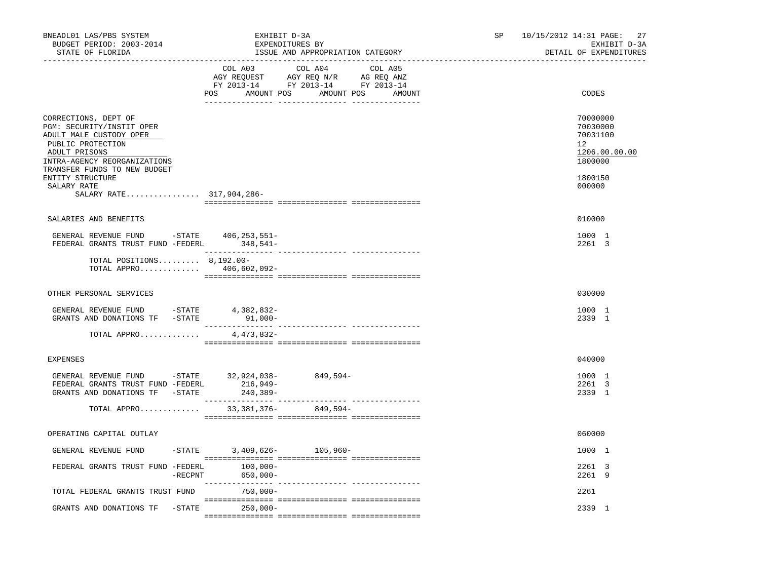BNEADL01 LAS/PBS SYSTEM — EXHIBIT D-3A — EXPENDITURES BY ISSUE AND APPROPRIATION CATEGORY
BUDGET PERIOD: 2003-2014 — STATE OF FLORIDA — SP 10/15/2012 14:31 — EXHIBIT D-3A DETAIL OF EXPENDITURES

| | COL A03 AGY REQUEST FY 2013-14 POS / AMOUNT | COL A04 AGY REQ N/R FY 2013-14 POS / AMOUNT | COL A05 AG REQ ANZ FY 2013-14 POS / AMOUNT | CODES |
|---|---|---|---|---|
| CORRECTIONS, DEPT OF | | | | 70000000 |
| PGM: SECURITY/INSTIT OPER | | | | 70030000 |
| ADULT MALE CUSTODY OPER | | | | 70031100 |
| PUBLIC PROTECTION | | | | 12 |
| ADULT PRISONS | | | | 1206.00.00.00 |
| INTRA-AGENCY REORGANIZATIONS | | | | 1800000 |
| TRANSFER FUNDS TO NEW BUDGET ENTITY STRUCTURE | | | | 1800150 |
| SALARY RATE | | | | 000000 |
| SALARY RATE................ | 317,904,286- | | | |
| SALARIES AND BENEFITS | | | | 010000 |
| GENERAL REVENUE FUND -STATE | 406,253,551- | | | 1000 1 |
| FEDERAL GRANTS TRUST FUND -FEDERL | 348,541- | | | 2261 3 |
| TOTAL POSITIONS......... | 8,192.00- | | | |
| TOTAL APPRO............. | 406,602,092- | | | |
| OTHER PERSONAL SERVICES | | | | 030000 |
| GENERAL REVENUE FUND -STATE | 4,382,832- | | | 1000 1 |
| GRANTS AND DONATIONS TF -STATE | 91,000- | | | 2339 1 |
| TOTAL APPRO............. | 4,473,832- | | | |
| EXPENSES | | | | 040000 |
| GENERAL REVENUE FUND -STATE | 32,924,038- | 849,594- | | 1000 1 |
| FEDERAL GRANTS TRUST FUND -FEDERL | 216,949- | | | 2261 3 |
| GRANTS AND DONATIONS TF -STATE | 240,389- | | | 2339 1 |
| TOTAL APPRO............. | 33,381,376- | 849,594- | | |
| OPERATING CAPITAL OUTLAY | | | | 060000 |
| GENERAL REVENUE FUND -STATE | 3,409,626- | 105,960- | | 1000 1 |
| FEDERAL GRANTS TRUST FUND -FEDERL | 100,000- | | | 2261 3 |
| -RECPNT | 650,000- | | | 2261 9 |
| TOTAL FEDERAL GRANTS TRUST FUND | 750,000- | | | 2261 |
| GRANTS AND DONATIONS TF -STATE | 250,000- | | | 2339 1 |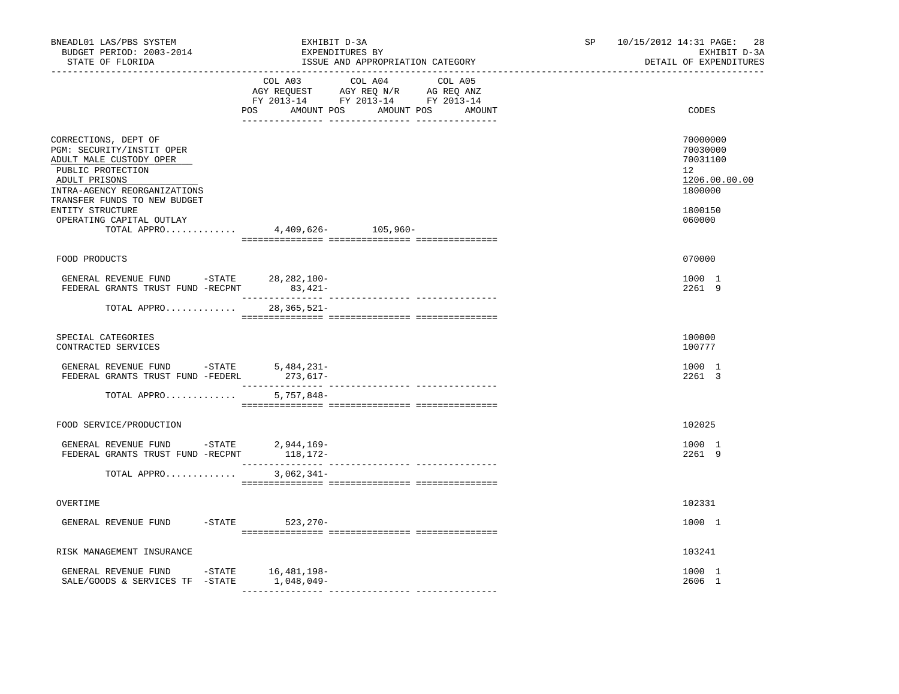BNEADL01 LAS/PBS SYSTEM | EXHIBIT D-3A | SP 10/15/2012 14:31 PAGE: 28
BUDGET PERIOD: 2003-2014 | EXPENDITURES BY | EXHIBIT D-3A
STATE OF FLORIDA | ISSUE AND APPROPRIATION CATEGORY | DETAIL OF EXPENDITURES

| | COL A03 AGY REQUEST FY 2013-14 POS AMOUNT | COL A04 AGY REQ N/R FY 2013-14 POS AMOUNT | COL A05 AG REQ ANZ FY 2013-14 POS AMOUNT | CODES |
|---|---|---|---|---|
| CORRECTIONS, DEPT OF | | | | 70000000 |
| PGM: SECURITY/INSTIT OPER | | | | 70030000 |
| ADULT MALE CUSTODY OPER | | | | 70031100 |
| PUBLIC PROTECTION | | | | 12 |
| ADULT PRISONS | | | | 1206.00.00.00 |
| INTRA-AGENCY REORGANIZATIONS | | | | 1800000 |
| TRANSFER FUNDS TO NEW BUDGET ENTITY STRUCTURE | | | | 1800150 |
| OPERATING CAPITAL OUTLAY | | | | 060000 |
| TOTAL APPRO............ | 4,409,626- | 105,960- | | |
| FOOD PRODUCTS | | | | 070000 |
| GENERAL REVENUE FUND -STATE | 28,282,100- | | | 1000 1 |
| FEDERAL GRANTS TRUST FUND -RECPNT | 83,421- | | | 2261 9 |
| TOTAL APPRO............ | 28,365,521- | | | |
| SPECIAL CATEGORIES | | | | 100000 |
| CONTRACTED SERVICES | | | | 100777 |
| GENERAL REVENUE FUND -STATE | 5,484,231- | | | 1000 1 |
| FEDERAL GRANTS TRUST FUND -FEDERL | 273,617- | | | 2261 3 |
| TOTAL APPRO............ | 5,757,848- | | | |
| FOOD SERVICE/PRODUCTION | | | | 102025 |
| GENERAL REVENUE FUND -STATE | 2,944,169- | | | 1000 1 |
| FEDERAL GRANTS TRUST FUND -RECPNT | 118,172- | | | 2261 9 |
| TOTAL APPRO............ | 3,062,341- | | | |
| OVERTIME | | | | 102331 |
| GENERAL REVENUE FUND -STATE | 523,270- | | | 1000 1 |
| RISK MANAGEMENT INSURANCE | | | | 103241 |
| GENERAL REVENUE FUND -STATE | 16,481,198- | | | 1000 1 |
| SALE/GOODS & SERVICES TF -STATE | 1,048,049- | | | 2606 1 |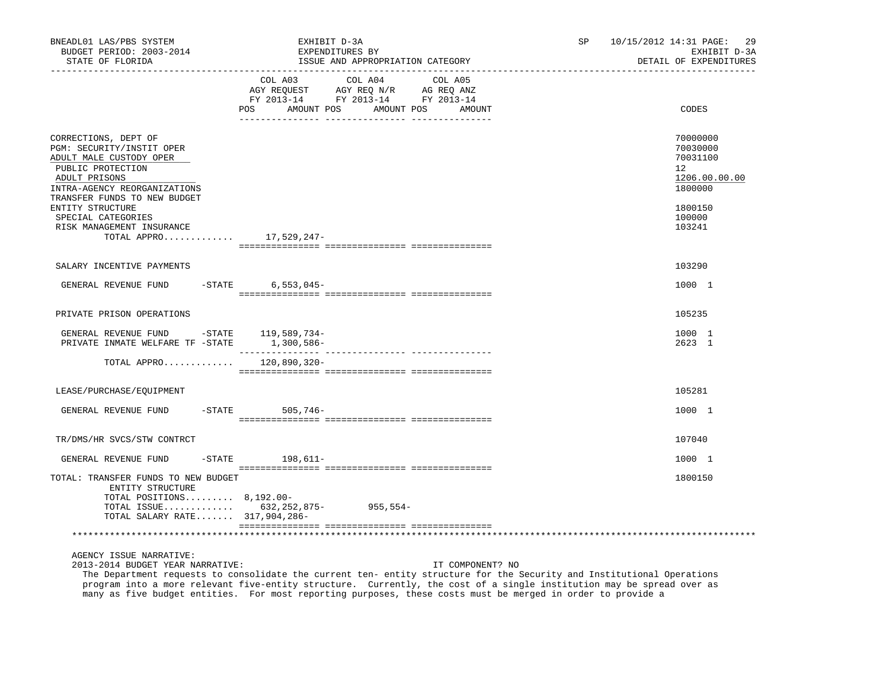BNEADL01 LAS/PBS SYSTEM — EXHIBIT D-3A — EXPENDITURES BY ISSUE AND APPROPRIATION CATEGORY — SP 10/15/2012 14:31 PAGE: 29

BUDGET PERIOD: 2003-2014 — STATE OF FLORIDA — EXHIBIT D-3A — DETAIL OF EXPENDITURES

| | COL A03 AGY REQUEST FY 2013-14 POS / AMOUNT | COL A04 AGY REQ N/R FY 2013-14 POS / AMOUNT | COL A05 AG REQ ANZ FY 2013-14 POS / AMOUNT | CODES |
|---|---|---|---|---|
| CORRECTIONS, DEPT OF | | | | 70000000 |
| PGM: SECURITY/INSTIT OPER | | | | 70030000 |
| ADULT MALE CUSTODY OPER | | | | 70031100 |
| PUBLIC PROTECTION | | | | 12 |
| ADULT PRISONS | | | | 1206.00.00.00 |
| INTRA-AGENCY REORGANIZATIONS | | | | 1800000 |
| TRANSFER FUNDS TO NEW BUDGET ENTITY STRUCTURE | | | | 1800150 |
| SPECIAL CATEGORIES | | | | 100000 |
| RISK MANAGEMENT INSURANCE | | | | 103241 |
| TOTAL APPRO............ | 17,529,247- | | | |
| SALARY INCENTIVE PAYMENTS | | | | 103290 |
| GENERAL REVENUE FUND -STATE | 6,553,045- | | | 1000 1 |
| PRIVATE PRISON OPERATIONS | | | | 105235 |
| GENERAL REVENUE FUND -STATE | 119,589,734- | | | 1000 1 |
| PRIVATE INMATE WELFARE TF -STATE | 1,300,586- | | | 2623 1 |
| TOTAL APPRO............ | 120,890,320- | | | |
| LEASE/PURCHASE/EQUIPMENT | | | | 105281 |
| GENERAL REVENUE FUND -STATE | 505,746- | | | 1000 1 |
| TR/DMS/HR SVCS/STW CONTRCT | | | | 107040 |
| GENERAL REVENUE FUND -STATE | 198,611- | | | 1000 1 |
| TOTAL: TRANSFER FUNDS TO NEW BUDGET ENTITY STRUCTURE | | | | 1800150 |
| TOTAL POSITIONS......... | 8,192.00- | | | |
| TOTAL ISSUE............ | 632,252,875- | 955,554- | | |
| TOTAL SALARY RATE....... | 317,904,286- | | | |

AGENCY ISSUE NARRATIVE:

2013-2014 BUDGET YEAR NARRATIVE: IT COMPONENT? NO

The Department requests to consolidate the current ten- entity structure for the Security and Institutional Operations program into a more relevant five-entity structure. Currently, the cost of a single institution may be spread over as many as five budget entities. For most reporting purposes, these costs must be merged in order to provide a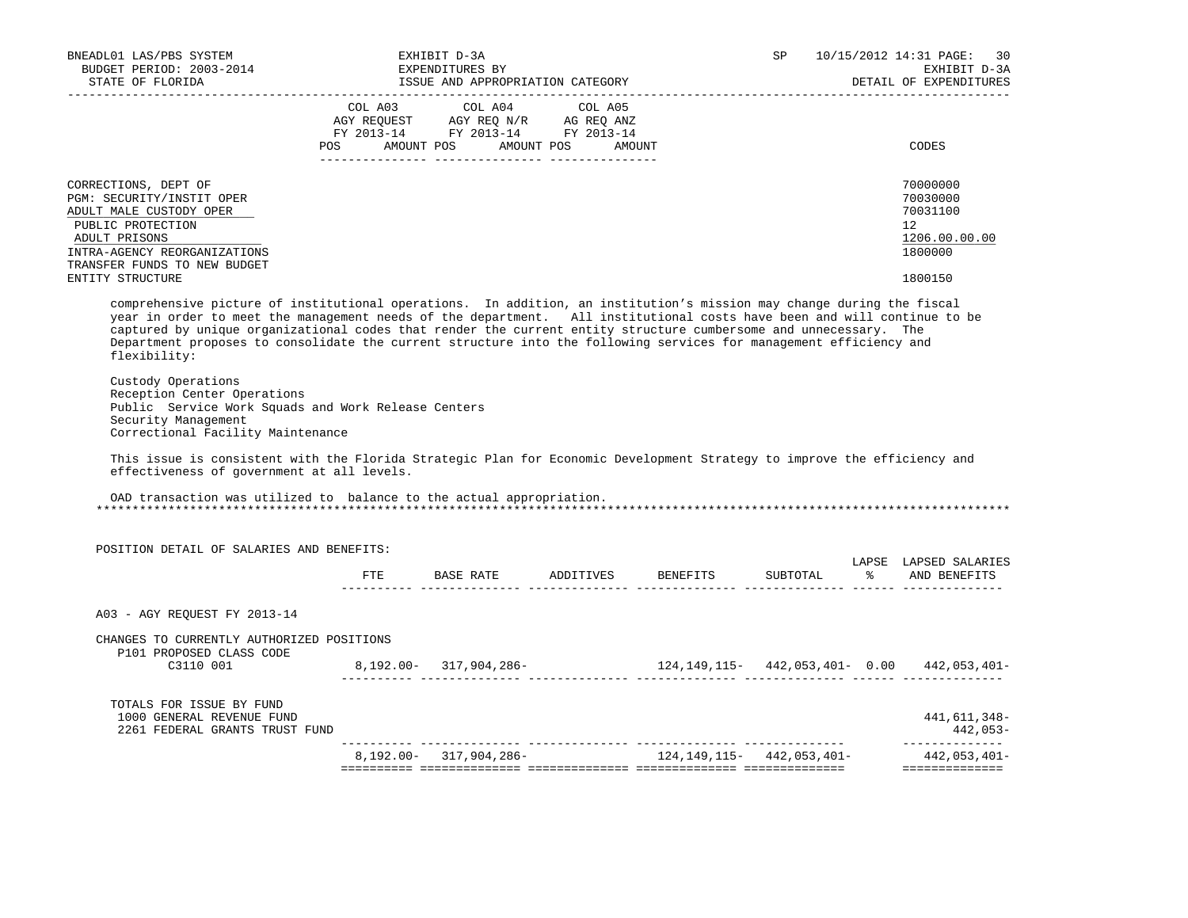| | COL A03 AGY REQUEST FY 2013-14 POS AMOUNT | COL A04 AGY REQ N/R FY 2013-14 POS AMOUNT | COL A05 AG REQ ANZ FY 2013-14 POS AMOUNT | CODES |
|---|---|---|---|---|
| CORRECTIONS, DEPT OF | | | | 70000000 |
| PGM: SECURITY/INSTIT OPER | | | | 70030000 |
| ADULT MALE CUSTODY OPER | | | | 70031100 |
| PUBLIC PROTECTION | | | | 12 |
| ADULT PRISONS | | | | 1206.00.00.00 |
| INTRA-AGENCY REORGANIZATIONS | | | | 1800000 |
| TRANSFER FUNDS TO NEW BUDGET ENTITY STRUCTURE | | | | 1800150 |

comprehensive picture of institutional operations. In addition, an institution's mission may change during the fiscal year in order to meet the management needs of the department. All institutional costs have been and will continue to be captured by unique organizational codes that render the current entity structure cumbersome and unnecessary. The Department proposes to consolidate the current structure into the following services for management efficiency and flexibility:

Custody Operations
Reception Center Operations
Public Service Work Squads and Work Release Centers
Security Management
Correctional Facility Maintenance

This issue is consistent with the Florida Strategic Plan for Economic Development Strategy to improve the efficiency and effectiveness of government at all levels.

OAD transaction was utilized to balance to the actual appropriation.

******************************************************************************************************************************

POSITION DETAIL OF SALARIES AND BENEFITS:

| | FTE | BASE RATE | ADDITIVES | BENEFITS | SUBTOTAL | LAPSE % | LAPSED SALARIES AND BENEFITS |
|---|---|---|---|---|---|---|---|
| A03 - AGY REQUEST FY 2013-14 | | | | | | | |
| CHANGES TO CURRENTLY AUTHORIZED POSITIONS | | | | | | | |
| P101 PROPOSED CLASS CODE | | | | | | | |
| C3110 001 | 8,192.00- | 317,904,286- | | 124,149,115- | 442,053,401- | 0.00 | 442,053,401- |
| TOTALS FOR ISSUE BY FUND | | | | | | | |
| 1000 GENERAL REVENUE FUND | | | | | | | 441,611,348- |
| 2261 FEDERAL GRANTS TRUST FUND | | | | | | | 442,053- |
| | 8,192.00- | 317,904,286- | | 124,149,115- | 442,053,401- | | 442,053,401- |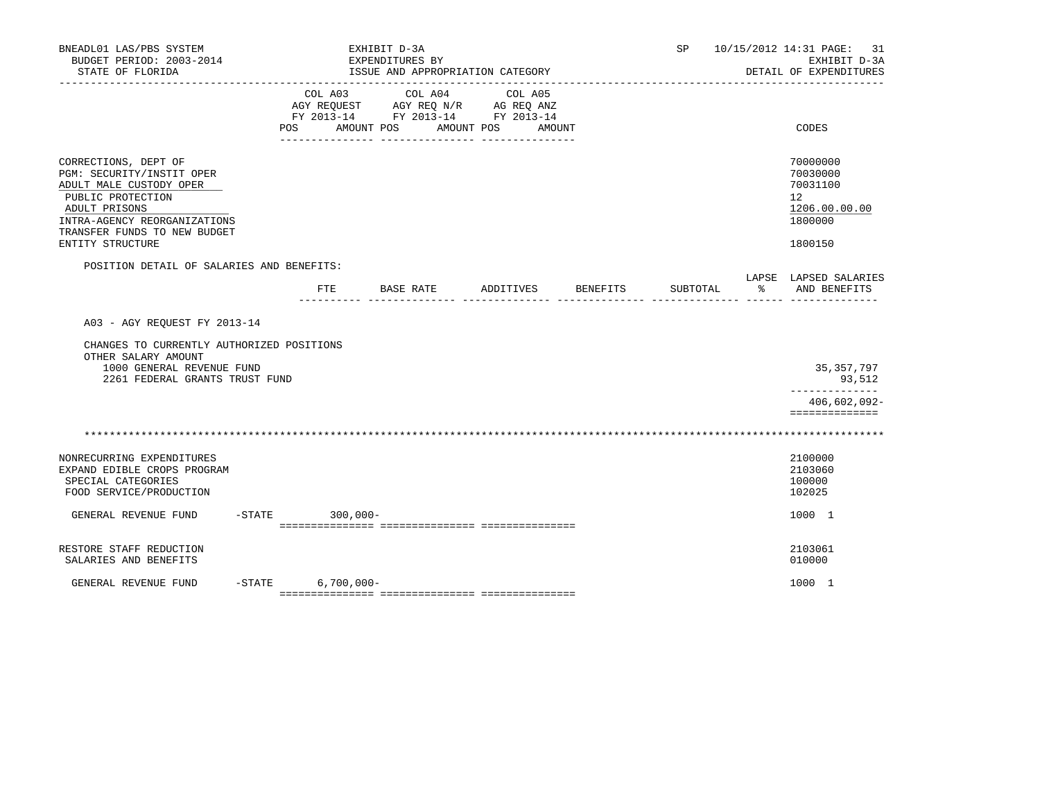BNEADL01 LAS/PBS SYSTEM — EXHIBIT D-3A — SP 10/15/2012 14:31

BUDGET PERIOD: 2003-2014 — EXPENDITURES BY — EXHIBIT D-3A

STATE OF FLORIDA — ISSUE AND APPROPRIATION CATEGORY — DETAIL OF EXPENDITURES

| | COL A03 AGY REQUEST FY 2013-14 POS AMOUNT | COL A04 AGY REQ N/R FY 2013-14 POS AMOUNT | COL A05 AG REQ ANZ FY 2013-14 POS AMOUNT | CODES |
|---|---|---|---|---|
| CORRECTIONS, DEPT OF | | | | 70000000 |
| PGM: SECURITY/INSTIT OPER | | | | 70030000 |
| ADULT MALE CUSTODY OPER | | | | 70031100 |
| PUBLIC PROTECTION | | | | 12 |
| ADULT PRISONS | | | | 1206.00.00.00 |
| INTRA-AGENCY REORGANIZATIONS | | | | 1800000 |
| TRANSFER FUNDS TO NEW BUDGET ENTITY STRUCTURE | | | | 1800150 |

POSITION DETAIL OF SALARIES AND BENEFITS:

| | FTE | BASE RATE | ADDITIVES | BENEFITS | SUBTOTAL | LAPSE % | LAPSED SALARIES AND BENEFITS |
|---|---|---|---|---|---|---|---|
| A03 - AGY REQUEST FY 2013-14 | | | | | | | |
| CHANGES TO CURRENTLY AUTHORIZED POSITIONS | | | | | | | |
| OTHER SALARY AMOUNT | | | | | | | |
| 1000 GENERAL REVENUE FUND | | | | | | | 35,357,797 |
| 2261 FEDERAL GRANTS TRUST FUND | | | | | | | 93,512 |
| | | | | | | | 406,602,092- |

\*\*\*\*\*\*\*\*\*\*\*\*\*\*\*\*\*\*\*\*\*\*\*\*\*\*\*\*\*\*\*\*\*\*\*\*\*\*\*\*\*\*\*\*\*\*\*\*\*\*\*\*\*\*\*\*\*\*\*\*\*\*\*\*\*\*\*\*\*\*\*\*\*\*\*\*

| | COL A03 | COL A04 | COL A05 | CODES |
|---|---|---|---|---|
| NONRECURRING EXPENDITURES | | | | 2100000 |
| EXPAND EDIBLE CROPS PROGRAM | | | | 2103060 |
| SPECIAL CATEGORIES | | | | 100000 |
| FOOD SERVICE/PRODUCTION | | | | 102025 |
| GENERAL REVENUE FUND -STATE | 300,000- | | | 1000 1 |
| RESTORE STAFF REDUCTION | | | | 2103061 |
| SALARIES AND BENEFITS | | | | 010000 |
| GENERAL REVENUE FUND -STATE | 6,700,000- | | | 1000 1 |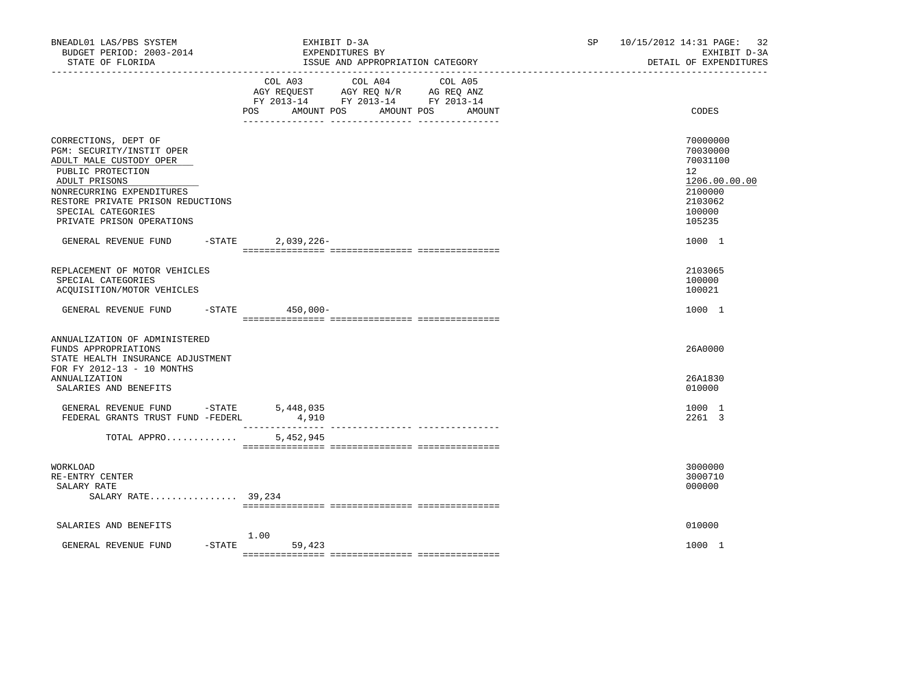BNEADL01 LAS/PBS SYSTEM | EXHIBIT D-3A | SP 10/15/2012 14:31
BUDGET PERIOD: 2003-2014 | EXPENDITURES BY | EXHIBIT D-3A
STATE OF FLORIDA | ISSUE AND APPROPRIATION CATEGORY | DETAIL OF EXPENDITURES

| | COL A03 AGY REQUEST FY 2013-14 POS | AMOUNT | COL A04 AGY REQ N/R FY 2013-14 POS | AMOUNT | COL A05 AG REQ ANZ FY 2013-14 POS | AMOUNT | CODES |
|---|---|---|---|---|---|---|---|
| CORRECTIONS, DEPT OF | | | | | | | 70000000 |
| PGM: SECURITY/INSTIT OPER | | | | | | | 70030000 |
| ADULT MALE CUSTODY OPER | | | | | | | 70031100 |
| PUBLIC PROTECTION | | | | | | | 12 |
| ADULT PRISONS | | | | | | | 1206.00.00.00 |
| NONRECURRING EXPENDITURES | | | | | | | 2100000 |
| RESTORE PRIVATE PRISON REDUCTIONS | | | | | | | 2103062 |
| SPECIAL CATEGORIES | | | | | | | 100000 |
| PRIVATE PRISON OPERATIONS | | | | | | | 105235 |
| GENERAL REVENUE FUND -STATE | | 2,039,226- | | | | | 1000 1 |
| REPLACEMENT OF MOTOR VEHICLES | | | | | | | 2103065 |
| SPECIAL CATEGORIES | | | | | | | 100000 |
| ACQUISITION/MOTOR VEHICLES | | | | | | | 100021 |
| GENERAL REVENUE FUND -STATE | | 450,000- | | | | | 1000 1 |
| ANNUALIZATION OF ADMINISTERED FUNDS APPROPRIATIONS | | | | | | | 26A0000 |
| STATE HEALTH INSURANCE ADJUSTMENT FOR FY 2012-13 - 10 MONTHS ANNUALIZATION | | | | | | | 26A1830 |
| SALARIES AND BENEFITS | | | | | | | 010000 |
| GENERAL REVENUE FUND -STATE | | 5,448,035 | | | | | 1000 1 |
| FEDERAL GRANTS TRUST FUND -FEDERL | | 4,910 | | | | | 2261 3 |
| TOTAL APPRO............ | | 5,452,945 | | | | | |
| WORKLOAD | | | | | | | 3000000 |
| RE-ENTRY CENTER | | | | | | | 3000710 |
| SALARY RATE | | | | | | | 000000 |
| SALARY RATE............... 39,234 | | | | | | | |
| SALARIES AND BENEFITS | | | | | | | 010000 |
| GENERAL REVENUE FUND -STATE | 1.00 | 59,423 | | | | | 1000 1 |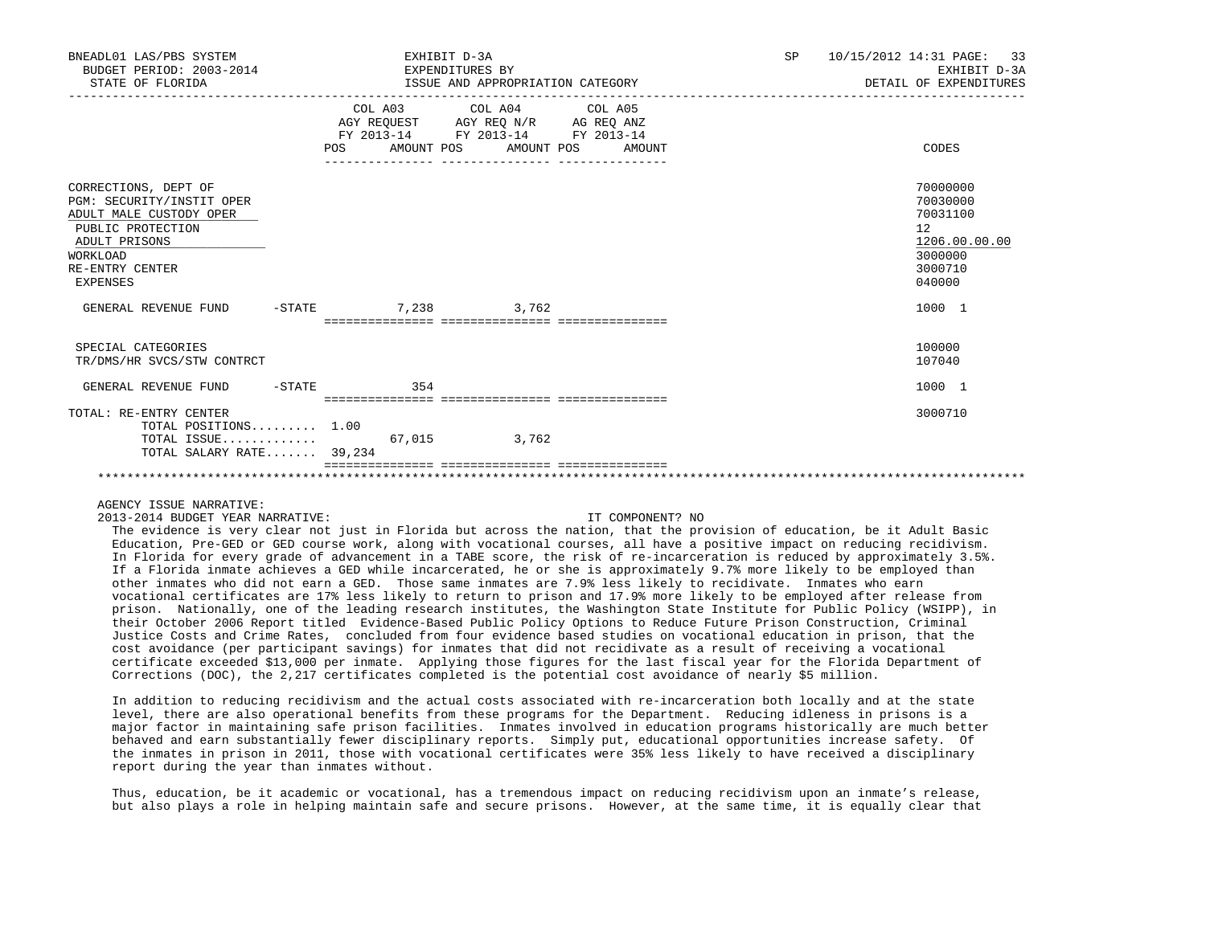BNEADL01 LAS/PBS SYSTEM | EXHIBIT D-3A | SP 10/15/2012 14:31
BUDGET PERIOD: 2003-2014 | EXPENDITURES BY | EXHIBIT D-3A
STATE OF FLORIDA | ISSUE AND APPROPRIATION CATEGORY | DETAIL OF EXPENDITURES

| | COL A03 AGY REQUEST FY 2013-14 POS AMOUNT | COL A04 AGY REQ N/R FY 2013-14 POS AMOUNT | COL A05 AG REQ ANZ FY 2013-14 POS AMOUNT | CODES |
|---|---|---|---|---|
| CORRECTIONS, DEPT OF | | | | 70000000 |
| PGM: SECURITY/INSTIT OPER | | | | 70030000 |
| ADULT MALE CUSTODY OPER | | | | 70031100 |
| PUBLIC PROTECTION | | | | 12 |
| ADULT PRISONS | | | | 1206.00.00.00 |
| WORKLOAD | | | | 3000000 |
| RE-ENTRY CENTER | | | | 3000710 |
| EXPENSES | | | | 040000 |
| GENERAL REVENUE FUND -STATE | 7,238 | 3,762 | | 1000 1 |
| SPECIAL CATEGORIES | | | | 100000 |
| TR/DMS/HR SVCS/STW CONTRCT | | | | 107040 |
| GENERAL REVENUE FUND -STATE | 354 | | | 1000 1 |
| TOTAL: RE-ENTRY CENTER | | | | 3000710 |
| TOTAL POSITIONS......... 1.00 | | | | |
| TOTAL ISSUE............. | 67,015 | 3,762 | | |
| TOTAL SALARY RATE....... 39,234 | | | | |

AGENCY ISSUE NARRATIVE:

2013-2014 BUDGET YEAR NARRATIVE: IT COMPONENT? NO

The evidence is very clear not just in Florida but across the nation, that the provision of education, be it Adult Basic Education, Pre-GED or GED course work, along with vocational courses, all have a positive impact on reducing recidivism. In Florida for every grade of advancement in a TABE score, the risk of re-incarceration is reduced by approximately 3.5%. If a Florida inmate achieves a GED while incarcerated, he or she is approximately 9.7% more likely to be employed than other inmates who did not earn a GED. Those same inmates are 7.9% less likely to recidivate. Inmates who earn vocational certificates are 17% less likely to return to prison and 17.9% more likely to be employed after release from prison. Nationally, one of the leading research institutes, the Washington State Institute for Public Policy (WSIPP), in their October 2006 Report titled Evidence-Based Public Policy Options to Reduce Future Prison Construction, Criminal Justice Costs and Crime Rates, concluded from four evidence based studies on vocational education in prison, that the cost avoidance (per participant savings) for inmates that did not recidivate as a result of receiving a vocational certificate exceeded $13,000 per inmate. Applying those figures for the last fiscal year for the Florida Department of Corrections (DOC), the 2,217 certificates completed is the potential cost avoidance of nearly $5 million.

In addition to reducing recidivism and the actual costs associated with re-incarceration both locally and at the state level, there are also operational benefits from these programs for the Department. Reducing idleness in prisons is a major factor in maintaining safe prison facilities. Inmates involved in education programs historically are much better behaved and earn substantially fewer disciplinary reports. Simply put, educational opportunities increase safety. Of the inmates in prison in 2011, those with vocational certificates were 35% less likely to have received a disciplinary report during the year than inmates without.

Thus, education, be it academic or vocational, has a tremendous impact on reducing recidivism upon an inmate’s release, but also plays a role in helping maintain safe and secure prisons. However, at the same time, it is equally clear that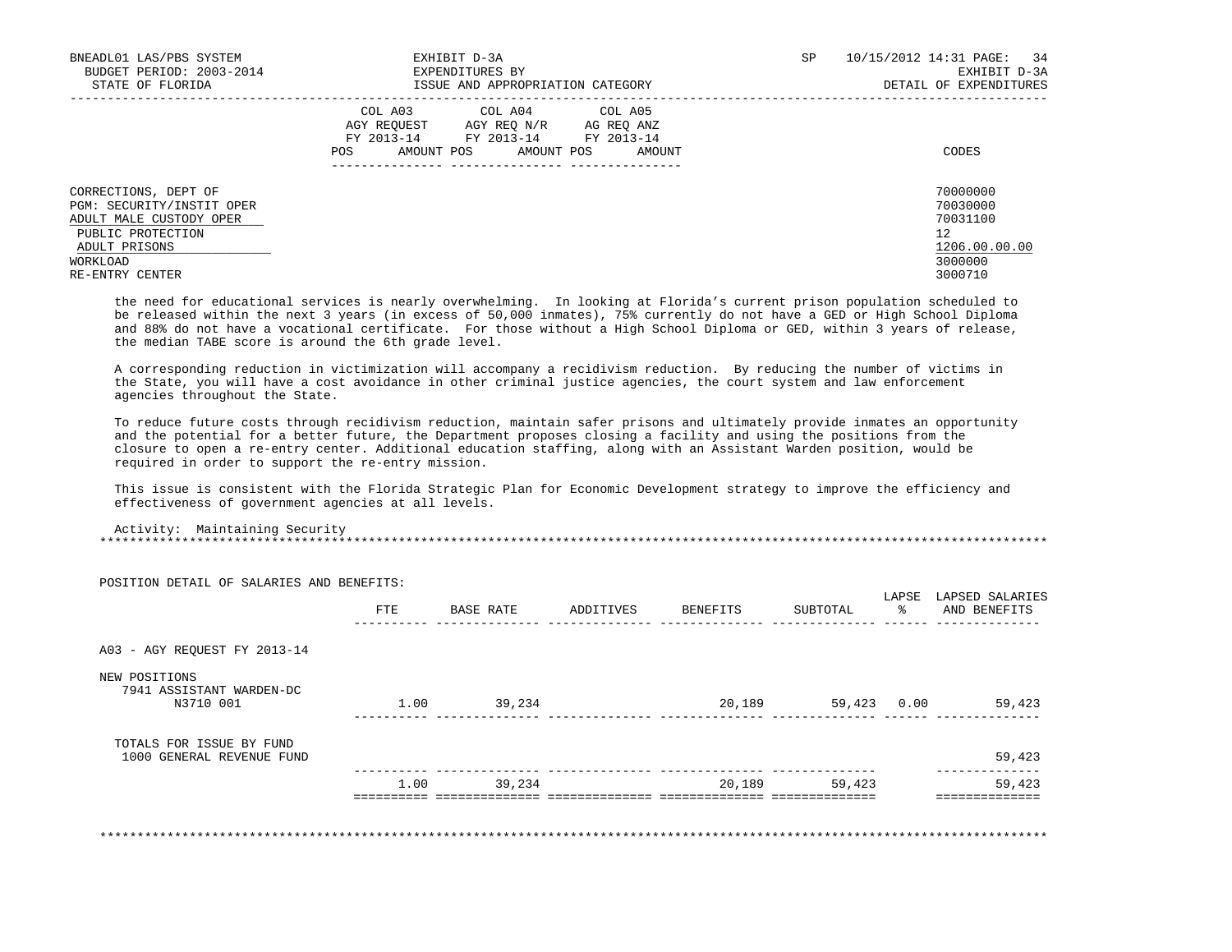| | COL A03 AGY REQUEST FY 2013-14 | | COL A04 AGY REQ N/R FY 2013-14 | | COL A05 AG REQ ANZ FY 2013-14 | | |
|---|---|---|---|---|---|---|---|
| | POS | AMOUNT | POS | AMOUNT | POS | AMOUNT | CODES |

CORRECTIONS, DEPT OF — 70000000
PGM: SECURITY/INSTIT OPER — 70030000
ADULT MALE CUSTODY OPER — 70031100
PUBLIC PROTECTION — 12
ADULT PRISONS — 1206.00.00.00
WORKLOAD — 3000000
RE-ENTRY CENTER — 3000710

the need for educational services is nearly overwhelming. In looking at Florida's current prison population scheduled to be released within the next 3 years (in excess of 50,000 inmates), 75% currently do not have a GED or High School Diploma and 88% do not have a vocational certificate. For those without a High School Diploma or GED, within 3 years of release, the median TABE score is around the 6th grade level.

A corresponding reduction in victimization will accompany a recidivism reduction. By reducing the number of victims in the State, you will have a cost avoidance in other criminal justice agencies, the court system and law enforcement agencies throughout the State.

To reduce future costs through recidivism reduction, maintain safer prisons and ultimately provide inmates an opportunity and the potential for a better future, the Department proposes closing a facility and using the positions from the closure to open a re-entry center. Additional education staffing, along with an Assistant Warden position, would be required in order to support the re-entry mission.

This issue is consistent with the Florida Strategic Plan for Economic Development strategy to improve the efficiency and effectiveness of government agencies at all levels.

Activity: Maintaining Security

POSITION DETAIL OF SALARIES AND BENEFITS:

| | FTE | BASE RATE | ADDITIVES | BENEFITS | SUBTOTAL | LAPSE % | LAPSED SALARIES AND BENEFITS |
|---|---|---|---|---|---|---|---|
| A03 - AGY REQUEST FY 2013-14 | | | | | | | |
| NEW POSITIONS | | | | | | | |
| 7941 ASSISTANT WARDEN-DC N3710 001 | 1.00 | 39,234 | | 20,189 | 59,423 | 0.00 | 59,423 |
| TOTALS FOR ISSUE BY FUND | | | | | | | |
| 1000 GENERAL REVENUE FUND | | | | | | | 59,423 |
| | 1.00 | 39,234 | | 20,189 | 59,423 | | 59,423 |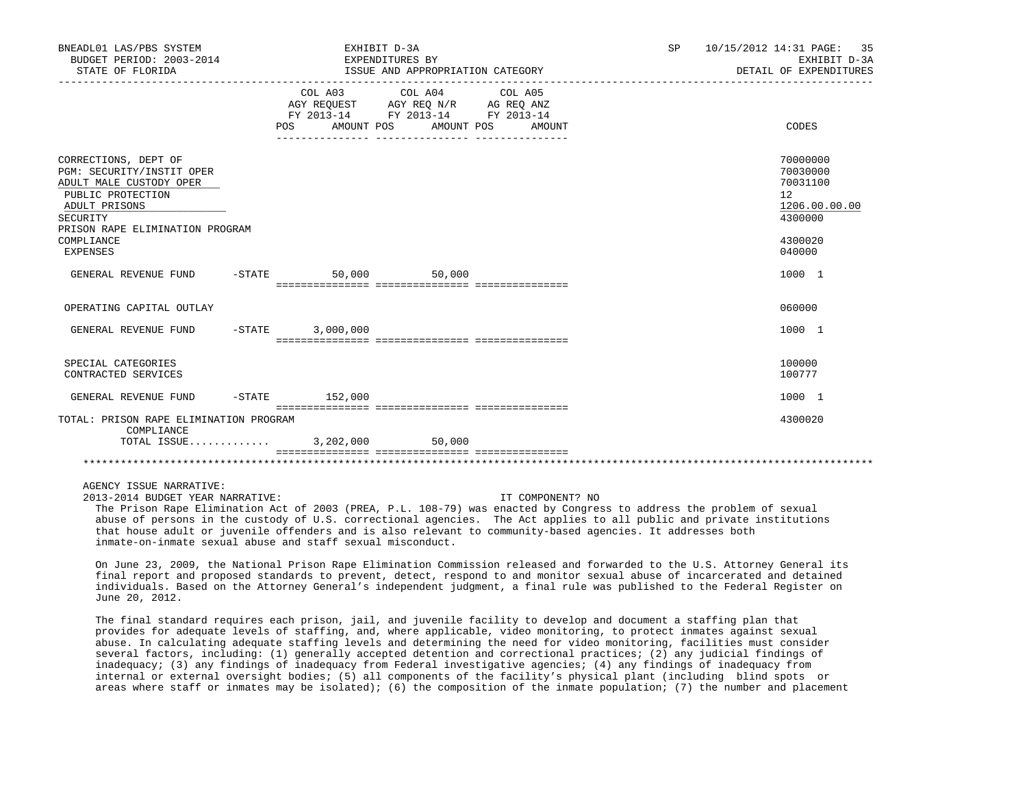| | COL A03 AGY REQUEST FY 2013-14 POS AMOUNT | COL A04 AGY REQ N/R FY 2013-14 POS AMOUNT | COL A05 AG REQ ANZ FY 2013-14 POS AMOUNT | CODES |
|---|---|---|---|---|
| CORRECTIONS, DEPT OF | | | | 70000000 |
| PGM: SECURITY/INSTIT OPER | | | | 70030000 |
| ADULT MALE CUSTODY OPER | | | | 70031100 |
| PUBLIC PROTECTION | | | | 12 |
| ADULT PRISONS | | | | 1206.00.00.00 |
| SECURITY | | | | 4300000 |
| PRISON RAPE ELIMINATION PROGRAM COMPLIANCE | | | | 4300020 |
| EXPENSES | | | | 040000 |
| GENERAL REVENUE FUND -STATE | 50,000 | 50,000 | | 1000 1 |
| OPERATING CAPITAL OUTLAY | | | | 060000 |
| GENERAL REVENUE FUND -STATE | 3,000,000 | | | 1000 1 |
| SPECIAL CATEGORIES | | | | 100000 |
| CONTRACTED SERVICES | | | | 100777 |
| GENERAL REVENUE FUND -STATE | 152,000 | | | 1000 1 |
| TOTAL: PRISON RAPE ELIMINATION PROGRAM COMPLIANCE | | | | 4300020 |
| TOTAL ISSUE............ | 3,202,000 | 50,000 | | |

AGENCY ISSUE NARRATIVE:

2013-2014 BUDGET YEAR NARRATIVE: IT COMPONENT? NO

The Prison Rape Elimination Act of 2003 (PREA, P.L. 108-79) was enacted by Congress to address the problem of sexual abuse of persons in the custody of U.S. correctional agencies. The Act applies to all public and private institutions that house adult or juvenile offenders and is also relevant to community-based agencies. It addresses both inmate-on-inmate sexual abuse and staff sexual misconduct.

On June 23, 2009, the National Prison Rape Elimination Commission released and forwarded to the U.S. Attorney General its final report and proposed standards to prevent, detect, respond to and monitor sexual abuse of incarcerated and detained individuals. Based on the Attorney General's independent judgment, a final rule was published to the Federal Register on June 20, 2012.

The final standard requires each prison, jail, and juvenile facility to develop and document a staffing plan that provides for adequate levels of staffing, and, where applicable, video monitoring, to protect inmates against sexual abuse. In calculating adequate staffing levels and determining the need for video monitoring, facilities must consider several factors, including: (1) generally accepted detention and correctional practices; (2) any judicial findings of inadequacy; (3) any findings of inadequacy from Federal investigative agencies; (4) any findings of inadequacy from internal or external oversight bodies; (5) all components of the facility's physical plant (including blind spots or areas where staff or inmates may be isolated); (6) the composition of the inmate population; (7) the number and placement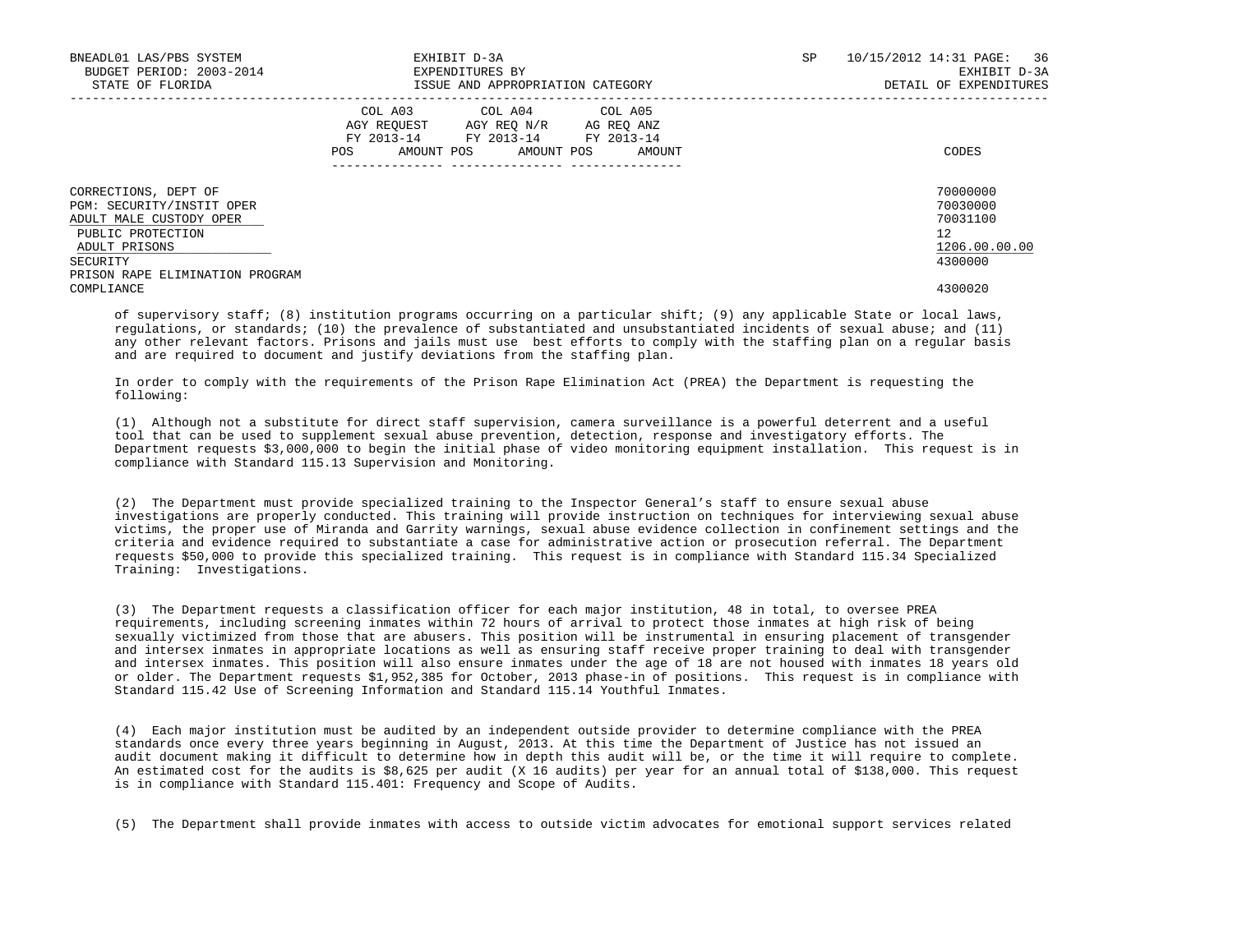| | COL A03 AGY REQUEST FY 2013-14 | | COL A04 AGY REQ N/R FY 2013-14 | | COL A05 AG REQ ANZ FY 2013-14 | | |
|---|---|---|---|---|---|---|---|
| | POS | AMOUNT | POS | AMOUNT | POS | AMOUNT | CODES |
| CORRECTIONS, DEPT OF | | | | | | | 70000000 |
| PGM: SECURITY/INSTIT OPER | | | | | | | 70030000 |
| ADULT MALE CUSTODY OPER | | | | | | | 70031100 |
| PUBLIC PROTECTION | | | | | | | 12 |
| ADULT PRISONS | | | | | | | 1206.00.00.00 |
| SECURITY | | | | | | | 4300000 |
| PRISON RAPE ELIMINATION PROGRAM COMPLIANCE | | | | | | | 4300020 |

of supervisory staff; (8) institution programs occurring on a particular shift; (9) any applicable State or local laws, regulations, or standards; (10) the prevalence of substantiated and unsubstantiated incidents of sexual abuse; and (11) any other relevant factors. Prisons and jails must use best efforts to comply with the staffing plan on a regular basis and are required to document and justify deviations from the staffing plan.

In order to comply with the requirements of the Prison Rape Elimination Act (PREA) the Department is requesting the following:

(1) Although not a substitute for direct staff supervision, camera surveillance is a powerful deterrent and a useful tool that can be used to supplement sexual abuse prevention, detection, response and investigatory efforts. The Department requests $3,000,000 to begin the initial phase of video monitoring equipment installation. This request is in compliance with Standard 115.13 Supervision and Monitoring.

(2) The Department must provide specialized training to the Inspector General's staff to ensure sexual abuse investigations are properly conducted. This training will provide instruction on techniques for interviewing sexual abuse victims, the proper use of Miranda and Garrity warnings, sexual abuse evidence collection in confinement settings and the criteria and evidence required to substantiate a case for administrative action or prosecution referral. The Department requests $50,000 to provide this specialized training. This request is in compliance with Standard 115.34 Specialized Training: Investigations.

(3) The Department requests a classification officer for each major institution, 48 in total, to oversee PREA requirements, including screening inmates within 72 hours of arrival to protect those inmates at high risk of being sexually victimized from those that are abusers. This position will be instrumental in ensuring placement of transgender and intersex inmates in appropriate locations as well as ensuring staff receive proper training to deal with transgender and intersex inmates. This position will also ensure inmates under the age of 18 are not housed with inmates 18 years old or older. The Department requests $1,952,385 for October, 2013 phase-in of positions. This request is in compliance with Standard 115.42 Use of Screening Information and Standard 115.14 Youthful Inmates.

(4) Each major institution must be audited by an independent outside provider to determine compliance with the PREA standards once every three years beginning in August, 2013. At this time the Department of Justice has not issued an audit document making it difficult to determine how in depth this audit will be, or the time it will require to complete. An estimated cost for the audits is $8,625 per audit (X 16 audits) per year for an annual total of $138,000. This request is in compliance with Standard 115.401: Frequency and Scope of Audits.

(5) The Department shall provide inmates with access to outside victim advocates for emotional support services related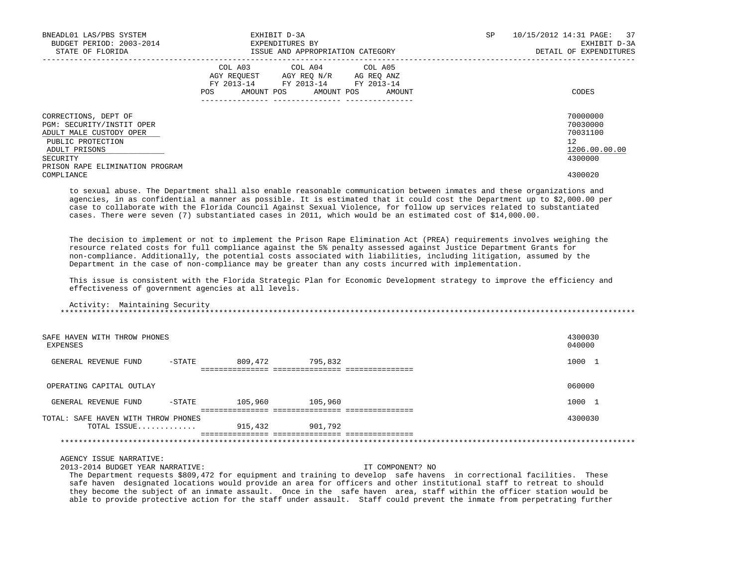| | COL A03 AGY REQUEST FY 2013-14 | | COL A04 AGY REQ N/R FY 2013-14 | | COL A05 AG REQ ANZ FY 2013-14 | | |
|---|---|---|---|---|---|---|---|
| | POS | AMOUNT | POS | AMOUNT | POS | AMOUNT | CODES |

CORRECTIONS, DEPT OF — 70000000
PGM: SECURITY/INSTIT OPER — 70030000
ADULT MALE CUSTODY OPER — 70031100
PUBLIC PROTECTION — 12
ADULT PRISONS — 1206.00.00.00
SECURITY — 4300000
PRISON RAPE ELIMINATION PROGRAM COMPLIANCE — 4300020

to sexual abuse. The Department shall also enable reasonable communication between inmates and these organizations and agencies, in as confidential a manner as possible. It is estimated that it could cost the Department up to $2,000.00 per case to collaborate with the Florida Council Against Sexual Violence, for follow up services related to substantiated cases. There were seven (7) substantiated cases in 2011, which would be an estimated cost of $14,000.00.

The decision to implement or not to implement the Prison Rape Elimination Act (PREA) requirements involves weighing the resource related costs for full compliance against the 5% penalty assessed against Justice Department Grants for non-compliance. Additionally, the potential costs associated with liabilities, including litigation, assumed by the Department in the case of non-compliance may be greater than any costs incurred with implementation.

This issue is consistent with the Florida Strategic Plan for Economic Development strategy to improve the efficiency and effectiveness of government agencies at all levels.

Activity: Maintaining Security

******************************************************************************************************************

| | COL A03 AGY REQUEST | COL A04 AGY REQ N/R | COL A05 AG REQ ANZ | CODES |
|---|---|---|---|---|
| SAFE HAVEN WITH THROW PHONES | | | | 4300030 |
| EXPENSES | | | | 040000 |
| GENERAL REVENUE FUND -STATE | 809,472 | 795,832 | | 1000 1 |
| OPERATING CAPITAL OUTLAY | | | | 060000 |
| GENERAL REVENUE FUND -STATE | 105,960 | 105,960 | | 1000 1 |
| TOTAL: SAFE HAVEN WITH THROW PHONES | | | | 4300030 |
| TOTAL ISSUE............. | 915,432 | 901,792 | | |

******************************************************************************************************************

AGENCY ISSUE NARRATIVE:

2013-2014 BUDGET YEAR NARRATIVE: IT COMPONENT? NO

The Department requests $809,472 for equipment and training to develop safe havens in correctional facilities. These safe haven designated locations would provide an area for officers and other institutional staff to retreat to should they become the subject of an inmate assault. Once in the safe haven area, staff within the officer station would be able to provide protective action for the staff under assault. Staff could prevent the inmate from perpetrating further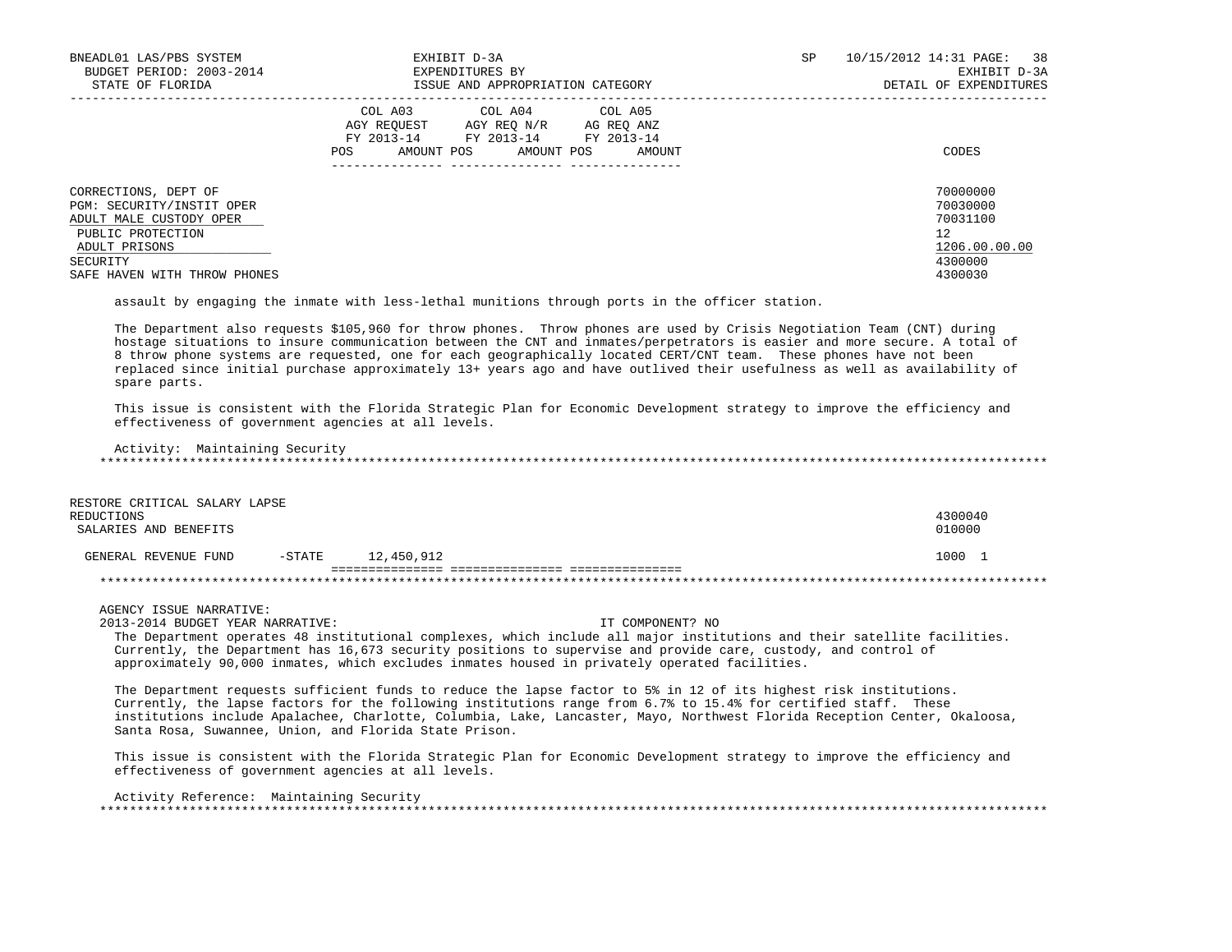| | COL A03 AGY REQUEST FY 2013-14 POS AMOUNT | COL A04 AGY REQ N/R FY 2013-14 POS AMOUNT | COL A05 AG REQ ANZ FY 2013-14 POS AMOUNT | CODES |
|---|---|---|---|---|
| CORRECTIONS, DEPT OF | | | | 70000000 |
| PGM: SECURITY/INSTIT OPER | | | | 70030000 |
| ADULT MALE CUSTODY OPER | | | | 70031100 |
| PUBLIC PROTECTION | | | | 12 |
| ADULT PRISONS | | | | 1206.00.00.00 |
| SECURITY | | | | 4300000 |
| SAFE HAVEN WITH THROW PHONES | | | | 4300030 |

assault by engaging the inmate with less-lethal munitions through ports in the officer station.

The Department also requests $105,960 for throw phones. Throw phones are used by Crisis Negotiation Team (CNT) during hostage situations to insure communication between the CNT and inmates/perpetrators is easier and more secure. A total of 8 throw phone systems are requested, one for each geographically located CERT/CNT team. These phones have not been replaced since initial purchase approximately 13+ years ago and have outlived their usefulness as well as availability of spare parts.

This issue is consistent with the Florida Strategic Plan for Economic Development strategy to improve the efficiency and effectiveness of government agencies at all levels.

Activity: Maintaining Security

*****************************************************************************************************************************

| | COL A03 | COL A04 | COL A05 | CODES |
|---|---|---|---|---|
| RESTORE CRITICAL SALARY LAPSE REDUCTIONS | | | | 4300040 |
| SALARIES AND BENEFITS | | | | 010000 |
| GENERAL REVENUE FUND -STATE | 12,450,912 | | | 1000 1 |

*****************************************************************************************************************************

AGENCY ISSUE NARRATIVE:

2013-2014 BUDGET YEAR NARRATIVE: IT COMPONENT? NO

The Department operates 48 institutional complexes, which include all major institutions and their satellite facilities. Currently, the Department has 16,673 security positions to supervise and provide care, custody, and control of approximately 90,000 inmates, which excludes inmates housed in privately operated facilities.

The Department requests sufficient funds to reduce the lapse factor to 5% in 12 of its highest risk institutions. Currently, the lapse factors for the following institutions range from 6.7% to 15.4% for certified staff. These institutions include Apalachee, Charlotte, Columbia, Lake, Lancaster, Mayo, Northwest Florida Reception Center, Okaloosa, Santa Rosa, Suwannee, Union, and Florida State Prison.

This issue is consistent with the Florida Strategic Plan for Economic Development strategy to improve the efficiency and effectiveness of government agencies at all levels.

Activity Reference: Maintaining Security

*****************************************************************************************************************************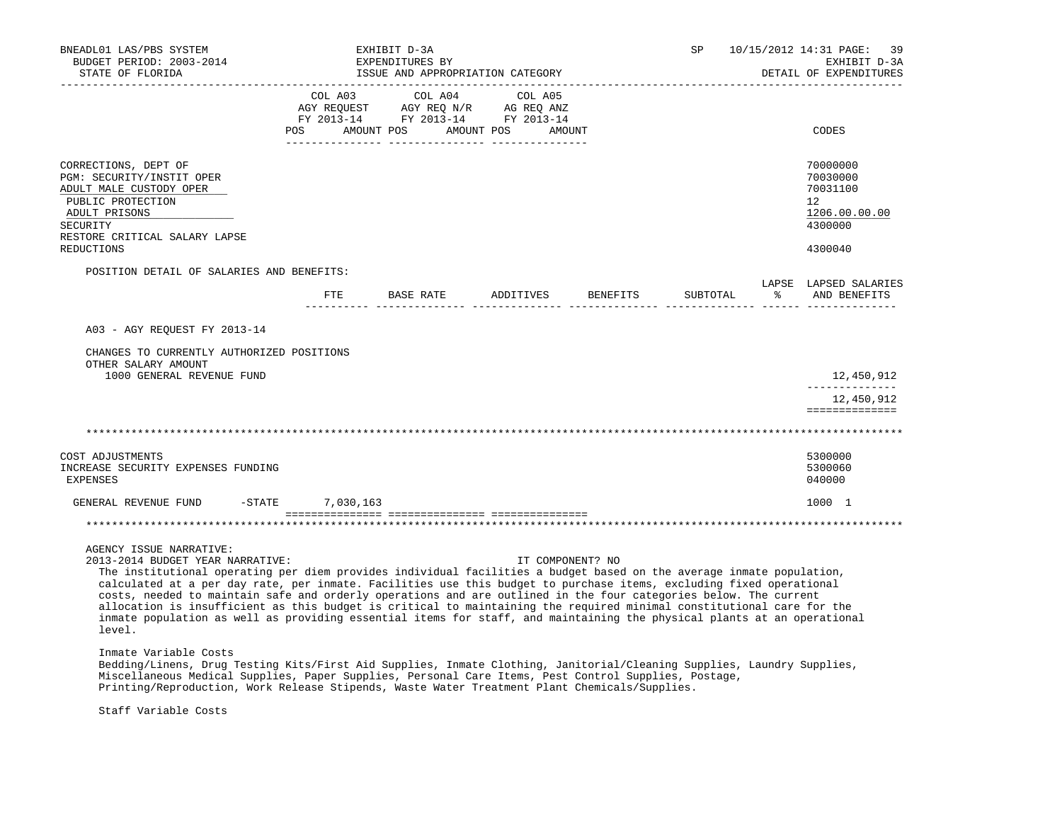| | COL A03 AGY REQUEST FY 2013-14 POS | AMOUNT | COL A04 AGY REQ N/R FY 2013-14 POS | AMOUNT | COL A05 AG REQ ANZ FY 2013-14 POS | AMOUNT | CODES |
|---|---|---|---|---|---|---|---|
| CORRECTIONS, DEPT OF | | | | | | | 70000000 |
| PGM: SECURITY/INSTIT OPER | | | | | | | 70030000 |
| ADULT MALE CUSTODY OPER | | | | | | | 70031100 |
| PUBLIC PROTECTION | | | | | | | 12 |
| ADULT PRISONS | | | | | | | 1206.00.00.00 |
| SECURITY | | | | | | | 4300000 |
| RESTORE CRITICAL SALARY LAPSE REDUCTIONS | | | | | | | 4300040 |

POSITION DETAIL OF SALARIES AND BENEFITS:

| | FTE | BASE RATE | ADDITIVES | BENEFITS | SUBTOTAL | LAPSE % | LAPSED SALARIES AND BENEFITS |
|---|---|---|---|---|---|---|---|
| A03 - AGY REQUEST FY 2013-14 | | | | | | | |
| CHANGES TO CURRENTLY AUTHORIZED POSITIONS | | | | | | | |
| OTHER SALARY AMOUNT | | | | | | | |
| 1000 GENERAL REVENUE FUND | | | | | | | 12,450,912 |
| | | | | | | | 12,450,912 |

| | COL A03 AMOUNT | COL A04 AMOUNT | COL A05 AMOUNT | CODES |
|---|---|---|---|---|
| COST ADJUSTMENTS | | | | 5300000 |
| INCREASE SECURITY EXPENSES FUNDING | | | | 5300060 |
| EXPENSES | | | | 040000 |
| GENERAL REVENUE FUND -STATE | 7,030,163 | | | 1000 1 |

AGENCY ISSUE NARRATIVE:

2013-2014 BUDGET YEAR NARRATIVE: IT COMPONENT? NO

The institutional operating per diem provides individual facilities a budget based on the average inmate population, calculated at a per day rate, per inmate. Facilities use this budget to purchase items, excluding fixed operational costs, needed to maintain safe and orderly operations and are outlined in the four categories below. The current allocation is insufficient as this budget is critical to maintaining the required minimal constitutional care for the inmate population as well as providing essential items for staff, and maintaining the physical plants at an operational level.

Inmate Variable Costs

Bedding/Linens, Drug Testing Kits/First Aid Supplies, Inmate Clothing, Janitorial/Cleaning Supplies, Laundry Supplies, Miscellaneous Medical Supplies, Paper Supplies, Personal Care Items, Pest Control Supplies, Postage, Printing/Reproduction, Work Release Stipends, Waste Water Treatment Plant Chemicals/Supplies.

Staff Variable Costs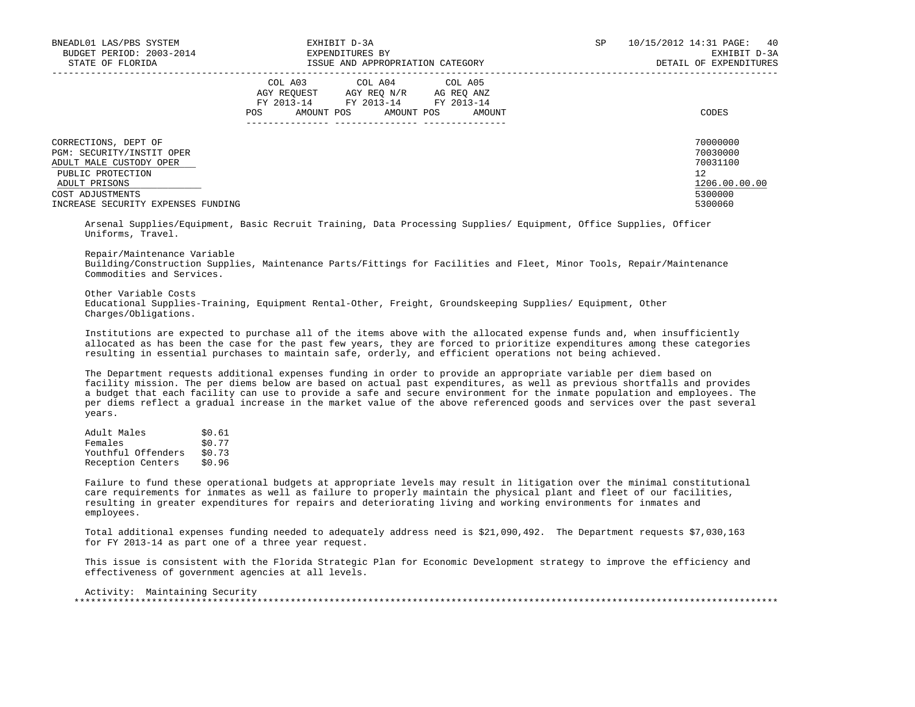| | COL A03 AGY REQUEST FY 2013-14 | | COL A04 AGY REQ N/R FY 2013-14 | | COL A05 AG REQ ANZ FY 2013-14 | | |
|---|---|---|---|---|---|---|---|
| | POS | AMOUNT | POS | AMOUNT | POS | AMOUNT | CODES |
| CORRECTIONS, DEPT OF | | | | | | | 70000000 |
| PGM: SECURITY/INSTIT OPER | | | | | | | 70030000 |
| ADULT MALE CUSTODY OPER | | | | | | | 70031100 |
| PUBLIC PROTECTION | | | | | | | 12 |
| ADULT PRISONS | | | | | | | 1206.00.00.00 |
| COST ADJUSTMENTS | | | | | | | 5300000 |
| INCREASE SECURITY EXPENSES FUNDING | | | | | | | 5300060 |

Arsenal Supplies/Equipment, Basic Recruit Training, Data Processing Supplies/ Equipment, Office Supplies, Officer Uniforms, Travel.

Repair/Maintenance Variable
Building/Construction Supplies, Maintenance Parts/Fittings for Facilities and Fleet, Minor Tools, Repair/Maintenance Commodities and Services.

Other Variable Costs
Educational Supplies-Training, Equipment Rental-Other, Freight, Groundskeeping Supplies/ Equipment, Other Charges/Obligations.

Institutions are expected to purchase all of the items above with the allocated expense funds and, when insufficiently allocated as has been the case for the past few years, they are forced to prioritize expenditures among these categories resulting in essential purchases to maintain safe, orderly, and efficient operations not being achieved.

The Department requests additional expenses funding in order to provide an appropriate variable per diem based on facility mission. The per diems below are based on actual past expenditures, as well as previous shortfalls and provides a budget that each facility can use to provide a safe and secure environment for the inmate population and employees. The per diems reflect a gradual increase in the market value of the above referenced goods and services over the past several years.

| | |
|---|---|
| Adult Males | $0.61 |
| Females | $0.77 |
| Youthful Offenders | $0.73 |
| Reception Centers | $0.96 |

Failure to fund these operational budgets at appropriate levels may result in litigation over the minimal constitutional care requirements for inmates as well as failure to properly maintain the physical plant and fleet of our facilities, resulting in greater expenditures for repairs and deteriorating living and working environments for inmates and employees.

Total additional expenses funding needed to adequately address need is $21,090,492. The Department requests $7,030,163 for FY 2013-14 as part one of a three year request.

This issue is consistent with the Florida Strategic Plan for Economic Development strategy to improve the efficiency and effectiveness of government agencies at all levels.

Activity: Maintaining Security

*****************************************************************************************************************************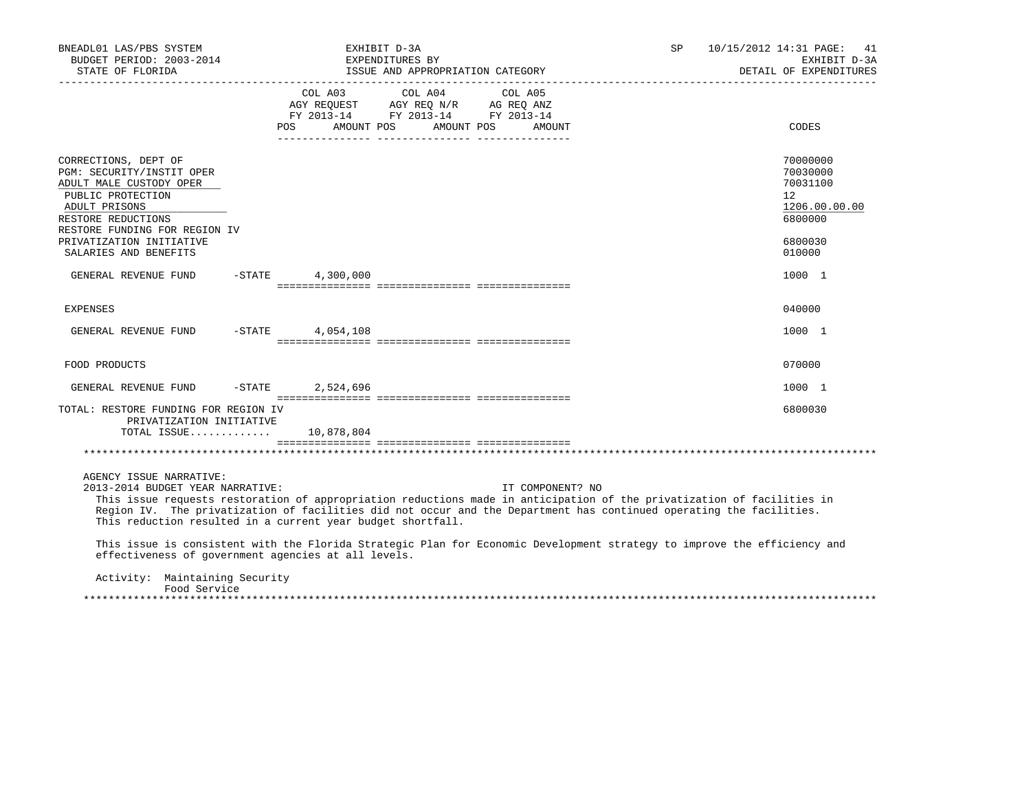| | COL A03 AGY REQUEST FY 2013-14 POS AMOUNT | COL A04 AGY REQ N/R FY 2013-14 POS AMOUNT | COL A05 AG REQ ANZ FY 2013-14 POS AMOUNT | CODES |
|---|---|---|---|---|
| CORRECTIONS, DEPT OF | | | | 70000000 |
| PGM: SECURITY/INSTIT OPER | | | | 70030000 |
| ADULT MALE CUSTODY OPER | | | | 70031100 |
| PUBLIC PROTECTION | | | | 12 |
| ADULT PRISONS | | | | 1206.00.00.00 |
| RESTORE REDUCTIONS | | | | 6800000 |
| RESTORE FUNDING FOR REGION IV PRIVATIZATION INITIATIVE | | | | 6800030 |
| SALARIES AND BENEFITS | | | | 010000 |
| GENERAL REVENUE FUND -STATE | 4,300,000 | | | 1000 1 |
| EXPENSES | | | | 040000 |
| GENERAL REVENUE FUND -STATE | 4,054,108 | | | 1000 1 |
| FOOD PRODUCTS | | | | 070000 |
| GENERAL REVENUE FUND -STATE | 2,524,696 | | | 1000 1 |
| TOTAL: RESTORE FUNDING FOR REGION IV PRIVATIZATION INITIATIVE | | | | 6800030 |
| TOTAL ISSUE............ | 10,878,804 | | | |

AGENCY ISSUE NARRATIVE:

2013-2014 BUDGET YEAR NARRATIVE: IT COMPONENT? NO

This issue requests restoration of appropriation reductions made in anticipation of the privatization of facilities in Region IV. The privatization of facilities did not occur and the Department has continued operating the facilities. This reduction resulted in a current year budget shortfall.

This issue is consistent with the Florida Strategic Plan for Economic Development strategy to improve the efficiency and effectiveness of government agencies at all levels.

Activity: Maintaining Security
Food Service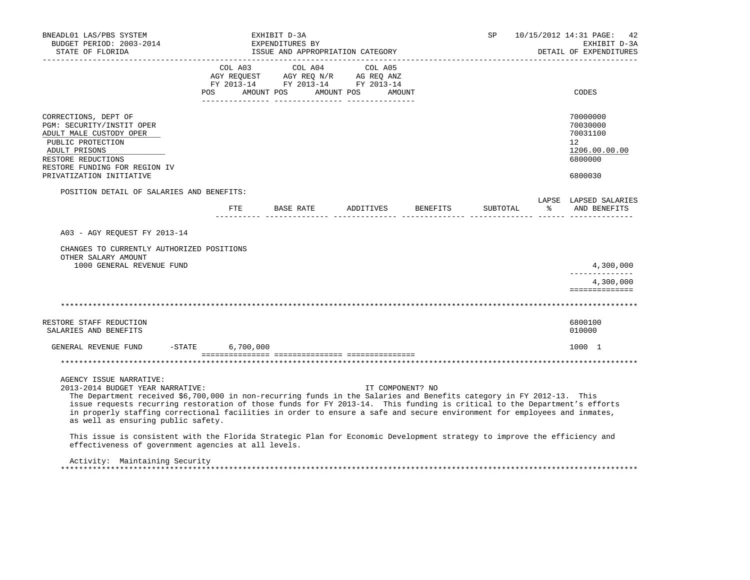BNEADL01 LAS/PBS SYSTEM | EXHIBIT D-3A | SP 10/15/2012 14:31
BUDGET PERIOD: 2003-2014 | EXPENDITURES BY | EXHIBIT D-3A
STATE OF FLORIDA | ISSUE AND APPROPRIATION CATEGORY | DETAIL OF EXPENDITURES

| | COL A03 AGY REQUEST FY 2013-14 POS AMOUNT | COL A04 AGY REQ N/R FY 2013-14 POS AMOUNT | COL A05 AG REQ ANZ FY 2013-14 POS AMOUNT | CODES |
|---|---|---|---|---|
| CORRECTIONS, DEPT OF | | | | 70000000 |
| PGM: SECURITY/INSTIT OPER | | | | 70030000 |
| ADULT MALE CUSTODY OPER | | | | 70031100 |
| PUBLIC PROTECTION | | | | 12 |
| ADULT PRISONS | | | | 1206.00.00.00 |
| RESTORE REDUCTIONS | | | | 6800000 |
| RESTORE FUNDING FOR REGION IV PRIVATIZATION INITIATIVE | | | | 6800030 |

POSITION DETAIL OF SALARIES AND BENEFITS:

| | FTE | BASE RATE | ADDITIVES | BENEFITS | SUBTOTAL | LAPSE % | LAPSED SALARIES AND BENEFITS |
|---|---|---|---|---|---|---|---|
| A03 - AGY REQUEST FY 2013-14 | | | | | | | |
| CHANGES TO CURRENTLY AUTHORIZED POSITIONS | | | | | | | |
| OTHER SALARY AMOUNT | | | | | | | |
| 1000 GENERAL REVENUE FUND | | | | | | | 4,300,000 |
| | | | | | | | 4,300,000 |

---

| | COL A03 | COL A04 | COL A05 | CODES |
|---|---|---|---|---|
| RESTORE STAFF REDUCTION | | | | 6800100 |
| SALARIES AND BENEFITS | | | | 010000 |
| GENERAL REVENUE FUND -STATE | 6,700,000 | | | 1000 1 |

---

AGENCY ISSUE NARRATIVE:
2013-2014 BUDGET YEAR NARRATIVE: IT COMPONENT? NO

The Department received $6,700,000 in non-recurring funds in the Salaries and Benefits category in FY 2012-13. This issue requests recurring restoration of those funds for FY 2013-14. This funding is critical to the Department's efforts in properly staffing correctional facilities in order to ensure a safe and secure environment for employees and inmates, as well as ensuring public safety.

This issue is consistent with the Florida Strategic Plan for Economic Development strategy to improve the efficiency and effectiveness of government agencies at all levels.

Activity: Maintaining Security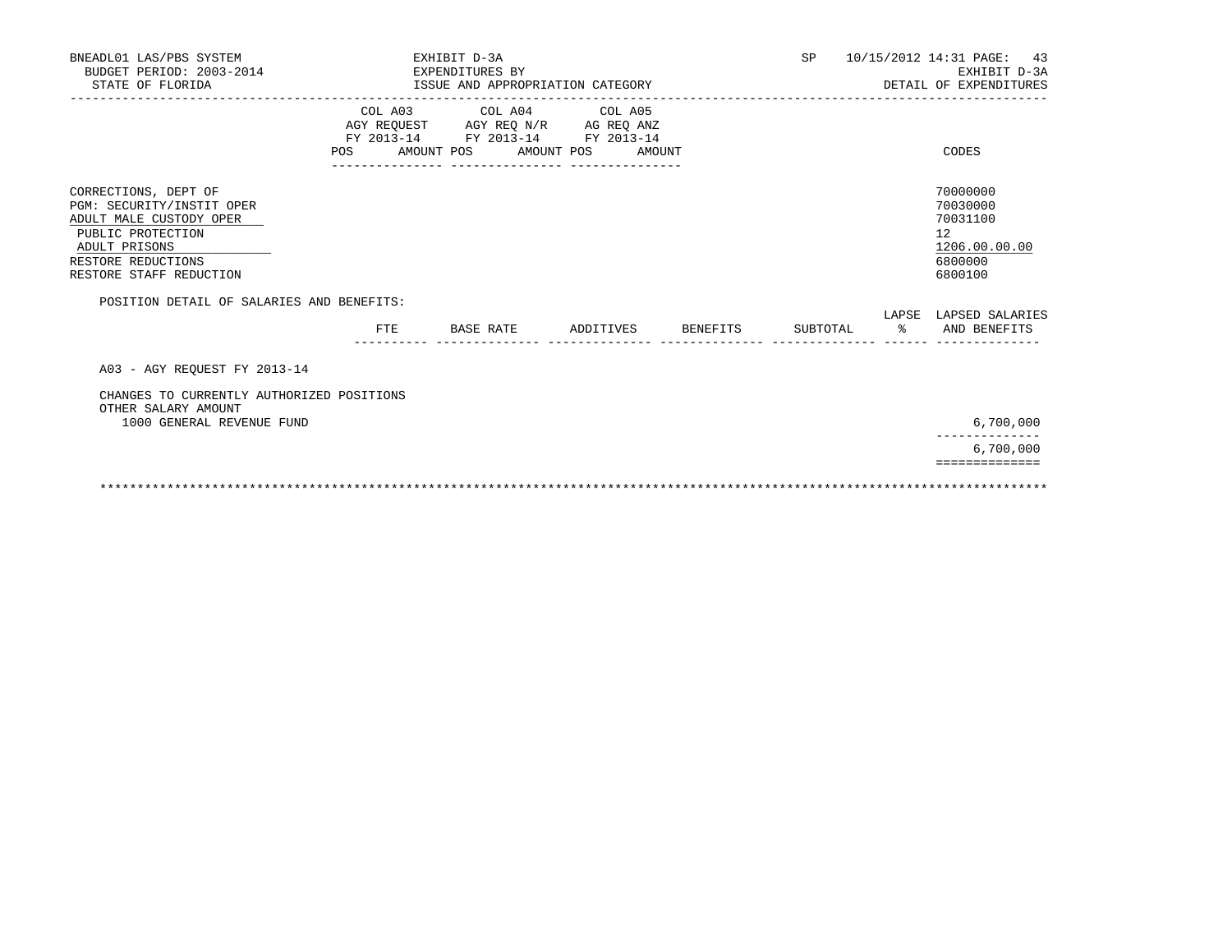BNEADL01 LAS/PBS SYSTEM — EXHIBIT D-3A — SP 10/15/2012 14:31
BUDGET PERIOD: 2003-2014 — EXPENDITURES BY — EXHIBIT D-3A
STATE OF FLORIDA — ISSUE AND APPROPRIATION CATEGORY — DETAIL OF EXPENDITURES

| | COL A03 AGY REQUEST FY 2013-14 POS AMOUNT | COL A04 AGY REQ N/R FY 2013-14 POS AMOUNT | COL A05 AG REQ ANZ FY 2013-14 POS AMOUNT | CODES |
|---|---|---|---|---|
| CORRECTIONS, DEPT OF | | | | 70000000 |
| PGM: SECURITY/INSTIT OPER | | | | 70030000 |
| ADULT MALE CUSTODY OPER | | | | 70031100 |
| PUBLIC PROTECTION | | | | 12 |
| ADULT PRISONS | | | | 1206.00.00.00 |
| RESTORE REDUCTIONS | | | | 6800000 |
| RESTORE STAFF REDUCTION | | | | 6800100 |

POSITION DETAIL OF SALARIES AND BENEFITS:

| | FTE | BASE RATE | ADDITIVES | BENEFITS | SUBTOTAL | LAPSE % | LAPSED SALARIES AND BENEFITS |
|---|---|---|---|---|---|---|---|
| A03 - AGY REQUEST FY 2013-14 | | | | | | | |
| CHANGES TO CURRENTLY AUTHORIZED POSITIONS | | | | | | | |
| OTHER SALARY AMOUNT | | | | | | | |
| 1000 GENERAL REVENUE FUND | | | | | | | 6,700,000 |
| | | | | | | | 6,700,000 |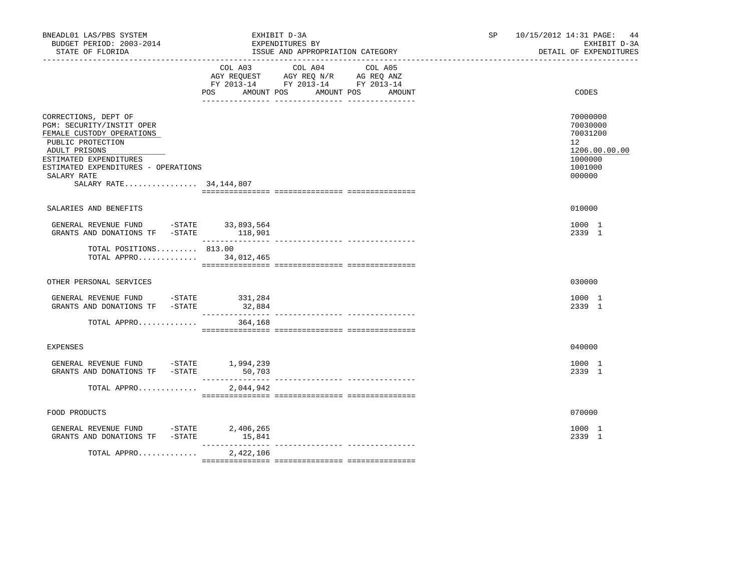BNEADL01 LAS/PBS SYSTEM — EXHIBIT D-3A — SP 10/15/2012 14:31

BUDGET PERIOD: 2003-2014 — EXPENDITURES BY — EXHIBIT D-3A

STATE OF FLORIDA — ISSUE AND APPROPRIATION CATEGORY — DETAIL OF EXPENDITURES

| | COL A03 AGY REQUEST FY 2013-14 POS | AMOUNT | COL A04 AGY REQ N/R FY 2013-14 POS | AMOUNT | COL A05 AG REQ ANZ FY 2013-14 POS | AMOUNT | CODES |
|---|---|---|---|---|---|---|---|
| CORRECTIONS, DEPT OF | | | | | | | 70000000 |
| PGM: SECURITY/INSTIT OPER | | | | | | | 70030000 |
| FEMALE CUSTODY OPERATIONS | | | | | | | 70031200 |
| PUBLIC PROTECTION | | | | | | | 12 |
| ADULT PRISONS | | | | | | | 1206.00.00.00 |
| ESTIMATED EXPENDITURES | | | | | | | 1000000 |
| ESTIMATED EXPENDITURES - OPERATIONS | | | | | | | 1001000 |
| SALARY RATE | | | | | | | 000000 |
| SALARY RATE................ 34,144,807 | | | | | | | |
| SALARIES AND BENEFITS | | | | | | | 010000 |
| GENERAL REVENUE FUND -STATE | | 33,893,564 | | | | | 1000 1 |
| GRANTS AND DONATIONS TF -STATE | | 118,901 | | | | | 2339 1 |
| TOTAL POSITIONS......... | 813.00 | | | | | | |
| TOTAL APPRO............. | | 34,012,465 | | | | | |
| OTHER PERSONAL SERVICES | | | | | | | 030000 |
| GENERAL REVENUE FUND -STATE | | 331,284 | | | | | 1000 1 |
| GRANTS AND DONATIONS TF -STATE | | 32,884 | | | | | 2339 1 |
| TOTAL APPRO............. | | 364,168 | | | | | |
| EXPENSES | | | | | | | 040000 |
| GENERAL REVENUE FUND -STATE | | 1,994,239 | | | | | 1000 1 |
| GRANTS AND DONATIONS TF -STATE | | 50,703 | | | | | 2339 1 |
| TOTAL APPRO............. | | 2,044,942 | | | | | |
| FOOD PRODUCTS | | | | | | | 070000 |
| GENERAL REVENUE FUND -STATE | | 2,406,265 | | | | | 1000 1 |
| GRANTS AND DONATIONS TF -STATE | | 15,841 | | | | | 2339 1 |
| TOTAL APPRO............. | | 2,422,106 | | | | | |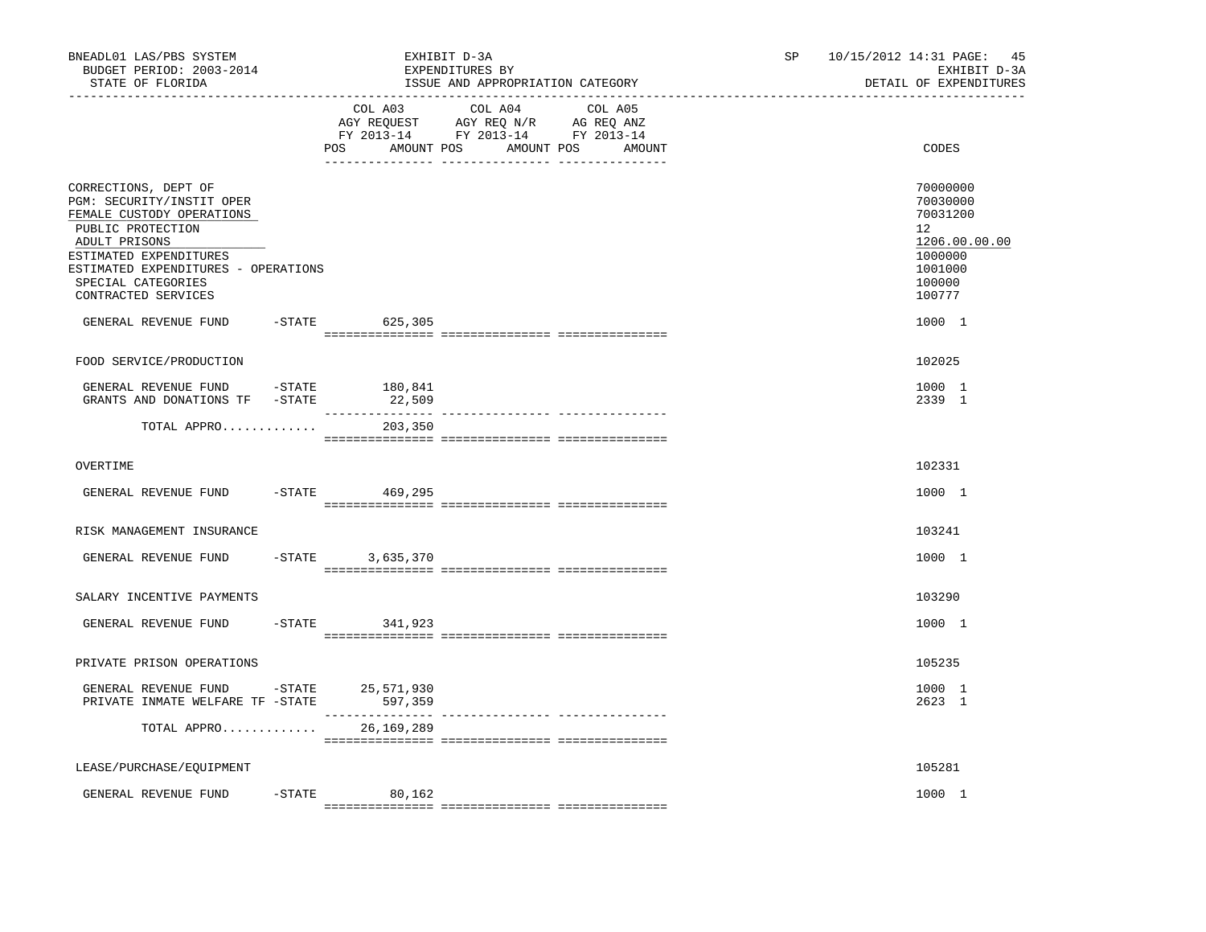BNEADL01 LAS/PBS SYSTEM | EXHIBIT D-3A | SP 10/15/2012 14:31
BUDGET PERIOD: 2003-2014 | EXPENDITURES BY | EXHIBIT D-3A
STATE OF FLORIDA | ISSUE AND APPROPRIATION CATEGORY | DETAIL OF EXPENDITURES

| | COL A03 AGY REQUEST FY 2013-14 POS AMOUNT | COL A04 AGY REQ N/R FY 2013-14 POS AMOUNT | COL A05 AG REQ ANZ FY 2013-14 POS AMOUNT | CODES |
|---|---|---|---|---|
| CORRECTIONS, DEPT OF | | | | 70000000 |
| PGM: SECURITY/INSTIT OPER | | | | 70030000 |
| FEMALE CUSTODY OPERATIONS | | | | 70031200 |
| PUBLIC PROTECTION | | | | 12 |
| ADULT PRISONS | | | | 1206.00.00.00 |
| ESTIMATED EXPENDITURES | | | | 1000000 |
| ESTIMATED EXPENDITURES - OPERATIONS | | | | 1001000 |
| SPECIAL CATEGORIES | | | | 100000 |
| CONTRACTED SERVICES | | | | 100777 |
| GENERAL REVENUE FUND -STATE | 625,305 | | | 1000 1 |
| FOOD SERVICE/PRODUCTION | | | | 102025 |
| GENERAL REVENUE FUND -STATE | 180,841 | | | 1000 1 |
| GRANTS AND DONATIONS TF -STATE | 22,509 | | | 2339 1 |
| TOTAL APPRO............ | 203,350 | | | |
| OVERTIME | | | | 102331 |
| GENERAL REVENUE FUND -STATE | 469,295 | | | 1000 1 |
| RISK MANAGEMENT INSURANCE | | | | 103241 |
| GENERAL REVENUE FUND -STATE | 3,635,370 | | | 1000 1 |
| SALARY INCENTIVE PAYMENTS | | | | 103290 |
| GENERAL REVENUE FUND -STATE | 341,923 | | | 1000 1 |
| PRIVATE PRISON OPERATIONS | | | | 105235 |
| GENERAL REVENUE FUND -STATE | 25,571,930 | | | 1000 1 |
| PRIVATE INMATE WELFARE TF -STATE | 597,359 | | | 2623 1 |
| TOTAL APPRO............ | 26,169,289 | | | |
| LEASE/PURCHASE/EQUIPMENT | | | | 105281 |
| GENERAL REVENUE FUND -STATE | 80,162 | | | 1000 1 |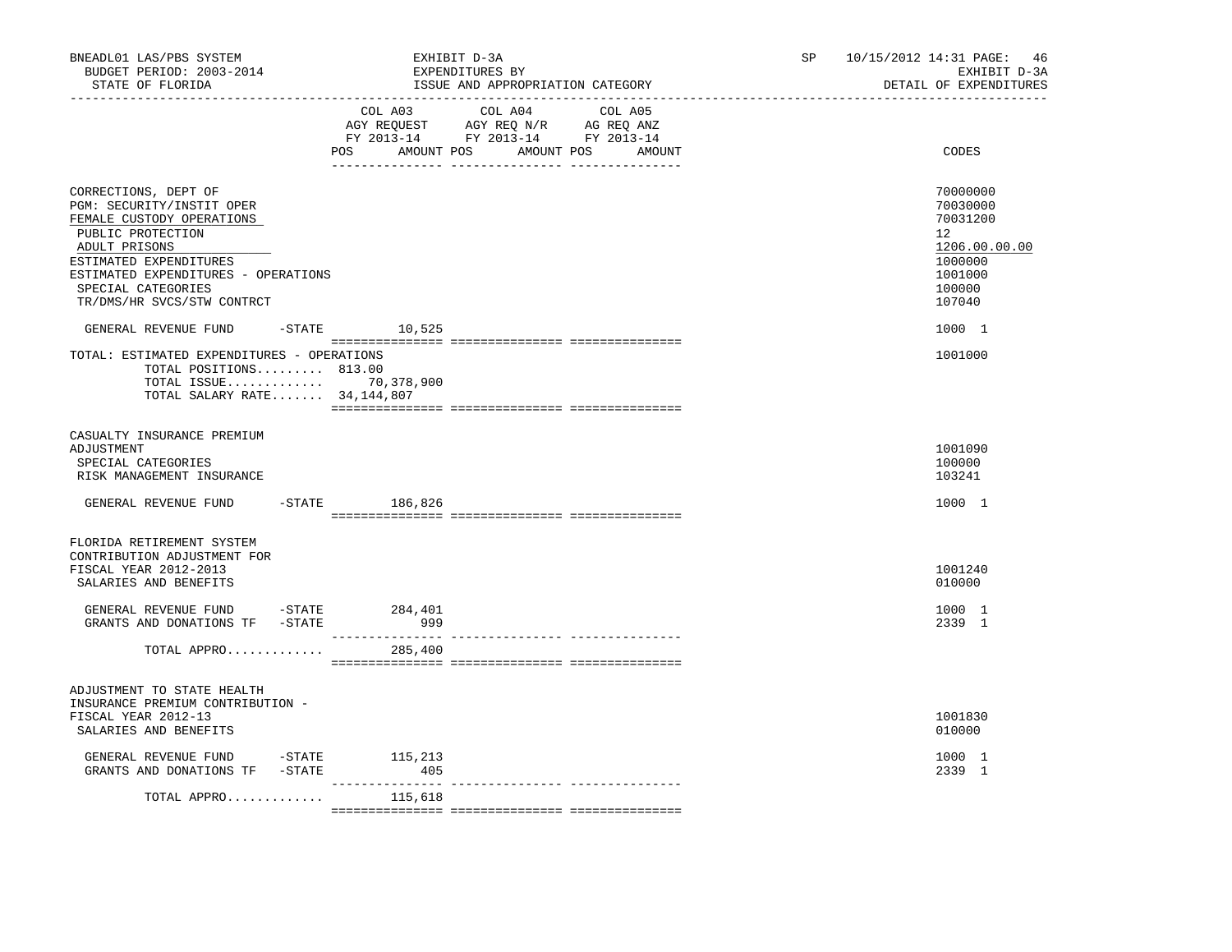BNEADL01 LAS/PBS SYSTEM | EXHIBIT D-3A | SP 10/15/2012 14:31 PAGE: 46
BUDGET PERIOD: 2003-2014 | EXPENDITURES BY | EXHIBIT D-3A
STATE OF FLORIDA | ISSUE AND APPROPRIATION CATEGORY | DETAIL OF EXPENDITURES

| | COL A03 AGY REQUEST FY 2013-14 POS AMOUNT | COL A04 AGY REQ N/R FY 2013-14 POS AMOUNT | COL A05 AG REQ ANZ FY 2013-14 POS AMOUNT | CODES |
|---|---|---|---|---|
| CORRECTIONS, DEPT OF | | | | 70000000 |
| PGM: SECURITY/INSTIT OPER | | | | 70030000 |
| FEMALE CUSTODY OPERATIONS | | | | 70031200 |
| PUBLIC PROTECTION | | | | 12 |
| ADULT PRISONS | | | | 1206.00.00.00 |
| ESTIMATED EXPENDITURES | | | | 1000000 |
| ESTIMATED EXPENDITURES - OPERATIONS | | | | 1001000 |
| SPECIAL CATEGORIES | | | | 100000 |
| TR/DMS/HR SVCS/STW CONTRCT | | | | 107040 |
| GENERAL REVENUE FUND -STATE | 10,525 | | | 1000 1 |
| TOTAL: ESTIMATED EXPENDITURES - OPERATIONS | | | | 1001000 |
| TOTAL POSITIONS......... | 813.00 | | | |
| TOTAL ISSUE............. | 70,378,900 | | | |
| TOTAL SALARY RATE....... | 34,144,807 | | | |
| CASUALTY INSURANCE PREMIUM ADJUSTMENT | | | | 1001090 |
| SPECIAL CATEGORIES | | | | 100000 |
| RISK MANAGEMENT INSURANCE | | | | 103241 |
| GENERAL REVENUE FUND -STATE | 186,826 | | | 1000 1 |
| FLORIDA RETIREMENT SYSTEM CONTRIBUTION ADJUSTMENT FOR FISCAL YEAR 2012-2013 | | | | 1001240 |
| SALARIES AND BENEFITS | | | | 010000 |
| GENERAL REVENUE FUND -STATE | 284,401 | | | 1000 1 |
| GRANTS AND DONATIONS TF -STATE | 999 | | | 2339 1 |
| TOTAL APPRO............ | 285,400 | | | |
| ADJUSTMENT TO STATE HEALTH INSURANCE PREMIUM CONTRIBUTION - FISCAL YEAR 2012-13 | | | | 1001830 |
| SALARIES AND BENEFITS | | | | 010000 |
| GENERAL REVENUE FUND -STATE | 115,213 | | | 1000 1 |
| GRANTS AND DONATIONS TF -STATE | 405 | | | 2339 1 |
| TOTAL APPRO............ | 115,618 | | | |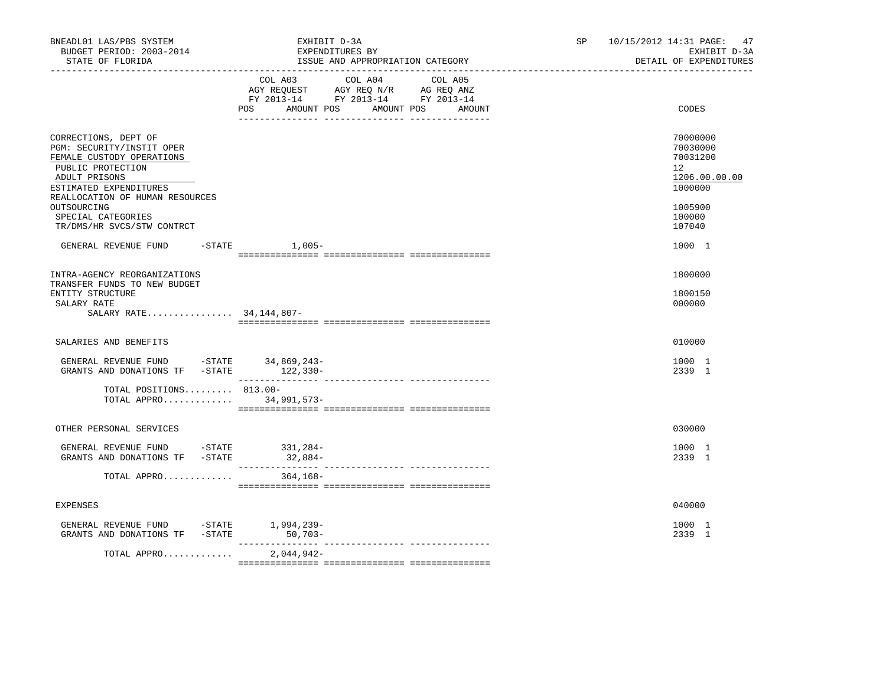BNEADL01 LAS/PBS SYSTEM
BUDGET PERIOD: 2003-2014
STATE OF FLORIDA

EXHIBIT D-3A
EXPENDITURES BY
ISSUE AND APPROPRIATION CATEGORY

SP 10/15/2012 14:31
EXHIBIT D-3A
DETAIL OF EXPENDITURES

| | COL A03 AGY REQUEST FY 2013-14 POS | AMOUNT | COL A04 AGY REQ N/R FY 2013-14 POS | AMOUNT | COL A05 AG REQ ANZ FY 2013-14 POS | AMOUNT | CODES |
|---|---|---|---|---|---|---|---|
| CORRECTIONS, DEPT OF | | | | | | | 70000000 |
| PGM: SECURITY/INSTIT OPER | | | | | | | 70030000 |
| FEMALE CUSTODY OPERATIONS | | | | | | | 70031200 |
| PUBLIC PROTECTION | | | | | | | 12 |
| ADULT PRISONS | | | | | | | 1206.00.00.00 |
| ESTIMATED EXPENDITURES | | | | | | | 1000000 |
| REALLOCATION OF HUMAN RESOURCES OUTSOURCING | | | | | | | 1005900 |
| SPECIAL CATEGORIES | | | | | | | 100000 |
| TR/DMS/HR SVCS/STW CONTRCT | | | | | | | 107040 |
| GENERAL REVENUE FUND -STATE | | 1,005- | | | | | 1000 1 |
| INTRA-AGENCY REORGANIZATIONS | | | | | | | 1800000 |
| TRANSFER FUNDS TO NEW BUDGET ENTITY STRUCTURE | | | | | | | 1800150 |
| SALARY RATE | | | | | | | 000000 |
| SALARY RATE................ 34,144,807- | | | | | | | |
| SALARIES AND BENEFITS | | | | | | | 010000 |
| GENERAL REVENUE FUND -STATE | | 34,869,243- | | | | | 1000 1 |
| GRANTS AND DONATIONS TF -STATE | | 122,330- | | | | | 2339 1 |
| TOTAL POSITIONS......... | 813.00- | | | | | | |
| TOTAL APPRO............. | | 34,991,573- | | | | | |
| OTHER PERSONAL SERVICES | | | | | | | 030000 |
| GENERAL REVENUE FUND -STATE | | 331,284- | | | | | 1000 1 |
| GRANTS AND DONATIONS TF -STATE | | 32,884- | | | | | 2339 1 |
| TOTAL APPRO............. | | 364,168- | | | | | |
| EXPENSES | | | | | | | 040000 |
| GENERAL REVENUE FUND -STATE | | 1,994,239- | | | | | 1000 1 |
| GRANTS AND DONATIONS TF -STATE | | 50,703- | | | | | 2339 1 |
| TOTAL APPRO............. | | 2,044,942- | | | | | |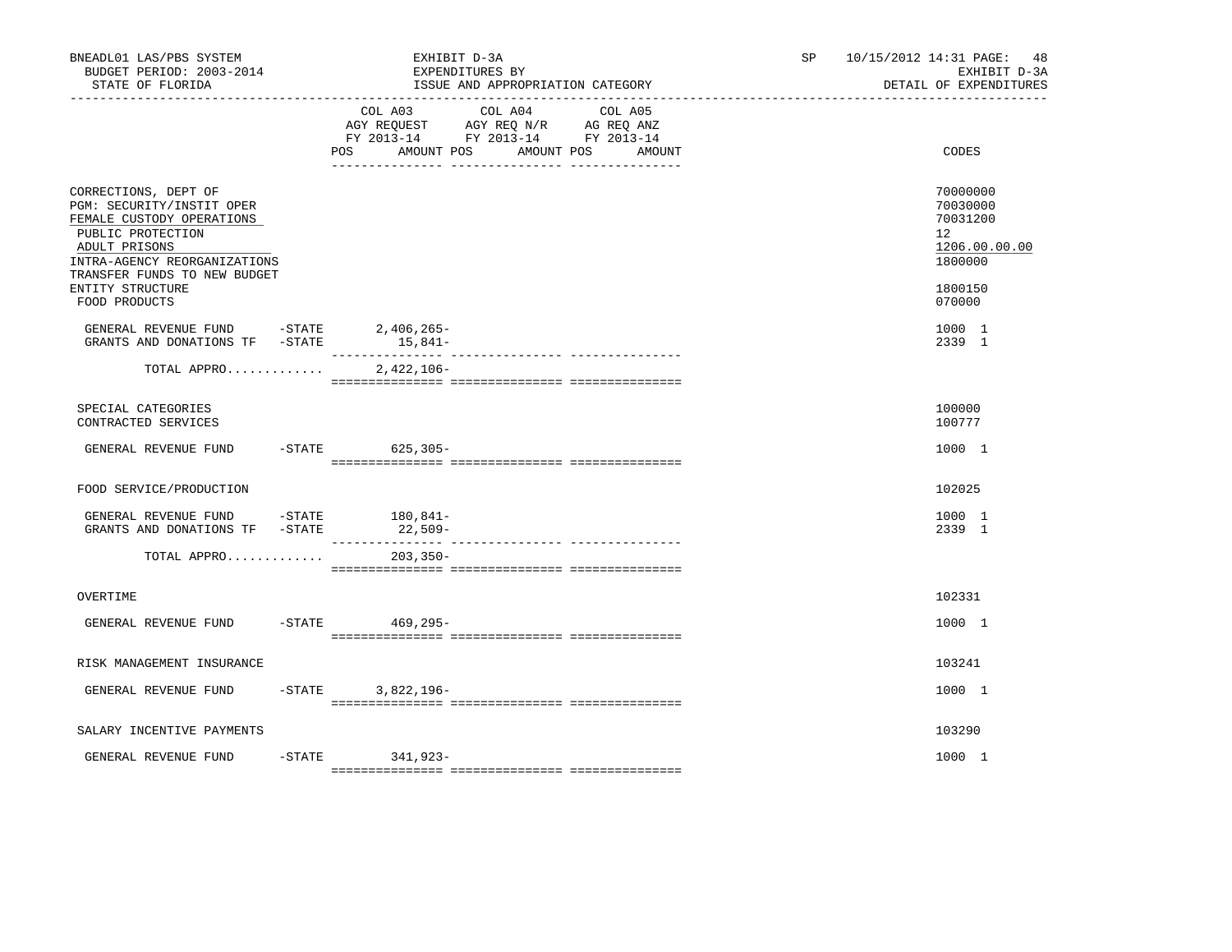BNEADL01 LAS/PBS SYSTEM | EXHIBIT D-3A | SP 10/15/2012 14:31
BUDGET PERIOD: 2003-2014 | EXPENDITURES BY | EXHIBIT D-3A
STATE OF FLORIDA | ISSUE AND APPROPRIATION CATEGORY | DETAIL OF EXPENDITURES

| | COL A03 AGY REQUEST FY 2013-14 POS | AMOUNT | COL A04 AGY REQ N/R FY 2013-14 POS | AMOUNT | COL A05 AG REQ ANZ FY 2013-14 POS | AMOUNT | CODES |
|---|---|---|---|---|---|---|---|
| CORRECTIONS, DEPT OF | | | | | | | 70000000 |
| PGM: SECURITY/INSTIT OPER | | | | | | | 70030000 |
| FEMALE CUSTODY OPERATIONS | | | | | | | 70031200 |
| PUBLIC PROTECTION | | | | | | | 12 |
| ADULT PRISONS | | | | | | | 1206.00.00.00 |
| INTRA-AGENCY REORGANIZATIONS | | | | | | | 1800000 |
| TRANSFER FUNDS TO NEW BUDGET ENTITY STRUCTURE | | | | | | | 1800150 |
| FOOD PRODUCTS | | | | | | | 070000 |
| GENERAL REVENUE FUND -STATE | | 2,406,265- | | | | | 1000 1 |
| GRANTS AND DONATIONS TF -STATE | | 15,841- | | | | | 2339 1 |
| TOTAL APPRO............ | | 2,422,106- | | | | | |
| SPECIAL CATEGORIES | | | | | | | 100000 |
| CONTRACTED SERVICES | | | | | | | 100777 |
| GENERAL REVENUE FUND -STATE | | 625,305- | | | | | 1000 1 |
| FOOD SERVICE/PRODUCTION | | | | | | | 102025 |
| GENERAL REVENUE FUND -STATE | | 180,841- | | | | | 1000 1 |
| GRANTS AND DONATIONS TF -STATE | | 22,509- | | | | | 2339 1 |
| TOTAL APPRO............ | | 203,350- | | | | | |
| OVERTIME | | | | | | | 102331 |
| GENERAL REVENUE FUND -STATE | | 469,295- | | | | | 1000 1 |
| RISK MANAGEMENT INSURANCE | | | | | | | 103241 |
| GENERAL REVENUE FUND -STATE | | 3,822,196- | | | | | 1000 1 |
| SALARY INCENTIVE PAYMENTS | | | | | | | 103290 |
| GENERAL REVENUE FUND -STATE | | 341,923- | | | | | 1000 1 |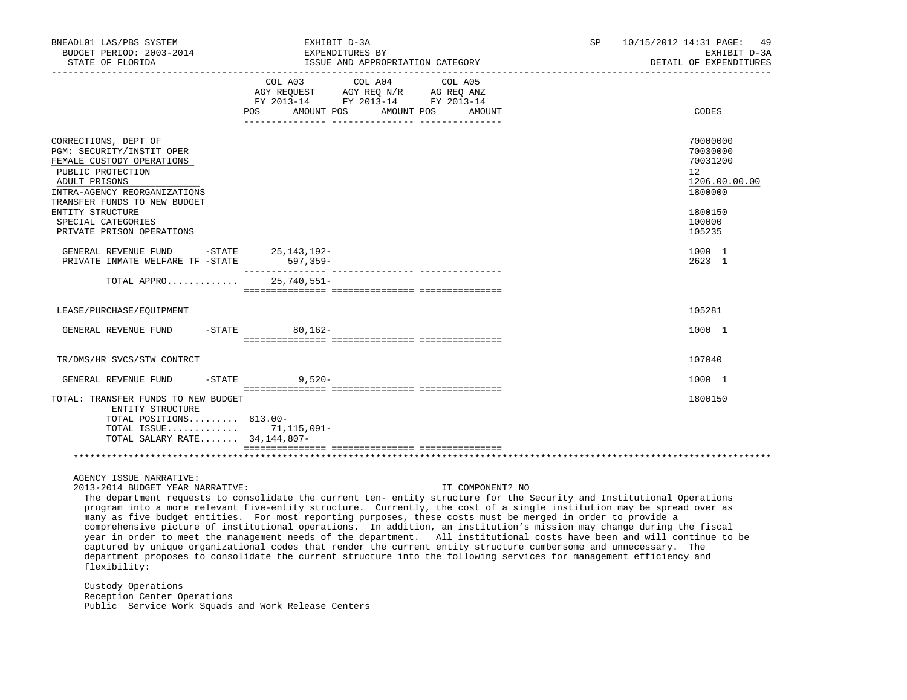BNEADL01 LAS/PBS SYSTEM — EXHIBIT D-3A — EXPENDITURES BY ISSUE AND APPROPRIATION CATEGORY — DETAIL OF EXPENDITURES

BUDGET PERIOD: 2003-2014

STATE OF FLORIDA

SP 10/15/2012 14:31

| | COL A03 AGY REQUEST FY 2013-14 POS AMOUNT | COL A04 AGY REQ N/R FY 2013-14 POS AMOUNT | COL A05 AG REQ ANZ FY 2013-14 POS AMOUNT | CODES |
|---|---|---|---|---|
| CORRECTIONS, DEPT OF | | | | 70000000 |
| PGM: SECURITY/INSTIT OPER | | | | 70030000 |
| FEMALE CUSTODY OPERATIONS | | | | 70031200 |
| PUBLIC PROTECTION | | | | 12 |
| ADULT PRISONS | | | | 1206.00.00.00 |
| INTRA-AGENCY REORGANIZATIONS | | | | 1800000 |
| TRANSFER FUNDS TO NEW BUDGET ENTITY STRUCTURE | | | | 1800150 |
| SPECIAL CATEGORIES | | | | 100000 |
| PRIVATE PRISON OPERATIONS | | | | 105235 |
| GENERAL REVENUE FUND -STATE | 25,143,192- | | | 1000 1 |
| PRIVATE INMATE WELFARE TF -STATE | 597,359- | | | 2623 1 |
| TOTAL APPRO............ | 25,740,551- | | | |
| LEASE/PURCHASE/EQUIPMENT | | | | 105281 |
| GENERAL REVENUE FUND -STATE | 80,162- | | | 1000 1 |
| TR/DMS/HR SVCS/STW CONTRCT | | | | 107040 |
| GENERAL REVENUE FUND -STATE | 9,520- | | | 1000 1 |
| TOTAL: TRANSFER FUNDS TO NEW BUDGET ENTITY STRUCTURE | | | | 1800150 |
| TOTAL POSITIONS......... | 813.00- | | | |
| TOTAL ISSUE............ | 71,115,091- | | | |
| TOTAL SALARY RATE....... | 34,144,807- | | | |

AGENCY ISSUE NARRATIVE:

2013-2014 BUDGET YEAR NARRATIVE: IT COMPONENT? NO

The department requests to consolidate the current ten- entity structure for the Security and Institutional Operations program into a more relevant five-entity structure. Currently, the cost of a single institution may be spread over as many as five budget entities. For most reporting purposes, these costs must be merged in order to provide a comprehensive picture of institutional operations. In addition, an institution's mission may change during the fiscal year in order to meet the management needs of the department. All institutional costs have been and will continue to be captured by unique organizational codes that render the current entity structure cumbersome and unnecessary. The department proposes to consolidate the current structure into the following services for management efficiency and flexibility:

Custody Operations
Reception Center Operations
Public Service Work Squads and Work Release Centers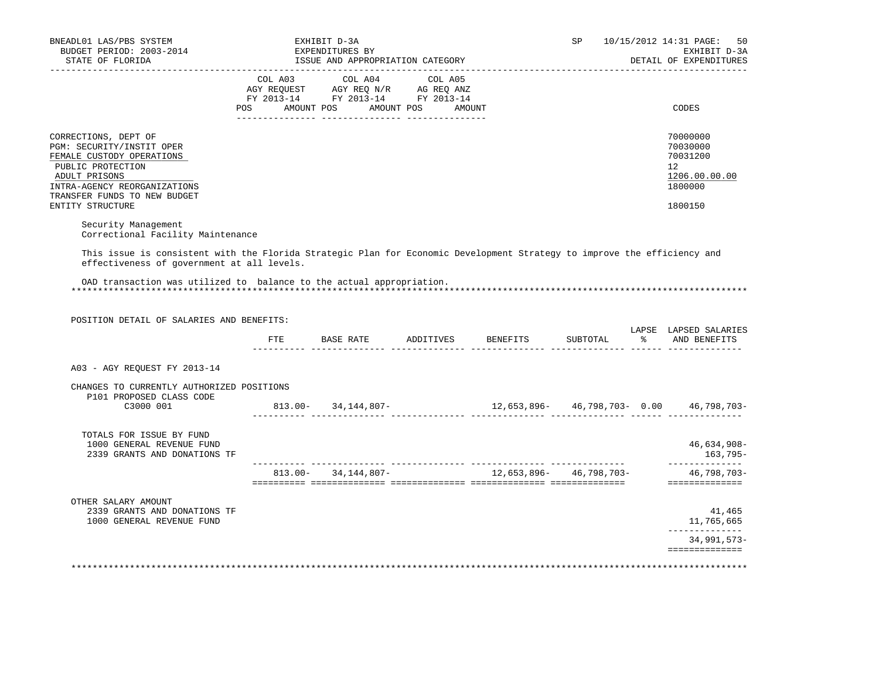| | COL A03 AGY REQUEST FY 2013-14 POS AMOUNT | COL A04 AGY REQ N/R FY 2013-14 POS AMOUNT | COL A05 AG REQ ANZ FY 2013-14 POS AMOUNT | CODES |
|---|---|---|---|---|
| CORRECTIONS, DEPT OF | | | | 70000000 |
| PGM: SECURITY/INSTIT OPER | | | | 70030000 |
| FEMALE CUSTODY OPERATIONS | | | | 70031200 |
| PUBLIC PROTECTION | | | | 12 |
| ADULT PRISONS | | | | 1206.00.00.00 |
| INTRA-AGENCY REORGANIZATIONS | | | | 1800000 |
| TRANSFER FUNDS TO NEW BUDGET ENTITY STRUCTURE | | | | 1800150 |

Security Management
Correctional Facility Maintenance

This issue is consistent with the Florida Strategic Plan for Economic Development Strategy to improve the efficiency and effectiveness of government at all levels.

OAD transaction was utilized to balance to the actual appropriation.

POSITION DETAIL OF SALARIES AND BENEFITS:

| | FTE | BASE RATE | ADDITIVES | BENEFITS | SUBTOTAL | LAPSE % | LAPSED SALARIES AND BENEFITS |
|---|---|---|---|---|---|---|---|
| A03 - AGY REQUEST FY 2013-14 | | | | | | | |
| CHANGES TO CURRENTLY AUTHORIZED POSITIONS | | | | | | | |
| P101 PROPOSED CLASS CODE | | | | | | | |
| C3000 001 | 813.00- | 34,144,807- | | 12,653,896- | 46,798,703- | 0.00 | 46,798,703- |
| TOTALS FOR ISSUE BY FUND | | | | | | | |
| 1000 GENERAL REVENUE FUND | | | | | | | 46,634,908- |
| 2339 GRANTS AND DONATIONS TF | | | | | | | 163,795- |
| | 813.00- | 34,144,807- | | 12,653,896- | 46,798,703- | | 46,798,703- |
| OTHER SALARY AMOUNT | | | | | | | |
| 2339 GRANTS AND DONATIONS TF | | | | | | | 41,465 |
| 1000 GENERAL REVENUE FUND | | | | | | | 11,765,665 |
| | | | | | | | 34,991,573- |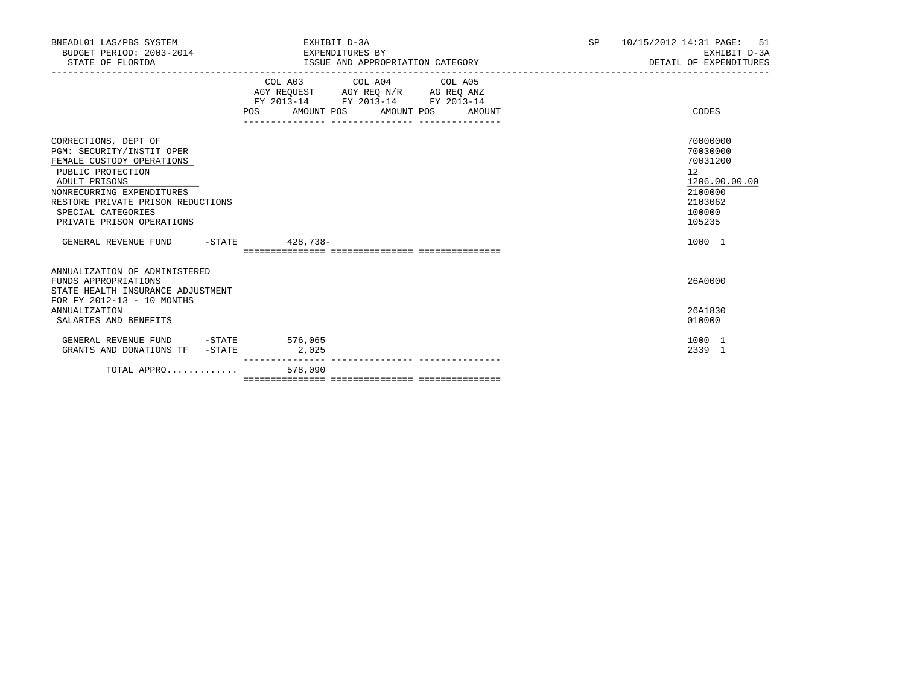BNEADL01 LAS/PBS SYSTEM | EXHIBIT D-3A | SP 10/15/2012 14:31 PAGE: 51
BUDGET PERIOD: 2003-2014 | EXPENDITURES BY | EXHIBIT D-3A
STATE OF FLORIDA | ISSUE AND APPROPRIATION CATEGORY | DETAIL OF EXPENDITURES

| | COL A03 AGY REQUEST FY 2013-14 POS AMOUNT | COL A04 AGY REQ N/R FY 2013-14 POS AMOUNT | COL A05 AG REQ ANZ FY 2013-14 POS AMOUNT | CODES |
|---|---|---|---|---|
| CORRECTIONS, DEPT OF | | | | 70000000 |
| PGM: SECURITY/INSTIT OPER | | | | 70030000 |
| FEMALE CUSTODY OPERATIONS | | | | 70031200 |
| PUBLIC PROTECTION | | | | 12 |
| ADULT PRISONS | | | | 1206.00.00.00 |
| NONRECURRING EXPENDITURES | | | | 2100000 |
| RESTORE PRIVATE PRISON REDUCTIONS | | | | 2103062 |
| SPECIAL CATEGORIES | | | | 100000 |
| PRIVATE PRISON OPERATIONS | | | | 105235 |
| GENERAL REVENUE FUND -STATE | 428,738- | | | 1000 1 |
| ANNUALIZATION OF ADMINISTERED FUNDS APPROPRIATIONS | | | | 26A0000 |
| STATE HEALTH INSURANCE ADJUSTMENT FOR FY 2012-13 - 10 MONTHS ANNUALIZATION | | | | 26A1830 |
| SALARIES AND BENEFITS | | | | 010000 |
| GENERAL REVENUE FUND -STATE | 576,065 | | | 1000 1 |
| GRANTS AND DONATIONS TF -STATE | 2,025 | | | 2339 1 |
| TOTAL APPRO............ | 578,090 | | | |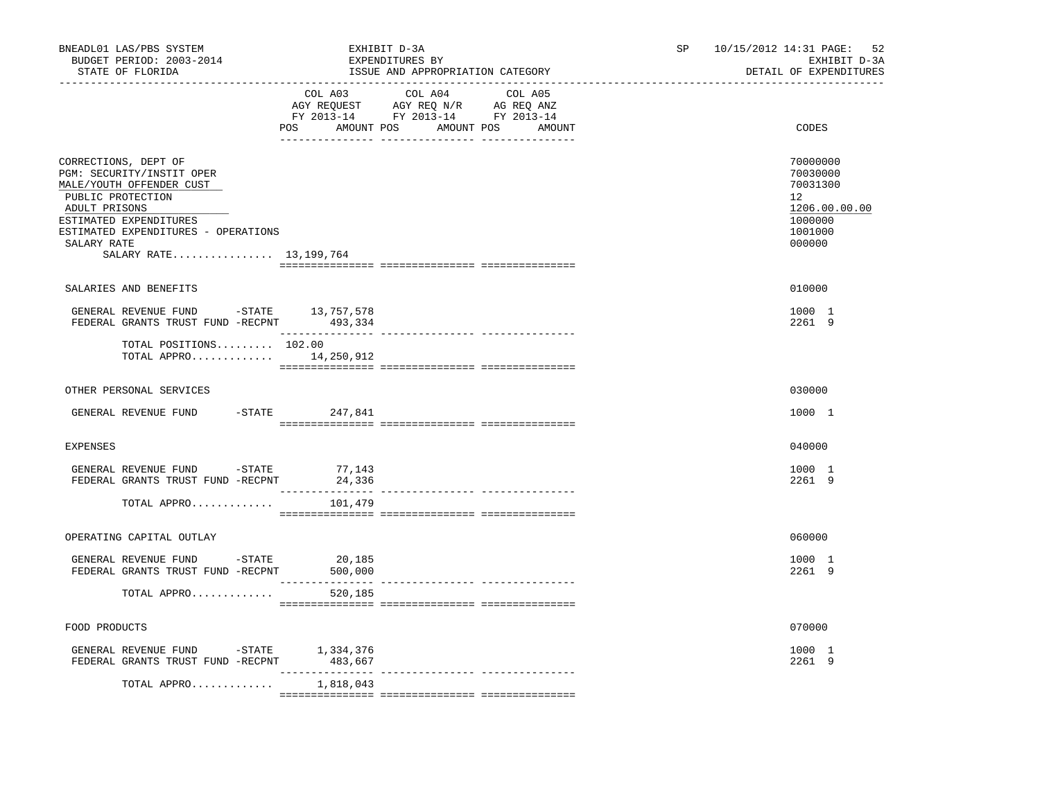BNEADL01 LAS/PBS SYSTEM — EXHIBIT D-3A — SP 10/15/2012 14:31
BUDGET PERIOD: 2003-2014 — EXPENDITURES BY — EXHIBIT D-3A
STATE OF FLORIDA — ISSUE AND APPROPRIATION CATEGORY — DETAIL OF EXPENDITURES

| | COL A03 AGY REQUEST FY 2013-14 POS AMOUNT | COL A04 AGY REQ N/R FY 2013-14 POS AMOUNT | COL A05 AG REQ ANZ FY 2013-14 POS AMOUNT | CODES |
|---|---|---|---|---|
| CORRECTIONS, DEPT OF | | | | 70000000 |
| PGM: SECURITY/INSTIT OPER | | | | 70030000 |
| MALE/YOUTH OFFENDER CUST | | | | 70031300 |
| PUBLIC PROTECTION | | | | 12 |
| ADULT PRISONS | | | | 1206.00.00.00 |
| ESTIMATED EXPENDITURES | | | | 1000000 |
| ESTIMATED EXPENDITURES - OPERATIONS | | | | 1001000 |
| SALARY RATE | | | | 000000 |
| SALARY RATE................ 13,199,764 | | | | |
| SALARIES AND BENEFITS | | | | 010000 |
| GENERAL REVENUE FUND -STATE | 13,757,578 | | | 1000 1 |
| FEDERAL GRANTS TRUST FUND -RECPNT | 493,334 | | | 2261 9 |
| TOTAL POSITIONS......... | 102.00 | | | |
| TOTAL APPRO............. | 14,250,912 | | | |
| OTHER PERSONAL SERVICES | | | | 030000 |
| GENERAL REVENUE FUND -STATE | 247,841 | | | 1000 1 |
| EXPENSES | | | | 040000 |
| GENERAL REVENUE FUND -STATE | 77,143 | | | 1000 1 |
| FEDERAL GRANTS TRUST FUND -RECPNT | 24,336 | | | 2261 9 |
| TOTAL APPRO............. | 101,479 | | | |
| OPERATING CAPITAL OUTLAY | | | | 060000 |
| GENERAL REVENUE FUND -STATE | 20,185 | | | 1000 1 |
| FEDERAL GRANTS TRUST FUND -RECPNT | 500,000 | | | 2261 9 |
| TOTAL APPRO............. | 520,185 | | | |
| FOOD PRODUCTS | | | | 070000 |
| GENERAL REVENUE FUND -STATE | 1,334,376 | | | 1000 1 |
| FEDERAL GRANTS TRUST FUND -RECPNT | 483,667 | | | 2261 9 |
| TOTAL APPRO............. | 1,818,043 | | | |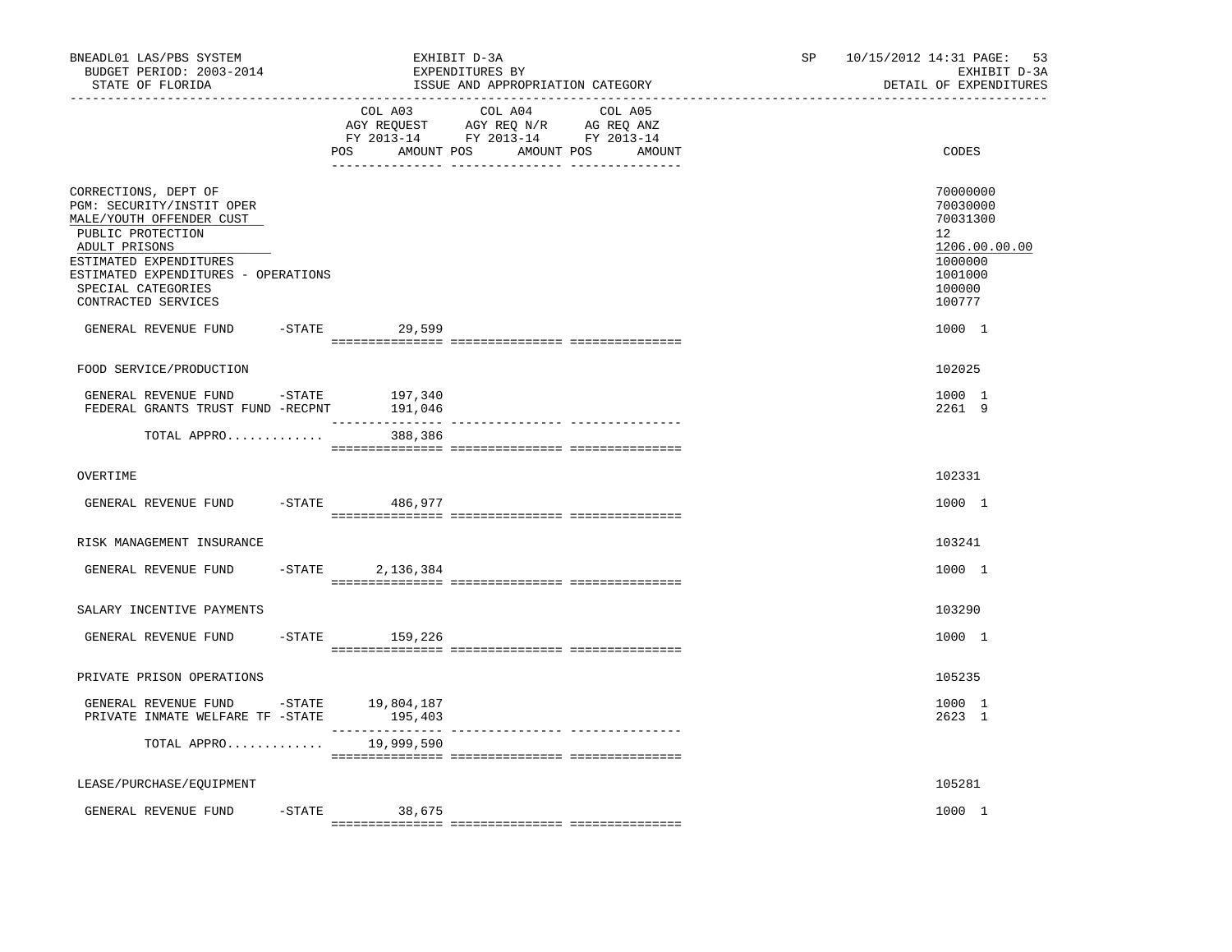BNEADL01 LAS/PBS SYSTEM | EXHIBIT D-3A | SP 10/15/2012 14:31
BUDGET PERIOD: 2003-2014 | EXPENDITURES BY | EXHIBIT D-3A
STATE OF FLORIDA | ISSUE AND APPROPRIATION CATEGORY | DETAIL OF EXPENDITURES

| | COL A03 AGY REQUEST FY 2013-14 POS AMOUNT | COL A04 AGY REQ N/R FY 2013-14 POS AMOUNT | COL A05 AG REQ ANZ FY 2013-14 POS AMOUNT | CODES |
|---|---|---|---|---|
| CORRECTIONS, DEPT OF | | | | 70000000 |
| PGM: SECURITY/INSTIT OPER | | | | 70030000 |
| MALE/YOUTH OFFENDER CUST | | | | 70031300 |
| PUBLIC PROTECTION | | | | 12 |
| ADULT PRISONS | | | | 1206.00.00.00 |
| ESTIMATED EXPENDITURES | | | | 1000000 |
| ESTIMATED EXPENDITURES - OPERATIONS | | | | 1001000 |
| SPECIAL CATEGORIES | | | | 100000 |
| CONTRACTED SERVICES | | | | 100777 |
| GENERAL REVENUE FUND -STATE | 29,599 | | | 1000 1 |
| FOOD SERVICE/PRODUCTION | | | | 102025 |
| GENERAL REVENUE FUND -STATE | 197,340 | | | 1000 1 |
| FEDERAL GRANTS TRUST FUND -RECPNT | 191,046 | | | 2261 9 |
| TOTAL APPRO............ | 388,386 | | | |
| OVERTIME | | | | 102331 |
| GENERAL REVENUE FUND -STATE | 486,977 | | | 1000 1 |
| RISK MANAGEMENT INSURANCE | | | | 103241 |
| GENERAL REVENUE FUND -STATE | 2,136,384 | | | 1000 1 |
| SALARY INCENTIVE PAYMENTS | | | | 103290 |
| GENERAL REVENUE FUND -STATE | 159,226 | | | 1000 1 |
| PRIVATE PRISON OPERATIONS | | | | 105235 |
| GENERAL REVENUE FUND -STATE | 19,804,187 | | | 1000 1 |
| PRIVATE INMATE WELFARE TF -STATE | 195,403 | | | 2623 1 |
| TOTAL APPRO............ | 19,999,590 | | | |
| LEASE/PURCHASE/EQUIPMENT | | | | 105281 |
| GENERAL REVENUE FUND -STATE | 38,675 | | | 1000 1 |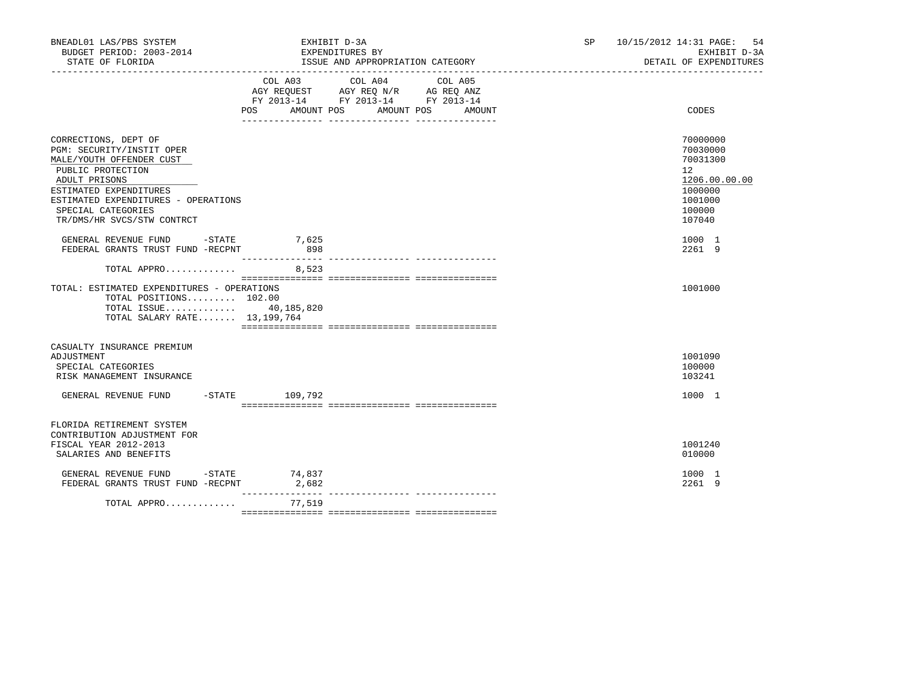BNEADL01 LAS/PBS SYSTEM | EXHIBIT D-3A | SP 10/15/2012 14:31
BUDGET PERIOD: 2003-2014 | EXPENDITURES BY | EXHIBIT D-3A
STATE OF FLORIDA | ISSUE AND APPROPRIATION CATEGORY | DETAIL OF EXPENDITURES

| | COL A03 AGY REQUEST FY 2013-14 POS AMOUNT | COL A04 AGY REQ N/R FY 2013-14 POS AMOUNT | COL A05 AG REQ ANZ FY 2013-14 POS AMOUNT | CODES |
|---|---|---|---|---|
| CORRECTIONS, DEPT OF | | | | 70000000 |
| PGM: SECURITY/INSTIT OPER | | | | 70030000 |
| MALE/YOUTH OFFENDER CUST | | | | 70031300 |
| PUBLIC PROTECTION | | | | 12 |
| ADULT PRISONS | | | | 1206.00.00.00 |
| ESTIMATED EXPENDITURES | | | | 1000000 |
| ESTIMATED EXPENDITURES - OPERATIONS | | | | 1001000 |
| SPECIAL CATEGORIES | | | | 100000 |
| TR/DMS/HR SVCS/STW CONTRCT | | | | 107040 |
| GENERAL REVENUE FUND -STATE | 7,625 | | | 1000 1 |
| FEDERAL GRANTS TRUST FUND -RECPNT | 898 | | | 2261 9 |
| TOTAL APPRO............ | 8,523 | | | |
| TOTAL: ESTIMATED EXPENDITURES - OPERATIONS | | | | 1001000 |
| TOTAL POSITIONS......... 102.00 | | | | |
| TOTAL ISSUE............ | 40,185,820 | | | |
| TOTAL SALARY RATE....... 13,199,764 | | | | |
| CASUALTY INSURANCE PREMIUM ADJUSTMENT | | | | 1001090 |
| SPECIAL CATEGORIES | | | | 100000 |
| RISK MANAGEMENT INSURANCE | | | | 103241 |
| GENERAL REVENUE FUND -STATE | 109,792 | | | 1000 1 |
| FLORIDA RETIREMENT SYSTEM CONTRIBUTION ADJUSTMENT FOR FISCAL YEAR 2012-2013 | | | | 1001240 |
| SALARIES AND BENEFITS | | | | 010000 |
| GENERAL REVENUE FUND -STATE | 74,837 | | | 1000 1 |
| FEDERAL GRANTS TRUST FUND -RECPNT | 2,682 | | | 2261 9 |
| TOTAL APPRO............ | 77,519 | | | |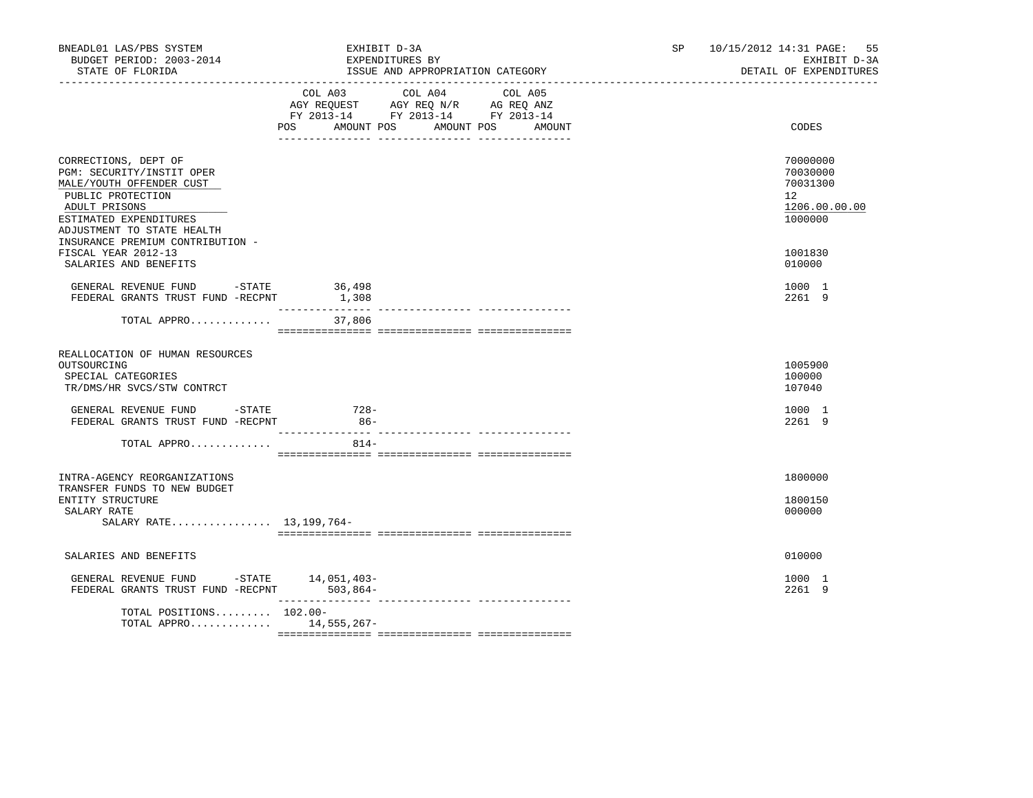BNEADL01 LAS/PBS SYSTEM | EXHIBIT D-3A | SP 10/15/2012 14:31 PAGE: 55
BUDGET PERIOD: 2003-2014 | EXPENDITURES BY | EXHIBIT D-3A
STATE OF FLORIDA | ISSUE AND APPROPRIATION CATEGORY | DETAIL OF EXPENDITURES

| | COL A03 AGY REQUEST FY 2013-14 POS AMOUNT | COL A04 AGY REQ N/R FY 2013-14 POS AMOUNT | COL A05 AG REQ ANZ FY 2013-14 POS AMOUNT | CODES |
|---|---|---|---|---|
| CORRECTIONS, DEPT OF | | | | 70000000 |
| PGM: SECURITY/INSTIT OPER | | | | 70030000 |
| MALE/YOUTH OFFENDER CUST | | | | 70031300 |
| PUBLIC PROTECTION | | | | 12 |
| ADULT PRISONS | | | | 1206.00.00.00 |
| ESTIMATED EXPENDITURES | | | | 1000000 |
| ADJUSTMENT TO STATE HEALTH INSURANCE PREMIUM CONTRIBUTION - FISCAL YEAR 2012-13 | | | | 1001830 |
| SALARIES AND BENEFITS | | | | 010000 |
| GENERAL REVENUE FUND -STATE | 36,498 | | | 1000 1 |
| FEDERAL GRANTS TRUST FUND -RECPNT | 1,308 | | | 2261 9 |
| TOTAL APPRO............. | 37,806 | | | |
| REALLOCATION OF HUMAN RESOURCES OUTSOURCING | | | | 1005900 |
| SPECIAL CATEGORIES | | | | 100000 |
| TR/DMS/HR SVCS/STW CONTRCT | | | | 107040 |
| GENERAL REVENUE FUND -STATE | 728- | | | 1000 1 |
| FEDERAL GRANTS TRUST FUND -RECPNT | 86- | | | 2261 9 |
| TOTAL APPRO............. | 814- | | | |
| INTRA-AGENCY REORGANIZATIONS | | | | 1800000 |
| TRANSFER FUNDS TO NEW BUDGET ENTITY STRUCTURE | | | | 1800150 |
| SALARY RATE | | | | 000000 |
| SALARY RATE................ | 13,199,764- | | | |
| SALARIES AND BENEFITS | | | | 010000 |
| GENERAL REVENUE FUND -STATE | 14,051,403- | | | 1000 1 |
| FEDERAL GRANTS TRUST FUND -RECPNT | 503,864- | | | 2261 9 |
| TOTAL POSITIONS......... | 102.00- | | | |
| TOTAL APPRO............. | 14,555,267- | | | |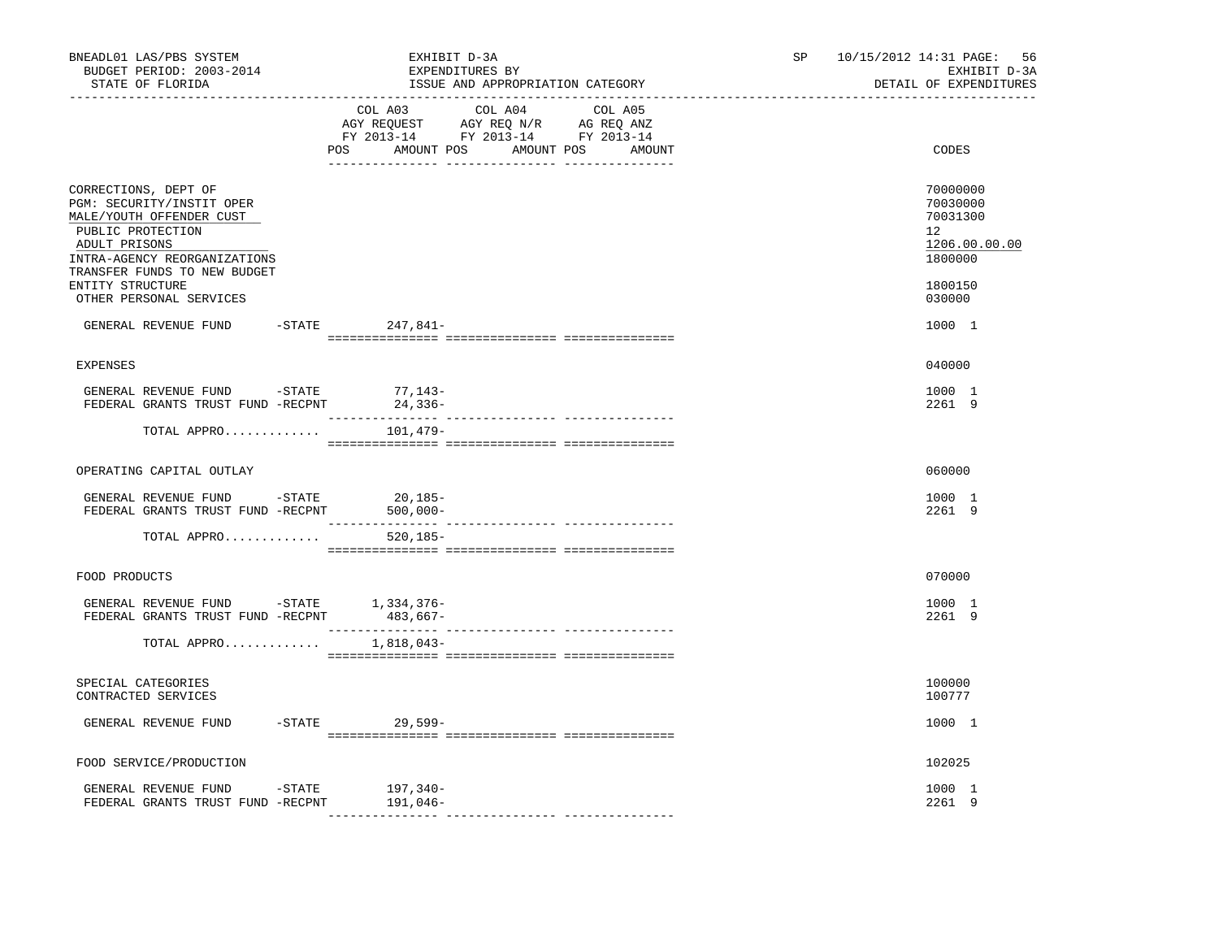BNEADL01 LAS/PBS SYSTEM — EXHIBIT D-3A — SP 10/15/2012 14:31

BUDGET PERIOD: 2003-2014 — EXPENDITURES BY — EXHIBIT D-3A

STATE OF FLORIDA — ISSUE AND APPROPRIATION CATEGORY — DETAIL OF EXPENDITURES

| | COL A03 AGY REQUEST FY 2013-14 POS AMOUNT | COL A04 AGY REQ N/R FY 2013-14 POS AMOUNT | COL A05 AG REQ ANZ FY 2013-14 POS AMOUNT | CODES |
|---|---|---|---|---|
| CORRECTIONS, DEPT OF | | | | 70000000 |
| PGM: SECURITY/INSTIT OPER | | | | 70030000 |
| MALE/YOUTH OFFENDER CUST | | | | 70031300 |
| PUBLIC PROTECTION | | | | 12 |
| ADULT PRISONS | | | | 1206.00.00.00 |
| INTRA-AGENCY REORGANIZATIONS | | | | 1800000 |
| TRANSFER FUNDS TO NEW BUDGET ENTITY STRUCTURE | | | | 1800150 |
| OTHER PERSONAL SERVICES | | | | 030000 |
| GENERAL REVENUE FUND -STATE | 247,841- | | | 1000 1 |
| EXPENSES | | | | 040000 |
| GENERAL REVENUE FUND -STATE | 77,143- | | | 1000 1 |
| FEDERAL GRANTS TRUST FUND -RECPNT | 24,336- | | | 2261 9 |
| TOTAL APPRO............ | 101,479- | | | |
| OPERATING CAPITAL OUTLAY | | | | 060000 |
| GENERAL REVENUE FUND -STATE | 20,185- | | | 1000 1 |
| FEDERAL GRANTS TRUST FUND -RECPNT | 500,000- | | | 2261 9 |
| TOTAL APPRO............ | 520,185- | | | |
| FOOD PRODUCTS | | | | 070000 |
| GENERAL REVENUE FUND -STATE | 1,334,376- | | | 1000 1 |
| FEDERAL GRANTS TRUST FUND -RECPNT | 483,667- | | | 2261 9 |
| TOTAL APPRO............ | 1,818,043- | | | |
| SPECIAL CATEGORIES | | | | 100000 |
| CONTRACTED SERVICES | | | | 100777 |
| GENERAL REVENUE FUND -STATE | 29,599- | | | 1000 1 |
| FOOD SERVICE/PRODUCTION | | | | 102025 |
| GENERAL REVENUE FUND -STATE | 197,340- | | | 1000 1 |
| FEDERAL GRANTS TRUST FUND -RECPNT | 191,046- | | | 2261 9 |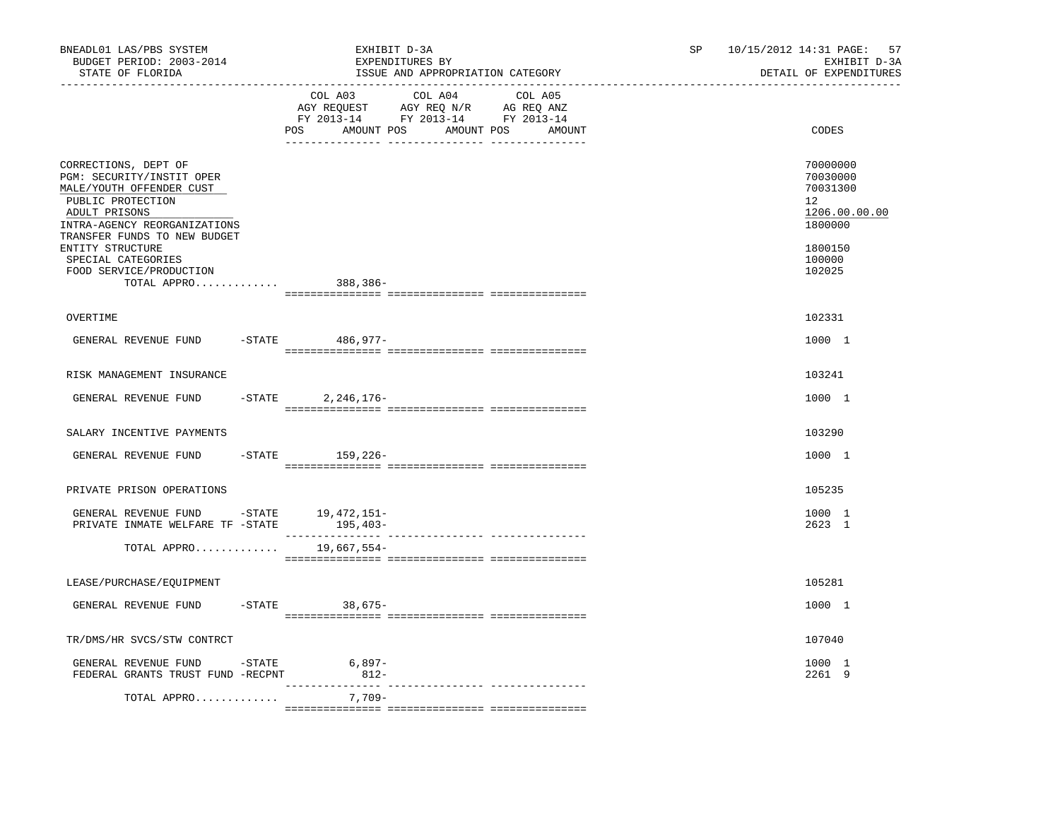BNEADL01 LAS/PBS SYSTEM  
BUDGET PERIOD: 2003-2014  
STATE OF FLORIDA

EXHIBIT D-3A  
EXPENDITURES BY  
ISSUE AND APPROPRIATION CATEGORY

SP 10/15/2012 14:31

EXHIBIT D-3A  
DETAIL OF EXPENDITURES

| | COL A03 AGY REQUEST FY 2013-14 POS AMOUNT | COL A04 AGY REQ N/R FY 2013-14 POS AMOUNT | COL A05 AG REQ ANZ FY 2013-14 POS AMOUNT | CODES |
|---|---|---|---|---|
| CORRECTIONS, DEPT OF | | | | 70000000 |
| PGM: SECURITY/INSTIT OPER | | | | 70030000 |
| MALE/YOUTH OFFENDER CUST | | | | 70031300 |
| PUBLIC PROTECTION | | | | 12 |
| ADULT PRISONS | | | | 1206.00.00.00 |
| INTRA-AGENCY REORGANIZATIONS | | | | 1800000 |
| TRANSFER FUNDS TO NEW BUDGET ENTITY STRUCTURE | | | | 1800150 |
| SPECIAL CATEGORIES | | | | 100000 |
| FOOD SERVICE/PRODUCTION | | | | 102025 |
| TOTAL APPRO............. | 388,386- | | | |
| OVERTIME | | | | 102331 |
| GENERAL REVENUE FUND -STATE | 486,977- | | | 1000 1 |
| RISK MANAGEMENT INSURANCE | | | | 103241 |
| GENERAL REVENUE FUND -STATE | 2,246,176- | | | 1000 1 |
| SALARY INCENTIVE PAYMENTS | | | | 103290 |
| GENERAL REVENUE FUND -STATE | 159,226- | | | 1000 1 |
| PRIVATE PRISON OPERATIONS | | | | 105235 |
| GENERAL REVENUE FUND -STATE | 19,472,151- | | | 1000 1 |
| PRIVATE INMATE WELFARE TF -STATE | 195,403- | | | 2623 1 |
| TOTAL APPRO............. | 19,667,554- | | | |
| LEASE/PURCHASE/EQUIPMENT | | | | 105281 |
| GENERAL REVENUE FUND -STATE | 38,675- | | | 1000 1 |
| TR/DMS/HR SVCS/STW CONTRCT | | | | 107040 |
| GENERAL REVENUE FUND -STATE | 6,897- | | | 1000 1 |
| FEDERAL GRANTS TRUST FUND -RECPNT | 812- | | | 2261 9 |
| TOTAL APPRO............. | 7,709- | | | |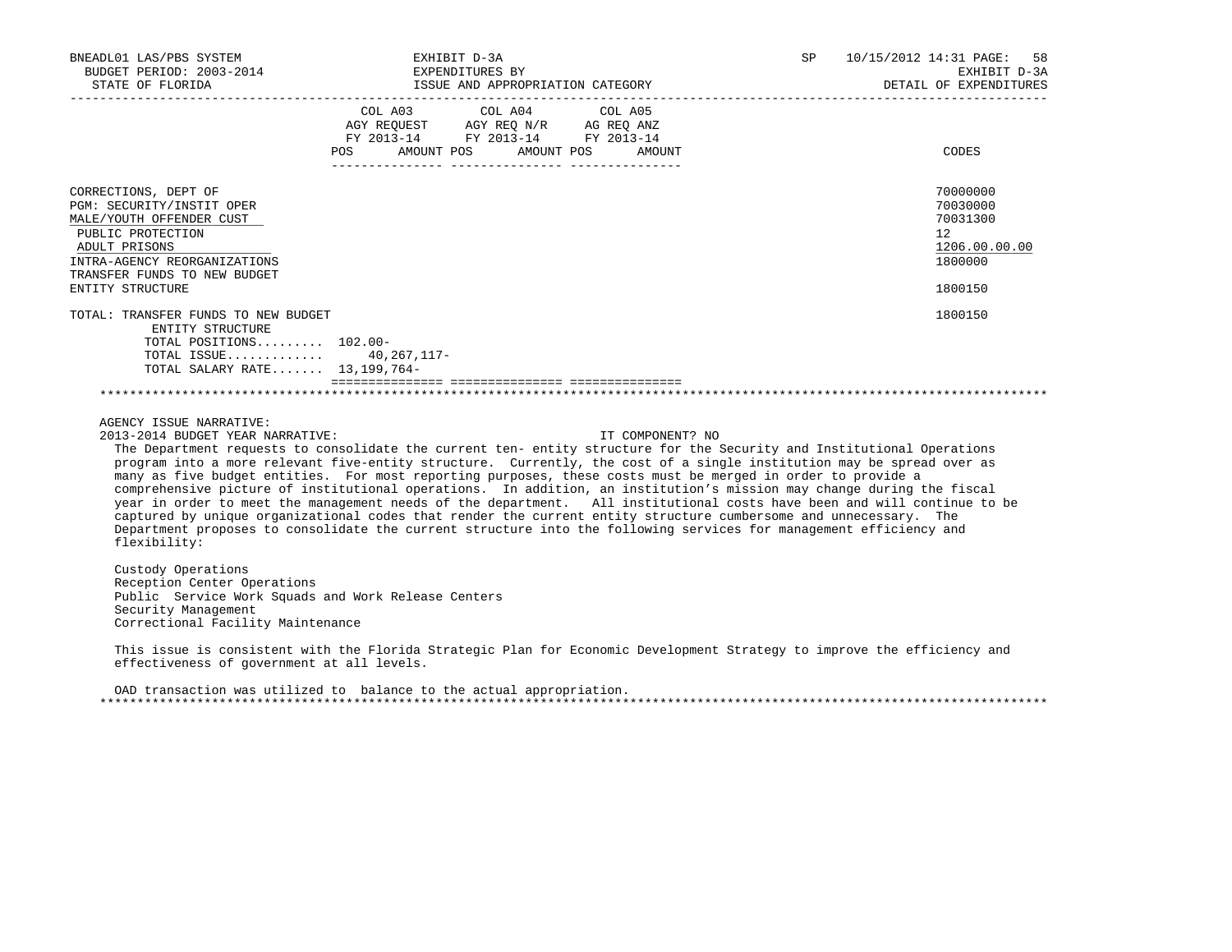| | COL A03 AGY REQUEST FY 2013-14 POS AMOUNT | COL A04 AGY REQ N/R FY 2013-14 POS AMOUNT | COL A05 AG REQ ANZ FY 2013-14 POS AMOUNT | CODES |
|---|---|---|---|---|
| CORRECTIONS, DEPT OF | | | | 70000000 |
| PGM: SECURITY/INSTIT OPER | | | | 70030000 |
| MALE/YOUTH OFFENDER CUST | | | | 70031300 |
| PUBLIC PROTECTION | | | | 12 |
| ADULT PRISONS | | | | 1206.00.00.00 |
| INTRA-AGENCY REORGANIZATIONS | | | | 1800000 |
| TRANSFER FUNDS TO NEW BUDGET ENTITY STRUCTURE | | | | 1800150 |
| TOTAL: TRANSFER FUNDS TO NEW BUDGET ENTITY STRUCTURE | | | | 1800150 |
| TOTAL POSITIONS......... | 102.00- | | | |
| TOTAL ISSUE............ | 40,267,117- | | | |
| TOTAL SALARY RATE....... | 13,199,764- | | | |

AGENCY ISSUE NARRATIVE:

2013-2014 BUDGET YEAR NARRATIVE: IT COMPONENT? NO

The Department requests to consolidate the current ten- entity structure for the Security and Institutional Operations program into a more relevant five-entity structure. Currently, the cost of a single institution may be spread over as many as five budget entities. For most reporting purposes, these costs must be merged in order to provide a comprehensive picture of institutional operations. In addition, an institution's mission may change during the fiscal year in order to meet the management needs of the department. All institutional costs have been and will continue to be captured by unique organizational codes that render the current entity structure cumbersome and unnecessary. The Department proposes to consolidate the current structure into the following services for management efficiency and flexibility:

Custody Operations
Reception Center Operations
Public Service Work Squads and Work Release Centers
Security Management
Correctional Facility Maintenance

This issue is consistent with the Florida Strategic Plan for Economic Development Strategy to improve the efficiency and effectiveness of government at all levels.

OAD transaction was utilized to balance to the actual appropriation.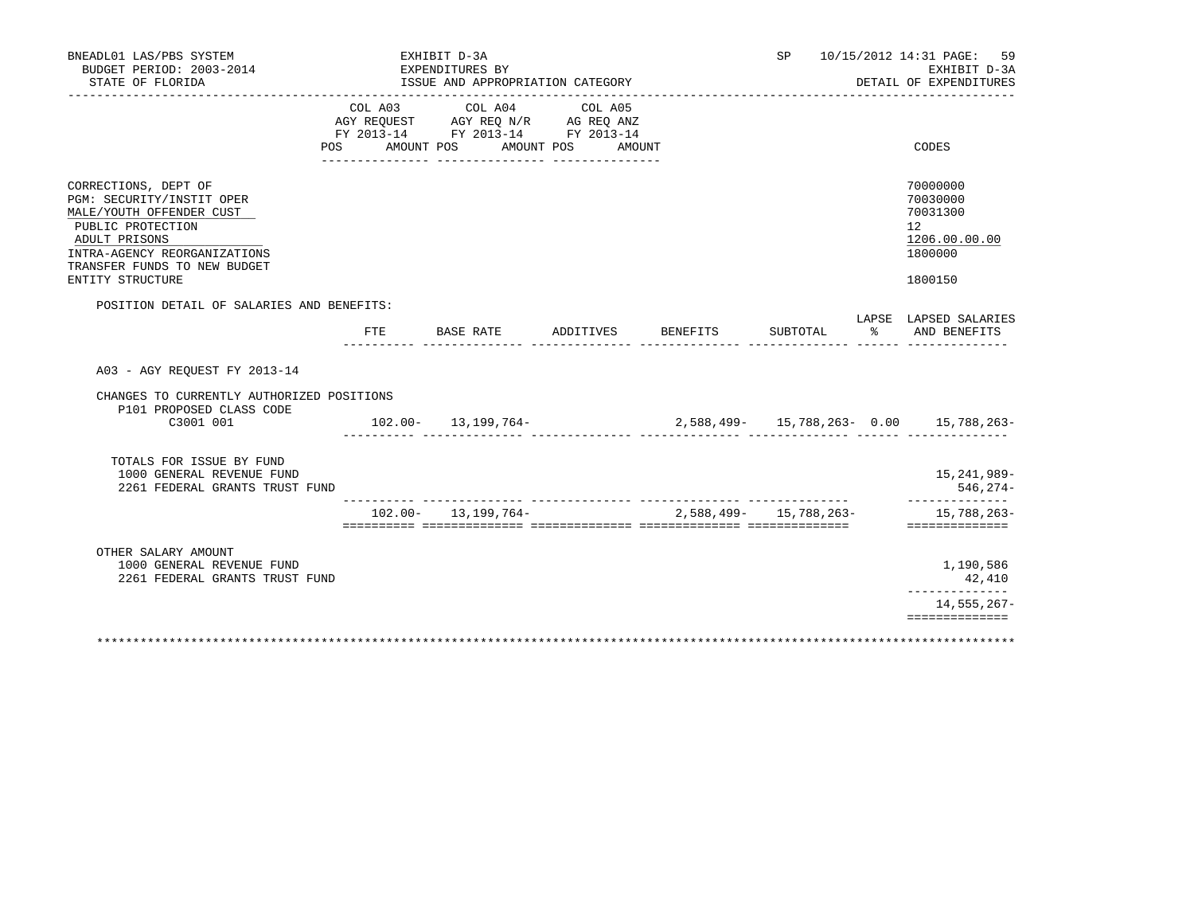BNEADL01 LAS/PBS SYSTEM — EXHIBIT D-3A — EXPENDITURES BY ISSUE AND APPROPRIATION CATEGORY

BUDGET PERIOD: 2003-2014 — STATE OF FLORIDA — SP 10/15/2012 14:31 — EXHIBIT D-3A DETAIL OF EXPENDITURES

| | COL A03 AGY REQUEST FY 2013-14 POS AMOUNT | COL A04 AGY REQ N/R FY 2013-14 POS AMOUNT | COL A05 AG REQ ANZ FY 2013-14 POS AMOUNT | CODES |
|---|---|---|---|---|
| CORRECTIONS, DEPT OF | | | | 70000000 |
| PGM: SECURITY/INSTIT OPER | | | | 70030000 |
| MALE/YOUTH OFFENDER CUST | | | | 70031300 |
| PUBLIC PROTECTION | | | | 12 |
| ADULT PRISONS | | | | 1206.00.00.00 |
| INTRA-AGENCY REORGANIZATIONS | | | | 1800000 |
| TRANSFER FUNDS TO NEW BUDGET ENTITY STRUCTURE | | | | 1800150 |

POSITION DETAIL OF SALARIES AND BENEFITS:

| | FTE | BASE RATE | ADDITIVES | BENEFITS | SUBTOTAL | LAPSE % | LAPSED SALARIES AND BENEFITS |
|---|---|---|---|---|---|---|---|
| A03 - AGY REQUEST FY 2013-14 | | | | | | | |
| CHANGES TO CURRENTLY AUTHORIZED POSITIONS | | | | | | | |
| P101 PROPOSED CLASS CODE | | | | | | | |
| C3001 001 | 102.00- | 13,199,764- | | 2,588,499- | 15,788,263- | 0.00 | 15,788,263- |
| TOTALS FOR ISSUE BY FUND | | | | | | | |
| 1000 GENERAL REVENUE FUND | | | | | | | 15,241,989- |
| 2261 FEDERAL GRANTS TRUST FUND | | | | | | | 546,274- |
| | 102.00- | 13,199,764- | | 2,588,499- | 15,788,263- | | 15,788,263- |
| OTHER SALARY AMOUNT | | | | | | | |
| 1000 GENERAL REVENUE FUND | | | | | | | 1,190,586 |
| 2261 FEDERAL GRANTS TRUST FUND | | | | | | | 42,410 |
| | | | | | | | 14,555,267- |

*****************************************************************************************************************************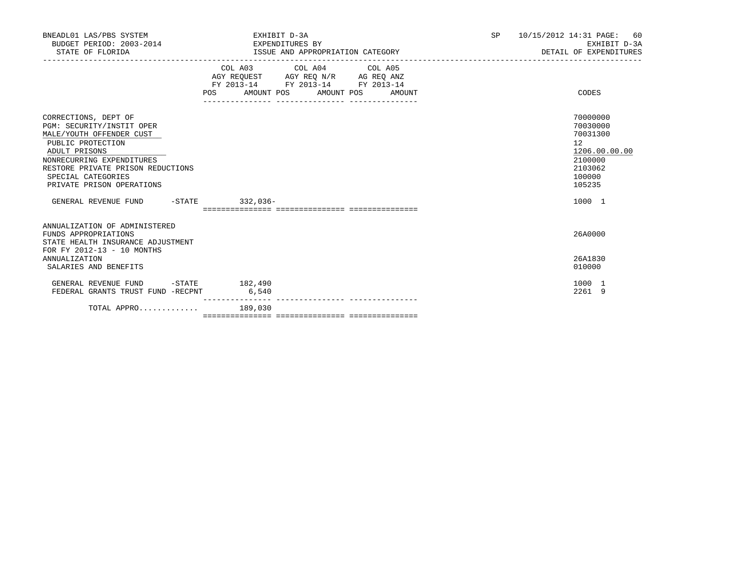BNEADL01 LAS/PBS SYSTEM | EXHIBIT D-3A | SP 10/15/2012 14:31
BUDGET PERIOD: 2003-2014 | EXPENDITURES BY | EXHIBIT D-3A
STATE OF FLORIDA | ISSUE AND APPROPRIATION CATEGORY | DETAIL OF EXPENDITURES

| | COL A03 AGY REQUEST FY 2013-14 POS AMOUNT | COL A04 AGY REQ N/R FY 2013-14 POS AMOUNT | COL A05 AG REQ ANZ FY 2013-14 POS AMOUNT | CODES |
|---|---|---|---|---|
| CORRECTIONS, DEPT OF | | | | 70000000 |
| PGM: SECURITY/INSTIT OPER | | | | 70030000 |
| MALE/YOUTH OFFENDER CUST | | | | 70031300 |
| PUBLIC PROTECTION | | | | 12 |
| ADULT PRISONS | | | | 1206.00.00.00 |
| NONRECURRING EXPENDITURES | | | | 2100000 |
| RESTORE PRIVATE PRISON REDUCTIONS | | | | 2103062 |
| SPECIAL CATEGORIES | | | | 100000 |
| PRIVATE PRISON OPERATIONS | | | | 105235 |
| GENERAL REVENUE FUND -STATE | 332,036- | | | 1000 1 |
| ANNUALIZATION OF ADMINISTERED FUNDS APPROPRIATIONS | | | | 26A0000 |
| STATE HEALTH INSURANCE ADJUSTMENT FOR FY 2012-13 - 10 MONTHS ANNUALIZATION | | | | 26A1830 |
| SALARIES AND BENEFITS | | | | 010000 |
| GENERAL REVENUE FUND -STATE | 182,490 | | | 1000 1 |
| FEDERAL GRANTS TRUST FUND -RECPNT | 6,540 | | | 2261 9 |
| TOTAL APPRO............. | 189,030 | | | |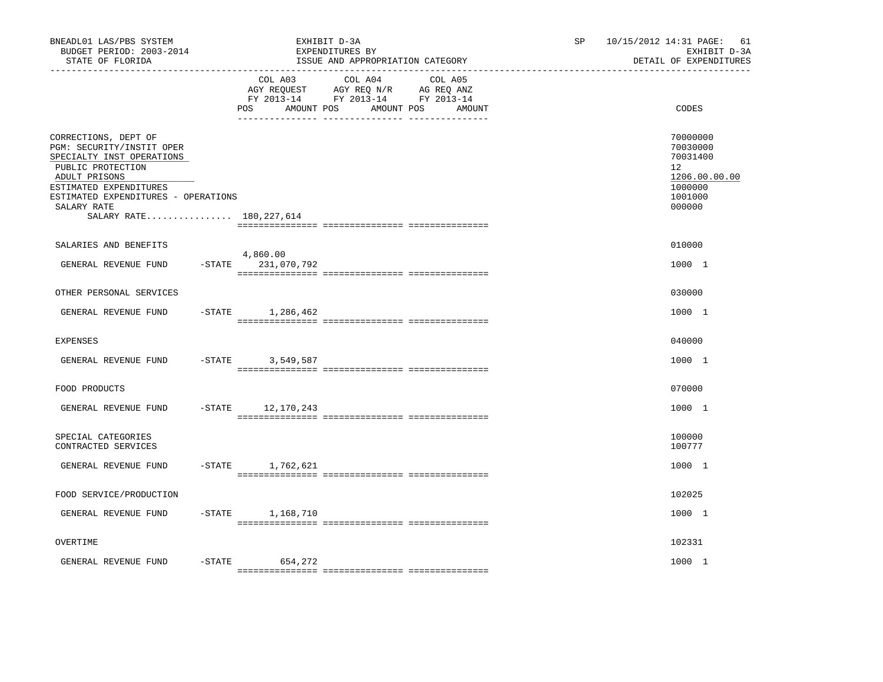BNEADL01 LAS/PBS SYSTEM
BUDGET PERIOD: 2003-2014
STATE OF FLORIDA

EXHIBIT D-3A
EXPENDITURES BY
ISSUE AND APPROPRIATION CATEGORY

SP 10/15/2012 14:31 PAGE: 61
EXHIBIT D-3A
DETAIL OF EXPENDITURES

| | COL A03 AGY REQUEST FY 2013-14 POS | AMOUNT | COL A04 AGY REQ N/R FY 2013-14 POS | AMOUNT | COL A05 AG REQ ANZ FY 2013-14 POS | AMOUNT | CODES |
|---|---|---|---|---|---|---|---|
| CORRECTIONS, DEPT OF | | | | | | | 70000000 |
| PGM: SECURITY/INSTIT OPER | | | | | | | 70030000 |
| SPECIALTY INST OPERATIONS | | | | | | | 70031400 |
| PUBLIC PROTECTION | | | | | | | 12 |
| ADULT PRISONS | | | | | | | 1206.00.00.00 |
| ESTIMATED EXPENDITURES | | | | | | | 1000000 |
| ESTIMATED EXPENDITURES - OPERATIONS | | | | | | | 1001000 |
| SALARY RATE | | | | | | | 000000 |
| SALARY RATE................ 180,227,614 | | | | | | | |
| SALARIES AND BENEFITS | | | | | | | 010000 |
| GENERAL REVENUE FUND -STATE | 4,860.00 | 231,070,792 | | | | | 1000 1 |
| OTHER PERSONAL SERVICES | | | | | | | 030000 |
| GENERAL REVENUE FUND -STATE | | 1,286,462 | | | | | 1000 1 |
| EXPENSES | | | | | | | 040000 |
| GENERAL REVENUE FUND -STATE | | 3,549,587 | | | | | 1000 1 |
| FOOD PRODUCTS | | | | | | | 070000 |
| GENERAL REVENUE FUND -STATE | | 12,170,243 | | | | | 1000 1 |
| SPECIAL CATEGORIES | | | | | | | 100000 |
| CONTRACTED SERVICES | | | | | | | 100777 |
| GENERAL REVENUE FUND -STATE | | 1,762,621 | | | | | 1000 1 |
| FOOD SERVICE/PRODUCTION | | | | | | | 102025 |
| GENERAL REVENUE FUND -STATE | | 1,168,710 | | | | | 1000 1 |
| OVERTIME | | | | | | | 102331 |
| GENERAL REVENUE FUND -STATE | | 654,272 | | | | | 1000 1 |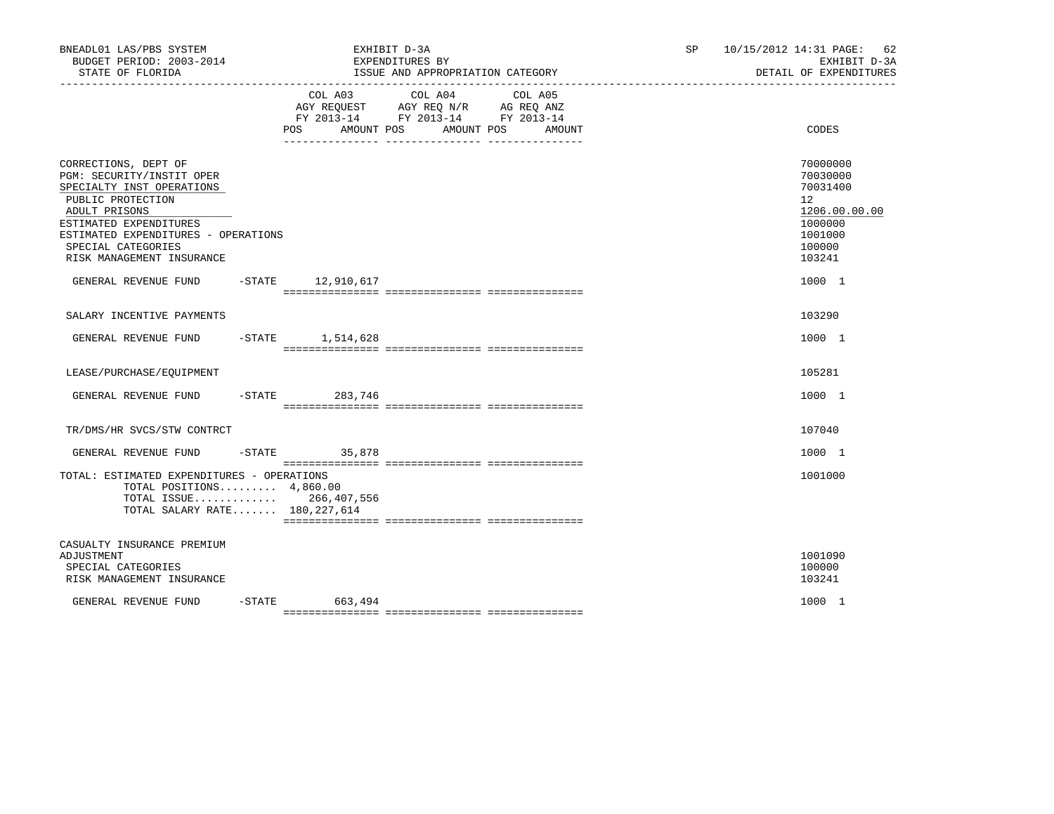| | COL A03 AGY REQUEST FY 2013-14 POS AMOUNT | COL A04 AGY REQ N/R FY 2013-14 POS AMOUNT | COL A05 AG REQ ANZ FY 2013-14 POS AMOUNT | CODES |
|---|---|---|---|---|
| CORRECTIONS, DEPT OF | | | | 70000000 |
| PGM: SECURITY/INSTIT OPER | | | | 70030000 |
| SPECIALTY INST OPERATIONS | | | | 70031400 |
| PUBLIC PROTECTION | | | | 12 |
| ADULT PRISONS | | | | 1206.00.00.00 |
| ESTIMATED EXPENDITURES | | | | 1000000 |
| ESTIMATED EXPENDITURES - OPERATIONS | | | | 1001000 |
| SPECIAL CATEGORIES | | | | 100000 |
| RISK MANAGEMENT INSURANCE | | | | 103241 |
| GENERAL REVENUE FUND -STATE | 12,910,617 | | | 1000 1 |
| SALARY INCENTIVE PAYMENTS | | | | 103290 |
| GENERAL REVENUE FUND -STATE | 1,514,628 | | | 1000 1 |
| LEASE/PURCHASE/EQUIPMENT | | | | 105281 |
| GENERAL REVENUE FUND -STATE | 283,746 | | | 1000 1 |
| TR/DMS/HR SVCS/STW CONTRCT | | | | 107040 |
| GENERAL REVENUE FUND -STATE | 35,878 | | | 1000 1 |
| TOTAL: ESTIMATED EXPENDITURES - OPERATIONS | | | | 1001000 |
| TOTAL POSITIONS......... | 4,860.00 | | | |
| TOTAL ISSUE............. | 266,407,556 | | | |
| TOTAL SALARY RATE....... | 180,227,614 | | | |
| CASUALTY INSURANCE PREMIUM ADJUSTMENT | | | | 1001090 |
| SPECIAL CATEGORIES | | | | 100000 |
| RISK MANAGEMENT INSURANCE | | | | 103241 |
| GENERAL REVENUE FUND -STATE | 663,494 | | | 1000 1 |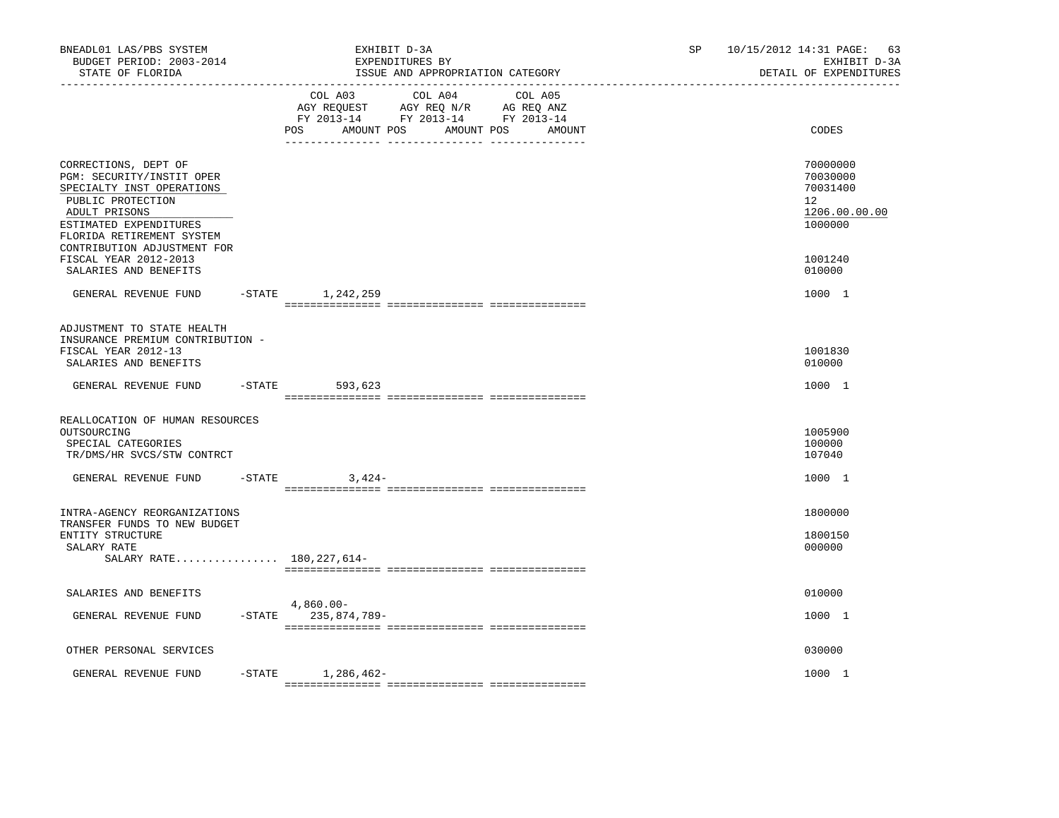BNEADL01 LAS/PBS SYSTEM — EXHIBIT D-3A — EXPENDITURES BY ISSUE AND APPROPRIATION CATEGORY
BUDGET PERIOD: 2003-2014
STATE OF FLORIDA
SP 10/15/2012 14:31
EXHIBIT D-3A
DETAIL OF EXPENDITURES

| | COL A03 AGY REQUEST FY 2013-14 POS AMOUNT | COL A04 AGY REQ N/R FY 2013-14 POS AMOUNT | COL A05 AG REQ ANZ FY 2013-14 POS AMOUNT | CODES |
|---|---|---|---|---|
| CORRECTIONS, DEPT OF | | | | 70000000 |
| PGM: SECURITY/INSTIT OPER | | | | 70030000 |
| SPECIALTY INST OPERATIONS | | | | 70031400 |
| PUBLIC PROTECTION | | | | 12 |
| ADULT PRISONS | | | | 1206.00.00.00 |
| ESTIMATED EXPENDITURES | | | | 1000000 |
| FLORIDA RETIREMENT SYSTEM CONTRIBUTION ADJUSTMENT FOR FISCAL YEAR 2012-2013 | | | | 1001240 |
| SALARIES AND BENEFITS | | | | 010000 |
| GENERAL REVENUE FUND -STATE | 1,242,259 | | | 1000 1 |
| ADJUSTMENT TO STATE HEALTH INSURANCE PREMIUM CONTRIBUTION - FISCAL YEAR 2012-13 | | | | 1001830 |
| SALARIES AND BENEFITS | | | | 010000 |
| GENERAL REVENUE FUND -STATE | 593,623 | | | 1000 1 |
| REALLOCATION OF HUMAN RESOURCES OUTSOURCING | | | | 1005900 |
| SPECIAL CATEGORIES | | | | 100000 |
| TR/DMS/HR SVCS/STW CONTRCT | | | | 107040 |
| GENERAL REVENUE FUND -STATE | 3,424- | | | 1000 1 |
| INTRA-AGENCY REORGANIZATIONS | | | | 1800000 |
| TRANSFER FUNDS TO NEW BUDGET ENTITY STRUCTURE | | | | 1800150 |
| SALARY RATE | | | | 000000 |
| SALARY RATE................ | 180,227,614- | | | |
| SALARIES AND BENEFITS | | | | 010000 |
| GENERAL REVENUE FUND -STATE | 4,860.00- 235,874,789- | | | 1000 1 |
| OTHER PERSONAL SERVICES | | | | 030000 |
| GENERAL REVENUE FUND -STATE | 1,286,462- | | | 1000 1 |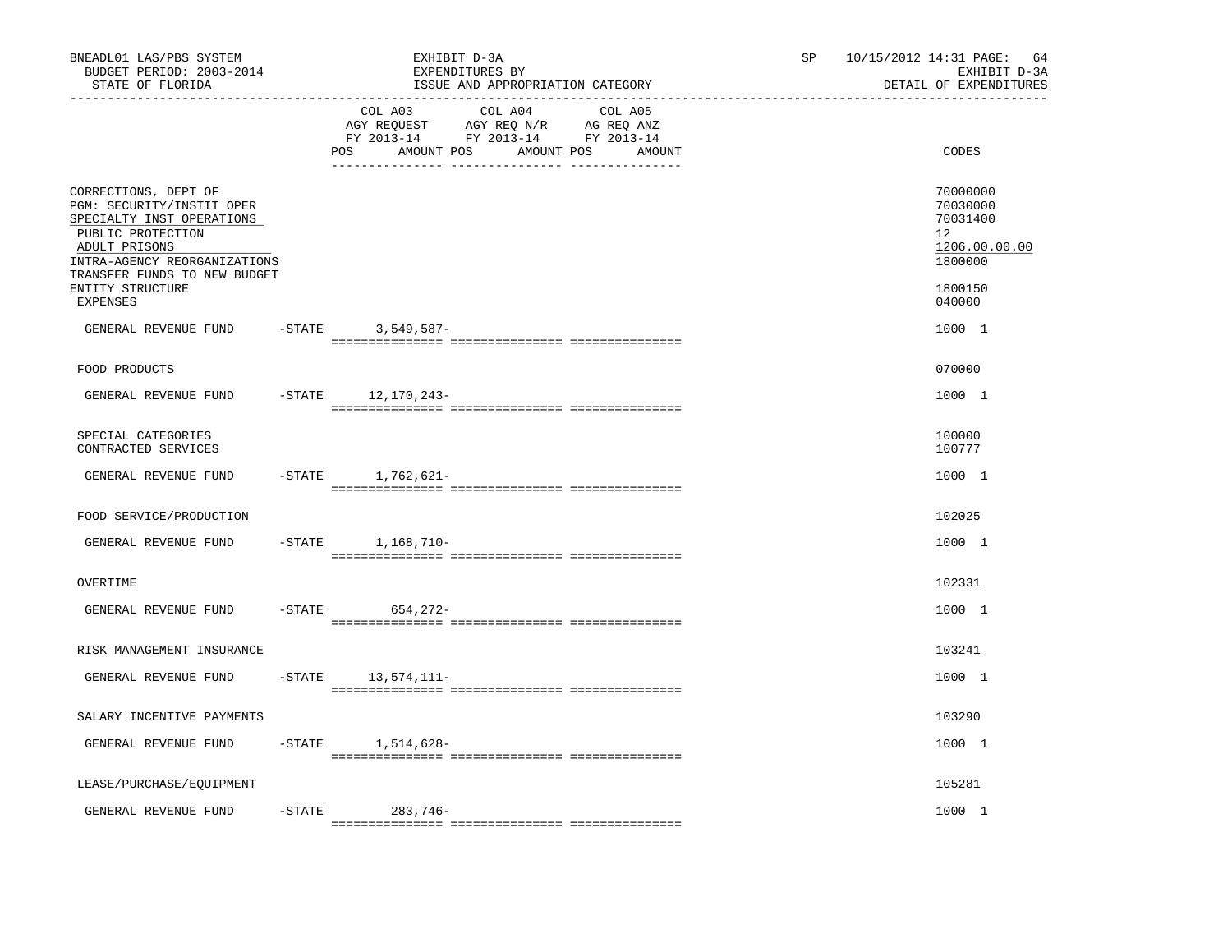BNEADL01 LAS/PBS SYSTEM | EXHIBIT D-3A | SP 10/15/2012 14:31
BUDGET PERIOD: 2003-2014 | EXPENDITURES BY | EXHIBIT D-3A
STATE OF FLORIDA | ISSUE AND APPROPRIATION CATEGORY | DETAIL OF EXPENDITURES

| | COL A03 AGY REQUEST FY 2013-14 POS AMOUNT | COL A04 AGY REQ N/R FY 2013-14 POS AMOUNT | COL A05 AG REQ ANZ FY 2013-14 POS AMOUNT | CODES |
|---|---|---|---|---|
| CORRECTIONS, DEPT OF | | | | 70000000 |
| PGM: SECURITY/INSTIT OPER | | | | 70030000 |
| SPECIALTY INST OPERATIONS | | | | 70031400 |
| PUBLIC PROTECTION | | | | 12 |
| ADULT PRISONS | | | | 1206.00.00.00 |
| INTRA-AGENCY REORGANIZATIONS | | | | 1800000 |
| TRANSFER FUNDS TO NEW BUDGET ENTITY STRUCTURE | | | | 1800150 |
| EXPENSES | | | | 040000 |
| GENERAL REVENUE FUND -STATE | 3,549,587- | | | 1000 1 |
| FOOD PRODUCTS | | | | 070000 |
| GENERAL REVENUE FUND -STATE | 12,170,243- | | | 1000 1 |
| SPECIAL CATEGORIES | | | | 100000 |
| CONTRACTED SERVICES | | | | 100777 |
| GENERAL REVENUE FUND -STATE | 1,762,621- | | | 1000 1 |
| FOOD SERVICE/PRODUCTION | | | | 102025 |
| GENERAL REVENUE FUND -STATE | 1,168,710- | | | 1000 1 |
| OVERTIME | | | | 102331 |
| GENERAL REVENUE FUND -STATE | 654,272- | | | 1000 1 |
| RISK MANAGEMENT INSURANCE | | | | 103241 |
| GENERAL REVENUE FUND -STATE | 13,574,111- | | | 1000 1 |
| SALARY INCENTIVE PAYMENTS | | | | 103290 |
| GENERAL REVENUE FUND -STATE | 1,514,628- | | | 1000 1 |
| LEASE/PURCHASE/EQUIPMENT | | | | 105281 |
| GENERAL REVENUE FUND -STATE | 283,746- | | | 1000 1 |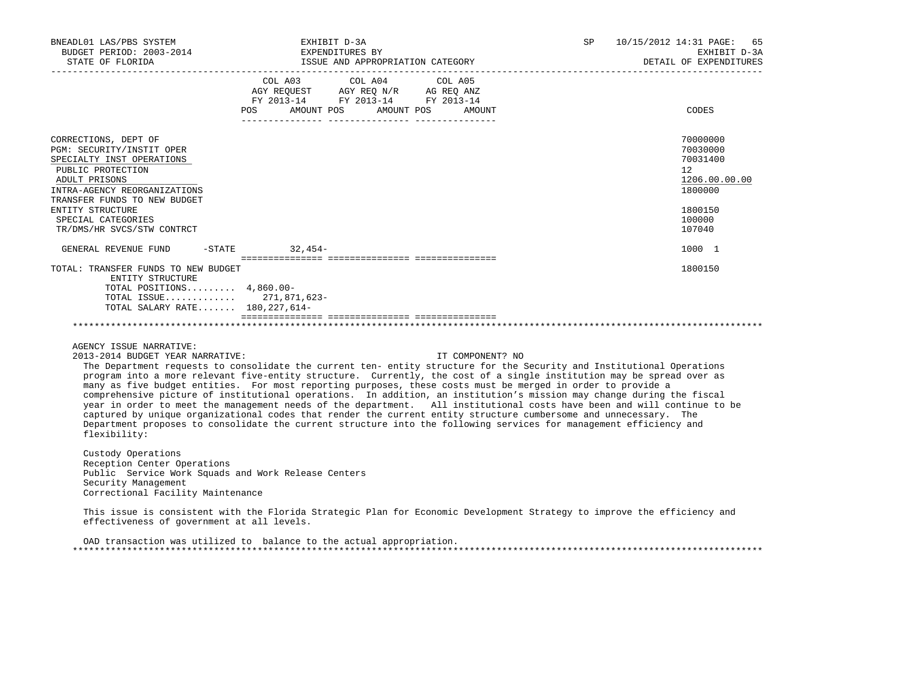BNEADL01 LAS/PBS SYSTEM | EXHIBIT D-3A | SP 10/15/2012 14:31

BUDGET PERIOD: 2003-2014 | EXPENDITURES BY | EXHIBIT D-3A

STATE OF FLORIDA | ISSUE AND APPROPRIATION CATEGORY | DETAIL OF EXPENDITURES

| | COL A03 AGY REQUEST FY 2013-14 POS AMOUNT | COL A04 AGY REQ N/R FY 2013-14 POS AMOUNT | COL A05 AG REQ ANZ FY 2013-14 POS AMOUNT | CODES |
|---|---|---|---|---|
| CORRECTIONS, DEPT OF | | | | 70000000 |
| PGM: SECURITY/INSTIT OPER | | | | 70030000 |
| SPECIALTY INST OPERATIONS | | | | 70031400 |
| PUBLIC PROTECTION | | | | 12 |
| ADULT PRISONS | | | | 1206.00.00.00 |
| INTRA-AGENCY REORGANIZATIONS | | | | 1800000 |
| TRANSFER FUNDS TO NEW BUDGET ENTITY STRUCTURE | | | | 1800150 |
| SPECIAL CATEGORIES | | | | 100000 |
| TR/DMS/HR SVCS/STW CONTRCT | | | | 107040 |
| GENERAL REVENUE FUND -STATE | 32,454- | | | 1000 1 |
| TOTAL: TRANSFER FUNDS TO NEW BUDGET ENTITY STRUCTURE | | | | 1800150 |
| TOTAL POSITIONS......... | 4,860.00- | | | |
| TOTAL ISSUE............ | 271,871,623- | | | |
| TOTAL SALARY RATE....... | 180,227,614- | | | |

AGENCY ISSUE NARRATIVE:

2013-2014 BUDGET YEAR NARRATIVE: IT COMPONENT? NO

The Department requests to consolidate the current ten- entity structure for the Security and Institutional Operations program into a more relevant five-entity structure. Currently, the cost of a single institution may be spread over as many as five budget entities. For most reporting purposes, these costs must be merged in order to provide a comprehensive picture of institutional operations. In addition, an institution's mission may change during the fiscal year in order to meet the management needs of the department. All institutional costs have been and will continue to be captured by unique organizational codes that render the current entity structure cumbersome and unnecessary. The Department proposes to consolidate the current structure into the following services for management efficiency and flexibility:

Custody Operations
Reception Center Operations
Public Service Work Squads and Work Release Centers
Security Management
Correctional Facility Maintenance

This issue is consistent with the Florida Strategic Plan for Economic Development Strategy to improve the efficiency and effectiveness of government at all levels.

OAD transaction was utilized to balance to the actual appropriation.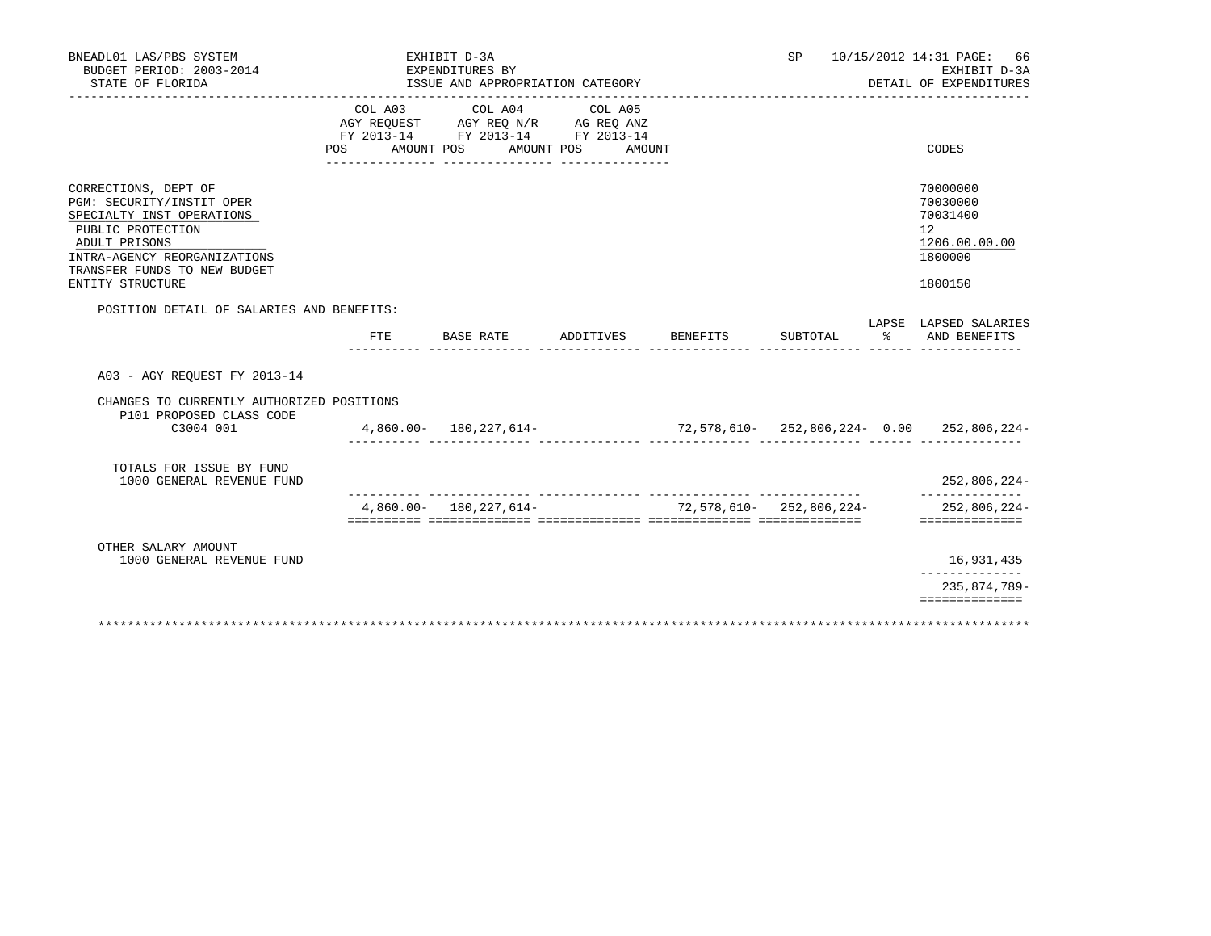BNEADL01 LAS/PBS SYSTEM
BUDGET PERIOD: 2003-2014
STATE OF FLORIDA

EXHIBIT D-3A
EXPENDITURES BY
ISSUE AND APPROPRIATION CATEGORY

SP 10/15/2012 14:31

EXHIBIT D-3A
DETAIL OF EXPENDITURES

| | COL A03 AGY REQUEST FY 2013-14 POS AMOUNT | COL A04 AGY REQ N/R FY 2013-14 POS AMOUNT | COL A05 AG REQ ANZ FY 2013-14 POS AMOUNT | CODES |
|---|---|---|---|---|
| CORRECTIONS, DEPT OF | | | | 70000000 |
| PGM: SECURITY/INSTIT OPER | | | | 70030000 |
| SPECIALTY INST OPERATIONS | | | | 70031400 |
| PUBLIC PROTECTION | | | | 12 |
| ADULT PRISONS | | | | 1206.00.00.00 |
| INTRA-AGENCY REORGANIZATIONS | | | | 1800000 |
| TRANSFER FUNDS TO NEW BUDGET ENTITY STRUCTURE | | | | 1800150 |

POSITION DETAIL OF SALARIES AND BENEFITS:

| | FTE | BASE RATE | ADDITIVES | BENEFITS | SUBTOTAL | LAPSE % | LAPSED SALARIES AND BENEFITS |
|---|---|---|---|---|---|---|---|
| A03 - AGY REQUEST FY 2013-14 | | | | | | | |
| CHANGES TO CURRENTLY AUTHORIZED POSITIONS | | | | | | | |
| P101 PROPOSED CLASS CODE | | | | | | | |
| C3004 001 | 4,860.00- | 180,227,614- | | 72,578,610- | 252,806,224- | 0.00 | 252,806,224- |
| TOTALS FOR ISSUE BY FUND | | | | | | | |
| 1000 GENERAL REVENUE FUND | | | | | | | 252,806,224- |
| | 4,860.00- | 180,227,614- | | 72,578,610- | 252,806,224- | | 252,806,224- |
| OTHER SALARY AMOUNT | | | | | | | |
| 1000 GENERAL REVENUE FUND | | | | | | | 16,931,435 |
| | | | | | | | 235,874,789- |

*******************************************************************************************************************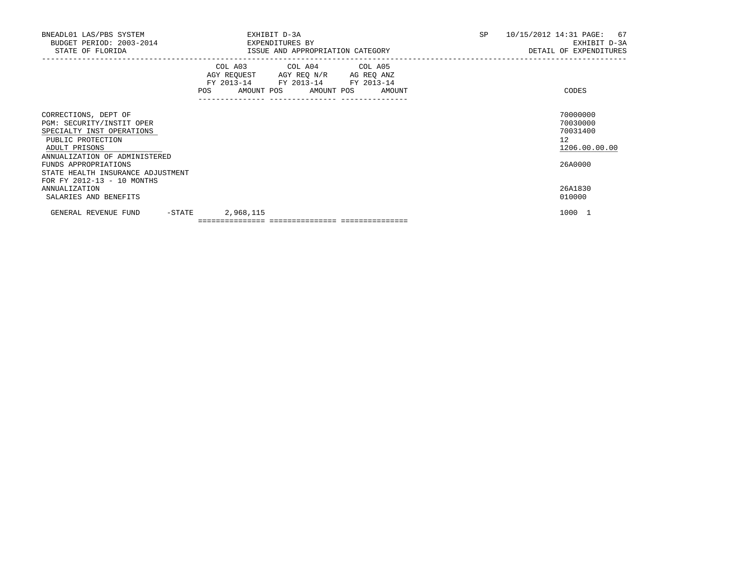BNEADL01 LAS/PBS SYSTEM | EXHIBIT D-3A | SP 10/15/2012 14:31
BUDGET PERIOD: 2003-2014 | EXPENDITURES BY | EXHIBIT D-3A
STATE OF FLORIDA | ISSUE AND APPROPRIATION CATEGORY | DETAIL OF EXPENDITURES

| | COL A03 AGY REQUEST FY 2013-14 POS AMOUNT | COL A04 AGY REQ N/R FY 2013-14 POS AMOUNT | COL A05 AG REQ ANZ FY 2013-14 POS AMOUNT | CODES |
|---|---|---|---|---|
| CORRECTIONS, DEPT OF | | | | 70000000 |
| PGM: SECURITY/INSTIT OPER | | | | 70030000 |
| SPECIALTY INST OPERATIONS | | | | 70031400 |
| PUBLIC PROTECTION | | | | 12 |
| ADULT PRISONS | | | | 1206.00.00.00 |
| ANNUALIZATION OF ADMINISTERED FUNDS APPROPRIATIONS | | | | 26A0000 |
| STATE HEALTH INSURANCE ADJUSTMENT FOR FY 2012-13 - 10 MONTHS ANNUALIZATION | | | | 26A1830 |
| SALARIES AND BENEFITS | | | | 010000 |
| GENERAL REVENUE FUND -STATE | 2,968,115 | | | 1000 1 |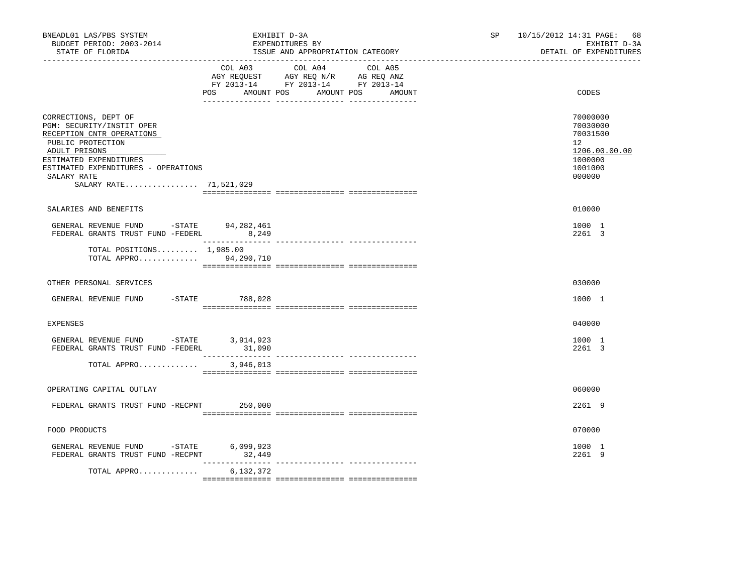BNEADL01 LAS/PBS SYSTEM
BUDGET PERIOD: 2003-2014
STATE OF FLORIDA

EXHIBIT D-3A
EXPENDITURES BY
ISSUE AND APPROPRIATION CATEGORY

SP 10/15/2012 14:31
EXHIBIT D-3A
DETAIL OF EXPENDITURES

| | COL A03 AGY REQUEST FY 2013-14 POS AMOUNT | COL A04 AGY REQ N/R FY 2013-14 POS AMOUNT | COL A05 AG REQ ANZ FY 2013-14 POS AMOUNT | CODES |
|---|---|---|---|---|
| CORRECTIONS, DEPT OF | | | | 70000000 |
| PGM: SECURITY/INSTIT OPER | | | | 70030000 |
| RECEPTION CNTR OPERATIONS | | | | 70031500 |
| PUBLIC PROTECTION | | | | 12 |
| ADULT PRISONS | | | | 1206.00.00.00 |
| ESTIMATED EXPENDITURES | | | | 1000000 |
| ESTIMATED EXPENDITURES - OPERATIONS | | | | 1001000 |
| SALARY RATE | | | | 000000 |
| SALARY RATE................ 71,521,029 | | | | |
| SALARIES AND BENEFITS | | | | 010000 |
| GENERAL REVENUE FUND -STATE | 94,282,461 | | | 1000 1 |
| FEDERAL GRANTS TRUST FUND -FEDERL | 8,249 | | | 2261 3 |
| TOTAL POSITIONS......... 1,985.00 | | | | |
| TOTAL APPRO............. | 94,290,710 | | | |
| OTHER PERSONAL SERVICES | | | | 030000 |
| GENERAL REVENUE FUND -STATE | 788,028 | | | 1000 1 |
| EXPENSES | | | | 040000 |
| GENERAL REVENUE FUND -STATE | 3,914,923 | | | 1000 1 |
| FEDERAL GRANTS TRUST FUND -FEDERL | 31,090 | | | 2261 3 |
| TOTAL APPRO............. | 3,946,013 | | | |
| OPERATING CAPITAL OUTLAY | | | | 060000 |
| FEDERAL GRANTS TRUST FUND -RECPNT | 250,000 | | | 2261 9 |
| FOOD PRODUCTS | | | | 070000 |
| GENERAL REVENUE FUND -STATE | 6,099,923 | | | 1000 1 |
| FEDERAL GRANTS TRUST FUND -RECPNT | 32,449 | | | 2261 9 |
| TOTAL APPRO............. | 6,132,372 | | | |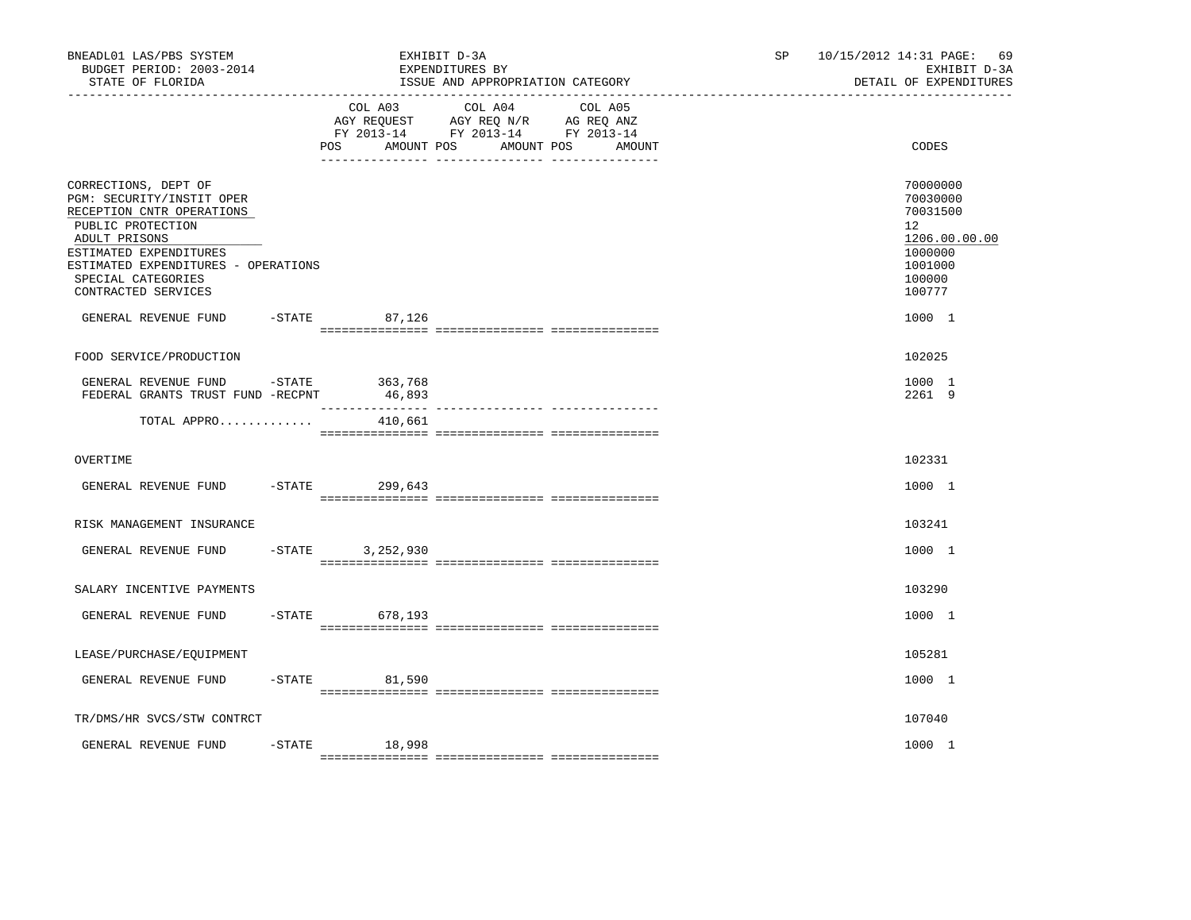BNEADL01 LAS/PBS SYSTEM
BUDGET PERIOD: 2003-2014
STATE OF FLORIDA

EXHIBIT D-3A
EXPENDITURES BY
ISSUE AND APPROPRIATION CATEGORY

SP 10/15/2012 14:31

EXHIBIT D-3A
DETAIL OF EXPENDITURES

| | COL A03 AGY REQUEST FY 2013-14 POS AMOUNT | COL A04 AGY REQ N/R FY 2013-14 POS AMOUNT | COL A05 AG REQ ANZ FY 2013-14 POS AMOUNT | CODES |
|---|---|---|---|---|
| CORRECTIONS, DEPT OF | | | | 70000000 |
| PGM: SECURITY/INSTIT OPER | | | | 70030000 |
| RECEPTION CNTR OPERATIONS | | | | 70031500 |
| PUBLIC PROTECTION | | | | 12 |
| ADULT PRISONS | | | | 1206.00.00.00 |
| ESTIMATED EXPENDITURES | | | | 1000000 |
| ESTIMATED EXPENDITURES - OPERATIONS | | | | 1001000 |
| SPECIAL CATEGORIES | | | | 100000 |
| CONTRACTED SERVICES | | | | 100777 |
| GENERAL REVENUE FUND -STATE | 87,126 | | | 1000 1 |
| FOOD SERVICE/PRODUCTION | | | | 102025 |
| GENERAL REVENUE FUND -STATE | 363,768 | | | 1000 1 |
| FEDERAL GRANTS TRUST FUND -RECPNT | 46,893 | | | 2261 9 |
| TOTAL APPRO............ | 410,661 | | | |
| OVERTIME | | | | 102331 |
| GENERAL REVENUE FUND -STATE | 299,643 | | | 1000 1 |
| RISK MANAGEMENT INSURANCE | | | | 103241 |
| GENERAL REVENUE FUND -STATE | 3,252,930 | | | 1000 1 |
| SALARY INCENTIVE PAYMENTS | | | | 103290 |
| GENERAL REVENUE FUND -STATE | 678,193 | | | 1000 1 |
| LEASE/PURCHASE/EQUIPMENT | | | | 105281 |
| GENERAL REVENUE FUND -STATE | 81,590 | | | 1000 1 |
| TR/DMS/HR SVCS/STW CONTRCT | | | | 107040 |
| GENERAL REVENUE FUND -STATE | 18,998 | | | 1000 1 |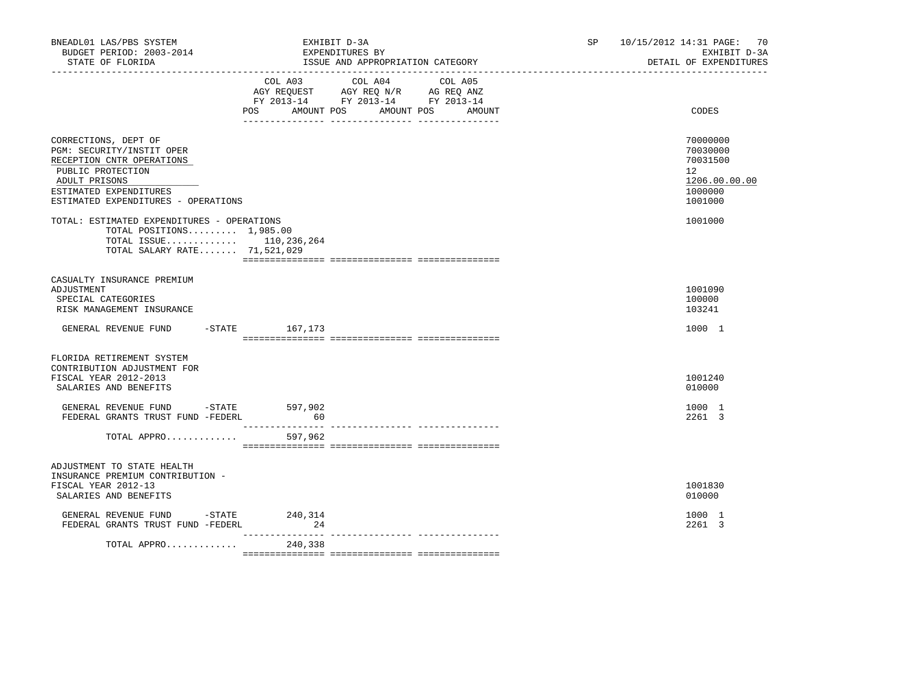BNEADL01 LAS/PBS SYSTEM — EXHIBIT D-3A — EXPENDITURES BY ISSUE AND APPROPRIATION CATEGORY — SP 10/15/2012 14:31 — EXHIBIT D-3A DETAIL OF EXPENDITURES

BUDGET PERIOD: 2003-2014

STATE OF FLORIDA

| | COL A03 AGY REQUEST FY 2013-14 POS | AMOUNT | COL A04 AGY REQ N/R FY 2013-14 POS | AMOUNT | COL A05 AG REQ ANZ FY 2013-14 POS | AMOUNT | CODES |
|---|---|---|---|---|---|---|---|
| CORRECTIONS, DEPT OF | | | | | | | 70000000 |
| PGM: SECURITY/INSTIT OPER | | | | | | | 70030000 |
| RECEPTION CNTR OPERATIONS | | | | | | | 70031500 |
| PUBLIC PROTECTION | | | | | | | 12 |
| ADULT PRISONS | | | | | | | 1206.00.00.00 |
| ESTIMATED EXPENDITURES | | | | | | | 1000000 |
| ESTIMATED EXPENDITURES - OPERATIONS | | | | | | | 1001000 |
| TOTAL: ESTIMATED EXPENDITURES - OPERATIONS | | | | | | | 1001000 |
| TOTAL POSITIONS......... 1,985.00 | | | | | | | |
| TOTAL ISSUE............. | | 110,236,264 | | | | | |
| TOTAL SALARY RATE....... 71,521,029 | | | | | | | |
| CASUALTY INSURANCE PREMIUM ADJUSTMENT | | | | | | | 1001090 |
| SPECIAL CATEGORIES | | | | | | | 100000 |
| RISK MANAGEMENT INSURANCE | | | | | | | 103241 |
| GENERAL REVENUE FUND -STATE | | 167,173 | | | | | 1000 1 |
| FLORIDA RETIREMENT SYSTEM CONTRIBUTION ADJUSTMENT FOR FISCAL YEAR 2012-2013 | | | | | | | 1001240 |
| SALARIES AND BENEFITS | | | | | | | 010000 |
| GENERAL REVENUE FUND -STATE | | 597,902 | | | | | 1000 1 |
| FEDERAL GRANTS TRUST FUND -FEDERL | | 60 | | | | | 2261 3 |
| TOTAL APPRO............ | | 597,962 | | | | | |
| ADJUSTMENT TO STATE HEALTH INSURANCE PREMIUM CONTRIBUTION - FISCAL YEAR 2012-13 | | | | | | | 1001830 |
| SALARIES AND BENEFITS | | | | | | | 010000 |
| GENERAL REVENUE FUND -STATE | | 240,314 | | | | | 1000 1 |
| FEDERAL GRANTS TRUST FUND -FEDERL | | 24 | | | | | 2261 3 |
| TOTAL APPRO............ | | 240,338 | | | | | |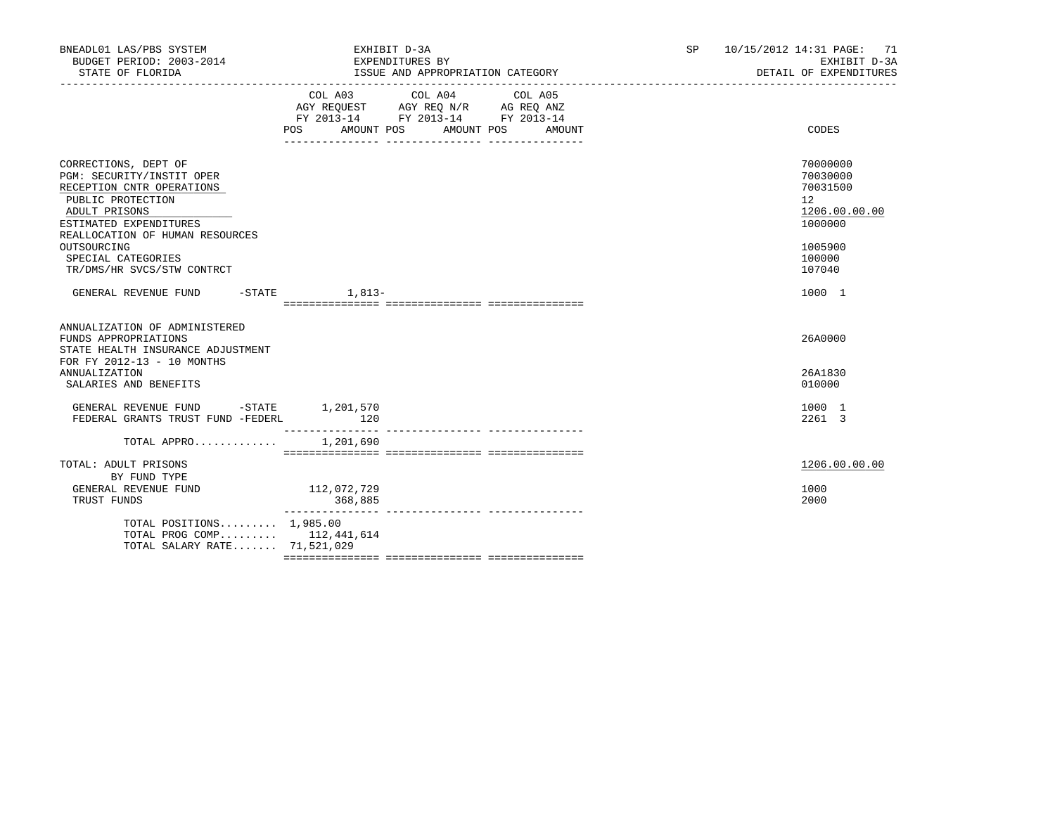BNEADL01 LAS/PBS SYSTEM — EXHIBIT D-3A — SP 10/15/2012 14:31
BUDGET PERIOD: 2003-2014 — EXPENDITURES BY — EXHIBIT D-3A
STATE OF FLORIDA — ISSUE AND APPROPRIATION CATEGORY — DETAIL OF EXPENDITURES

| | COL A03 AGY REQUEST FY 2013-14 POS AMOUNT | COL A04 AGY REQ N/R FY 2013-14 POS AMOUNT | COL A05 AG REQ ANZ FY 2013-14 POS AMOUNT | CODES |
|---|---|---|---|---|
| CORRECTIONS, DEPT OF | | | | 70000000 |
| PGM: SECURITY/INSTIT OPER | | | | 70030000 |
| RECEPTION CNTR OPERATIONS | | | | 70031500 |
| PUBLIC PROTECTION | | | | 12 |
| ADULT PRISONS | | | | 1206.00.00.00 |
| ESTIMATED EXPENDITURES | | | | 1000000 |
| REALLOCATION OF HUMAN RESOURCES OUTSOURCING | | | | 1005900 |
| SPECIAL CATEGORIES | | | | 100000 |
| TR/DMS/HR SVCS/STW CONTRCT | | | | 107040 |
| GENERAL REVENUE FUND -STATE | 1,813- | | | 1000 1 |
| ANNUALIZATION OF ADMINISTERED FUNDS APPROPRIATIONS | | | | 26A0000 |
| STATE HEALTH INSURANCE ADJUSTMENT FOR FY 2012-13 - 10 MONTHS ANNUALIZATION | | | | 26A1830 |
| SALARIES AND BENEFITS | | | | 010000 |
| GENERAL REVENUE FUND -STATE | 1,201,570 | | | 1000 1 |
| FEDERAL GRANTS TRUST FUND -FEDERL | 120 | | | 2261 3 |
| TOTAL APPRO............ | 1,201,690 | | | |
| TOTAL: ADULT PRISONS | | | | 1206.00.00.00 |
| BY FUND TYPE | | | | |
| GENERAL REVENUE FUND | 112,072,729 | | | 1000 |
| TRUST FUNDS | 368,885 | | | 2000 |
| TOTAL POSITIONS......... | 1,985.00 | | | |
| TOTAL PROG COMP......... | 112,441,614 | | | |
| TOTAL SALARY RATE....... | 71,521,029 | | | |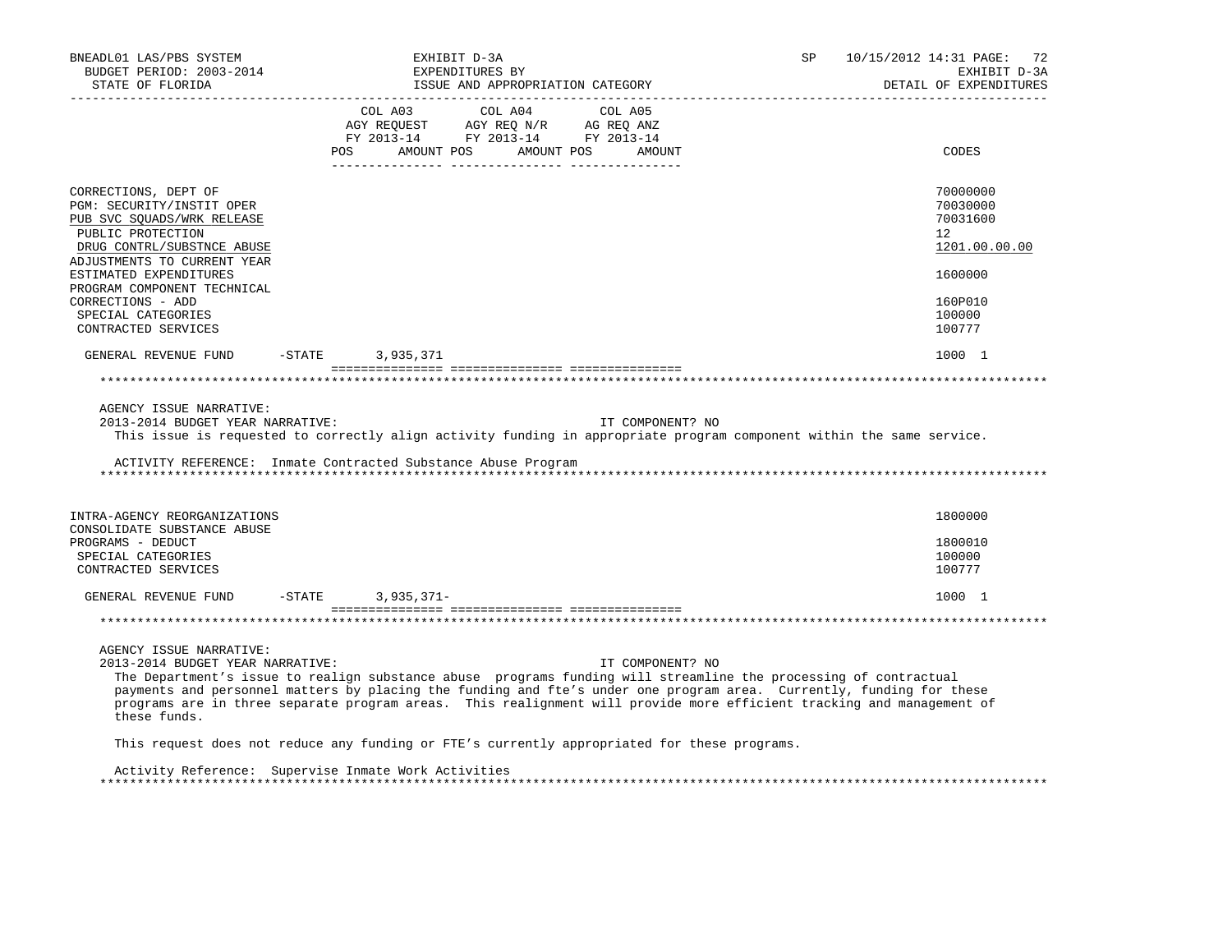| | COL A03 AGY REQUEST FY 2013-14 POS AMOUNT | COL A04 AGY REQ N/R FY 2013-14 POS AMOUNT | COL A05 AG REQ ANZ FY 2013-14 POS AMOUNT | CODES |
|---|---|---|---|---|
| CORRECTIONS, DEPT OF | | | | 70000000 |
| PGM: SECURITY/INSTIT OPER | | | | 70030000 |
| PUB SVC SQUADS/WRK RELEASE | | | | 70031600 |
| PUBLIC PROTECTION | | | | 12 |
| DRUG CONTRL/SUBSTNCE ABUSE | | | | 1201.00.00.00 |
| ADJUSTMENTS TO CURRENT YEAR ESTIMATED EXPENDITURES | | | | 1600000 |
| PROGRAM COMPONENT TECHNICAL CORRECTIONS - ADD | | | | 160P010 |
| SPECIAL CATEGORIES | | | | 100000 |
| CONTRACTED SERVICES | | | | 100777 |
| GENERAL REVENUE FUND -STATE | 3,935,371 | | | 1000 1 |

AGENCY ISSUE NARRATIVE:

2013-2014 BUDGET YEAR NARRATIVE: IT COMPONENT? NO

This issue is requested to correctly align activity funding in appropriate program component within the same service.

ACTIVITY REFERENCE: Inmate Contracted Substance Abuse Program

| | COL A03 | COL A04 | COL A05 | CODES |
|---|---|---|---|---|
| INTRA-AGENCY REORGANIZATIONS | | | | 1800000 |
| CONSOLIDATE SUBSTANCE ABUSE PROGRAMS - DEDUCT | | | | 1800010 |
| SPECIAL CATEGORIES | | | | 100000 |
| CONTRACTED SERVICES | | | | 100777 |
| GENERAL REVENUE FUND -STATE | 3,935,371- | | | 1000 1 |

AGENCY ISSUE NARRATIVE:

2013-2014 BUDGET YEAR NARRATIVE: IT COMPONENT? NO

The Department's issue to realign substance abuse programs funding will streamline the processing of contractual payments and personnel matters by placing the funding and fte's under one program area. Currently, funding for these programs are in three separate program areas. This realignment will provide more efficient tracking and management of these funds.

This request does not reduce any funding or FTE's currently appropriated for these programs.

Activity Reference: Supervise Inmate Work Activities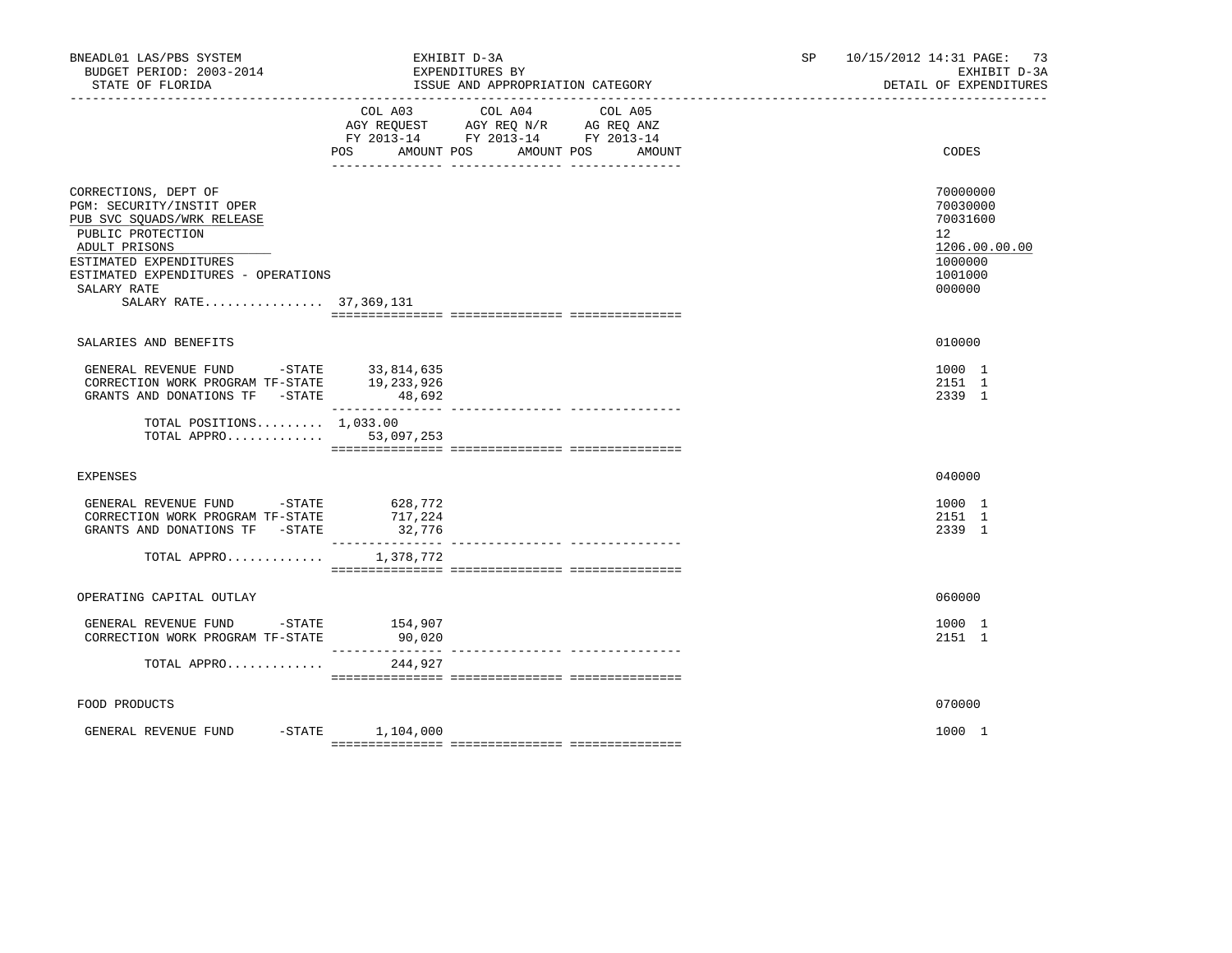BNEADL01 LAS/PBS SYSTEM — EXHIBIT D-3A — SP 10/15/2012 14:31

BUDGET PERIOD: 2003-2014 — EXPENDITURES BY — EXHIBIT D-3A

STATE OF FLORIDA — ISSUE AND APPROPRIATION CATEGORY — DETAIL OF EXPENDITURES

| | COL A03 AGY REQUEST FY 2013-14 POS AMOUNT | COL A04 AGY REQ N/R FY 2013-14 POS AMOUNT | COL A05 AG REQ ANZ FY 2013-14 POS AMOUNT | CODES |
|---|---|---|---|---|
| CORRECTIONS, DEPT OF | | | | 70000000 |
| PGM: SECURITY/INSTIT OPER | | | | 70030000 |
| PUB SVC SQUADS/WRK RELEASE | | | | 70031600 |
| PUBLIC PROTECTION | | | | 12 |
| ADULT PRISONS | | | | 1206.00.00.00 |
| ESTIMATED EXPENDITURES | | | | 1000000 |
| ESTIMATED EXPENDITURES - OPERATIONS | | | | 1001000 |
| SALARY RATE | | | | 000000 |
| SALARY RATE................ | 37,369,131 | | | |
| SALARIES AND BENEFITS | | | | 010000 |
| GENERAL REVENUE FUND -STATE | 33,814,635 | | | 1000 1 |
| CORRECTION WORK PROGRAM TF-STATE | 19,233,926 | | | 2151 1 |
| GRANTS AND DONATIONS TF -STATE | 48,692 | | | 2339 1 |
| TOTAL POSITIONS......... | 1,033.00 | | | |
| TOTAL APPRO............. | 53,097,253 | | | |
| EXPENSES | | | | 040000 |
| GENERAL REVENUE FUND -STATE | 628,772 | | | 1000 1 |
| CORRECTION WORK PROGRAM TF-STATE | 717,224 | | | 2151 1 |
| GRANTS AND DONATIONS TF -STATE | 32,776 | | | 2339 1 |
| TOTAL APPRO............. | 1,378,772 | | | |
| OPERATING CAPITAL OUTLAY | | | | 060000 |
| GENERAL REVENUE FUND -STATE | 154,907 | | | 1000 1 |
| CORRECTION WORK PROGRAM TF-STATE | 90,020 | | | 2151 1 |
| TOTAL APPRO............. | 244,927 | | | |
| FOOD PRODUCTS | | | | 070000 |
| GENERAL REVENUE FUND -STATE | 1,104,000 | | | 1000 1 |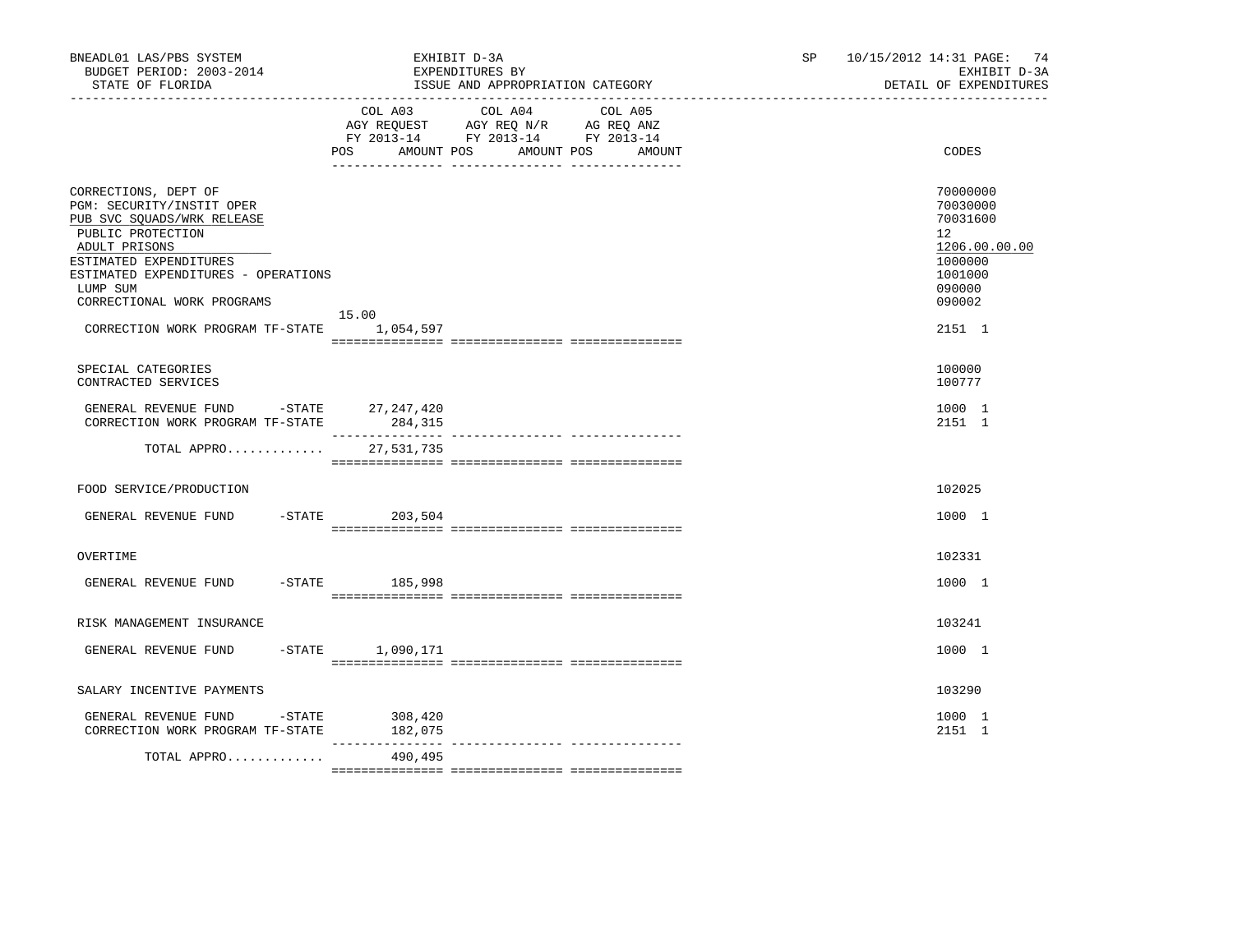BNEADL01 LAS/PBS SYSTEM | EXHIBIT D-3A | SP 10/15/2012 14:31
BUDGET PERIOD: 2003-2014 | EXPENDITURES BY | EXHIBIT D-3A
STATE OF FLORIDA | ISSUE AND APPROPRIATION CATEGORY | DETAIL OF EXPENDITURES

| | COL A03 AGY REQUEST FY 2013-14 POS | AMOUNT | COL A04 AGY REQ N/R FY 2013-14 POS | AMOUNT | COL A05 AG REQ ANZ FY 2013-14 POS | AMOUNT | CODES |
|---|---|---|---|---|---|---|---|
| CORRECTIONS, DEPT OF | | | | | | | 70000000 |
| PGM: SECURITY/INSTIT OPER | | | | | | | 70030000 |
| PUB SVC SQUADS/WRK RELEASE | | | | | | | 70031600 |
| PUBLIC PROTECTION | | | | | | | 12 |
| ADULT PRISONS | | | | | | | 1206.00.00.00 |
| ESTIMATED EXPENDITURES | | | | | | | 1000000 |
| ESTIMATED EXPENDITURES - OPERATIONS | | | | | | | 1001000 |
| LUMP SUM | | | | | | | 090000 |
| CORRECTIONAL WORK PROGRAMS | | | | | | | 090002 |
| CORRECTION WORK PROGRAM TF-STATE | 15.00 | 1,054,597 | | | | | 2151 1 |
| SPECIAL CATEGORIES | | | | | | | 100000 |
| CONTRACTED SERVICES | | | | | | | 100777 |
| GENERAL REVENUE FUND -STATE | | 27,247,420 | | | | | 1000 1 |
| CORRECTION WORK PROGRAM TF-STATE | | 284,315 | | | | | 2151 1 |
| TOTAL APPRO............. | | 27,531,735 | | | | | |
| FOOD SERVICE/PRODUCTION | | | | | | | 102025 |
| GENERAL REVENUE FUND -STATE | | 203,504 | | | | | 1000 1 |
| OVERTIME | | | | | | | 102331 |
| GENERAL REVENUE FUND -STATE | | 185,998 | | | | | 1000 1 |
| RISK MANAGEMENT INSURANCE | | | | | | | 103241 |
| GENERAL REVENUE FUND -STATE | | 1,090,171 | | | | | 1000 1 |
| SALARY INCENTIVE PAYMENTS | | | | | | | 103290 |
| GENERAL REVENUE FUND -STATE | | 308,420 | | | | | 1000 1 |
| CORRECTION WORK PROGRAM TF-STATE | | 182,075 | | | | | 2151 1 |
| TOTAL APPRO............. | | 490,495 | | | | | |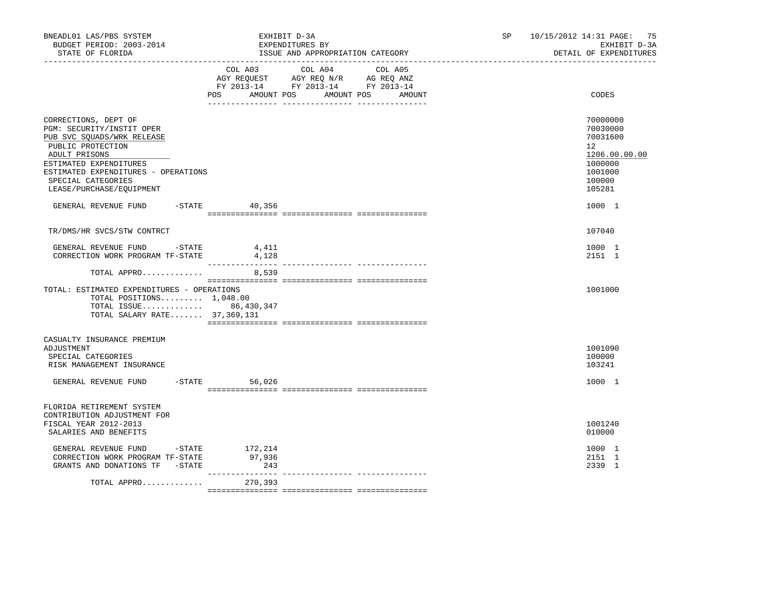BNEADL01 LAS/PBS SYSTEM — EXHIBIT D-3A — SP 10/15/2012 14:31

BUDGET PERIOD: 2003-2014 — EXPENDITURES BY — EXHIBIT D-3A

STATE OF FLORIDA — ISSUE AND APPROPRIATION CATEGORY — DETAIL OF EXPENDITURES

| | COL A03 AGY REQUEST FY 2013-14 POS AMOUNT | COL A04 AGY REQ N/R FY 2013-14 POS AMOUNT | COL A05 AG REQ ANZ FY 2013-14 POS AMOUNT | CODES |
|---|---|---|---|---|
| CORRECTIONS, DEPT OF | | | | 70000000 |
| PGM: SECURITY/INSTIT OPER | | | | 70030000 |
| PUB SVC SQUADS/WRK RELEASE | | | | 70031600 |
| PUBLIC PROTECTION | | | | 12 |
| ADULT PRISONS | | | | 1206.00.00.00 |
| ESTIMATED EXPENDITURES | | | | 1000000 |
| ESTIMATED EXPENDITURES - OPERATIONS | | | | 1001000 |
| SPECIAL CATEGORIES | | | | 100000 |
| LEASE/PURCHASE/EQUIPMENT | | | | 105281 |
| GENERAL REVENUE FUND -STATE | 40,356 | | | 1000 1 |
| TR/DMS/HR SVCS/STW CONTRCT | | | | 107040 |
| GENERAL REVENUE FUND -STATE | 4,411 | | | 1000 1 |
| CORRECTION WORK PROGRAM TF-STATE | 4,128 | | | 2151 1 |
| TOTAL APPRO............ | 8,539 | | | |
| TOTAL: ESTIMATED EXPENDITURES - OPERATIONS | | | | 1001000 |
| TOTAL POSITIONS......... 1,048.00 | | | | |
| TOTAL ISSUE............ | 86,430,347 | | | |
| TOTAL SALARY RATE....... 37,369,131 | | | | |
| CASUALTY INSURANCE PREMIUM ADJUSTMENT | | | | 1001090 |
| SPECIAL CATEGORIES | | | | 100000 |
| RISK MANAGEMENT INSURANCE | | | | 103241 |
| GENERAL REVENUE FUND -STATE | 56,026 | | | 1000 1 |
| FLORIDA RETIREMENT SYSTEM CONTRIBUTION ADJUSTMENT FOR FISCAL YEAR 2012-2013 | | | | 1001240 |
| SALARIES AND BENEFITS | | | | 010000 |
| GENERAL REVENUE FUND -STATE | 172,214 | | | 1000 1 |
| CORRECTION WORK PROGRAM TF-STATE | 97,936 | | | 2151 1 |
| GRANTS AND DONATIONS TF -STATE | 243 | | | 2339 1 |
| TOTAL APPRO............ | 270,393 | | | |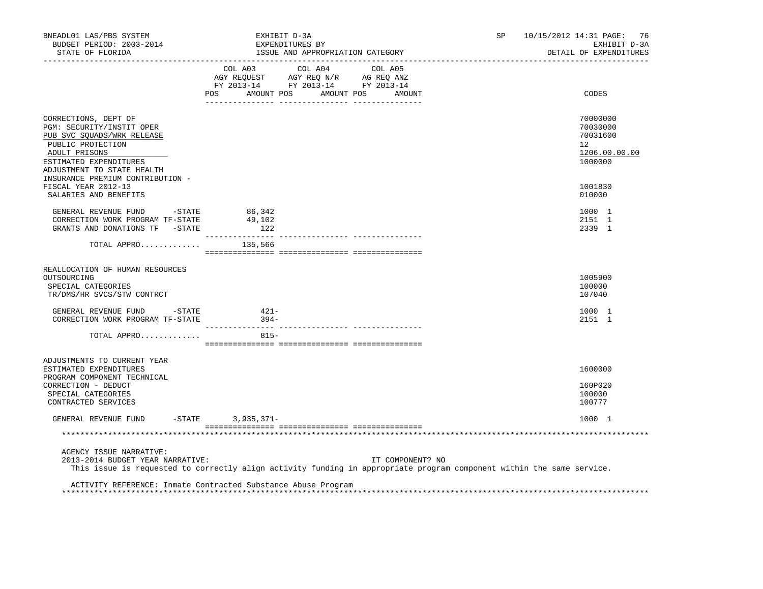| | COL A03 AGY REQUEST FY 2013-14 POS AMOUNT | COL A04 AGY REQ N/R FY 2013-14 POS AMOUNT | COL A05 AG REQ ANZ FY 2013-14 POS AMOUNT | CODES |
|---|---|---|---|---|
| CORRECTIONS, DEPT OF | | | | 70000000 |
| PGM: SECURITY/INSTIT OPER | | | | 70030000 |
| PUB SVC SQUADS/WRK RELEASE | | | | 70031600 |
| PUBLIC PROTECTION | | | | 12 |
| ADULT PRISONS | | | | 1206.00.00.00 |
| ESTIMATED EXPENDITURES | | | | 1000000 |
| ADJUSTMENT TO STATE HEALTH INSURANCE PREMIUM CONTRIBUTION - FISCAL YEAR 2012-13 | | | | 1001830 |
| SALARIES AND BENEFITS | | | | 010000 |
| GENERAL REVENUE FUND -STATE | 86,342 | | | 1000 1 |
| CORRECTION WORK PROGRAM TF-STATE | 49,102 | | | 2151 1 |
| GRANTS AND DONATIONS TF -STATE | 122 | | | 2339 1 |
| TOTAL APPRO............ | 135,566 | | | |
| REALLOCATION OF HUMAN RESOURCES OUTSOURCING | | | | 1005900 |
| SPECIAL CATEGORIES | | | | 100000 |
| TR/DMS/HR SVCS/STW CONTRCT | | | | 107040 |
| GENERAL REVENUE FUND -STATE | 421- | | | 1000 1 |
| CORRECTION WORK PROGRAM TF-STATE | 394- | | | 2151 1 |
| TOTAL APPRO............ | 815- | | | |
| ADJUSTMENTS TO CURRENT YEAR ESTIMATED EXPENDITURES | | | | 1600000 |
| PROGRAM COMPONENT TECHNICAL CORRECTION - DEDUCT | | | | 160P020 |
| SPECIAL CATEGORIES | | | | 100000 |
| CONTRACTED SERVICES | | | | 100777 |
| GENERAL REVENUE FUND -STATE | 3,935,371- | | | 1000 1 |

AGENCY ISSUE NARRATIVE:
2013-2014 BUDGET YEAR NARRATIVE: IT COMPONENT? NO
This issue is requested to correctly align activity funding in appropriate program component within the same service.

ACTIVITY REFERENCE: Inmate Contracted Substance Abuse Program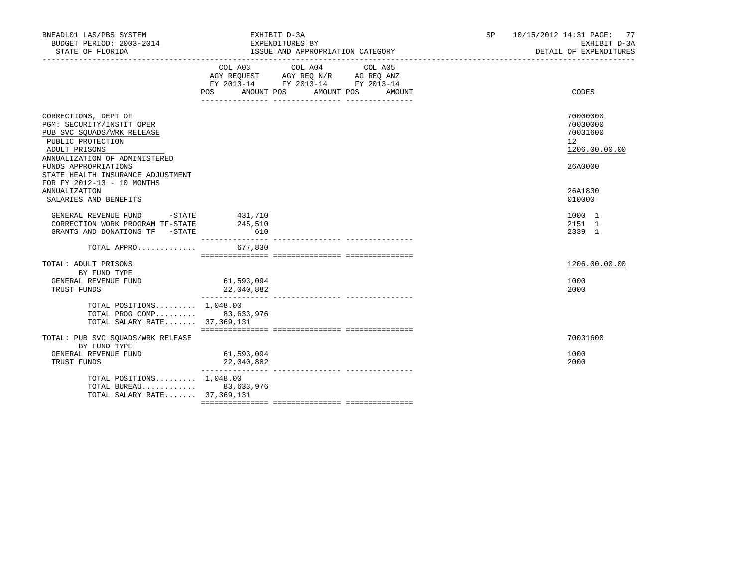BNEADL01 LAS/PBS SYSTEM | EXHIBIT D-3A | SP 10/15/2012 14:31
BUDGET PERIOD: 2003-2014 | EXPENDITURES BY | EXHIBIT D-3A
STATE OF FLORIDA | ISSUE AND APPROPRIATION CATEGORY | DETAIL OF EXPENDITURES

| | COL A03 AGY REQUEST FY 2013-14 POS AMOUNT | COL A04 AGY REQ N/R FY 2013-14 POS AMOUNT | COL A05 AG REQ ANZ FY 2013-14 POS AMOUNT | CODES |
|---|---|---|---|---|
| CORRECTIONS, DEPT OF | | | | 70000000 |
| PGM: SECURITY/INSTIT OPER | | | | 70030000 |
| PUB SVC SQUADS/WRK RELEASE | | | | 70031600 |
| PUBLIC PROTECTION | | | | 12 |
| ADULT PRISONS | | | | 1206.00.00.00 |
| ANNUALIZATION OF ADMINISTERED FUNDS APPROPRIATIONS | | | | 26A0000 |
| STATE HEALTH INSURANCE ADJUSTMENT FOR FY 2012-13 - 10 MONTHS ANNUALIZATION | | | | 26A1830 |
| SALARIES AND BENEFITS | | | | 010000 |
| GENERAL REVENUE FUND -STATE | 431,710 | | | 1000 1 |
| CORRECTION WORK PROGRAM TF-STATE | 245,510 | | | 2151 1 |
| GRANTS AND DONATIONS TF -STATE | 610 | | | 2339 1 |
| TOTAL APPRO............. | 677,830 | | | |
| TOTAL: ADULT PRISONS | | | | 1206.00.00.00 |
| BY FUND TYPE | | | | |
| GENERAL REVENUE FUND | 61,593,094 | | | 1000 |
| TRUST FUNDS | 22,040,882 | | | 2000 |
| TOTAL POSITIONS......... | 1,048.00 | | | |
| TOTAL PROG COMP......... | 83,633,976 | | | |
| TOTAL SALARY RATE....... | 37,369,131 | | | |
| TOTAL: PUB SVC SQUADS/WRK RELEASE | | | | 70031600 |
| BY FUND TYPE | | | | |
| GENERAL REVENUE FUND | 61,593,094 | | | 1000 |
| TRUST FUNDS | 22,040,882 | | | 2000 |
| TOTAL POSITIONS......... | 1,048.00 | | | |
| TOTAL BUREAU............ | 83,633,976 | | | |
| TOTAL SALARY RATE....... | 37,369,131 | | | |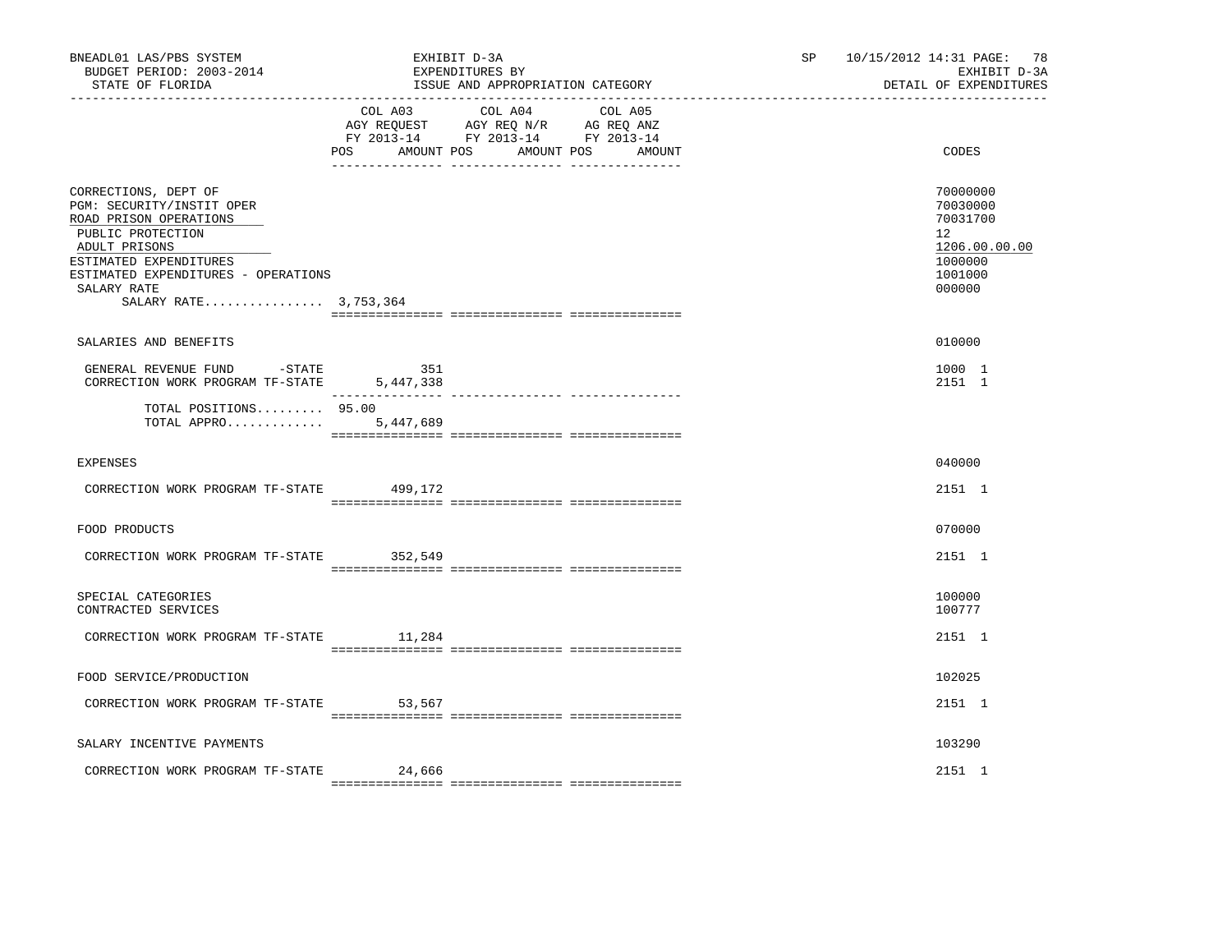BNEADL01 LAS/PBS SYSTEM — EXHIBIT D-3A — EXPENDITURES BY ISSUE AND APPROPRIATION CATEGORY
BUDGET PERIOD: 2003-2014 — STATE OF FLORIDA
SP 10/15/2012 14:31 — EXHIBIT D-3A — DETAIL OF EXPENDITURES

| | COL A03 AGY REQUEST FY 2013-14 POS | AMOUNT | COL A04 AGY REQ N/R FY 2013-14 POS | AMOUNT | COL A05 AG REQ ANZ FY 2013-14 POS | AMOUNT | CODES |
|---|---|---|---|---|---|---|---|
| CORRECTIONS, DEPT OF | | | | | | | 70000000 |
| PGM: SECURITY/INSTIT OPER | | | | | | | 70030000 |
| ROAD PRISON OPERATIONS | | | | | | | 70031700 |
| PUBLIC PROTECTION | | | | | | | 12 |
| ADULT PRISONS | | | | | | | 1206.00.00.00 |
| ESTIMATED EXPENDITURES | | | | | | | 1000000 |
| ESTIMATED EXPENDITURES - OPERATIONS | | | | | | | 1001000 |
| SALARY RATE | | | | | | | 000000 |
| SALARY RATE................ 3,753,364 | | | | | | | |
| SALARIES AND BENEFITS | | | | | | | 010000 |
| GENERAL REVENUE FUND -STATE | | 351 | | | | | 1000 1 |
| CORRECTION WORK PROGRAM TF-STATE | | 5,447,338 | | | | | 2151 1 |
| TOTAL POSITIONS......... 95.00 | | | | | | | |
| TOTAL APPRO............. | | 5,447,689 | | | | | |
| EXPENSES | | | | | | | 040000 |
| CORRECTION WORK PROGRAM TF-STATE | | 499,172 | | | | | 2151 1 |
| FOOD PRODUCTS | | | | | | | 070000 |
| CORRECTION WORK PROGRAM TF-STATE | | 352,549 | | | | | 2151 1 |
| SPECIAL CATEGORIES | | | | | | | 100000 |
| CONTRACTED SERVICES | | | | | | | 100777 |
| CORRECTION WORK PROGRAM TF-STATE | | 11,284 | | | | | 2151 1 |
| FOOD SERVICE/PRODUCTION | | | | | | | 102025 |
| CORRECTION WORK PROGRAM TF-STATE | | 53,567 | | | | | 2151 1 |
| SALARY INCENTIVE PAYMENTS | | | | | | | 103290 |
| CORRECTION WORK PROGRAM TF-STATE | | 24,666 | | | | | 2151 1 |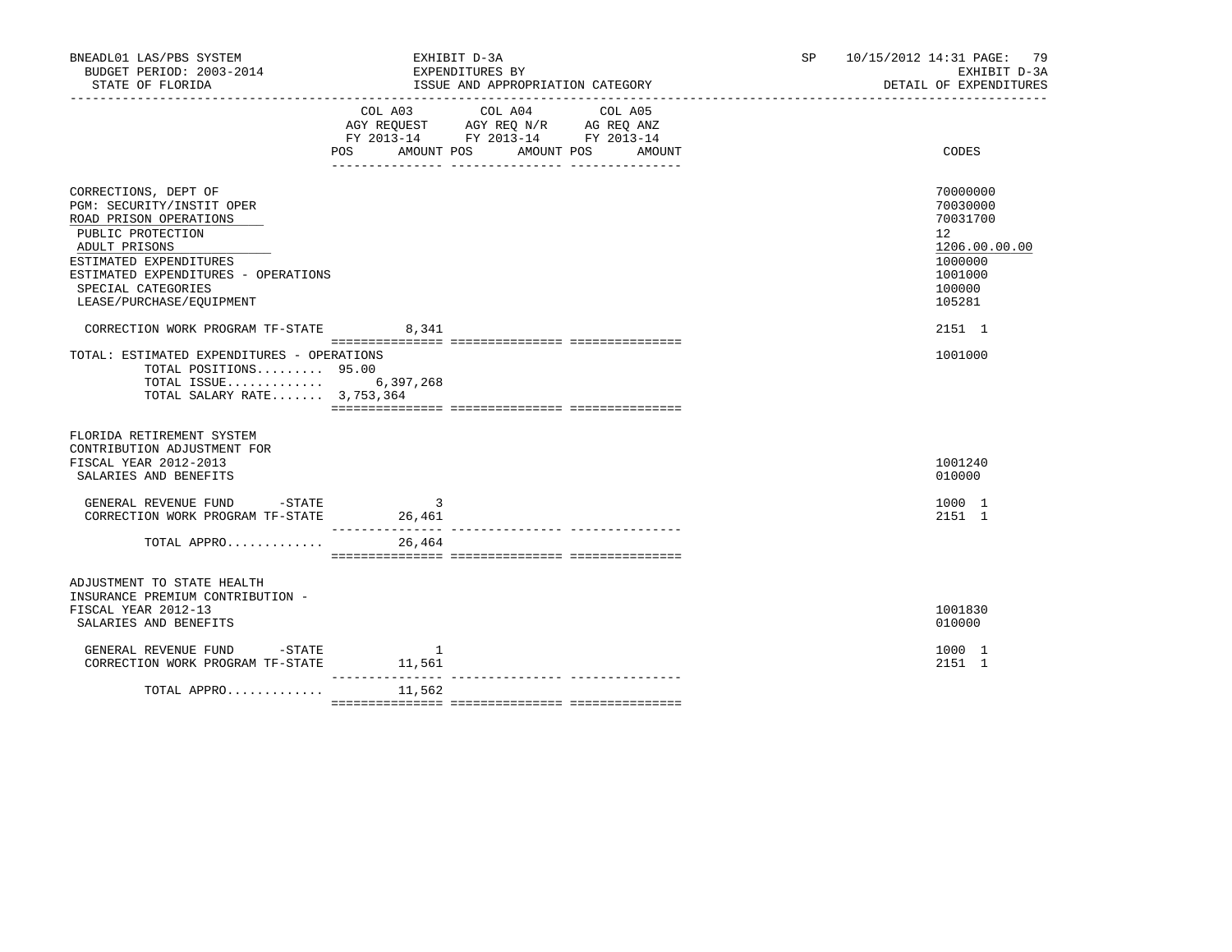BNEADL01 LAS/PBS SYSTEM — EXHIBIT D-3A — EXPENDITURES BY ISSUE AND APPROPRIATION CATEGORY
BUDGET PERIOD: 2003-2014 — STATE OF FLORIDA
SP 10/15/2012 14:31 — EXHIBIT D-3A — DETAIL OF EXPENDITURES

| | COL A03 AGY REQUEST FY 2013-14 POS | AMOUNT | COL A04 AGY REQ N/R FY 2013-14 POS | AMOUNT | COL A05 AG REQ ANZ FY 2013-14 POS | AMOUNT | CODES |
|---|---|---|---|---|---|---|---|
| CORRECTIONS, DEPT OF | | | | | | | 70000000 |
| PGM: SECURITY/INSTIT OPER | | | | | | | 70030000 |
| ROAD PRISON OPERATIONS | | | | | | | 70031700 |
| PUBLIC PROTECTION | | | | | | | 12 |
| ADULT PRISONS | | | | | | | 1206.00.00.00 |
| ESTIMATED EXPENDITURES | | | | | | | 1000000 |
| ESTIMATED EXPENDITURES - OPERATIONS | | | | | | | 1001000 |
| SPECIAL CATEGORIES | | | | | | | 100000 |
| LEASE/PURCHASE/EQUIPMENT | | | | | | | 105281 |
| CORRECTION WORK PROGRAM TF-STATE | | 8,341 | | | | | 2151 1 |
| TOTAL: ESTIMATED EXPENDITURES - OPERATIONS | | | | | | | 1001000 |
| TOTAL POSITIONS......... 95.00 | | | | | | | |
| TOTAL ISSUE............. | | 6,397,268 | | | | | |
| TOTAL SALARY RATE....... 3,753,364 | | | | | | | |
| FLORIDA RETIREMENT SYSTEM CONTRIBUTION ADJUSTMENT FOR FISCAL YEAR 2012-2013 | | | | | | | 1001240 |
| SALARIES AND BENEFITS | | | | | | | 010000 |
| GENERAL REVENUE FUND -STATE | | 3 | | | | | 1000 1 |
| CORRECTION WORK PROGRAM TF-STATE | | 26,461 | | | | | 2151 1 |
| TOTAL APPRO............. | | 26,464 | | | | | |
| ADJUSTMENT TO STATE HEALTH INSURANCE PREMIUM CONTRIBUTION - FISCAL YEAR 2012-13 | | | | | | | 1001830 |
| SALARIES AND BENEFITS | | | | | | | 010000 |
| GENERAL REVENUE FUND -STATE | | 1 | | | | | 1000 1 |
| CORRECTION WORK PROGRAM TF-STATE | | 11,561 | | | | | 2151 1 |
| TOTAL APPRO............. | | 11,562 | | | | | |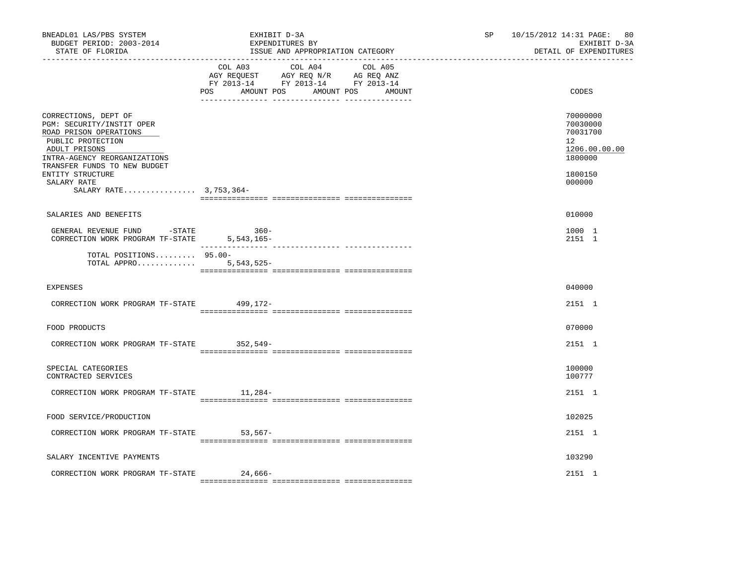BNEADL01 LAS/PBS SYSTEM — EXHIBIT D-3A — SP 10/15/2012 14:31 PAGE: 80
BUDGET PERIOD: 2003-2014 — EXPENDITURES BY — EXHIBIT D-3A
STATE OF FLORIDA — ISSUE AND APPROPRIATION CATEGORY — DETAIL OF EXPENDITURES

| | COL A03 AGY REQUEST FY 2013-14 POS AMOUNT | COL A04 AGY REQ N/R FY 2013-14 POS AMOUNT | COL A05 AG REQ ANZ FY 2013-14 POS AMOUNT | CODES |
|---|---|---|---|---|
| CORRECTIONS, DEPT OF | | | | 70000000 |
| PGM: SECURITY/INSTIT OPER | | | | 70030000 |
| ROAD PRISON OPERATIONS | | | | 70031700 |
| PUBLIC PROTECTION | | | | 12 |
| ADULT PRISONS | | | | 1206.00.00.00 |
| INTRA-AGENCY REORGANIZATIONS | | | | 1800000 |
| TRANSFER FUNDS TO NEW BUDGET ENTITY STRUCTURE | | | | 1800150 |
| SALARY RATE | | | | 000000 |
| SALARY RATE................ | 3,753,364- | | | |
| SALARIES AND BENEFITS | | | | 010000 |
| GENERAL REVENUE FUND -STATE | 360- | | | 1000 1 |
| CORRECTION WORK PROGRAM TF-STATE | 5,543,165- | | | 2151 1 |
| TOTAL POSITIONS......... | 95.00- | | | |
| TOTAL APPRO............. | 5,543,525- | | | |
| EXPENSES | | | | 040000 |
| CORRECTION WORK PROGRAM TF-STATE | 499,172- | | | 2151 1 |
| FOOD PRODUCTS | | | | 070000 |
| CORRECTION WORK PROGRAM TF-STATE | 352,549- | | | 2151 1 |
| SPECIAL CATEGORIES | | | | 100000 |
| CONTRACTED SERVICES | | | | 100777 |
| CORRECTION WORK PROGRAM TF-STATE | 11,284- | | | 2151 1 |
| FOOD SERVICE/PRODUCTION | | | | 102025 |
| CORRECTION WORK PROGRAM TF-STATE | 53,567- | | | 2151 1 |
| SALARY INCENTIVE PAYMENTS | | | | 103290 |
| CORRECTION WORK PROGRAM TF-STATE | 24,666- | | | 2151 1 |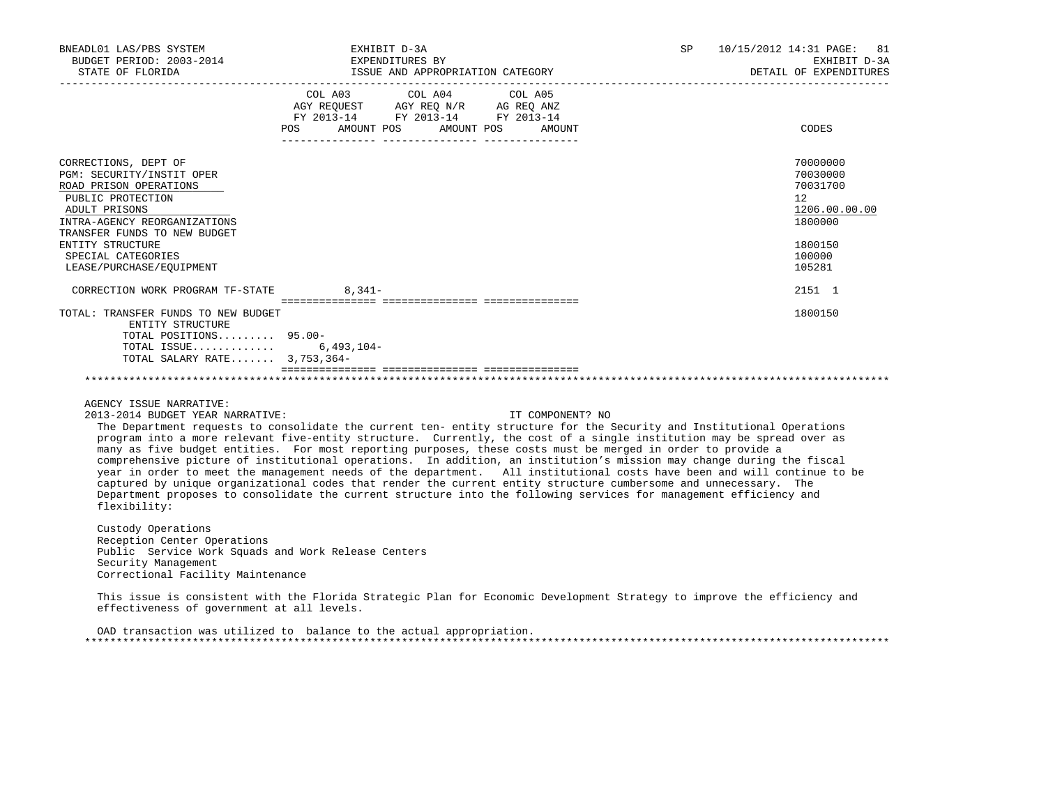| | COL A03 AGY REQUEST FY 2013-14 POS AMOUNT | COL A04 AGY REQ N/R FY 2013-14 POS AMOUNT | COL A05 AG REQ ANZ FY 2013-14 POS AMOUNT | CODES |
|---|---|---|---|---|
| CORRECTIONS, DEPT OF | | | | 70000000 |
| PGM: SECURITY/INSTIT OPER | | | | 70030000 |
| ROAD PRISON OPERATIONS | | | | 70031700 |
| PUBLIC PROTECTION | | | | 12 |
| ADULT PRISONS | | | | 1206.00.00.00 |
| INTRA-AGENCY REORGANIZATIONS | | | | 1800000 |
| TRANSFER FUNDS TO NEW BUDGET ENTITY STRUCTURE | | | | 1800150 |
| SPECIAL CATEGORIES | | | | 100000 |
| LEASE/PURCHASE/EQUIPMENT | | | | 105281 |
| CORRECTION WORK PROGRAM TF-STATE | 8,341- | | | 2151 1 |
| TOTAL: TRANSFER FUNDS TO NEW BUDGET ENTITY STRUCTURE | | | | 1800150 |
| TOTAL POSITIONS......... | 95.00- | | | |
| TOTAL ISSUE............ | 6,493,104- | | | |
| TOTAL SALARY RATE....... | 3,753,364- | | | |

AGENCY ISSUE NARRATIVE:

2013-2014 BUDGET YEAR NARRATIVE: IT COMPONENT? NO

The Department requests to consolidate the current ten- entity structure for the Security and Institutional Operations program into a more relevant five-entity structure. Currently, the cost of a single institution may be spread over as many as five budget entities. For most reporting purposes, these costs must be merged in order to provide a comprehensive picture of institutional operations. In addition, an institution's mission may change during the fiscal year in order to meet the management needs of the department. All institutional costs have been and will continue to be captured by unique organizational codes that render the current entity structure cumbersome and unnecessary. The Department proposes to consolidate the current structure into the following services for management efficiency and flexibility:

Custody Operations
Reception Center Operations
Public Service Work Squads and Work Release Centers
Security Management
Correctional Facility Maintenance

This issue is consistent with the Florida Strategic Plan for Economic Development Strategy to improve the efficiency and effectiveness of government at all levels.

OAD transaction was utilized to balance to the actual appropriation.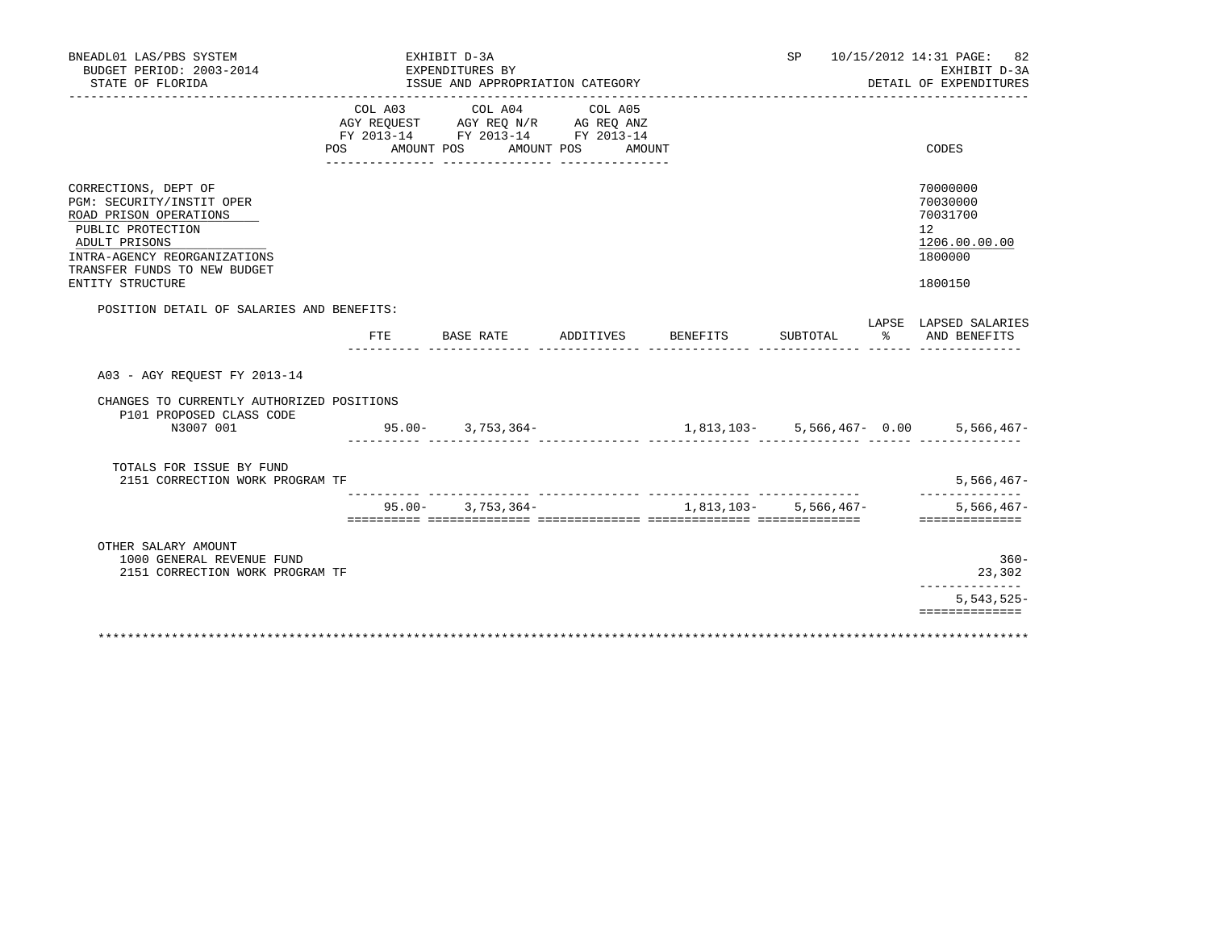BNEADL01 LAS/PBS SYSTEM — EXHIBIT D-3A — SP 10/15/2012 14:31
BUDGET PERIOD: 2003-2014 — EXPENDITURES BY — EXHIBIT D-3A
STATE OF FLORIDA — ISSUE AND APPROPRIATION CATEGORY — DETAIL OF EXPENDITURES

| | COL A03 AGY REQUEST FY 2013-14 POS AMOUNT | COL A04 AGY REQ N/R FY 2013-14 POS AMOUNT | COL A05 AG REQ ANZ FY 2013-14 POS AMOUNT | CODES |
|---|---|---|---|---|
| CORRECTIONS, DEPT OF | | | | 70000000 |
| PGM: SECURITY/INSTIT OPER | | | | 70030000 |
| ROAD PRISON OPERATIONS | | | | 70031700 |
| PUBLIC PROTECTION | | | | 12 |
| ADULT PRISONS | | | | 1206.00.00.00 |
| INTRA-AGENCY REORGANIZATIONS | | | | 1800000 |
| TRANSFER FUNDS TO NEW BUDGET ENTITY STRUCTURE | | | | 1800150 |

POSITION DETAIL OF SALARIES AND BENEFITS:

| | FTE | BASE RATE | ADDITIVES | BENEFITS | SUBTOTAL | LAPSE % | LAPSED SALARIES AND BENEFITS |
|---|---|---|---|---|---|---|---|
| A03 - AGY REQUEST FY 2013-14 | | | | | | | |
| CHANGES TO CURRENTLY AUTHORIZED POSITIONS | | | | | | | |
| P101 PROPOSED CLASS CODE | | | | | | | |
| N3007 001 | 95.00- | 3,753,364- | | 1,813,103- | 5,566,467- | 0.00 | 5,566,467- |
| TOTALS FOR ISSUE BY FUND | | | | | | | |
| 2151 CORRECTION WORK PROGRAM TF | | | | | | | 5,566,467- |
| | 95.00- | 3,753,364- | | 1,813,103- | 5,566,467- | | 5,566,467- |
| OTHER SALARY AMOUNT | | | | | | | |
| 1000 GENERAL REVENUE FUND | | | | | | | 360- |
| 2151 CORRECTION WORK PROGRAM TF | | | | | | | 23,302 |
| | | | | | | | 5,543,525- |

**************************************************************************************************************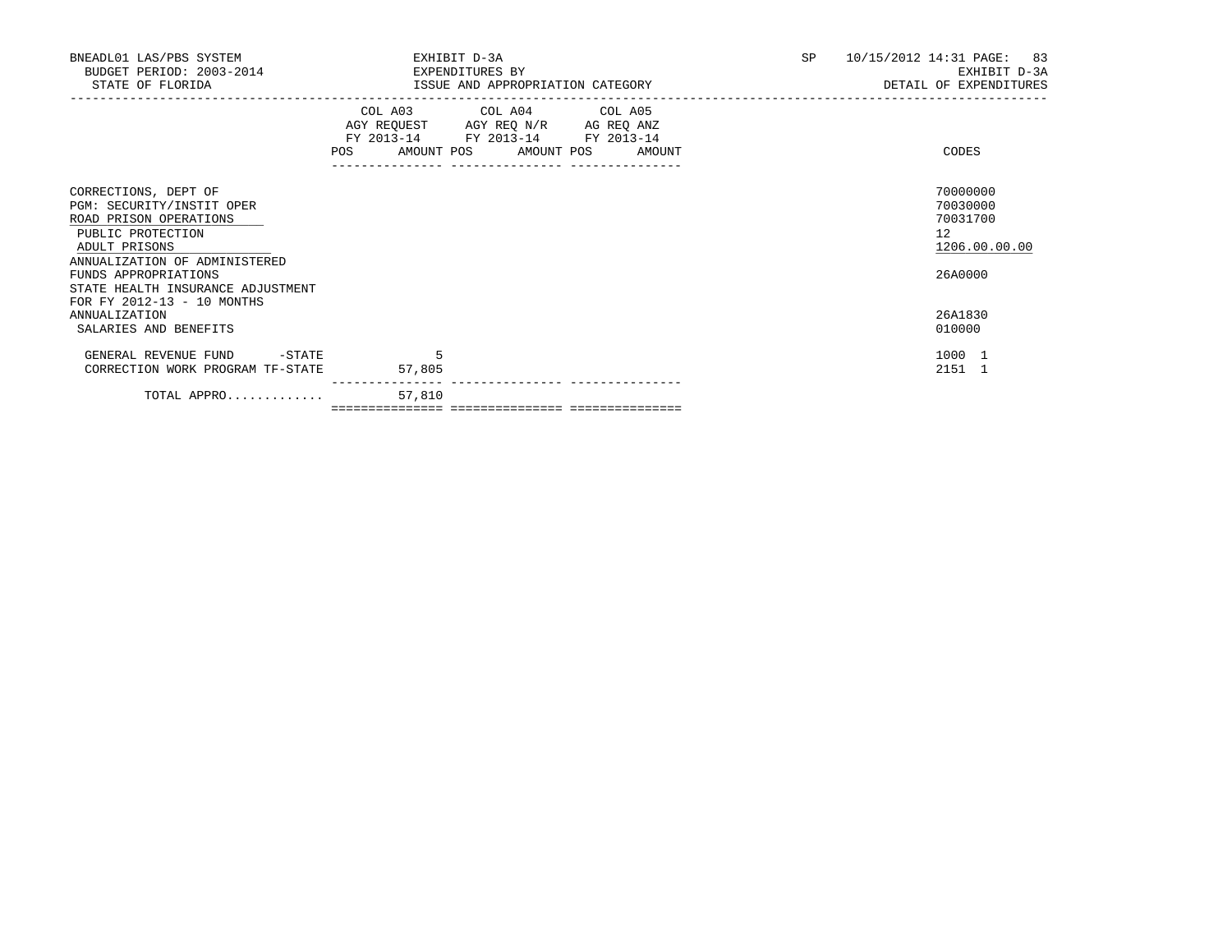BNEADL01 LAS/PBS SYSTEM
BUDGET PERIOD: 2003-2014
STATE OF FLORIDA

EXHIBIT D-3A
EXPENDITURES BY
ISSUE AND APPROPRIATION CATEGORY

SP 10/15/2012 14:31
EXHIBIT D-3A
DETAIL OF EXPENDITURES

| | COL A03 AGY REQUEST FY 2013-14 POS | AMOUNT | COL A04 AGY REQ N/R FY 2013-14 POS | AMOUNT | COL A05 AG REQ ANZ FY 2013-14 POS | AMOUNT | CODES |
|---|---|---|---|---|---|---|---|
| CORRECTIONS, DEPT OF | | | | | | | 70000000 |
| PGM: SECURITY/INSTIT OPER | | | | | | | 70030000 |
| ROAD PRISON OPERATIONS | | | | | | | 70031700 |
| PUBLIC PROTECTION | | | | | | | 12 |
| ADULT PRISONS | | | | | | | 1206.00.00.00 |
| ANNUALIZATION OF ADMINISTERED FUNDS APPROPRIATIONS | | | | | | | 26A0000 |
| STATE HEALTH INSURANCE ADJUSTMENT FOR FY 2012-13 - 10 MONTHS ANNUALIZATION | | | | | | | 26A1830 |
| SALARIES AND BENEFITS | | | | | | | 010000 |
| GENERAL REVENUE FUND -STATE | | 5 | | | | | 1000 1 |
| CORRECTION WORK PROGRAM TF-STATE | | 57,805 | | | | | 2151 1 |
| TOTAL APPRO............. | | 57,810 | | | | | |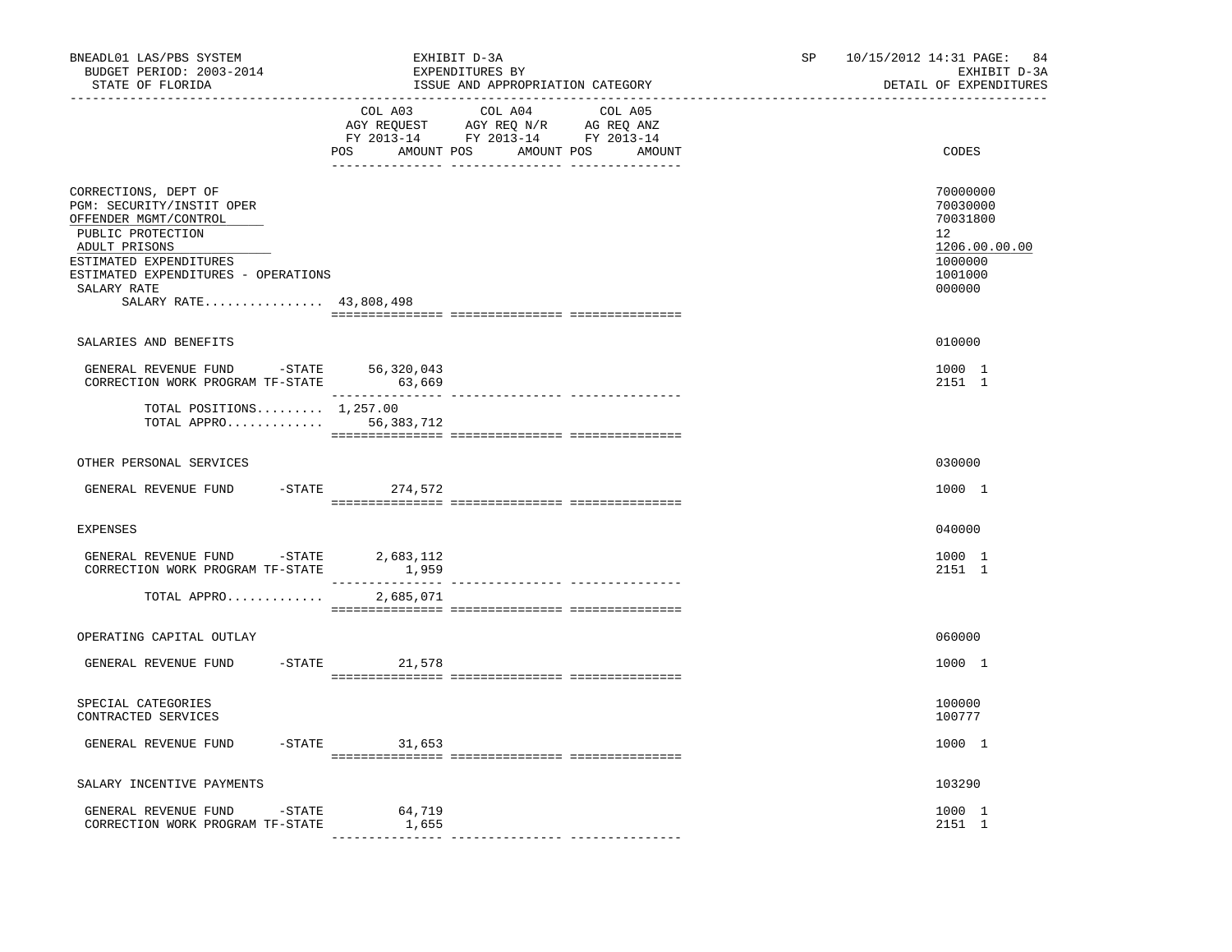BNEADL01 LAS/PBS SYSTEM — EXHIBIT D-3A — SP 10/15/2012 14:31

BUDGET PERIOD: 2003-2014 — EXPENDITURES BY — EXHIBIT D-3A

STATE OF FLORIDA — ISSUE AND APPROPRIATION CATEGORY — DETAIL OF EXPENDITURES

| | COL A03 AGY REQUEST FY 2013-14 POS AMOUNT | COL A04 AGY REQ N/R FY 2013-14 POS AMOUNT | COL A05 AG REQ ANZ FY 2013-14 POS AMOUNT | CODES |
|---|---|---|---|---|
| CORRECTIONS, DEPT OF | | | | 70000000 |
| PGM: SECURITY/INSTIT OPER | | | | 70030000 |
| OFFENDER MGMT/CONTROL | | | | 70031800 |
| PUBLIC PROTECTION | | | | 12 |
| ADULT PRISONS | | | | 1206.00.00.00 |
| ESTIMATED EXPENDITURES | | | | 1000000 |
| ESTIMATED EXPENDITURES - OPERATIONS | | | | 1001000 |
| SALARY RATE | | | | 000000 |
| SALARY RATE................ 43,808,498 | | | | |
| SALARIES AND BENEFITS | | | | 010000 |
| GENERAL REVENUE FUND -STATE | 56,320,043 | | | 1000 1 |
| CORRECTION WORK PROGRAM TF-STATE | 63,669 | | | 2151 1 |
| TOTAL POSITIONS......... 1,257.00 | | | | |
| TOTAL APPRO............. | 56,383,712 | | | |
| OTHER PERSONAL SERVICES | | | | 030000 |
| GENERAL REVENUE FUND -STATE | 274,572 | | | 1000 1 |
| EXPENSES | | | | 040000 |
| GENERAL REVENUE FUND -STATE | 2,683,112 | | | 1000 1 |
| CORRECTION WORK PROGRAM TF-STATE | 1,959 | | | 2151 1 |
| TOTAL APPRO............. | 2,685,071 | | | |
| OPERATING CAPITAL OUTLAY | | | | 060000 |
| GENERAL REVENUE FUND -STATE | 21,578 | | | 1000 1 |
| SPECIAL CATEGORIES | | | | 100000 |
| CONTRACTED SERVICES | | | | 100777 |
| GENERAL REVENUE FUND -STATE | 31,653 | | | 1000 1 |
| SALARY INCENTIVE PAYMENTS | | | | 103290 |
| GENERAL REVENUE FUND -STATE | 64,719 | | | 1000 1 |
| CORRECTION WORK PROGRAM TF-STATE | 1,655 | | | 2151 1 |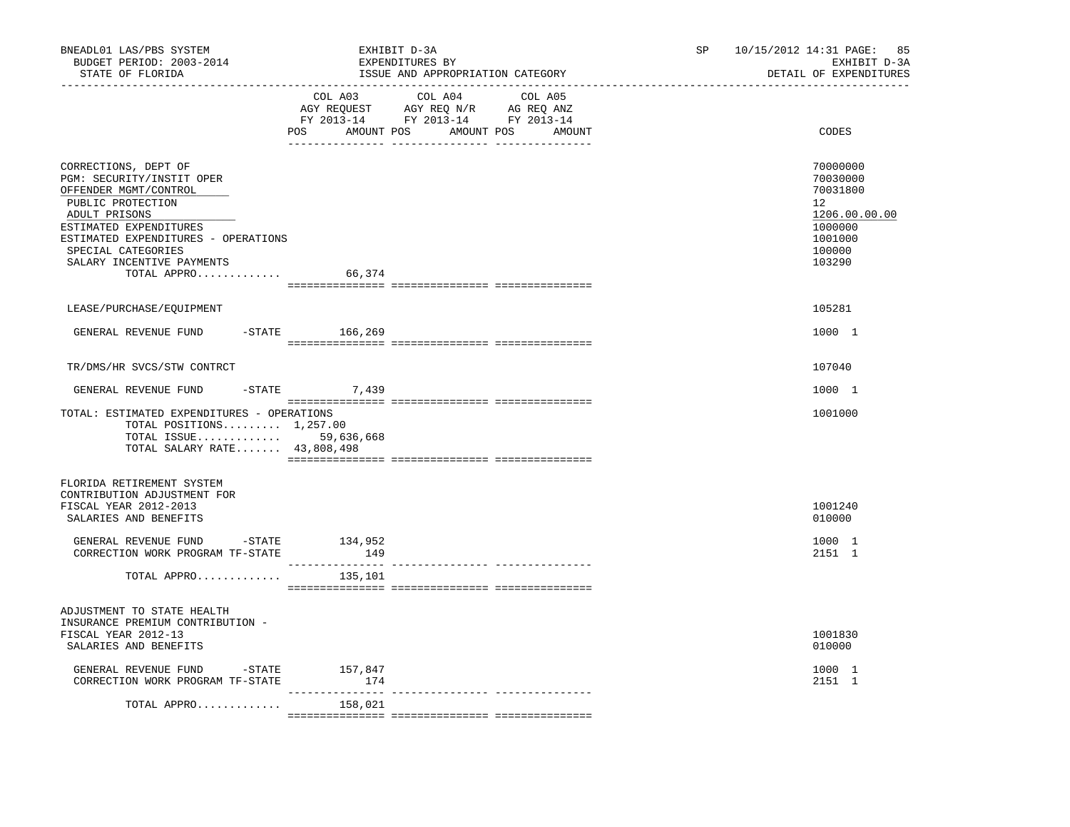BNEADL01 LAS/PBS SYSTEM — EXHIBIT D-3A — SP 10/15/2012 14:31

BUDGET PERIOD: 2003-2014 — EXPENDITURES BY — EXHIBIT D-3A

STATE OF FLORIDA — ISSUE AND APPROPRIATION CATEGORY — DETAIL OF EXPENDITURES

| | COL A03 AGY REQUEST FY 2013-14 POS AMOUNT | COL A04 AGY REQ N/R FY 2013-14 POS AMOUNT | COL A05 AG REQ ANZ FY 2013-14 POS AMOUNT | CODES |
|---|---|---|---|---|
| CORRECTIONS, DEPT OF | | | | 70000000 |
| PGM: SECURITY/INSTIT OPER | | | | 70030000 |
| OFFENDER MGMT/CONTROL | | | | 70031800 |
| PUBLIC PROTECTION | | | | 12 |
| ADULT PRISONS | | | | 1206.00.00.00 |
| ESTIMATED EXPENDITURES | | | | 1000000 |
| ESTIMATED EXPENDITURES - OPERATIONS | | | | 1001000 |
| SPECIAL CATEGORIES | | | | 100000 |
| SALARY INCENTIVE PAYMENTS | | | | 103290 |
| TOTAL APPRO............. | 66,374 | | | |
| LEASE/PURCHASE/EQUIPMENT | | | | 105281 |
| GENERAL REVENUE FUND -STATE | 166,269 | | | 1000 1 |
| TR/DMS/HR SVCS/STW CONTRCT | | | | 107040 |
| GENERAL REVENUE FUND -STATE | 7,439 | | | 1000 1 |
| TOTAL: ESTIMATED EXPENDITURES - OPERATIONS | | | | 1001000 |
| TOTAL POSITIONS......... | 1,257.00 | | | |
| TOTAL ISSUE............. | 59,636,668 | | | |
| TOTAL SALARY RATE....... | 43,808,498 | | | |
| FLORIDA RETIREMENT SYSTEM CONTRIBUTION ADJUSTMENT FOR FISCAL YEAR 2012-2013 | | | | 1001240 |
| SALARIES AND BENEFITS | | | | 010000 |
| GENERAL REVENUE FUND -STATE | 134,952 | | | 1000 1 |
| CORRECTION WORK PROGRAM TF-STATE | 149 | | | 2151 1 |
| TOTAL APPRO............. | 135,101 | | | |
| ADJUSTMENT TO STATE HEALTH INSURANCE PREMIUM CONTRIBUTION - FISCAL YEAR 2012-13 | | | | 1001830 |
| SALARIES AND BENEFITS | | | | 010000 |
| GENERAL REVENUE FUND -STATE | 157,847 | | | 1000 1 |
| CORRECTION WORK PROGRAM TF-STATE | 174 | | | 2151 1 |
| TOTAL APPRO............. | 158,021 | | | |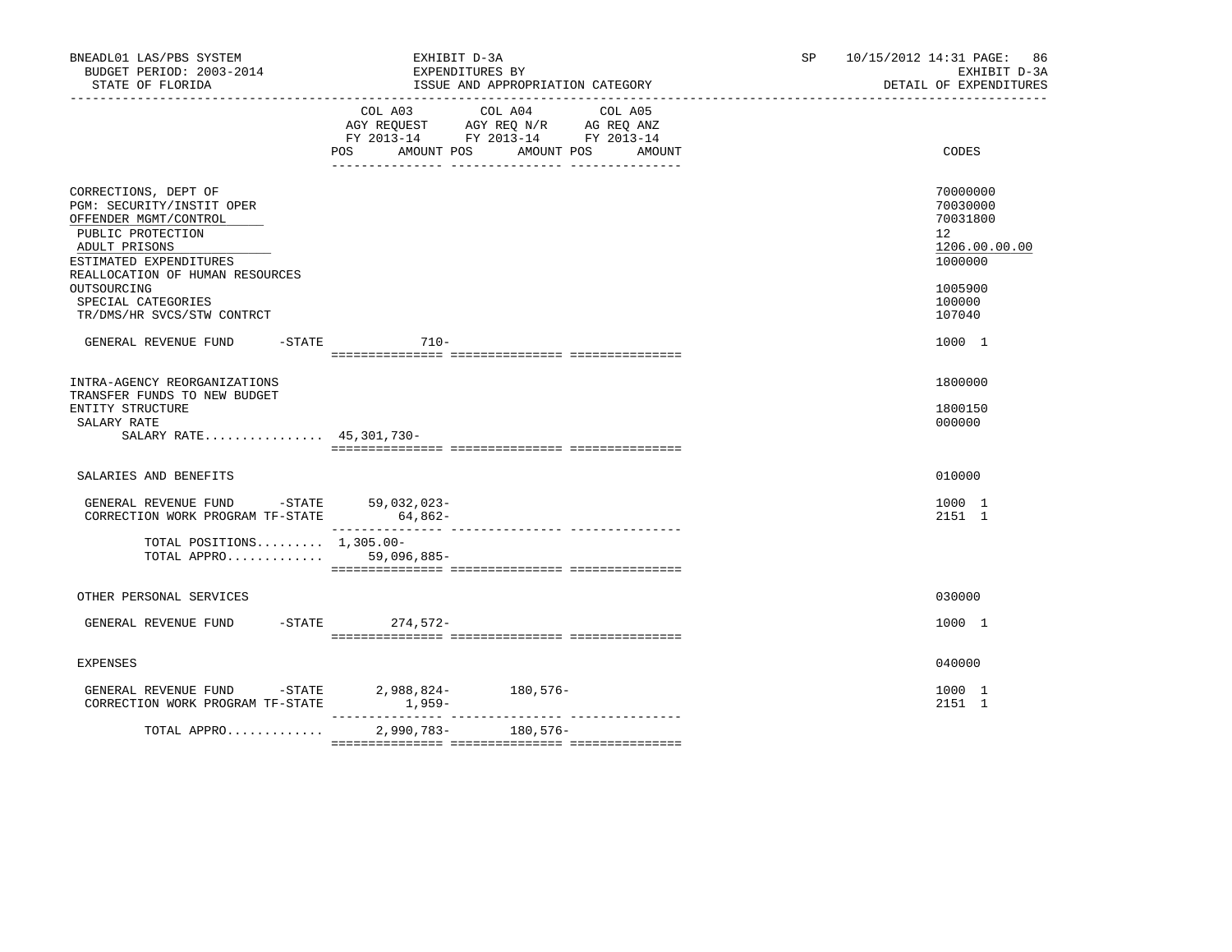BNEADL01 LAS/PBS SYSTEM — BUDGET PERIOD: 2003-2014 — STATE OF FLORIDA

EXHIBIT D-3A — EXPENDITURES BY ISSUE AND APPROPRIATION CATEGORY

SP 10/15/2012 14:31 — EXHIBIT D-3A — DETAIL OF EXPENDITURES

| | COL A03 AGY REQUEST FY 2013-14 POS | AMOUNT | COL A04 AGY REQ N/R FY 2013-14 POS | AMOUNT | COL A05 AG REQ ANZ FY 2013-14 POS | AMOUNT | CODES |
|---|---|---|---|---|---|---|---|
| CORRECTIONS, DEPT OF | | | | | | | 70000000 |
| PGM: SECURITY/INSTIT OPER | | | | | | | 70030000 |
| OFFENDER MGMT/CONTROL | | | | | | | 70031800 |
| PUBLIC PROTECTION | | | | | | | 12 |
| ADULT PRISONS | | | | | | | 1206.00.00.00 |
| ESTIMATED EXPENDITURES | | | | | | | 1000000 |
| REALLOCATION OF HUMAN RESOURCES OUTSOURCING | | | | | | | 1005900 |
| SPECIAL CATEGORIES | | | | | | | 100000 |
| TR/DMS/HR SVCS/STW CONTRCT | | | | | | | 107040 |
| GENERAL REVENUE FUND -STATE | | 710- | | | | | 1000 1 |
| INTRA-AGENCY REORGANIZATIONS | | | | | | | 1800000 |
| TRANSFER FUNDS TO NEW BUDGET ENTITY STRUCTURE | | | | | | | 1800150 |
| SALARY RATE | | | | | | | 000000 |
| SALARY RATE................ 45,301,730- | | | | | | | |
| SALARIES AND BENEFITS | | | | | | | 010000 |
| GENERAL REVENUE FUND -STATE | | 59,032,023- | | | | | 1000 1 |
| CORRECTION WORK PROGRAM TF-STATE | | 64,862- | | | | | 2151 1 |
| TOTAL POSITIONS......... | 1,305.00- | | | | | | |
| TOTAL APPRO............. | | 59,096,885- | | | | | |
| OTHER PERSONAL SERVICES | | | | | | | 030000 |
| GENERAL REVENUE FUND -STATE | | 274,572- | | | | | 1000 1 |
| EXPENSES | | | | | | | 040000 |
| GENERAL REVENUE FUND -STATE | | 2,988,824- | | 180,576- | | | 1000 1 |
| CORRECTION WORK PROGRAM TF-STATE | | 1,959- | | | | | 2151 1 |
| TOTAL APPRO............. | | 2,990,783- | | 180,576- | | | |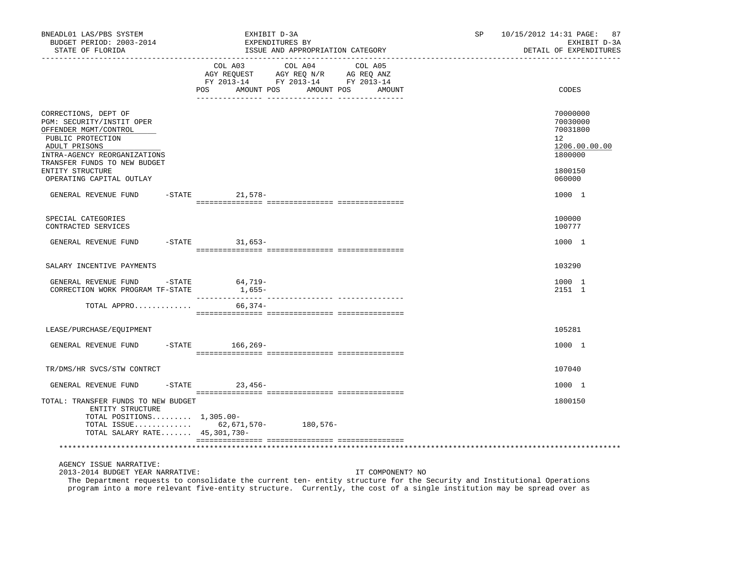| | COL A03 AGY REQUEST FY 2013-14 POS AMOUNT | COL A04 AGY REQ N/R FY 2013-14 POS AMOUNT | COL A05 AG REQ ANZ FY 2013-14 POS AMOUNT | CODES |
|---|---|---|---|---|
| CORRECTIONS, DEPT OF | | | | 70000000 |
| PGM: SECURITY/INSTIT OPER | | | | 70030000 |
| OFFENDER MGMT/CONTROL | | | | 70031800 |
| PUBLIC PROTECTION | | | | 12 |
| ADULT PRISONS | | | | 1206.00.00.00 |
| INTRA-AGENCY REORGANIZATIONS | | | | 1800000 |
| TRANSFER FUNDS TO NEW BUDGET ENTITY STRUCTURE | | | | 1800150 |
| OPERATING CAPITAL OUTLAY | | | | 060000 |
| GENERAL REVENUE FUND -STATE | 21,578- | | | 1000 1 |
| SPECIAL CATEGORIES | | | | 100000 |
| CONTRACTED SERVICES | | | | 100777 |
| GENERAL REVENUE FUND -STATE | 31,653- | | | 1000 1 |
| SALARY INCENTIVE PAYMENTS | | | | 103290 |
| GENERAL REVENUE FUND -STATE | 64,719- | | | 1000 1 |
| CORRECTION WORK PROGRAM TF-STATE | 1,655- | | | 2151 1 |
| TOTAL APPRO............ | 66,374- | | | |
| LEASE/PURCHASE/EQUIPMENT | | | | 105281 |
| GENERAL REVENUE FUND -STATE | 166,269- | | | 1000 1 |
| TR/DMS/HR SVCS/STW CONTRCT | | | | 107040 |
| GENERAL REVENUE FUND -STATE | 23,456- | | | 1000 1 |
| TOTAL: TRANSFER FUNDS TO NEW BUDGET ENTITY STRUCTURE | | | | 1800150 |
| TOTAL POSITIONS......... | 1,305.00- | | | |
| TOTAL ISSUE............ | 62,671,570- | 180,576- | | |
| TOTAL SALARY RATE....... | 45,301,730- | | | |

AGENCY ISSUE NARRATIVE:

2013-2014 BUDGET YEAR NARRATIVE: IT COMPONENT? NO

The Department requests to consolidate the current ten- entity structure for the Security and Institutional Operations program into a more relevant five-entity structure. Currently, the cost of a single institution may be spread over as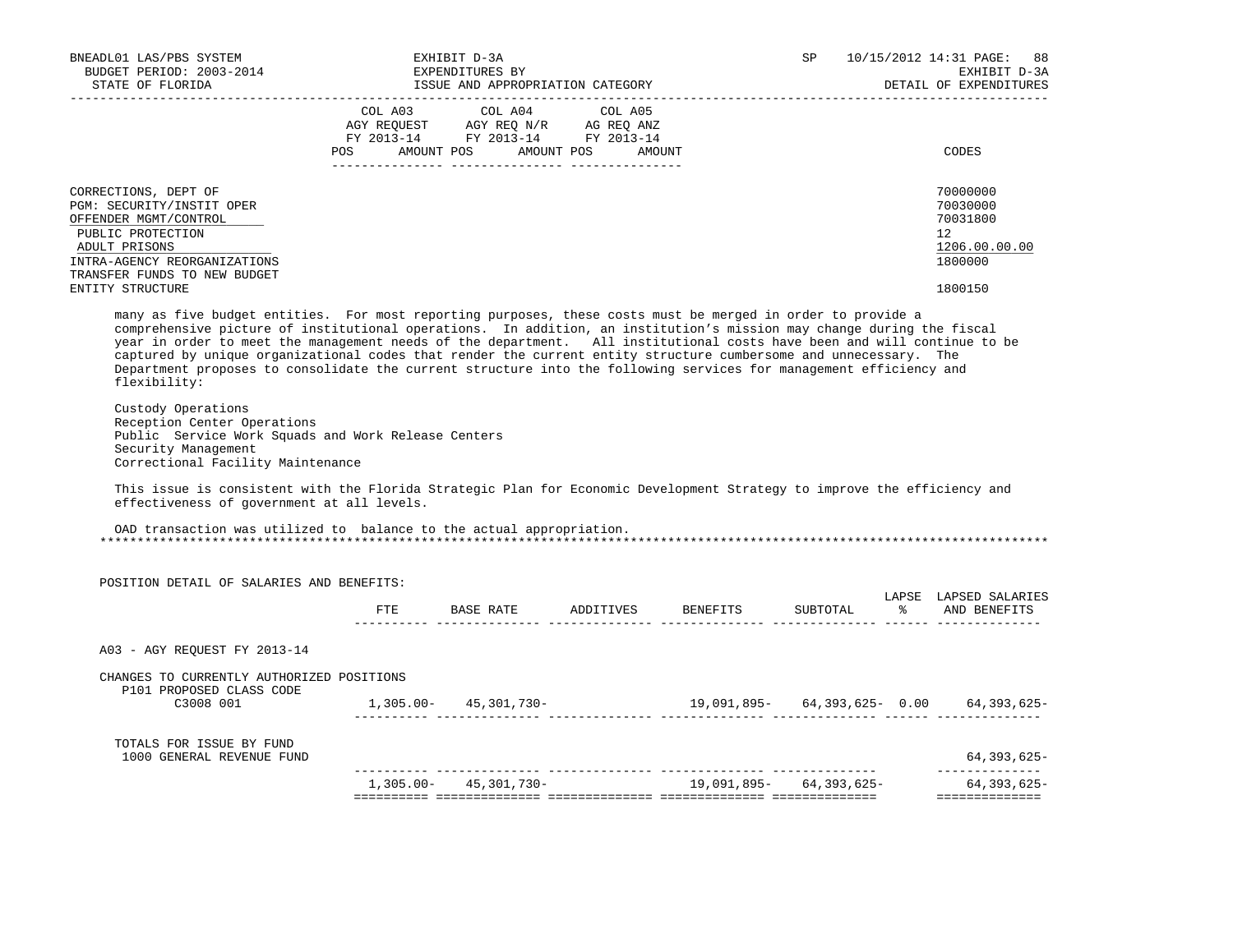| | COL A03 AGY REQUEST FY 2013-14 POS AMOUNT | COL A04 AGY REQ N/R FY 2013-14 POS AMOUNT | COL A05 AG REQ ANZ FY 2013-14 POS AMOUNT | CODES |
|---|---|---|---|---|
| CORRECTIONS, DEPT OF | | | | 70000000 |
| PGM: SECURITY/INSTIT OPER | | | | 70030000 |
| OFFENDER MGMT/CONTROL | | | | 70031800 |
| PUBLIC PROTECTION | | | | 12 |
| ADULT PRISONS | | | | 1206.00.00.00 |
| INTRA-AGENCY REORGANIZATIONS | | | | 1800000 |
| TRANSFER FUNDS TO NEW BUDGET ENTITY STRUCTURE | | | | 1800150 |

many as five budget entities. For most reporting purposes, these costs must be merged in order to provide a comprehensive picture of institutional operations. In addition, an institution's mission may change during the fiscal year in order to meet the management needs of the department. All institutional costs have been and will continue to be captured by unique organizational codes that render the current entity structure cumbersome and unnecessary. The Department proposes to consolidate the current structure into the following services for management efficiency and flexibility:

Custody Operations
Reception Center Operations
Public Service Work Squads and Work Release Centers
Security Management
Correctional Facility Maintenance

This issue is consistent with the Florida Strategic Plan for Economic Development Strategy to improve the efficiency and effectiveness of government at all levels.

OAD transaction was utilized to balance to the actual appropriation.
*******************************************************************************************************************************

POSITION DETAIL OF SALARIES AND BENEFITS:

| | FTE | BASE RATE | ADDITIVES | BENEFITS | SUBTOTAL | LAPSE % | LAPSED SALARIES AND BENEFITS |
|---|---|---|---|---|---|---|---|
| A03 - AGY REQUEST FY 2013-14 | | | | | | | |
| CHANGES TO CURRENTLY AUTHORIZED POSITIONS | | | | | | | |
| P101 PROPOSED CLASS CODE | | | | | | | |
| C3008 001 | 1,305.00- | 45,301,730- | | 19,091,895- | 64,393,625- | 0.00 | 64,393,625- |
| TOTALS FOR ISSUE BY FUND | | | | | | | |
| 1000 GENERAL REVENUE FUND | | | | | | | 64,393,625- |
| | 1,305.00- | 45,301,730- | | 19,091,895- | 64,393,625- | | 64,393,625- |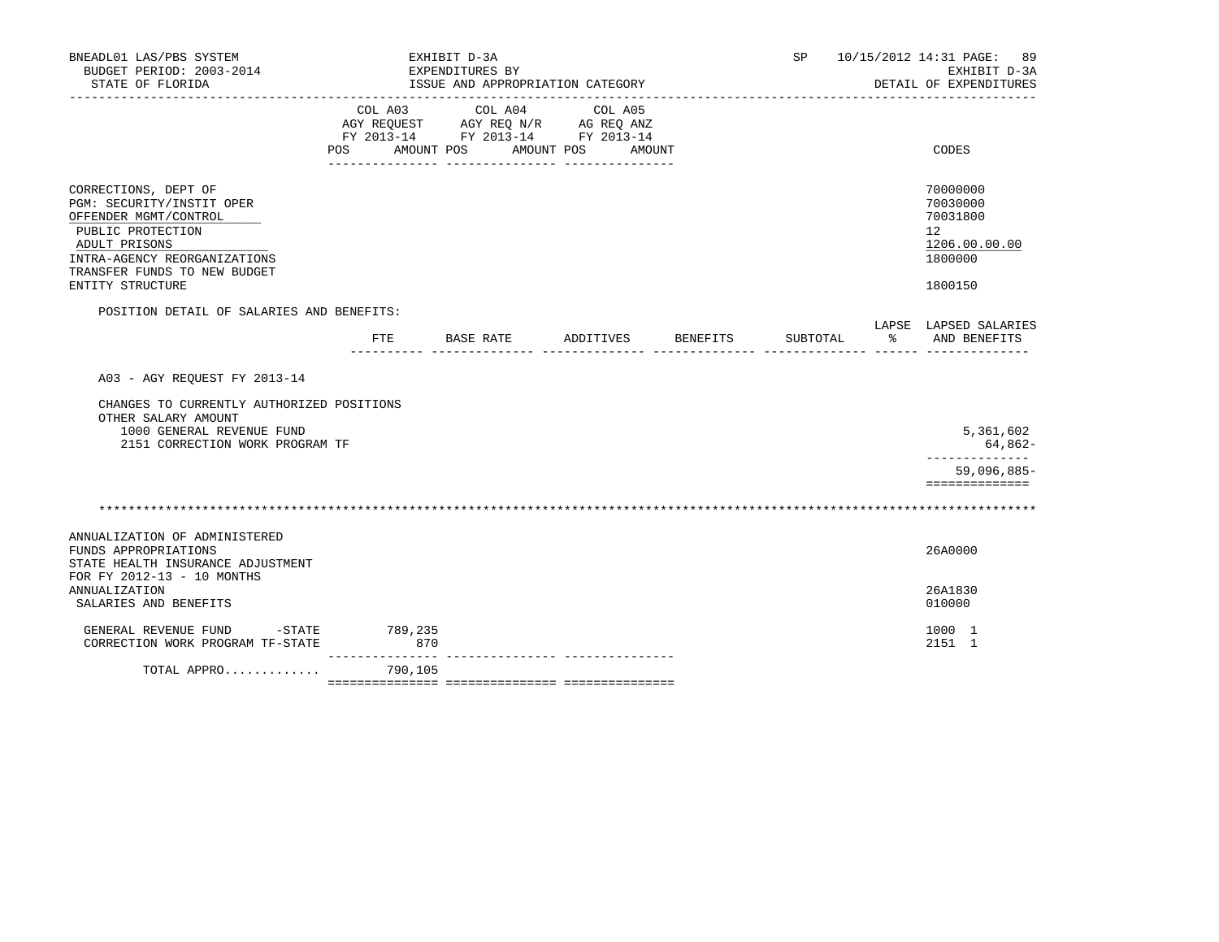BNEADL01 LAS/PBS SYSTEM | EXHIBIT D-3A | SP 10/15/2012 14:31

BUDGET PERIOD: 2003-2014 | EXPENDITURES BY | EXHIBIT D-3A

STATE OF FLORIDA | ISSUE AND APPROPRIATION CATEGORY | DETAIL OF EXPENDITURES

| | COL A03 AGY REQUEST FY 2013-14 POS AMOUNT | COL A04 AGY REQ N/R FY 2013-14 POS AMOUNT | COL A05 AG REQ ANZ FY 2013-14 POS AMOUNT | CODES |
|---|---|---|---|---|
| CORRECTIONS, DEPT OF | | | | 70000000 |
| PGM: SECURITY/INSTIT OPER | | | | 70030000 |
| OFFENDER MGMT/CONTROL | | | | 70031800 |
| PUBLIC PROTECTION | | | | 12 |
| ADULT PRISONS | | | | 1206.00.00.00 |
| INTRA-AGENCY REORGANIZATIONS | | | | 1800000 |
| TRANSFER FUNDS TO NEW BUDGET ENTITY STRUCTURE | | | | 1800150 |

POSITION DETAIL OF SALARIES AND BENEFITS:

| | FTE | BASE RATE | ADDITIVES | BENEFITS | SUBTOTAL | LAPSE % | LAPSED SALARIES AND BENEFITS |
|---|---|---|---|---|---|---|---|
| A03 - AGY REQUEST FY 2013-14 | | | | | | | |
| CHANGES TO CURRENTLY AUTHORIZED POSITIONS | | | | | | | |
| OTHER SALARY AMOUNT | | | | | | | |
| 1000 GENERAL REVENUE FUND | | | | | | | 5,361,602 |
| 2151 CORRECTION WORK PROGRAM TF | | | | | | | 64,862- |
| | | | | | | | 59,096,885- |

******************************************************************************************

| | COL A03 AGY REQUEST FY 2013-14 | COL A04 AGY REQ N/R FY 2013-14 | COL A05 AG REQ ANZ FY 2013-14 | CODES |
|---|---|---|---|---|
| ANNUALIZATION OF ADMINISTERED FUNDS APPROPRIATIONS | | | | 26A0000 |
| STATE HEALTH INSURANCE ADJUSTMENT FOR FY 2012-13 - 10 MONTHS ANNUALIZATION | | | | 26A1830 |
| SALARIES AND BENEFITS | | | | 010000 |
| GENERAL REVENUE FUND -STATE | 789,235 | | | 1000 1 |
| CORRECTION WORK PROGRAM TF-STATE | 870 | | | 2151 1 |
| TOTAL APPRO............ | 790,105 | | | |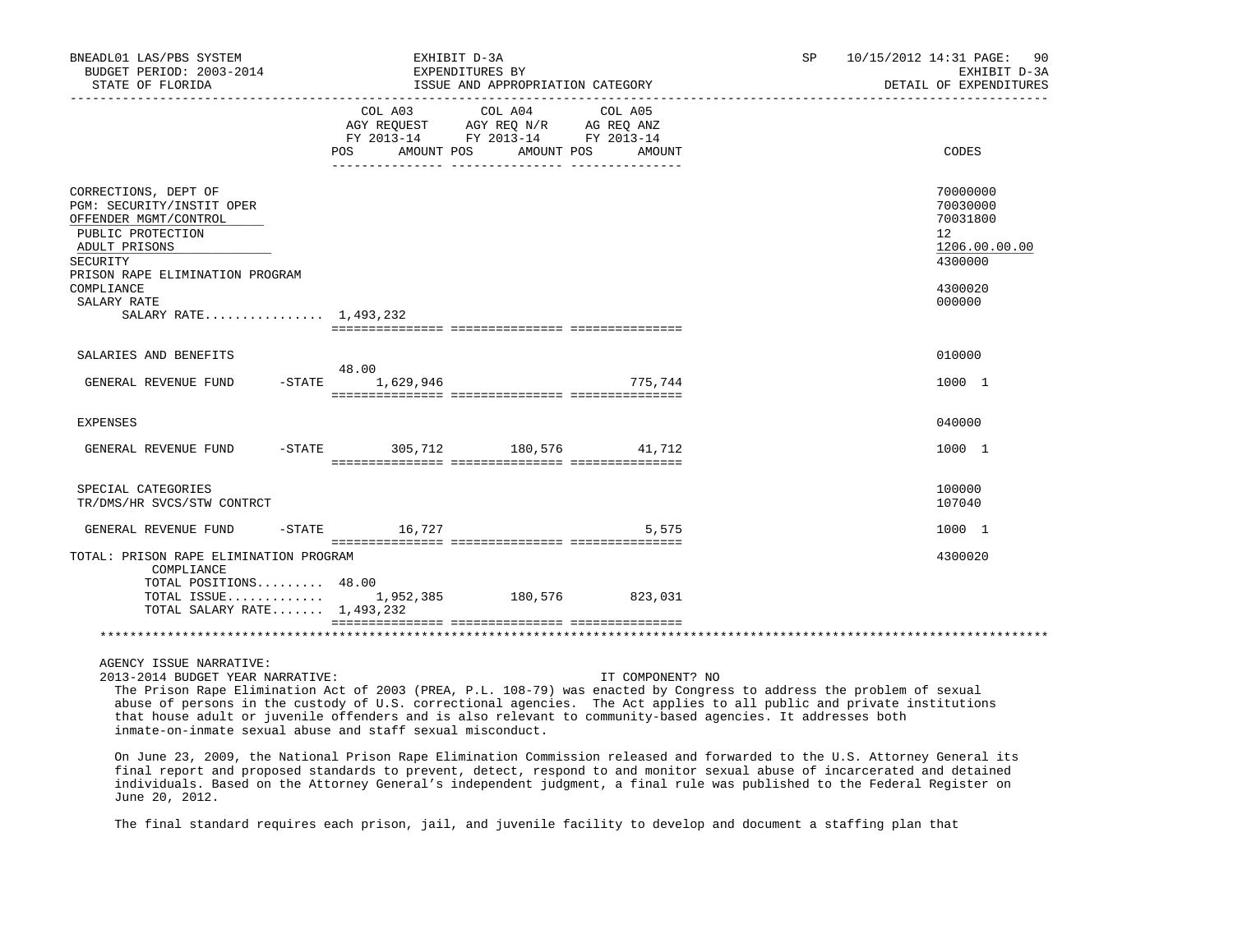BNEADL01 LAS/PBS SYSTEM — EXHIBIT D-3A — EXPENDITURES BY ISSUE AND APPROPRIATION CATEGORY — BUDGET PERIOD: 2003-2014 — STATE OF FLORIDA — SP 10/15/2012 14:31 — EXHIBIT D-3A DETAIL OF EXPENDITURES

| | COL A03 AGY REQUEST FY 2013-14 POS | AMOUNT | COL A04 AGY REQ N/R FY 2013-14 POS | AMOUNT | COL A05 AG REQ ANZ FY 2013-14 POS | AMOUNT | CODES |
|---|---|---|---|---|---|---|---|
| CORRECTIONS, DEPT OF | | | | | | | 70000000 |
| PGM: SECURITY/INSTIT OPER | | | | | | | 70030000 |
| OFFENDER MGMT/CONTROL | | | | | | | 70031800 |
| PUBLIC PROTECTION | | | | | | | 12 |
| ADULT PRISONS | | | | | | | 1206.00.00.00 |
| SECURITY | | | | | | | 4300000 |
| PRISON RAPE ELIMINATION PROGRAM COMPLIANCE | | | | | | | 4300020 |
| SALARY RATE | | | | | | | 000000 |
| SALARY RATE................ | | 1,493,232 | | | | | |
| SALARIES AND BENEFITS | | | | | | | 010000 |
| GENERAL REVENUE FUND -STATE | 48.00 | 1,629,946 | | | | 775,744 | 1000 1 |
| EXPENSES | | | | | | | 040000 |
| GENERAL REVENUE FUND -STATE | | 305,712 | | 180,576 | | 41,712 | 1000 1 |
| SPECIAL CATEGORIES | | | | | | | 100000 |
| TR/DMS/HR SVCS/STW CONTRCT | | | | | | | 107040 |
| GENERAL REVENUE FUND -STATE | | 16,727 | | | | 5,575 | 1000 1 |
| TOTAL: PRISON RAPE ELIMINATION PROGRAM COMPLIANCE | | | | | | | 4300020 |
| TOTAL POSITIONS......... | 48.00 | | | | | | |
| TOTAL ISSUE............. | | 1,952,385 | | 180,576 | | 823,031 | |
| TOTAL SALARY RATE....... | | 1,493,232 | | | | | |

AGENCY ISSUE NARRATIVE:

2013-2014 BUDGET YEAR NARRATIVE: IT COMPONENT? NO

The Prison Rape Elimination Act of 2003 (PREA, P.L. 108-79) was enacted by Congress to address the problem of sexual abuse of persons in the custody of U.S. correctional agencies. The Act applies to all public and private institutions that house adult or juvenile offenders and is also relevant to community-based agencies. It addresses both inmate-on-inmate sexual abuse and staff sexual misconduct.

On June 23, 2009, the National Prison Rape Elimination Commission released and forwarded to the U.S. Attorney General its final report and proposed standards to prevent, detect, respond to and monitor sexual abuse of incarcerated and detained individuals. Based on the Attorney General's independent judgment, a final rule was published to the Federal Register on June 20, 2012.

The final standard requires each prison, jail, and juvenile facility to develop and document a staffing plan that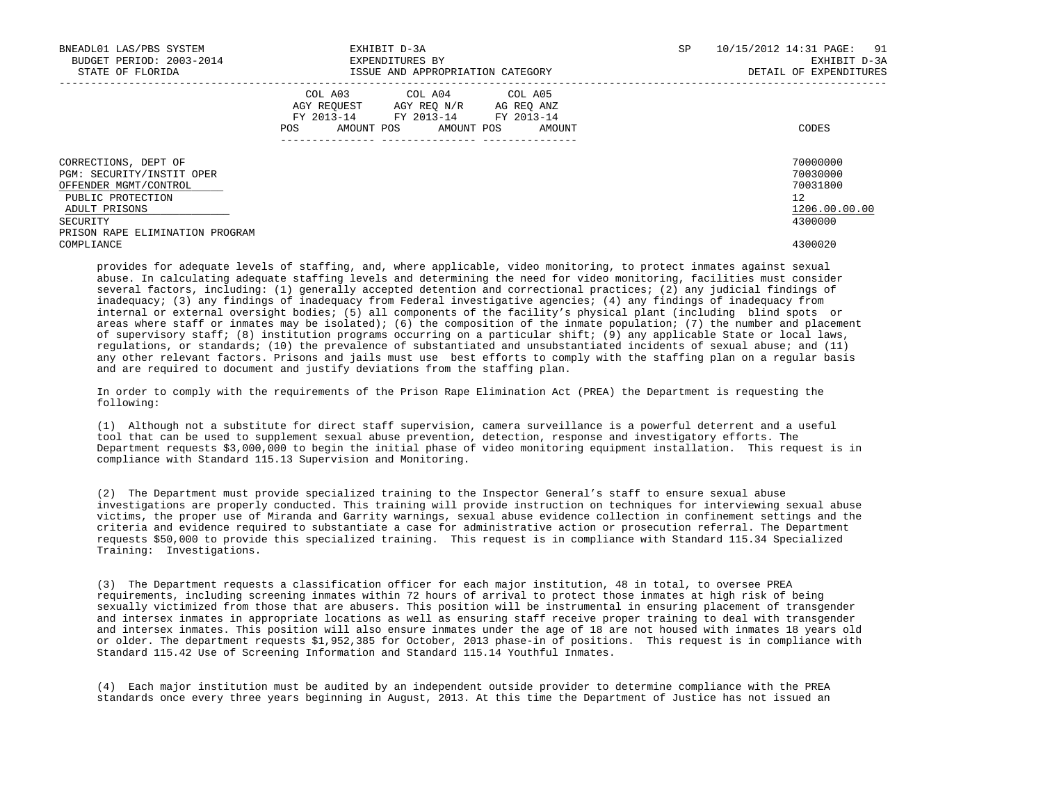| | COL A03 AGY REQUEST FY 2013-14 POS AMOUNT | COL A04 AGY REQ N/R FY 2013-14 POS AMOUNT | COL A05 AG REQ ANZ FY 2013-14 POS AMOUNT | CODES |
|---|---|---|---|---|
| CORRECTIONS, DEPT OF | | | | 70000000 |
| PGM: SECURITY/INSTIT OPER | | | | 70030000 |
| OFFENDER MGMT/CONTROL | | | | 70031800 |
| PUBLIC PROTECTION | | | | 12 |
| ADULT PRISONS | | | | 1206.00.00.00 |
| SECURITY | | | | 4300000 |
| PRISON RAPE ELIMINATION PROGRAM COMPLIANCE | | | | 4300020 |

provides for adequate levels of staffing, and, where applicable, video monitoring, to protect inmates against sexual abuse. In calculating adequate staffing levels and determining the need for video monitoring, facilities must consider several factors, including: (1) generally accepted detention and correctional practices; (2) any judicial findings of inadequacy; (3) any findings of inadequacy from Federal investigative agencies; (4) any findings of inadequacy from internal or external oversight bodies; (5) all components of the facility's physical plant (including blind spots or areas where staff or inmates may be isolated); (6) the composition of the inmate population; (7) the number and placement of supervisory staff; (8) institution programs occurring on a particular shift; (9) any applicable State or local laws, regulations, or standards; (10) the prevalence of substantiated and unsubstantiated incidents of sexual abuse; and (11) any other relevant factors. Prisons and jails must use best efforts to comply with the staffing plan on a regular basis and are required to document and justify deviations from the staffing plan.

In order to comply with the requirements of the Prison Rape Elimination Act (PREA) the Department is requesting the following:

(1) Although not a substitute for direct staff supervision, camera surveillance is a powerful deterrent and a useful tool that can be used to supplement sexual abuse prevention, detection, response and investigatory efforts. The Department requests $3,000,000 to begin the initial phase of video monitoring equipment installation. This request is in compliance with Standard 115.13 Supervision and Monitoring.

(2) The Department must provide specialized training to the Inspector General's staff to ensure sexual abuse investigations are properly conducted. This training will provide instruction on techniques for interviewing sexual abuse victims, the proper use of Miranda and Garrity warnings, sexual abuse evidence collection in confinement settings and the criteria and evidence required to substantiate a case for administrative action or prosecution referral. The Department requests $50,000 to provide this specialized training. This request is in compliance with Standard 115.34 Specialized Training: Investigations.

(3) The Department requests a classification officer for each major institution, 48 in total, to oversee PREA requirements, including screening inmates within 72 hours of arrival to protect those inmates at high risk of being sexually victimized from those that are abusers. This position will be instrumental in ensuring placement of transgender and intersex inmates in appropriate locations as well as ensuring staff receive proper training to deal with transgender and intersex inmates. This position will also ensure inmates under the age of 18 are not housed with inmates 18 years old or older. The department requests $1,952,385 for October, 2013 phase-in of positions. This request is in compliance with Standard 115.42 Use of Screening Information and Standard 115.14 Youthful Inmates.

(4) Each major institution must be audited by an independent outside provider to determine compliance with the PREA standards once every three years beginning in August, 2013. At this time the Department of Justice has not issued an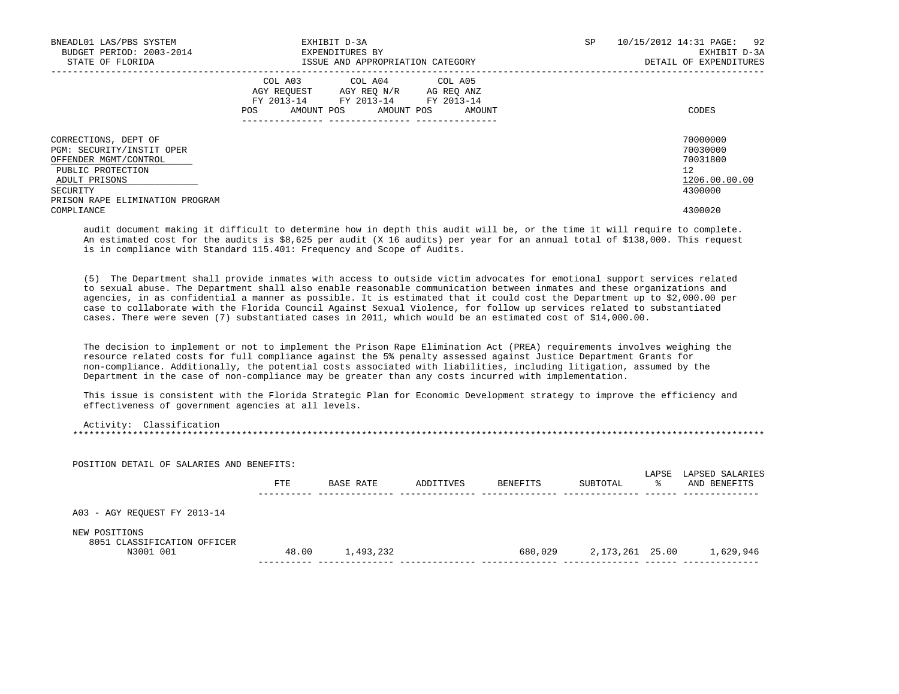| | COL A03 AGY REQUEST FY 2013-14 | | COL A04 AGY REQ N/R FY 2013-14 | | COL A05 AG REQ ANZ FY 2013-14 | | CODES |
|---|---|---|---|---|---|---|---|
| | POS | AMOUNT | POS | AMOUNT | POS | AMOUNT | |

CORRECTIONS, DEPT OF — 70000000
PGM: SECURITY/INSTIT OPER — 70030000
OFFENDER MGMT/CONTROL — 70031800
PUBLIC PROTECTION — 12
ADULT PRISONS — 1206.00.00.00
SECURITY — 4300000
PRISON RAPE ELIMINATION PROGRAM COMPLIANCE — 4300020

audit document making it difficult to determine how in depth this audit will be, or the time it will require to complete. An estimated cost for the audits is $8,625 per audit (X 16 audits) per year for an annual total of $138,000. This request is in compliance with Standard 115.401: Frequency and Scope of Audits.

(5) The Department shall provide inmates with access to outside victim advocates for emotional support services related to sexual abuse. The Department shall also enable reasonable communication between inmates and these organizations and agencies, in as confidential a manner as possible. It is estimated that it could cost the Department up to $2,000.00 per case to collaborate with the Florida Council Against Sexual Violence, for follow up services related to substantiated cases. There were seven (7) substantiated cases in 2011, which would be an estimated cost of $14,000.00.

The decision to implement or not to implement the Prison Rape Elimination Act (PREA) requirements involves weighing the resource related costs for full compliance against the 5% penalty assessed against Justice Department Grants for non-compliance. Additionally, the potential costs associated with liabilities, including litigation, assumed by the Department in the case of non-compliance may be greater than any costs incurred with implementation.

This issue is consistent with the Florida Strategic Plan for Economic Development strategy to improve the efficiency and effectiveness of government agencies at all levels.

Activity: Classification

POSITION DETAIL OF SALARIES AND BENEFITS:

| | FTE | BASE RATE | ADDITIVES | BENEFITS | SUBTOTAL | LAPSE % | LAPSED SALARIES AND BENEFITS |
|---|---|---|---|---|---|---|---|
| A03 - AGY REQUEST FY 2013-14 | | | | | | | |
| NEW POSITIONS | | | | | | | |
| 8051 CLASSIFICATION OFFICER N3001 001 | 48.00 | 1,493,232 | | 680,029 | 2,173,261 | 25.00 | 1,629,946 |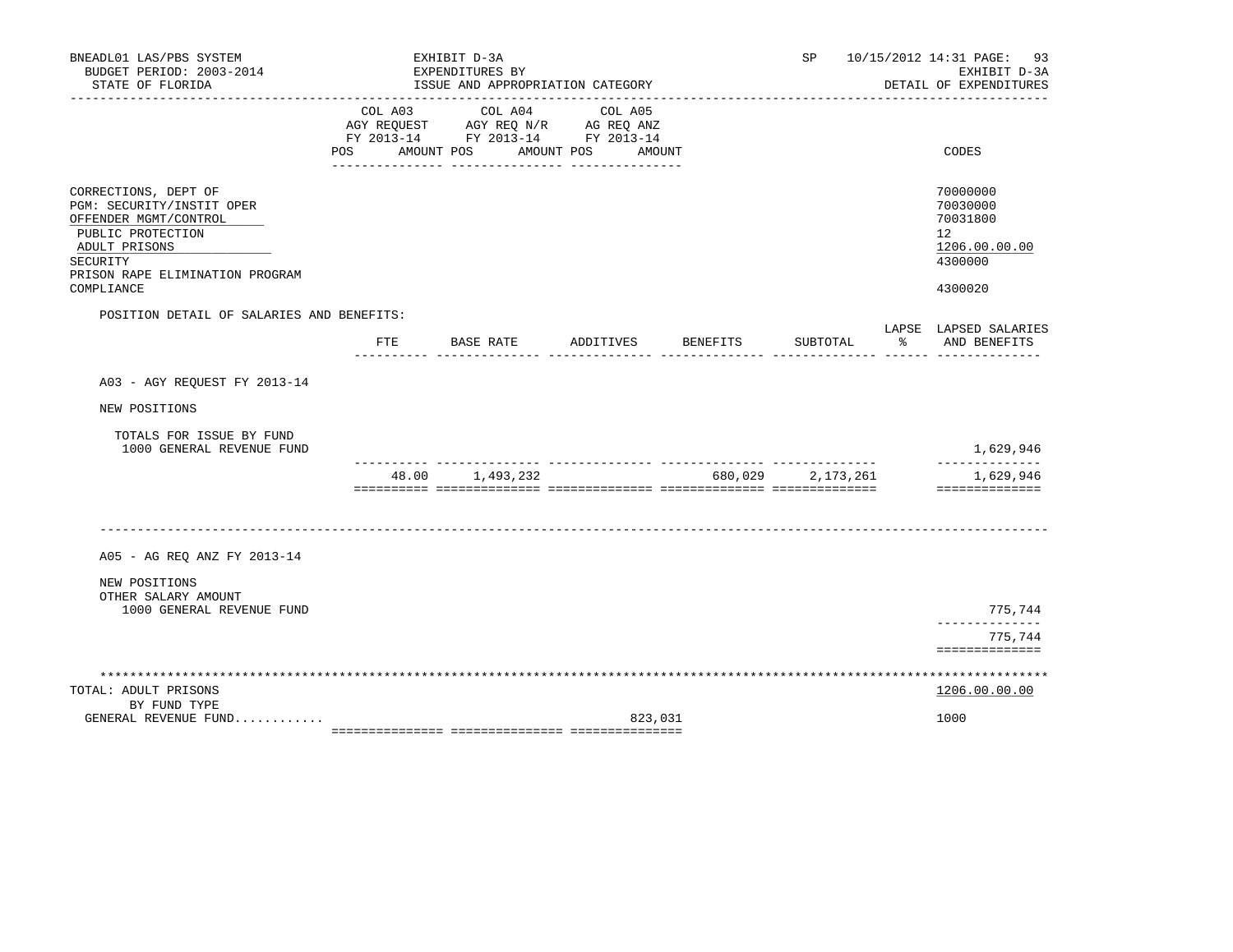BNEADL01 LAS/PBS SYSTEM
BUDGET PERIOD: 2003-2014
STATE OF FLORIDA

EXHIBIT D-3A
EXPENDITURES BY
ISSUE AND APPROPRIATION CATEGORY

SP 10/15/2012 14:31
EXHIBIT D-3A
DETAIL OF EXPENDITURES

| | COL A03 AGY REQUEST FY 2013-14 POS AMOUNT | COL A04 AGY REQ N/R FY 2013-14 POS AMOUNT | COL A05 AG REQ ANZ FY 2013-14 POS AMOUNT | CODES |
|---|---|---|---|---|
| CORRECTIONS, DEPT OF | | | | 70000000 |
| PGM: SECURITY/INSTIT OPER | | | | 70030000 |
| OFFENDER MGMT/CONTROL | | | | 70031800 |
| PUBLIC PROTECTION | | | | 12 |
| ADULT PRISONS | | | | 1206.00.00.00 |
| SECURITY | | | | 4300000 |
| PRISON RAPE ELIMINATION PROGRAM COMPLIANCE | | | | 4300020 |

POSITION DETAIL OF SALARIES AND BENEFITS:

| | FTE | BASE RATE | ADDITIVES | BENEFITS | SUBTOTAL | LAPSE % | LAPSED SALARIES AND BENEFITS |
|---|---|---|---|---|---|---|---|
| A03 - AGY REQUEST FY 2013-14 | | | | | | | |
| NEW POSITIONS | | | | | | | |
| TOTALS FOR ISSUE BY FUND | | | | | | | |
| 1000 GENERAL REVENUE FUND | | | | | | | 1,629,946 |
| | 48.00 | 1,493,232 | | 680,029 | 2,173,261 | | 1,629,946 |
| A05 - AG REQ ANZ FY 2013-14 | | | | | | | |
| NEW POSITIONS | | | | | | | |
| OTHER SALARY AMOUNT | | | | | | | |
| 1000 GENERAL REVENUE FUND | | | | | | | 775,744 |
| | | | | | | | 775,744 |

| | COL A03 | COL A04 | COL A05 | CODES |
|---|---|---|---|---|
| TOTAL: ADULT PRISONS | | | | 1206.00.00.00 |
| BY FUND TYPE | | | | |
| GENERAL REVENUE FUND............ | | | 823,031 | 1000 |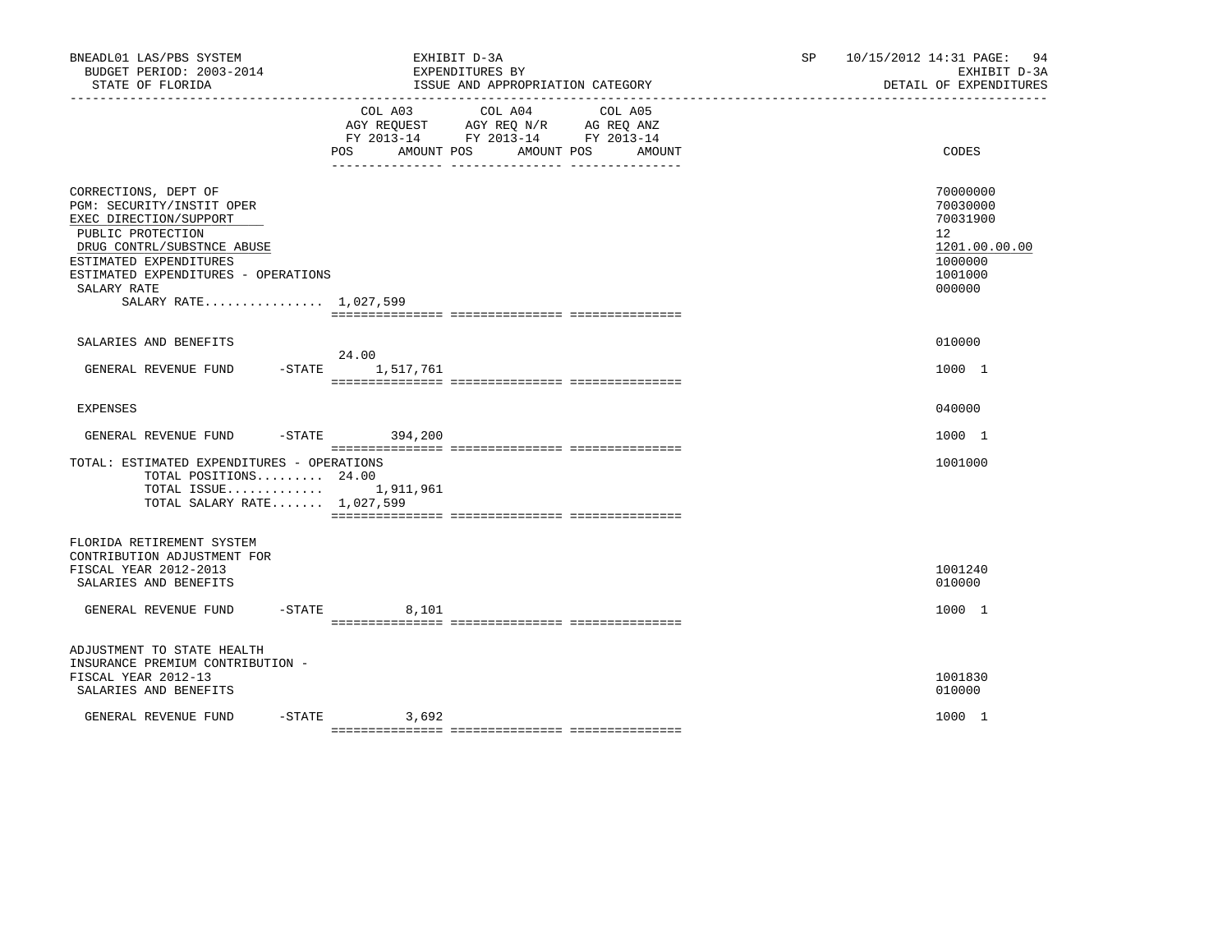BNEADL01 LAS/PBS SYSTEM | EXHIBIT D-3A | SP 10/15/2012 14:31 PAGE: 94
BUDGET PERIOD: 2003-2014 | EXPENDITURES BY | EXHIBIT D-3A
STATE OF FLORIDA | ISSUE AND APPROPRIATION CATEGORY | DETAIL OF EXPENDITURES

| | COL A03 AGY REQUEST FY 2013-14 POS AMOUNT | COL A04 AGY REQ N/R FY 2013-14 POS AMOUNT | COL A05 AG REQ ANZ FY 2013-14 POS AMOUNT | CODES |
|---|---|---|---|---|
| CORRECTIONS, DEPT OF | | | | 70000000 |
| PGM: SECURITY/INSTIT OPER | | | | 70030000 |
| EXEC DIRECTION/SUPPORT | | | | 70031900 |
| PUBLIC PROTECTION | | | | 12 |
| DRUG CONTRL/SUBSTNCE ABUSE | | | | 1201.00.00.00 |
| ESTIMATED EXPENDITURES | | | | 1000000 |
| ESTIMATED EXPENDITURES - OPERATIONS | | | | 1001000 |
| SALARY RATE | | | | 000000 |
| SALARY RATE................ 1,027,599 | | | | |
| SALARIES AND BENEFITS | | | | 010000 |
| GENERAL REVENUE FUND -STATE | 24.00 1,517,761 | | | 1000 1 |
| EXPENSES | | | | 040000 |
| GENERAL REVENUE FUND -STATE | 394,200 | | | 1000 1 |
| TOTAL: ESTIMATED EXPENDITURES - OPERATIONS | | | | 1001000 |
| TOTAL POSITIONS......... 24.00 | | | | |
| TOTAL ISSUE............. | 1,911,961 | | | |
| TOTAL SALARY RATE....... 1,027,599 | | | | |
| FLORIDA RETIREMENT SYSTEM CONTRIBUTION ADJUSTMENT FOR FISCAL YEAR 2012-2013 | | | | 1001240 |
| SALARIES AND BENEFITS | | | | 010000 |
| GENERAL REVENUE FUND -STATE | 8,101 | | | 1000 1 |
| ADJUSTMENT TO STATE HEALTH INSURANCE PREMIUM CONTRIBUTION - FISCAL YEAR 2012-13 | | | | 1001830 |
| SALARIES AND BENEFITS | | | | 010000 |
| GENERAL REVENUE FUND -STATE | 3,692 | | | 1000 1 |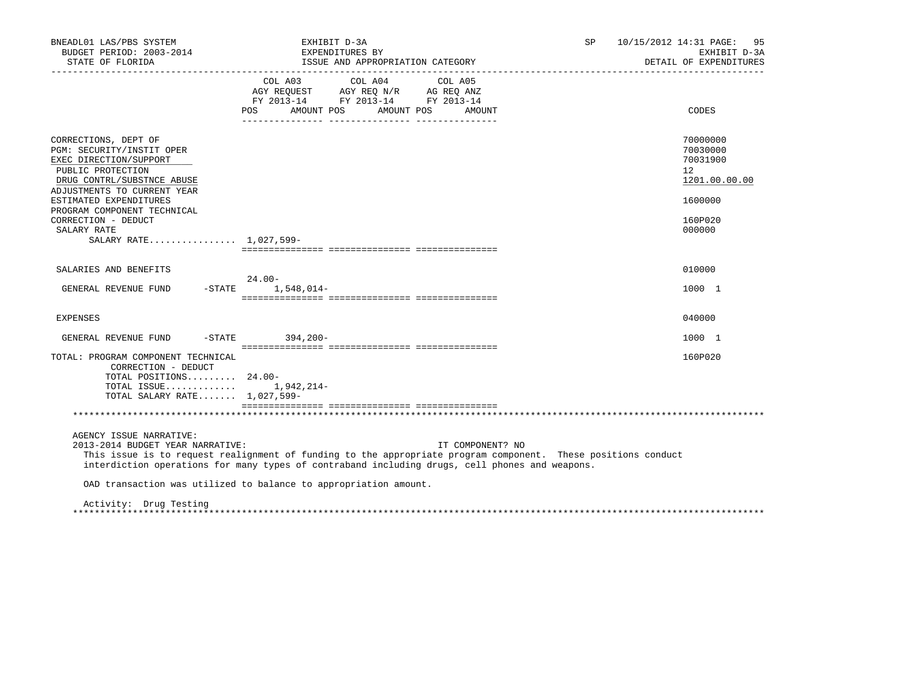| | COL A03 AGY REQUEST FY 2013-14 POS | AMOUNT | COL A04 AGY REQ N/R FY 2013-14 POS | AMOUNT | COL A05 AG REQ ANZ FY 2013-14 POS | AMOUNT | CODES |
|---|---|---|---|---|---|---|---|
| CORRECTIONS, DEPT OF | | | | | | | 70000000 |
| PGM: SECURITY/INSTIT OPER | | | | | | | 70030000 |
| EXEC DIRECTION/SUPPORT | | | | | | | 70031900 |
| PUBLIC PROTECTION | | | | | | | 12 |
| DRUG CONTRL/SUBSTNCE ABUSE | | | | | | | 1201.00.00.00 |
| ADJUSTMENTS TO CURRENT YEAR ESTIMATED EXPENDITURES | | | | | | | 1600000 |
| PROGRAM COMPONENT TECHNICAL CORRECTION - DEDUCT | | | | | | | 160P020 |
| SALARY RATE | | | | | | | 000000 |
| SALARY RATE................ | 1,027,599- | | | | | | |
| SALARIES AND BENEFITS | | | | | | | 010000 |
| GENERAL REVENUE FUND -STATE | 24.00- | 1,548,014- | | | | | 1000 1 |
| EXPENSES | | | | | | | 040000 |
| GENERAL REVENUE FUND -STATE | | 394,200- | | | | | 1000 1 |
| TOTAL: PROGRAM COMPONENT TECHNICAL CORRECTION - DEDUCT | | | | | | | 160P020 |
| TOTAL POSITIONS......... | 24.00- | | | | | | |
| TOTAL ISSUE............. | | 1,942,214- | | | | | |
| TOTAL SALARY RATE....... | 1,027,599- | | | | | | |

AGENCY ISSUE NARRATIVE:

2013-2014 BUDGET YEAR NARRATIVE: IT COMPONENT? NO

This issue is to request realignment of funding to the appropriate program component. These positions conduct interdiction operations for many types of contraband including drugs, cell phones and weapons.

OAD transaction was utilized to balance to appropriation amount.

Activity: Drug Testing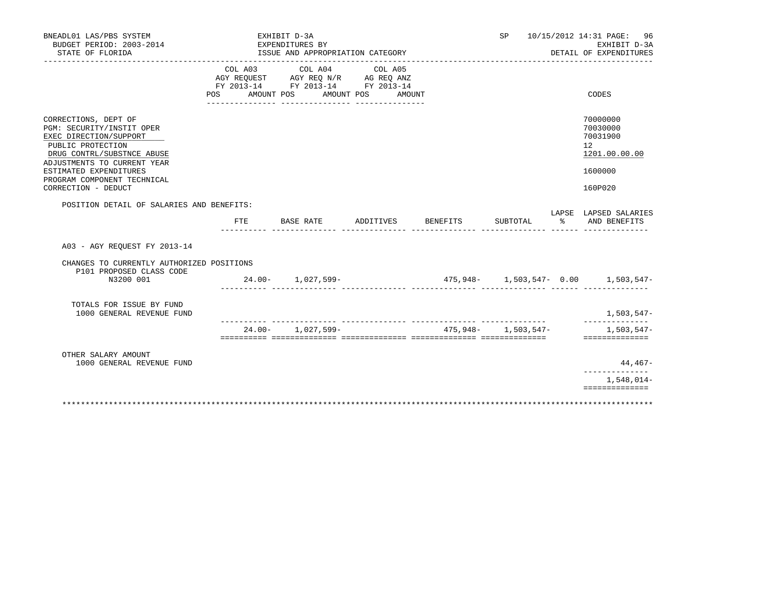BNEADL01 LAS/PBS SYSTEM — EXHIBIT D-3A — SP 10/15/2012 14:31 PAGE: 96
BUDGET PERIOD: 2003-2014 — EXPENDITURES BY — EXHIBIT D-3A
STATE OF FLORIDA — ISSUE AND APPROPRIATION CATEGORY — DETAIL OF EXPENDITURES

| | COL A03 AGY REQUEST FY 2013-14 POS AMOUNT | COL A04 AGY REQ N/R FY 2013-14 POS AMOUNT | COL A05 AG REQ ANZ FY 2013-14 POS AMOUNT | CODES |
|---|---|---|---|---|
| CORRECTIONS, DEPT OF | | | | 70000000 |
| PGM: SECURITY/INSTIT OPER | | | | 70030000 |
| EXEC DIRECTION/SUPPORT | | | | 70031900 |
| PUBLIC PROTECTION | | | | 12 |
| DRUG CONTRL/SUBSTNCE ABUSE | | | | 1201.00.00.00 |
| ADJUSTMENTS TO CURRENT YEAR ESTIMATED EXPENDITURES | | | | 1600000 |
| PROGRAM COMPONENT TECHNICAL CORRECTION - DEDUCT | | | | 160P020 |

POSITION DETAIL OF SALARIES AND BENEFITS:

| | FTE | BASE RATE | ADDITIVES | BENEFITS | SUBTOTAL | LAPSE % | LAPSED SALARIES AND BENEFITS |
|---|---|---|---|---|---|---|---|
| A03 - AGY REQUEST FY 2013-14 | | | | | | | |
| CHANGES TO CURRENTLY AUTHORIZED POSITIONS | | | | | | | |
| P101 PROPOSED CLASS CODE N3200 001 | 24.00- | 1,027,599- | | 475,948- | 1,503,547- | 0.00 | 1,503,547- |
| TOTALS FOR ISSUE BY FUND | | | | | | | |
| 1000 GENERAL REVENUE FUND | | | | | | | 1,503,547- |
| | 24.00- | 1,027,599- | | 475,948- | 1,503,547- | | 1,503,547- |
| OTHER SALARY AMOUNT | | | | | | | |
| 1000 GENERAL REVENUE FUND | | | | | | | 44,467- |
| | | | | | | | 1,548,014- |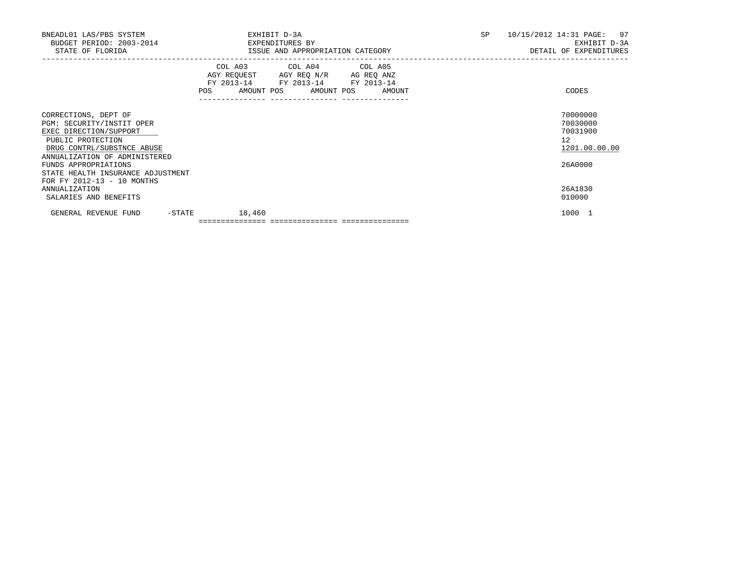BNEADL01 LAS/PBS SYSTEM
BUDGET PERIOD: 2003-2014
STATE OF FLORIDA

EXHIBIT D-3A
EXPENDITURES BY
ISSUE AND APPROPRIATION CATEGORY

SP 10/15/2012 14:31
EXHIBIT D-3A
DETAIL OF EXPENDITURES

| | COL A03 AGY REQUEST FY 2013-14 POS AMOUNT | COL A04 AGY REQ N/R FY 2013-14 POS AMOUNT | COL A05 AG REQ ANZ FY 2013-14 POS AMOUNT | CODES |
|---|---|---|---|---|
| CORRECTIONS, DEPT OF | | | | 70000000 |
| PGM: SECURITY/INSTIT OPER | | | | 70030000 |
| EXEC DIRECTION/SUPPORT | | | | 70031900 |
| PUBLIC PROTECTION | | | | 12 |
| DRUG CONTRL/SUBSTNCE ABUSE | | | | 1201.00.00.00 |
| ANNUALIZATION OF ADMINISTERED FUNDS APPROPRIATIONS | | | | 26A0000 |
| STATE HEALTH INSURANCE ADJUSTMENT FOR FY 2012-13 - 10 MONTHS ANNUALIZATION | | | | 26A1830 |
| SALARIES AND BENEFITS | | | | 010000 |
| GENERAL REVENUE FUND -STATE | 18,460 | | | 1000 1 |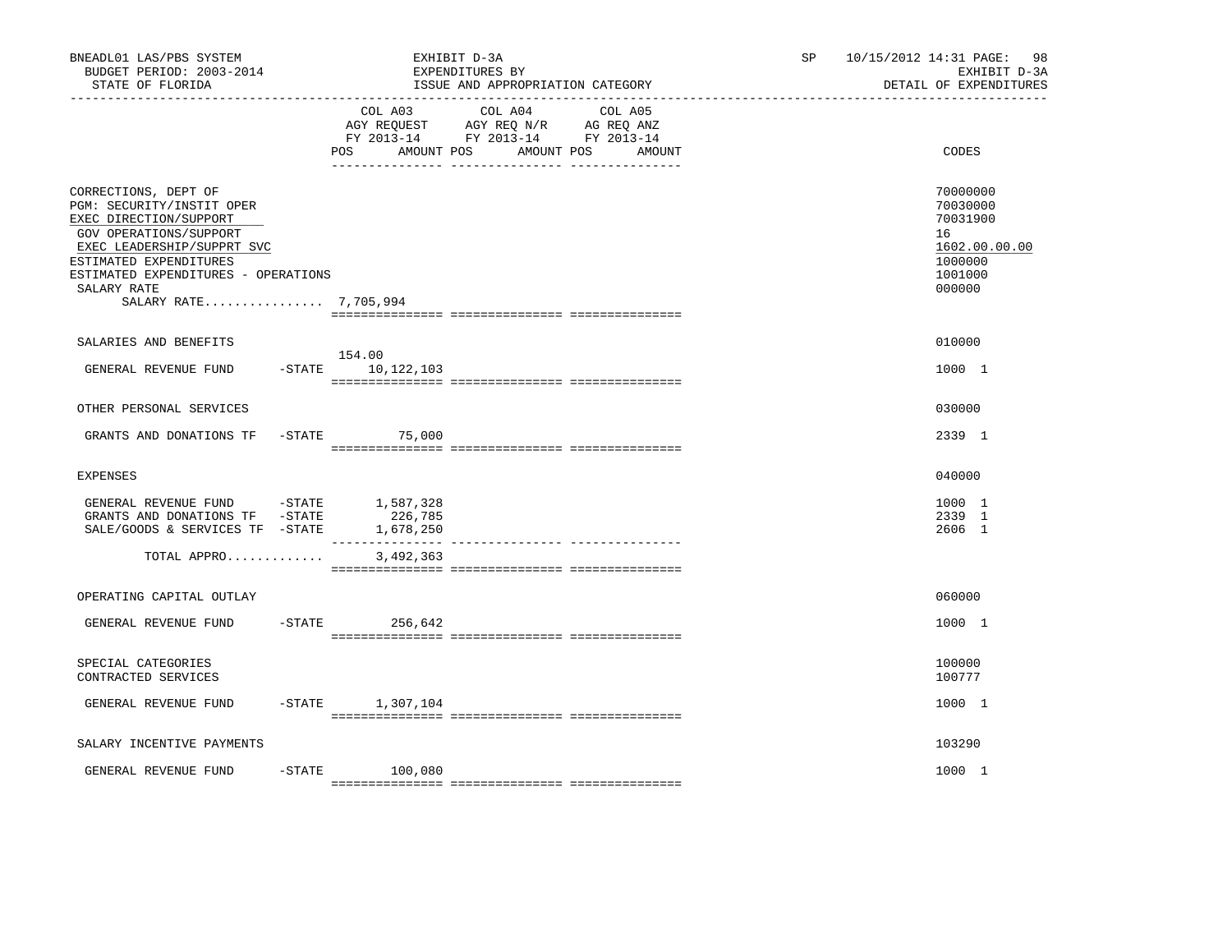BNEADL01 LAS/PBS SYSTEM | EXHIBIT D-3A | SP 10/15/2012 14:31
BUDGET PERIOD: 2003-2014 | EXPENDITURES BY | EXHIBIT D-3A
STATE OF FLORIDA | ISSUE AND APPROPRIATION CATEGORY | DETAIL OF EXPENDITURES

| | COL A03 AGY REQUEST FY 2013-14 POS AMOUNT | COL A04 AGY REQ N/R FY 2013-14 POS AMOUNT | COL A05 AG REQ ANZ FY 2013-14 POS AMOUNT | CODES |
|---|---|---|---|---|
| CORRECTIONS, DEPT OF | | | | 70000000 |
| PGM: SECURITY/INSTIT OPER | | | | 70030000 |
| EXEC DIRECTION/SUPPORT | | | | 70031900 |
| GOV OPERATIONS/SUPPORT | | | | 16 |
| EXEC LEADERSHIP/SUPPRT SVC | | | | 1602.00.00.00 |
| ESTIMATED EXPENDITURES | | | | 1000000 |
| ESTIMATED EXPENDITURES - OPERATIONS | | | | 1001000 |
| SALARY RATE | | | | 000000 |
| SALARY RATE................ 7,705,994 | | | | |
| SALARIES AND BENEFITS | | | | 010000 |
| GENERAL REVENUE FUND -STATE | 154.00 10,122,103 | | | 1000 1 |
| OTHER PERSONAL SERVICES | | | | 030000 |
| GRANTS AND DONATIONS TF -STATE | 75,000 | | | 2339 1 |
| EXPENSES | | | | 040000 |
| GENERAL REVENUE FUND -STATE | 1,587,328 | | | 1000 1 |
| GRANTS AND DONATIONS TF -STATE | 226,785 | | | 2339 1 |
| SALE/GOODS & SERVICES TF -STATE | 1,678,250 | | | 2606 1 |
| TOTAL APPRO............ | 3,492,363 | | | |
| OPERATING CAPITAL OUTLAY | | | | 060000 |
| GENERAL REVENUE FUND -STATE | 256,642 | | | 1000 1 |
| SPECIAL CATEGORIES | | | | 100000 |
| CONTRACTED SERVICES | | | | 100777 |
| GENERAL REVENUE FUND -STATE | 1,307,104 | | | 1000 1 |
| SALARY INCENTIVE PAYMENTS | | | | 103290 |
| GENERAL REVENUE FUND -STATE | 100,080 | | | 1000 1 |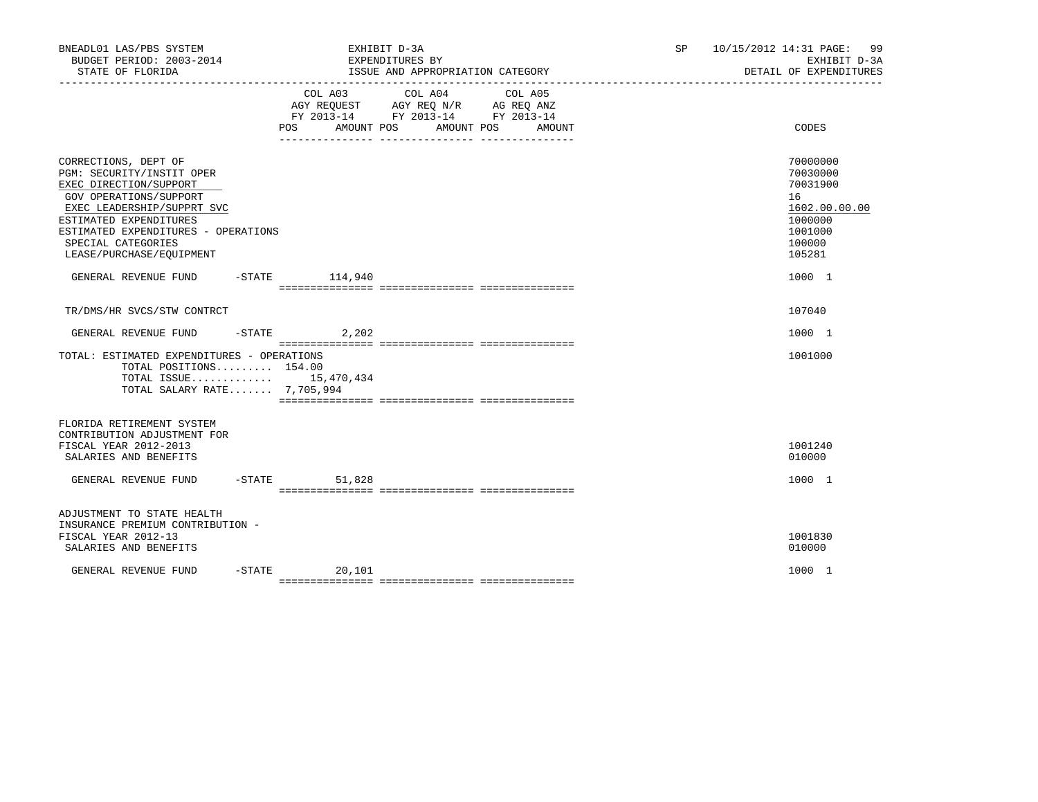BNEADL01 LAS/PBS SYSTEM | EXHIBIT D-3A | SP 10/15/2012 14:31
BUDGET PERIOD: 2003-2014 | EXPENDITURES BY | EXHIBIT D-3A
STATE OF FLORIDA | ISSUE AND APPROPRIATION CATEGORY | DETAIL OF EXPENDITURES

| | COL A03 AGY REQUEST FY 2013-14 | | COL A04 AGY REQ N/R FY 2013-14 | | COL A05 AG REQ ANZ FY 2013-14 | | CODES |
|---|---|---|---|---|---|---|---|
| | POS | AMOUNT | POS | AMOUNT | POS | AMOUNT | |
| CORRECTIONS, DEPT OF | | | | | | | 70000000 |
| PGM: SECURITY/INSTIT OPER | | | | | | | 70030000 |
| EXEC DIRECTION/SUPPORT | | | | | | | 70031900 |
| GOV OPERATIONS/SUPPORT | | | | | | | 16 |
| EXEC LEADERSHIP/SUPPRT SVC | | | | | | | 1602.00.00.00 |
| ESTIMATED EXPENDITURES | | | | | | | 1000000 |
| ESTIMATED EXPENDITURES - OPERATIONS | | | | | | | 1001000 |
| SPECIAL CATEGORIES | | | | | | | 100000 |
| LEASE/PURCHASE/EQUIPMENT | | | | | | | 105281 |
| GENERAL REVENUE FUND -STATE | | 114,940 | | | | | 1000 1 |
| TR/DMS/HR SVCS/STW CONTRCT | | | | | | | 107040 |
| GENERAL REVENUE FUND -STATE | | 2,202 | | | | | 1000 1 |
| TOTAL: ESTIMATED EXPENDITURES - OPERATIONS | | | | | | | 1001000 |
| TOTAL POSITIONS......... 154.00 | | | | | | | |
| TOTAL ISSUE............ | | 15,470,434 | | | | | |
| TOTAL SALARY RATE....... 7,705,994 | | | | | | | |
| FLORIDA RETIREMENT SYSTEM CONTRIBUTION ADJUSTMENT FOR FISCAL YEAR 2012-2013 | | | | | | | 1001240 |
| SALARIES AND BENEFITS | | | | | | | 010000 |
| GENERAL REVENUE FUND -STATE | | 51,828 | | | | | 1000 1 |
| ADJUSTMENT TO STATE HEALTH INSURANCE PREMIUM CONTRIBUTION - FISCAL YEAR 2012-13 | | | | | | | 1001830 |
| SALARIES AND BENEFITS | | | | | | | 010000 |
| GENERAL REVENUE FUND -STATE | | 20,101 | | | | | 1000 1 |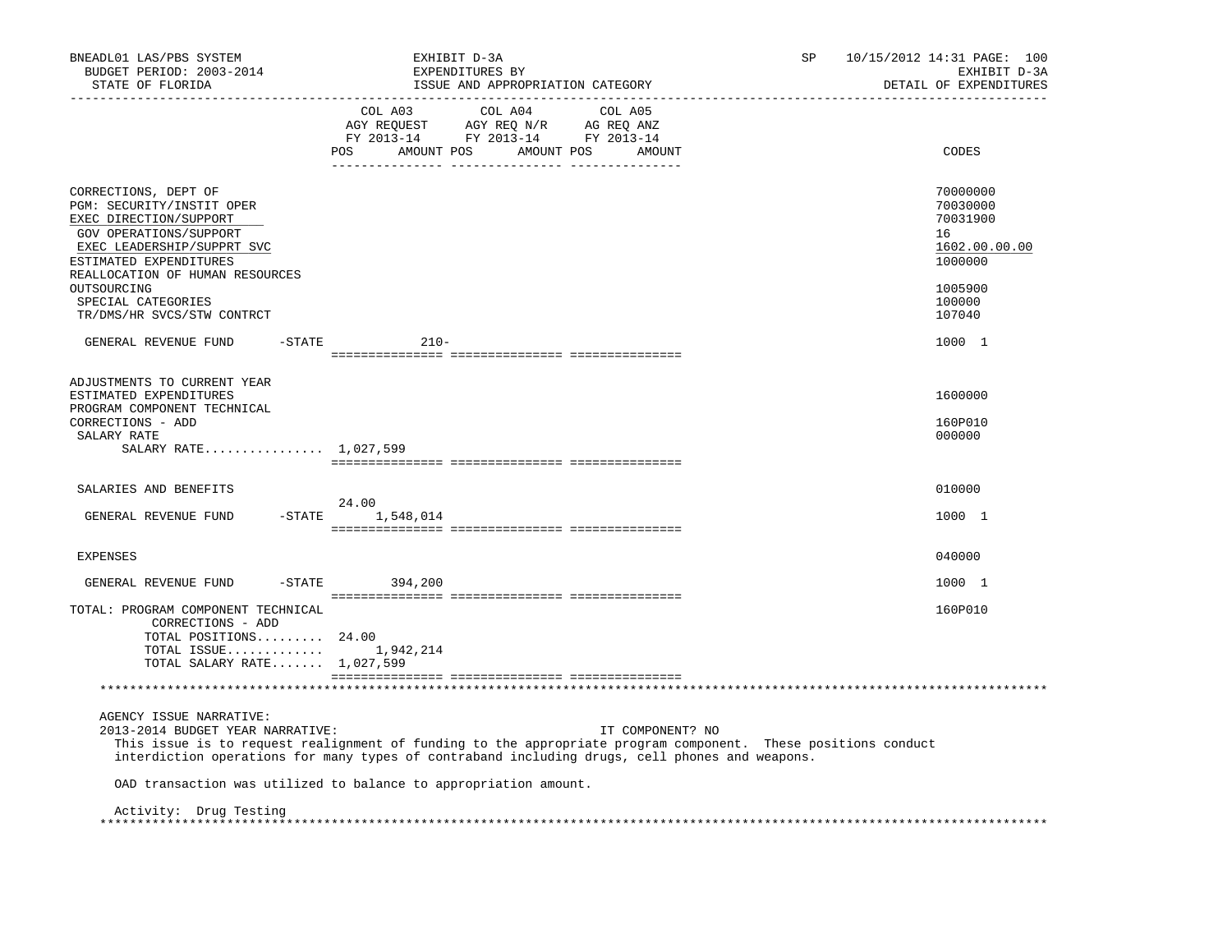BNEADL01 LAS/PBS SYSTEM — BUDGET PERIOD: 2003-2014 — STATE OF FLORIDA

EXHIBIT D-3A — EXPENDITURES BY ISSUE AND APPROPRIATION CATEGORY

SP 10/15/2012 14:31 — EXHIBIT D-3A — DETAIL OF EXPENDITURES

| | COL A03 AGY REQUEST FY 2013-14 POS | AMOUNT | COL A04 AGY REQ N/R FY 2013-14 POS | AMOUNT | COL A05 AG REQ ANZ FY 2013-14 POS | AMOUNT | CODES |
|---|---|---|---|---|---|---|---|
| CORRECTIONS, DEPT OF | | | | | | | 70000000 |
| PGM: SECURITY/INSTIT OPER | | | | | | | 70030000 |
| EXEC DIRECTION/SUPPORT | | | | | | | 70031900 |
| GOV OPERATIONS/SUPPORT | | | | | | | 16 |
| EXEC LEADERSHIP/SUPPRT SVC | | | | | | | 1602.00.00.00 |
| ESTIMATED EXPENDITURES | | | | | | | 1000000 |
| REALLOCATION OF HUMAN RESOURCES OUTSOURCING | | | | | | | 1005900 |
| SPECIAL CATEGORIES | | | | | | | 100000 |
| TR/DMS/HR SVCS/STW CONTRCT | | | | | | | 107040 |
| GENERAL REVENUE FUND -STATE | | 210- | | | | | 1000 1 |
| ADJUSTMENTS TO CURRENT YEAR ESTIMATED EXPENDITURES | | | | | | | 1600000 |
| PROGRAM COMPONENT TECHNICAL CORRECTIONS - ADD | | | | | | | 160P010 |
| SALARY RATE | | | | | | | 000000 |
| SALARY RATE................ | 1,027,599 | | | | | | |
| SALARIES AND BENEFITS | | | | | | | 010000 |
| GENERAL REVENUE FUND -STATE | 24.00 | 1,548,014 | | | | | 1000 1 |
| EXPENSES | | | | | | | 040000 |
| GENERAL REVENUE FUND -STATE | | 394,200 | | | | | 1000 1 |
| TOTAL: PROGRAM COMPONENT TECHNICAL CORRECTIONS - ADD | | | | | | | 160P010 |
| TOTAL POSITIONS......... | 24.00 | | | | | | |
| TOTAL ISSUE............. | | 1,942,214 | | | | | |
| TOTAL SALARY RATE....... | 1,027,599 | | | | | | |

AGENCY ISSUE NARRATIVE:

2013-2014 BUDGET YEAR NARRATIVE: IT COMPONENT? NO

This issue is to request realignment of funding to the appropriate program component. These positions conduct interdiction operations for many types of contraband including drugs, cell phones and weapons.

OAD transaction was utilized to balance to appropriation amount.

Activity: Drug Testing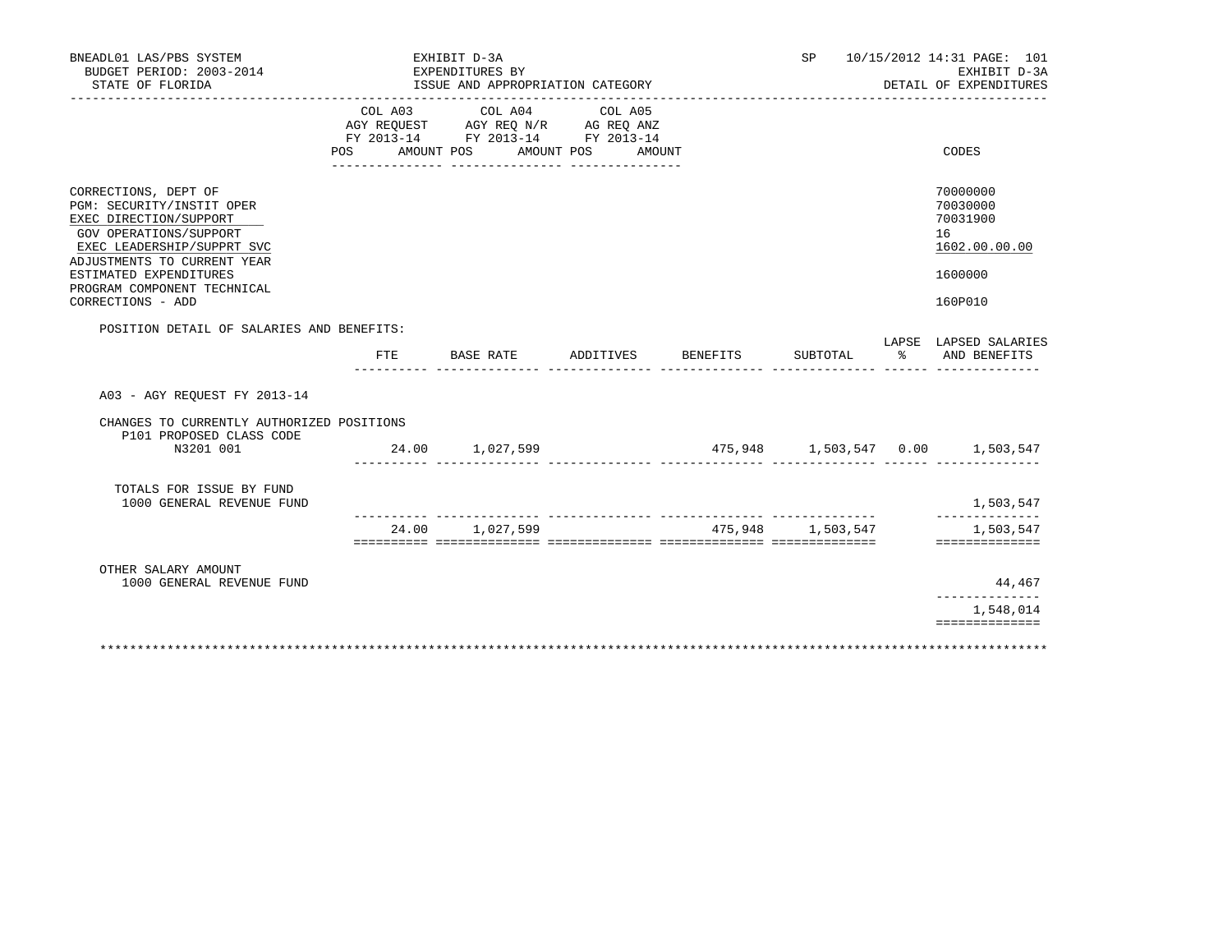BNEADL01 LAS/PBS SYSTEM
BUDGET PERIOD: 2003-2014
STATE OF FLORIDA

EXHIBIT D-3A
EXPENDITURES BY
ISSUE AND APPROPRIATION CATEGORY

SP 10/15/2012 14:31 PAGE: 101
EXHIBIT D-3A
DETAIL OF EXPENDITURES

| | COL A03 AGY REQUEST FY 2013-14 POS AMOUNT | COL A04 AGY REQ N/R FY 2013-14 POS AMOUNT | COL A05 AG REQ ANZ FY 2013-14 POS AMOUNT | CODES |
|---|---|---|---|---|
| CORRECTIONS, DEPT OF | | | | 70000000 |
| PGM: SECURITY/INSTIT OPER | | | | 70030000 |
| EXEC DIRECTION/SUPPORT | | | | 70031900 |
| GOV OPERATIONS/SUPPORT | | | | 16 |
| EXEC LEADERSHIP/SUPPRT SVC | | | | 1602.00.00.00 |
| ADJUSTMENTS TO CURRENT YEAR ESTIMATED EXPENDITURES | | | | 1600000 |
| PROGRAM COMPONENT TECHNICAL CORRECTIONS - ADD | | | | 160P010 |

POSITION DETAIL OF SALARIES AND BENEFITS:

| | FTE | BASE RATE | ADDITIVES | BENEFITS | SUBTOTAL | LAPSE % | LAPSED SALARIES AND BENEFITS |
|---|---|---|---|---|---|---|---|
| A03 - AGY REQUEST FY 2013-14 | | | | | | | |
| CHANGES TO CURRENTLY AUTHORIZED POSITIONS | | | | | | | |
| P101 PROPOSED CLASS CODE N3201 001 | 24.00 | 1,027,599 | | 475,948 | 1,503,547 | 0.00 | 1,503,547 |
| TOTALS FOR ISSUE BY FUND | | | | | | | |
| 1000 GENERAL REVENUE FUND | | | | | | | 1,503,547 |
| | 24.00 | 1,027,599 | | 475,948 | 1,503,547 | | 1,503,547 |
| OTHER SALARY AMOUNT | | | | | | | |
| 1000 GENERAL REVENUE FUND | | | | | | | 44,467 |
| | | | | | | | 1,548,014 |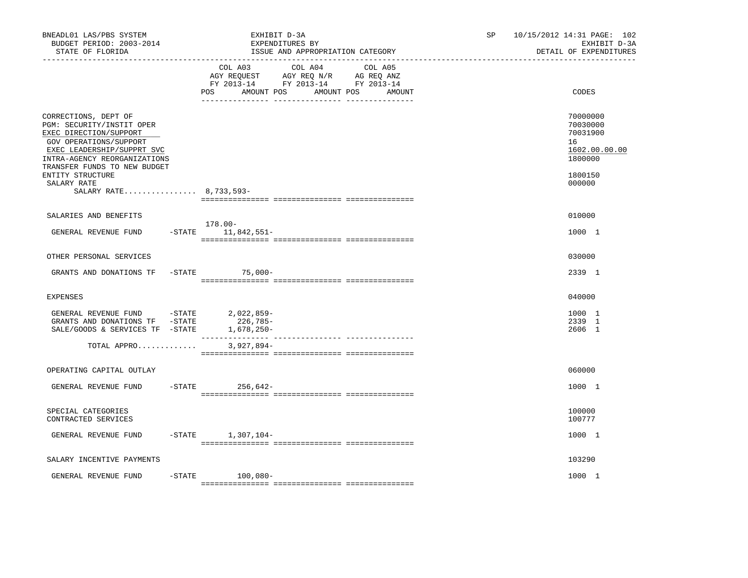BNEADL01 LAS/PBS SYSTEM — BUDGET PERIOD: 2003-2014 — STATE OF FLORIDA

EXHIBIT D-3A — EXPENDITURES BY ISSUE AND APPROPRIATION CATEGORY

SP 10/15/2012 14:31 — EXHIBIT D-3A — DETAIL OF EXPENDITURES

| | | COL A03 AGY REQUEST FY 2013-14 POS | AMOUNT | COL A04 AGY REQ N/R FY 2013-14 POS | AMOUNT | COL A05 AG REQ ANZ FY 2013-14 POS | AMOUNT | CODES |
|---|---|---|---|---|---|---|---|---|
| CORRECTIONS, DEPT OF | | | | | | | | 70000000 |
| PGM: SECURITY/INSTIT OPER | | | | | | | | 70030000 |
| EXEC DIRECTION/SUPPORT | | | | | | | | 70031900 |
| GOV OPERATIONS/SUPPORT | | | | | | | | 16 |
| EXEC LEADERSHIP/SUPPRT SVC | | | | | | | | 1602.00.00.00 |
| INTRA-AGENCY REORGANIZATIONS | | | | | | | | 1800000 |
| TRANSFER FUNDS TO NEW BUDGET ENTITY STRUCTURE | | | | | | | | 1800150 |
| SALARY RATE | | | | | | | | 000000 |
| SALARY RATE................ | | | 8,733,593- | | | | | |
| SALARIES AND BENEFITS | | | | | | | | 010000 |
| GENERAL REVENUE FUND | -STATE | 178.00- | 11,842,551- | | | | | 1000 1 |
| OTHER PERSONAL SERVICES | | | | | | | | 030000 |
| GRANTS AND DONATIONS TF | -STATE | | 75,000- | | | | | 2339 1 |
| EXPENSES | | | | | | | | 040000 |
| GENERAL REVENUE FUND | -STATE | | 2,022,859- | | | | | 1000 1 |
| GRANTS AND DONATIONS TF | -STATE | | 226,785- | | | | | 2339 1 |
| SALE/GOODS & SERVICES TF | -STATE | | 1,678,250- | | | | | 2606 1 |
| TOTAL APPRO............. | | | 3,927,894- | | | | | |
| OPERATING CAPITAL OUTLAY | | | | | | | | 060000 |
| GENERAL REVENUE FUND | -STATE | | 256,642- | | | | | 1000 1 |
| SPECIAL CATEGORIES | | | | | | | | 100000 |
| CONTRACTED SERVICES | | | | | | | | 100777 |
| GENERAL REVENUE FUND | -STATE | | 1,307,104- | | | | | 1000 1 |
| SALARY INCENTIVE PAYMENTS | | | | | | | | 103290 |
| GENERAL REVENUE FUND | -STATE | | 100,080- | | | | | 1000 1 |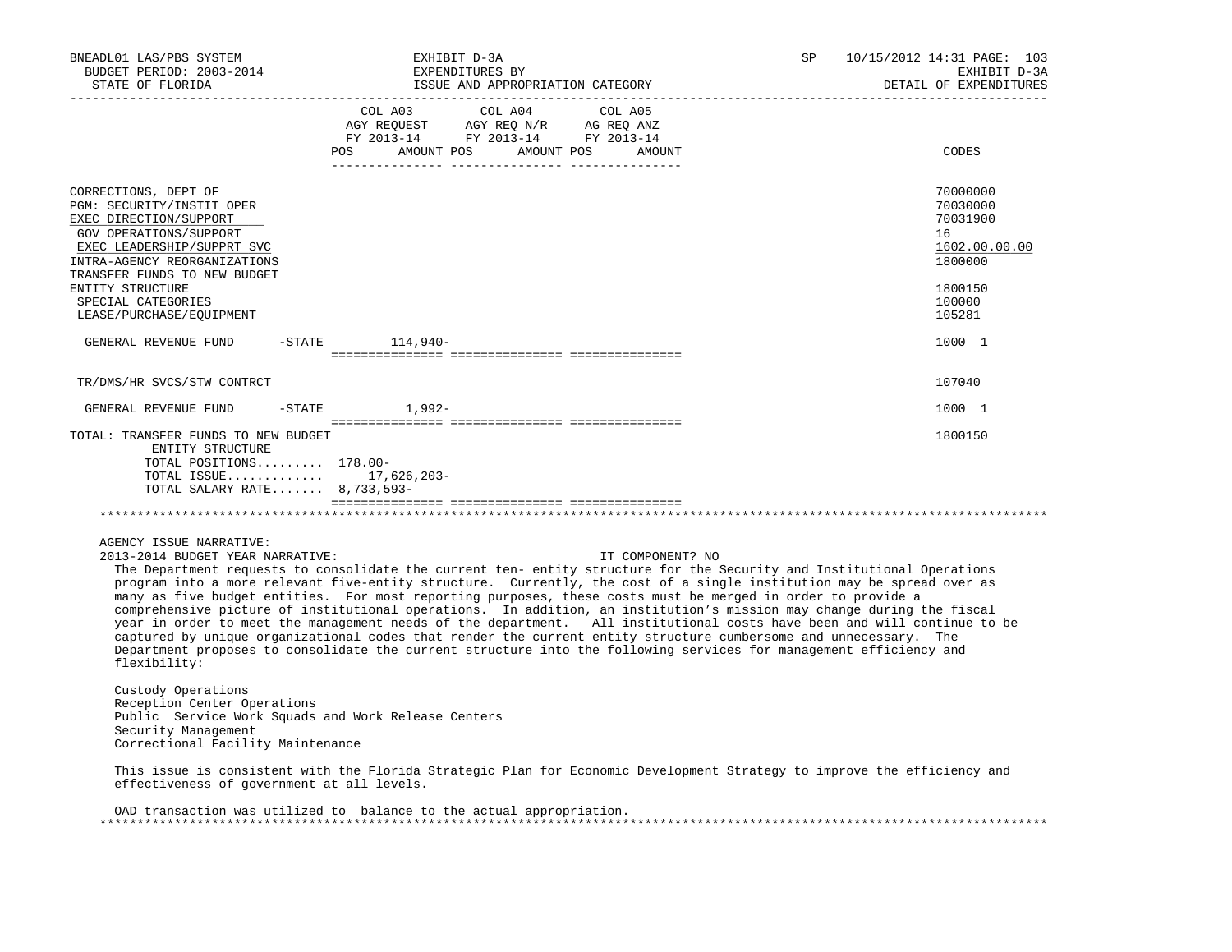BNEADL01 LAS/PBS SYSTEM — EXHIBIT D-3A — EXPENDITURES BY ISSUE AND APPROPRIATION CATEGORY

BUDGET PERIOD: 2003-2014 — STATE OF FLORIDA — SP 10/15/2012 14:31 — EXHIBIT D-3A — DETAIL OF EXPENDITURES

| | COL A03 AGY REQUEST FY 2013-14 POS | AMOUNT | COL A04 AGY REQ N/R FY 2013-14 POS | AMOUNT | COL A05 AG REQ ANZ FY 2013-14 POS | AMOUNT | CODES |
|---|---|---|---|---|---|---|---|
| CORRECTIONS, DEPT OF | | | | | | | 70000000 |
| PGM: SECURITY/INSTIT OPER | | | | | | | 70030000 |
| EXEC DIRECTION/SUPPORT | | | | | | | 70031900 |
| GOV OPERATIONS/SUPPORT | | | | | | | 16 |
| EXEC LEADERSHIP/SUPPRT SVC | | | | | | | 1602.00.00.00 |
| INTRA-AGENCY REORGANIZATIONS | | | | | | | 1800000 |
| TRANSFER FUNDS TO NEW BUDGET ENTITY STRUCTURE | | | | | | | 1800150 |
| SPECIAL CATEGORIES | | | | | | | 100000 |
| LEASE/PURCHASE/EQUIPMENT | | | | | | | 105281 |
| GENERAL REVENUE FUND -STATE | | 114,940- | | | | | 1000 1 |
| TR/DMS/HR SVCS/STW CONTRCT | | | | | | | 107040 |
| GENERAL REVENUE FUND -STATE | | 1,992- | | | | | 1000 1 |
| TOTAL: TRANSFER FUNDS TO NEW BUDGET ENTITY STRUCTURE | | | | | | | 1800150 |
| TOTAL POSITIONS......... | 178.00- | | | | | | |
| TOTAL ISSUE............. | | 17,626,203- | | | | | |
| TOTAL SALARY RATE....... | | 8,733,593- | | | | | |

AGENCY ISSUE NARRATIVE:

2013-2014 BUDGET YEAR NARRATIVE: IT COMPONENT? NO

The Department requests to consolidate the current ten- entity structure for the Security and Institutional Operations program into a more relevant five-entity structure. Currently, the cost of a single institution may be spread over as many as five budget entities. For most reporting purposes, these costs must be merged in order to provide a comprehensive picture of institutional operations. In addition, an institution's mission may change during the fiscal year in order to meet the management needs of the department. All institutional costs have been and will continue to be captured by unique organizational codes that render the current entity structure cumbersome and unnecessary. The Department proposes to consolidate the current structure into the following services for management efficiency and flexibility:

Custody Operations
Reception Center Operations
Public Service Work Squads and Work Release Centers
Security Management
Correctional Facility Maintenance

This issue is consistent with the Florida Strategic Plan for Economic Development Strategy to improve the efficiency and effectiveness of government at all levels.

OAD transaction was utilized to balance to the actual appropriation.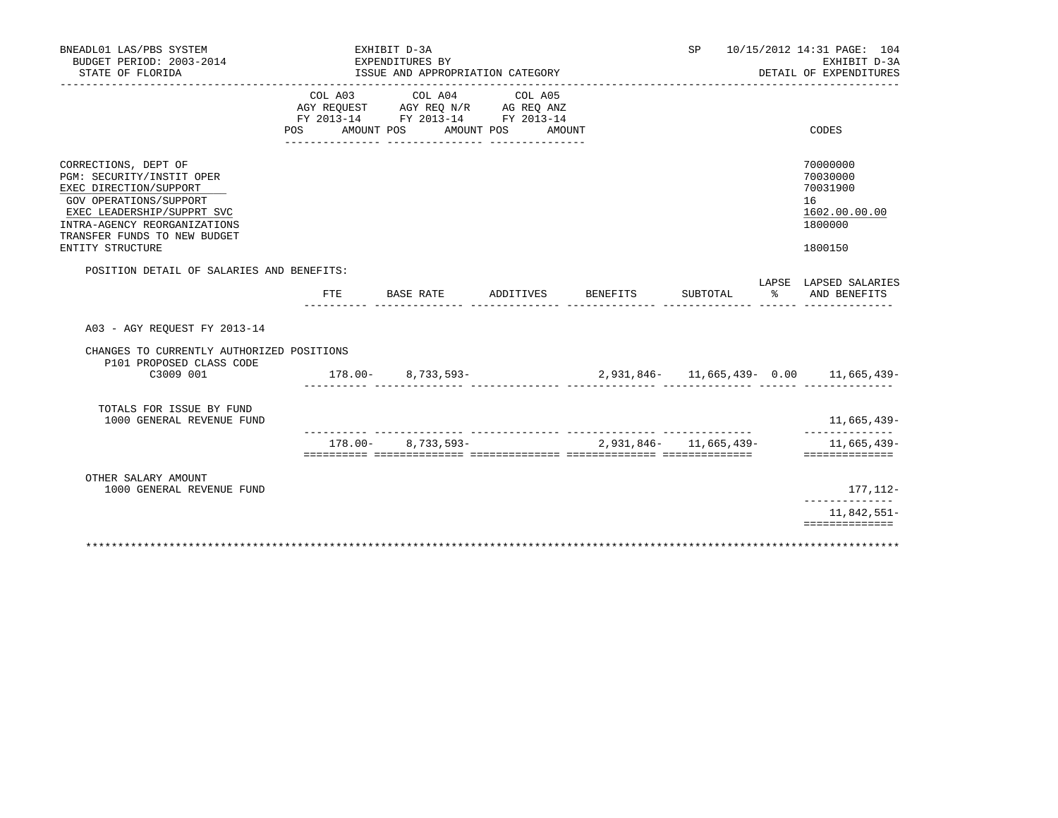BNEADL01 LAS/PBS SYSTEM
BUDGET PERIOD: 2003-2014
STATE OF FLORIDA

EXHIBIT D-3A
EXPENDITURES BY
ISSUE AND APPROPRIATION CATEGORY

SP 10/15/2012 14:31 PAGE: 104
EXHIBIT D-3A
DETAIL OF EXPENDITURES

| | COL A03 AGY REQUEST FY 2013-14 POS AMOUNT | COL A04 AGY REQ N/R FY 2013-14 POS AMOUNT | COL A05 AG REQ ANZ FY 2013-14 POS AMOUNT | CODES |
|---|---|---|---|---|
| CORRECTIONS, DEPT OF | | | | 70000000 |
| PGM: SECURITY/INSTIT OPER | | | | 70030000 |
| EXEC DIRECTION/SUPPORT | | | | 70031900 |
| GOV OPERATIONS/SUPPORT | | | | 16 |
| EXEC LEADERSHIP/SUPPRT SVC | | | | 1602.00.00.00 |
| INTRA-AGENCY REORGANIZATIONS | | | | 1800000 |
| TRANSFER FUNDS TO NEW BUDGET ENTITY STRUCTURE | | | | 1800150 |

POSITION DETAIL OF SALARIES AND BENEFITS:

| | FTE | BASE RATE | ADDITIVES | BENEFITS | SUBTOTAL | LAPSE % | LAPSED SALARIES AND BENEFITS |
|---|---|---|---|---|---|---|---|
| A03 - AGY REQUEST FY 2013-14 | | | | | | | |
| CHANGES TO CURRENTLY AUTHORIZED POSITIONS | | | | | | | |
| P101 PROPOSED CLASS CODE | | | | | | | |
| C3009 001 | 178.00- | 8,733,593- | | 2,931,846- | 11,665,439- | 0.00 | 11,665,439- |
| TOTALS FOR ISSUE BY FUND | | | | | | | |
| 1000 GENERAL REVENUE FUND | | | | | | | 11,665,439- |
| | 178.00- | 8,733,593- | | 2,931,846- | 11,665,439- | | 11,665,439- |
| OTHER SALARY AMOUNT | | | | | | | |
| 1000 GENERAL REVENUE FUND | | | | | | | 177,112- |
| | | | | | | | 11,842,551- |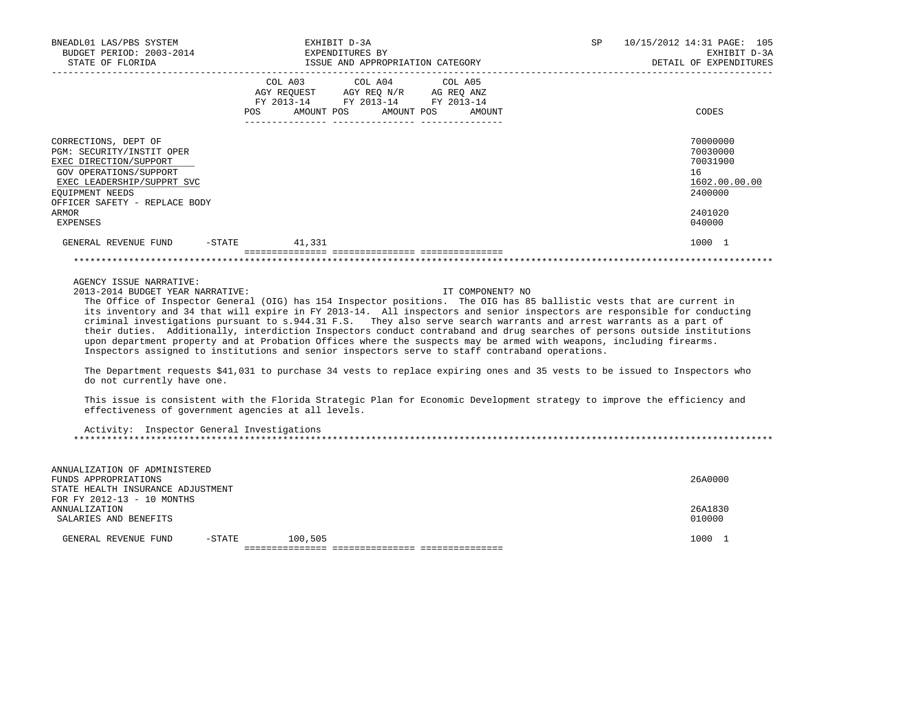| | COL A03 AGY REQUEST FY 2013-14 POS AMOUNT | COL A04 AGY REQ N/R FY 2013-14 POS AMOUNT | COL A05 AG REQ ANZ FY 2013-14 POS AMOUNT | CODES |
|---|---|---|---|---|
| CORRECTIONS, DEPT OF | | | | 70000000 |
| PGM: SECURITY/INSTIT OPER | | | | 70030000 |
| EXEC DIRECTION/SUPPORT | | | | 70031900 |
| GOV OPERATIONS/SUPPORT | | | | 16 |
| EXEC LEADERSHIP/SUPPRT SVC | | | | 1602.00.00.00 |
| EQUIPMENT NEEDS | | | | 2400000 |
| OFFICER SAFETY - REPLACE BODY ARMOR | | | | 2401020 |
| EXPENSES | | | | 040000 |
| GENERAL REVENUE FUND -STATE | 41,331 | | | 1000 1 |

AGENCY ISSUE NARRATIVE:

2013-2014 BUDGET YEAR NARRATIVE: IT COMPONENT? NO

The Office of Inspector General (OIG) has 154 Inspector positions. The OIG has 85 ballistic vests that are current in its inventory and 34 that will expire in FY 2013-14. All inspectors and senior inspectors are responsible for conducting criminal investigations pursuant to s.944.31 F.S. They also serve search warrants and arrest warrants as a part of their duties. Additionally, interdiction Inspectors conduct contraband and drug searches of persons outside institutions upon department property and at Probation Offices where the suspects may be armed with weapons, including firearms. Inspectors assigned to institutions and senior inspectors serve to staff contraband operations.

The Department requests $41,031 to purchase 34 vests to replace expiring ones and 35 vests to be issued to Inspectors who do not currently have one.

This issue is consistent with the Florida Strategic Plan for Economic Development strategy to improve the efficiency and effectiveness of government agencies at all levels.

Activity: Inspector General Investigations

| | COL A03 | COL A04 | COL A05 | CODES |
|---|---|---|---|---|
| ANNUALIZATION OF ADMINISTERED FUNDS APPROPRIATIONS | | | | 26A0000 |
| STATE HEALTH INSURANCE ADJUSTMENT FOR FY 2012-13 - 10 MONTHS ANNUALIZATION | | | | 26A1830 |
| SALARIES AND BENEFITS | | | | 010000 |
| GENERAL REVENUE FUND -STATE | 100,505 | | | 1000 1 |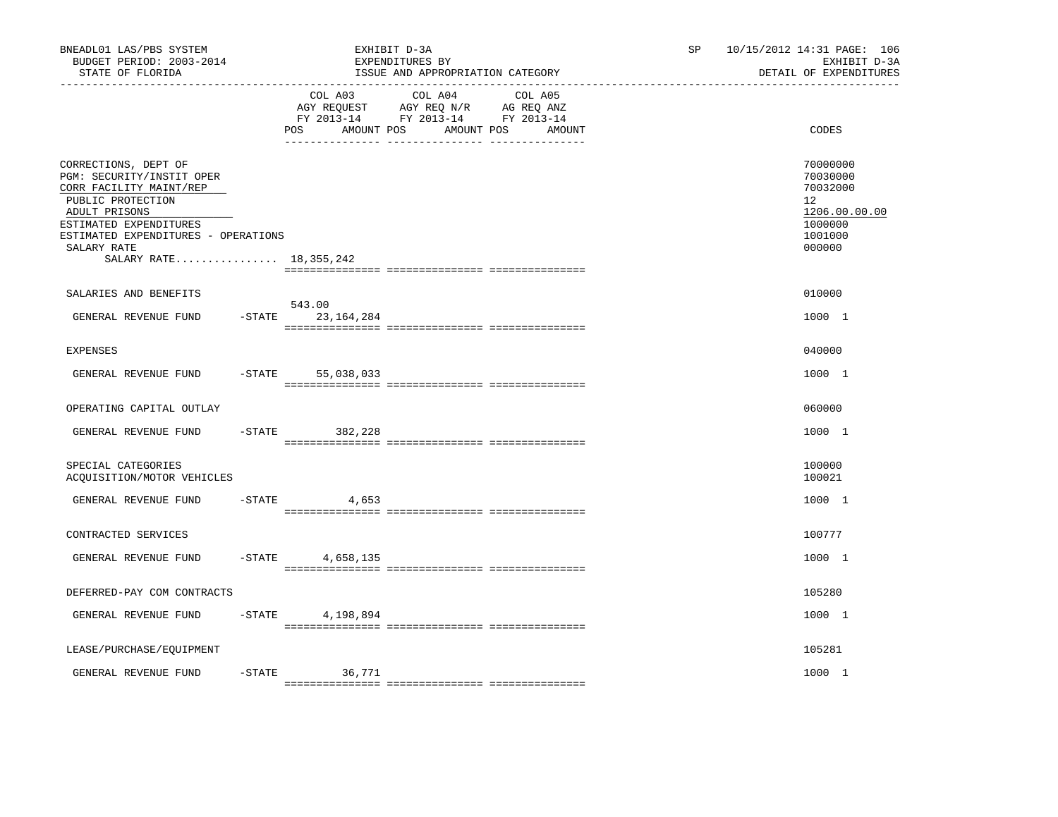BNEADL01 LAS/PBS SYSTEM
BUDGET PERIOD: 2003-2014
STATE OF FLORIDA

EXHIBIT D-3A
EXPENDITURES BY
ISSUE AND APPROPRIATION CATEGORY

SP 10/15/2012 14:31 PAGE: 106
EXHIBIT D-3A
DETAIL OF EXPENDITURES

| | COL A03 AGY REQUEST FY 2013-14 POS | AMOUNT | COL A04 AGY REQ N/R FY 2013-14 POS | AMOUNT | COL A05 AG REQ ANZ FY 2013-14 POS | AMOUNT | CODES |
|---|---|---|---|---|---|---|---|
| CORRECTIONS, DEPT OF | | | | | | | 70000000 |
| PGM: SECURITY/INSTIT OPER | | | | | | | 70030000 |
| CORR FACILITY MAINT/REP | | | | | | | 70032000 |
| PUBLIC PROTECTION | | | | | | | 12 |
| ADULT PRISONS | | | | | | | 1206.00.00.00 |
| ESTIMATED EXPENDITURES | | | | | | | 1000000 |
| ESTIMATED EXPENDITURES - OPERATIONS | | | | | | | 1001000 |
| SALARY RATE | | | | | | | 000000 |
| SALARY RATE................ 18,355,242 | | | | | | | |
| SALARIES AND BENEFITS | | | | | | | 010000 |
| GENERAL REVENUE FUND -STATE | 543.00 | 23,164,284 | | | | | 1000 1 |
| EXPENSES | | | | | | | 040000 |
| GENERAL REVENUE FUND -STATE | | 55,038,033 | | | | | 1000 1 |
| OPERATING CAPITAL OUTLAY | | | | | | | 060000 |
| GENERAL REVENUE FUND -STATE | | 382,228 | | | | | 1000 1 |
| SPECIAL CATEGORIES | | | | | | | 100000 |
| ACQUISITION/MOTOR VEHICLES | | | | | | | 100021 |
| GENERAL REVENUE FUND -STATE | | 4,653 | | | | | 1000 1 |
| CONTRACTED SERVICES | | | | | | | 100777 |
| GENERAL REVENUE FUND -STATE | | 4,658,135 | | | | | 1000 1 |
| DEFERRED-PAY COM CONTRACTS | | | | | | | 105280 |
| GENERAL REVENUE FUND -STATE | | 4,198,894 | | | | | 1000 1 |
| LEASE/PURCHASE/EQUIPMENT | | | | | | | 105281 |
| GENERAL REVENUE FUND -STATE | | 36,771 | | | | | 1000 1 |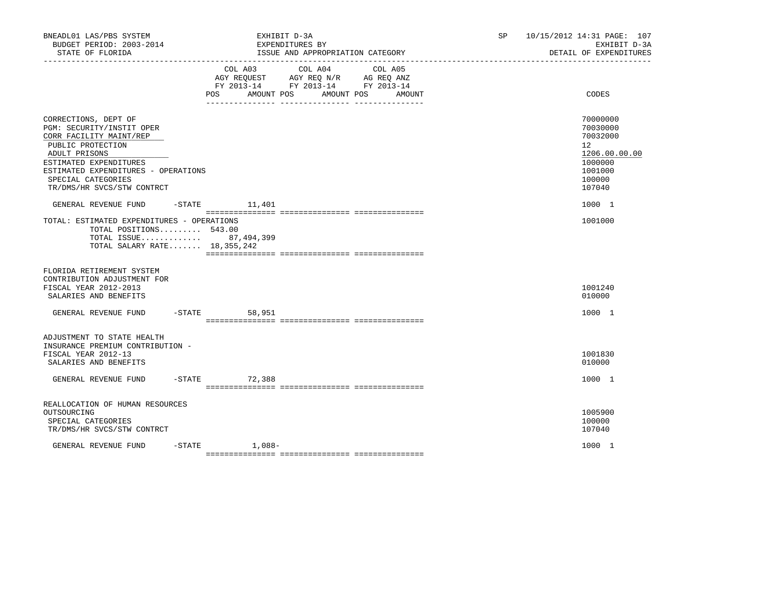BNEADL01 LAS/PBS SYSTEM
BUDGET PERIOD: 2003-2014
STATE OF FLORIDA

EXHIBIT D-3A
EXPENDITURES BY
ISSUE AND APPROPRIATION CATEGORY

SP 10/15/2012 14:31 PAGE: 107
EXHIBIT D-3A
DETAIL OF EXPENDITURES

| | COL A03 AGY REQUEST FY 2013-14 POS AMOUNT | COL A04 AGY REQ N/R FY 2013-14 POS AMOUNT | COL A05 AG REQ ANZ FY 2013-14 POS AMOUNT | CODES |
|---|---|---|---|---|
| CORRECTIONS, DEPT OF | | | | 70000000 |
| PGM: SECURITY/INSTIT OPER | | | | 70030000 |
| CORR FACILITY MAINT/REP | | | | 70032000 |
| PUBLIC PROTECTION | | | | 12 |
| ADULT PRISONS | | | | 1206.00.00.00 |
| ESTIMATED EXPENDITURES | | | | 1000000 |
| ESTIMATED EXPENDITURES - OPERATIONS | | | | 1001000 |
| SPECIAL CATEGORIES | | | | 100000 |
| TR/DMS/HR SVCS/STW CONTRCT | | | | 107040 |
| GENERAL REVENUE FUND -STATE | 11,401 | | | 1000 1 |
| TOTAL: ESTIMATED EXPENDITURES - OPERATIONS | | | | 1001000 |
| TOTAL POSITIONS......... 543.00 | | | | |
| TOTAL ISSUE............. 87,494,399 | | | | |
| TOTAL SALARY RATE....... 18,355,242 | | | | |
| FLORIDA RETIREMENT SYSTEM CONTRIBUTION ADJUSTMENT FOR FISCAL YEAR 2012-2013 | | | | 1001240 |
| SALARIES AND BENEFITS | | | | 010000 |
| GENERAL REVENUE FUND -STATE | 58,951 | | | 1000 1 |
| ADJUSTMENT TO STATE HEALTH INSURANCE PREMIUM CONTRIBUTION - FISCAL YEAR 2012-13 | | | | 1001830 |
| SALARIES AND BENEFITS | | | | 010000 |
| GENERAL REVENUE FUND -STATE | 72,388 | | | 1000 1 |
| REALLOCATION OF HUMAN RESOURCES OUTSOURCING | | | | 1005900 |
| SPECIAL CATEGORIES | | | | 100000 |
| TR/DMS/HR SVCS/STW CONTRCT | | | | 107040 |
| GENERAL REVENUE FUND -STATE | 1,088- | | | 1000 1 |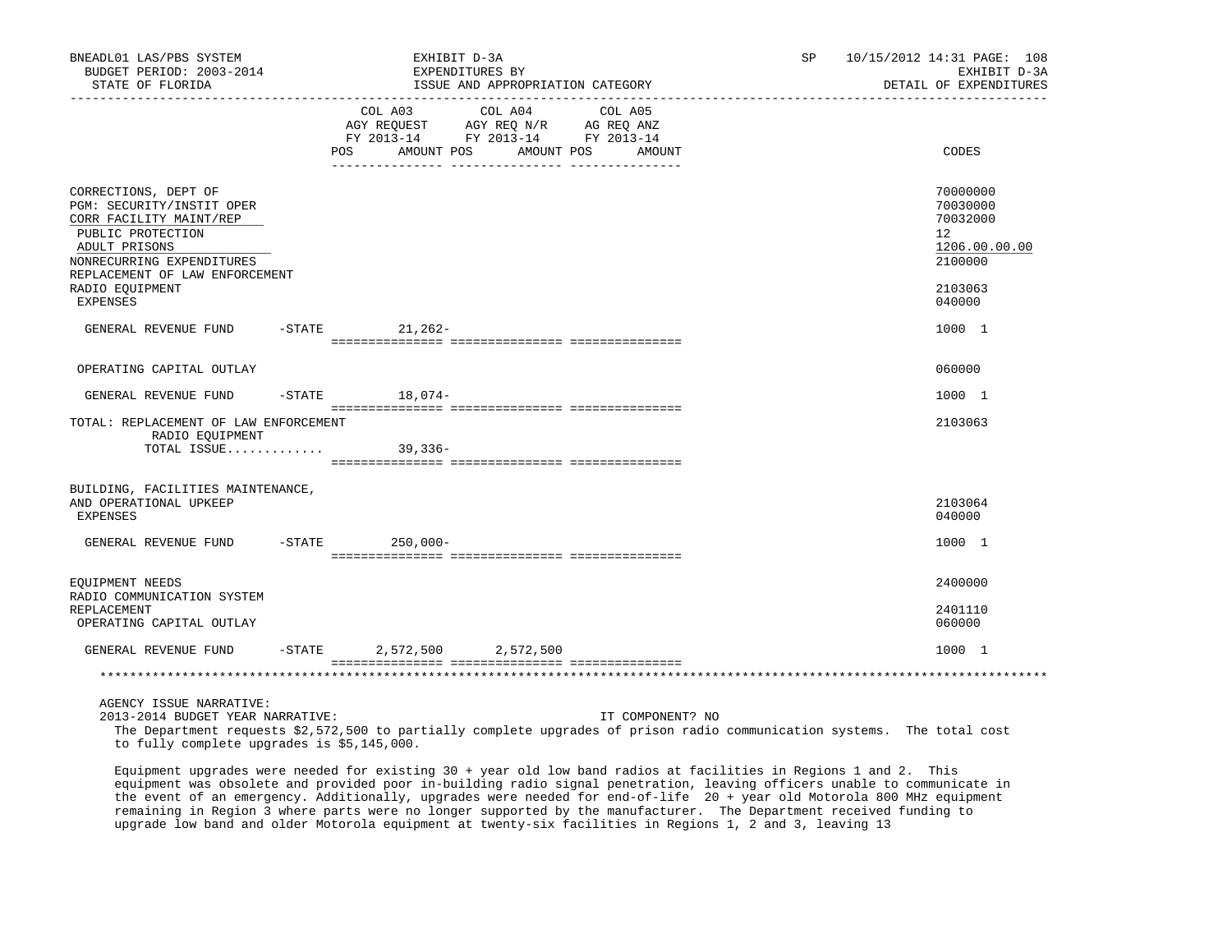| | COL A03 AGY REQUEST FY 2013-14 POS AMOUNT | COL A04 AGY REQ N/R FY 2013-14 POS AMOUNT | COL A05 AG REQ ANZ FY 2013-14 POS AMOUNT | CODES |
|---|---|---|---|---|
| CORRECTIONS, DEPT OF | | | | 70000000 |
| PGM: SECURITY/INSTIT OPER | | | | 70030000 |
| CORR FACILITY MAINT/REP | | | | 70032000 |
| PUBLIC PROTECTION | | | | 12 |
| ADULT PRISONS | | | | 1206.00.00.00 |
| NONRECURRING EXPENDITURES | | | | 2100000 |
| REPLACEMENT OF LAW ENFORCEMENT RADIO EQUIPMENT | | | | 2103063 |
| EXPENSES | | | | 040000 |
| GENERAL REVENUE FUND -STATE | 21,262- | | | 1000 1 |
| OPERATING CAPITAL OUTLAY | | | | 060000 |
| GENERAL REVENUE FUND -STATE | 18,074- | | | 1000 1 |
| TOTAL: REPLACEMENT OF LAW ENFORCEMENT RADIO EQUIPMENT | | | | 2103063 |
| TOTAL ISSUE............. | 39,336- | | | |
| BUILDING, FACILITIES MAINTENANCE, AND OPERATIONAL UPKEEP | | | | 2103064 |
| EXPENSES | | | | 040000 |
| GENERAL REVENUE FUND -STATE | 250,000- | | | 1000 1 |
| EQUIPMENT NEEDS | | | | 2400000 |
| RADIO COMMUNICATION SYSTEM REPLACEMENT | | | | 2401110 |
| OPERATING CAPITAL OUTLAY | | | | 060000 |
| GENERAL REVENUE FUND -STATE | 2,572,500 | 2,572,500 | | 1000 1 |

AGENCY ISSUE NARRATIVE:

2013-2014 BUDGET YEAR NARRATIVE: IT COMPONENT? NO

The Department requests $2,572,500 to partially complete upgrades of prison radio communication systems. The total cost to fully complete upgrades is $5,145,000.

Equipment upgrades were needed for existing 30 + year old low band radios at facilities in Regions 1 and 2. This equipment was obsolete and provided poor in-building radio signal penetration, leaving officers unable to communicate in the event of an emergency. Additionally, upgrades were needed for end-of-life 20 + year old Motorola 800 MHz equipment remaining in Region 3 where parts were no longer supported by the manufacturer. The Department received funding to upgrade low band and older Motorola equipment at twenty-six facilities in Regions 1, 2 and 3, leaving 13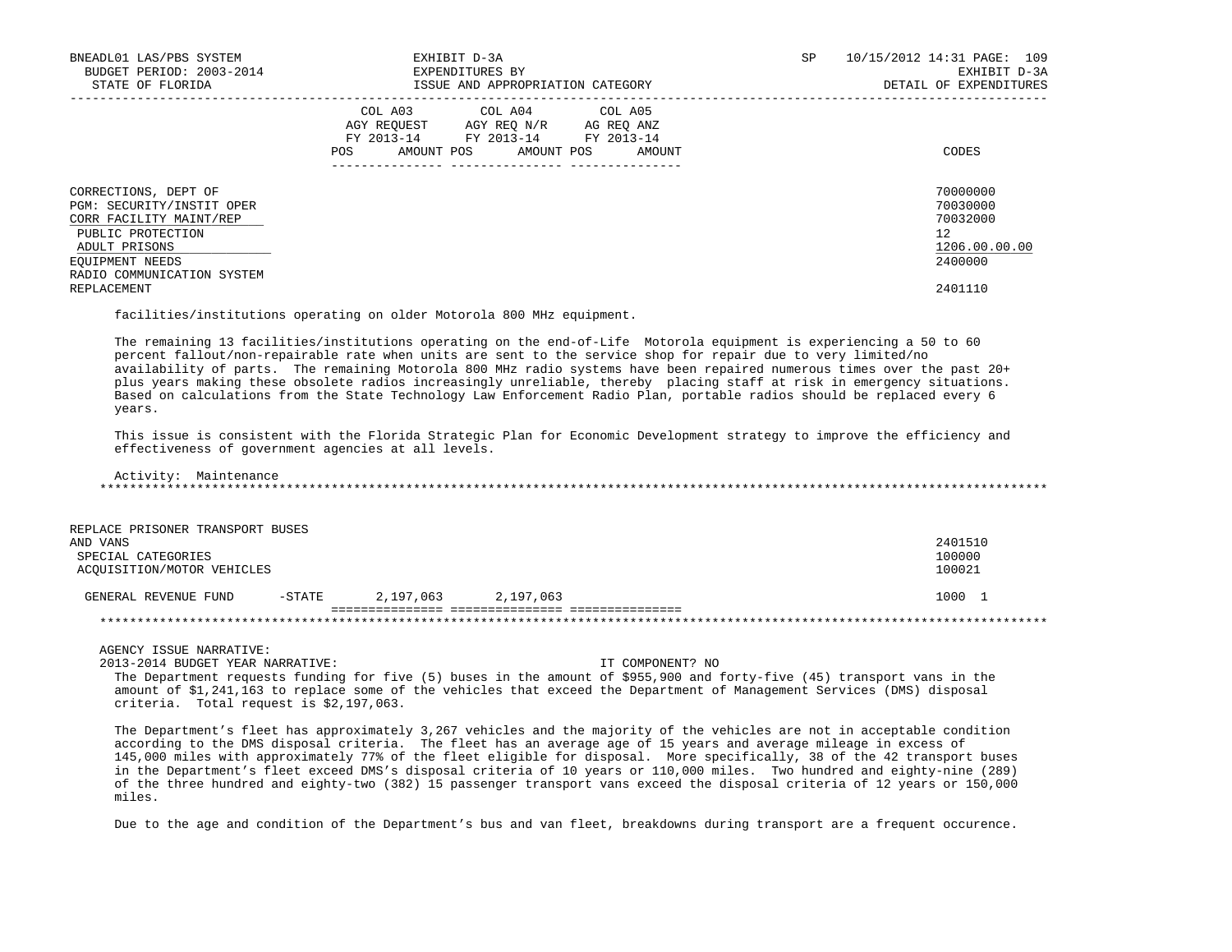| | COL A03 AGY REQUEST FY 2013-14 POS AMOUNT | COL A04 AGY REQ N/R FY 2013-14 POS AMOUNT | COL A05 AG REQ ANZ FY 2013-14 POS AMOUNT | CODES |
|---|---|---|---|---|
| CORRECTIONS, DEPT OF | | | | 70000000 |
| PGM: SECURITY/INSTIT OPER | | | | 70030000 |
| CORR FACILITY MAINT/REP | | | | 70032000 |
| PUBLIC PROTECTION | | | | 12 |
| ADULT PRISONS | | | | 1206.00.00.00 |
| EQUIPMENT NEEDS | | | | 2400000 |
| RADIO COMMUNICATION SYSTEM REPLACEMENT | | | | 2401110 |

facilities/institutions operating on older Motorola 800 MHz equipment.

The remaining 13 facilities/institutions operating on the end-of-Life Motorola equipment is experiencing a 50 to 60 percent fallout/non-repairable rate when units are sent to the service shop for repair due to very limited/no availability of parts. The remaining Motorola 800 MHz radio systems have been repaired numerous times over the past 20+ plus years making these obsolete radios increasingly unreliable, thereby placing staff at risk in emergency situations. Based on calculations from the State Technology Law Enforcement Radio Plan, portable radios should be replaced every 6 years.

This issue is consistent with the Florida Strategic Plan for Economic Development strategy to improve the efficiency and effectiveness of government agencies at all levels.

Activity: Maintenance

*****************************************************************************************************************************

| | COL A03 | COL A04 | COL A05 | CODES |
|---|---|---|---|---|
| REPLACE PRISONER TRANSPORT BUSES AND VANS | | | | 2401510 |
| SPECIAL CATEGORIES | | | | 100000 |
| ACQUISITION/MOTOR VEHICLES | | | | 100021 |
| GENERAL REVENUE FUND -STATE | 2,197,063 | 2,197,063 | | 1000 1 |

*****************************************************************************************************************************

AGENCY ISSUE NARRATIVE:

2013-2014 BUDGET YEAR NARRATIVE: IT COMPONENT? NO

The Department requests funding for five (5) buses in the amount of $955,900 and forty-five (45) transport vans in the amount of $1,241,163 to replace some of the vehicles that exceed the Department of Management Services (DMS) disposal criteria. Total request is $2,197,063.

The Department's fleet has approximately 3,267 vehicles and the majority of the vehicles are not in acceptable condition according to the DMS disposal criteria. The fleet has an average age of 15 years and average mileage in excess of 145,000 miles with approximately 77% of the fleet eligible for disposal. More specifically, 38 of the 42 transport buses in the Department's fleet exceed DMS's disposal criteria of 10 years or 110,000 miles. Two hundred and eighty-nine (289) of the three hundred and eighty-two (382) 15 passenger transport vans exceed the disposal criteria of 12 years or 150,000 miles.

Due to the age and condition of the Department's bus and van fleet, breakdowns during transport are a frequent occurence.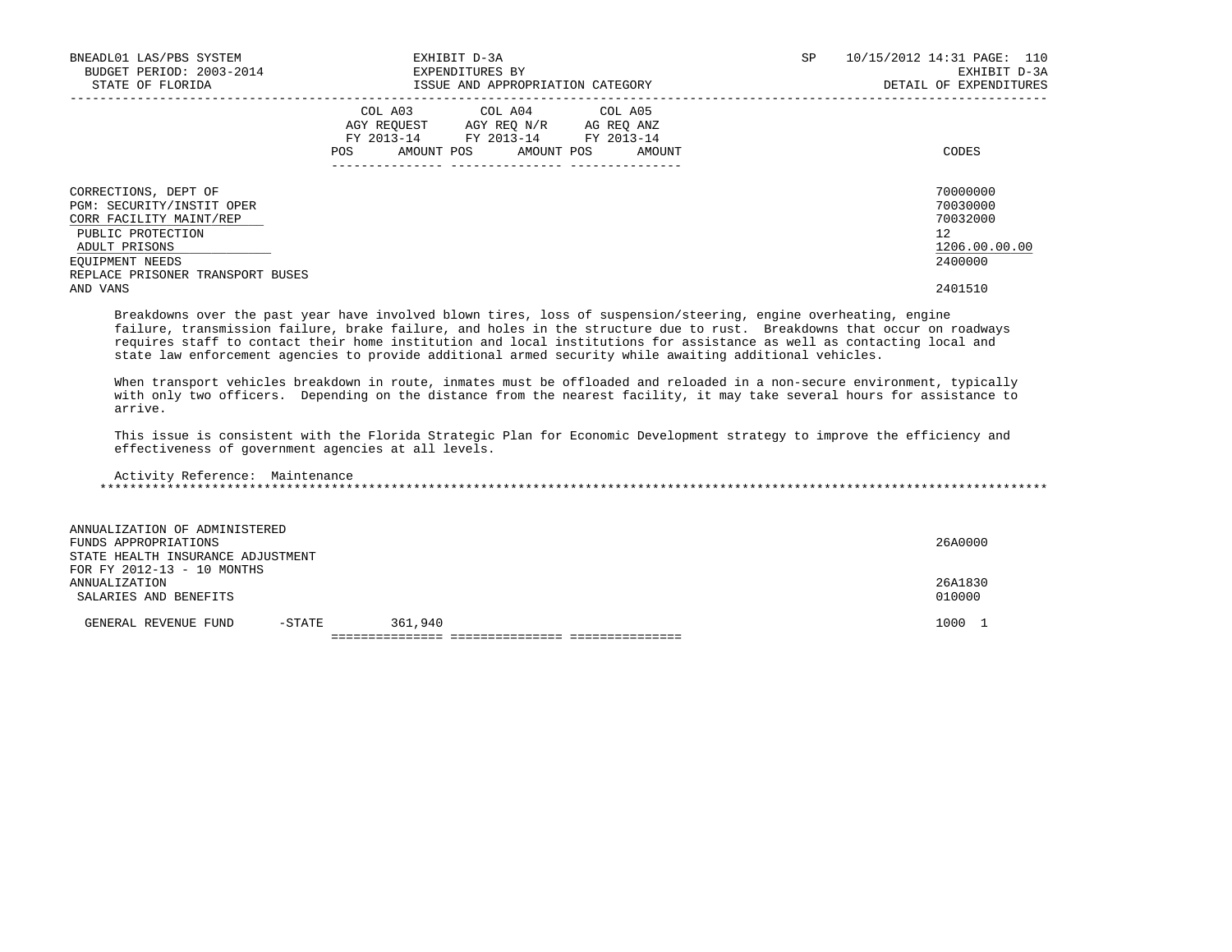| | COL A03 AGY REQUEST FY 2013-14 POS AMOUNT | COL A04 AGY REQ N/R FY 2013-14 POS AMOUNT | COL A05 AG REQ ANZ FY 2013-14 POS AMOUNT | CODES |
|---|---|---|---|---|
| CORRECTIONS, DEPT OF | | | | 70000000 |
| PGM: SECURITY/INSTIT OPER | | | | 70030000 |
| CORR FACILITY MAINT/REP | | | | 70032000 |
| PUBLIC PROTECTION | | | | 12 |
| ADULT PRISONS | | | | 1206.00.00.00 |
| EQUIPMENT NEEDS | | | | 2400000 |
| REPLACE PRISONER TRANSPORT BUSES AND VANS | | | | 2401510 |

Breakdowns over the past year have involved blown tires, loss of suspension/steering, engine overheating, engine failure, transmission failure, brake failure, and holes in the structure due to rust. Breakdowns that occur on roadways requires staff to contact their home institution and local institutions for assistance as well as contacting local and state law enforcement agencies to provide additional armed security while awaiting additional vehicles.

When transport vehicles breakdown in route, inmates must be offloaded and reloaded in a non-secure environment, typically with only two officers. Depending on the distance from the nearest facility, it may take several hours for assistance to arrive.

This issue is consistent with the Florida Strategic Plan for Economic Development strategy to improve the efficiency and effectiveness of government agencies at all levels.

Activity Reference: Maintenance

*******************************************************************************************************************************

| | COL A03 | COL A04 | COL A05 | CODES |
|---|---|---|---|---|
| ANNUALIZATION OF ADMINISTERED FUNDS APPROPRIATIONS | | | | 26A0000 |
| STATE HEALTH INSURANCE ADJUSTMENT FOR FY 2012-13 - 10 MONTHS ANNUALIZATION | | | | 26A1830 |
| SALARIES AND BENEFITS | | | | 010000 |
| GENERAL REVENUE FUND -STATE | 361,940 | | | 1000 1 |
| | =============== | =============== | =============== | |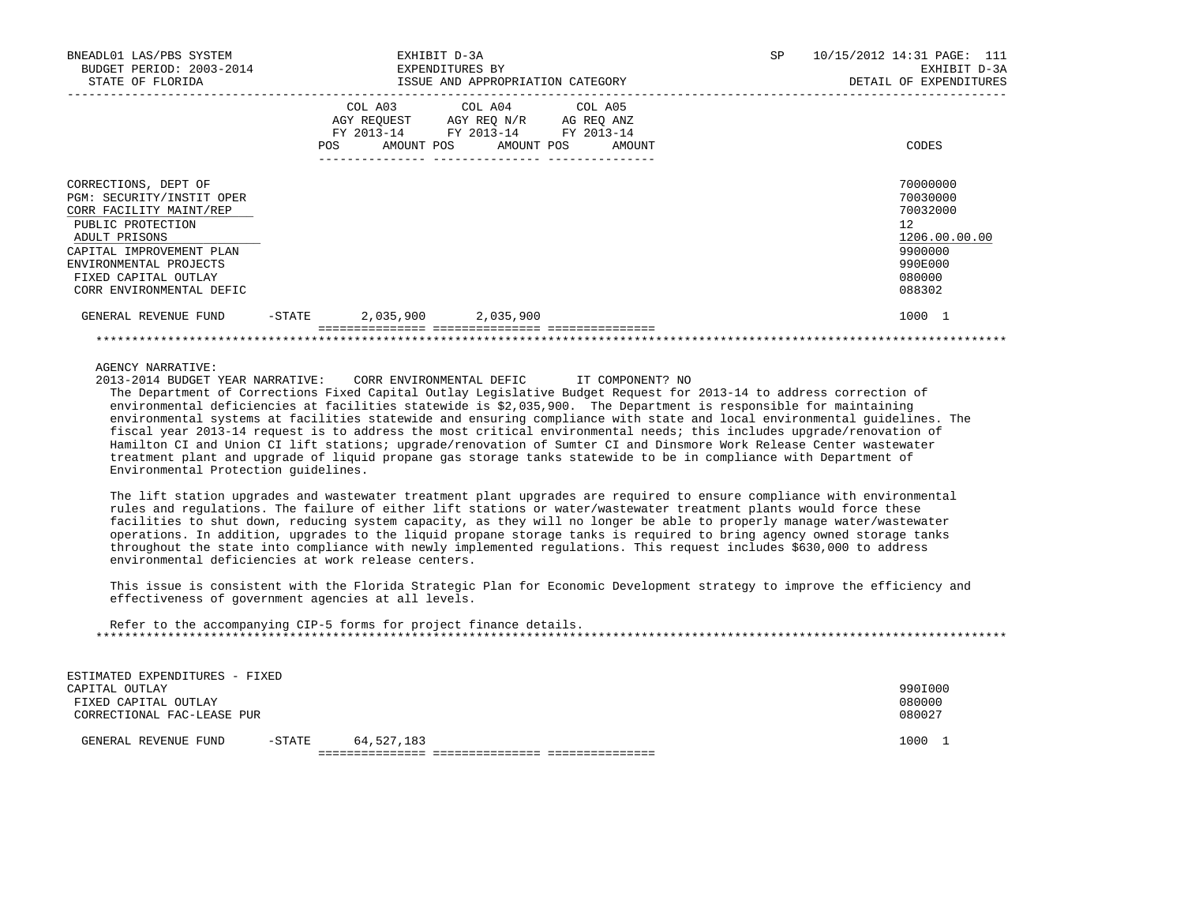| | COL A03 AGY REQUEST FY 2013-14 POS | AMOUNT | COL A04 AGY REQ N/R FY 2013-14 POS | AMOUNT | COL A05 AG REQ ANZ FY 2013-14 POS | AMOUNT | CODES |
|---|---|---|---|---|---|---|---|
| CORRECTIONS, DEPT OF | | | | | | | 70000000 |
| PGM: SECURITY/INSTIT OPER | | | | | | | 70030000 |
| CORR FACILITY MAINT/REP | | | | | | | 70032000 |
| PUBLIC PROTECTION | | | | | | | 12 |
| ADULT PRISONS | | | | | | | 1206.00.00.00 |
| CAPITAL IMPROVEMENT PLAN | | | | | | | 9900000 |
| ENVIRONMENTAL PROJECTS | | | | | | | 990E000 |
| FIXED CAPITAL OUTLAY | | | | | | | 080000 |
| CORR ENVIRONMENTAL DEFIC | | | | | | | 088302 |
| GENERAL REVENUE FUND -STATE | | 2,035,900 | | 2,035,900 | | | 1000 1 |

AGENCY NARRATIVE:

2013-2014 BUDGET YEAR NARRATIVE: CORR ENVIRONMENTAL DEFIC IT COMPONENT? NO

The Department of Corrections Fixed Capital Outlay Legislative Budget Request for 2013-14 to address correction of environmental deficiencies at facilities statewide is $2,035,900. The Department is responsible for maintaining environmental systems at facilities statewide and ensuring compliance with state and local environmental guidelines. The fiscal year 2013-14 request is to address the most critical environmental needs; this includes upgrade/renovation of Hamilton CI and Union CI lift stations; upgrade/renovation of Sumter CI and Dinsmore Work Release Center wastewater treatment plant and upgrade of liquid propane gas storage tanks statewide to be in compliance with Department of Environmental Protection guidelines.

The lift station upgrades and wastewater treatment plant upgrades are required to ensure compliance with environmental rules and regulations. The failure of either lift stations or water/wastewater treatment plants would force these facilities to shut down, reducing system capacity, as they will no longer be able to properly manage water/wastewater operations. In addition, upgrades to the liquid propane storage tanks is required to bring agency owned storage tanks throughout the state into compliance with newly implemented regulations. This request includes $630,000 to address environmental deficiencies at work release centers.

This issue is consistent with the Florida Strategic Plan for Economic Development strategy to improve the efficiency and effectiveness of government agencies at all levels.

Refer to the accompanying CIP-5 forms for project finance details.

| | COL A03 | COL A04 | COL A05 | CODES |
|---|---|---|---|---|
| ESTIMATED EXPENDITURES - FIXED CAPITAL OUTLAY | | | | 990I000 |
| FIXED CAPITAL OUTLAY | | | | 080000 |
| CORRECTIONAL FAC-LEASE PUR | | | | 080027 |
| GENERAL REVENUE FUND -STATE | 64,527,183 | | | 1000 1 |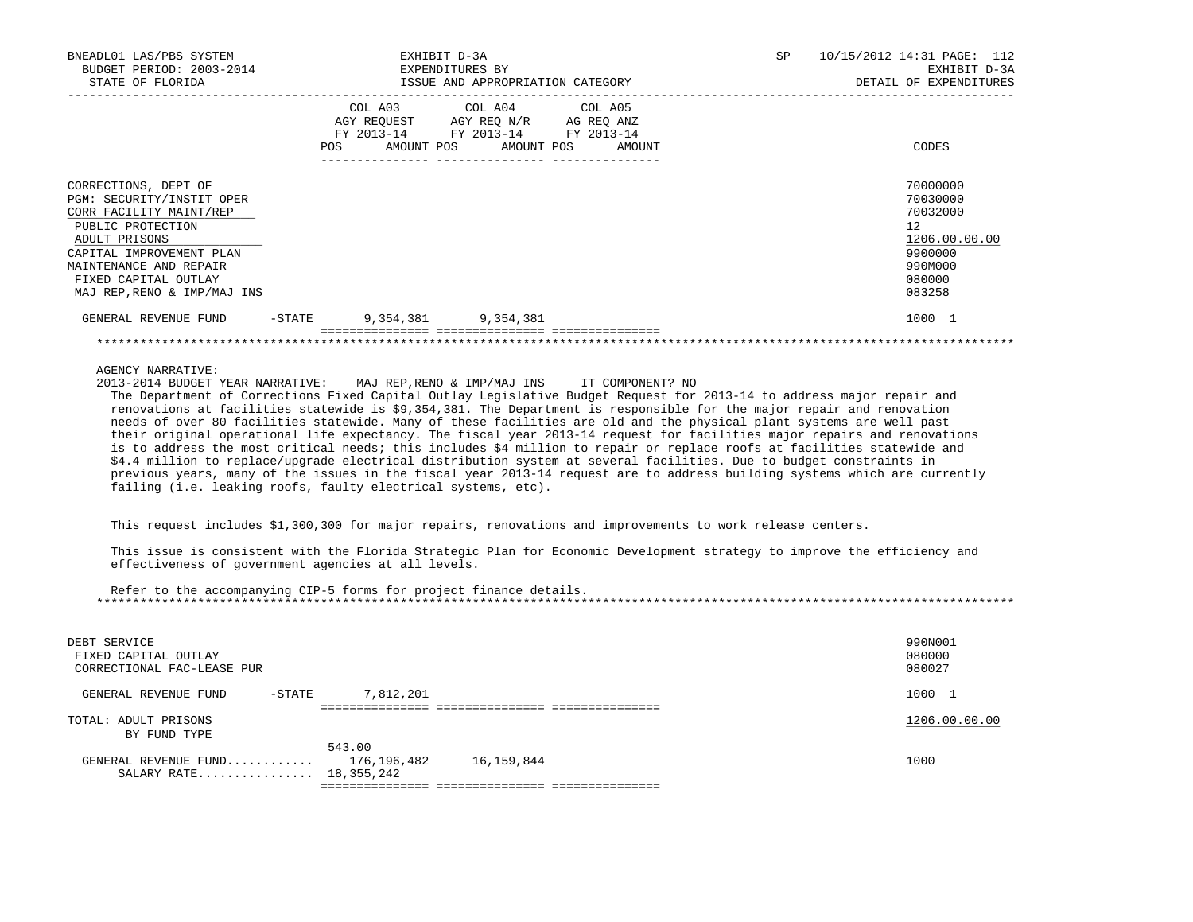| | COL A03 AGY REQUEST FY 2013-14 POS AMOUNT | COL A04 AGY REQ N/R FY 2013-14 POS AMOUNT | COL A05 AG REQ ANZ FY 2013-14 POS AMOUNT | CODES |
|---|---|---|---|---|
| CORRECTIONS, DEPT OF | | | | 70000000 |
| PGM: SECURITY/INSTIT OPER | | | | 70030000 |
| CORR FACILITY MAINT/REP | | | | 70032000 |
| PUBLIC PROTECTION | | | | 12 |
| ADULT PRISONS | | | | 1206.00.00.00 |
| CAPITAL IMPROVEMENT PLAN | | | | 9900000 |
| MAINTENANCE AND REPAIR | | | | 990M000 |
| FIXED CAPITAL OUTLAY | | | | 080000 |
| MAJ REP,RENO & IMP/MAJ INS | | | | 083258 |
| GENERAL REVENUE FUND -STATE | 9,354,381 | 9,354,381 | | 1000 1 |

AGENCY NARRATIVE:

2013-2014 BUDGET YEAR NARRATIVE: MAJ REP,RENO & IMP/MAJ INS IT COMPONENT? NO

The Department of Corrections Fixed Capital Outlay Legislative Budget Request for 2013-14 to address major repair and renovations at facilities statewide is $9,354,381. The Department is responsible for the major repair and renovation needs of over 80 facilities statewide. Many of these facilities are old and the physical plant systems are well past their original operational life expectancy. The fiscal year 2013-14 request for facilities major repairs and renovations is to address the most critical needs; this includes $4 million to repair or replace roofs at facilities statewide and $4.4 million to replace/upgrade electrical distribution system at several facilities. Due to budget constraints in previous years, many of the issues in the fiscal year 2013-14 request are to address building systems which are currently failing (i.e. leaking roofs, faulty electrical systems, etc).

This request includes $1,300,300 for major repairs, renovations and improvements to work release centers.

This issue is consistent with the Florida Strategic Plan for Economic Development strategy to improve the efficiency and effectiveness of government agencies at all levels.

Refer to the accompanying CIP-5 forms for project finance details.

| | COL A03 | COL A04 | COL A05 | CODES |
|---|---|---|---|---|
| DEBT SERVICE | | | | 990N001 |
| FIXED CAPITAL OUTLAY | | | | 080000 |
| CORRECTIONAL FAC-LEASE PUR | | | | 080027 |
| GENERAL REVENUE FUND -STATE | 7,812,201 | | | 1000 1 |
| TOTAL: ADULT PRISONS | | | | 1206.00.00.00 |
| BY FUND TYPE | | | | |
| | 543.00 | | | |
| GENERAL REVENUE FUND............ | 176,196,482 | 16,159,844 | | 1000 |
| SALARY RATE................ | 18,355,242 | | | |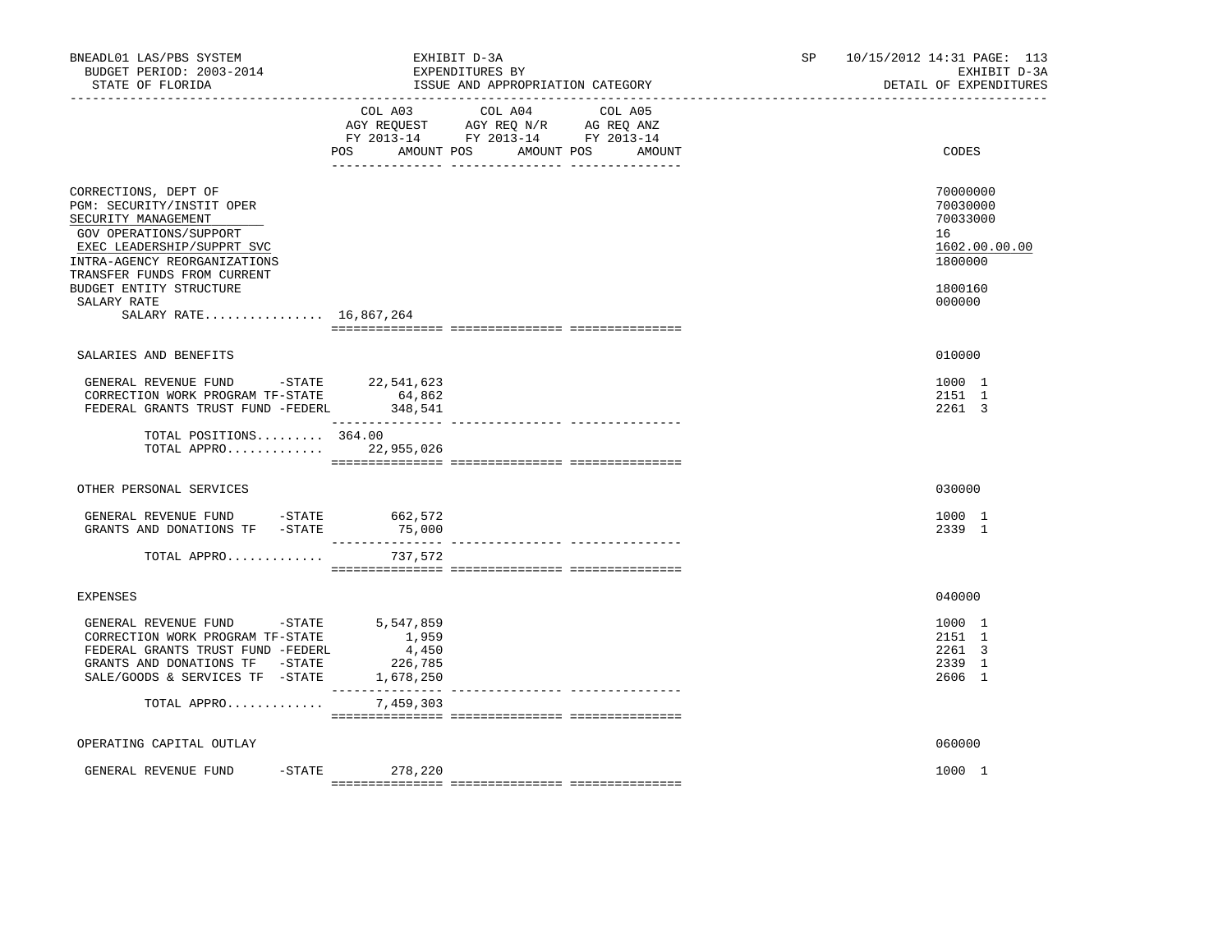BNEADL01 LAS/PBS SYSTEM | EXHIBIT D-3A | SP 10/15/2012 14:31

BUDGET PERIOD: 2003-2014 | EXPENDITURES BY | EXHIBIT D-3A

STATE OF FLORIDA | ISSUE AND APPROPRIATION CATEGORY | DETAIL OF EXPENDITURES

| | COL A03 AGY REQUEST FY 2013-14 POS | AMOUNT | COL A04 AGY REQ N/R FY 2013-14 POS | AMOUNT | COL A05 AG REQ ANZ FY 2013-14 POS | AMOUNT | CODES |
|---|---|---|---|---|---|---|---|
| CORRECTIONS, DEPT OF | | | | | | | 70000000 |
| PGM: SECURITY/INSTIT OPER | | | | | | | 70030000 |
| SECURITY MANAGEMENT | | | | | | | 70033000 |
| GOV OPERATIONS/SUPPORT | | | | | | | 16 |
| EXEC LEADERSHIP/SUPPRT SVC | | | | | | | 1602.00.00.00 |
| INTRA-AGENCY REORGANIZATIONS | | | | | | | 1800000 |
| TRANSFER FUNDS FROM CURRENT BUDGET ENTITY STRUCTURE | | | | | | | 1800160 |
| SALARY RATE | | | | | | | 000000 |
| SALARY RATE................ | 16,867,264 | | | | | | |
| SALARIES AND BENEFITS | | | | | | | 010000 |
| GENERAL REVENUE FUND -STATE | | 22,541,623 | | | | | 1000 1 |
| CORRECTION WORK PROGRAM TF-STATE | | 64,862 | | | | | 2151 1 |
| FEDERAL GRANTS TRUST FUND -FEDERL | | 348,541 | | | | | 2261 3 |
| TOTAL POSITIONS......... | 364.00 | | | | | | |
| TOTAL APPRO............ | | 22,955,026 | | | | | |
| OTHER PERSONAL SERVICES | | | | | | | 030000 |
| GENERAL REVENUE FUND -STATE | | 662,572 | | | | | 1000 1 |
| GRANTS AND DONATIONS TF -STATE | | 75,000 | | | | | 2339 1 |
| TOTAL APPRO............ | | 737,572 | | | | | |
| EXPENSES | | | | | | | 040000 |
| GENERAL REVENUE FUND -STATE | | 5,547,859 | | | | | 1000 1 |
| CORRECTION WORK PROGRAM TF-STATE | | 1,959 | | | | | 2151 1 |
| FEDERAL GRANTS TRUST FUND -FEDERL | | 4,450 | | | | | 2261 3 |
| GRANTS AND DONATIONS TF -STATE | | 226,785 | | | | | 2339 1 |
| SALE/GOODS & SERVICES TF -STATE | | 1,678,250 | | | | | 2606 1 |
| TOTAL APPRO............ | | 7,459,303 | | | | | |
| OPERATING CAPITAL OUTLAY | | | | | | | 060000 |
| GENERAL REVENUE FUND -STATE | | 278,220 | | | | | 1000 1 |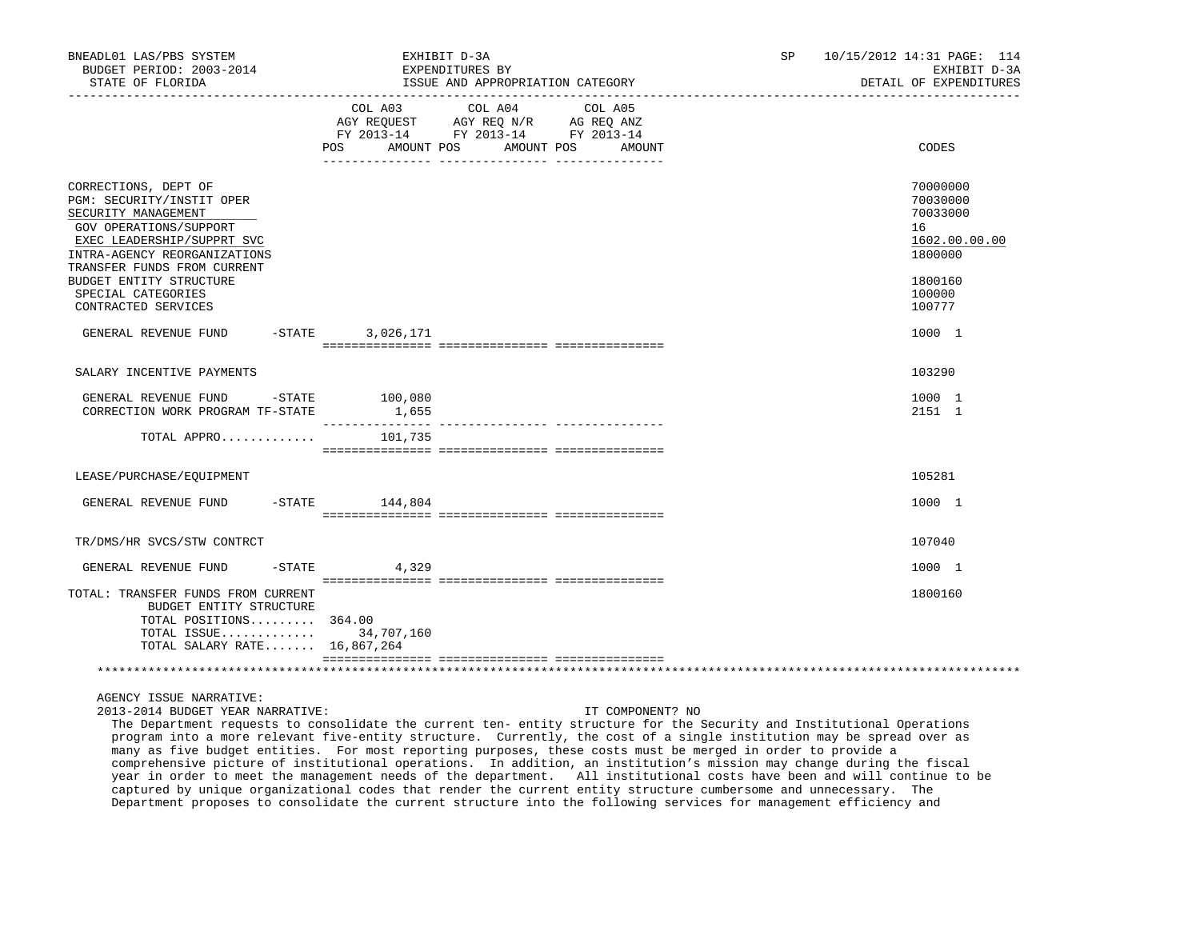BNEADL01 LAS/PBS SYSTEM — EXHIBIT D-3A — EXPENDITURES BY ISSUE AND APPROPRIATION CATEGORY — BUDGET PERIOD: 2003-2014 — STATE OF FLORIDA — SP 10/15/2012 14:31 — EXHIBIT D-3A DETAIL OF EXPENDITURES

| | COL A03 AGY REQUEST FY 2013-14 POS AMOUNT | COL A04 AGY REQ N/R FY 2013-14 POS AMOUNT | COL A05 AG REQ ANZ FY 2013-14 POS AMOUNT | CODES |
|---|---|---|---|---|
| CORRECTIONS, DEPT OF | | | | 70000000 |
| PGM: SECURITY/INSTIT OPER | | | | 70030000 |
| SECURITY MANAGEMENT | | | | 70033000 |
| GOV OPERATIONS/SUPPORT | | | | 16 |
| EXEC LEADERSHIP/SUPPRT SVC | | | | 1602.00.00.00 |
| INTRA-AGENCY REORGANIZATIONS | | | | 1800000 |
| TRANSFER FUNDS FROM CURRENT BUDGET ENTITY STRUCTURE | | | | 1800160 |
| SPECIAL CATEGORIES | | | | 100000 |
| CONTRACTED SERVICES | | | | 100777 |
| GENERAL REVENUE FUND -STATE | 3,026,171 | | | 1000 1 |
| SALARY INCENTIVE PAYMENTS | | | | 103290 |
| GENERAL REVENUE FUND -STATE | 100,080 | | | 1000 1 |
| CORRECTION WORK PROGRAM TF-STATE | 1,655 | | | 2151 1 |
| TOTAL APPRO............ | 101,735 | | | |
| LEASE/PURCHASE/EQUIPMENT | | | | 105281 |
| GENERAL REVENUE FUND -STATE | 144,804 | | | 1000 1 |
| TR/DMS/HR SVCS/STW CONTRCT | | | | 107040 |
| GENERAL REVENUE FUND -STATE | 4,329 | | | 1000 1 |
| TOTAL: TRANSFER FUNDS FROM CURRENT BUDGET ENTITY STRUCTURE | | | | 1800160 |
| TOTAL POSITIONS......... | 364.00 | | | |
| TOTAL ISSUE............ | 34,707,160 | | | |
| TOTAL SALARY RATE....... | 16,867,264 | | | |

AGENCY ISSUE NARRATIVE:

2013-2014 BUDGET YEAR NARRATIVE: IT COMPONENT? NO

The Department requests to consolidate the current ten- entity structure for the Security and Institutional Operations program into a more relevant five-entity structure. Currently, the cost of a single institution may be spread over as many as five budget entities. For most reporting purposes, these costs must be merged in order to provide a comprehensive picture of institutional operations. In addition, an institution's mission may change during the fiscal year in order to meet the management needs of the department. All institutional costs have been and will continue to be captured by unique organizational codes that render the current entity structure cumbersome and unnecessary. The Department proposes to consolidate the current structure into the following services for management efficiency and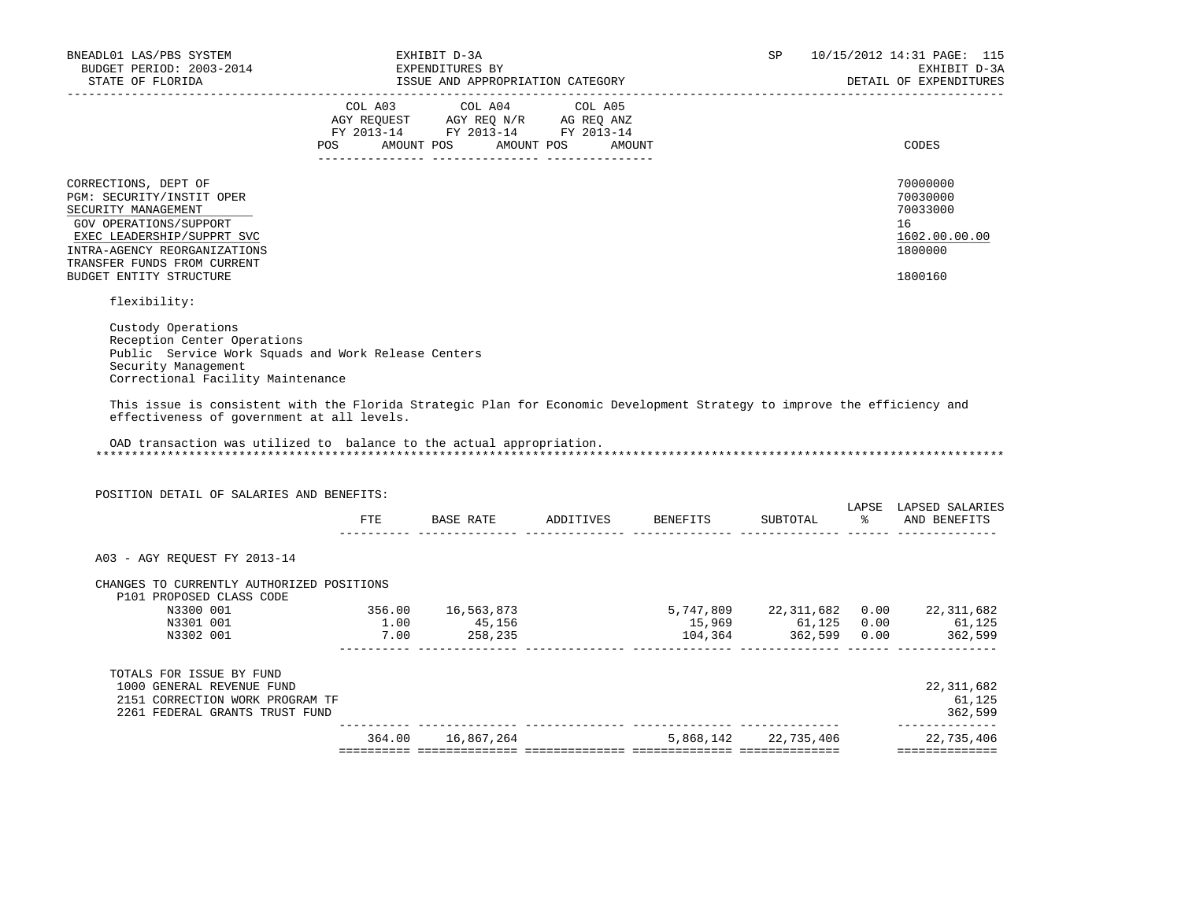BNEADL01 LAS/PBS SYSTEM
BUDGET PERIOD: 2003-2014
STATE OF FLORIDA

EXHIBIT D-3A
EXPENDITURES BY
ISSUE AND APPROPRIATION CATEGORY

SP 10/15/2012 14:31 PAGE: 115
EXHIBIT D-3A
DETAIL OF EXPENDITURES

| | COL A03 AGY REQUEST FY 2013-14 POS AMOUNT | COL A04 AGY REQ N/R FY 2013-14 POS AMOUNT | COL A05 AG REQ ANZ FY 2013-14 POS AMOUNT | CODES |
|---|---|---|---|---|
| CORRECTIONS, DEPT OF | | | | 70000000 |
| PGM: SECURITY/INSTIT OPER | | | | 70030000 |
| SECURITY MANAGEMENT | | | | 70033000 |
| GOV OPERATIONS/SUPPORT | | | | 16 |
| EXEC LEADERSHIP/SUPPRT SVC | | | | 1602.00.00.00 |
| INTRA-AGENCY REORGANIZATIONS | | | | 1800000 |
| TRANSFER FUNDS FROM CURRENT BUDGET ENTITY STRUCTURE | | | | 1800160 |

flexibility:

Custody Operations
Reception Center Operations
Public Service Work Squads and Work Release Centers
Security Management
Correctional Facility Maintenance

This issue is consistent with the Florida Strategic Plan for Economic Development Strategy to improve the efficiency and effectiveness of government at all levels.

OAD transaction was utilized to balance to the actual appropriation.
*******************************************************************************************************************************

POSITION DETAIL OF SALARIES AND BENEFITS:

| | FTE | BASE RATE | ADDITIVES | BENEFITS | SUBTOTAL | LAPSE % | LAPSED SALARIES AND BENEFITS |
|---|---|---|---|---|---|---|---|
| A03 - AGY REQUEST FY 2013-14 | | | | | | | |
| CHANGES TO CURRENTLY AUTHORIZED POSITIONS | | | | | | | |
| P101 PROPOSED CLASS CODE | | | | | | | |
| N3300 001 | 356.00 | 16,563,873 | | 5,747,809 | 22,311,682 | 0.00 | 22,311,682 |
| N3301 001 | 1.00 | 45,156 | | 15,969 | 61,125 | 0.00 | 61,125 |
| N3302 001 | 7.00 | 258,235 | | 104,364 | 362,599 | 0.00 | 362,599 |
| TOTALS FOR ISSUE BY FUND | | | | | | | |
| 1000 GENERAL REVENUE FUND | | | | | | | 22,311,682 |
| 2151 CORRECTION WORK PROGRAM TF | | | | | | | 61,125 |
| 2261 FEDERAL GRANTS TRUST FUND | | | | | | | 362,599 |
| | 364.00 | 16,867,264 | | 5,868,142 | 22,735,406 | | 22,735,406 |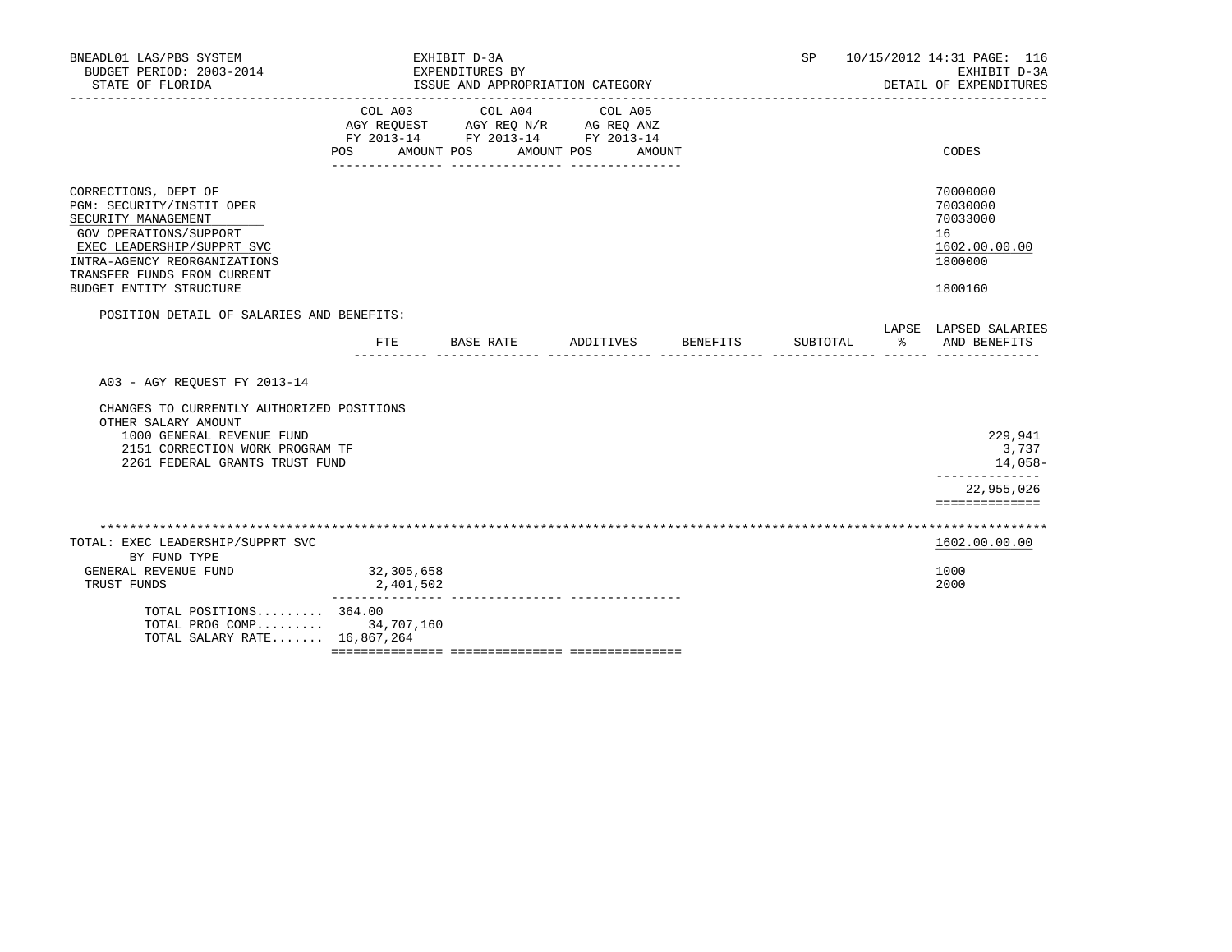BNEADL01 LAS/PBS SYSTEM — EXHIBIT D-3A — SP 10/15/2012 14:31

BUDGET PERIOD: 2003-2014 — EXPENDITURES BY — EXHIBIT D-3A

STATE OF FLORIDA — ISSUE AND APPROPRIATION CATEGORY — DETAIL OF EXPENDITURES

| | COL A03 AGY REQUEST FY 2013-14 POS AMOUNT | COL A04 AGY REQ N/R FY 2013-14 POS AMOUNT | COL A05 AG REQ ANZ FY 2013-14 POS AMOUNT | CODES |
|---|---|---|---|---|
| CORRECTIONS, DEPT OF | | | | 70000000 |
| PGM: SECURITY/INSTIT OPER | | | | 70030000 |
| SECURITY MANAGEMENT | | | | 70033000 |
| GOV OPERATIONS/SUPPORT | | | | 16 |
| EXEC LEADERSHIP/SUPPRT SVC | | | | 1602.00.00.00 |
| INTRA-AGENCY REORGANIZATIONS | | | | 1800000 |
| TRANSFER FUNDS FROM CURRENT BUDGET ENTITY STRUCTURE | | | | 1800160 |

POSITION DETAIL OF SALARIES AND BENEFITS:

| | FTE | BASE RATE | ADDITIVES | BENEFITS | SUBTOTAL | LAPSE % | LAPSED SALARIES AND BENEFITS |
|---|---|---|---|---|---|---|---|
| A03 - AGY REQUEST FY 2013-14 | | | | | | | |
| CHANGES TO CURRENTLY AUTHORIZED POSITIONS | | | | | | | |
| OTHER SALARY AMOUNT | | | | | | | |
| 1000 GENERAL REVENUE FUND | | | | | | | 229,941 |
| 2151 CORRECTION WORK PROGRAM TF | | | | | | | 3,737 |
| 2261 FEDERAL GRANTS TRUST FUND | | | | | | | 14,058- |
| | | | | | | | 22,955,026 |

| TOTAL: EXEC LEADERSHIP/SUPPRT SVC BY FUND TYPE | COL A03 | COL A04 | COL A05 | CODES |
|---|---|---|---|---|
| | | | | 1602.00.00.00 |
| GENERAL REVENUE FUND | 32,305,658 | | | 1000 |
| TRUST FUNDS | 2,401,502 | | | 2000 |
| TOTAL POSITIONS......... | 364.00 | | | |
| TOTAL PROG COMP......... | 34,707,160 | | | |
| TOTAL SALARY RATE....... | 16,867,264 | | | |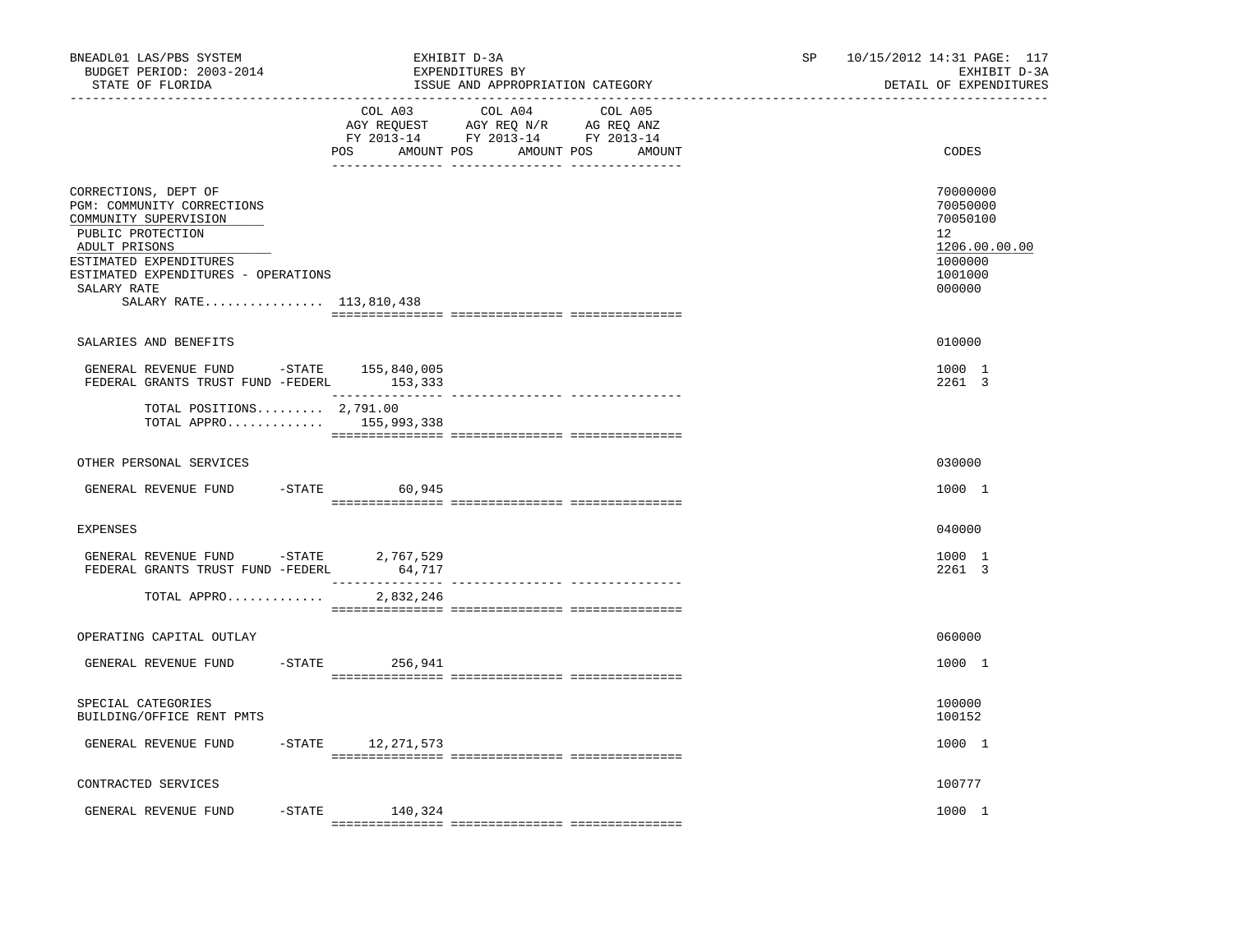BNEADL01 LAS/PBS SYSTEM | EXHIBIT D-3A | SP 10/15/2012 14:31 PAGE: 117
BUDGET PERIOD: 2003-2014 | EXPENDITURES BY | EXHIBIT D-3A
STATE OF FLORIDA | ISSUE AND APPROPRIATION CATEGORY | DETAIL OF EXPENDITURES

| | COL A03 AGY REQUEST FY 2013-14 POS AMOUNT | COL A04 AGY REQ N/R FY 2013-14 POS AMOUNT | COL A05 AG REQ ANZ FY 2013-14 POS AMOUNT | CODES |
|---|---|---|---|---|
| CORRECTIONS, DEPT OF | | | | 70000000 |
| PGM: COMMUNITY CORRECTIONS | | | | 70050000 |
| COMMUNITY SUPERVISION | | | | 70050100 |
| PUBLIC PROTECTION | | | | 12 |
| ADULT PRISONS | | | | 1206.00.00.00 |
| ESTIMATED EXPENDITURES | | | | 1000000 |
| ESTIMATED EXPENDITURES - OPERATIONS | | | | 1001000 |
| SALARY RATE | | | | 000000 |
| SALARY RATE................ 113,810,438 | | | | |
| SALARIES AND BENEFITS | | | | 010000 |
| GENERAL REVENUE FUND -STATE | 155,840,005 | | | 1000 1 |
| FEDERAL GRANTS TRUST FUND -FEDERL | 153,333 | | | 2261 3 |
| TOTAL POSITIONS......... | 2,791.00 | | | |
| TOTAL APPRO............. | 155,993,338 | | | |
| OTHER PERSONAL SERVICES | | | | 030000 |
| GENERAL REVENUE FUND -STATE | 60,945 | | | 1000 1 |
| EXPENSES | | | | 040000 |
| GENERAL REVENUE FUND -STATE | 2,767,529 | | | 1000 1 |
| FEDERAL GRANTS TRUST FUND -FEDERL | 64,717 | | | 2261 3 |
| TOTAL APPRO............. | 2,832,246 | | | |
| OPERATING CAPITAL OUTLAY | | | | 060000 |
| GENERAL REVENUE FUND -STATE | 256,941 | | | 1000 1 |
| SPECIAL CATEGORIES | | | | 100000 |
| BUILDING/OFFICE RENT PMTS | | | | 100152 |
| GENERAL REVENUE FUND -STATE | 12,271,573 | | | 1000 1 |
| CONTRACTED SERVICES | | | | 100777 |
| GENERAL REVENUE FUND -STATE | 140,324 | | | 1000 1 |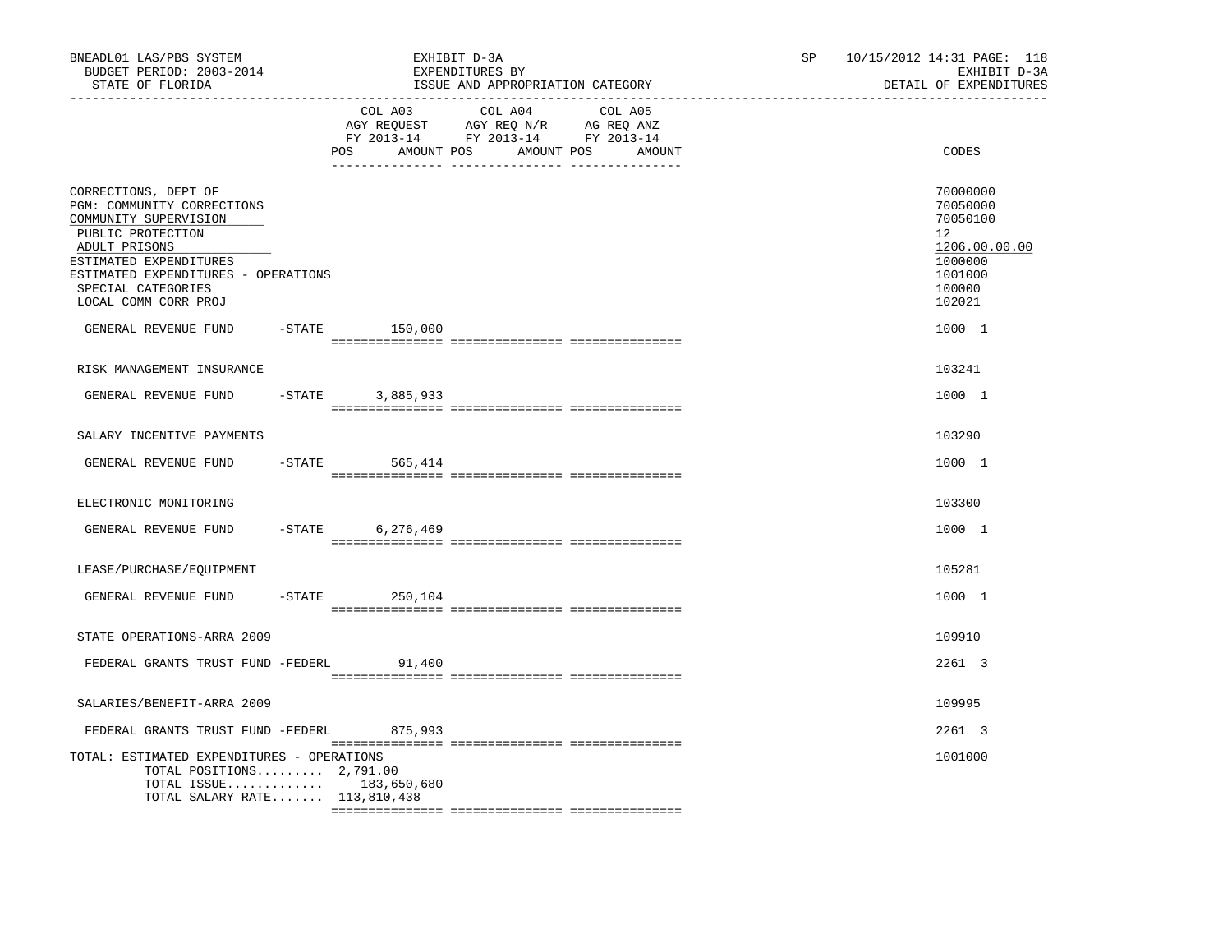BNEADL01 LAS/PBS SYSTEM — EXHIBIT D-3A — SP 10/15/2012 14:31

BUDGET PERIOD: 2003-2014 — EXPENDITURES BY — EXHIBIT D-3A

STATE OF FLORIDA — ISSUE AND APPROPRIATION CATEGORY — DETAIL OF EXPENDITURES

| | COL A03 AGY REQUEST FY 2013-14 POS | AMOUNT | COL A04 AGY REQ N/R FY 2013-14 POS | AMOUNT | COL A05 AG REQ ANZ FY 2013-14 POS | AMOUNT | CODES |
|---|---|---|---|---|---|---|---|
| CORRECTIONS, DEPT OF | | | | | | | 70000000 |
| PGM: COMMUNITY CORRECTIONS | | | | | | | 70050000 |
| COMMUNITY SUPERVISION | | | | | | | 70050100 |
| PUBLIC PROTECTION | | | | | | | 12 |
| ADULT PRISONS | | | | | | | 1206.00.00.00 |
| ESTIMATED EXPENDITURES | | | | | | | 1000000 |
| ESTIMATED EXPENDITURES - OPERATIONS | | | | | | | 1001000 |
| SPECIAL CATEGORIES | | | | | | | 100000 |
| LOCAL COMM CORR PROJ | | | | | | | 102021 |
| GENERAL REVENUE FUND -STATE | | 150,000 | | | | | 1000 1 |
| RISK MANAGEMENT INSURANCE | | | | | | | 103241 |
| GENERAL REVENUE FUND -STATE | | 3,885,933 | | | | | 1000 1 |
| SALARY INCENTIVE PAYMENTS | | | | | | | 103290 |
| GENERAL REVENUE FUND -STATE | | 565,414 | | | | | 1000 1 |
| ELECTRONIC MONITORING | | | | | | | 103300 |
| GENERAL REVENUE FUND -STATE | | 6,276,469 | | | | | 1000 1 |
| LEASE/PURCHASE/EQUIPMENT | | | | | | | 105281 |
| GENERAL REVENUE FUND -STATE | | 250,104 | | | | | 1000 1 |
| STATE OPERATIONS-ARRA 2009 | | | | | | | 109910 |
| FEDERAL GRANTS TRUST FUND -FEDERL | | 91,400 | | | | | 2261 3 |
| SALARIES/BENEFIT-ARRA 2009 | | | | | | | 109995 |
| FEDERAL GRANTS TRUST FUND -FEDERL | | 875,993 | | | | | 2261 3 |
| TOTAL: ESTIMATED EXPENDITURES - OPERATIONS | | | | | | | 1001000 |
| TOTAL POSITIONS......... | 2,791.00 | | | | | | |
| TOTAL ISSUE............. | | 183,650,680 | | | | | |
| TOTAL SALARY RATE....... | | 113,810,438 | | | | | |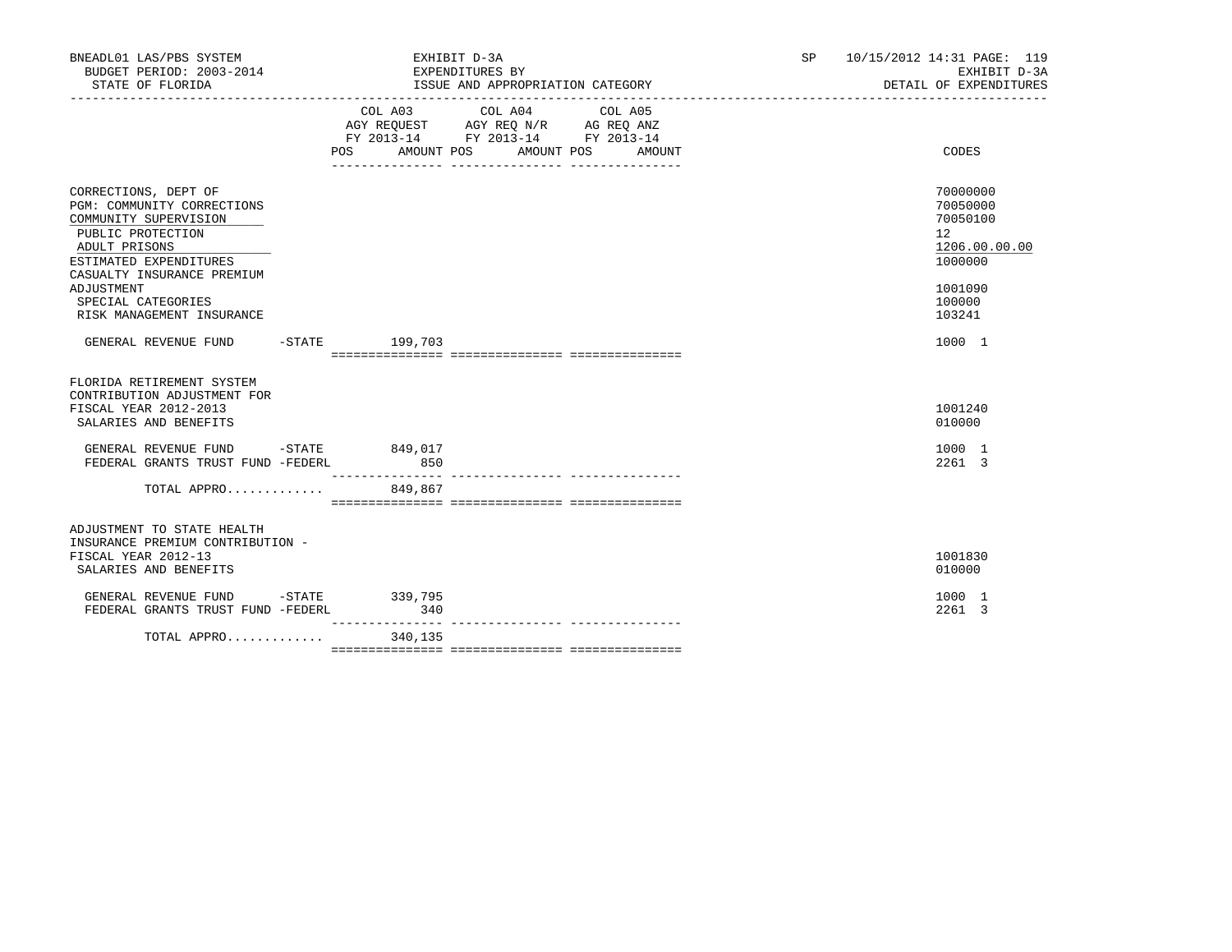BNEADL01 LAS/PBS SYSTEM | EXHIBIT D-3A | SP 10/15/2012 14:31

BUDGET PERIOD: 2003-2014 | EXPENDITURES BY | EXHIBIT D-3A

STATE OF FLORIDA | ISSUE AND APPROPRIATION CATEGORY | DETAIL OF EXPENDITURES

| | COL A03 AGY REQUEST FY 2013-14 POS | AMOUNT | COL A04 AGY REQ N/R FY 2013-14 POS | AMOUNT | COL A05 AG REQ ANZ FY 2013-14 POS | AMOUNT | CODES |
|---|---|---|---|---|---|---|---|
| CORRECTIONS, DEPT OF | | | | | | | 70000000 |
| PGM: COMMUNITY CORRECTIONS | | | | | | | 70050000 |
| COMMUNITY SUPERVISION | | | | | | | 70050100 |
| PUBLIC PROTECTION | | | | | | | 12 |
| ADULT PRISONS | | | | | | | 1206.00.00.00 |
| ESTIMATED EXPENDITURES | | | | | | | 1000000 |
| CASUALTY INSURANCE PREMIUM ADJUSTMENT | | | | | | | 1001090 |
| SPECIAL CATEGORIES | | | | | | | 100000 |
| RISK MANAGEMENT INSURANCE | | | | | | | 103241 |
| GENERAL REVENUE FUND -STATE | | 199,703 | | | | | 1000 1 |
| FLORIDA RETIREMENT SYSTEM CONTRIBUTION ADJUSTMENT FOR FISCAL YEAR 2012-2013 | | | | | | | 1001240 |
| SALARIES AND BENEFITS | | | | | | | 010000 |
| GENERAL REVENUE FUND -STATE | | 849,017 | | | | | 1000 1 |
| FEDERAL GRANTS TRUST FUND -FEDERL | | 850 | | | | | 2261 3 |
| TOTAL APPRO............ | | 849,867 | | | | | |
| ADJUSTMENT TO STATE HEALTH INSURANCE PREMIUM CONTRIBUTION - FISCAL YEAR 2012-13 | | | | | | | 1001830 |
| SALARIES AND BENEFITS | | | | | | | 010000 |
| GENERAL REVENUE FUND -STATE | | 339,795 | | | | | 1000 1 |
| FEDERAL GRANTS TRUST FUND -FEDERL | | 340 | | | | | 2261 3 |
| TOTAL APPRO............ | | 340,135 | | | | | |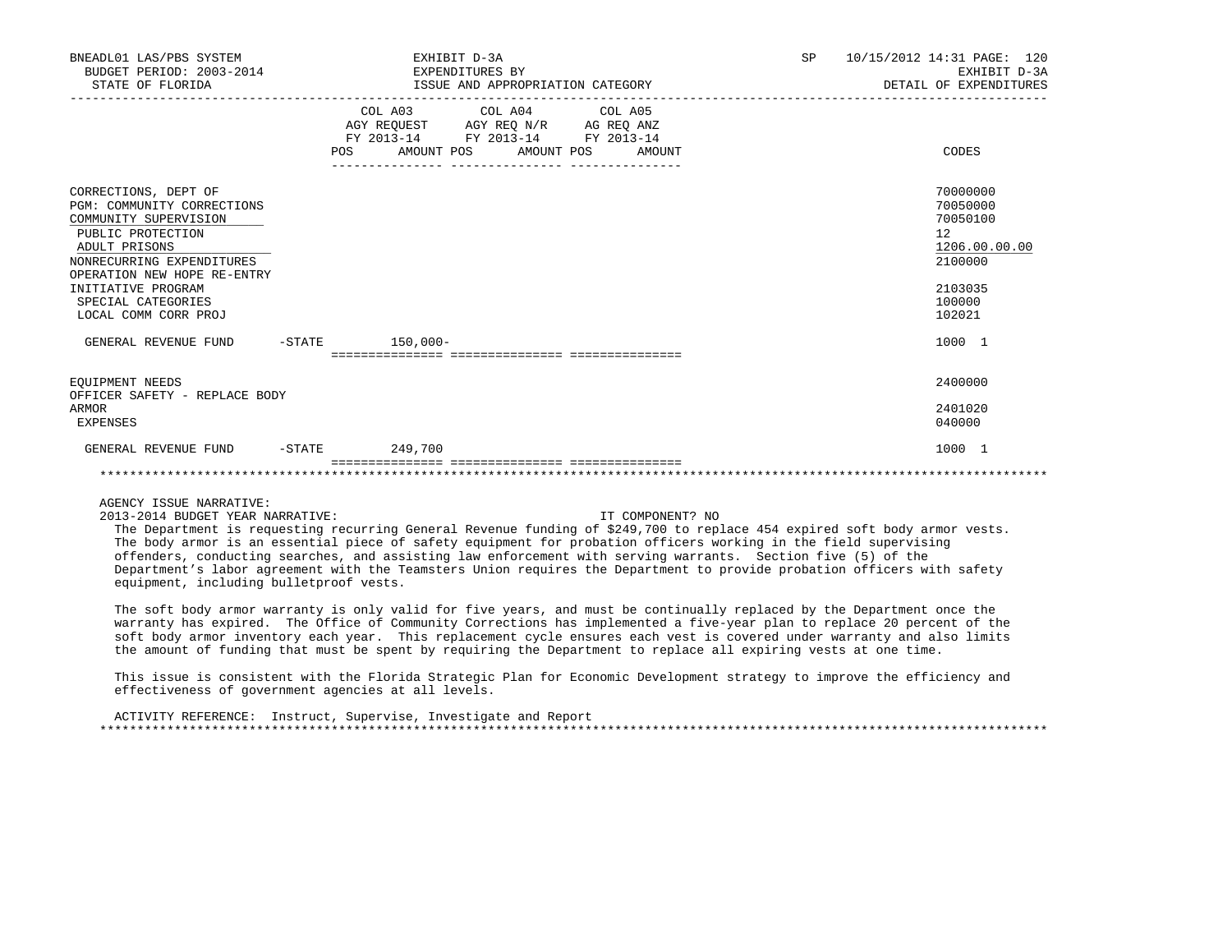BNEADL01 LAS/PBS SYSTEM | EXHIBIT D-3A | SP 10/15/2012 14:31

BUDGET PERIOD: 2003-2014 | EXPENDITURES BY | EXHIBIT D-3A

STATE OF FLORIDA | ISSUE AND APPROPRIATION CATEGORY | DETAIL OF EXPENDITURES

| | COL A03 AGY REQUEST FY 2013-14 POS AMOUNT | COL A04 AGY REQ N/R FY 2013-14 POS AMOUNT | COL A05 AG REQ ANZ FY 2013-14 POS AMOUNT | CODES |
|---|---|---|---|---|
| CORRECTIONS, DEPT OF | | | | 70000000 |
| PGM: COMMUNITY CORRECTIONS | | | | 70050000 |
| COMMUNITY SUPERVISION | | | | 70050100 |
| PUBLIC PROTECTION | | | | 12 |
| ADULT PRISONS | | | | 1206.00.00.00 |
| NONRECURRING EXPENDITURES | | | | 2100000 |
| OPERATION NEW HOPE RE-ENTRY INITIATIVE PROGRAM | | | | 2103035 |
| SPECIAL CATEGORIES | | | | 100000 |
| LOCAL COMM CORR PROJ | | | | 102021 |
| GENERAL REVENUE FUND -STATE | 150,000- | | | 1000 1 |
| EQUIPMENT NEEDS | | | | 2400000 |
| OFFICER SAFETY - REPLACE BODY ARMOR | | | | 2401020 |
| EXPENSES | | | | 040000 |
| GENERAL REVENUE FUND -STATE | 249,700 | | | 1000 1 |

AGENCY ISSUE NARRATIVE:

2013-2014 BUDGET YEAR NARRATIVE: IT COMPONENT? NO

The Department is requesting recurring General Revenue funding of $249,700 to replace 454 expired soft body armor vests. The body armor is an essential piece of safety equipment for probation officers working in the field supervising offenders, conducting searches, and assisting law enforcement with serving warrants. Section five (5) of the Department's labor agreement with the Teamsters Union requires the Department to provide probation officers with safety equipment, including bulletproof vests.

The soft body armor warranty is only valid for five years, and must be continually replaced by the Department once the warranty has expired. The Office of Community Corrections has implemented a five-year plan to replace 20 percent of the soft body armor inventory each year. This replacement cycle ensures each vest is covered under warranty and also limits the amount of funding that must be spent by requiring the Department to replace all expiring vests at one time.

This issue is consistent with the Florida Strategic Plan for Economic Development strategy to improve the efficiency and effectiveness of government agencies at all levels.

ACTIVITY REFERENCE: Instruct, Supervise, Investigate and Report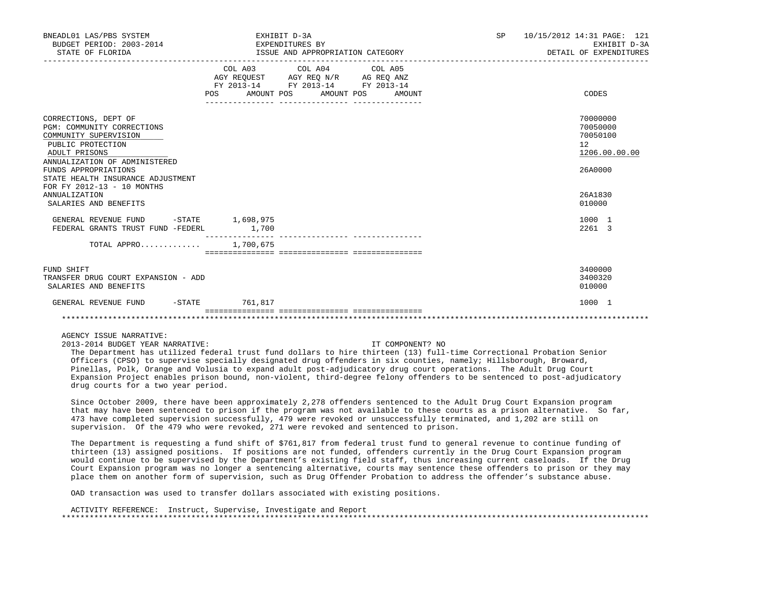| | COL A03 AGY REQUEST FY 2013-14 POS AMOUNT | COL A04 AGY REQ N/R FY 2013-14 POS AMOUNT | COL A05 AG REQ ANZ FY 2013-14 POS AMOUNT | CODES |
|---|---|---|---|---|
| CORRECTIONS, DEPT OF | | | | 70000000 |
| PGM: COMMUNITY CORRECTIONS | | | | 70050000 |
| COMMUNITY SUPERVISION | | | | 70050100 |
| PUBLIC PROTECTION | | | | 12 |
| ADULT PRISONS | | | | 1206.00.00.00 |
| ANNUALIZATION OF ADMINISTERED FUNDS APPROPRIATIONS | | | | 26A0000 |
| STATE HEALTH INSURANCE ADJUSTMENT FOR FY 2012-13 - 10 MONTHS ANNUALIZATION | | | | 26A1830 |
| SALARIES AND BENEFITS | | | | 010000 |
| GENERAL REVENUE FUND -STATE | 1,698,975 | | | 1000 1 |
| FEDERAL GRANTS TRUST FUND -FEDERL | 1,700 | | | 2261 3 |
| TOTAL APPRO............ | 1,700,675 | | | |
| FUND SHIFT | | | | 3400000 |
| TRANSFER DRUG COURT EXPANSION - ADD | | | | 3400320 |
| SALARIES AND BENEFITS | | | | 010000 |
| GENERAL REVENUE FUND -STATE | 761,817 | | | 1000 1 |

AGENCY ISSUE NARRATIVE:

2013-2014 BUDGET YEAR NARRATIVE: IT COMPONENT? NO

The Department has utilized federal trust fund dollars to hire thirteen (13) full-time Correctional Probation Senior Officers (CPSO) to supervise specially designated drug offenders in six counties, namely; Hillsborough, Broward, Pinellas, Polk, Orange and Volusia to expand adult post-adjudicatory drug court operations. The Adult Drug Court Expansion Project enables prison bound, non-violent, third-degree felony offenders to be sentenced to post-adjudicatory drug courts for a two year period.

Since October 2009, there have been approximately 2,278 offenders sentenced to the Adult Drug Court Expansion program that may have been sentenced to prison if the program was not available to these courts as a prison alternative. So far, 473 have completed supervision successfully, 479 were revoked or unsuccessfully terminated, and 1,202 are still on supervision. Of the 479 who were revoked, 271 were revoked and sentenced to prison.

The Department is requesting a fund shift of $761,817 from federal trust fund to general revenue to continue funding of thirteen (13) assigned positions. If positions are not funded, offenders currently in the Drug Court Expansion program would continue to be supervised by the Department's existing field staff, thus increasing current caseloads. If the Drug Court Expansion program was no longer a sentencing alternative, courts may sentence these offenders to prison or they may place them on another form of supervision, such as Drug Offender Probation to address the offender's substance abuse.

OAD transaction was used to transfer dollars associated with existing positions.

ACTIVITY REFERENCE: Instruct, Supervise, Investigate and Report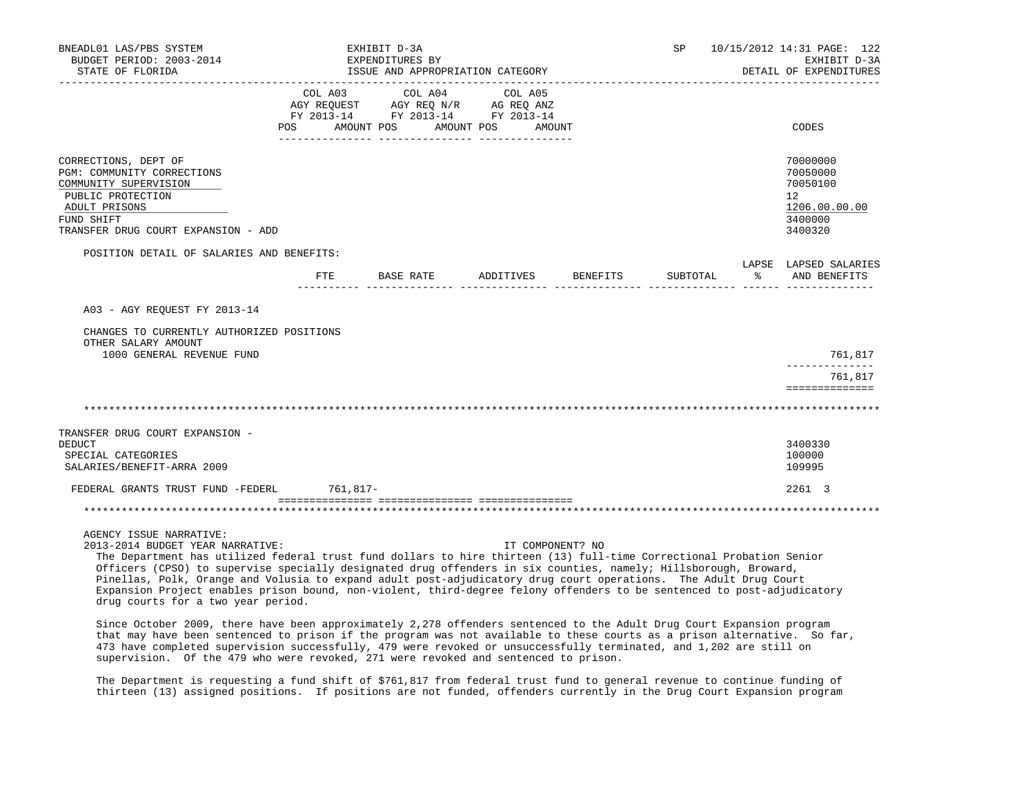BNEADL01 LAS/PBS SYSTEM EXHIBIT D-3A SP 10/15/2012 14:31 PAGE: 122
BUDGET PERIOD: 2003-2014 EXPENDITURES BY EXHIBIT D-3A
STATE OF FLORIDA ISSUE AND APPROPRIATION CATEGORY DETAIL OF EXPENDITURES

| | COL A03 AGY REQUEST FY 2013-14 POS AMOUNT | COL A04 AGY REQ N/R FY 2013-14 POS AMOUNT | COL A05 AG REQ ANZ FY 2013-14 POS AMOUNT | CODES |
|---|---|---|---|---|
| CORRECTIONS, DEPT OF | | | | 70000000 |
| PGM: COMMUNITY CORRECTIONS | | | | 70050000 |
| COMMUNITY SUPERVISION | | | | 70050100 |
| PUBLIC PROTECTION | | | | 12 |
| ADULT PRISONS | | | | 1206.00.00.00 |
| FUND SHIFT | | | | 3400000 |
| TRANSFER DRUG COURT EXPANSION - ADD | | | | 3400320 |

POSITION DETAIL OF SALARIES AND BENEFITS:

| | FTE | BASE RATE | ADDITIVES | BENEFITS | SUBTOTAL | LAPSE % | LAPSED SALARIES AND BENEFITS |
|---|---|---|---|---|---|---|---|
| A03 - AGY REQUEST FY 2013-14 | | | | | | | |
| CHANGES TO CURRENTLY AUTHORIZED POSITIONS | | | | | | | |
| OTHER SALARY AMOUNT | | | | | | | |
| 1000 GENERAL REVENUE FUND | | | | | | | 761,817 |
| | | | | | | | 761,817 |

| | COL A03 AGY REQUEST FY 2013-14 POS AMOUNT | COL A04 | COL A05 | CODES |
|---|---|---|---|---|
| TRANSFER DRUG COURT EXPANSION - DEDUCT | | | | 3400330 |
| SPECIAL CATEGORIES | | | | 100000 |
| SALARIES/BENEFIT-ARRA 2009 | | | | 109995 |
| FEDERAL GRANTS TRUST FUND -FEDERL | 761,817- | | | 2261 3 |

AGENCY ISSUE NARRATIVE:
2013-2014 BUDGET YEAR NARRATIVE: IT COMPONENT? NO

The Department has utilized federal trust fund dollars to hire thirteen (13) full-time Correctional Probation Senior Officers (CPSO) to supervise specially designated drug offenders in six counties, namely; Hillsborough, Broward, Pinellas, Polk, Orange and Volusia to expand adult post-adjudicatory drug court operations. The Adult Drug Court Expansion Project enables prison bound, non-violent, third-degree felony offenders to be sentenced to post-adjudicatory drug courts for a two year period.

Since October 2009, there have been approximately 2,278 offenders sentenced to the Adult Drug Court Expansion program that may have been sentenced to prison if the program was not available to these courts as a prison alternative. So far, 473 have completed supervision successfully, 479 were revoked or unsuccessfully terminated, and 1,202 are still on supervision. Of the 479 who were revoked, 271 were revoked and sentenced to prison.

The Department is requesting a fund shift of $761,817 from federal trust fund to general revenue to continue funding of thirteen (13) assigned positions. If positions are not funded, offenders currently in the Drug Court Expansion program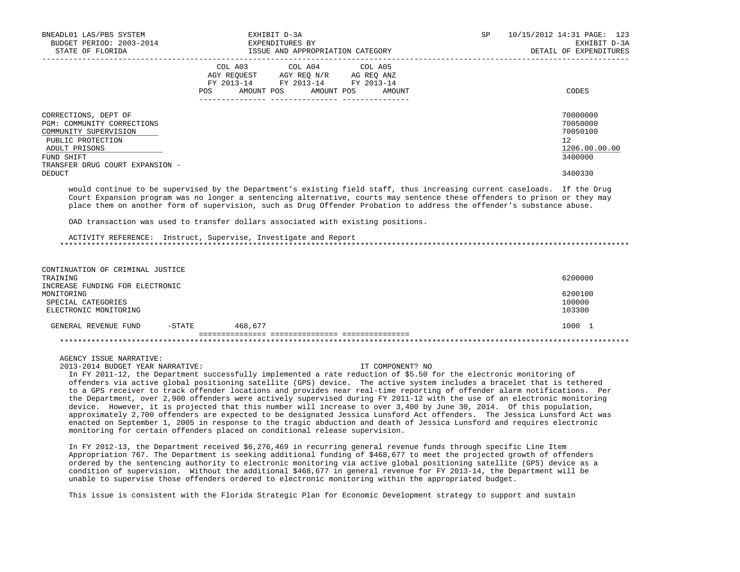| | COL A03 AGY REQUEST FY 2013-14 POS AMOUNT | COL A04 AGY REQ N/R FY 2013-14 POS AMOUNT | COL A05 AG REQ ANZ FY 2013-14 POS AMOUNT | CODES |
|---|---|---|---|---|
| CORRECTIONS, DEPT OF | | | | 70000000 |
| PGM: COMMUNITY CORRECTIONS | | | | 70050000 |
| COMMUNITY SUPERVISION | | | | 70050100 |
| PUBLIC PROTECTION | | | | 12 |
| ADULT PRISONS | | | | 1206.00.00.00 |
| FUND SHIFT | | | | 3400000 |
| TRANSFER DRUG COURT EXPANSION - DEDUCT | | | | 3400330 |

would continue to be supervised by the Department's existing field staff, thus increasing current caseloads. If the Drug Court Expansion program was no longer a sentencing alternative, courts may sentence these offenders to prison or they may place them on another form of supervision, such as Drug Offender Probation to address the offender's substance abuse.

OAD transaction was used to transfer dollars associated with existing positions.

ACTIVITY REFERENCE: Instruct, Supervise, Investigate and Report

*******************************************************************************************************************

| | COL A03 | COL A04 | COL A05 | CODES |
|---|---|---|---|---|
| CONTINUATION OF CRIMINAL JUSTICE TRAINING | | | | 6200000 |
| INCREASE FUNDING FOR ELECTRONIC MONITORING | | | | 6200100 |
| SPECIAL CATEGORIES | | | | 100000 |
| ELECTRONIC MONITORING | | | | 103300 |
| GENERAL REVENUE FUND -STATE | 468,677 | | | 1000 1 |

*******************************************************************************************************************

AGENCY ISSUE NARRATIVE:

2013-2014 BUDGET YEAR NARRATIVE: IT COMPONENT? NO

In FY 2011-12, the Department successfully implemented a rate reduction of $5.50 for the electronic monitoring of offenders via active global positioning satellite (GPS) device. The active system includes a bracelet that is tethered to a GPS receiver to track offender locations and provides near real-time reporting of offender alarm notifications. Per the Department, over 2,900 offenders were actively supervised during FY 2011-12 with the use of an electronic monitoring device. However, it is projected that this number will increase to over 3,400 by June 30, 2014. Of this population, approximately 2,700 offenders are expected to be designated Jessica Lunsford Act offenders. The Jessica Lunsford Act was enacted on September 1, 2005 in response to the tragic abduction and death of Jessica Lunsford and requires electronic monitoring for certain offenders placed on conditional release supervision.

In FY 2012-13, the Department received $6,276,469 in recurring general revenue funds through specific Line Item Appropriation 767. The Department is seeking additional funding of $468,677 to meet the projected growth of offenders ordered by the sentencing authority to electronic monitoring via active global positioning satellite (GPS) device as a condition of supervision. Without the additional $468,677 in general revenue for FY 2013-14, the Department will be unable to supervise those offenders ordered to electronic monitoring within the appropriated budget.

This issue is consistent with the Florida Strategic Plan for Economic Development strategy to support and sustain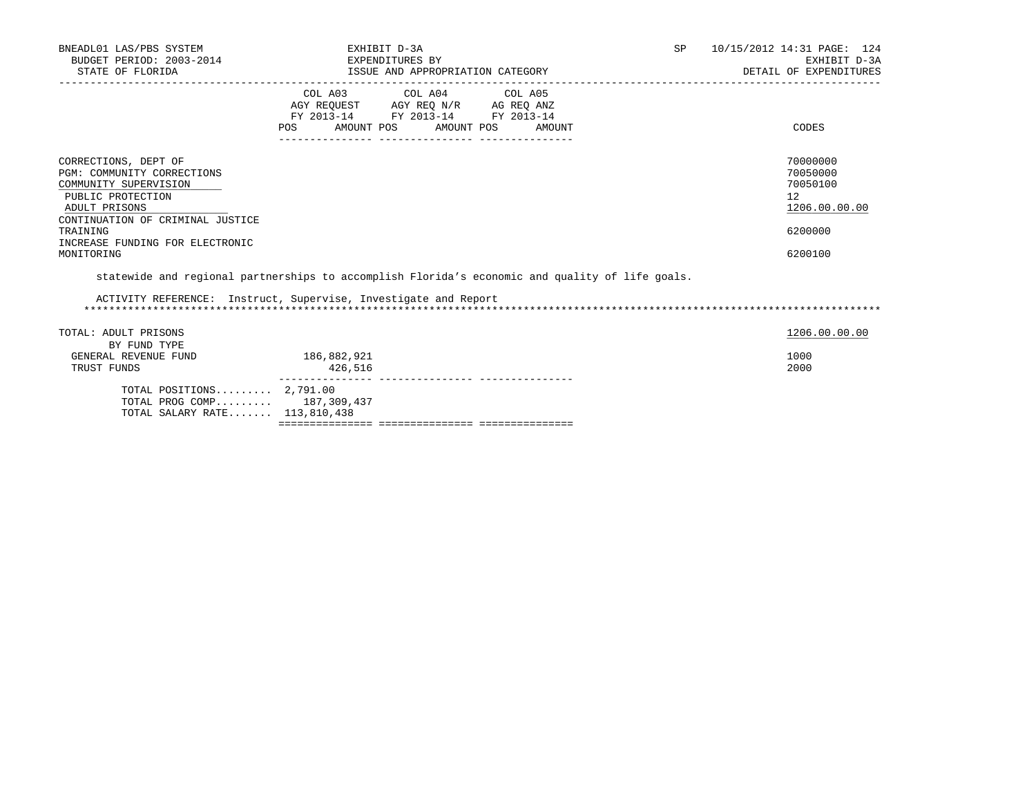BNEADL01 LAS/PBS SYSTEM | EXHIBIT D-3A | SP 10/15/2012 14:31

BUDGET PERIOD: 2003-2014 | EXPENDITURES BY | EXHIBIT D-3A

STATE OF FLORIDA | ISSUE AND APPROPRIATION CATEGORY | DETAIL OF EXPENDITURES

| | COL A03 AGY REQUEST FY 2013-14 POS AMOUNT | COL A04 AGY REQ N/R FY 2013-14 POS AMOUNT | COL A05 AG REQ ANZ FY 2013-14 POS AMOUNT | CODES |
|---|---|---|---|---|
| CORRECTIONS, DEPT OF | | | | 70000000 |
| PGM: COMMUNITY CORRECTIONS | | | | 70050000 |
| COMMUNITY SUPERVISION | | | | 70050100 |
| PUBLIC PROTECTION | | | | 12 |
| ADULT PRISONS | | | | 1206.00.00.00 |
| CONTINUATION OF CRIMINAL JUSTICE TRAINING | | | | 6200000 |
| INCREASE FUNDING FOR ELECTRONIC MONITORING | | | | 6200100 |

statewide and regional partnerships to accomplish Florida's economic and quality of life goals.

ACTIVITY REFERENCE: Instruct, Supervise, Investigate and Report

*******************************************************************************************************************

| | COL A03 | COL A04 | COL A05 | CODES |
|---|---|---|---|---|
| TOTAL: ADULT PRISONS | | | | 1206.00.00.00 |
| BY FUND TYPE | | | | |
| GENERAL REVENUE FUND | 186,882,921 | | | 1000 |
| TRUST FUNDS | 426,516 | | | 2000 |
| TOTAL POSITIONS......... | 2,791.00 | | | |
| TOTAL PROG COMP......... | 187,309,437 | | | |
| TOTAL SALARY RATE....... | 113,810,438 | | | |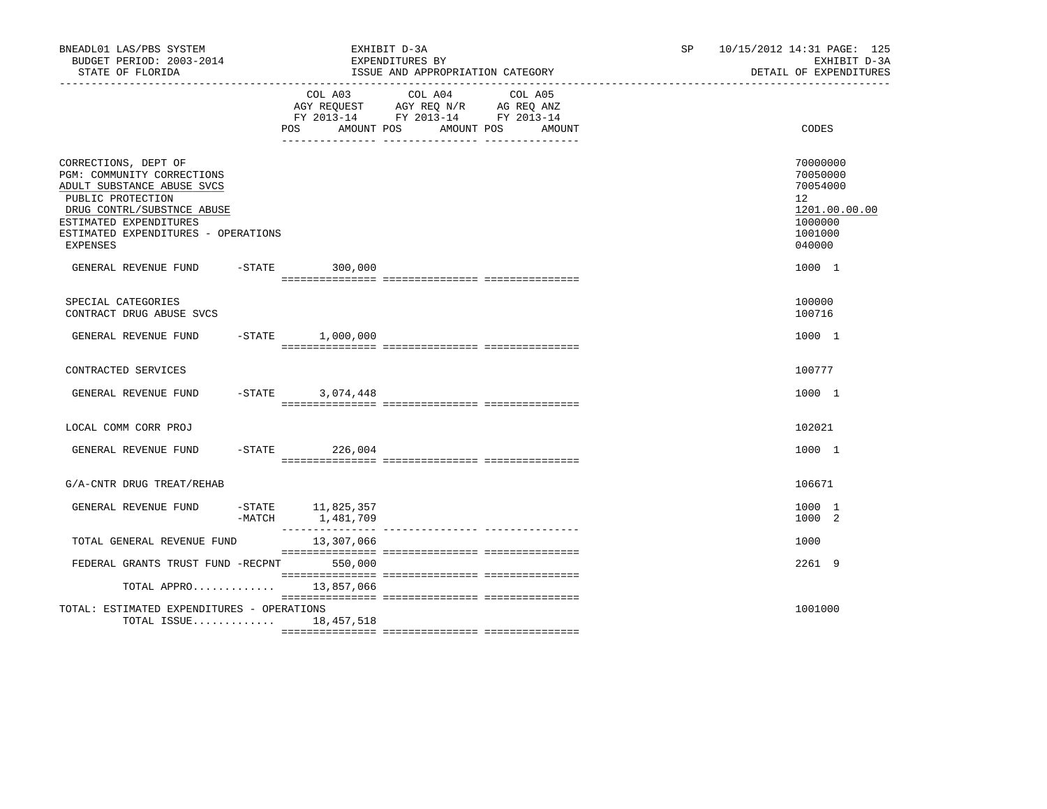BNEADL01 LAS/PBS SYSTEM — EXHIBIT D-3A — SP 10/15/2012 14:31
BUDGET PERIOD: 2003-2014 — EXPENDITURES BY — EXHIBIT D-3A
STATE OF FLORIDA — ISSUE AND APPROPRIATION CATEGORY — DETAIL OF EXPENDITURES

| | COL A03 AGY REQUEST FY 2013-14 POS AMOUNT | COL A04 AGY REQ N/R FY 2013-14 POS AMOUNT | COL A05 AG REQ ANZ FY 2013-14 POS AMOUNT | CODES |
|---|---|---|---|---|
| CORRECTIONS, DEPT OF | | | | 70000000 |
| PGM: COMMUNITY CORRECTIONS | | | | 70050000 |
| ADULT SUBSTANCE ABUSE SVCS | | | | 70054000 |
| PUBLIC PROTECTION | | | | 12 |
| DRUG CONTRL/SUBSTNCE ABUSE | | | | 1201.00.00.00 |
| ESTIMATED EXPENDITURES | | | | 1000000 |
| ESTIMATED EXPENDITURES - OPERATIONS | | | | 1001000 |
| EXPENSES | | | | 040000 |
| GENERAL REVENUE FUND -STATE | 300,000 | | | 1000 1 |
| SPECIAL CATEGORIES | | | | 100000 |
| CONTRACT DRUG ABUSE SVCS | | | | 100716 |
| GENERAL REVENUE FUND -STATE | 1,000,000 | | | 1000 1 |
| CONTRACTED SERVICES | | | | 100777 |
| GENERAL REVENUE FUND -STATE | 3,074,448 | | | 1000 1 |
| LOCAL COMM CORR PROJ | | | | 102021 |
| GENERAL REVENUE FUND -STATE | 226,004 | | | 1000 1 |
| G/A-CNTR DRUG TREAT/REHAB | | | | 106671 |
| GENERAL REVENUE FUND -STATE | 11,825,357 | | | 1000 1 |
| -MATCH | 1,481,709 | | | 1000 2 |
| TOTAL GENERAL REVENUE FUND | 13,307,066 | | | 1000 |
| FEDERAL GRANTS TRUST FUND -RECPNT | 550,000 | | | 2261 9 |
| TOTAL APPRO............ | 13,857,066 | | | |
| TOTAL: ESTIMATED EXPENDITURES - OPERATIONS | | | | 1001000 |
| TOTAL ISSUE............ | 18,457,518 | | | |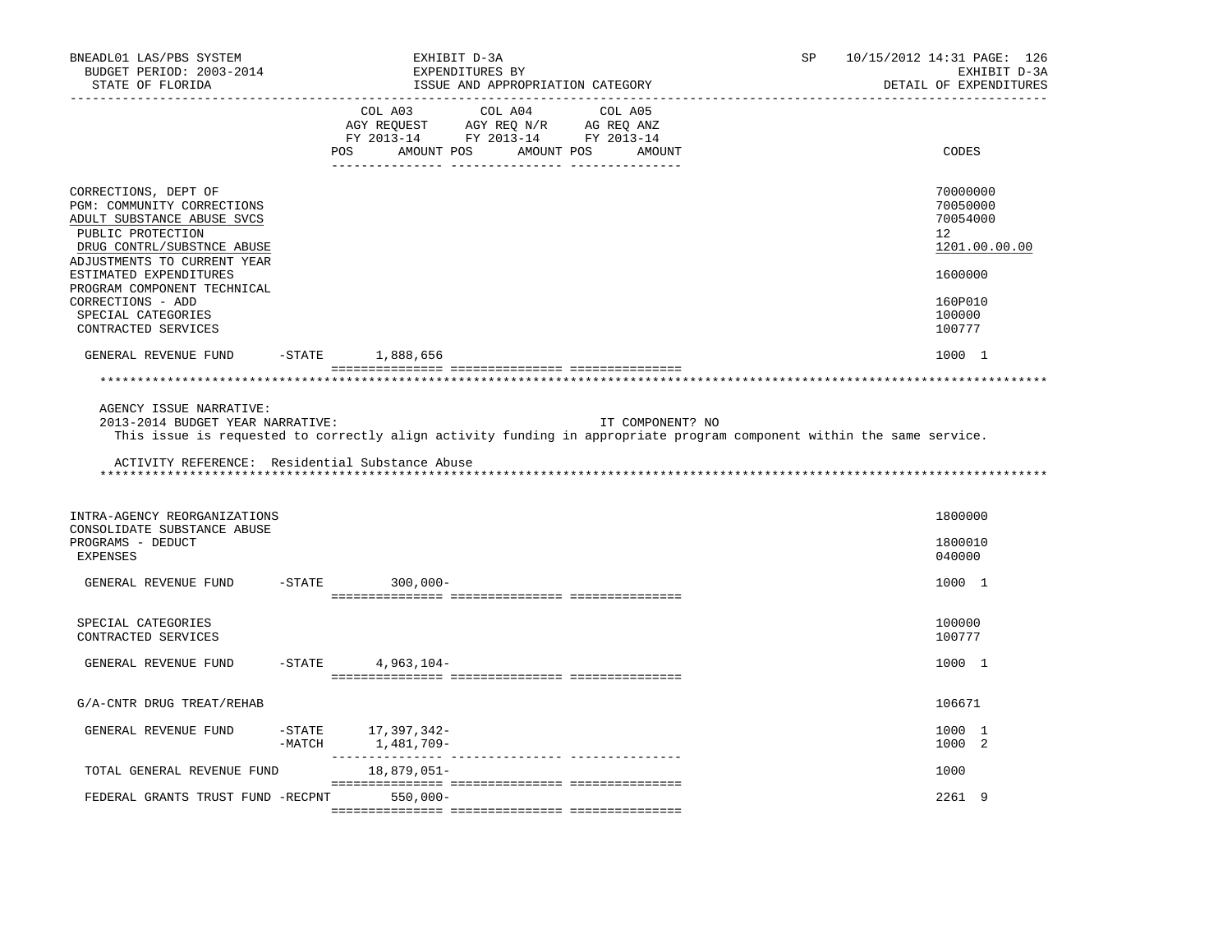| | COL A03 AGY REQUEST FY 2013-14 POS AMOUNT | COL A04 AGY REQ N/R FY 2013-14 POS AMOUNT | COL A05 AG REQ ANZ FY 2013-14 POS AMOUNT | CODES |
|---|---|---|---|---|
| CORRECTIONS, DEPT OF | | | | 70000000 |
| PGM: COMMUNITY CORRECTIONS | | | | 70050000 |
| ADULT SUBSTANCE ABUSE SVCS | | | | 70054000 |
| PUBLIC PROTECTION | | | | 12 |
| DRUG CONTRL/SUBSTNCE ABUSE | | | | 1201.00.00.00 |
| ADJUSTMENTS TO CURRENT YEAR ESTIMATED EXPENDITURES | | | | 1600000 |
| PROGRAM COMPONENT TECHNICAL CORRECTIONS - ADD | | | | 160P010 |
| SPECIAL CATEGORIES | | | | 100000 |
| CONTRACTED SERVICES | | | | 100777 |
| GENERAL REVENUE FUND -STATE | 1,888,656 | | | 1000 1 |

AGENCY ISSUE NARRATIVE:

2013-2014 BUDGET YEAR NARRATIVE: IT COMPONENT? NO

This issue is requested to correctly align activity funding in appropriate program component within the same service.

ACTIVITY REFERENCE: Residential Substance Abuse

| | COL A03 | COL A04 | COL A05 | CODES |
|---|---|---|---|---|
| INTRA-AGENCY REORGANIZATIONS | | | | 1800000 |
| CONSOLIDATE SUBSTANCE ABUSE PROGRAMS - DEDUCT | | | | 1800010 |
| EXPENSES | | | | 040000 |
| GENERAL REVENUE FUND -STATE | 300,000- | | | 1000 1 |
| SPECIAL CATEGORIES | | | | 100000 |
| CONTRACTED SERVICES | | | | 100777 |
| GENERAL REVENUE FUND -STATE | 4,963,104- | | | 1000 1 |
| G/A-CNTR DRUG TREAT/REHAB | | | | 106671 |
| GENERAL REVENUE FUND -STATE | 17,397,342- | | | 1000 1 |
| -MATCH | 1,481,709- | | | 1000 2 |
| TOTAL GENERAL REVENUE FUND | 18,879,051- | | | 1000 |
| FEDERAL GRANTS TRUST FUND -RECPNT | 550,000- | | | 2261 9 |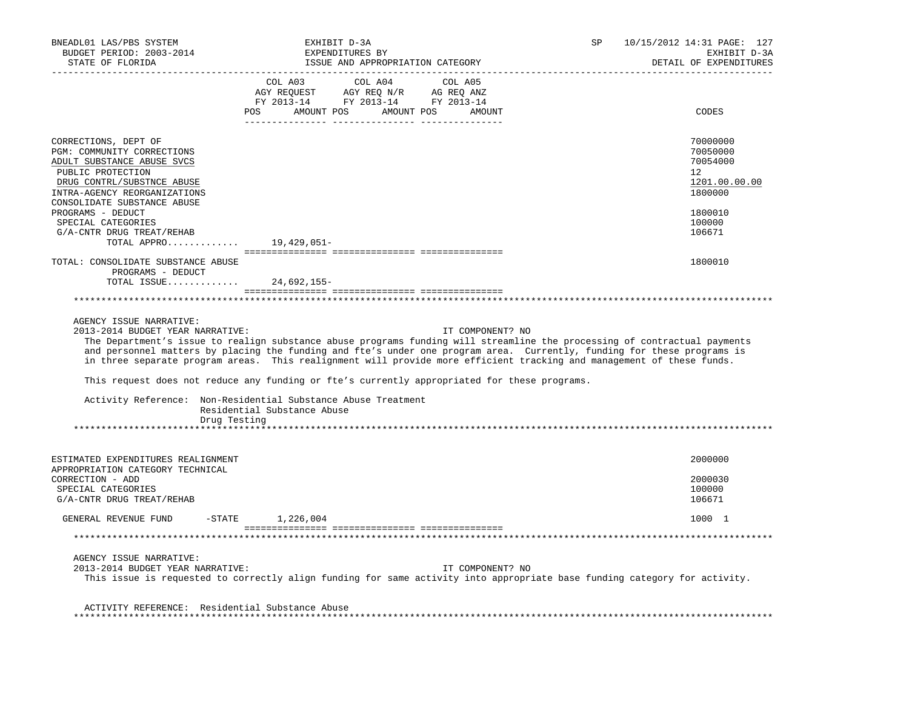| | COL A03 AGY REQUEST FY 2013-14 POS AMOUNT | COL A04 AGY REQ N/R FY 2013-14 POS AMOUNT | COL A05 AG REQ ANZ FY 2013-14 POS AMOUNT | CODES |
|---|---|---|---|---|
| CORRECTIONS, DEPT OF | | | | 70000000 |
| PGM: COMMUNITY CORRECTIONS | | | | 70050000 |
| ADULT SUBSTANCE ABUSE SVCS | | | | 70054000 |
| PUBLIC PROTECTION | | | | 12 |
| DRUG CONTRL/SUBSTNCE ABUSE | | | | 1201.00.00.00 |
| INTRA-AGENCY REORGANIZATIONS | | | | 1800000 |
| CONSOLIDATE SUBSTANCE ABUSE PROGRAMS - DEDUCT | | | | 1800010 |
| SPECIAL CATEGORIES | | | | 100000 |
| G/A-CNTR DRUG TREAT/REHAB | | | | 106671 |
| TOTAL APPRO............ | 19,429,051- | | | |
| TOTAL: CONSOLIDATE SUBSTANCE ABUSE PROGRAMS - DEDUCT | | | | 1800010 |
| TOTAL ISSUE............ | 24,692,155- | | | |

AGENCY ISSUE NARRATIVE:

2013-2014 BUDGET YEAR NARRATIVE: IT COMPONENT? NO

The Department's issue to realign substance abuse programs funding will streamline the processing of contractual payments and personnel matters by placing the funding and fte's under one program area. Currently, funding for these programs is in three separate program areas. This realignment will provide more efficient tracking and management of these funds.

This request does not reduce any funding or fte's currently appropriated for these programs.

Activity Reference: Non-Residential Substance Abuse Treatment
Residential Substance Abuse
Drug Testing

| | COL A03 | COL A04 | COL A05 | CODES |
|---|---|---|---|---|
| ESTIMATED EXPENDITURES REALIGNMENT | | | | 2000000 |
| APPROPRIATION CATEGORY TECHNICAL CORRECTION - ADD | | | | 2000030 |
| SPECIAL CATEGORIES | | | | 100000 |
| G/A-CNTR DRUG TREAT/REHAB | | | | 106671 |
| GENERAL REVENUE FUND -STATE | 1,226,004 | | | 1000 1 |

AGENCY ISSUE NARRATIVE:

2013-2014 BUDGET YEAR NARRATIVE: IT COMPONENT? NO

This issue is requested to correctly align funding for same activity into appropriate base funding category for activity.

ACTIVITY REFERENCE: Residential Substance Abuse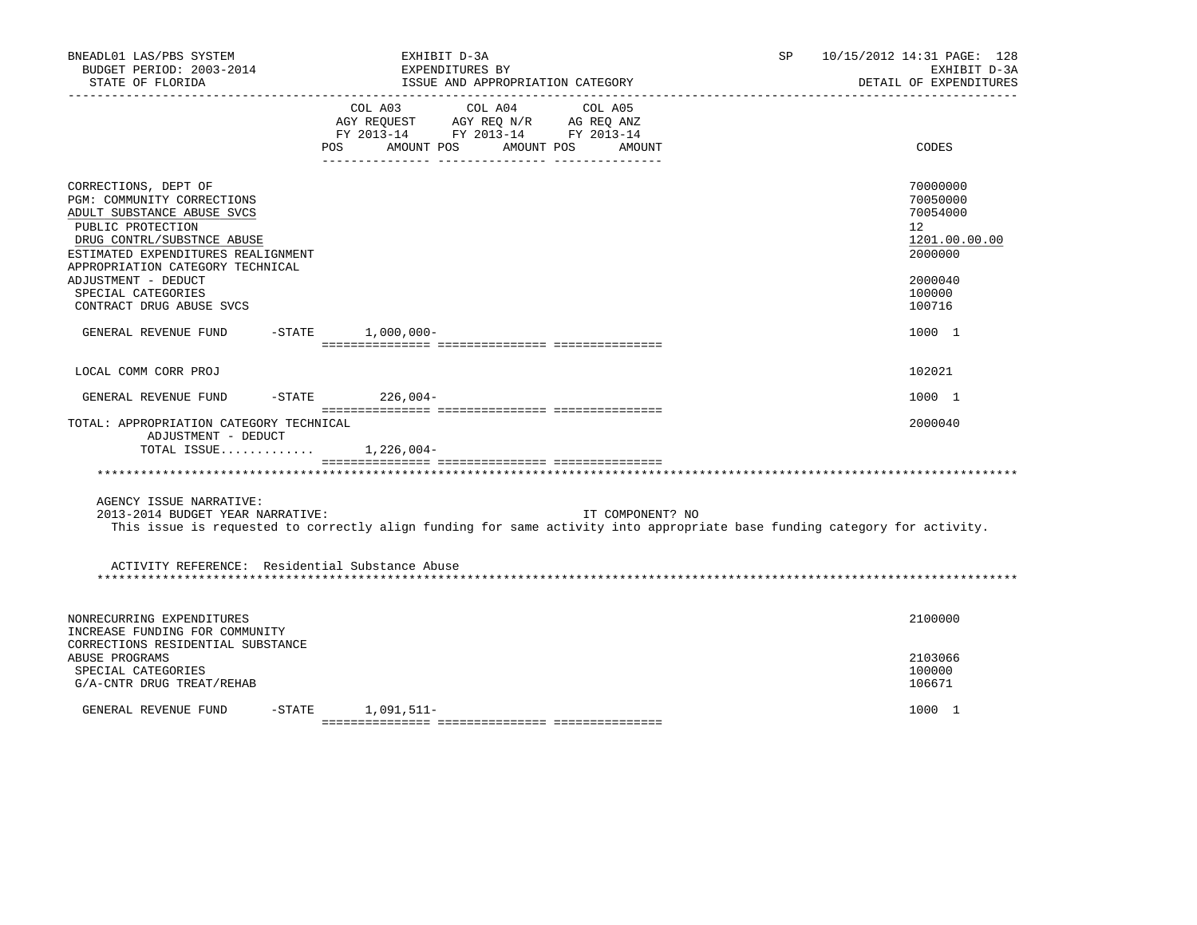| | COL A03 AGY REQUEST FY 2013-14 POS AMOUNT | COL A04 AGY REQ N/R FY 2013-14 POS AMOUNT | COL A05 AG REQ ANZ FY 2013-14 POS AMOUNT | CODES |
|---|---|---|---|---|
| CORRECTIONS, DEPT OF | | | | 70000000 |
| PGM: COMMUNITY CORRECTIONS | | | | 70050000 |
| ADULT SUBSTANCE ABUSE SVCS | | | | 70054000 |
| PUBLIC PROTECTION | | | | 12 |
| DRUG CONTRL/SUBSTNCE ABUSE | | | | 1201.00.00.00 |
| ESTIMATED EXPENDITURES REALIGNMENT | | | | 2000000 |
| APPROPRIATION CATEGORY TECHNICAL ADJUSTMENT - DEDUCT | | | | 2000040 |
| SPECIAL CATEGORIES | | | | 100000 |
| CONTRACT DRUG ABUSE SVCS | | | | 100716 |
| GENERAL REVENUE FUND -STATE | 1,000,000- | | | 1000 1 |
| LOCAL COMM CORR PROJ | | | | 102021 |
| GENERAL REVENUE FUND -STATE | 226,004- | | | 1000 1 |
| TOTAL: APPROPRIATION CATEGORY TECHNICAL ADJUSTMENT - DEDUCT | | | | 2000040 |
| TOTAL ISSUE............ | 1,226,004- | | | |

AGENCY ISSUE NARRATIVE:

2013-2014 BUDGET YEAR NARRATIVE: IT COMPONENT? NO

This issue is requested to correctly align funding for same activity into appropriate base funding category for activity.

ACTIVITY REFERENCE: Residential Substance Abuse

| | COL A03 | COL A04 | COL A05 | CODES |
|---|---|---|---|---|
| NONRECURRING EXPENDITURES | | | | 2100000 |
| INCREASE FUNDING FOR COMMUNITY CORRECTIONS RESIDENTIAL SUBSTANCE ABUSE PROGRAMS | | | | 2103066 |
| SPECIAL CATEGORIES | | | | 100000 |
| G/A-CNTR DRUG TREAT/REHAB | | | | 106671 |
| GENERAL REVENUE FUND -STATE | 1,091,511- | | | 1000 1 |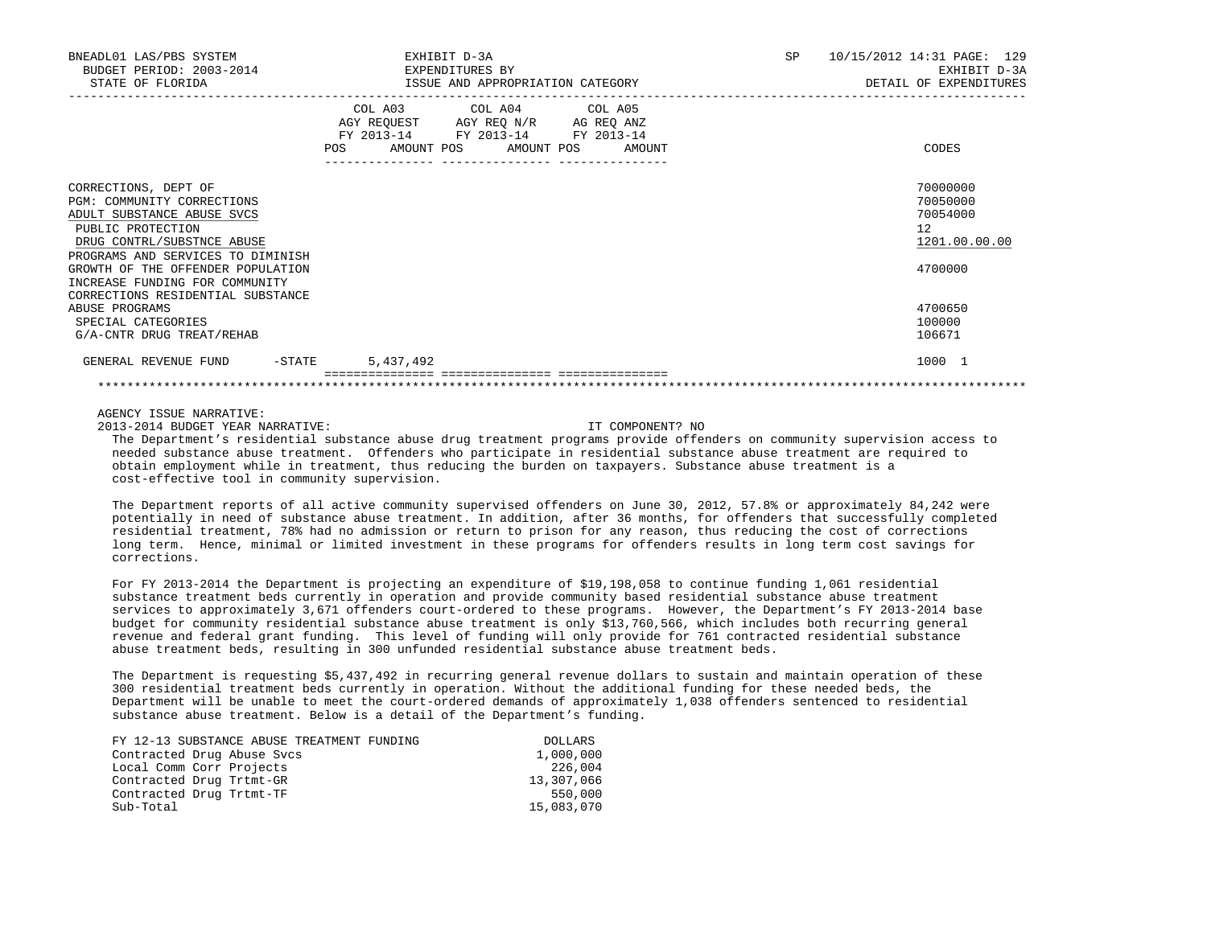| | COL A03 AGY REQUEST FY 2013-14 POS AMOUNT | COL A04 AGY REQ N/R FY 2013-14 POS AMOUNT | COL A05 AG REQ ANZ FY 2013-14 POS AMOUNT | CODES |
|---|---|---|---|---|
| CORRECTIONS, DEPT OF | | | | 70000000 |
| PGM: COMMUNITY CORRECTIONS | | | | 70050000 |
| ADULT SUBSTANCE ABUSE SVCS | | | | 70054000 |
| PUBLIC PROTECTION | | | | 12 |
| DRUG CONTRL/SUBSTNCE ABUSE | | | | 1201.00.00.00 |
| PROGRAMS AND SERVICES TO DIMINISH GROWTH OF THE OFFENDER POPULATION | | | | 4700000 |
| INCREASE FUNDING FOR COMMUNITY CORRECTIONS RESIDENTIAL SUBSTANCE ABUSE PROGRAMS | | | | 4700650 |
| SPECIAL CATEGORIES | | | | 100000 |
| G/A-CNTR DRUG TREAT/REHAB | | | | 106671 |
| GENERAL REVENUE FUND -STATE | 5,437,492 | | | 1000 1 |

AGENCY ISSUE NARRATIVE:

2013-2014 BUDGET YEAR NARRATIVE: IT COMPONENT? NO

The Department's residential substance abuse drug treatment programs provide offenders on community supervision access to needed substance abuse treatment. Offenders who participate in residential substance abuse treatment are required to obtain employment while in treatment, thus reducing the burden on taxpayers. Substance abuse treatment is a cost-effective tool in community supervision.

The Department reports of all active community supervised offenders on June 30, 2012, 57.8% or approximately 84,242 were potentially in need of substance abuse treatment. In addition, after 36 months, for offenders that successfully completed residential treatment, 78% had no admission or return to prison for any reason, thus reducing the cost of corrections long term. Hence, minimal or limited investment in these programs for offenders results in long term cost savings for corrections.

For FY 2013-2014 the Department is projecting an expenditure of $19,198,058 to continue funding 1,061 residential substance treatment beds currently in operation and provide community based residential substance abuse treatment services to approximately 3,671 offenders court-ordered to these programs. However, the Department's FY 2013-2014 base budget for community residential substance abuse treatment is only $13,760,566, which includes both recurring general revenue and federal grant funding. This level of funding will only provide for 761 contracted residential substance abuse treatment beds, resulting in 300 unfunded residential substance abuse treatment beds.

The Department is requesting $5,437,492 in recurring general revenue dollars to sustain and maintain operation of these 300 residential treatment beds currently in operation. Without the additional funding for these needed beds, the Department will be unable to meet the court-ordered demands of approximately 1,038 offenders sentenced to residential substance abuse treatment. Below is a detail of the Department's funding.

| FY 12-13 SUBSTANCE ABUSE TREATMENT FUNDING | DOLLARS |
|---|---|
| Contracted Drug Abuse Svcs | 1,000,000 |
| Local Comm Corr Projects | 226,004 |
| Contracted Drug Trtmt-GR | 13,307,066 |
| Contracted Drug Trtmt-TF | 550,000 |
| Sub-Total | 15,083,070 |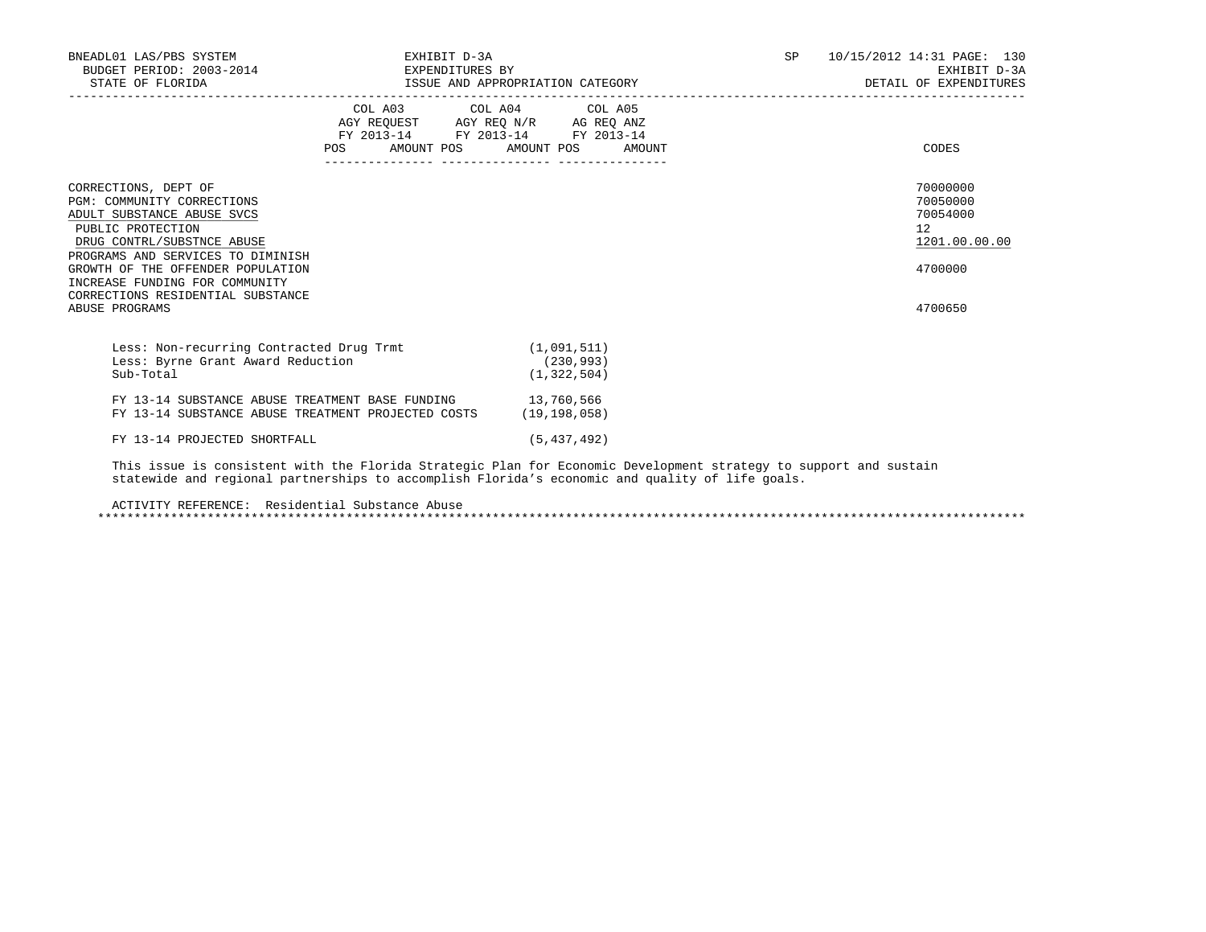BNEADL01 LAS/PBS SYSTEM | EXHIBIT D-3A | SP 10/15/2012 14:31
BUDGET PERIOD: 2003-2014 | EXPENDITURES BY | EXHIBIT D-3A
STATE OF FLORIDA | ISSUE AND APPROPRIATION CATEGORY | DETAIL OF EXPENDITURES

| | COL A03 AGY REQUEST FY 2013-14 | | COL A04 AGY REQ N/R FY 2013-14 | | COL A05 AG REQ ANZ FY 2013-14 | | CODES |
|---|---|---|---|---|---|---|---|
| | POS | AMOUNT | POS | AMOUNT | POS | AMOUNT | |
| CORRECTIONS, DEPT OF | | | | | | | 70000000 |
| PGM: COMMUNITY CORRECTIONS | | | | | | | 70050000 |
| ADULT SUBSTANCE ABUSE SVCS | | | | | | | 70054000 |
| PUBLIC PROTECTION | | | | | | | 12 |
| DRUG CONTRL/SUBSTNCE ABUSE | | | | | | | 1201.00.00.00 |
| PROGRAMS AND SERVICES TO DIMINISH GROWTH OF THE OFFENDER POPULATION | | | | | | | 4700000 |
| INCREASE FUNDING FOR COMMUNITY CORRECTIONS RESIDENTIAL SUBSTANCE ABUSE PROGRAMS | | | | | | | 4700650 |

| | |
|---|---|
| Less: Non-recurring Contracted Drug Trmt | (1,091,511) |
| Less: Byrne Grant Award Reduction | (230,993) |
| Sub-Total | (1,322,504) |
| | |
| FY 13-14 SUBSTANCE ABUSE TREATMENT BASE FUNDING | 13,760,566 |
| FY 13-14 SUBSTANCE ABUSE TREATMENT PROJECTED COSTS | (19,198,058) |
| | |
| FY 13-14 PROJECTED SHORTFALL | (5,437,492) |

This issue is consistent with the Florida Strategic Plan for Economic Development strategy to support and sustain statewide and regional partnerships to accomplish Florida's economic and quality of life goals.

ACTIVITY REFERENCE: Residential Substance Abuse

*******************************************************************************************************************************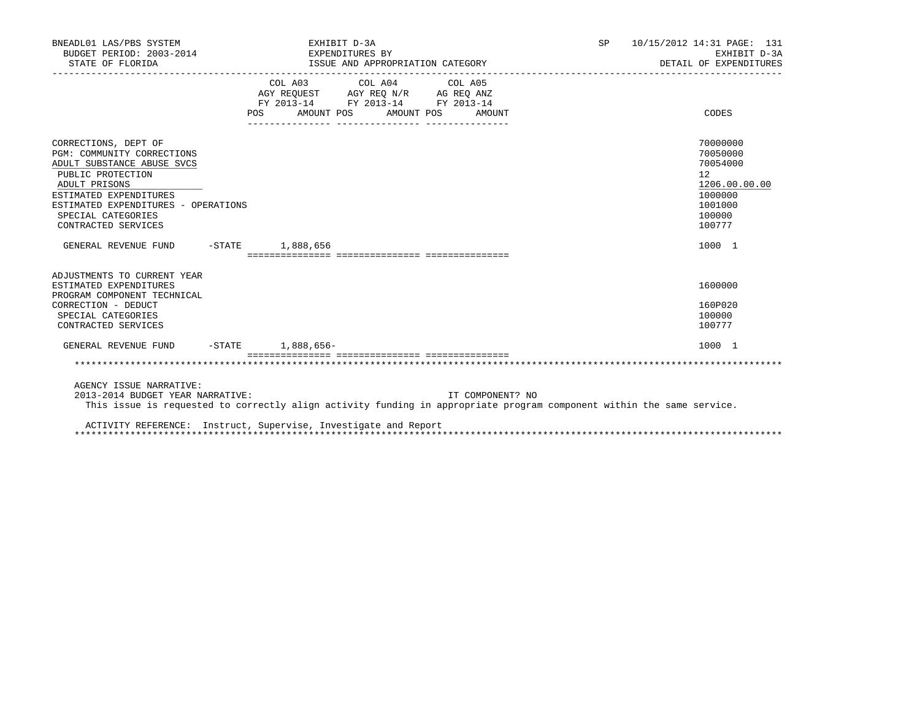BNEADL01 LAS/PBS SYSTEM | EXHIBIT D-3A | SP 10/15/2012 14:31 PAGE: 131
BUDGET PERIOD: 2003-2014 | EXPENDITURES BY | EXHIBIT D-3A
STATE OF FLORIDA | ISSUE AND APPROPRIATION CATEGORY | DETAIL OF EXPENDITURES

| | COL A03 AGY REQUEST FY 2013-14 POS AMOUNT | COL A04 AGY REQ N/R FY 2013-14 POS AMOUNT | COL A05 AG REQ ANZ FY 2013-14 POS AMOUNT | CODES |
|---|---|---|---|---|
| CORRECTIONS, DEPT OF | | | | 70000000 |
| PGM: COMMUNITY CORRECTIONS | | | | 70050000 |
| ADULT SUBSTANCE ABUSE SVCS | | | | 70054000 |
| PUBLIC PROTECTION | | | | 12 |
| ADULT PRISONS | | | | 1206.00.00.00 |
| ESTIMATED EXPENDITURES | | | | 1000000 |
| ESTIMATED EXPENDITURES - OPERATIONS | | | | 1001000 |
| SPECIAL CATEGORIES | | | | 100000 |
| CONTRACTED SERVICES | | | | 100777 |
| GENERAL REVENUE FUND -STATE | 1,888,656 | | | 1000 1 |
| ADJUSTMENTS TO CURRENT YEAR ESTIMATED EXPENDITURES | | | | 1600000 |
| PROGRAM COMPONENT TECHNICAL CORRECTION - DEDUCT | | | | 160P020 |
| SPECIAL CATEGORIES | | | | 100000 |
| CONTRACTED SERVICES | | | | 100777 |
| GENERAL REVENUE FUND -STATE | 1,888,656- | | | 1000 1 |

AGENCY ISSUE NARRATIVE:
2013-2014 BUDGET YEAR NARRATIVE: IT COMPONENT? NO
This issue is requested to correctly align activity funding in appropriate program component within the same service.

ACTIVITY REFERENCE: Instruct, Supervise, Investigate and Report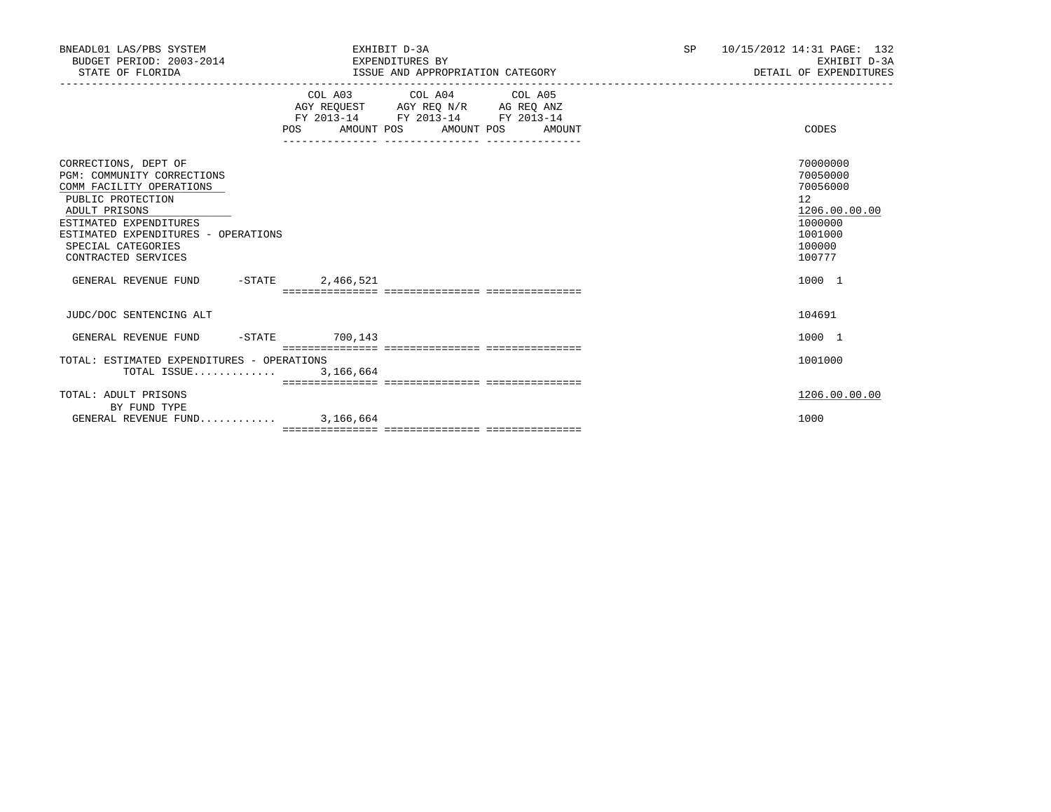BNEADL01 LAS/PBS SYSTEM
BUDGET PERIOD: 2003-2014
STATE OF FLORIDA

EXHIBIT D-3A
EXPENDITURES BY
ISSUE AND APPROPRIATION CATEGORY

SP 10/15/2012 14:31 PAGE: 132
EXHIBIT D-3A
DETAIL OF EXPENDITURES

| | COL A03 AGY REQUEST FY 2013-14 POS AMOUNT | COL A04 AGY REQ N/R FY 2013-14 POS AMOUNT | COL A05 AG REQ ANZ FY 2013-14 POS AMOUNT | CODES |
|---|---|---|---|---|
| CORRECTIONS, DEPT OF | | | | 70000000 |
| PGM: COMMUNITY CORRECTIONS | | | | 70050000 |
| COMM FACILITY OPERATIONS | | | | 70056000 |
| PUBLIC PROTECTION | | | | 12 |
| ADULT PRISONS | | | | 1206.00.00.00 |
| ESTIMATED EXPENDITURES | | | | 1000000 |
| ESTIMATED EXPENDITURES - OPERATIONS | | | | 1001000 |
| SPECIAL CATEGORIES | | | | 100000 |
| CONTRACTED SERVICES | | | | 100777 |
| GENERAL REVENUE FUND -STATE | 2,466,521 | | | 1000 1 |
| JUDC/DOC SENTENCING ALT | | | | 104691 |
| GENERAL REVENUE FUND -STATE | 700,143 | | | 1000 1 |
| TOTAL: ESTIMATED EXPENDITURES - OPERATIONS | | | | 1001000 |
| TOTAL ISSUE............. | 3,166,664 | | | |
| TOTAL: ADULT PRISONS | | | | 1206.00.00.00 |
| BY FUND TYPE | | | | |
| GENERAL REVENUE FUND............ | 3,166,664 | | | 1000 |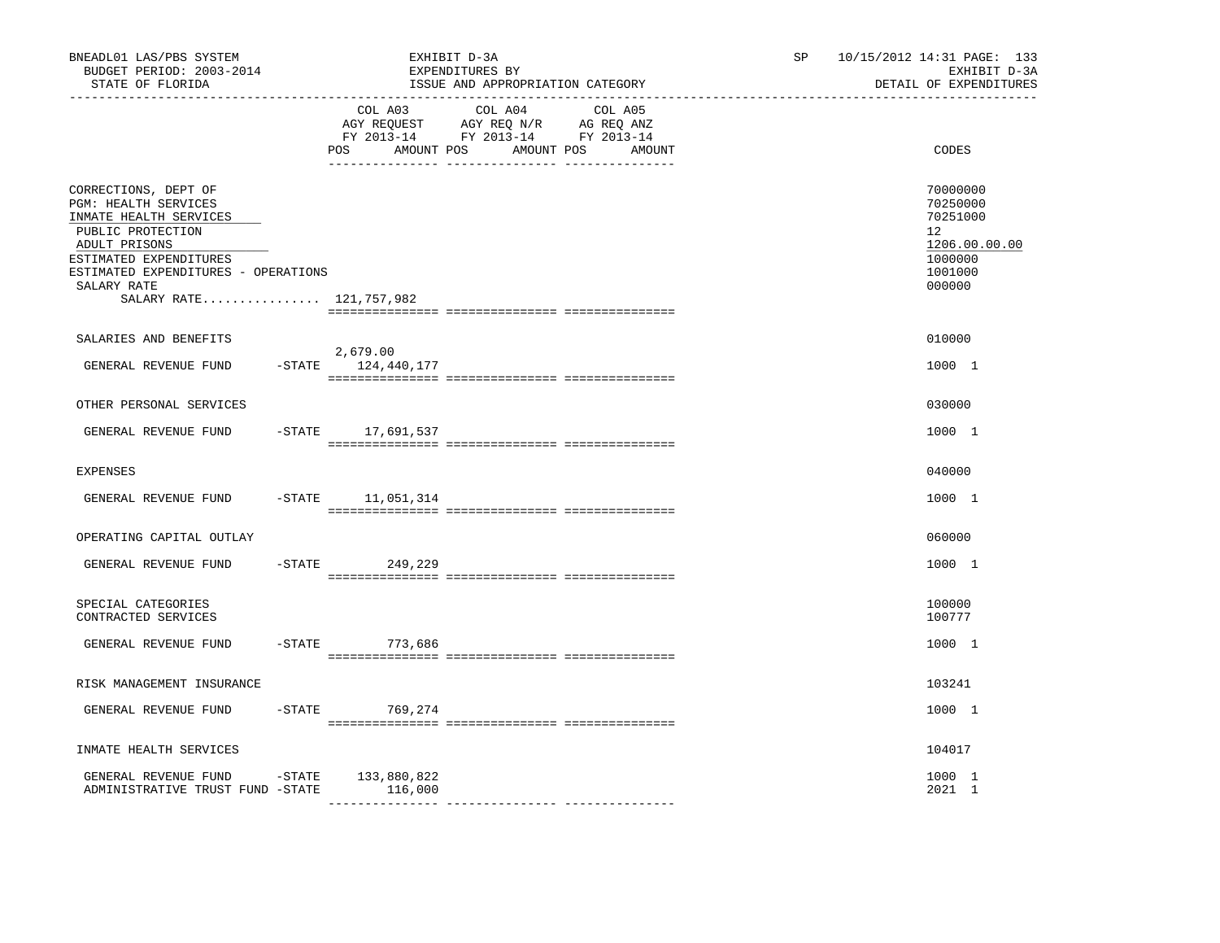BNEADL01 LAS/PBS SYSTEM
BUDGET PERIOD: 2003-2014
STATE OF FLORIDA

EXHIBIT D-3A
EXPENDITURES BY
ISSUE AND APPROPRIATION CATEGORY

SP 10/15/2012 14:31 PAGE: 133
EXHIBIT D-3A
DETAIL OF EXPENDITURES

| | COL A03 AGY REQUEST FY 2013-14 POS AMOUNT | COL A04 AGY REQ N/R FY 2013-14 POS AMOUNT | COL A05 AG REQ ANZ FY 2013-14 POS AMOUNT | CODES |
|---|---|---|---|---|
| CORRECTIONS, DEPT OF | | | | 70000000 |
| PGM: HEALTH SERVICES | | | | 70250000 |
| INMATE HEALTH SERVICES | | | | 70251000 |
| PUBLIC PROTECTION | | | | 12 |
| ADULT PRISONS | | | | 1206.00.00.00 |
| ESTIMATED EXPENDITURES | | | | 1000000 |
| ESTIMATED EXPENDITURES - OPERATIONS | | | | 1001000 |
| SALARY RATE | | | | 000000 |
| SALARY RATE................ 121,757,982 | | | | |
| SALARIES AND BENEFITS | | | | 010000 |
| GENERAL REVENUE FUND -STATE | 2,679.00 124,440,177 | | | 1000 1 |
| OTHER PERSONAL SERVICES | | | | 030000 |
| GENERAL REVENUE FUND -STATE | 17,691,537 | | | 1000 1 |
| EXPENSES | | | | 040000 |
| GENERAL REVENUE FUND -STATE | 11,051,314 | | | 1000 1 |
| OPERATING CAPITAL OUTLAY | | | | 060000 |
| GENERAL REVENUE FUND -STATE | 249,229 | | | 1000 1 |
| SPECIAL CATEGORIES | | | | 100000 |
| CONTRACTED SERVICES | | | | 100777 |
| GENERAL REVENUE FUND -STATE | 773,686 | | | 1000 1 |
| RISK MANAGEMENT INSURANCE | | | | 103241 |
| GENERAL REVENUE FUND -STATE | 769,274 | | | 1000 1 |
| INMATE HEALTH SERVICES | | | | 104017 |
| GENERAL REVENUE FUND -STATE | 133,880,822 | | | 1000 1 |
| ADMINISTRATIVE TRUST FUND -STATE | 116,000 | | | 2021 1 |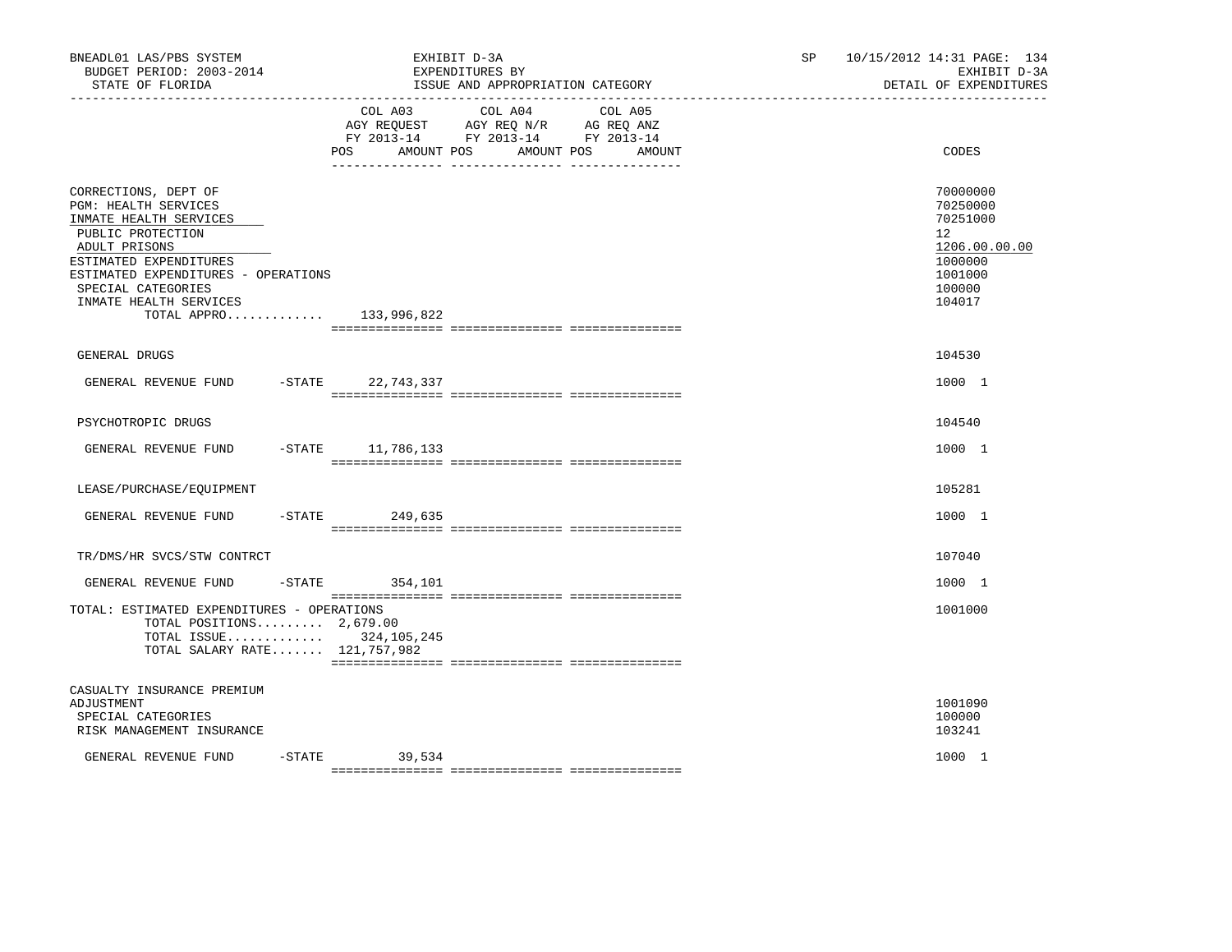BNEADL01 LAS/PBS SYSTEM | EXHIBIT D-3A | SP 10/15/2012 14:31 PAGE: 134
BUDGET PERIOD: 2003-2014 | EXPENDITURES BY | EXHIBIT D-3A
STATE OF FLORIDA | ISSUE AND APPROPRIATION CATEGORY | DETAIL OF EXPENDITURES

| | COL A03 AGY REQUEST FY 2013-14 POS AMOUNT | COL A04 AGY REQ N/R FY 2013-14 POS AMOUNT | COL A05 AG REQ ANZ FY 2013-14 POS AMOUNT | CODES |
|---|---|---|---|---|
| CORRECTIONS, DEPT OF | | | | 70000000 |
| PGM: HEALTH SERVICES | | | | 70250000 |
| INMATE HEALTH SERVICES | | | | 70251000 |
| PUBLIC PROTECTION | | | | 12 |
| ADULT PRISONS | | | | 1206.00.00.00 |
| ESTIMATED EXPENDITURES | | | | 1000000 |
| ESTIMATED EXPENDITURES - OPERATIONS | | | | 1001000 |
| SPECIAL CATEGORIES | | | | 100000 |
| INMATE HEALTH SERVICES | | | | 104017 |
| TOTAL APPRO............ | 133,996,822 | | | |
| GENERAL DRUGS | | | | 104530 |
| GENERAL REVENUE FUND -STATE | 22,743,337 | | | 1000 1 |
| PSYCHOTROPIC DRUGS | | | | 104540 |
| GENERAL REVENUE FUND -STATE | 11,786,133 | | | 1000 1 |
| LEASE/PURCHASE/EQUIPMENT | | | | 105281 |
| GENERAL REVENUE FUND -STATE | 249,635 | | | 1000 1 |
| TR/DMS/HR SVCS/STW CONTRCT | | | | 107040 |
| GENERAL REVENUE FUND -STATE | 354,101 | | | 1000 1 |
| TOTAL: ESTIMATED EXPENDITURES - OPERATIONS | | | | 1001000 |
| TOTAL POSITIONS......... | 2,679.00 | | | |
| TOTAL ISSUE............ | 324,105,245 | | | |
| TOTAL SALARY RATE....... | 121,757,982 | | | |
| CASUALTY INSURANCE PREMIUM ADJUSTMENT | | | | 1001090 |
| SPECIAL CATEGORIES | | | | 100000 |
| RISK MANAGEMENT INSURANCE | | | | 103241 |
| GENERAL REVENUE FUND -STATE | 39,534 | | | 1000 1 |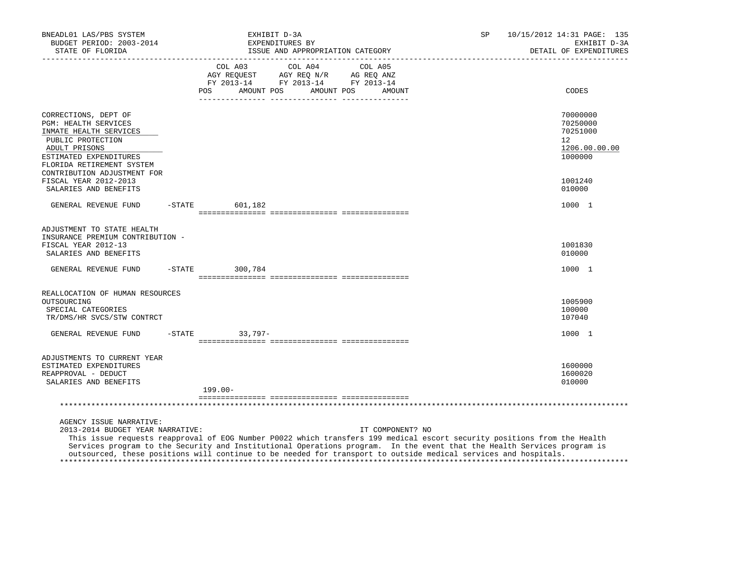| | COL A03 AGY REQUEST FY 2013-14 POS | AMOUNT | COL A04 AGY REQ N/R FY 2013-14 POS | AMOUNT | COL A05 AG REQ ANZ FY 2013-14 POS | AMOUNT | CODES |
|---|---|---|---|---|---|---|---|
| CORRECTIONS, DEPT OF | | | | | | | 70000000 |
| PGM: HEALTH SERVICES | | | | | | | 70250000 |
| INMATE HEALTH SERVICES | | | | | | | 70251000 |
| PUBLIC PROTECTION | | | | | | | 12 |
| ADULT PRISONS | | | | | | | 1206.00.00.00 |
| ESTIMATED EXPENDITURES | | | | | | | 1000000 |
| FLORIDA RETIREMENT SYSTEM CONTRIBUTION ADJUSTMENT FOR FISCAL YEAR 2012-2013 | | | | | | | 1001240 |
| SALARIES AND BENEFITS | | | | | | | 010000 |
| GENERAL REVENUE FUND -STATE | | 601,182 | | | | | 1000 1 |
| ADJUSTMENT TO STATE HEALTH INSURANCE PREMIUM CONTRIBUTION - FISCAL YEAR 2012-13 | | | | | | | 1001830 |
| SALARIES AND BENEFITS | | | | | | | 010000 |
| GENERAL REVENUE FUND -STATE | | 300,784 | | | | | 1000 1 |
| REALLOCATION OF HUMAN RESOURCES OUTSOURCING | | | | | | | 1005900 |
| SPECIAL CATEGORIES | | | | | | | 100000 |
| TR/DMS/HR SVCS/STW CONTRCT | | | | | | | 107040 |
| GENERAL REVENUE FUND -STATE | | 33,797- | | | | | 1000 1 |
| ADJUSTMENTS TO CURRENT YEAR ESTIMATED EXPENDITURES | | | | | | | 1600000 |
| REAPPROVAL - DEDUCT | | | | | | | 1600020 |
| SALARIES AND BENEFITS | | | | | | | 010000 |
| | 199.00- | | | | | | |

AGENCY ISSUE NARRATIVE:

2013-2014 BUDGET YEAR NARRATIVE: IT COMPONENT? NO

This issue requests reapproval of EOG Number P0022 which transfers 199 medical escort security positions from the Health Services program to the Security and Institutional Operations program. In the event that the Health Services program is outsourced, these positions will continue to be needed for transport to outside medical services and hospitals.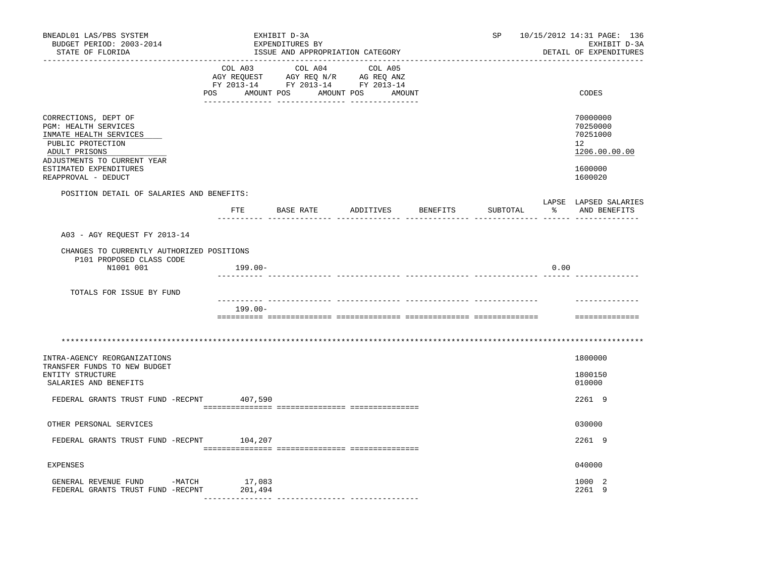BNEADL01 LAS/PBS SYSTEM | EXHIBIT D-3A | SP 10/15/2012 14:31
BUDGET PERIOD: 2003-2014 | EXPENDITURES BY | EXHIBIT D-3A
STATE OF FLORIDA | ISSUE AND APPROPRIATION CATEGORY | DETAIL OF EXPENDITURES

| | COL A03 AGY REQUEST FY 2013-14 POS AMOUNT | COL A04 AGY REQ N/R FY 2013-14 POS AMOUNT | COL A05 AG REQ ANZ FY 2013-14 POS AMOUNT | CODES |
|---|---|---|---|---|
| CORRECTIONS, DEPT OF | | | | 70000000 |
| PGM: HEALTH SERVICES | | | | 70250000 |
| INMATE HEALTH SERVICES | | | | 70251000 |
| PUBLIC PROTECTION | | | | 12 |
| ADULT PRISONS | | | | 1206.00.00.00 |
| ADJUSTMENTS TO CURRENT YEAR ESTIMATED EXPENDITURES | | | | 1600000 |
| REAPPROVAL - DEDUCT | | | | 1600020 |

POSITION DETAIL OF SALARIES AND BENEFITS:

| | FTE | BASE RATE | ADDITIVES | BENEFITS | SUBTOTAL | LAPSE % | LAPSED SALARIES AND BENEFITS |
|---|---|---|---|---|---|---|---|
| A03 - AGY REQUEST FY 2013-14 | | | | | | | |
| CHANGES TO CURRENTLY AUTHORIZED POSITIONS | | | | | | | |
| P101 PROPOSED CLASS CODE | | | | | | | |
| N1001 001 | 199.00- | | | | | 0.00 | |
| TOTALS FOR ISSUE BY FUND | | | | | | | |
| | 199.00- | | | | | | |

*******************************************************************************************************

| | COL A03 | COL A04 | COL A05 | CODES |
|---|---|---|---|---|
| INTRA-AGENCY REORGANIZATIONS | | | | 1800000 |
| TRANSFER FUNDS TO NEW BUDGET ENTITY STRUCTURE | | | | 1800150 |
| SALARIES AND BENEFITS | | | | 010000 |
| FEDERAL GRANTS TRUST FUND -RECPNT | 407,590 | | | 2261 9 |
| OTHER PERSONAL SERVICES | | | | 030000 |
| FEDERAL GRANTS TRUST FUND -RECPNT | 104,207 | | | 2261 9 |
| EXPENSES | | | | 040000 |
| GENERAL REVENUE FUND -MATCH | 17,083 | | | 1000 2 |
| FEDERAL GRANTS TRUST FUND -RECPNT | 201,494 | | | 2261 9 |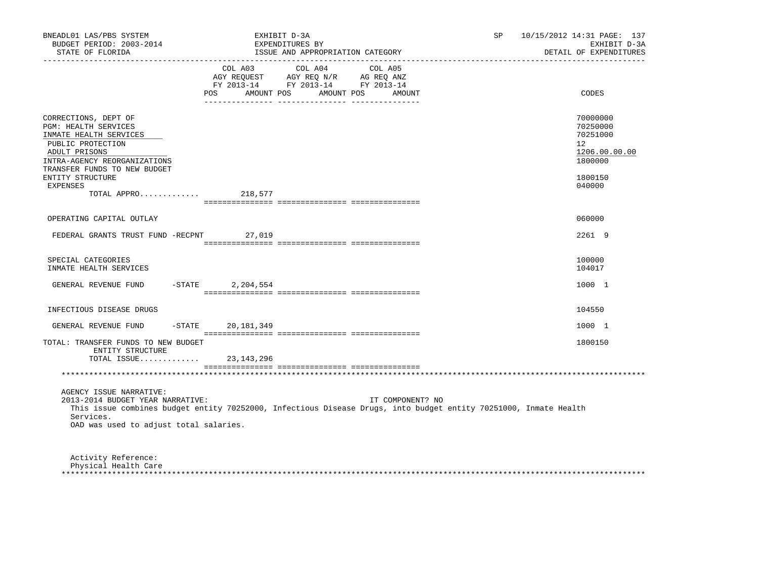BNEADL01 LAS/PBS SYSTEM | EXHIBIT D-3A | SP 10/15/2012 14:31 PAGE: 137
BUDGET PERIOD: 2003-2014 | EXPENDITURES BY | EXHIBIT D-3A
STATE OF FLORIDA | ISSUE AND APPROPRIATION CATEGORY | DETAIL OF EXPENDITURES

| | COL A03 AGY REQUEST FY 2013-14 POS AMOUNT | COL A04 AGY REQ N/R FY 2013-14 POS AMOUNT | COL A05 AG REQ ANZ FY 2013-14 POS AMOUNT | CODES |
|---|---|---|---|---|
| CORRECTIONS, DEPT OF | | | | 70000000 |
| PGM: HEALTH SERVICES | | | | 70250000 |
| INMATE HEALTH SERVICES | | | | 70251000 |
| PUBLIC PROTECTION | | | | 12 |
| ADULT PRISONS | | | | 1206.00.00.00 |
| INTRA-AGENCY REORGANIZATIONS | | | | 1800000 |
| TRANSFER FUNDS TO NEW BUDGET ENTITY STRUCTURE | | | | 1800150 |
| EXPENSES | | | | 040000 |
| TOTAL APPRO............ | 218,577 | | | |
| OPERATING CAPITAL OUTLAY | | | | 060000 |
| FEDERAL GRANTS TRUST FUND -RECPNT | 27,019 | | | 2261 9 |
| SPECIAL CATEGORIES | | | | 100000 |
| INMATE HEALTH SERVICES | | | | 104017 |
| GENERAL REVENUE FUND -STATE | 2,204,554 | | | 1000 1 |
| INFECTIOUS DISEASE DRUGS | | | | 104550 |
| GENERAL REVENUE FUND -STATE | 20,181,349 | | | 1000 1 |
| TOTAL: TRANSFER FUNDS TO NEW BUDGET ENTITY STRUCTURE | | | | 1800150 |
| TOTAL ISSUE............ | 23,143,296 | | | |

AGENCY ISSUE NARRATIVE:
2013-2014 BUDGET YEAR NARRATIVE: IT COMPONENT? NO
This issue combines budget entity 70252000, Infectious Disease Drugs, into budget entity 70251000, Inmate Health Services.
OAD was used to adjust total salaries.

Activity Reference:
Physical Health Care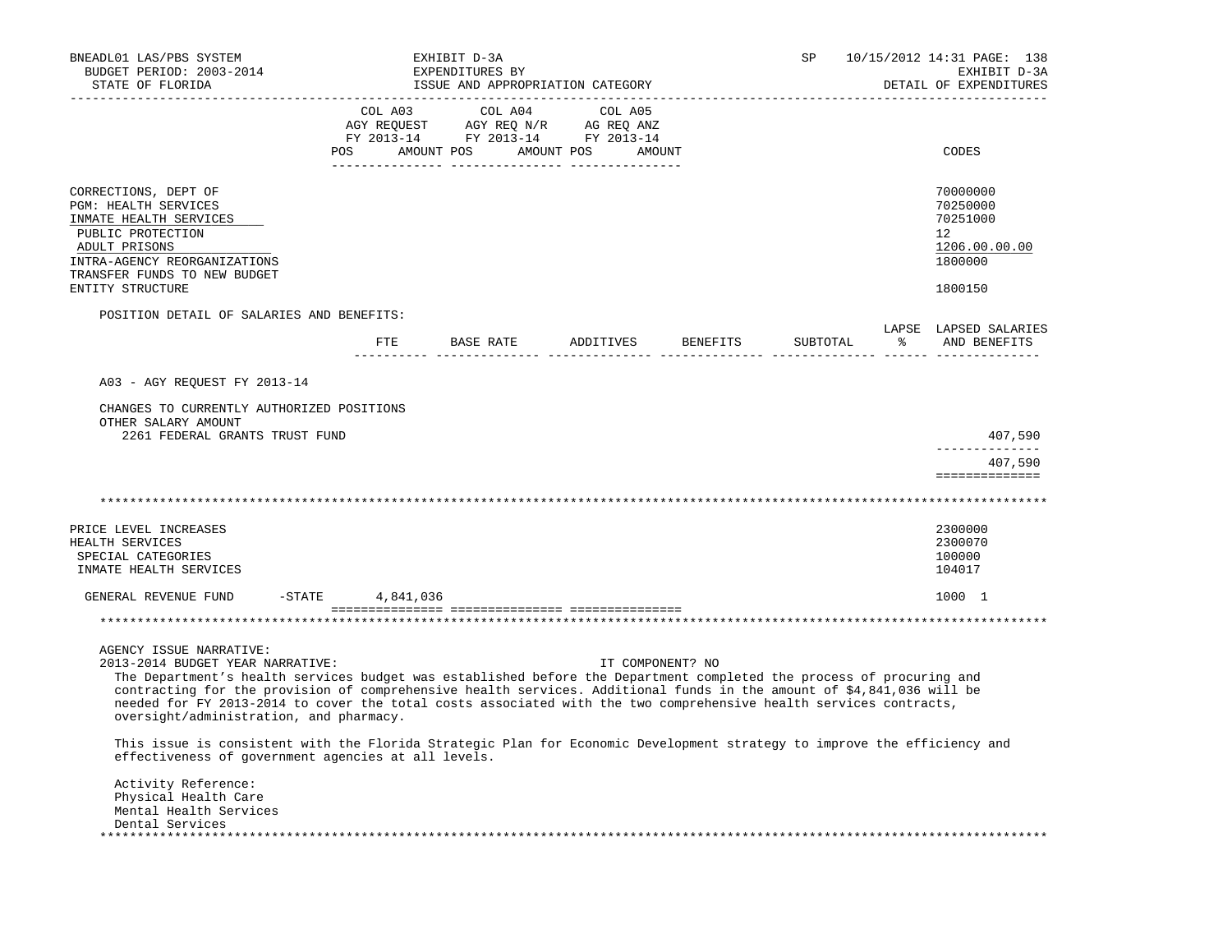| | COL A03 AGY REQUEST FY 2013-14 | COL A04 AGY REQ N/R FY 2013-14 | COL A05 AG REQ ANZ FY 2013-14 | |
|---|---|---|---|---|
| | POS AMOUNT | POS AMOUNT | POS AMOUNT | CODES |
| CORRECTIONS, DEPT OF | | | | 70000000 |
| PGM: HEALTH SERVICES | | | | 70250000 |
| INMATE HEALTH SERVICES | | | | 70251000 |
| PUBLIC PROTECTION | | | | 12 |
| ADULT PRISONS | | | | 1206.00.00.00 |
| INTRA-AGENCY REORGANIZATIONS | | | | 1800000 |
| TRANSFER FUNDS TO NEW BUDGET ENTITY STRUCTURE | | | | 1800150 |

POSITION DETAIL OF SALARIES AND BENEFITS:

| | FTE | BASE RATE | ADDITIVES | BENEFITS | SUBTOTAL | LAPSE % | LAPSED SALARIES AND BENEFITS |
|---|---|---|---|---|---|---|---|
| A03 - AGY REQUEST FY 2013-14 | | | | | | | |
| CHANGES TO CURRENTLY AUTHORIZED POSITIONS | | | | | | | |
| OTHER SALARY AMOUNT | | | | | | | |
| 2261 FEDERAL GRANTS TRUST FUND | | | | | | | 407,590 |
| | | | | | | | 407,590 |

| | COL A03 | COL A04 | COL A05 | CODES |
|---|---|---|---|---|
| PRICE LEVEL INCREASES | | | | 2300000 |
| HEALTH SERVICES | | | | 2300070 |
| SPECIAL CATEGORIES | | | | 100000 |
| INMATE HEALTH SERVICES | | | | 104017 |
| GENERAL REVENUE FUND -STATE | 4,841,036 | | | 1000 1 |

AGENCY ISSUE NARRATIVE:

2013-2014 BUDGET YEAR NARRATIVE: IT COMPONENT? NO

The Department's health services budget was established before the Department completed the process of procuring and contracting for the provision of comprehensive health services. Additional funds in the amount of $4,841,036 will be needed for FY 2013-2014 to cover the total costs associated with the two comprehensive health services contracts, oversight/administration, and pharmacy.

This issue is consistent with the Florida Strategic Plan for Economic Development strategy to improve the efficiency and effectiveness of government agencies at all levels.

Activity Reference:
Physical Health Care
Mental Health Services
Dental Services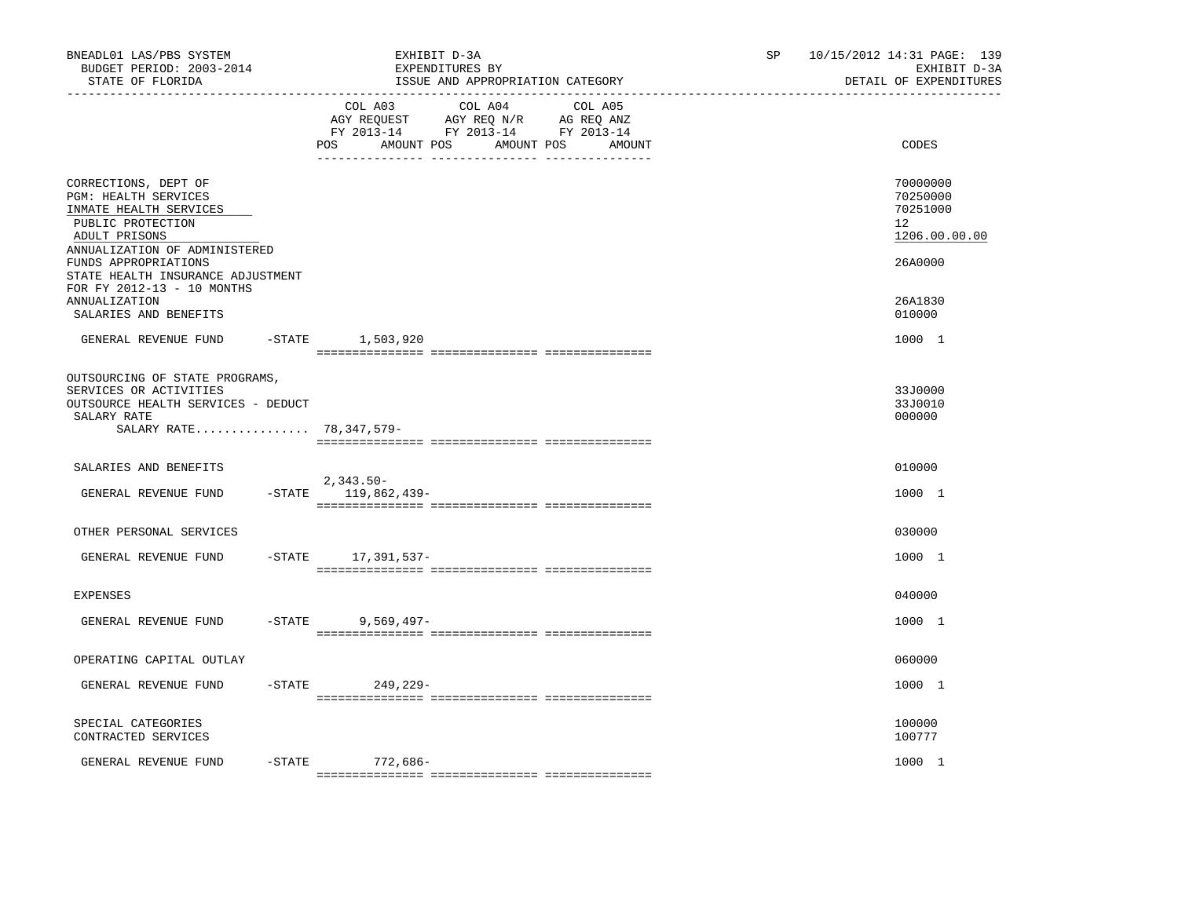BNEADL01 LAS/PBS SYSTEM
BUDGET PERIOD: 2003-2014
STATE OF FLORIDA

EXHIBIT D-3A
EXPENDITURES BY
ISSUE AND APPROPRIATION CATEGORY

SP 10/15/2012 14:31
EXHIBIT D-3A
DETAIL OF EXPENDITURES

| | COL A03 AGY REQUEST FY 2013-14 POS AMOUNT | COL A04 AGY REQ N/R FY 2013-14 POS AMOUNT | COL A05 AG REQ ANZ FY 2013-14 POS AMOUNT | CODES |
|---|---|---|---|---|
| CORRECTIONS, DEPT OF | | | | 70000000 |
| PGM: HEALTH SERVICES | | | | 70250000 |
| INMATE HEALTH SERVICES | | | | 70251000 |
| PUBLIC PROTECTION | | | | 12 |
| ADULT PRISONS | | | | 1206.00.00.00 |
| ANNUALIZATION OF ADMINISTERED FUNDS APPROPRIATIONS | | | | 26A0000 |
| STATE HEALTH INSURANCE ADJUSTMENT FOR FY 2012-13 - 10 MONTHS ANNUALIZATION | | | | 26A1830 |
| SALARIES AND BENEFITS | | | | 010000 |
| GENERAL REVENUE FUND -STATE | 1,503,920 | | | 1000 1 |
| OUTSOURCING OF STATE PROGRAMS, SERVICES OR ACTIVITIES | | | | 33J0000 |
| OUTSOURCE HEALTH SERVICES - DEDUCT | | | | 33J0010 |
| SALARY RATE | | | | 000000 |
| SALARY RATE................ | 78,347,579- | | | |
| SALARIES AND BENEFITS | | | | 010000 |
| GENERAL REVENUE FUND -STATE | 2,343.50- 119,862,439- | | | 1000 1 |
| OTHER PERSONAL SERVICES | | | | 030000 |
| GENERAL REVENUE FUND -STATE | 17,391,537- | | | 1000 1 |
| EXPENSES | | | | 040000 |
| GENERAL REVENUE FUND -STATE | 9,569,497- | | | 1000 1 |
| OPERATING CAPITAL OUTLAY | | | | 060000 |
| GENERAL REVENUE FUND -STATE | 249,229- | | | 1000 1 |
| SPECIAL CATEGORIES | | | | 100000 |
| CONTRACTED SERVICES | | | | 100777 |
| GENERAL REVENUE FUND -STATE | 772,686- | | | 1000 1 |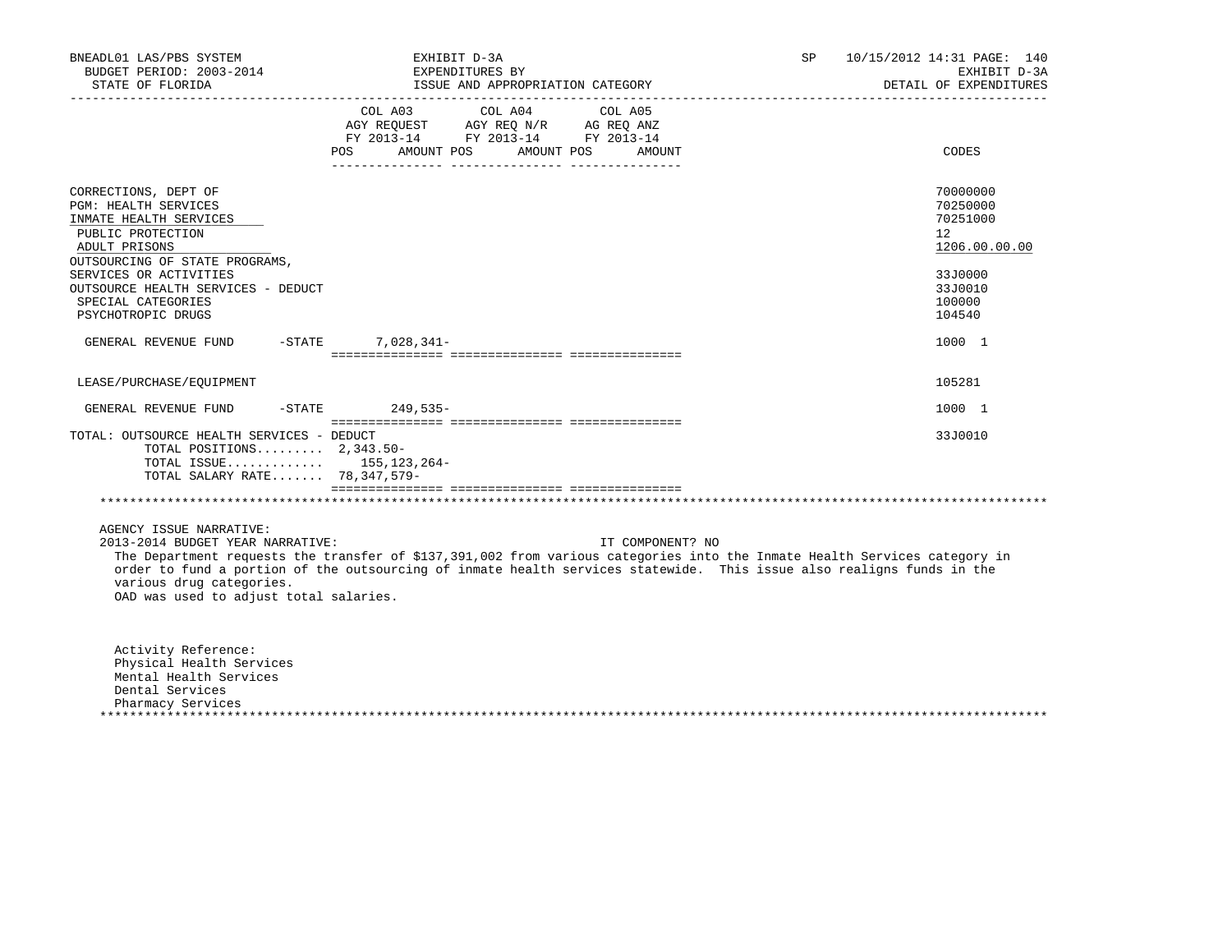| | COL A03 AGY REQUEST FY 2013-14 POS | AMOUNT | COL A04 AGY REQ N/R FY 2013-14 POS | AMOUNT | COL A05 AG REQ ANZ FY 2013-14 POS | AMOUNT | CODES |
|---|---|---|---|---|---|---|---|
| CORRECTIONS, DEPT OF | | | | | | | 70000000 |
| PGM: HEALTH SERVICES | | | | | | | 70250000 |
| INMATE HEALTH SERVICES | | | | | | | 70251000 |
| PUBLIC PROTECTION | | | | | | | 12 |
| ADULT PRISONS | | | | | | | 1206.00.00.00 |
| OUTSOURCING OF STATE PROGRAMS, SERVICES OR ACTIVITIES | | | | | | | 33J0000 |
| OUTSOURCE HEALTH SERVICES - DEDUCT | | | | | | | 33J0010 |
| SPECIAL CATEGORIES | | | | | | | 100000 |
| PSYCHOTROPIC DRUGS | | | | | | | 104540 |
| GENERAL REVENUE FUND -STATE | | 7,028,341- | | | | | 1000 1 |
| LEASE/PURCHASE/EQUIPMENT | | | | | | | 105281 |
| GENERAL REVENUE FUND -STATE | | 249,535- | | | | | 1000 1 |
| TOTAL: OUTSOURCE HEALTH SERVICES - DEDUCT | | | | | | | 33J0010 |
| TOTAL POSITIONS......... | 2,343.50- | | | | | | |
| TOTAL ISSUE............. | | 155,123,264- | | | | | |
| TOTAL SALARY RATE....... | | 78,347,579- | | | | | |

AGENCY ISSUE NARRATIVE:

2013-2014 BUDGET YEAR NARRATIVE: IT COMPONENT? NO

The Department requests the transfer of $137,391,002 from various categories into the Inmate Health Services category in order to fund a portion of the outsourcing of inmate health services statewide. This issue also realigns funds in the various drug categories.
OAD was used to adjust total salaries.

Activity Reference:
Physical Health Services
Mental Health Services
Dental Services
Pharmacy Services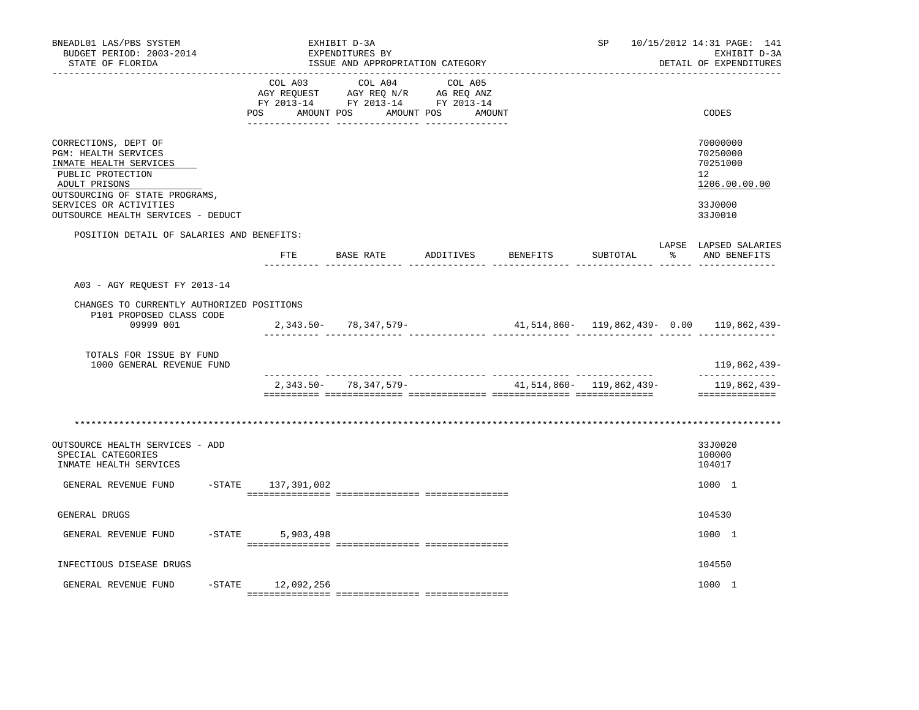BNEADL01 LAS/PBS SYSTEM | EXHIBIT D-3A | SP 10/15/2012 14:31 PAGE: 141
BUDGET PERIOD: 2003-2014 | EXPENDITURES BY | EXHIBIT D-3A
STATE OF FLORIDA | ISSUE AND APPROPRIATION CATEGORY | DETAIL OF EXPENDITURES

| | COL A03 AGY REQUEST FY 2013-14 POS AMOUNT | COL A04 AGY REQ N/R FY 2013-14 POS AMOUNT | COL A05 AG REQ ANZ FY 2013-14 POS AMOUNT | CODES |
|---|---|---|---|---|
| CORRECTIONS, DEPT OF | | | | 70000000 |
| PGM: HEALTH SERVICES | | | | 70250000 |
| INMATE HEALTH SERVICES | | | | 70251000 |
| PUBLIC PROTECTION | | | | 12 |
| ADULT PRISONS | | | | 1206.00.00.00 |
| OUTSOURCING OF STATE PROGRAMS, SERVICES OR ACTIVITIES | | | | 33J0000 |
| OUTSOURCE HEALTH SERVICES - DEDUCT | | | | 33J0010 |

POSITION DETAIL OF SALARIES AND BENEFITS:

| | FTE | BASE RATE | ADDITIVES | BENEFITS | SUBTOTAL | LAPSE % | LAPSED SALARIES AND BENEFITS |
|---|---|---|---|---|---|---|---|
| A03 - AGY REQUEST FY 2013-14 | | | | | | | |
| CHANGES TO CURRENTLY AUTHORIZED POSITIONS | | | | | | | |
| P101 PROPOSED CLASS CODE 09999 001 | 2,343.50- | 78,347,579- | | 41,514,860- | 119,862,439- | 0.00 | 119,862,439- |
| TOTALS FOR ISSUE BY FUND 1000 GENERAL REVENUE FUND | | | | | | | 119,862,439- |
| | 2,343.50- | 78,347,579- | | 41,514,860- | 119,862,439- | | 119,862,439- |

*******************************************************************************************************************

| | COL A03 | COL A04 | COL A05 | CODES |
|---|---|---|---|---|
| OUTSOURCE HEALTH SERVICES - ADD | | | | 33J0020 |
| SPECIAL CATEGORIES | | | | 100000 |
| INMATE HEALTH SERVICES | | | | 104017 |
| GENERAL REVENUE FUND -STATE | 137,391,002 | | | 1000 1 |
| GENERAL DRUGS | | | | 104530 |
| GENERAL REVENUE FUND -STATE | 5,903,498 | | | 1000 1 |
| INFECTIOUS DISEASE DRUGS | | | | 104550 |
| GENERAL REVENUE FUND -STATE | 12,092,256 | | | 1000 1 |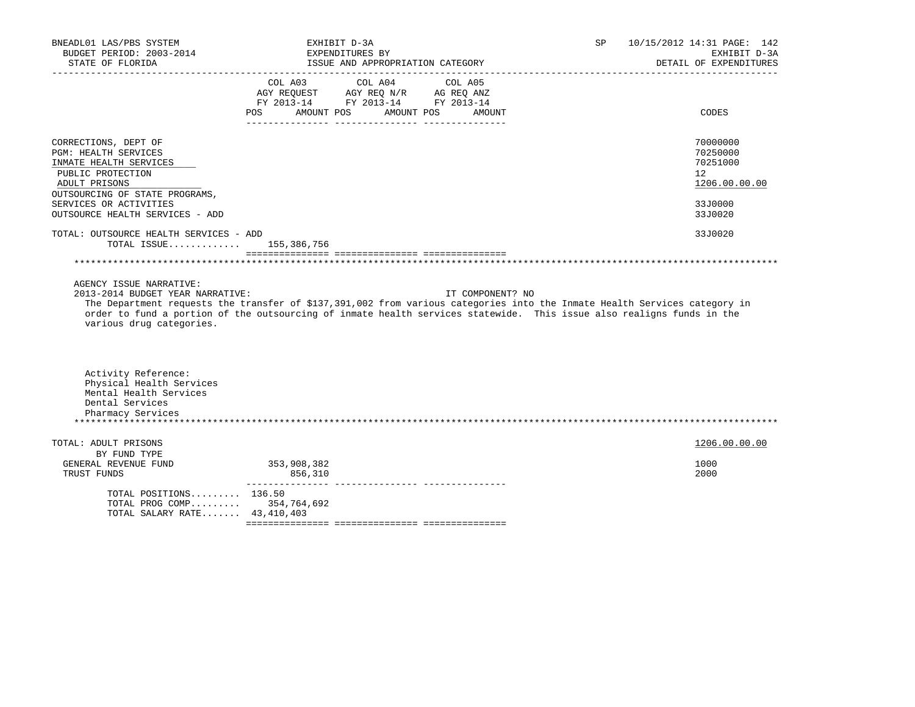BNEADL01 LAS/PBS SYSTEM | EXHIBIT D-3A | SP 10/15/2012 14:31
BUDGET PERIOD: 2003-2014 | EXPENDITURES BY | EXHIBIT D-3A
STATE OF FLORIDA | ISSUE AND APPROPRIATION CATEGORY | DETAIL OF EXPENDITURES

| | COL A03 AGY REQUEST FY 2013-14 POS AMOUNT | COL A04 AGY REQ N/R FY 2013-14 POS AMOUNT | COL A05 AG REQ ANZ FY 2013-14 POS AMOUNT | CODES |
|---|---|---|---|---|
| CORRECTIONS, DEPT OF | | | | 70000000 |
| PGM: HEALTH SERVICES | | | | 70250000 |
| INMATE HEALTH SERVICES | | | | 70251000 |
| PUBLIC PROTECTION | | | | 12 |
| ADULT PRISONS | | | | 1206.00.00.00 |
| OUTSOURCING OF STATE PROGRAMS, SERVICES OR ACTIVITIES | | | | 33J0000 |
| OUTSOURCE HEALTH SERVICES - ADD | | | | 33J0020 |
| TOTAL: OUTSOURCE HEALTH SERVICES - ADD | | | | 33J0020 |
| TOTAL ISSUE............ | 155,386,756 | | | |

AGENCY ISSUE NARRATIVE:

2013-2014 BUDGET YEAR NARRATIVE: IT COMPONENT? NO

The Department requests the transfer of $137,391,002 from various categories into the Inmate Health Services category in order to fund a portion of the outsourcing of inmate health services statewide. This issue also realigns funds in the various drug categories.

Activity Reference:
Physical Health Services
Mental Health Services
Dental Services
Pharmacy Services

| | COL A03 | COL A04 | COL A05 | CODES |
|---|---|---|---|---|
| TOTAL: ADULT PRISONS | | | | 1206.00.00.00 |
| BY FUND TYPE | | | | |
| GENERAL REVENUE FUND | 353,908,382 | | | 1000 |
| TRUST FUNDS | 856,310 | | | 2000 |
| TOTAL POSITIONS......... | 136.50 | | | |
| TOTAL PROG COMP......... | 354,764,692 | | | |
| TOTAL SALARY RATE....... | 43,410,403 | | | |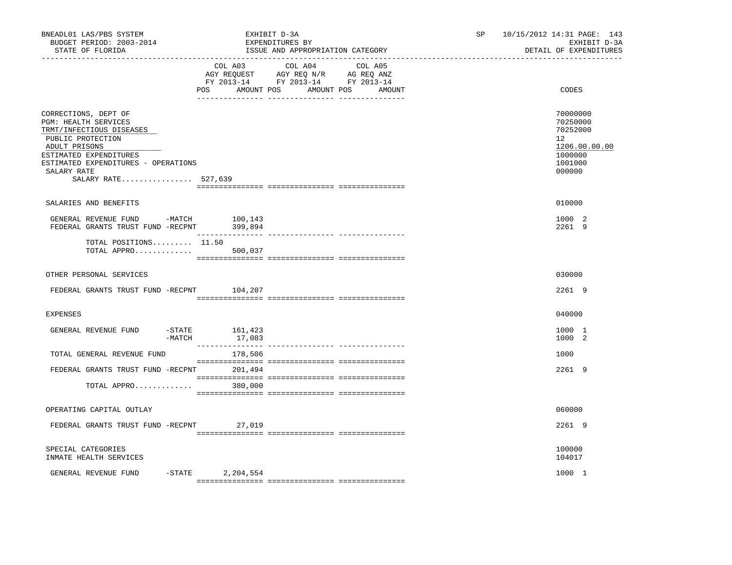BNEADL01 LAS/PBS SYSTEM
BUDGET PERIOD: 2003-2014
STATE OF FLORIDA

EXHIBIT D-3A
EXPENDITURES BY
ISSUE AND APPROPRIATION CATEGORY

SP 10/15/2012 14:31
EXHIBIT D-3A
DETAIL OF EXPENDITURES

| | COL A03 AGY REQUEST FY 2013-14 POS | AMOUNT | COL A04 AGY REQ N/R FY 2013-14 POS | AMOUNT | COL A05 AG REQ ANZ FY 2013-14 POS | AMOUNT | CODES |
|---|---|---|---|---|---|---|---|
| CORRECTIONS, DEPT OF | | | | | | | 70000000 |
| PGM: HEALTH SERVICES | | | | | | | 70250000 |
| TRMT/INFECTIOUS DISEASES | | | | | | | 70252000 |
| PUBLIC PROTECTION | | | | | | | 12 |
| ADULT PRISONS | | | | | | | 1206.00.00.00 |
| ESTIMATED EXPENDITURES | | | | | | | 1000000 |
| ESTIMATED EXPENDITURES - OPERATIONS | | | | | | | 1001000 |
| SALARY RATE | | | | | | | 000000 |
| SALARY RATE................ | 527,639 | | | | | | |
| SALARIES AND BENEFITS | | | | | | | 010000 |
| GENERAL REVENUE FUND -MATCH | | 100,143 | | | | | 1000 2 |
| FEDERAL GRANTS TRUST FUND -RECPNT | | 399,894 | | | | | 2261 9 |
| TOTAL POSITIONS......... | 11.50 | | | | | | |
| TOTAL APPRO............. | | 500,037 | | | | | |
| OTHER PERSONAL SERVICES | | | | | | | 030000 |
| FEDERAL GRANTS TRUST FUND -RECPNT | | 104,207 | | | | | 2261 9 |
| EXPENSES | | | | | | | 040000 |
| GENERAL REVENUE FUND -STATE | | 161,423 | | | | | 1000 1 |
| -MATCH | | 17,083 | | | | | 1000 2 |
| TOTAL GENERAL REVENUE FUND | | 178,506 | | | | | 1000 |
| FEDERAL GRANTS TRUST FUND -RECPNT | | 201,494 | | | | | 2261 9 |
| TOTAL APPRO............. | | 380,000 | | | | | |
| OPERATING CAPITAL OUTLAY | | | | | | | 060000 |
| FEDERAL GRANTS TRUST FUND -RECPNT | | 27,019 | | | | | 2261 9 |
| SPECIAL CATEGORIES | | | | | | | 100000 |
| INMATE HEALTH SERVICES | | | | | | | 104017 |
| GENERAL REVENUE FUND -STATE | | 2,204,554 | | | | | 1000 1 |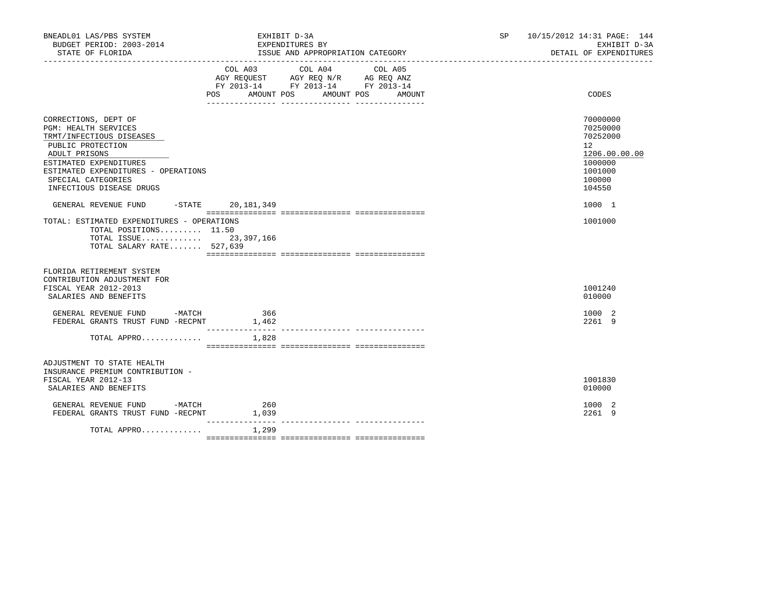BNEADL01 LAS/PBS SYSTEM | EXHIBIT D-3A | SP 10/15/2012 14:31 PAGE: 144
BUDGET PERIOD: 2003-2014 | EXPENDITURES BY | EXHIBIT D-3A
STATE OF FLORIDA | ISSUE AND APPROPRIATION CATEGORY | DETAIL OF EXPENDITURES

| | COL A03 AGY REQUEST FY 2013-14 POS AMOUNT | COL A04 AGY REQ N/R FY 2013-14 POS AMOUNT | COL A05 AG REQ ANZ FY 2013-14 POS AMOUNT | CODES |
|---|---|---|---|---|
| CORRECTIONS, DEPT OF | | | | 70000000 |
| PGM: HEALTH SERVICES | | | | 70250000 |
| TRMT/INFECTIOUS DISEASES | | | | 70252000 |
| PUBLIC PROTECTION | | | | 12 |
| ADULT PRISONS | | | | 1206.00.00.00 |
| ESTIMATED EXPENDITURES | | | | 1000000 |
| ESTIMATED EXPENDITURES - OPERATIONS | | | | 1001000 |
| SPECIAL CATEGORIES | | | | 100000 |
| INFECTIOUS DISEASE DRUGS | | | | 104550 |
| GENERAL REVENUE FUND -STATE | 20,181,349 | | | 1000 1 |
| TOTAL: ESTIMATED EXPENDITURES - OPERATIONS | | | | 1001000 |
| TOTAL POSITIONS......... 11.50 | | | | |
| TOTAL ISSUE............ | 23,397,166 | | | |
| TOTAL SALARY RATE....... 527,639 | | | | |
| FLORIDA RETIREMENT SYSTEM CONTRIBUTION ADJUSTMENT FOR FISCAL YEAR 2012-2013 | | | | 1001240 |
| SALARIES AND BENEFITS | | | | 010000 |
| GENERAL REVENUE FUND -MATCH | 366 | | | 1000 2 |
| FEDERAL GRANTS TRUST FUND -RECPNT | 1,462 | | | 2261 9 |
| TOTAL APPRO............ | 1,828 | | | |
| ADJUSTMENT TO STATE HEALTH INSURANCE PREMIUM CONTRIBUTION - FISCAL YEAR 2012-13 | | | | 1001830 |
| SALARIES AND BENEFITS | | | | 010000 |
| GENERAL REVENUE FUND -MATCH | 260 | | | 1000 2 |
| FEDERAL GRANTS TRUST FUND -RECPNT | 1,039 | | | 2261 9 |
| TOTAL APPRO............ | 1,299 | | | |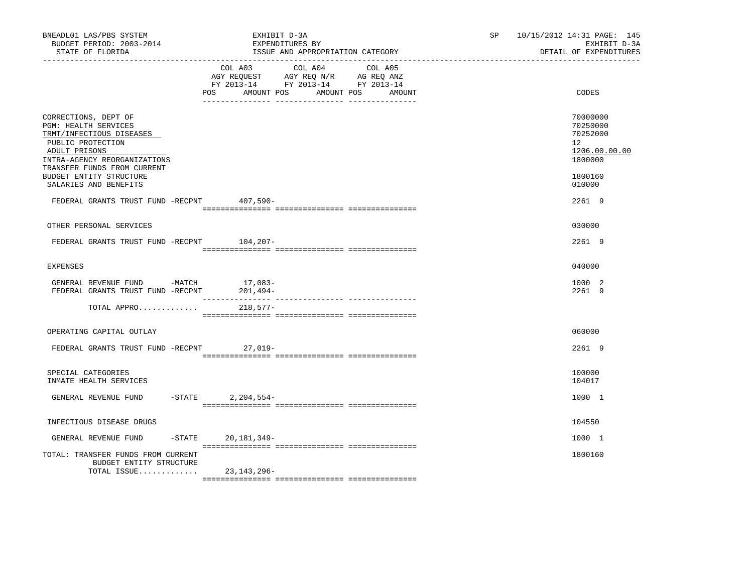BNEADL01 LAS/PBS SYSTEM | EXHIBIT D-3A | SP 10/15/2012 14:31 PAGE: 145
BUDGET PERIOD: 2003-2014 | EXPENDITURES BY | EXHIBIT D-3A
STATE OF FLORIDA | ISSUE AND APPROPRIATION CATEGORY | DETAIL OF EXPENDITURES

| | COL A03 AGY REQUEST FY 2013-14 POS AMOUNT | COL A04 AGY REQ N/R FY 2013-14 POS AMOUNT | COL A05 AG REQ ANZ FY 2013-14 POS AMOUNT | CODES |
|---|---|---|---|---|
| CORRECTIONS, DEPT OF | | | | 70000000 |
| PGM: HEALTH SERVICES | | | | 70250000 |
| TRMT/INFECTIOUS DISEASES | | | | 70252000 |
| PUBLIC PROTECTION | | | | 12 |
| ADULT PRISONS | | | | 1206.00.00.00 |
| INTRA-AGENCY REORGANIZATIONS | | | | 1800000 |
| TRANSFER FUNDS FROM CURRENT BUDGET ENTITY STRUCTURE | | | | 1800160 |
| SALARIES AND BENEFITS | | | | 010000 |
| FEDERAL GRANTS TRUST FUND -RECPNT | 407,590- | | | 2261 9 |
| OTHER PERSONAL SERVICES | | | | 030000 |
| FEDERAL GRANTS TRUST FUND -RECPNT | 104,207- | | | 2261 9 |
| EXPENSES | | | | 040000 |
| GENERAL REVENUE FUND -MATCH | 17,083- | | | 1000 2 |
| FEDERAL GRANTS TRUST FUND -RECPNT | 201,494- | | | 2261 9 |
| TOTAL APPRO............. | 218,577- | | | |
| OPERATING CAPITAL OUTLAY | | | | 060000 |
| FEDERAL GRANTS TRUST FUND -RECPNT | 27,019- | | | 2261 9 |
| SPECIAL CATEGORIES | | | | 100000 |
| INMATE HEALTH SERVICES | | | | 104017 |
| GENERAL REVENUE FUND -STATE | 2,204,554- | | | 1000 1 |
| INFECTIOUS DISEASE DRUGS | | | | 104550 |
| GENERAL REVENUE FUND -STATE | 20,181,349- | | | 1000 1 |
| TOTAL: TRANSFER FUNDS FROM CURRENT BUDGET ENTITY STRUCTURE | | | | 1800160 |
| TOTAL ISSUE............. | 23,143,296- | | | |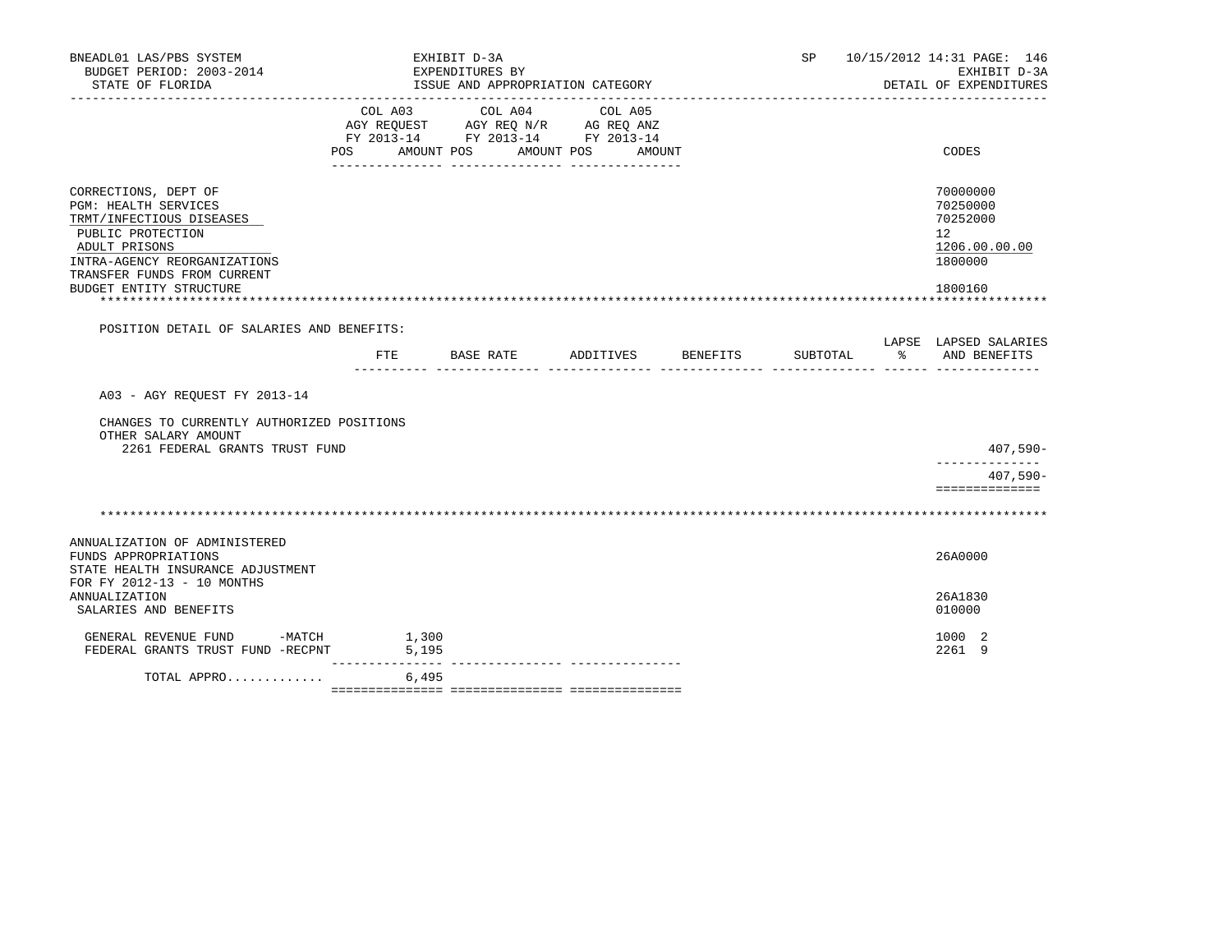BNEADL01 LAS/PBS SYSTEM | EXHIBIT D-3A | SP 10/15/2012 14:31
BUDGET PERIOD: 2003-2014 | EXPENDITURES BY | EXHIBIT D-3A
STATE OF FLORIDA | ISSUE AND APPROPRIATION CATEGORY | DETAIL OF EXPENDITURES

| | COL A03 AGY REQUEST FY 2013-14 POS AMOUNT | COL A04 AGY REQ N/R FY 2013-14 POS AMOUNT | COL A05 AG REQ ANZ FY 2013-14 POS AMOUNT | CODES |
|---|---|---|---|---|
| CORRECTIONS, DEPT OF | | | | 70000000 |
| PGM: HEALTH SERVICES | | | | 70250000 |
| TRMT/INFECTIOUS DISEASES | | | | 70252000 |
| PUBLIC PROTECTION | | | | 12 |
| ADULT PRISONS | | | | 1206.00.00.00 |
| INTRA-AGENCY REORGANIZATIONS | | | | 1800000 |
| TRANSFER FUNDS FROM CURRENT BUDGET ENTITY STRUCTURE | | | | 1800160 |

POSITION DETAIL OF SALARIES AND BENEFITS:

| | FTE | BASE RATE | ADDITIVES | BENEFITS | SUBTOTAL | LAPSE % | LAPSED SALARIES AND BENEFITS |
|---|---|---|---|---|---|---|---|
| A03 - AGY REQUEST FY 2013-14 | | | | | | | |
| CHANGES TO CURRENTLY AUTHORIZED POSITIONS | | | | | | | |
| OTHER SALARY AMOUNT | | | | | | | |
| 2261 FEDERAL GRANTS TRUST FUND | | | | | | | 407,590- |
| | | | | | | | 407,590- |

| | COL A03 | COL A04 | COL A05 | CODES |
|---|---|---|---|---|
| ANNUALIZATION OF ADMINISTERED FUNDS APPROPRIATIONS | | | | 26A0000 |
| STATE HEALTH INSURANCE ADJUSTMENT FOR FY 2012-13 - 10 MONTHS ANNUALIZATION | | | | 26A1830 |
| SALARIES AND BENEFITS | | | | 010000 |
| GENERAL REVENUE FUND -MATCH | 1,300 | | | 1000 2 |
| FEDERAL GRANTS TRUST FUND -RECPNT | 5,195 | | | 2261 9 |
| TOTAL APPRO............ | 6,495 | | | |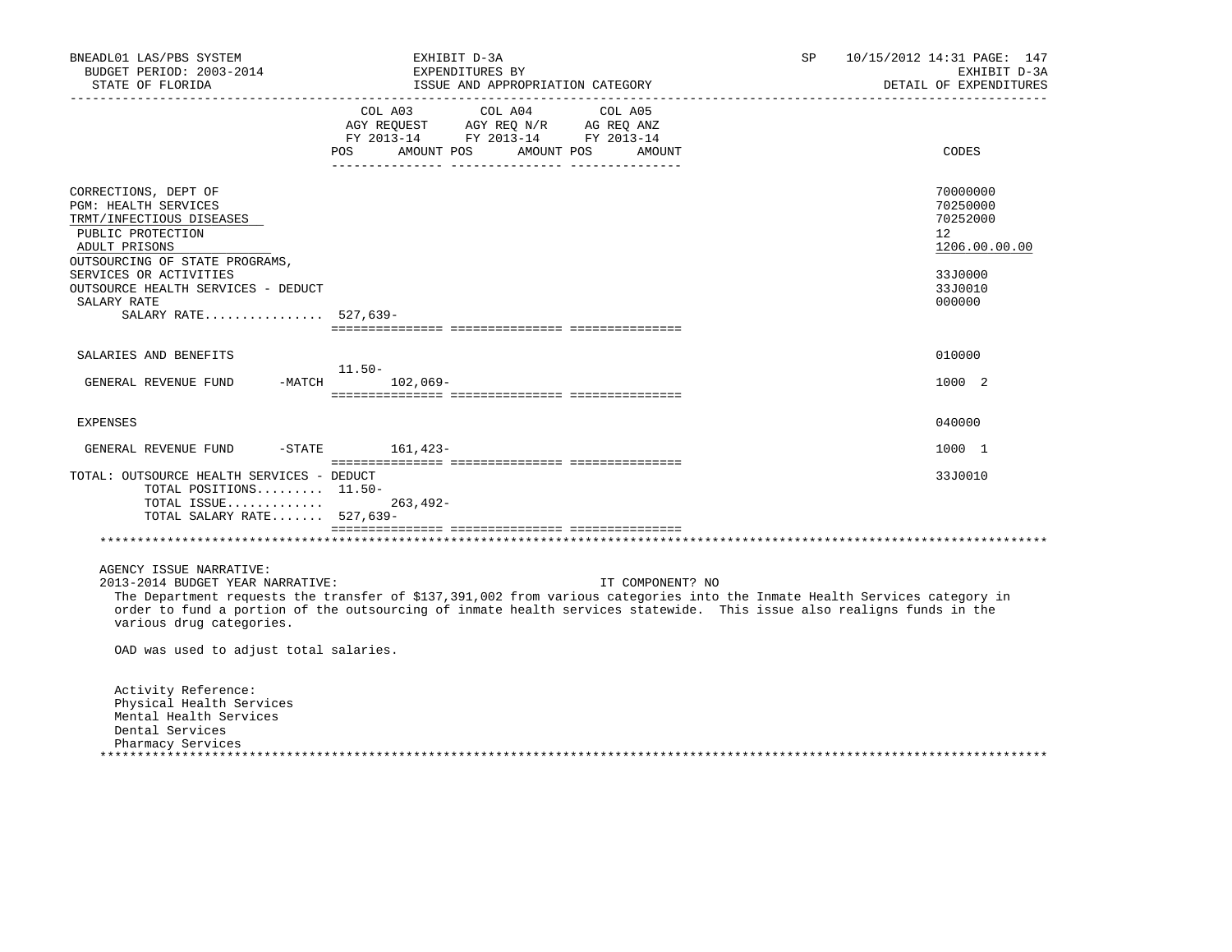BNEADL01 LAS/PBS SYSTEM — BUDGET PERIOD: 2003-2014 — STATE OF FLORIDA

EXHIBIT D-3A — EXPENDITURES BY ISSUE AND APPROPRIATION CATEGORY

SP 10/15/2012 14:31 — EXHIBIT D-3A — DETAIL OF EXPENDITURES

| | COL A03 AGY REQUEST FY 2013-14 POS | AMOUNT | COL A04 AGY REQ N/R FY 2013-14 POS | AMOUNT | COL A05 AG REQ ANZ FY 2013-14 POS | AMOUNT | CODES |
|---|---|---|---|---|---|---|---|
| CORRECTIONS, DEPT OF | | | | | | | 70000000 |
| PGM: HEALTH SERVICES | | | | | | | 70250000 |
| TRMT/INFECTIOUS DISEASES | | | | | | | 70252000 |
| PUBLIC PROTECTION | | | | | | | 12 |
| ADULT PRISONS | | | | | | | 1206.00.00.00 |
| OUTSOURCING OF STATE PROGRAMS, SERVICES OR ACTIVITIES | | | | | | | 33J0000 |
| OUTSOURCE HEALTH SERVICES - DEDUCT | | | | | | | 33J0010 |
| SALARY RATE | | | | | | | 000000 |
| SALARY RATE................ | 527,639- | | | | | | |
| SALARIES AND BENEFITS | | | | | | | 010000 |
| GENERAL REVENUE FUND -MATCH | 11.50- | 102,069- | | | | | 1000 2 |
| EXPENSES | | | | | | | 040000 |
| GENERAL REVENUE FUND -STATE | | 161,423- | | | | | 1000 1 |
| TOTAL: OUTSOURCE HEALTH SERVICES - DEDUCT | | | | | | | 33J0010 |
| TOTAL POSITIONS......... | 11.50- | | | | | | |
| TOTAL ISSUE............. | | 263,492- | | | | | |
| TOTAL SALARY RATE....... | 527,639- | | | | | | |

AGENCY ISSUE NARRATIVE:

2013-2014 BUDGET YEAR NARRATIVE: IT COMPONENT? NO

The Department requests the transfer of $137,391,002 from various categories into the Inmate Health Services category in order to fund a portion of the outsourcing of inmate health services statewide. This issue also realigns funds in the various drug categories.

OAD was used to adjust total salaries.

Activity Reference:
Physical Health Services
Mental Health Services
Dental Services
Pharmacy Services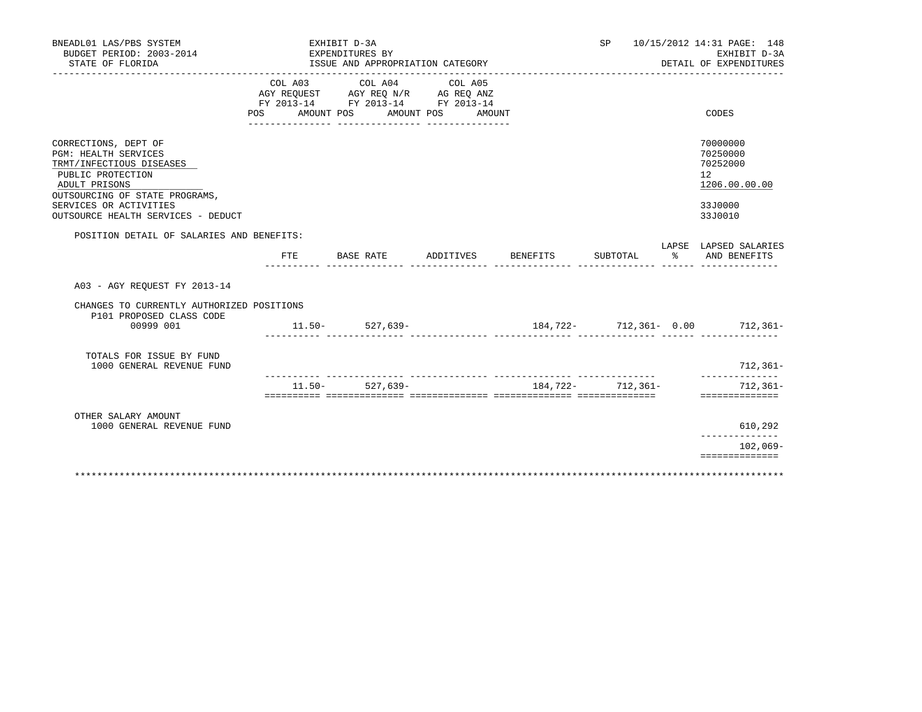BNEADL01 LAS/PBS SYSTEM
BUDGET PERIOD: 2003-2014
STATE OF FLORIDA

EXHIBIT D-3A
EXPENDITURES BY
ISSUE AND APPROPRIATION CATEGORY

SP 10/15/2012 14:31 PAGE: 148
EXHIBIT D-3A
DETAIL OF EXPENDITURES

| | COL A03 AGY REQUEST FY 2013-14 POS AMOUNT | COL A04 AGY REQ N/R FY 2013-14 POS AMOUNT | COL A05 AG REQ ANZ FY 2013-14 POS AMOUNT | CODES |
|---|---|---|---|---|
| CORRECTIONS, DEPT OF | | | | 70000000 |
| PGM: HEALTH SERVICES | | | | 70250000 |
| TRMT/INFECTIOUS DISEASES | | | | 70252000 |
| PUBLIC PROTECTION | | | | 12 |
| ADULT PRISONS | | | | 1206.00.00.00 |
| OUTSOURCING OF STATE PROGRAMS, SERVICES OR ACTIVITIES | | | | 33J0000 |
| OUTSOURCE HEALTH SERVICES - DEDUCT | | | | 33J0010 |

POSITION DETAIL OF SALARIES AND BENEFITS:

| | FTE | BASE RATE | ADDITIVES | BENEFITS | SUBTOTAL | LAPSE % | LAPSED SALARIES AND BENEFITS |
|---|---|---|---|---|---|---|---|
| A03 - AGY REQUEST FY 2013-14 | | | | | | | |
| CHANGES TO CURRENTLY AUTHORIZED POSITIONS | | | | | | | |
| P101 PROPOSED CLASS CODE | | | | | | | |
| 00999 001 | 11.50- | 527,639- | | 184,722- | 712,361- | 0.00 | 712,361- |
| TOTALS FOR ISSUE BY FUND | | | | | | | |
| 1000 GENERAL REVENUE FUND | | | | | | | 712,361- |
| | 11.50- | 527,639- | | 184,722- | 712,361- | | 712,361- |
| OTHER SALARY AMOUNT | | | | | | | |
| 1000 GENERAL REVENUE FUND | | | | | | | 610,292 |
| | | | | | | | 102,069- |

\*\*\*\*\*\*\*\*\*\*\*\*\*\*\*\*\*\*\*\*\*\*\*\*\*\*\*\*\*\*\*\*\*\*\*\*\*\*\*\*\*\*\*\*\*\*\*\*\*\*\*\*\*\*\*\*\*\*\*\*\*\*\*\*\*\*\*\*\*\*\*\*\*\*\*\*\*\*\*\*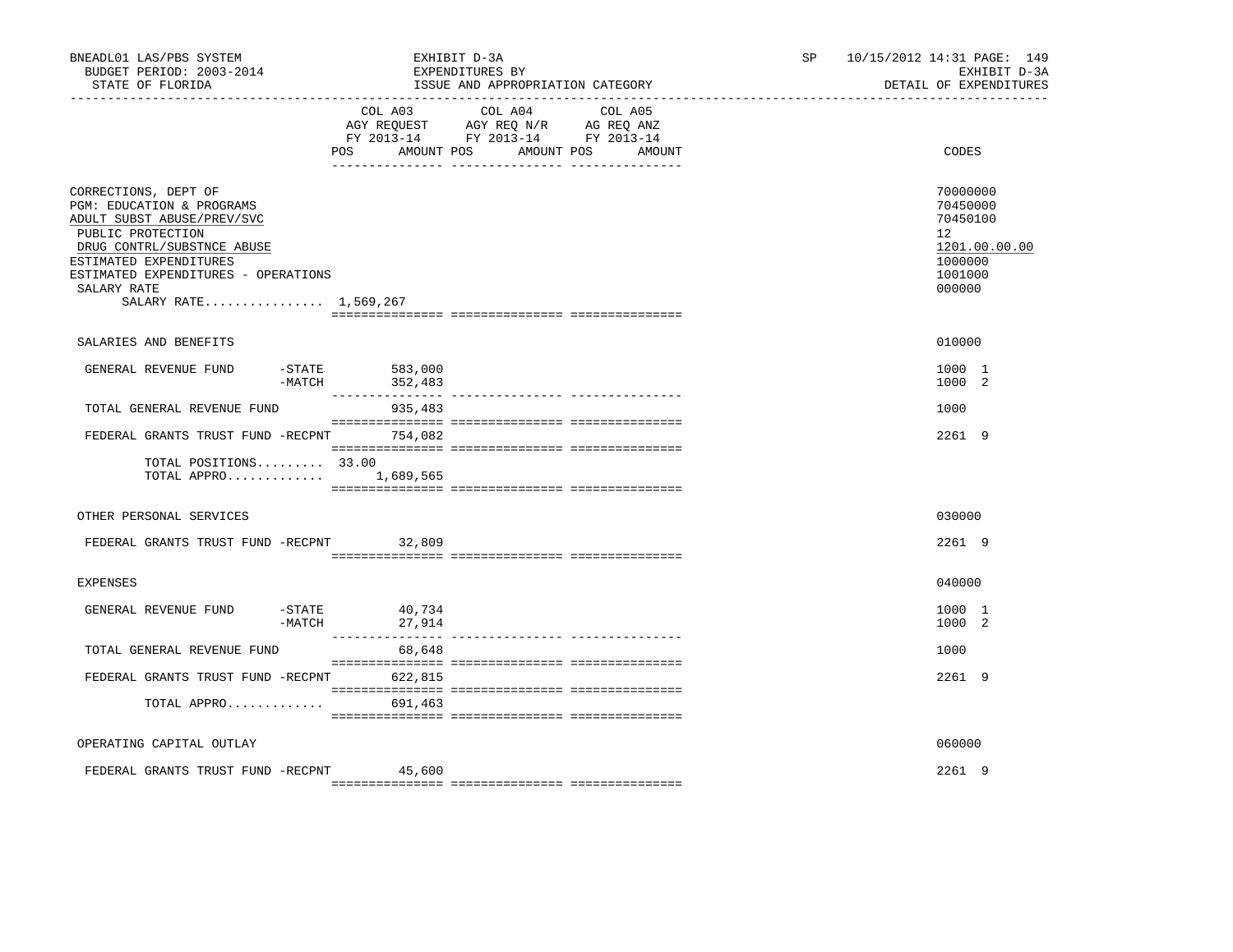BNEADL01 LAS/PBS SYSTEM
BUDGET PERIOD: 2003-2014
STATE OF FLORIDA

EXHIBIT D-3A
EXPENDITURES BY
ISSUE AND APPROPRIATION CATEGORY

SP 10/15/2012 14:31 PAGE: 149
EXHIBIT D-3A
DETAIL OF EXPENDITURES

| | COL A03 AGY REQUEST FY 2013-14 POS AMOUNT | COL A04 AGY REQ N/R FY 2013-14 POS AMOUNT | COL A05 AG REQ ANZ FY 2013-14 POS AMOUNT | CODES |
|---|---|---|---|---|
| CORRECTIONS, DEPT OF | | | | 70000000 |
| PGM: EDUCATION & PROGRAMS | | | | 70450000 |
| ADULT SUBST ABUSE/PREV/SVC | | | | 70450100 |
| PUBLIC PROTECTION | | | | 12 |
| DRUG CONTRL/SUBSTNCE ABUSE | | | | 1201.00.00.00 |
| ESTIMATED EXPENDITURES | | | | 1000000 |
| ESTIMATED EXPENDITURES - OPERATIONS | | | | 1001000 |
| SALARY RATE | | | | 000000 |
| SALARY RATE................ 1,569,267 | | | | |
| SALARIES AND BENEFITS | | | | 010000 |
| GENERAL REVENUE FUND -STATE | 583,000 | | | 1000 1 |
| -MATCH | 352,483 | | | 1000 2 |
| TOTAL GENERAL REVENUE FUND | 935,483 | | | 1000 |
| FEDERAL GRANTS TRUST FUND -RECPNT | 754,082 | | | 2261 9 |
| TOTAL POSITIONS......... 33.00 | | | | |
| TOTAL APPRO............. | 1,689,565 | | | |
| OTHER PERSONAL SERVICES | | | | 030000 |
| FEDERAL GRANTS TRUST FUND -RECPNT | 32,809 | | | 2261 9 |
| EXPENSES | | | | 040000 |
| GENERAL REVENUE FUND -STATE | 40,734 | | | 1000 1 |
| -MATCH | 27,914 | | | 1000 2 |
| TOTAL GENERAL REVENUE FUND | 68,648 | | | 1000 |
| FEDERAL GRANTS TRUST FUND -RECPNT | 622,815 | | | 2261 9 |
| TOTAL APPRO............. | 691,463 | | | |
| OPERATING CAPITAL OUTLAY | | | | 060000 |
| FEDERAL GRANTS TRUST FUND -RECPNT | 45,600 | | | 2261 9 |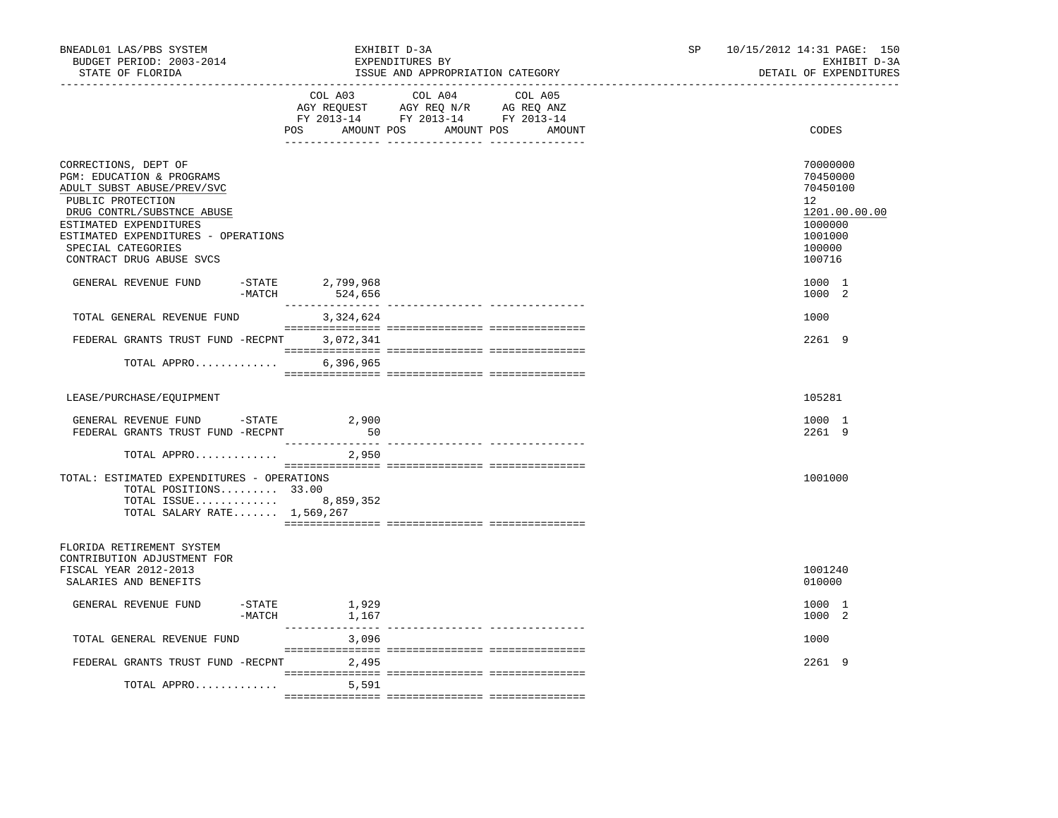BNEADL01 LAS/PBS SYSTEM | EXHIBIT D-3A | SP 10/15/2012 14:31 PAGE: 150
BUDGET PERIOD: 2003-2014 | EXPENDITURES BY | EXHIBIT D-3A
STATE OF FLORIDA | ISSUE AND APPROPRIATION CATEGORY | DETAIL OF EXPENDITURES

| | COL A03 AGY REQUEST FY 2013-14 POS AMOUNT | COL A04 AGY REQ N/R FY 2013-14 POS AMOUNT | COL A05 AG REQ ANZ FY 2013-14 POS AMOUNT | CODES |
|---|---|---|---|---|
| CORRECTIONS, DEPT OF | | | | 70000000 |
| PGM: EDUCATION & PROGRAMS | | | | 70450000 |
| ADULT SUBST ABUSE/PREV/SVC | | | | 70450100 |
| PUBLIC PROTECTION | | | | 12 |
| DRUG CONTRL/SUBSTNCE ABUSE | | | | 1201.00.00.00 |
| ESTIMATED EXPENDITURES | | | | 1000000 |
| ESTIMATED EXPENDITURES - OPERATIONS | | | | 1001000 |
| SPECIAL CATEGORIES | | | | 100000 |
| CONTRACT DRUG ABUSE SVCS | | | | 100716 |
| GENERAL REVENUE FUND -STATE | 2,799,968 | | | 1000 1 |
| -MATCH | 524,656 | | | 1000 2 |
| TOTAL GENERAL REVENUE FUND | 3,324,624 | | | 1000 |
| FEDERAL GRANTS TRUST FUND -RECPNT | 3,072,341 | | | 2261 9 |
| TOTAL APPRO............. | 6,396,965 | | | |
| LEASE/PURCHASE/EQUIPMENT | | | | 105281 |
| GENERAL REVENUE FUND -STATE | 2,900 | | | 1000 1 |
| FEDERAL GRANTS TRUST FUND -RECPNT | 50 | | | 2261 9 |
| TOTAL APPRO............. | 2,950 | | | |
| TOTAL: ESTIMATED EXPENDITURES - OPERATIONS | | | | 1001000 |
| TOTAL POSITIONS......... 33.00 | | | | |
| TOTAL ISSUE............. | 8,859,352 | | | |
| TOTAL SALARY RATE....... 1,569,267 | | | | |
| FLORIDA RETIREMENT SYSTEM CONTRIBUTION ADJUSTMENT FOR FISCAL YEAR 2012-2013 | | | | 1001240 |
| SALARIES AND BENEFITS | | | | 010000 |
| GENERAL REVENUE FUND -STATE | 1,929 | | | 1000 1 |
| -MATCH | 1,167 | | | 1000 2 |
| TOTAL GENERAL REVENUE FUND | 3,096 | | | 1000 |
| FEDERAL GRANTS TRUST FUND -RECPNT | 2,495 | | | 2261 9 |
| TOTAL APPRO............. | 5,591 | | | |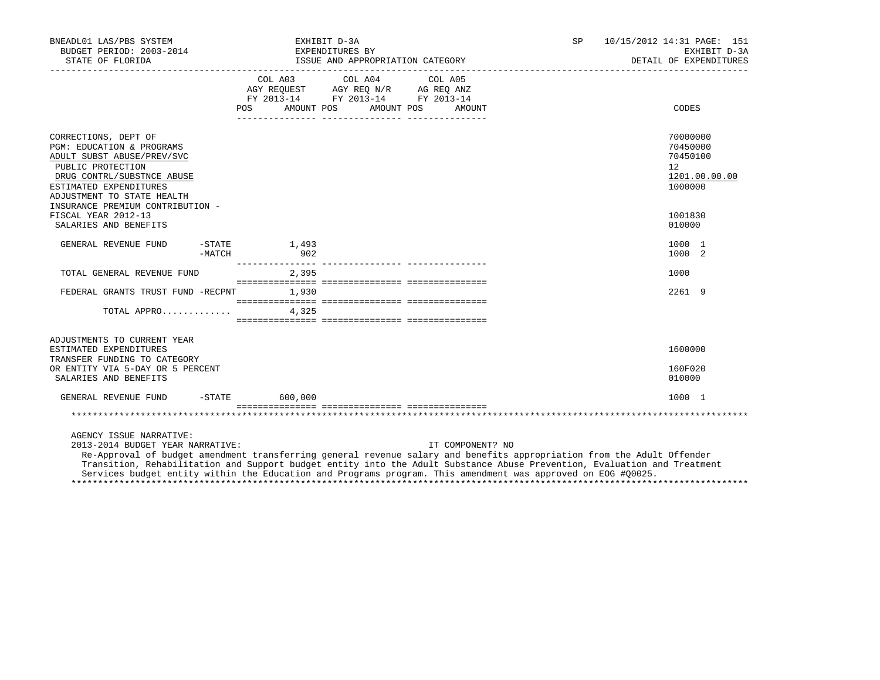BNEADL01 LAS/PBS SYSTEM
BUDGET PERIOD: 2003-2014
STATE OF FLORIDA

EXHIBIT D-3A
EXPENDITURES BY
ISSUE AND APPROPRIATION CATEGORY

SP 10/15/2012 14:31
EXHIBIT D-3A
DETAIL OF EXPENDITURES

| | COL A03 AGY REQUEST FY 2013-14 POS AMOUNT | COL A04 AGY REQ N/R FY 2013-14 POS AMOUNT | COL A05 AG REQ ANZ FY 2013-14 POS AMOUNT | CODES |
|---|---|---|---|---|
| CORRECTIONS, DEPT OF | | | | 70000000 |
| PGM: EDUCATION & PROGRAMS | | | | 70450000 |
| ADULT SUBST ABUSE/PREV/SVC | | | | 70450100 |
| PUBLIC PROTECTION | | | | 12 |
| DRUG CONTRL/SUBSTNCE ABUSE | | | | 1201.00.00.00 |
| ESTIMATED EXPENDITURES | | | | 1000000 |
| ADJUSTMENT TO STATE HEALTH INSURANCE PREMIUM CONTRIBUTION - FISCAL YEAR 2012-13 | | | | 1001830 |
| SALARIES AND BENEFITS | | | | 010000 |
| GENERAL REVENUE FUND -STATE | 1,493 | | | 1000 1 |
| -MATCH | 902 | | | 1000 2 |
| TOTAL GENERAL REVENUE FUND | 2,395 | | | 1000 |
| FEDERAL GRANTS TRUST FUND -RECPNT | 1,930 | | | 2261 9 |
| TOTAL APPRO............. | 4,325 | | | |
| ADJUSTMENTS TO CURRENT YEAR ESTIMATED EXPENDITURES | | | | 1600000 |
| TRANSFER FUNDING TO CATEGORY OR ENTITY VIA 5-DAY OR 5 PERCENT | | | | 160F020 |
| SALARIES AND BENEFITS | | | | 010000 |
| GENERAL REVENUE FUND -STATE | 600,000 | | | 1000 1 |

AGENCY ISSUE NARRATIVE:
2013-2014 BUDGET YEAR NARRATIVE: IT COMPONENT? NO

Re-Approval of budget amendment transferring general revenue salary and benefits appropriation from the Adult Offender Transition, Rehabilitation and Support budget entity into the Adult Substance Abuse Prevention, Evaluation and Treatment Services budget entity within the Education and Programs program. This amendment was approved on EOG #Q0025.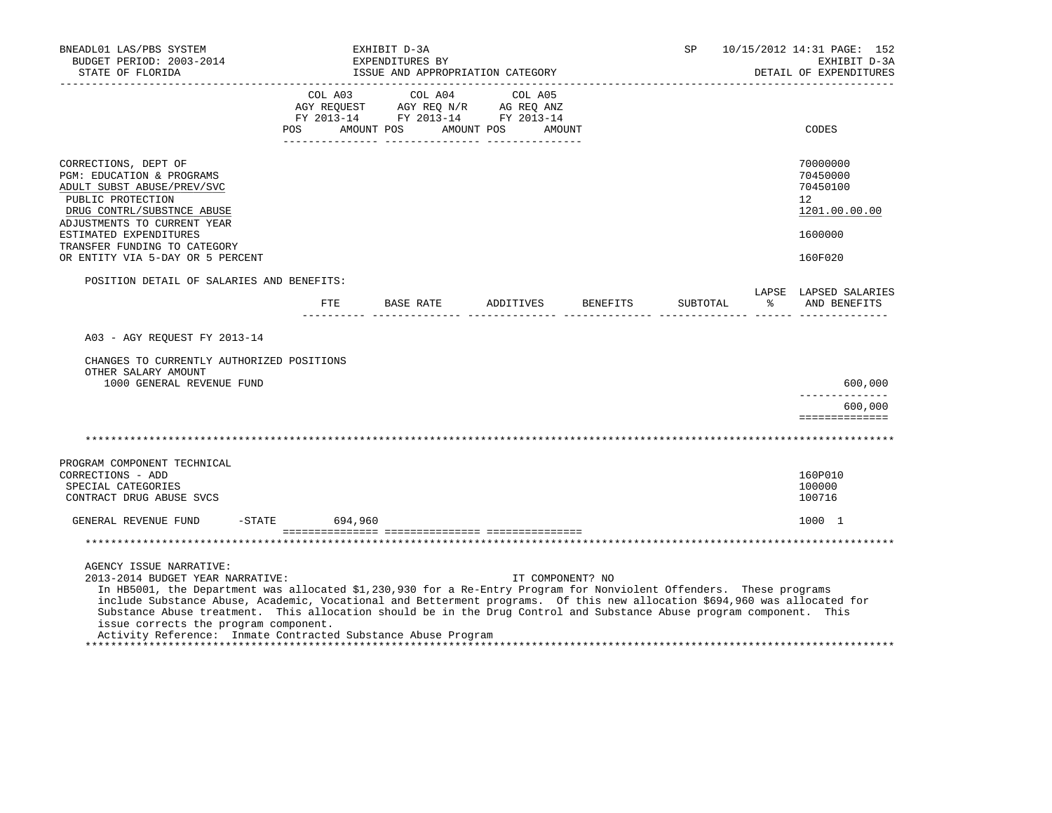BNEADL01 LAS/PBS SYSTEM | EXHIBIT D-3A | SP 10/15/2012 14:31 PAGE: 152
BUDGET PERIOD: 2003-2014 | EXPENDITURES BY | EXHIBIT D-3A
STATE OF FLORIDA | ISSUE AND APPROPRIATION CATEGORY | DETAIL OF EXPENDITURES

| | COL A03 AGY REQUEST FY 2013-14 POS AMOUNT | COL A04 AGY REQ N/R FY 2013-14 POS AMOUNT | COL A05 AG REQ ANZ FY 2013-14 POS AMOUNT | CODES |
|---|---|---|---|---|
| CORRECTIONS, DEPT OF | | | | 70000000 |
| PGM: EDUCATION & PROGRAMS | | | | 70450000 |
| ADULT SUBST ABUSE/PREV/SVC | | | | 70450100 |
| PUBLIC PROTECTION | | | | 12 |
| DRUG CONTRL/SUBSTNCE ABUSE | | | | 1201.00.00.00 |
| ADJUSTMENTS TO CURRENT YEAR ESTIMATED EXPENDITURES | | | | 1600000 |
| TRANSFER FUNDING TO CATEGORY OR ENTITY VIA 5-DAY OR 5 PERCENT | | | | 160F020 |

POSITION DETAIL OF SALARIES AND BENEFITS:

| | FTE | BASE RATE | ADDITIVES | BENEFITS | SUBTOTAL | LAPSE % | LAPSED SALARIES AND BENEFITS |
|---|---|---|---|---|---|---|---|
| A03 - AGY REQUEST FY 2013-14 | | | | | | | |
| CHANGES TO CURRENTLY AUTHORIZED POSITIONS | | | | | | | |
| OTHER SALARY AMOUNT | | | | | | | |
| 1000 GENERAL REVENUE FUND | | | | | | | 600,000 |
| | | | | | | | 600,000 |

************************************************************************************************************************

| | COL A03 | COL A04 | COL A05 | CODES |
|---|---|---|---|---|
| PROGRAM COMPONENT TECHNICAL | | | | |
| CORRECTIONS - ADD | | | | 160P010 |
| SPECIAL CATEGORIES | | | | 100000 |
| CONTRACT DRUG ABUSE SVCS | | | | 100716 |
| GENERAL REVENUE FUND -STATE | 694,960 | | | 1000 1 |

************************************************************************************************************************

AGENCY ISSUE NARRATIVE:

2013-2014 BUDGET YEAR NARRATIVE: IT COMPONENT? NO

In HB5001, the Department was allocated $1,230,930 for a Re-Entry Program for Nonviolent Offenders. These programs include Substance Abuse, Academic, Vocational and Betterment programs. Of this new allocation $694,960 was allocated for Substance Abuse treatment. This allocation should be in the Drug Control and Substance Abuse program component. This issue corrects the program component.

Activity Reference: Inmate Contracted Substance Abuse Program

************************************************************************************************************************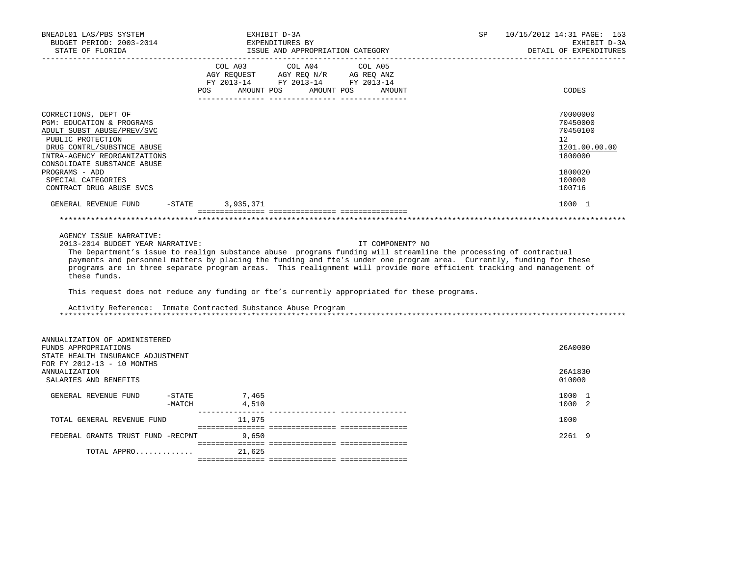| | COL A03 AGY REQUEST FY 2013-14 POS AMOUNT | COL A04 AGY REQ N/R FY 2013-14 POS AMOUNT | COL A05 AG REQ ANZ FY 2013-14 POS AMOUNT | CODES |
|---|---|---|---|---|
| CORRECTIONS, DEPT OF | | | | 70000000 |
| PGM: EDUCATION & PROGRAMS | | | | 70450000 |
| ADULT SUBST ABUSE/PREV/SVC | | | | 70450100 |
| PUBLIC PROTECTION | | | | 12 |
| DRUG CONTRL/SUBSTNCE ABUSE | | | | 1201.00.00.00 |
| INTRA-AGENCY REORGANIZATIONS | | | | 1800000 |
| CONSOLIDATE SUBSTANCE ABUSE PROGRAMS - ADD | | | | 1800020 |
| SPECIAL CATEGORIES | | | | 100000 |
| CONTRACT DRUG ABUSE SVCS | | | | 100716 |
| GENERAL REVENUE FUND -STATE | 3,935,371 | | | 1000 1 |

AGENCY ISSUE NARRATIVE:

2013-2014 BUDGET YEAR NARRATIVE: IT COMPONENT? NO

The Department's issue to realign substance abuse programs funding will streamline the processing of contractual payments and personnel matters by placing the funding and fte's under one program area. Currently, funding for these programs are in three separate program areas. This realignment will provide more efficient tracking and management of these funds.

This request does not reduce any funding or fte's currently appropriated for these programs.

Activity Reference: Inmate Contracted Substance Abuse Program

| | COL A03 AGY REQUEST FY 2013-14 POS AMOUNT | COL A04 AGY REQ N/R FY 2013-14 POS AMOUNT | COL A05 AG REQ ANZ FY 2013-14 POS AMOUNT | CODES |
|---|---|---|---|---|
| ANNUALIZATION OF ADMINISTERED FUNDS APPROPRIATIONS | | | | 26A0000 |
| STATE HEALTH INSURANCE ADJUSTMENT FOR FY 2012-13 - 10 MONTHS ANNUALIZATION | | | | 26A1830 |
| SALARIES AND BENEFITS | | | | 010000 |
| GENERAL REVENUE FUND -STATE | 7,465 | | | 1000 1 |
| -MATCH | 4,510 | | | 1000 2 |
| TOTAL GENERAL REVENUE FUND | 11,975 | | | 1000 |
| FEDERAL GRANTS TRUST FUND -RECPNT | 9,650 | | | 2261 9 |
| TOTAL APPRO............. | 21,625 | | | |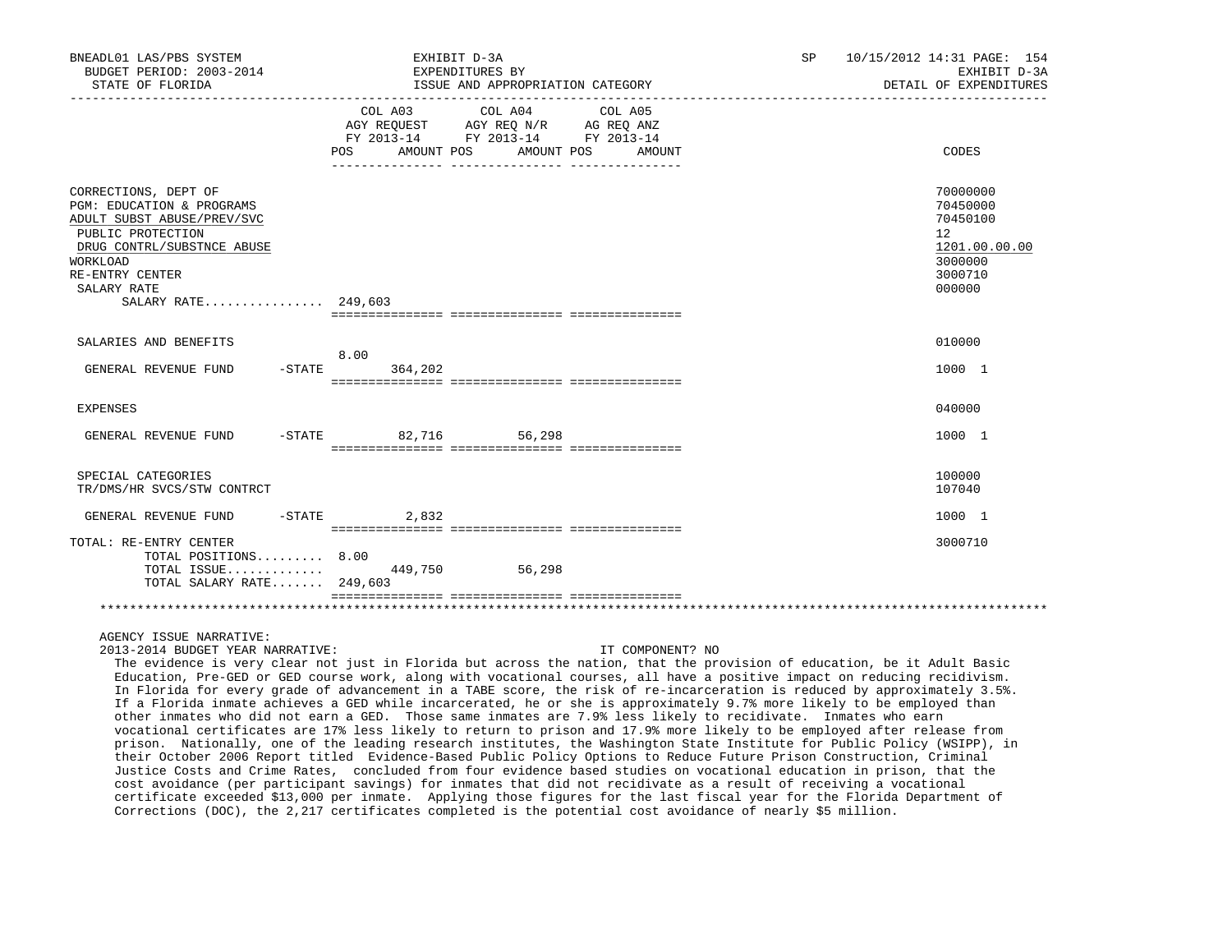BNEADL01 LAS/PBS SYSTEM | EXHIBIT D-3A | SP 10/15/2012 14:31 PAGE: 154
BUDGET PERIOD: 2003-2014 | EXPENDITURES BY | EXHIBIT D-3A
STATE OF FLORIDA | ISSUE AND APPROPRIATION CATEGORY | DETAIL OF EXPENDITURES

| | COL A03 AGY REQUEST FY 2013-14 POS | AMOUNT | COL A04 AGY REQ N/R FY 2013-14 POS | AMOUNT | COL A05 AG REQ ANZ FY 2013-14 POS | AMOUNT | CODES |
|---|---|---|---|---|---|---|---|
| CORRECTIONS, DEPT OF | | | | | | | 70000000 |
| PGM: EDUCATION & PROGRAMS | | | | | | | 70450000 |
| ADULT SUBST ABUSE/PREV/SVC | | | | | | | 70450100 |
| PUBLIC PROTECTION | | | | | | | 12 |
| DRUG CONTRL/SUBSTNCE ABUSE | | | | | | | 1201.00.00.00 |
| WORKLOAD | | | | | | | 3000000 |
| RE-ENTRY CENTER | | | | | | | 3000710 |
| SALARY RATE | | | | | | | 000000 |
| SALARY RATE................ | 249,603 | | | | | | |
| SALARIES AND BENEFITS | | | | | | | 010000 |
| GENERAL REVENUE FUND -STATE | 8.00 | 364,202 | | | | | 1000 1 |
| EXPENSES | | | | | | | 040000 |
| GENERAL REVENUE FUND -STATE | | 82,716 | | 56,298 | | | 1000 1 |
| SPECIAL CATEGORIES | | | | | | | 100000 |
| TR/DMS/HR SVCS/STW CONTRCT | | | | | | | 107040 |
| GENERAL REVENUE FUND -STATE | | 2,832 | | | | | 1000 1 |
| TOTAL: RE-ENTRY CENTER | | | | | | | 3000710 |
| TOTAL POSITIONS......... | 8.00 | | | | | | |
| TOTAL ISSUE............. | | 449,750 | | 56,298 | | | |
| TOTAL SALARY RATE....... | 249,603 | | | | | | |

AGENCY ISSUE NARRATIVE:
2013-2014 BUDGET YEAR NARRATIVE: IT COMPONENT? NO

The evidence is very clear not just in Florida but across the nation, that the provision of education, be it Adult Basic Education, Pre-GED or GED course work, along with vocational courses, all have a positive impact on reducing recidivism. In Florida for every grade of advancement in a TABE score, the risk of re-incarceration is reduced by approximately 3.5%. If a Florida inmate achieves a GED while incarcerated, he or she is approximately 9.7% more likely to be employed than other inmates who did not earn a GED. Those same inmates are 7.9% less likely to recidivate. Inmates who earn vocational certificates are 17% less likely to return to prison and 17.9% more likely to be employed after release from prison. Nationally, one of the leading research institutes, the Washington State Institute for Public Policy (WSIPP), in their October 2006 Report titled Evidence-Based Public Policy Options to Reduce Future Prison Construction, Criminal Justice Costs and Crime Rates, concluded from four evidence based studies on vocational education in prison, that the cost avoidance (per participant savings) for inmates that did not recidivate as a result of receiving a vocational certificate exceeded $13,000 per inmate. Applying those figures for the last fiscal year for the Florida Department of Corrections (DOC), the 2,217 certificates completed is the potential cost avoidance of nearly $5 million.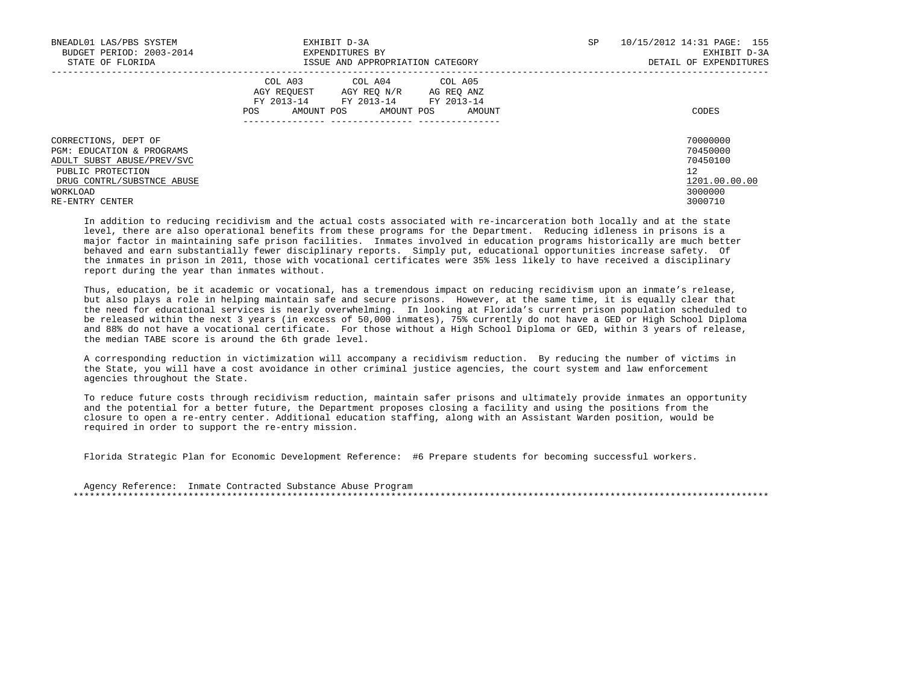| | COL A03 AGY REQUEST FY 2013-14 | | COL A04 AGY REQ N/R FY 2013-14 | | COL A05 AG REQ ANZ FY 2013-14 | | |
|---|---|---|---|---|---|---|---|
| | POS | AMOUNT | POS | AMOUNT | POS | AMOUNT | CODES |
| CORRECTIONS, DEPT OF | | | | | | | 70000000 |
| PGM: EDUCATION & PROGRAMS | | | | | | | 70450000 |
| ADULT SUBST ABUSE/PREV/SVC | | | | | | | 70450100 |
| PUBLIC PROTECTION | | | | | | | 12 |
| DRUG CONTRL/SUBSTNCE ABUSE | | | | | | | 1201.00.00.00 |
| WORKLOAD | | | | | | | 3000000 |
| RE-ENTRY CENTER | | | | | | | 3000710 |

In addition to reducing recidivism and the actual costs associated with re-incarceration both locally and at the state level, there are also operational benefits from these programs for the Department. Reducing idleness in prisons is a major factor in maintaining safe prison facilities. Inmates involved in education programs historically are much better behaved and earn substantially fewer disciplinary reports. Simply put, educational opportunities increase safety. Of the inmates in prison in 2011, those with vocational certificates were 35% less likely to have received a disciplinary report during the year than inmates without.

Thus, education, be it academic or vocational, has a tremendous impact on reducing recidivism upon an inmate's release, but also plays a role in helping maintain safe and secure prisons. However, at the same time, it is equally clear that the need for educational services is nearly overwhelming. In looking at Florida's current prison population scheduled to be released within the next 3 years (in excess of 50,000 inmates), 75% currently do not have a GED or High School Diploma and 88% do not have a vocational certificate. For those without a High School Diploma or GED, within 3 years of release, the median TABE score is around the 6th grade level.

A corresponding reduction in victimization will accompany a recidivism reduction. By reducing the number of victims in the State, you will have a cost avoidance in other criminal justice agencies, the court system and law enforcement agencies throughout the State.

To reduce future costs through recidivism reduction, maintain safer prisons and ultimately provide inmates an opportunity and the potential for a better future, the Department proposes closing a facility and using the positions from the closure to open a re-entry center. Additional education staffing, along with an Assistant Warden position, would be required in order to support the re-entry mission.

Florida Strategic Plan for Economic Development Reference: #6 Prepare students for becoming successful workers.

Agency Reference: Inmate Contracted Substance Abuse Program

*******************************************************************************************************************************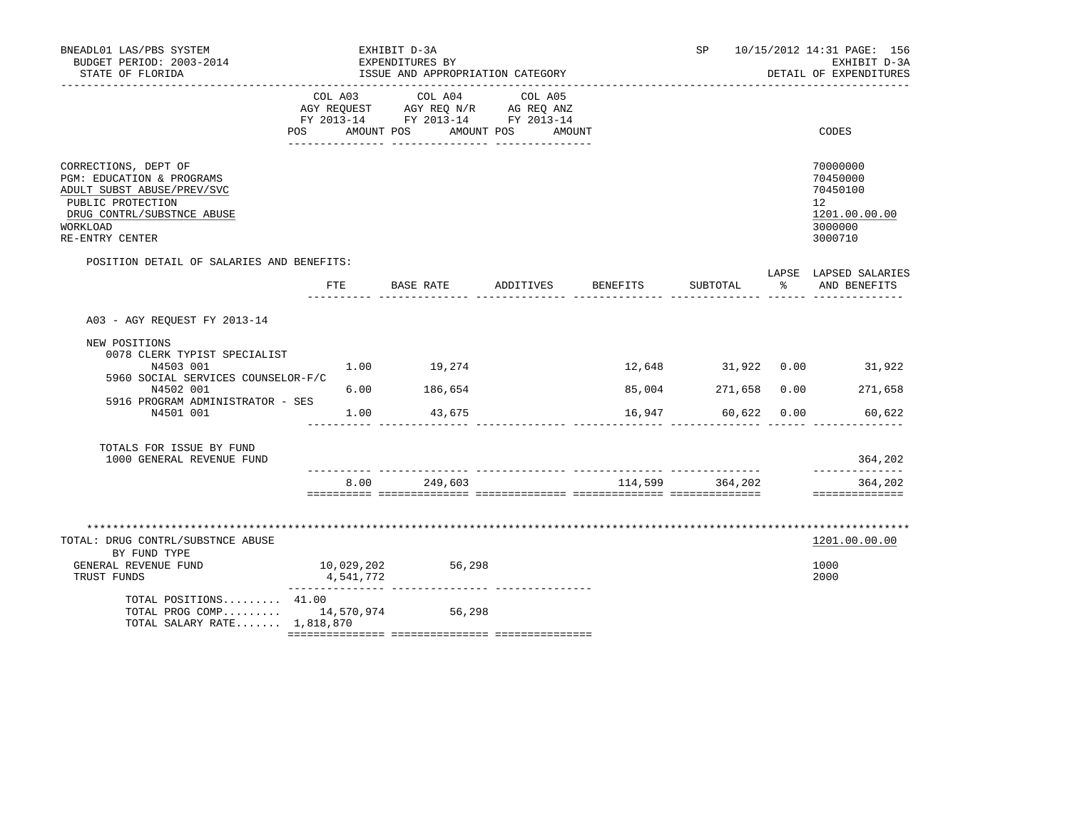BNEADL01 LAS/PBS SYSTEM
BUDGET PERIOD: 2003-2014
STATE OF FLORIDA

EXHIBIT D-3A
EXPENDITURES BY
ISSUE AND APPROPRIATION CATEGORY

SP 10/15/2012 14:31 PAGE: 156
EXHIBIT D-3A
DETAIL OF EXPENDITURES

| | COL A03 AGY REQUEST FY 2013-14 POS AMOUNT | COL A04 AGY REQ N/R FY 2013-14 POS AMOUNT | COL A05 AG REQ ANZ FY 2013-14 POS AMOUNT | CODES |
|---|---|---|---|---|
| CORRECTIONS, DEPT OF | | | | 70000000 |
| PGM: EDUCATION & PROGRAMS | | | | 70450000 |
| ADULT SUBST ABUSE/PREV/SVC | | | | 70450100 |
| PUBLIC PROTECTION | | | | 12 |
| DRUG CONTRL/SUBSTNCE ABUSE | | | | 1201.00.00.00 |
| WORKLOAD | | | | 3000000 |
| RE-ENTRY CENTER | | | | 3000710 |

POSITION DETAIL OF SALARIES AND BENEFITS:

| | FTE | BASE RATE | ADDITIVES | BENEFITS | SUBTOTAL | LAPSE % | LAPSED SALARIES AND BENEFITS |
|---|---|---|---|---|---|---|---|
| A03 - AGY REQUEST FY 2013-14 | | | | | | | |
| NEW POSITIONS | | | | | | | |
| 0078 CLERK TYPIST SPECIALIST N4503 001 | 1.00 | 19,274 | | 12,648 | 31,922 | 0.00 | 31,922 |
| 5960 SOCIAL SERVICES COUNSELOR-F/C N4502 001 | 6.00 | 186,654 | | 85,004 | 271,658 | 0.00 | 271,658 |
| 5916 PROGRAM ADMINISTRATOR - SES N4501 001 | 1.00 | 43,675 | | 16,947 | 60,622 | 0.00 | 60,622 |
| TOTALS FOR ISSUE BY FUND | | | | | | | |
| 1000 GENERAL REVENUE FUND | | | | | | | 364,202 |
| | 8.00 | 249,603 | | 114,599 | 364,202 | | 364,202 |

***************************************************************************************************************

| TOTAL: DRUG CONTRL/SUBSTNCE ABUSE | COL A03 | COL A04 | COL A05 | 1201.00.00.00 |
|---|---|---|---|---|
| BY FUND TYPE | | | | |
| GENERAL REVENUE FUND | 10,029,202 | 56,298 | | 1000 |
| TRUST FUNDS | 4,541,772 | | | 2000 |
| TOTAL POSITIONS......... | 41.00 | | | |
| TOTAL PROG COMP......... | 14,570,974 | 56,298 | | |
| TOTAL SALARY RATE....... | 1,818,870 | | | |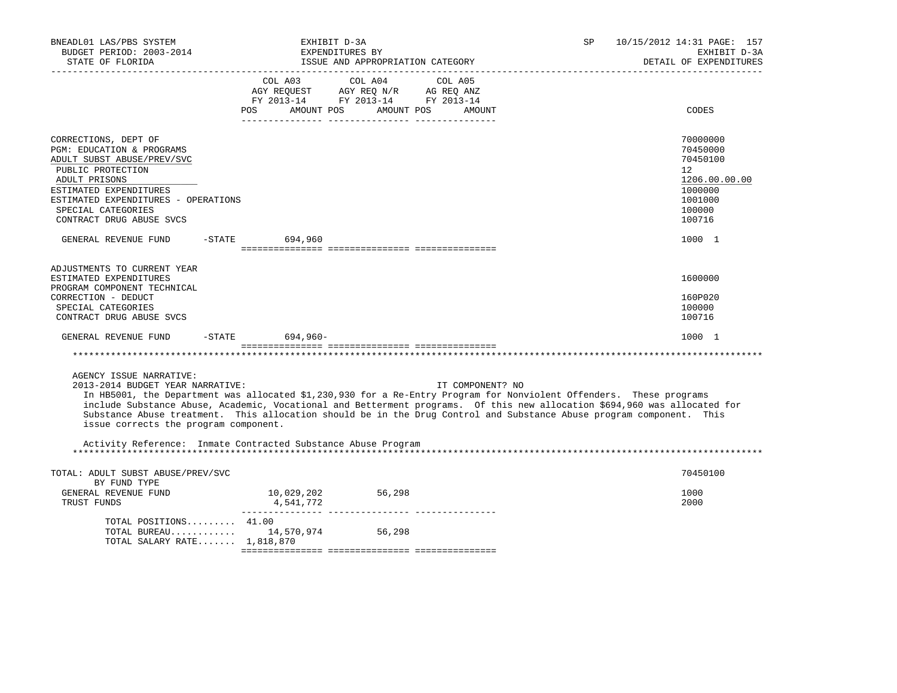BNEADL01 LAS/PBS SYSTEM — EXHIBIT D-3A — SP 10/15/2012 14:31
BUDGET PERIOD: 2003-2014 — EXPENDITURES BY — EXHIBIT D-3A
STATE OF FLORIDA — ISSUE AND APPROPRIATION CATEGORY — DETAIL OF EXPENDITURES

| | COL A03 AGY REQUEST FY 2013-14 POS AMOUNT | COL A04 AGY REQ N/R FY 2013-14 POS AMOUNT | COL A05 AG REQ ANZ FY 2013-14 POS AMOUNT | CODES |
|---|---|---|---|---|
| CORRECTIONS, DEPT OF | | | | 70000000 |
| PGM: EDUCATION & PROGRAMS | | | | 70450000 |
| ADULT SUBST ABUSE/PREV/SVC | | | | 70450100 |
| PUBLIC PROTECTION | | | | 12 |
| ADULT PRISONS | | | | 1206.00.00.00 |
| ESTIMATED EXPENDITURES | | | | 1000000 |
| ESTIMATED EXPENDITURES - OPERATIONS | | | | 1001000 |
| SPECIAL CATEGORIES | | | | 100000 |
| CONTRACT DRUG ABUSE SVCS | | | | 100716 |
| GENERAL REVENUE FUND -STATE | 694,960 | | | 1000 1 |
| ADJUSTMENTS TO CURRENT YEAR ESTIMATED EXPENDITURES | | | | 1600000 |
| PROGRAM COMPONENT TECHNICAL CORRECTION - DEDUCT | | | | 160P020 |
| SPECIAL CATEGORIES | | | | 100000 |
| CONTRACT DRUG ABUSE SVCS | | | | 100716 |
| GENERAL REVENUE FUND -STATE | 694,960- | | | 1000 1 |

AGENCY ISSUE NARRATIVE:

2013-2014 BUDGET YEAR NARRATIVE: IT COMPONENT? NO

In HB5001, the Department was allocated $1,230,930 for a Re-Entry Program for Nonviolent Offenders. These programs include Substance Abuse, Academic, Vocational and Betterment programs. Of this new allocation $694,960 was allocated for Substance Abuse treatment. This allocation should be in the Drug Control and Substance Abuse program component. This issue corrects the program component.

Activity Reference: Inmate Contracted Substance Abuse Program

| | COL A03 | COL A04 | COL A05 | CODES |
|---|---|---|---|---|
| TOTAL: ADULT SUBST ABUSE/PREV/SVC | | | | 70450100 |
| BY FUND TYPE | | | | |
| GENERAL REVENUE FUND | 10,029,202 | 56,298 | | 1000 |
| TRUST FUNDS | 4,541,772 | | | 2000 |
| TOTAL POSITIONS......... | 41.00 | | | |
| TOTAL BUREAU............ | 14,570,974 | 56,298 | | |
| TOTAL SALARY RATE....... | 1,818,870 | | | |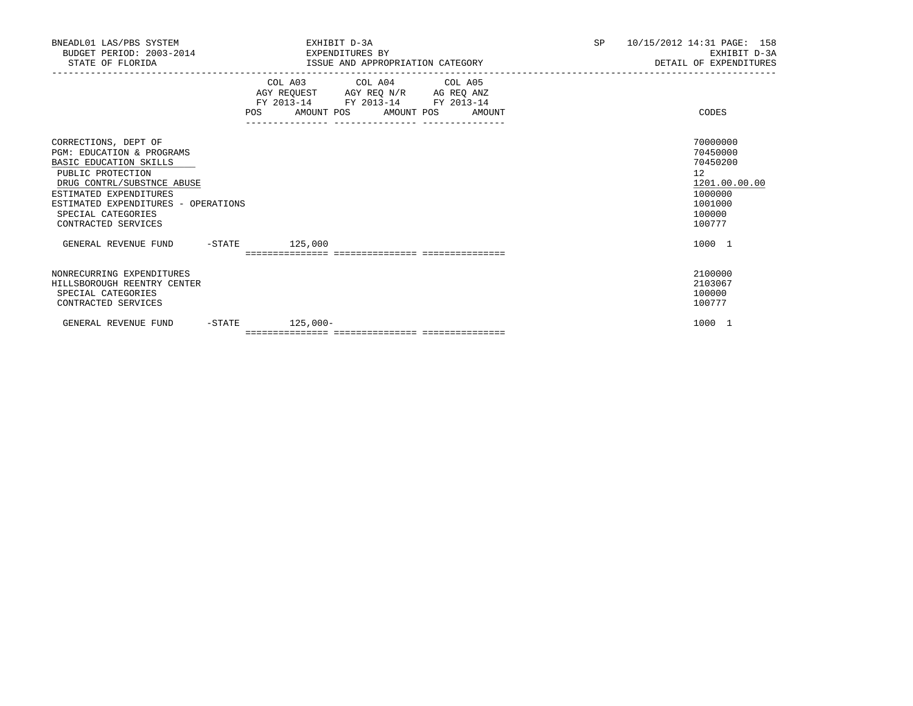BNEADL01 LAS/PBS SYSTEM
BUDGET PERIOD: 2003-2014
STATE OF FLORIDA

EXHIBIT D-3A
EXPENDITURES BY
ISSUE AND APPROPRIATION CATEGORY

SP 10/15/2012 14:31
EXHIBIT D-3A
DETAIL OF EXPENDITURES

| | COL A03 AGY REQUEST FY 2013-14 POS AMOUNT | COL A04 AGY REQ N/R FY 2013-14 POS AMOUNT | COL A05 AG REQ ANZ FY 2013-14 POS AMOUNT | CODES |
|---|---|---|---|---|
| CORRECTIONS, DEPT OF | | | | 70000000 |
| PGM: EDUCATION & PROGRAMS | | | | 70450000 |
| BASIC EDUCATION SKILLS | | | | 70450200 |
| PUBLIC PROTECTION | | | | 12 |
| DRUG CONTRL/SUBSTNCE ABUSE | | | | 1201.00.00.00 |
| ESTIMATED EXPENDITURES | | | | 1000000 |
| ESTIMATED EXPENDITURES - OPERATIONS | | | | 1001000 |
| SPECIAL CATEGORIES | | | | 100000 |
| CONTRACTED SERVICES | | | | 100777 |
| GENERAL REVENUE FUND -STATE | 125,000 | | | 1000 1 |
| NONRECURRING EXPENDITURES | | | | 2100000 |
| HILLSBOROUGH REENTRY CENTER | | | | 2103067 |
| SPECIAL CATEGORIES | | | | 100000 |
| CONTRACTED SERVICES | | | | 100777 |
| GENERAL REVENUE FUND -STATE | 125,000- | | | 1000 1 |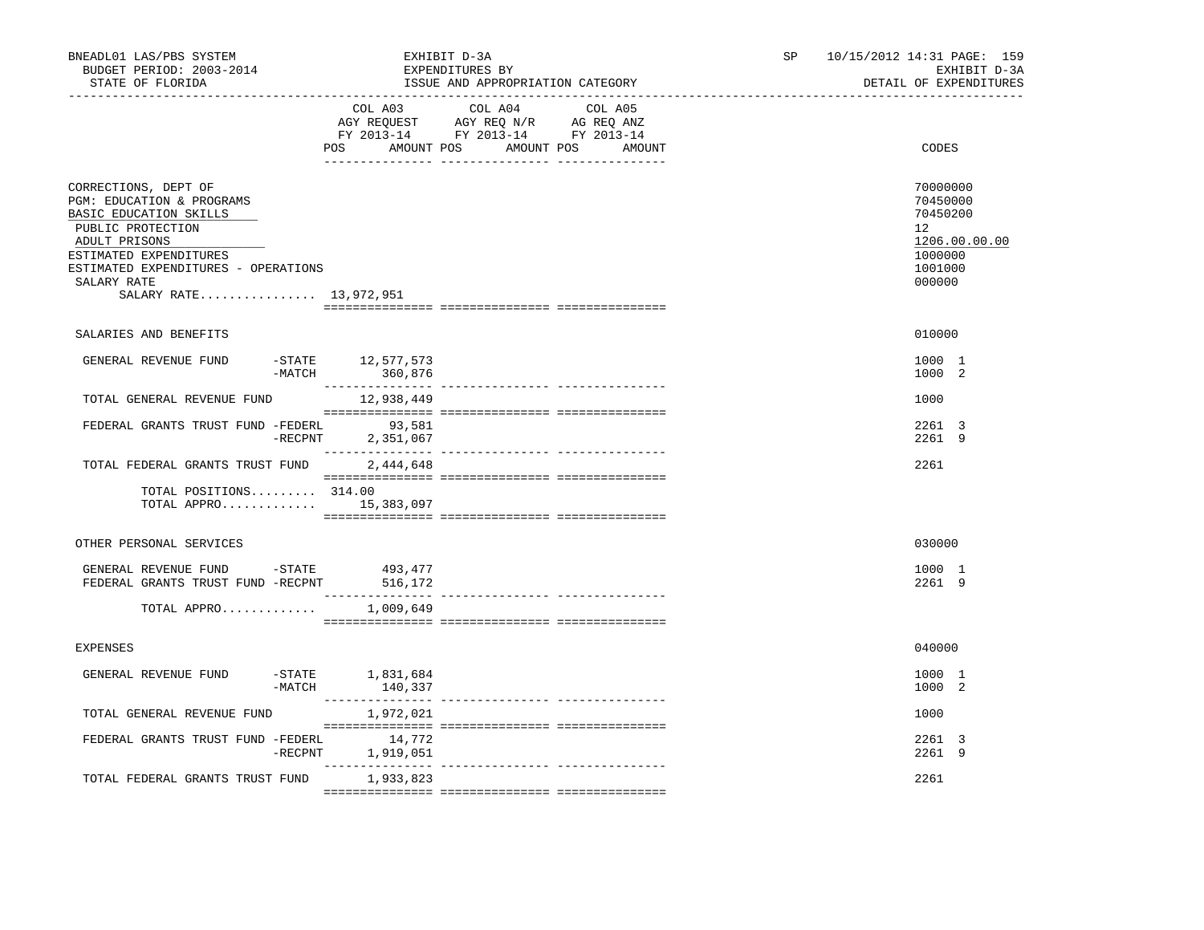BNEADL01 LAS/PBS SYSTEM — EXHIBIT D-3A — SP 10/15/2012 14:31

BUDGET PERIOD: 2003-2014 — EXPENDITURES BY — EXHIBIT D-3A

STATE OF FLORIDA — ISSUE AND APPROPRIATION CATEGORY — DETAIL OF EXPENDITURES

| | COL A03 AGY REQUEST FY 2013-14 POS AMOUNT | COL A04 AGY REQ N/R FY 2013-14 POS AMOUNT | COL A05 AG REQ ANZ FY 2013-14 POS AMOUNT | CODES |
|---|---|---|---|---|
| CORRECTIONS, DEPT OF | | | | 70000000 |
| PGM: EDUCATION & PROGRAMS | | | | 70450000 |
| BASIC EDUCATION SKILLS | | | | 70450200 |
| PUBLIC PROTECTION | | | | 12 |
| ADULT PRISONS | | | | 1206.00.00.00 |
| ESTIMATED EXPENDITURES | | | | 1000000 |
| ESTIMATED EXPENDITURES - OPERATIONS | | | | 1001000 |
| SALARY RATE | | | | 000000 |
| SALARY RATE................ 13,972,951 | | | | |
| SALARIES AND BENEFITS | | | | 010000 |
| GENERAL REVENUE FUND -STATE | 12,577,573 | | | 1000 1 |
| -MATCH | 360,876 | | | 1000 2 |
| TOTAL GENERAL REVENUE FUND | 12,938,449 | | | 1000 |
| FEDERAL GRANTS TRUST FUND -FEDERL | 93,581 | | | 2261 3 |
| -RECPNT | 2,351,067 | | | 2261 9 |
| TOTAL FEDERAL GRANTS TRUST FUND | 2,444,648 | | | 2261 |
| TOTAL POSITIONS......... 314.00 | | | | |
| TOTAL APPRO............. | 15,383,097 | | | |
| OTHER PERSONAL SERVICES | | | | 030000 |
| GENERAL REVENUE FUND -STATE | 493,477 | | | 1000 1 |
| FEDERAL GRANTS TRUST FUND -RECPNT | 516,172 | | | 2261 9 |
| TOTAL APPRO............. | 1,009,649 | | | |
| EXPENSES | | | | 040000 |
| GENERAL REVENUE FUND -STATE | 1,831,684 | | | 1000 1 |
| -MATCH | 140,337 | | | 1000 2 |
| TOTAL GENERAL REVENUE FUND | 1,972,021 | | | 1000 |
| FEDERAL GRANTS TRUST FUND -FEDERL | 14,772 | | | 2261 3 |
| -RECPNT | 1,919,051 | | | 2261 9 |
| TOTAL FEDERAL GRANTS TRUST FUND | 1,933,823 | | | 2261 |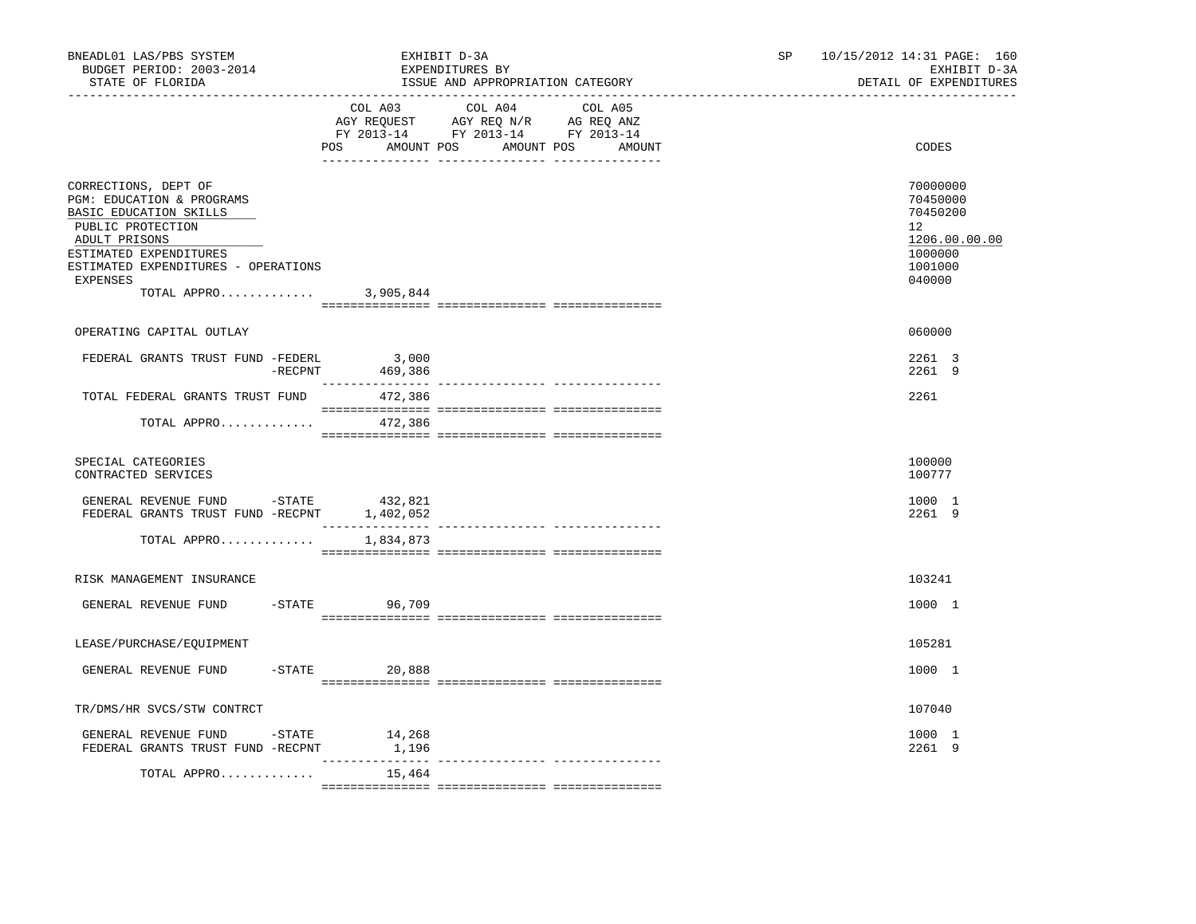BNEADL01 LAS/PBS SYSTEM | EXHIBIT D-3A | SP 10/15/2012 14:31 PAGE: 160
BUDGET PERIOD: 2003-2014 | EXPENDITURES BY | EXHIBIT D-3A
STATE OF FLORIDA | ISSUE AND APPROPRIATION CATEGORY | DETAIL OF EXPENDITURES

| | COL A03 AGY REQUEST FY 2013-14 POS AMOUNT | COL A04 AGY REQ N/R FY 2013-14 POS AMOUNT | COL A05 AG REQ ANZ FY 2013-14 POS AMOUNT | CODES |
|---|---|---|---|---|
| CORRECTIONS, DEPT OF | | | | 70000000 |
| PGM: EDUCATION & PROGRAMS | | | | 70450000 |
| BASIC EDUCATION SKILLS | | | | 70450200 |
| PUBLIC PROTECTION | | | | 12 |
| ADULT PRISONS | | | | 1206.00.00.00 |
| ESTIMATED EXPENDITURES | | | | 1000000 |
| ESTIMATED EXPENDITURES - OPERATIONS | | | | 1001000 |
| EXPENSES | | | | 040000 |
| TOTAL APPRO............. | 3,905,844 | | | |
| OPERATING CAPITAL OUTLAY | | | | 060000 |
| FEDERAL GRANTS TRUST FUND -FEDERL | 3,000 | | | 2261 3 |
| -RECPNT | 469,386 | | | 2261 9 |
| TOTAL FEDERAL GRANTS TRUST FUND | 472,386 | | | 2261 |
| TOTAL APPRO............. | 472,386 | | | |
| SPECIAL CATEGORIES | | | | 100000 |
| CONTRACTED SERVICES | | | | 100777 |
| GENERAL REVENUE FUND -STATE | 432,821 | | | 1000 1 |
| FEDERAL GRANTS TRUST FUND -RECPNT | 1,402,052 | | | 2261 9 |
| TOTAL APPRO............. | 1,834,873 | | | |
| RISK MANAGEMENT INSURANCE | | | | 103241 |
| GENERAL REVENUE FUND -STATE | 96,709 | | | 1000 1 |
| LEASE/PURCHASE/EQUIPMENT | | | | 105281 |
| GENERAL REVENUE FUND -STATE | 20,888 | | | 1000 1 |
| TR/DMS/HR SVCS/STW CONTRCT | | | | 107040 |
| GENERAL REVENUE FUND -STATE | 14,268 | | | 1000 1 |
| FEDERAL GRANTS TRUST FUND -RECPNT | 1,196 | | | 2261 9 |
| TOTAL APPRO............. | 15,464 | | | |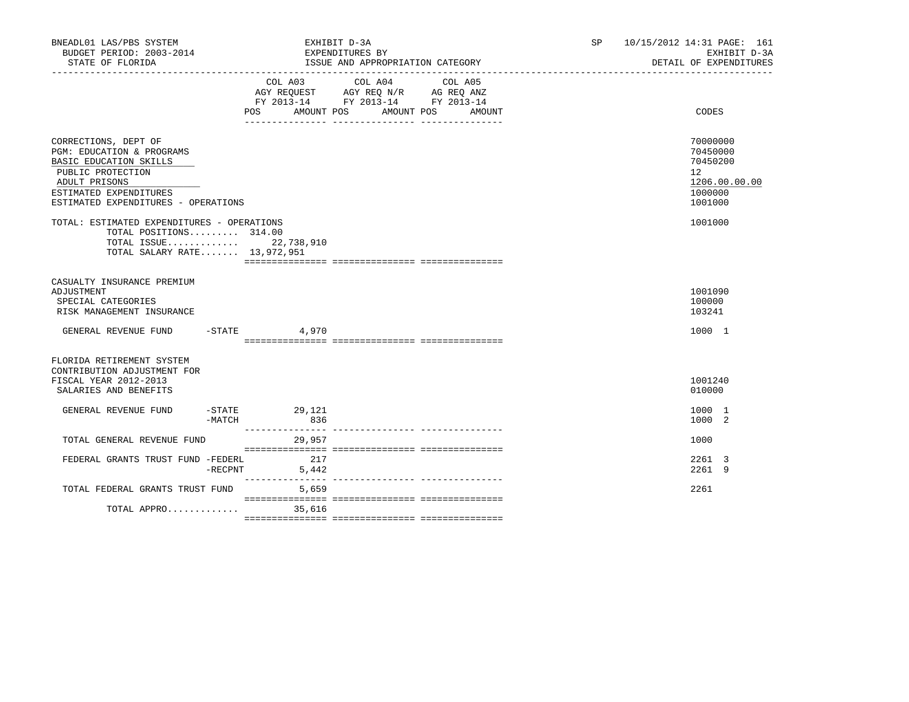BNEADL01 LAS/PBS SYSTEM | EXHIBIT D-3A | SP 10/15/2012 14:31 PAGE: 161
BUDGET PERIOD: 2003-2014 | EXPENDITURES BY | EXHIBIT D-3A
STATE OF FLORIDA | ISSUE AND APPROPRIATION CATEGORY | DETAIL OF EXPENDITURES

| | COL A03 AGY REQUEST FY 2013-14 POS AMOUNT | COL A04 AGY REQ N/R FY 2013-14 POS AMOUNT | COL A05 AG REQ ANZ FY 2013-14 POS AMOUNT | CODES |
|---|---|---|---|---|
| CORRECTIONS, DEPT OF | | | | 70000000 |
| PGM: EDUCATION & PROGRAMS | | | | 70450000 |
| BASIC EDUCATION SKILLS | | | | 70450200 |
| PUBLIC PROTECTION | | | | 12 |
| ADULT PRISONS | | | | 1206.00.00.00 |
| ESTIMATED EXPENDITURES | | | | 1000000 |
| ESTIMATED EXPENDITURES - OPERATIONS | | | | 1001000 |
| TOTAL: ESTIMATED EXPENDITURES - OPERATIONS | | | | 1001000 |
| TOTAL POSITIONS......... 314.00 | | | | |
| TOTAL ISSUE............. | 22,738,910 | | | |
| TOTAL SALARY RATE....... 13,972,951 | | | | |
| CASUALTY INSURANCE PREMIUM ADJUSTMENT | | | | 1001090 |
| SPECIAL CATEGORIES | | | | 100000 |
| RISK MANAGEMENT INSURANCE | | | | 103241 |
| GENERAL REVENUE FUND -STATE | 4,970 | | | 1000 1 |
| FLORIDA RETIREMENT SYSTEM CONTRIBUTION ADJUSTMENT FOR FISCAL YEAR 2012-2013 | | | | 1001240 |
| SALARIES AND BENEFITS | | | | 010000 |
| GENERAL REVENUE FUND -STATE | 29,121 | | | 1000 1 |
| -MATCH | 836 | | | 1000 2 |
| TOTAL GENERAL REVENUE FUND | 29,957 | | | 1000 |
| FEDERAL GRANTS TRUST FUND -FEDERL | 217 | | | 2261 3 |
| -RECPNT | 5,442 | | | 2261 9 |
| TOTAL FEDERAL GRANTS TRUST FUND | 5,659 | | | 2261 |
| TOTAL APPRO............. | 35,616 | | | |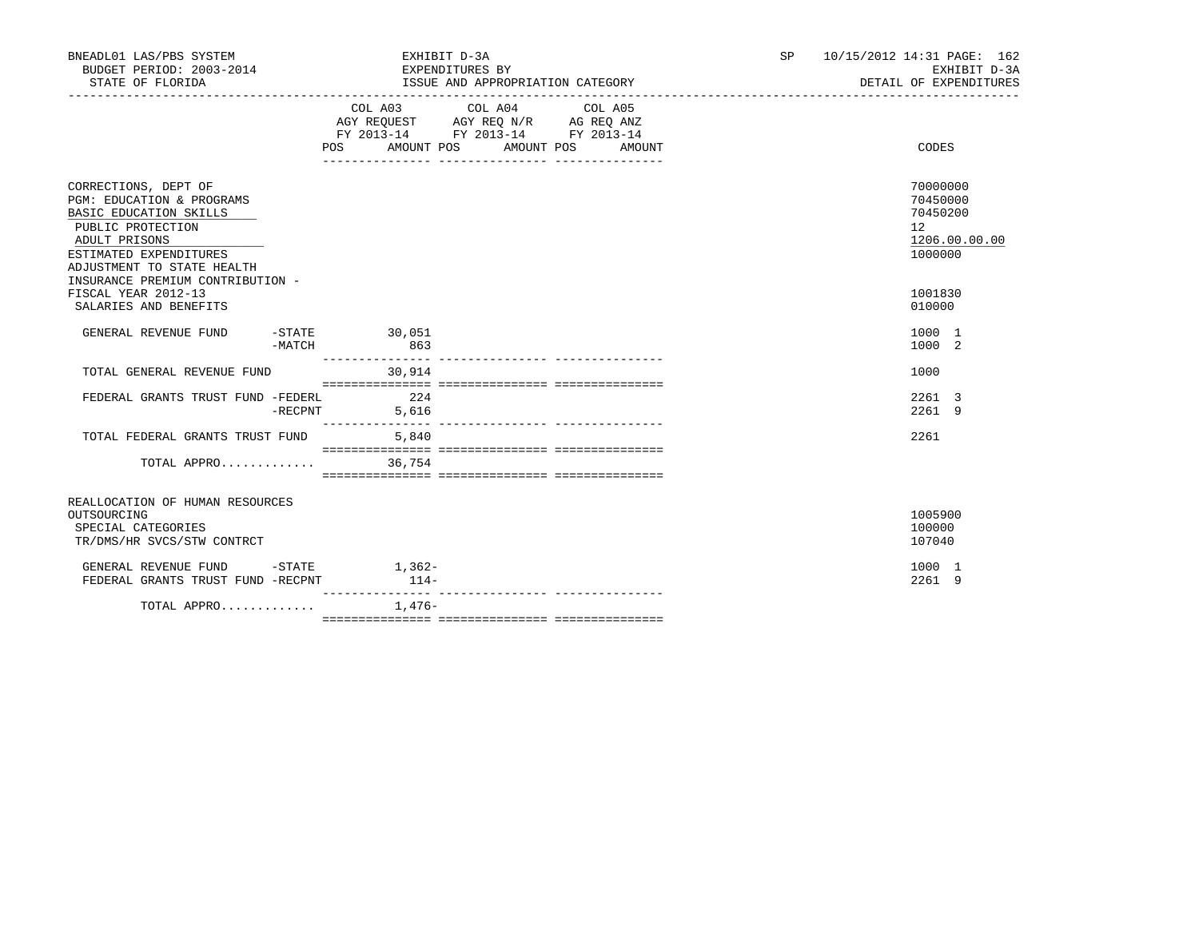BNEADL01 LAS/PBS SYSTEM — EXHIBIT D-3A — SP 10/15/2012 14:31
BUDGET PERIOD: 2003-2014 — EXPENDITURES BY — EXHIBIT D-3A
STATE OF FLORIDA — ISSUE AND APPROPRIATION CATEGORY — DETAIL OF EXPENDITURES

| | | COL A03 AGY REQUEST FY 2013-14 POS | AMOUNT | COL A04 AGY REQ N/R FY 2013-14 POS | AMOUNT | COL A05 AG REQ ANZ FY 2013-14 POS | AMOUNT | CODES |
|---|---|---|---|---|---|---|---|---|
| CORRECTIONS, DEPT OF | | | | | | | | 70000000 |
| PGM: EDUCATION & PROGRAMS | | | | | | | | 70450000 |
| BASIC EDUCATION SKILLS | | | | | | | | 70450200 |
| PUBLIC PROTECTION | | | | | | | | 12 |
| ADULT PRISONS | | | | | | | | 1206.00.00.00 |
| ESTIMATED EXPENDITURES | | | | | | | | 1000000 |
| ADJUSTMENT TO STATE HEALTH INSURANCE PREMIUM CONTRIBUTION - FISCAL YEAR 2012-13 | | | | | | | | 1001830 |
| SALARIES AND BENEFITS | | | | | | | | 010000 |
| GENERAL REVENUE FUND | -STATE | | 30,051 | | | | | 1000 1 |
| | -MATCH | | 863 | | | | | 1000 2 |
| TOTAL GENERAL REVENUE FUND | | | 30,914 | | | | | 1000 |
| FEDERAL GRANTS TRUST FUND | -FEDERL | | 224 | | | | | 2261 3 |
| | -RECPNT | | 5,616 | | | | | 2261 9 |
| TOTAL FEDERAL GRANTS TRUST FUND | | | 5,840 | | | | | 2261 |
| TOTAL APPRO............. | | | 36,754 | | | | | |
| REALLOCATION OF HUMAN RESOURCES OUTSOURCING | | | | | | | | 1005900 |
| SPECIAL CATEGORIES | | | | | | | | 100000 |
| TR/DMS/HR SVCS/STW CONTRCT | | | | | | | | 107040 |
| GENERAL REVENUE FUND | -STATE | | 1,362- | | | | | 1000 1 |
| FEDERAL GRANTS TRUST FUND | -RECPNT | | 114- | | | | | 2261 9 |
| TOTAL APPRO............. | | | 1,476- | | | | | |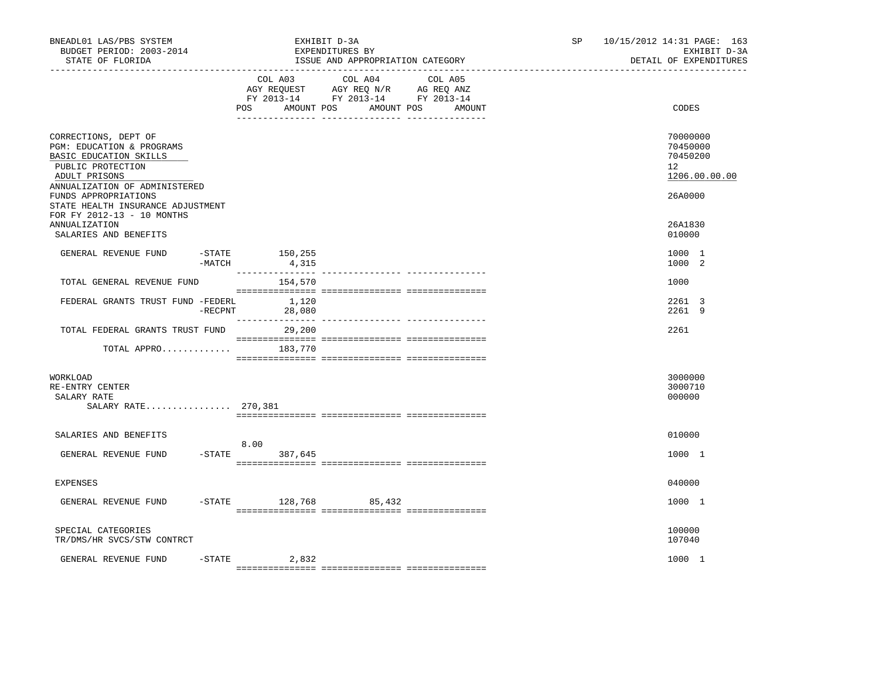BNEADL01 LAS/PBS SYSTEM — EXHIBIT D-3A — EXPENDITURES BY ISSUE AND APPROPRIATION CATEGORY — SP 10/15/2012 14:31 PAGE: 163

BUDGET PERIOD: 2003-2014 — EXHIBIT D-3A

STATE OF FLORIDA — DETAIL OF EXPENDITURES

| | COL A03 AGY REQUEST FY 2013-14 POS | AMOUNT | COL A04 AGY REQ N/R FY 2013-14 POS | AMOUNT | COL A05 AG REQ ANZ FY 2013-14 POS | AMOUNT | CODES |
|---|---|---|---|---|---|---|---|
| CORRECTIONS, DEPT OF | | | | | | | 70000000 |
| PGM: EDUCATION & PROGRAMS | | | | | | | 70450000 |
| BASIC EDUCATION SKILLS | | | | | | | 70450200 |
| PUBLIC PROTECTION | | | | | | | 12 |
| ADULT PRISONS | | | | | | | 1206.00.00.00 |
| ANNUALIZATION OF ADMINISTERED FUNDS APPROPRIATIONS | | | | | | | 26A0000 |
| STATE HEALTH INSURANCE ADJUSTMENT FOR FY 2012-13 - 10 MONTHS ANNUALIZATION | | | | | | | 26A1830 |
| SALARIES AND BENEFITS | | | | | | | 010000 |
| GENERAL REVENUE FUND -STATE | | 150,255 | | | | | 1000 1 |
| -MATCH | | 4,315 | | | | | 1000 2 |
| TOTAL GENERAL REVENUE FUND | | 154,570 | | | | | 1000 |
| FEDERAL GRANTS TRUST FUND -FEDERL | | 1,120 | | | | | 2261 3 |
| -RECPNT | | 28,080 | | | | | 2261 9 |
| TOTAL FEDERAL GRANTS TRUST FUND | | 29,200 | | | | | 2261 |
| TOTAL APPRO............ | | 183,770 | | | | | |
| WORKLOAD | | | | | | | 3000000 |
| RE-ENTRY CENTER | | | | | | | 3000710 |
| SALARY RATE | | | | | | | 000000 |
| SALARY RATE................ 270,381 | | | | | | | |
| SALARIES AND BENEFITS | | | | | | | 010000 |
| GENERAL REVENUE FUND -STATE | 8.00 | 387,645 | | | | | 1000 1 |
| EXPENSES | | | | | | | 040000 |
| GENERAL REVENUE FUND -STATE | | 128,768 | | 85,432 | | | 1000 1 |
| SPECIAL CATEGORIES | | | | | | | 100000 |
| TR/DMS/HR SVCS/STW CONTRCT | | | | | | | 107040 |
| GENERAL REVENUE FUND -STATE | | 2,832 | | | | | 1000 1 |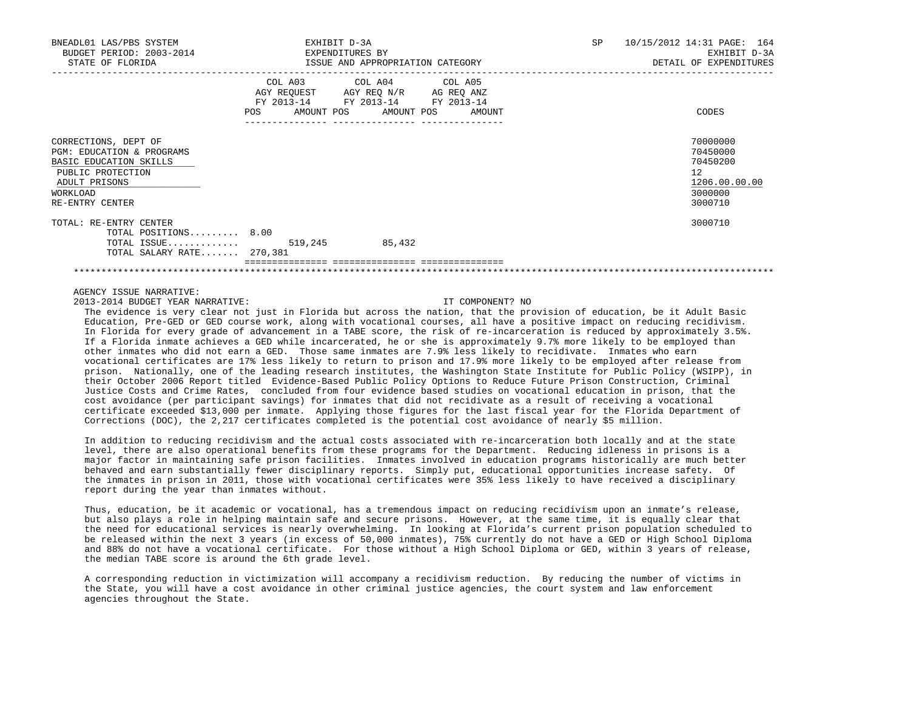| | COL A03 AGY REQUEST FY 2013-14 | | COL A04 AGY REQ N/R FY 2013-14 | | COL A05 AG REQ ANZ FY 2013-14 | | CODES |
|---|---|---|---|---|---|---|---|
| | POS | AMOUNT | POS | AMOUNT | POS | AMOUNT | |
| CORRECTIONS, DEPT OF | | | | | | | 70000000 |
| PGM: EDUCATION & PROGRAMS | | | | | | | 70450000 |
| BASIC EDUCATION SKILLS | | | | | | | 70450200 |
| PUBLIC PROTECTION | | | | | | | 12 |
| ADULT PRISONS | | | | | | | 1206.00.00.00 |
| WORKLOAD | | | | | | | 3000000 |
| RE-ENTRY CENTER | | | | | | | 3000710 |
| TOTAL: RE-ENTRY CENTER | | | | | | | 3000710 |
| TOTAL POSITIONS......... | 8.00 | | | | | | |
| TOTAL ISSUE............ | | 519,245 | | 85,432 | | | |
| TOTAL SALARY RATE....... | 270,381 | | | | | | |

AGENCY ISSUE NARRATIVE:

2013-2014 BUDGET YEAR NARRATIVE: IT COMPONENT? NO

The evidence is very clear not just in Florida but across the nation, that the provision of education, be it Adult Basic Education, Pre-GED or GED course work, along with vocational courses, all have a positive impact on reducing recidivism. In Florida for every grade of advancement in a TABE score, the risk of re-incarceration is reduced by approximately 3.5%. If a Florida inmate achieves a GED while incarcerated, he or she is approximately 9.7% more likely to be employed than other inmates who did not earn a GED. Those same inmates are 7.9% less likely to recidivate. Inmates who earn vocational certificates are 17% less likely to return to prison and 17.9% more likely to be employed after release from prison. Nationally, one of the leading research institutes, the Washington State Institute for Public Policy (WSIPP), in their October 2006 Report titled Evidence-Based Public Policy Options to Reduce Future Prison Construction, Criminal Justice Costs and Crime Rates, concluded from four evidence based studies on vocational education in prison, that the cost avoidance (per participant savings) for inmates that did not recidivate as a result of receiving a vocational certificate exceeded $13,000 per inmate. Applying those figures for the last fiscal year for the Florida Department of Corrections (DOC), the 2,217 certificates completed is the potential cost avoidance of nearly $5 million.

In addition to reducing recidivism and the actual costs associated with re-incarceration both locally and at the state level, there are also operational benefits from these programs for the Department. Reducing idleness in prisons is a major factor in maintaining safe prison facilities. Inmates involved in education programs historically are much better behaved and earn substantially fewer disciplinary reports. Simply put, educational opportunities increase safety. Of the inmates in prison in 2011, those with vocational certificates were 35% less likely to have received a disciplinary report during the year than inmates without.

Thus, education, be it academic or vocational, has a tremendous impact on reducing recidivism upon an inmate's release, but also plays a role in helping maintain safe and secure prisons. However, at the same time, it is equally clear that the need for educational services is nearly overwhelming. In looking at Florida's current prison population scheduled to be released within the next 3 years (in excess of 50,000 inmates), 75% currently do not have a GED or High School Diploma and 88% do not have a vocational certificate. For those without a High School Diploma or GED, within 3 years of release, the median TABE score is around the 6th grade level.

A corresponding reduction in victimization will accompany a recidivism reduction. By reducing the number of victims in the State, you will have a cost avoidance in other criminal justice agencies, the court system and law enforcement agencies throughout the State.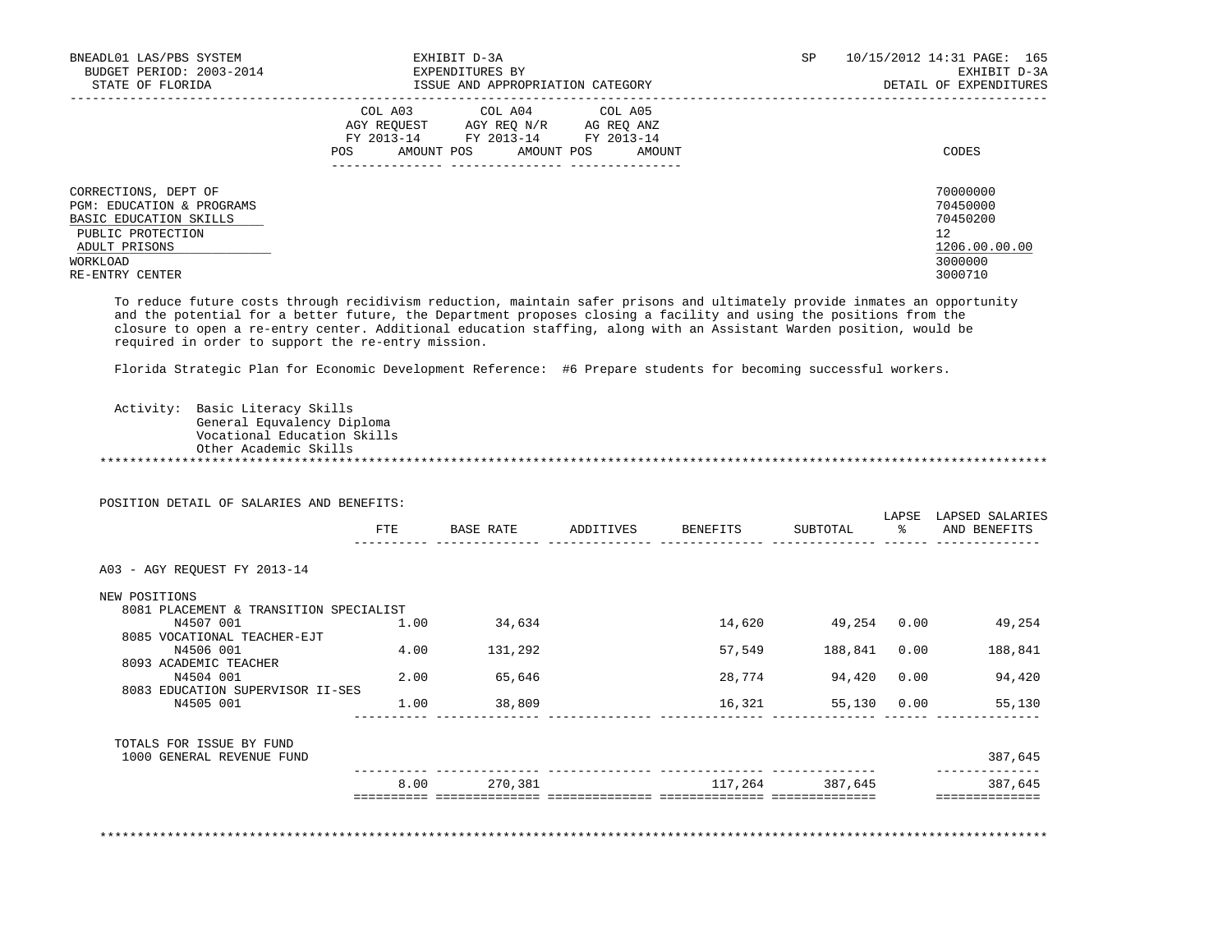BNEADL01 LAS/PBS SYSTEM — EXHIBIT D-3A — EXPENDITURES BY ISSUE AND APPROPRIATION CATEGORY — SP 10/15/2012 14:31

BUDGET PERIOD: 2003-2014 — STATE OF FLORIDA — EXHIBIT D-3A — DETAIL OF EXPENDITURES

| | COL A03 AGY REQUEST FY 2013-14 POS AMOUNT | COL A04 AGY REQ N/R FY 2013-14 POS AMOUNT | COL A05 AG REQ ANZ FY 2013-14 POS AMOUNT | CODES |
|---|---|---|---|---|
| CORRECTIONS, DEPT OF | | | | 70000000 |
| PGM: EDUCATION & PROGRAMS | | | | 70450000 |
| BASIC EDUCATION SKILLS | | | | 70450200 |
| PUBLIC PROTECTION | | | | 12 |
| ADULT PRISONS | | | | 1206.00.00.00 |
| WORKLOAD | | | | 3000000 |
| RE-ENTRY CENTER | | | | 3000710 |

To reduce future costs through recidivism reduction, maintain safer prisons and ultimately provide inmates an opportunity and the potential for a better future, the Department proposes closing a facility and using the positions from the closure to open a re-entry center. Additional education staffing, along with an Assistant Warden position, would be required in order to support the re-entry mission.

Florida Strategic Plan for Economic Development Reference: #6 Prepare students for becoming successful workers.

Activity: Basic Literacy Skills
General Equvalency Diploma
Vocational Education Skills
Other Academic Skills

POSITION DETAIL OF SALARIES AND BENEFITS:

| | FTE | BASE RATE | ADDITIVES | BENEFITS | SUBTOTAL | LAPSE % | LAPSED SALARIES AND BENEFITS |
|---|---|---|---|---|---|---|---|
| A03 - AGY REQUEST FY 2013-14 | | | | | | | |
| NEW POSITIONS | | | | | | | |
| 8081 PLACEMENT & TRANSITION SPECIALIST | | | | | | | |
| N4507 001 | 1.00 | 34,634 | | 14,620 | 49,254 | 0.00 | 49,254 |
| 8085 VOCATIONAL TEACHER-EJT | | | | | | | |
| N4506 001 | 4.00 | 131,292 | | 57,549 | 188,841 | 0.00 | 188,841 |
| 8093 ACADEMIC TEACHER | | | | | | | |
| N4504 001 | 2.00 | 65,646 | | 28,774 | 94,420 | 0.00 | 94,420 |
| 8083 EDUCATION SUPERVISOR II-SES | | | | | | | |
| N4505 001 | 1.00 | 38,809 | | 16,321 | 55,130 | 0.00 | 55,130 |
| TOTALS FOR ISSUE BY FUND | | | | | | | |
| 1000 GENERAL REVENUE FUND | | | | | | | 387,645 |
| | 8.00 | 270,381 | | 117,264 | 387,645 | | 387,645 |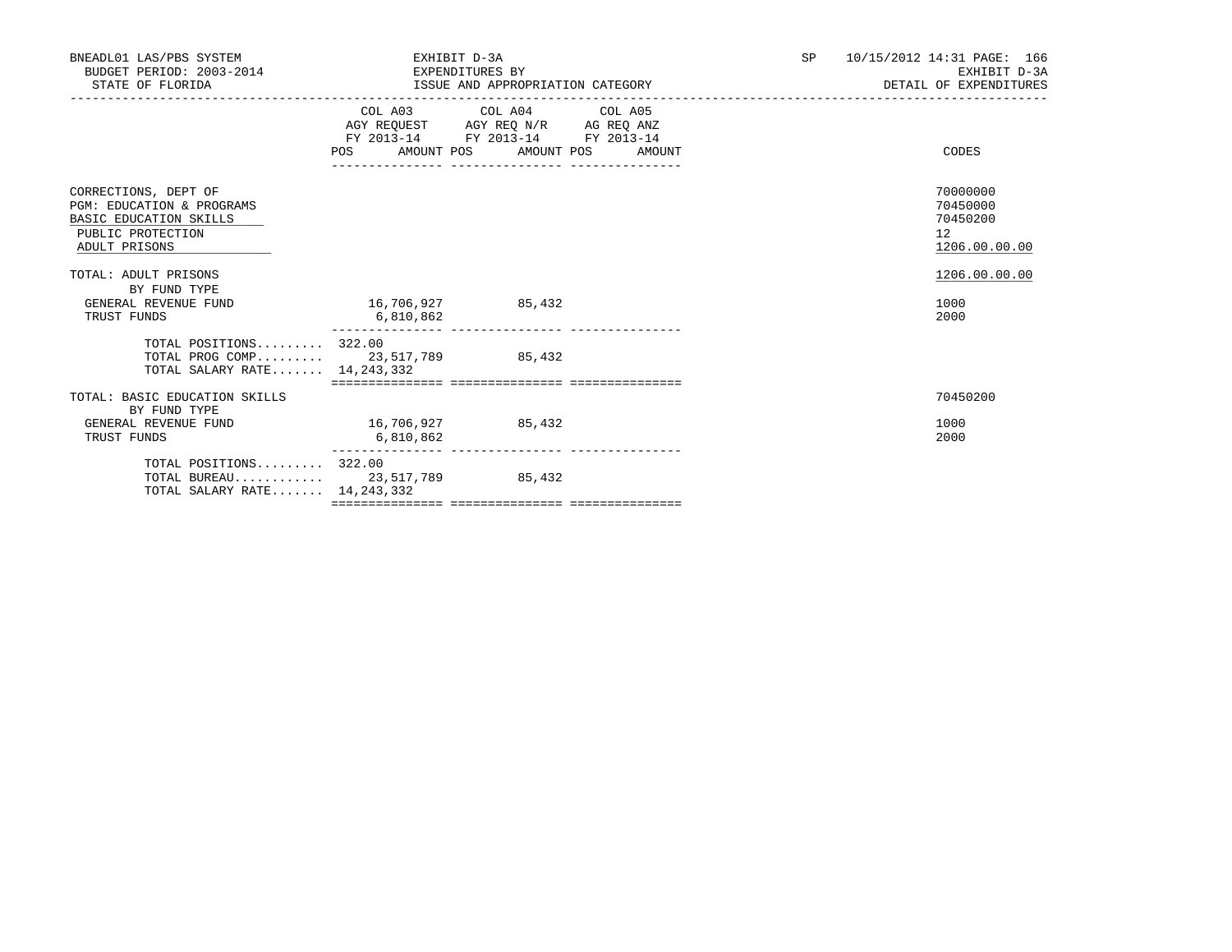BNEADL01 LAS/PBS SYSTEM — EXHIBIT D-3A — SP 10/15/2012 14:31
BUDGET PERIOD: 2003-2014 — EXPENDITURES BY — EXHIBIT D-3A
STATE OF FLORIDA — ISSUE AND APPROPRIATION CATEGORY — DETAIL OF EXPENDITURES

| | COL A03 AGY REQUEST FY 2013-14 POS | AMOUNT | COL A04 AGY REQ N/R FY 2013-14 POS | AMOUNT | COL A05 AG REQ ANZ FY 2013-14 POS | AMOUNT | CODES |
|---|---|---|---|---|---|---|---|
| CORRECTIONS, DEPT OF | | | | | | | 70000000 |
| PGM: EDUCATION & PROGRAMS | | | | | | | 70450000 |
| BASIC EDUCATION SKILLS | | | | | | | 70450200 |
| PUBLIC PROTECTION | | | | | | | 12 |
| ADULT PRISONS | | | | | | | 1206.00.00.00 |
| TOTAL: ADULT PRISONS | | | | | | | 1206.00.00.00 |
| BY FUND TYPE | | | | | | | |
| GENERAL REVENUE FUND | | 16,706,927 | | 85,432 | | | 1000 |
| TRUST FUNDS | | 6,810,862 | | | | | 2000 |
| TOTAL POSITIONS......... | 322.00 | | | | | | |
| TOTAL PROG COMP......... | | 23,517,789 | | 85,432 | | | |
| TOTAL SALARY RATE....... | | 14,243,332 | | | | | |
| TOTAL: BASIC EDUCATION SKILLS | | | | | | | 70450200 |
| BY FUND TYPE | | | | | | | |
| GENERAL REVENUE FUND | | 16,706,927 | | 85,432 | | | 1000 |
| TRUST FUNDS | | 6,810,862 | | | | | 2000 |
| TOTAL POSITIONS......... | 322.00 | | | | | | |
| TOTAL BUREAU............ | | 23,517,789 | | 85,432 | | | |
| TOTAL SALARY RATE....... | | 14,243,332 | | | | | |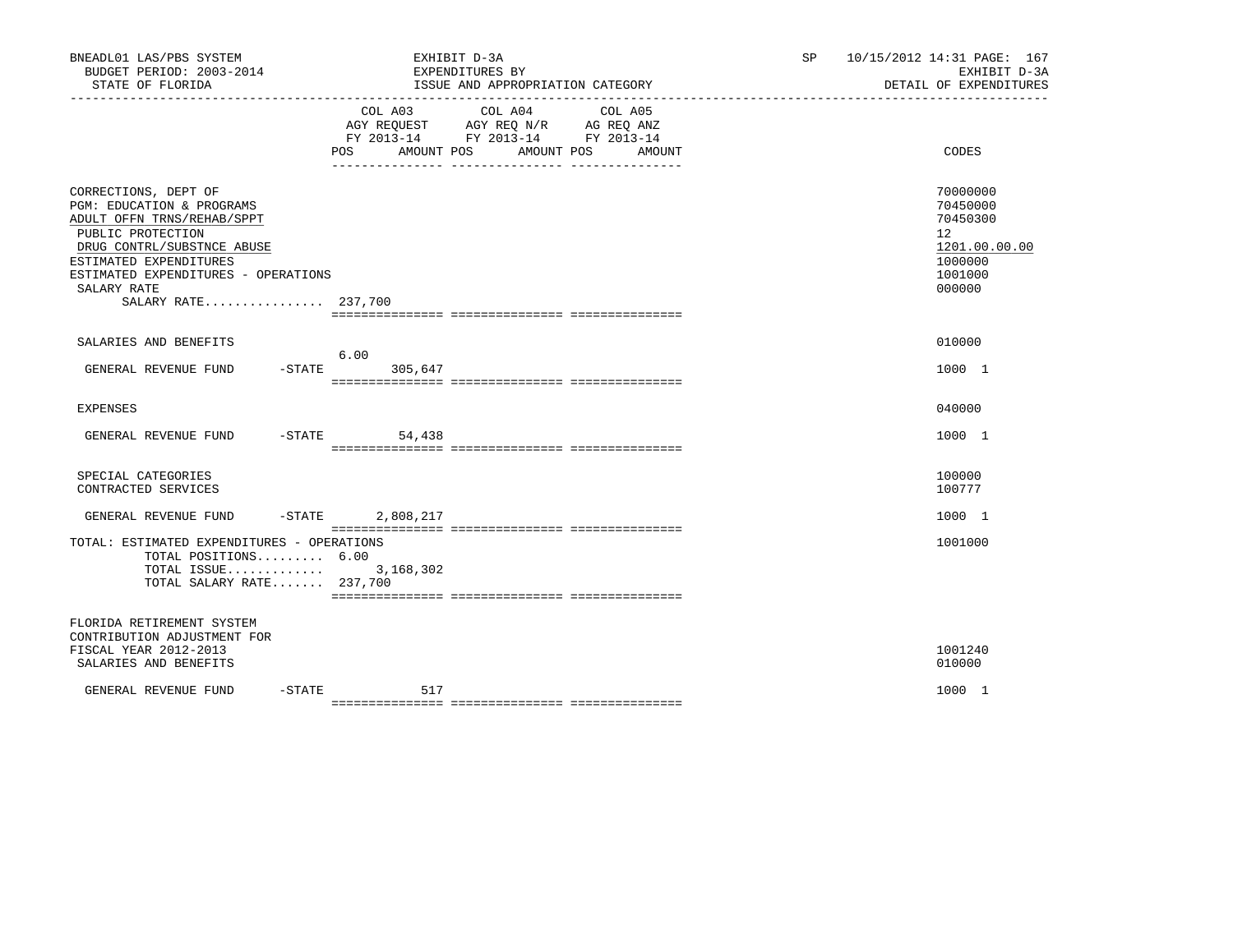BNEADL01 LAS/PBS SYSTEM
BUDGET PERIOD: 2003-2014
STATE OF FLORIDA

EXHIBIT D-3A
EXPENDITURES BY
ISSUE AND APPROPRIATION CATEGORY

SP 10/15/2012 14:31 PAGE: 167
EXHIBIT D-3A
DETAIL OF EXPENDITURES

| | COL A03 AGY REQUEST FY 2013-14 POS AMOUNT | COL A04 AGY REQ N/R FY 2013-14 POS AMOUNT | COL A05 AG REQ ANZ FY 2013-14 POS AMOUNT | CODES |
|---|---|---|---|---|
| CORRECTIONS, DEPT OF | | | | 70000000 |
| PGM: EDUCATION & PROGRAMS | | | | 70450000 |
| ADULT OFFN TRNS/REHAB/SPPT | | | | 70450300 |
| PUBLIC PROTECTION | | | | 12 |
| DRUG CONTRL/SUBSTNCE ABUSE | | | | 1201.00.00.00 |
| ESTIMATED EXPENDITURES | | | | 1000000 |
| ESTIMATED EXPENDITURES - OPERATIONS | | | | 1001000 |
| SALARY RATE | | | | 000000 |
| SALARY RATE................ | 237,700 | | | |
| SALARIES AND BENEFITS | | | | 010000 |
| GENERAL REVENUE FUND -STATE | 6.00 305,647 | | | 1000 1 |
| EXPENSES | | | | 040000 |
| GENERAL REVENUE FUND -STATE | 54,438 | | | 1000 1 |
| SPECIAL CATEGORIES | | | | 100000 |
| CONTRACTED SERVICES | | | | 100777 |
| GENERAL REVENUE FUND -STATE | 2,808,217 | | | 1000 1 |
| TOTAL: ESTIMATED EXPENDITURES - OPERATIONS | | | | 1001000 |
| TOTAL POSITIONS......... | 6.00 | | | |
| TOTAL ISSUE............. | 3,168,302 | | | |
| TOTAL SALARY RATE....... | 237,700 | | | |
| FLORIDA RETIREMENT SYSTEM CONTRIBUTION ADJUSTMENT FOR FISCAL YEAR 2012-2013 | | | | 1001240 |
| SALARIES AND BENEFITS | | | | 010000 |
| GENERAL REVENUE FUND -STATE | 517 | | | 1000 1 |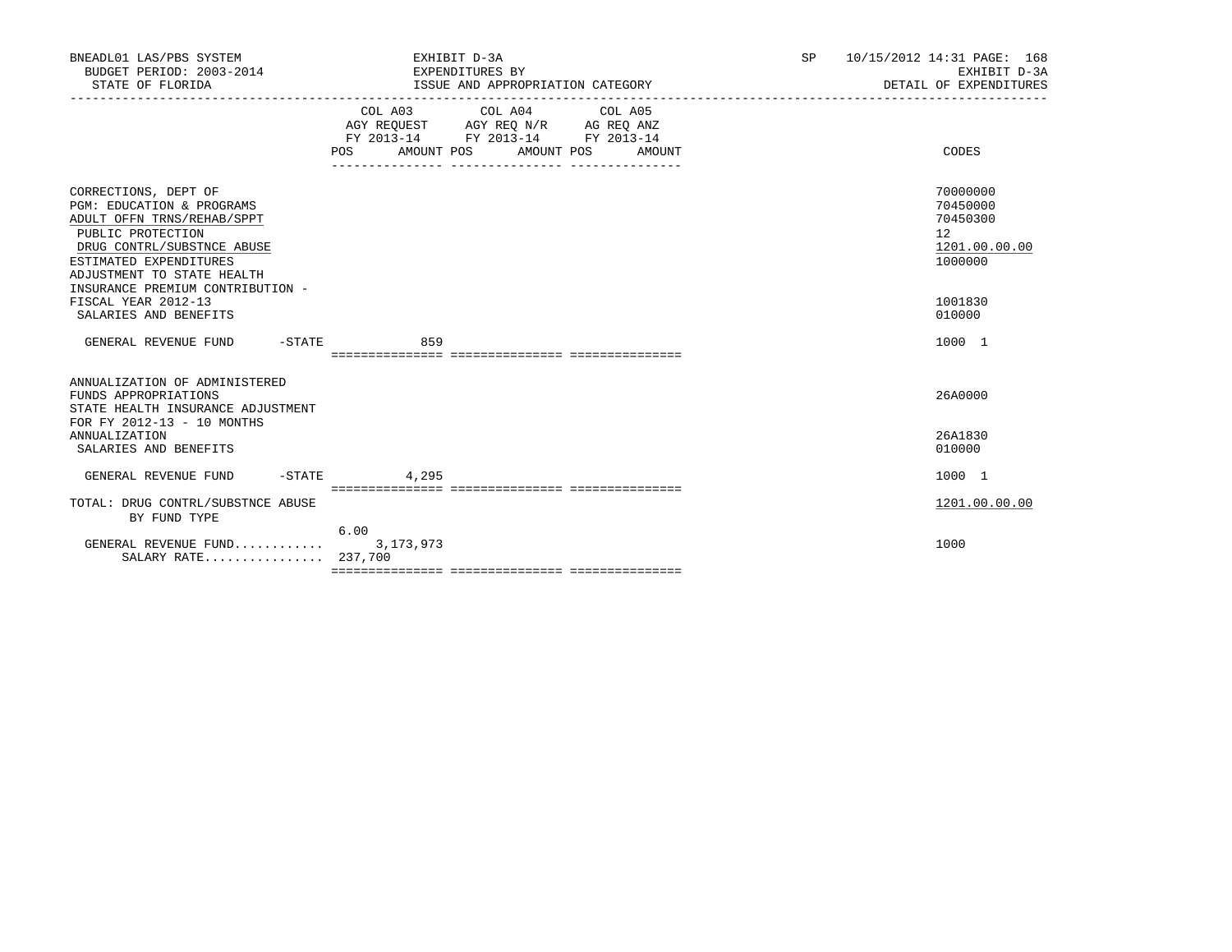BNEADL01 LAS/PBS SYSTEM | EXHIBIT D-3A | SP 10/15/2012 14:31 PAGE: 168
BUDGET PERIOD: 2003-2014 | EXPENDITURES BY | EXHIBIT D-3A
STATE OF FLORIDA | ISSUE AND APPROPRIATION CATEGORY | DETAIL OF EXPENDITURES

| | COL A03 AGY REQUEST FY 2013-14 POS | AMOUNT | COL A04 AGY REQ N/R FY 2013-14 POS | AMOUNT | COL A05 AG REQ ANZ FY 2013-14 POS | AMOUNT | CODES |
|---|---|---|---|---|---|---|---|
| CORRECTIONS, DEPT OF | | | | | | | 70000000 |
| PGM: EDUCATION & PROGRAMS | | | | | | | 70450000 |
| ADULT OFFN TRNS/REHAB/SPPT | | | | | | | 70450300 |
| PUBLIC PROTECTION | | | | | | | 12 |
| DRUG CONTRL/SUBSTNCE ABUSE | | | | | | | 1201.00.00.00 |
| ESTIMATED EXPENDITURES | | | | | | | 1000000 |
| ADJUSTMENT TO STATE HEALTH INSURANCE PREMIUM CONTRIBUTION - FISCAL YEAR 2012-13 | | | | | | | 1001830 |
| SALARIES AND BENEFITS | | | | | | | 010000 |
| GENERAL REVENUE FUND -STATE | | 859 | | | | | 1000 1 |
| ANNUALIZATION OF ADMINISTERED FUNDS APPROPRIATIONS | | | | | | | 26A0000 |
| STATE HEALTH INSURANCE ADJUSTMENT FOR FY 2012-13 - 10 MONTHS ANNUALIZATION | | | | | | | 26A1830 |
| SALARIES AND BENEFITS | | | | | | | 010000 |
| GENERAL REVENUE FUND -STATE | | 4,295 | | | | | 1000 1 |
| TOTAL: DRUG CONTRL/SUBSTNCE ABUSE | | | | | | | 1201.00.00.00 |
| BY FUND TYPE | | | | | | | |
| GENERAL REVENUE FUND............ | 6.00 | 3,173,973 | | | | | 1000 |
| SALARY RATE................ | 237,700 | | | | | | |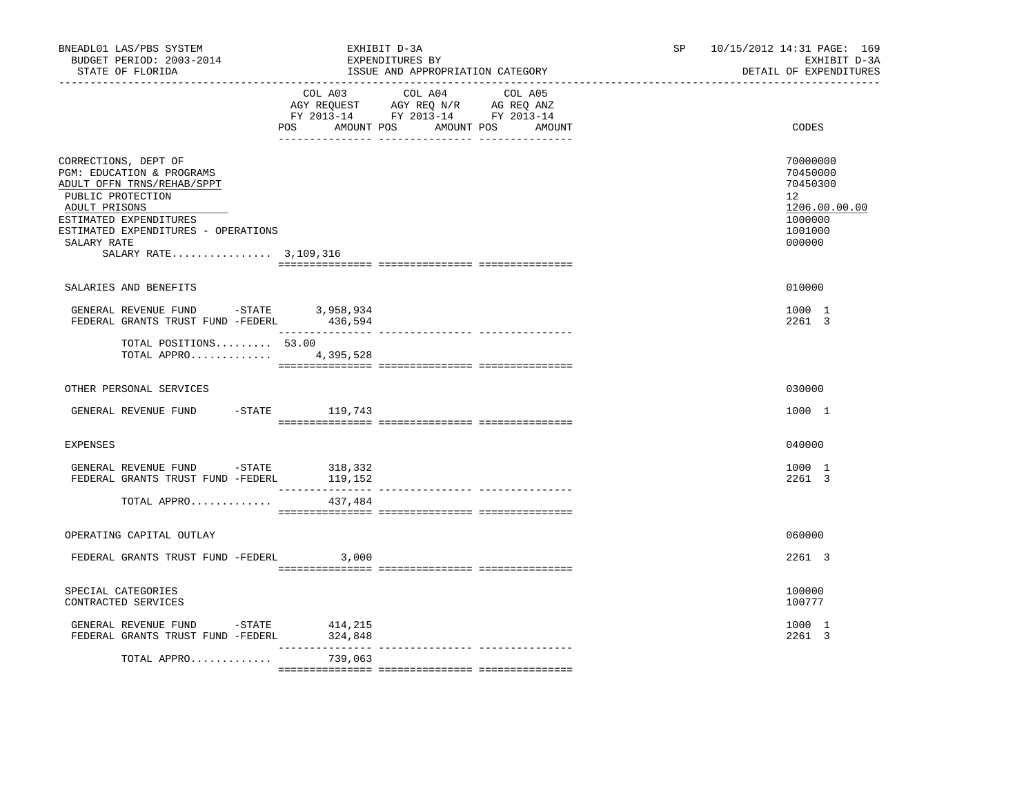BNEADL01 LAS/PBS SYSTEM — EXHIBIT D-3A — EXPENDITURES BY ISSUE AND APPROPRIATION CATEGORY — SP 10/15/2012 14:31

BUDGET PERIOD: 2003-2014 — STATE OF FLORIDA — EXHIBIT D-3A — DETAIL OF EXPENDITURES

| | COL A03 AGY REQUEST FY 2013-14 POS | AMOUNT | COL A04 AGY REQ N/R FY 2013-14 POS | AMOUNT | COL A05 AG REQ ANZ FY 2013-14 POS | AMOUNT | CODES |
|---|---|---|---|---|---|---|---|
| CORRECTIONS, DEPT OF | | | | | | | 70000000 |
| PGM: EDUCATION & PROGRAMS | | | | | | | 70450000 |
| ADULT OFFN TRNS/REHAB/SPPT | | | | | | | 70450300 |
| PUBLIC PROTECTION | | | | | | | 12 |
| ADULT PRISONS | | | | | | | 1206.00.00.00 |
| ESTIMATED EXPENDITURES | | | | | | | 1000000 |
| ESTIMATED EXPENDITURES - OPERATIONS | | | | | | | 1001000 |
| SALARY RATE | | | | | | | 000000 |
| SALARY RATE................ 3,109,316 | | | | | | | |
| SALARIES AND BENEFITS | | | | | | | 010000 |
| GENERAL REVENUE FUND -STATE | | 3,958,934 | | | | | 1000 1 |
| FEDERAL GRANTS TRUST FUND -FEDERL | | 436,594 | | | | | 2261 3 |
| TOTAL POSITIONS......... | 53.00 | | | | | | |
| TOTAL APPRO............. | | 4,395,528 | | | | | |
| OTHER PERSONAL SERVICES | | | | | | | 030000 |
| GENERAL REVENUE FUND -STATE | | 119,743 | | | | | 1000 1 |
| EXPENSES | | | | | | | 040000 |
| GENERAL REVENUE FUND -STATE | | 318,332 | | | | | 1000 1 |
| FEDERAL GRANTS TRUST FUND -FEDERL | | 119,152 | | | | | 2261 3 |
| TOTAL APPRO............. | | 437,484 | | | | | |
| OPERATING CAPITAL OUTLAY | | | | | | | 060000 |
| FEDERAL GRANTS TRUST FUND -FEDERL | | 3,000 | | | | | 2261 3 |
| SPECIAL CATEGORIES | | | | | | | 100000 |
| CONTRACTED SERVICES | | | | | | | 100777 |
| GENERAL REVENUE FUND -STATE | | 414,215 | | | | | 1000 1 |
| FEDERAL GRANTS TRUST FUND -FEDERL | | 324,848 | | | | | 2261 3 |
| TOTAL APPRO............. | | 739,063 | | | | | |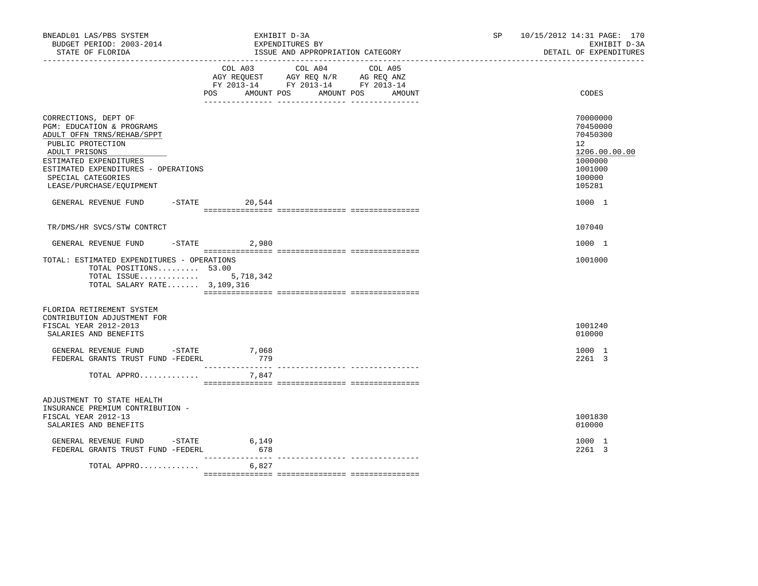BNEADL01 LAS/PBS SYSTEM — EXHIBIT D-3A — SP 10/15/2012 14:31 PAGE: 170
BUDGET PERIOD: 2003-2014 — EXPENDITURES BY — EXHIBIT D-3A
STATE OF FLORIDA — ISSUE AND APPROPRIATION CATEGORY — DETAIL OF EXPENDITURES

| | COL A03 AGY REQUEST FY 2013-14 POS | AMOUNT | COL A04 AGY REQ N/R FY 2013-14 POS | AMOUNT | COL A05 AG REQ ANZ FY 2013-14 POS | AMOUNT | CODES |
|---|---|---|---|---|---|---|---|
| CORRECTIONS, DEPT OF | | | | | | | 70000000 |
| PGM: EDUCATION & PROGRAMS | | | | | | | 70450000 |
| ADULT OFFN TRNS/REHAB/SPPT | | | | | | | 70450300 |
| PUBLIC PROTECTION | | | | | | | 12 |
| ADULT PRISONS | | | | | | | 1206.00.00.00 |
| ESTIMATED EXPENDITURES | | | | | | | 1000000 |
| ESTIMATED EXPENDITURES - OPERATIONS | | | | | | | 1001000 |
| SPECIAL CATEGORIES | | | | | | | 100000 |
| LEASE/PURCHASE/EQUIPMENT | | | | | | | 105281 |
| GENERAL REVENUE FUND -STATE | | 20,544 | | | | | 1000 1 |
| TR/DMS/HR SVCS/STW CONTRCT | | | | | | | 107040 |
| GENERAL REVENUE FUND -STATE | | 2,980 | | | | | 1000 1 |
| TOTAL: ESTIMATED EXPENDITURES - OPERATIONS | | | | | | | 1001000 |
| TOTAL POSITIONS......... 53.00 | | | | | | | |
| TOTAL ISSUE............. | | 5,718,342 | | | | | |
| TOTAL SALARY RATE....... 3,109,316 | | | | | | | |
| FLORIDA RETIREMENT SYSTEM CONTRIBUTION ADJUSTMENT FOR FISCAL YEAR 2012-2013 | | | | | | | 1001240 |
| SALARIES AND BENEFITS | | | | | | | 010000 |
| GENERAL REVENUE FUND -STATE | | 7,068 | | | | | 1000 1 |
| FEDERAL GRANTS TRUST FUND -FEDERL | | 779 | | | | | 2261 3 |
| TOTAL APPRO............. | | 7,847 | | | | | |
| ADJUSTMENT TO STATE HEALTH INSURANCE PREMIUM CONTRIBUTION - FISCAL YEAR 2012-13 | | | | | | | 1001830 |
| SALARIES AND BENEFITS | | | | | | | 010000 |
| GENERAL REVENUE FUND -STATE | | 6,149 | | | | | 1000 1 |
| FEDERAL GRANTS TRUST FUND -FEDERL | | 678 | | | | | 2261 3 |
| TOTAL APPRO............. | | 6,827 | | | | | |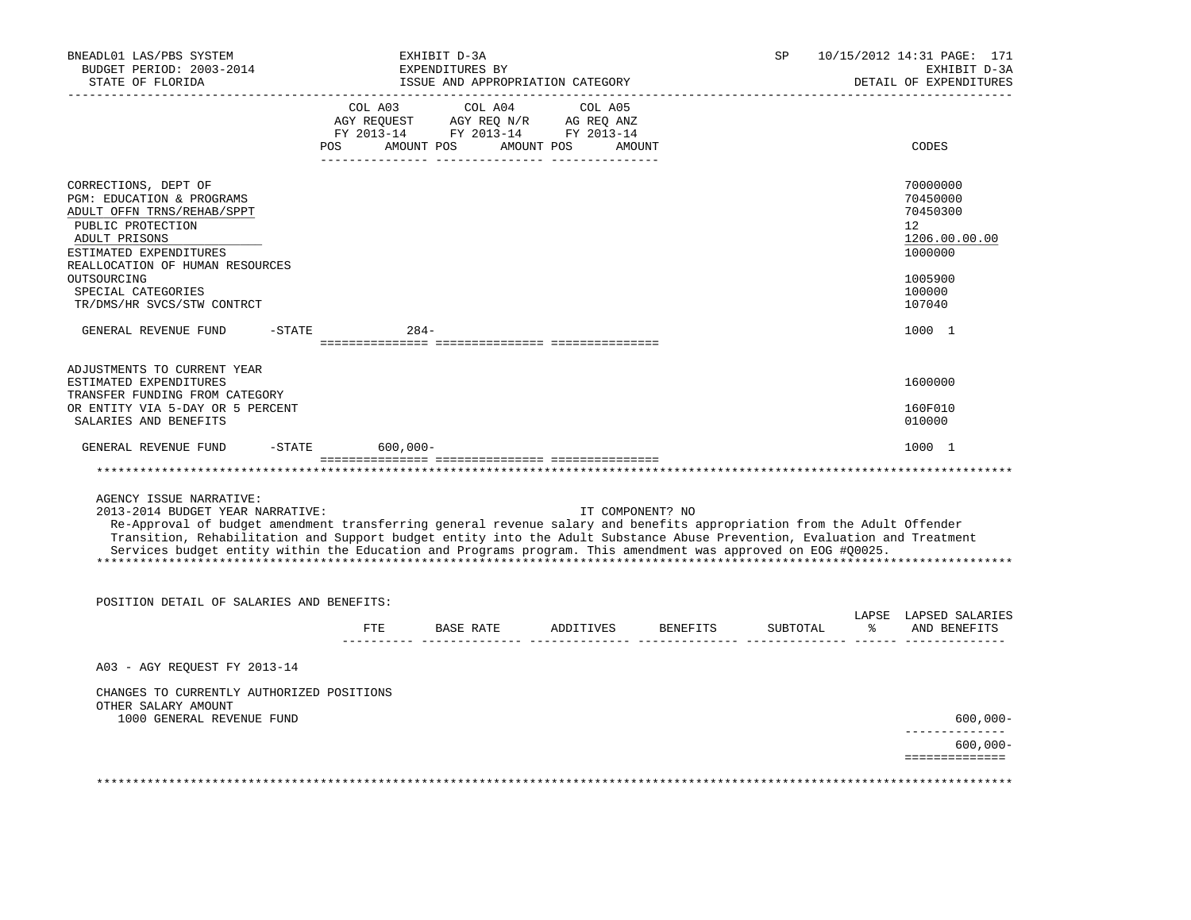BNEADL01 LAS/PBS SYSTEM — EXHIBIT D-3A — EXPENDITURES BY ISSUE AND APPROPRIATION CATEGORY
BUDGET PERIOD: 2003-2014 — STATE OF FLORIDA — SP 10/15/2012 14:31 — EXHIBIT D-3A — DETAIL OF EXPENDITURES

| | COL A03 AGY REQUEST FY 2013-14 POS AMOUNT | COL A04 AGY REQ N/R FY 2013-14 POS AMOUNT | COL A05 AG REQ ANZ FY 2013-14 POS AMOUNT | CODES |
|---|---|---|---|---|
| CORRECTIONS, DEPT OF | | | | 70000000 |
| PGM: EDUCATION & PROGRAMS | | | | 70450000 |
| ADULT OFFN TRNS/REHAB/SPPT | | | | 70450300 |
| PUBLIC PROTECTION | | | | 12 |
| ADULT PRISONS | | | | 1206.00.00.00 |
| ESTIMATED EXPENDITURES | | | | 1000000 |
| REALLOCATION OF HUMAN RESOURCES OUTSOURCING | | | | 1005900 |
| SPECIAL CATEGORIES | | | | 100000 |
| TR/DMS/HR SVCS/STW CONTRCT | | | | 107040 |
| GENERAL REVENUE FUND -STATE | 284- | | | 1000 1 |
| ADJUSTMENTS TO CURRENT YEAR ESTIMATED EXPENDITURES | | | | 1600000 |
| TRANSFER FUNDING FROM CATEGORY OR ENTITY VIA 5-DAY OR 5 PERCENT | | | | 160F010 |
| SALARIES AND BENEFITS | | | | 010000 |
| GENERAL REVENUE FUND -STATE | 600,000- | | | 1000 1 |

AGENCY ISSUE NARRATIVE:

2013-2014 BUDGET YEAR NARRATIVE: IT COMPONENT? NO

Re-Approval of budget amendment transferring general revenue salary and benefits appropriation from the Adult Offender Transition, Rehabilitation and Support budget entity into the Adult Substance Abuse Prevention, Evaluation and Treatment Services budget entity within the Education and Programs program. This amendment was approved on EOG #Q0025.

POSITION DETAIL OF SALARIES AND BENEFITS:

| | FTE | BASE RATE | ADDITIVES | BENEFITS | SUBTOTAL | LAPSE % | LAPSED SALARIES AND BENEFITS |
|---|---|---|---|---|---|---|---|
| A03 - AGY REQUEST FY 2013-14 | | | | | | | |
| CHANGES TO CURRENTLY AUTHORIZED POSITIONS | | | | | | | |
| OTHER SALARY AMOUNT | | | | | | | |
| 1000 GENERAL REVENUE FUND | | | | | | | 600,000- |
| | | | | | | | 600,000- |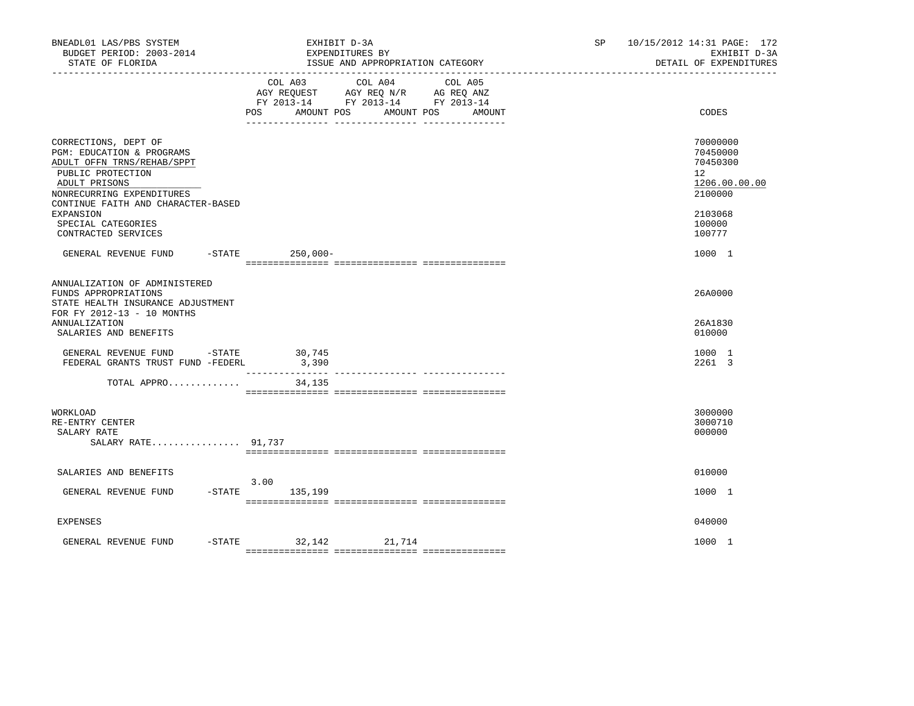BNEADL01 LAS/PBS SYSTEM — EXHIBIT D-3A — EXPENDITURES BY ISSUE AND APPROPRIATION CATEGORY
BUDGET PERIOD: 2003-2014 — STATE OF FLORIDA — SP 10/15/2012 14:31 — EXHIBIT D-3A DETAIL OF EXPENDITURES

| | COL A03 AGY REQUEST FY 2013-14 POS | AMOUNT | COL A04 AGY REQ N/R FY 2013-14 POS | AMOUNT | COL A05 AG REQ ANZ FY 2013-14 POS | AMOUNT | CODES |
|---|---|---|---|---|---|---|---|
| CORRECTIONS, DEPT OF | | | | | | | 70000000 |
| PGM: EDUCATION & PROGRAMS | | | | | | | 70450000 |
| ADULT OFFN TRNS/REHAB/SPPT | | | | | | | 70450300 |
| PUBLIC PROTECTION | | | | | | | 12 |
| ADULT PRISONS | | | | | | | 1206.00.00.00 |
| NONRECURRING EXPENDITURES | | | | | | | 2100000 |
| CONTINUE FAITH AND CHARACTER-BASED EXPANSION | | | | | | | 2103068 |
| SPECIAL CATEGORIES | | | | | | | 100000 |
| CONTRACTED SERVICES | | | | | | | 100777 |
| GENERAL REVENUE FUND -STATE | | 250,000- | | | | | 1000 1 |
| ANNUALIZATION OF ADMINISTERED FUNDS APPROPRIATIONS | | | | | | | 26A0000 |
| STATE HEALTH INSURANCE ADJUSTMENT FOR FY 2012-13 - 10 MONTHS ANNUALIZATION | | | | | | | 26A1830 |
| SALARIES AND BENEFITS | | | | | | | 010000 |
| GENERAL REVENUE FUND -STATE | | 30,745 | | | | | 1000 1 |
| FEDERAL GRANTS TRUST FUND -FEDERL | | 3,390 | | | | | 2261 3 |
| TOTAL APPRO............. | | 34,135 | | | | | |
| WORKLOAD | | | | | | | 3000000 |
| RE-ENTRY CENTER | | | | | | | 3000710 |
| SALARY RATE | | | | | | | 000000 |
| SALARY RATE................ 91,737 | | | | | | | |
| SALARIES AND BENEFITS | | | | | | | 010000 |
| GENERAL REVENUE FUND -STATE | 3.00 | 135,199 | | | | | 1000 1 |
| EXPENSES | | | | | | | 040000 |
| GENERAL REVENUE FUND -STATE | | 32,142 | | 21,714 | | | 1000 1 |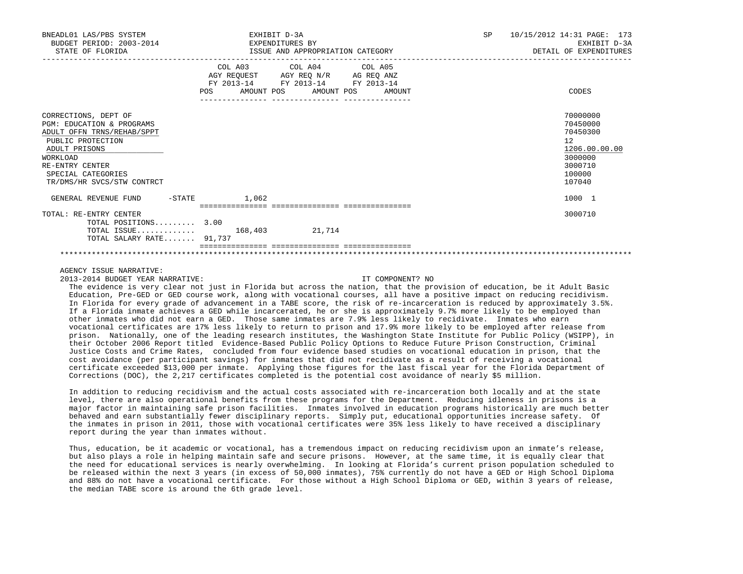| | COL A03 AGY REQUEST FY 2013-14 POS AMOUNT | COL A04 AGY REQ N/R FY 2013-14 POS AMOUNT | COL A05 AG REQ ANZ FY 2013-14 POS AMOUNT | CODES |
|---|---|---|---|---|
| CORRECTIONS, DEPT OF | | | | 70000000 |
| PGM: EDUCATION & PROGRAMS | | | | 70450000 |
| ADULT OFFN TRNS/REHAB/SPPT | | | | 70450300 |
| PUBLIC PROTECTION | | | | 12 |
| ADULT PRISONS | | | | 1206.00.00.00 |
| WORKLOAD | | | | 3000000 |
| RE-ENTRY CENTER | | | | 3000710 |
| SPECIAL CATEGORIES | | | | 100000 |
| TR/DMS/HR SVCS/STW CONTRCT | | | | 107040 |
| GENERAL REVENUE FUND -STATE | 1,062 | | | 1000 1 |
| TOTAL: RE-ENTRY CENTER | | | | 3000710 |
| TOTAL POSITIONS......... | 3.00 | | | |
| TOTAL ISSUE............. | 168,403 | 21,714 | | |
| TOTAL SALARY RATE....... | 91,737 | | | |

AGENCY ISSUE NARRATIVE:

2013-2014 BUDGET YEAR NARRATIVE: IT COMPONENT? NO

The evidence is very clear not just in Florida but across the nation, that the provision of education, be it Adult Basic Education, Pre-GED or GED course work, along with vocational courses, all have a positive impact on reducing recidivism. In Florida for every grade of advancement in a TABE score, the risk of re-incarceration is reduced by approximately 3.5%. If a Florida inmate achieves a GED while incarcerated, he or she is approximately 9.7% more likely to be employed than other inmates who did not earn a GED. Those same inmates are 7.9% less likely to recidivate. Inmates who earn vocational certificates are 17% less likely to return to prison and 17.9% more likely to be employed after release from prison. Nationally, one of the leading research institutes, the Washington State Institute for Public Policy (WSIPP), in their October 2006 Report titled Evidence-Based Public Policy Options to Reduce Future Prison Construction, Criminal Justice Costs and Crime Rates, concluded from four evidence based studies on vocational education in prison, that the cost avoidance (per participant savings) for inmates that did not recidivate as a result of receiving a vocational certificate exceeded $13,000 per inmate. Applying those figures for the last fiscal year for the Florida Department of Corrections (DOC), the 2,217 certificates completed is the potential cost avoidance of nearly $5 million.

In addition to reducing recidivism and the actual costs associated with re-incarceration both locally and at the state level, there are also operational benefits from these programs for the Department. Reducing idleness in prisons is a major factor in maintaining safe prison facilities. Inmates involved in education programs historically are much better behaved and earn substantially fewer disciplinary reports. Simply put, educational opportunities increase safety. Of the inmates in prison in 2011, those with vocational certificates were 35% less likely to have received a disciplinary report during the year than inmates without.

Thus, education, be it academic or vocational, has a tremendous impact on reducing recidivism upon an inmate's release, but also plays a role in helping maintain safe and secure prisons. However, at the same time, it is equally clear that the need for educational services is nearly overwhelming. In looking at Florida's current prison population scheduled to be released within the next 3 years (in excess of 50,000 inmates), 75% currently do not have a GED or High School Diploma and 88% do not have a vocational certificate. For those without a High School Diploma or GED, within 3 years of release, the median TABE score is around the 6th grade level.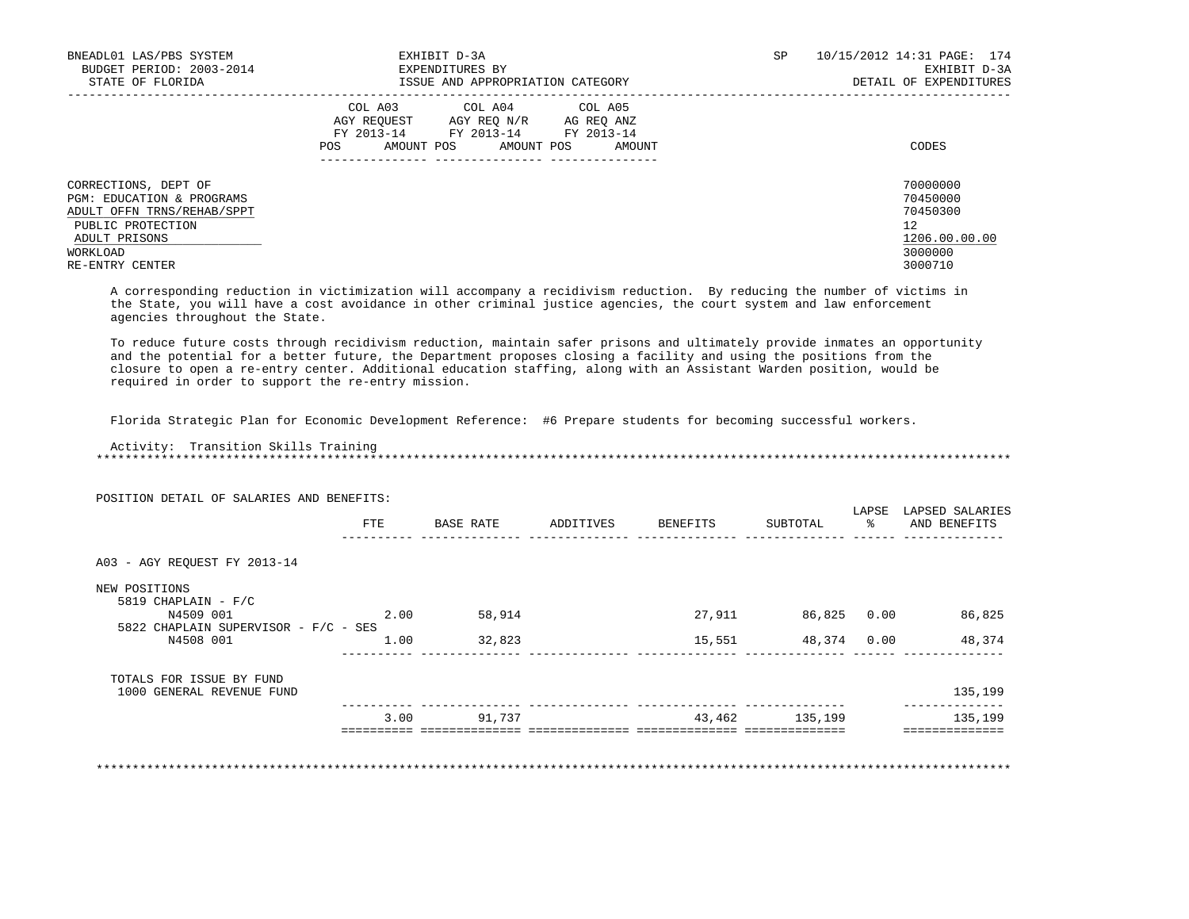| | COL A03 AGY REQUEST FY 2013-14 | | COL A04 AGY REQ N/R FY 2013-14 | | COL A05 AG REQ ANZ FY 2013-14 | | |
|---|---|---|---|---|---|---|---|
| | POS | AMOUNT | POS | AMOUNT | POS | AMOUNT | CODES |
| CORRECTIONS, DEPT OF | | | | | | | 70000000 |
| PGM: EDUCATION & PROGRAMS | | | | | | | 70450000 |
| ADULT OFFN TRNS/REHAB/SPPT | | | | | | | 70450300 |
| PUBLIC PROTECTION | | | | | | | 12 |
| ADULT PRISONS | | | | | | | 1206.00.00.00 |
| WORKLOAD | | | | | | | 3000000 |
| RE-ENTRY CENTER | | | | | | | 3000710 |

A corresponding reduction in victimization will accompany a recidivism reduction. By reducing the number of victims in the State, you will have a cost avoidance in other criminal justice agencies, the court system and law enforcement agencies throughout the State.

To reduce future costs through recidivism reduction, maintain safer prisons and ultimately provide inmates an opportunity and the potential for a better future, the Department proposes closing a facility and using the positions from the closure to open a re-entry center. Additional education staffing, along with an Assistant Warden position, would be required in order to support the re-entry mission.

Florida Strategic Plan for Economic Development Reference: #6 Prepare students for becoming successful workers.

Activity: Transition Skills Training

POSITION DETAIL OF SALARIES AND BENEFITS:

| | FTE | BASE RATE | ADDITIVES | BENEFITS | SUBTOTAL | LAPSE % | LAPSED SALARIES AND BENEFITS |
|---|---|---|---|---|---|---|---|
| A03 - AGY REQUEST FY 2013-14 | | | | | | | |
| NEW POSITIONS | | | | | | | |
| 5819 CHAPLAIN - F/C | | | | | | | |
| N4509 001 | 2.00 | 58,914 | | 27,911 | 86,825 | 0.00 | 86,825 |
| 5822 CHAPLAIN SUPERVISOR - F/C - SES | | | | | | | |
| N4508 001 | 1.00 | 32,823 | | 15,551 | 48,374 | 0.00 | 48,374 |
| TOTALS FOR ISSUE BY FUND | | | | | | | |
| 1000 GENERAL REVENUE FUND | | | | | | | 135,199 |
| | 3.00 | 91,737 | | 43,462 | 135,199 | | 135,199 |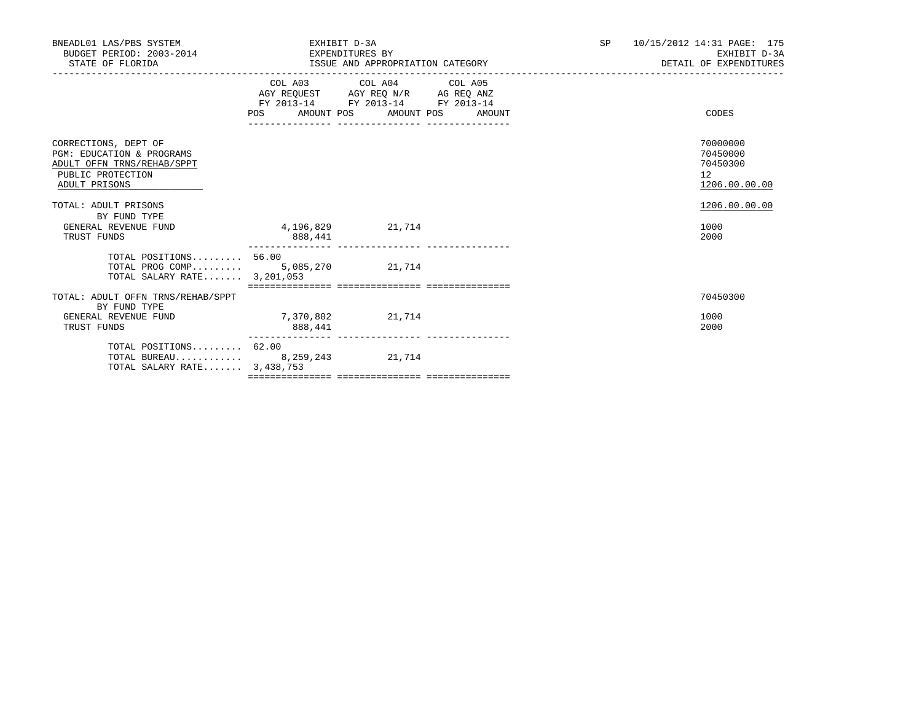| | COL A03 AGY REQUEST FY 2013-14 POS | AMOUNT | COL A04 AGY REQ N/R FY 2013-14 POS | AMOUNT | COL A05 AG REQ ANZ FY 2013-14 POS | AMOUNT | CODES |
|---|---|---|---|---|---|---|---|
| CORRECTIONS, DEPT OF | | | | | | | 70000000 |
| PGM: EDUCATION & PROGRAMS | | | | | | | 70450000 |
| ADULT OFFN TRNS/REHAB/SPPT | | | | | | | 70450300 |
| PUBLIC PROTECTION | | | | | | | 12 |
| ADULT PRISONS | | | | | | | 1206.00.00.00 |
| TOTAL: ADULT PRISONS | | | | | | | 1206.00.00.00 |
| BY FUND TYPE | | | | | | | |
| GENERAL REVENUE FUND | | 4,196,829 | | 21,714 | | | 1000 |
| TRUST FUNDS | | 888,441 | | | | | 2000 |
| TOTAL POSITIONS......... | 56.00 | | | | | | |
| TOTAL PROG COMP......... | | 5,085,270 | | 21,714 | | | |
| TOTAL SALARY RATE....... | 3,201,053 | | | | | | |
| TOTAL: ADULT OFFN TRNS/REHAB/SPPT | | | | | | | 70450300 |
| BY FUND TYPE | | | | | | | |
| GENERAL REVENUE FUND | | 7,370,802 | | 21,714 | | | 1000 |
| TRUST FUNDS | | 888,441 | | | | | 2000 |
| TOTAL POSITIONS......... | 62.00 | | | | | | |
| TOTAL BUREAU............ | | 8,259,243 | | 21,714 | | | |
| TOTAL SALARY RATE....... | 3,438,753 | | | | | | |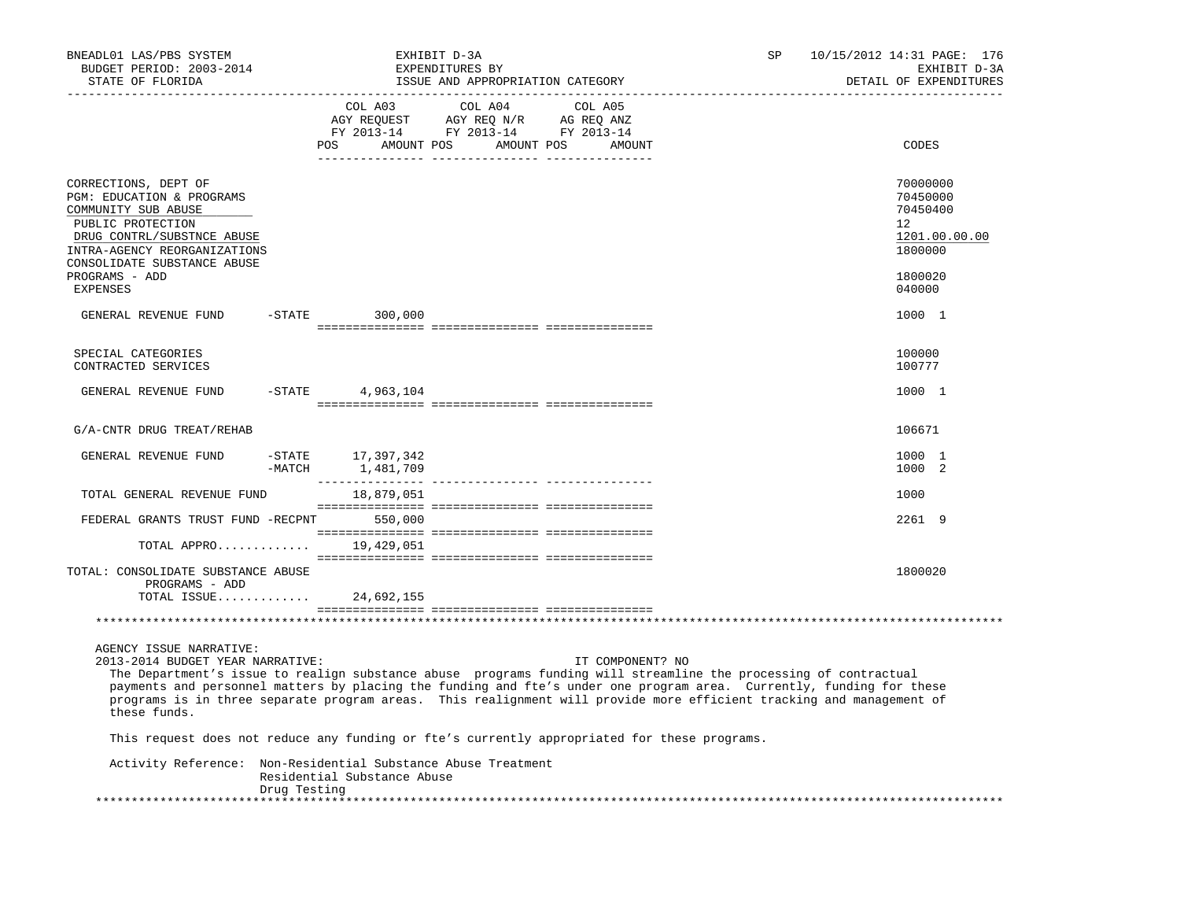BNEADL01 LAS/PBS SYSTEM — EXHIBIT D-3A — EXPENDITURES BY ISSUE AND APPROPRIATION CATEGORY — DETAIL OF EXPENDITURES

BUDGET PERIOD: 2003-2014
STATE OF FLORIDA

SP 10/15/2012 14:31

| | COL A03 AGY REQUEST FY 2013-14 POS AMOUNT | COL A04 AGY REQ N/R FY 2013-14 POS AMOUNT | COL A05 AG REQ ANZ FY 2013-14 POS AMOUNT | CODES |
|---|---|---|---|---|
| CORRECTIONS, DEPT OF | | | | 70000000 |
| PGM: EDUCATION & PROGRAMS | | | | 70450000 |
| COMMUNITY SUB ABUSE | | | | 70450400 |
| PUBLIC PROTECTION | | | | 12 |
| DRUG CONTRL/SUBSTNCE ABUSE | | | | 1201.00.00.00 |
| INTRA-AGENCY REORGANIZATIONS | | | | 1800000 |
| CONSOLIDATE SUBSTANCE ABUSE PROGRAMS - ADD | | | | 1800020 |
| EXPENSES | | | | 040000 |
| GENERAL REVENUE FUND -STATE | 300,000 | | | 1000 1 |
| SPECIAL CATEGORIES | | | | 100000 |
| CONTRACTED SERVICES | | | | 100777 |
| GENERAL REVENUE FUND -STATE | 4,963,104 | | | 1000 1 |
| G/A-CNTR DRUG TREAT/REHAB | | | | 106671 |
| GENERAL REVENUE FUND -STATE | 17,397,342 | | | 1000 1 |
| -MATCH | 1,481,709 | | | 1000 2 |
| TOTAL GENERAL REVENUE FUND | 18,879,051 | | | 1000 |
| FEDERAL GRANTS TRUST FUND -RECPNT | 550,000 | | | 2261 9 |
| TOTAL APPRO............ | 19,429,051 | | | |
| TOTAL: CONSOLIDATE SUBSTANCE ABUSE PROGRAMS - ADD | | | | 1800020 |
| TOTAL ISSUE............ | 24,692,155 | | | |

AGENCY ISSUE NARRATIVE:

2013-2014 BUDGET YEAR NARRATIVE: IT COMPONENT? NO

The Department's issue to realign substance abuse programs funding will streamline the processing of contractual payments and personnel matters by placing the funding and fte's under one program area. Currently, funding for these programs is in three separate program areas. This realignment will provide more efficient tracking and management of these funds.

This request does not reduce any funding or fte's currently appropriated for these programs.

Activity Reference: Non-Residential Substance Abuse Treatment
Residential Substance Abuse
Drug Testing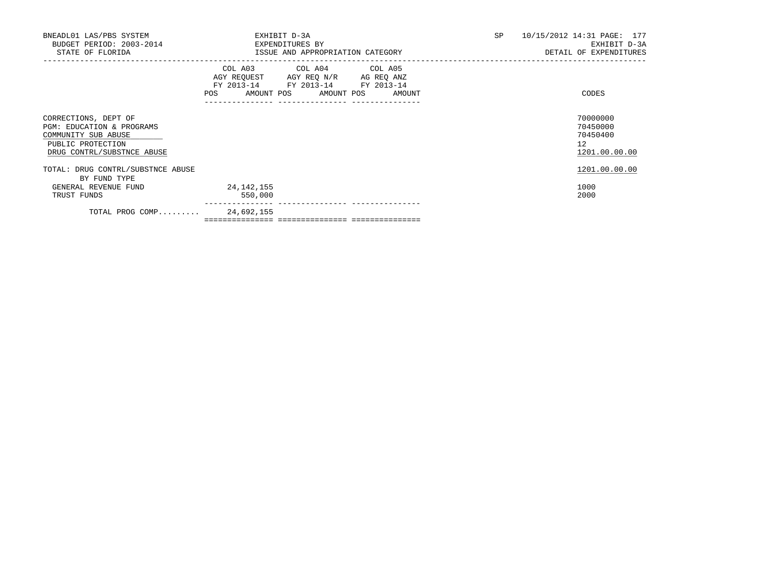BNEADL01 LAS/PBS SYSTEM
BUDGET PERIOD: 2003-2014
STATE OF FLORIDA

EXHIBIT D-3A
EXPENDITURES BY
ISSUE AND APPROPRIATION CATEGORY

SP 10/15/2012 14:31 PAGE: 177
EXHIBIT D-3A
DETAIL OF EXPENDITURES

| | COL A03 AGY REQUEST FY 2013-14 | | COL A04 AGY REQ N/R FY 2013-14 | | COL A05 AG REQ ANZ FY 2013-14 | | |
|---|---|---|---|---|---|---|---|
| | POS | AMOUNT | POS | AMOUNT | POS | AMOUNT | CODES |
| CORRECTIONS, DEPT OF | | | | | | | 70000000 |
| PGM: EDUCATION & PROGRAMS | | | | | | | 70450000 |
| COMMUNITY SUB ABUSE | | | | | | | 70450400 |
| PUBLIC PROTECTION | | | | | | | 12 |
| DRUG CONTRL/SUBSTNCE ABUSE | | | | | | | 1201.00.00.00 |
| TOTAL: DRUG CONTRL/SUBSTNCE ABUSE | | | | | | | 1201.00.00.00 |
| BY FUND TYPE | | | | | | | |
| GENERAL REVENUE FUND | | 24,142,155 | | | | | 1000 |
| TRUST FUNDS | | 550,000 | | | | | 2000 |
| TOTAL PROG COMP......... | | 24,692,155 | | | | | |